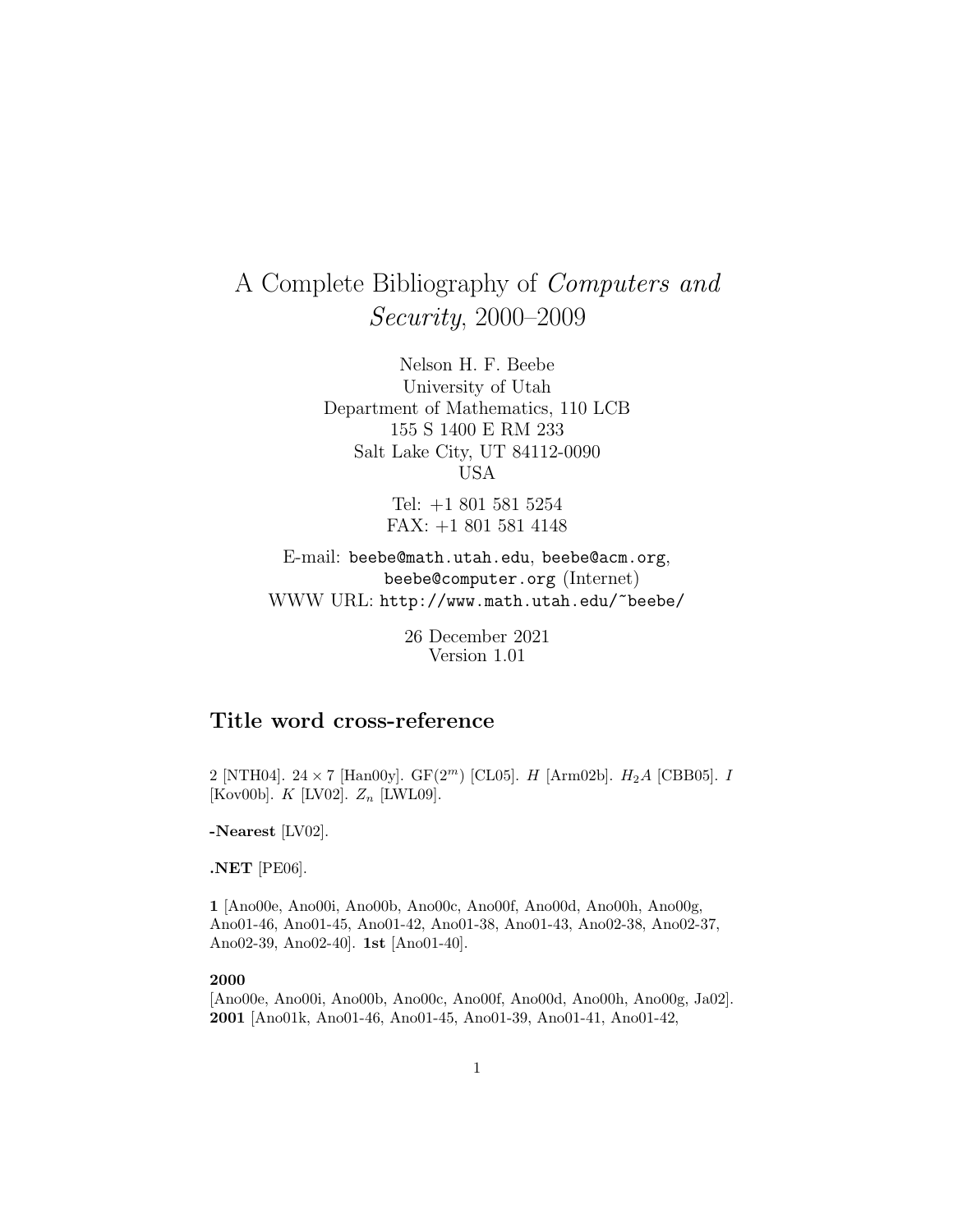# A Complete Bibliography of *Computers and Security*, 2000–2009

Nelson H. F. Beebe
University of Utah
Department of Mathematics, 110 LCB
155 S 1400 E RM 233
Salt Lake City, UT 84112-0090
USA

Tel: +1 801 581 5254
FAX: +1 801 581 4148

E-mail: `beebe@math.utah.edu`, `beebe@acm.org`, `beebe@computer.org` (Internet)
WWW URL: `http://www.math.utah.edu/~beebe/`

26 December 2021
Version 1.01

## Title word cross-reference

2 [NTH04]. $24 \times 7$ [Han00y]. $\mathrm{GF}(2^m)$ [CL05]. $H$ [Arm02b]. $H_2A$ [CBB05]. $I$ [Kov00b]. $K$ [LV02]. $Z_n$ [LWL09].

**-Nearest** [LV02].

**.NET** [PE06].

**1** [Ano00e, Ano00i, Ano00b, Ano00c, Ano00f, Ano00d, Ano00h, Ano00g, Ano01-46, Ano01-45, Ano01-42, Ano01-38, Ano01-43, Ano02-38, Ano02-37, Ano02-39, Ano02-40]. **1st** [Ano01-40].

**2000** [Ano00e, Ano00i, Ano00b, Ano00c, Ano00f, Ano00d, Ano00h, Ano00g, Ja02]. **2001** [Ano01k, Ano01-46, Ano01-45, Ano01-39, Ano01-41, Ano01-42,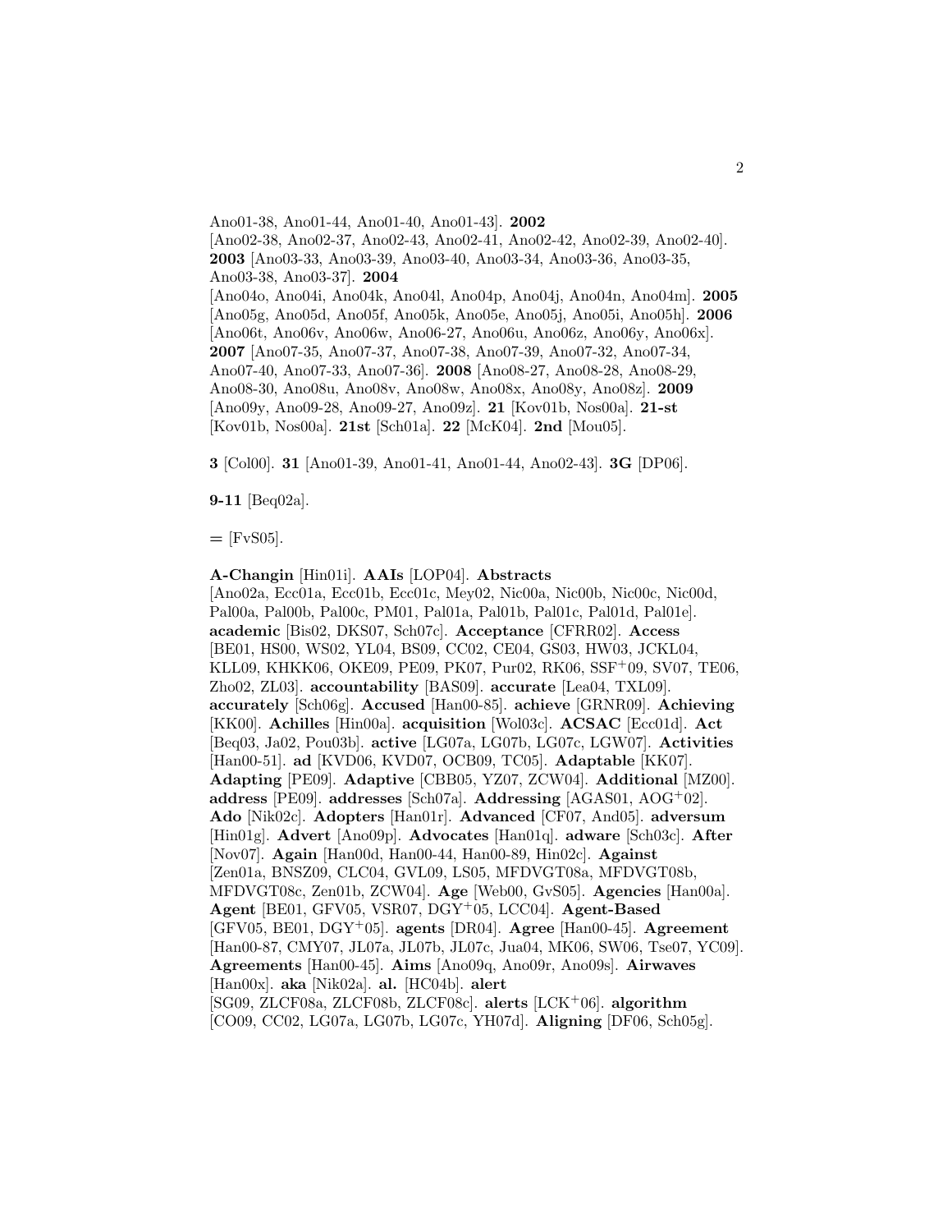Ano01-38, Ano01-44, Ano01-40, Ano01-43]. **2002** [Ano02-38, Ano02-37, Ano02-43, Ano02-41, Ano02-42, Ano02-39, Ano02-40]. **2003** [Ano03-33, Ano03-39, Ano03-40, Ano03-34, Ano03-36, Ano03-35, Ano03-38, Ano03-37]. **2004** [Ano04o, Ano04i, Ano04k, Ano04l, Ano04p, Ano04j, Ano04n, Ano04m]. **2005** [Ano05g, Ano05d, Ano05f, Ano05k, Ano05e, Ano05j, Ano05i, Ano05h]. **2006** [Ano06t, Ano06v, Ano06w, Ano06-27, Ano06u, Ano06z, Ano06y, Ano06x]. **2007** [Ano07-35, Ano07-37, Ano07-38, Ano07-39, Ano07-32, Ano07-34, Ano07-40, Ano07-33, Ano07-36]. **2008** [Ano08-27, Ano08-28, Ano08-29, Ano08-30, Ano08u, Ano08v, Ano08w, Ano08x, Ano08y, Ano08z]. **2009** [Ano09y, Ano09-28, Ano09-27, Ano09z]. **21** [Kov01b, Nos00a]. **21-st** [Kov01b, Nos00a]. **21st** [Sch01a]. **22** [McK04]. **2nd** [Mou05].

**3** [Col00]. **31** [Ano01-39, Ano01-41, Ano01-44, Ano02-43]. **3G** [DP06].

**9-11** [Beq02a].

**=** [FvS05].

**A-Changin** [Hin01i]. **AAIs** [LOP04]. **Abstracts** [Ano02a, Ecc01a, Ecc01b, Ecc01c, Mey02, Nic00a, Nic00b, Nic00c, Nic00d, Pal00a, Pal00b, Pal00c, PM01, Pal01a, Pal01b, Pal01c, Pal01d, Pal01e]. **academic** [Bis02, DKS07, Sch07c]. **Acceptance** [CFRR02]. **Access** [BE01, HS00, WS02, YL04, BS09, CC02, CE04, GS03, HW03, JCKL04, KLL09, KHKK06, OKE09, PE09, PK07, Pur02, RK06, SSF+09, SV07, TE06, Zho02, ZL03]. **accountability** [BAS09]. **accurate** [Lea04, TXL09]. **accurately** [Sch06g]. **Accused** [Han00-85]. **achieve** [GRNR09]. **Achieving** [KK00]. **Achilles** [Hin00a]. **acquisition** [Wol03c]. **ACSAC** [Ecc01d]. **Act** [Beq03, Ja02, Pou03b]. **active** [LG07a, LG07b, LG07c, LGW07]. **Activities** [Han00-51]. **ad** [KVD06, KVD07, OCB09, TC05]. **Adaptable** [KK07]. **Adapting** [PE09]. **Adaptive** [CBB05, YZ07, ZCW04]. **Additional** [MZ00]. **address** [PE09]. **addresses** [Sch07a]. **Addressing** [AGAS01, AOG+02]. **Ado** [Nik02c]. **Adopters** [Han01r]. **Advanced** [CF07, And05]. **adversum** [Hin01g]. **Advert** [Ano09p]. **Advocates** [Han01q]. **adware** [Sch03c]. **After** [Nov07]. **Again** [Han00d, Han00-44, Han00-89, Hin02c]. **Against** [Zen01a, BNSZ09, CLC04, GVL09, LS05, MFDVGT08a, MFDVGT08b, MFDVGT08c, Zen01b, ZCW04]. **Age** [Web00, GvS05]. **Agencies** [Han00a]. **Agent** [BE01, GFV05, VSR07, DGY+05, LCC04]. **Agent-Based** [GFV05, BE01, DGY+05]. **agents** [DR04]. **Agree** [Han00-45]. **Agreement** [Han00-87, CMY07, JL07a, JL07b, JL07c, Jua04, MK06, SW06, Tse07, YC09]. **Agreements** [Han00-45]. **Aims** [Ano09q, Ano09r, Ano09s]. **Airwaves** [Han00x]. **aka** [Nik02a]. **al.** [HC04b]. **alert** [SG09, ZLCF08a, ZLCF08b, ZLCF08c]. **alerts** [LCK+06]. **algorithm** [CO09, CC02, LG07a, LG07b, LG07c, YH07d]. **Aligning** [DF06, Sch05g].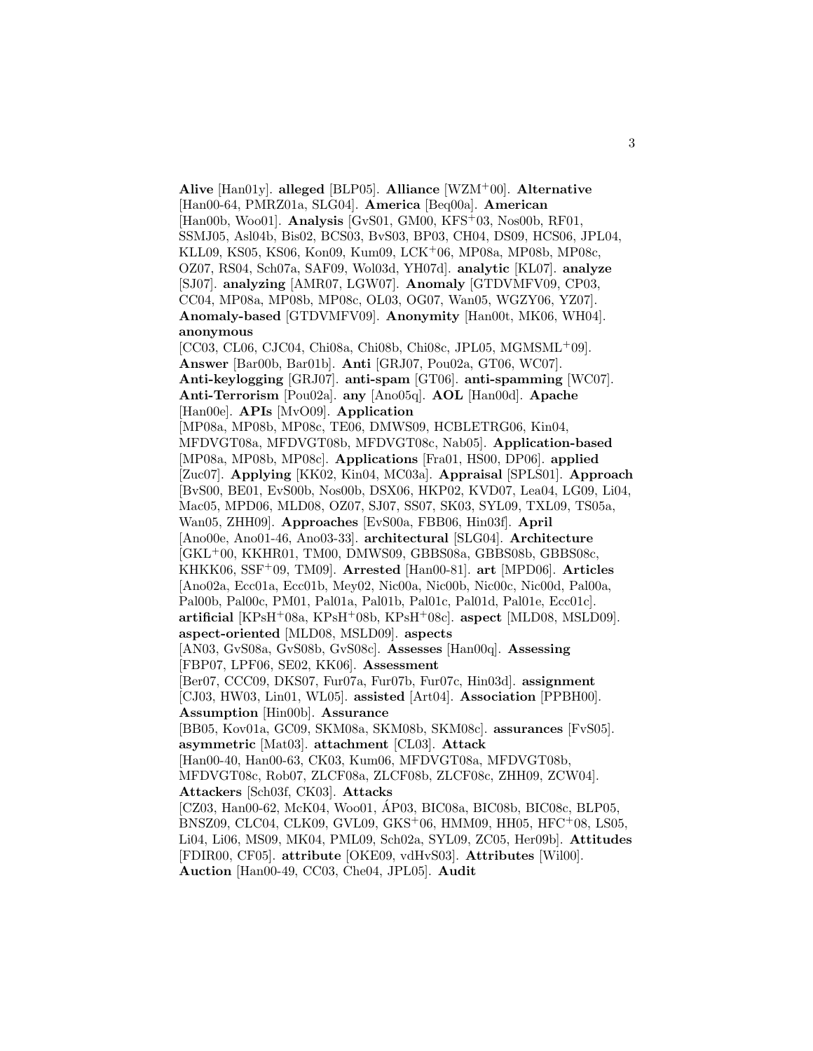**Alive** [Han01y]. **alleged** [BLP05]. **Alliance** [WZM+00]. **Alternative** [Han00-64, PMRZ01a, SLG04]. **America** [Beq00a]. **American** [Han00b, Woo01]. **Analysis** [GvS01, GM00, KFS+03, Nos00b, RF01, SSMJ05, Asl04b, Bis02, BCS03, BvS03, BP03, CH04, DS09, HCS06, JPL04, KLL09, KS05, KS06, Kon09, Kum09, LCK+06, MP08a, MP08b, MP08c, OZ07, RS04, Sch07a, SAF09, Wol03d, YH07d]. **analytic** [KL07]. **analyze** [SJ07]. **analyzing** [AMR07, LGW07]. **Anomaly** [GTDVMFV09, CP03, CC04, MP08a, MP08b, MP08c, OL03, OG07, Wan05, WGZY06, YZ07]. **Anomaly-based** [GTDVMFV09]. **Anonymity** [Han00t, MK06, WH04]. **anonymous** [CC03, CL06, CJC04, Chi08a, Chi08b, Chi08c, JPL05, MGMSML+09]. **Answer** [Bar00b, Bar01b]. **Anti** [GRJ07, Pou02a, GT06, WC07]. **Anti-keylogging** [GRJ07]. **anti-spam** [GT06]. **anti-spamming** [WC07]. **Anti-Terrorism** [Pou02a]. **any** [Ano05q]. **AOL** [Han00d]. **Apache** [Han00e]. **APIs** [MvO09]. **Application** [MP08a, MP08b, MP08c, TE06, DMWS09, HCBLETRG06, Kin04, MFDVGT08a, MFDVGT08b, MFDVGT08c, Nab05]. **Application-based** [MP08a, MP08b, MP08c]. **Applications** [Fra01, HS00, DP06]. **applied** [Zuc07]. **Applying** [KK02, Kin04, MC03a]. **Appraisal** [SPLS01]. **Approach** [BvS00, BE01, EvS00b, Nos00b, DSX06, HKP02, KVD07, Lea04, LG09, Li04, Mac05, MPD06, MLD08, OZ07, SJ07, SS07, SK03, SYL09, TXL09, TS05a, Wan05, ZHH09]. **Approaches** [EvS00a, FBB06, Hin03f]. **April** [Ano00e, Ano01-46, Ano03-33]. **architectural** [SLG04]. **Architecture** [GKL+00, KKHR01, TM00, DMWS09, GBBS08a, GBBS08b, GBBS08c, KHKK06, SSF+09, TM09]. **Arrested** [Han00-81]. **art** [MPD06]. **Articles** [Ano02a, Ecc01a, Ecc01b, Mey02, Nic00a, Nic00b, Nic00c, Nic00d, Pal00a, Pal00b, Pal00c, PM01, Pal01a, Pal01b, Pal01c, Pal01d, Pal01e, Ecc01c]. **artificial** [KPsH+08a, KPsH+08b, KPsH+08c]. **aspect** [MLD08, MSLD09]. **aspect-oriented** [MLD08, MSLD09]. **aspects** [AN03, GvS08a, GvS08b, GvS08c]. **Assesses** [Han00q]. **Assessing** [FBP07, LPF06, SE02, KK06]. **Assessment** [Ber07, CCC09, DKS07, Fur07a, Fur07b, Fur07c, Hin03d]. **assignment** [CJ03, HW03, Lin01, WL05]. **assisted** [Art04]. **Association** [PPBH00]. **Assumption** [Hin00b]. **Assurance** [BB05, Kov01a, GC09, SKM08a, SKM08b, SKM08c]. **assurances** [FvS05]. **asymmetric** [Mat03]. **attachment** [CL03]. **Attack** [Han00-40, Han00-63, CK03, Kum06, MFDVGT08a, MFDVGT08b, MFDVGT08c, Rob07, ZLCF08a, ZLCF08b, ZLCF08c, ZHH09, ZCW04]. **Attackers** [Sch03f, CK03]. **Attacks** [CZ03, Han00-62, McK04, Woo01, ÁP03, BIC08a, BIC08b, BIC08c, BLP05, BNSZ09, CLC04, CLK09, GVL09, GKS+06, HMM09, HH05, HFC+08, LS05, Li04, Li06, MS09, MK04, PML09, Sch02a, SYL09, ZC05, Her09b]. **Attitudes** [FDIR00, CF05]. **attribute** [OKE09, vdHvS03]. **Attributes** [Wil00]. **Auction** [Han00-49, CC03, Che04, JPL05]. **Audit**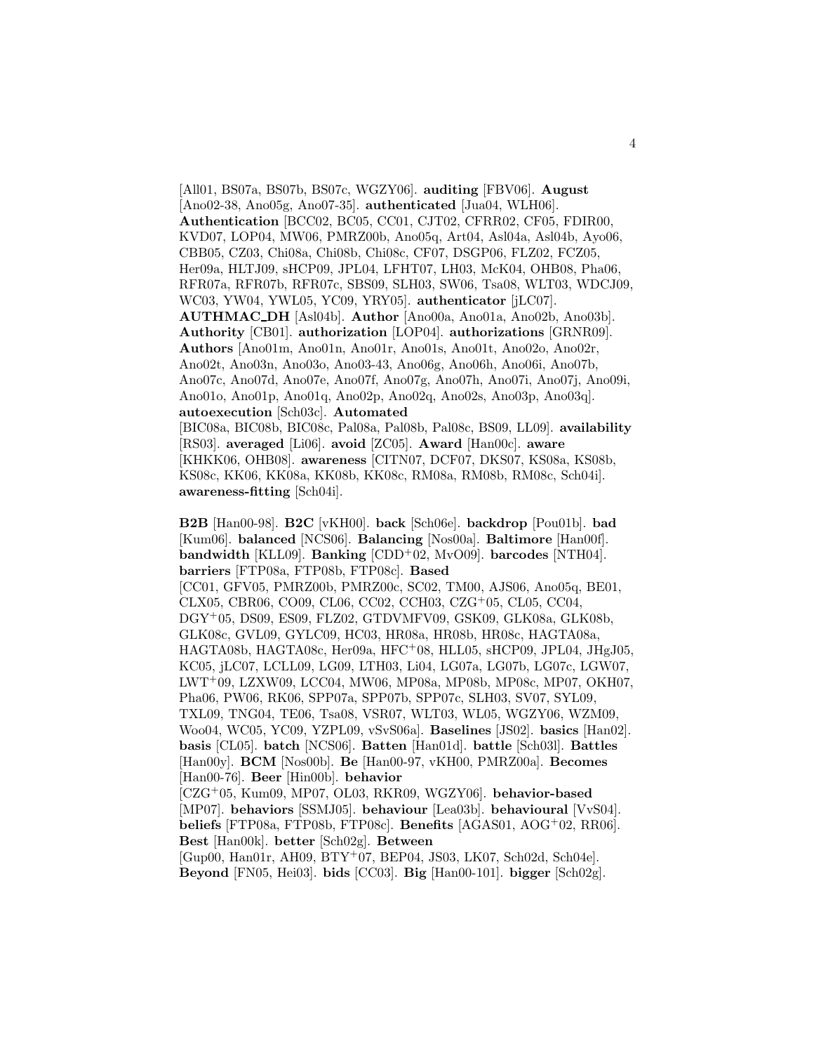[All01, BS07a, BS07b, BS07c, WGZY06]. **auditing** [FBV06]. **August** [Ano02-38, Ano05g, Ano07-35]. **authenticated** [Jua04, WLH06]. **Authentication** [BCC02, BC05, CC01, CJT02, CFRR02, CF05, FDIR00, KVD07, LOP04, MW06, PMRZ00b, Ano05q, Art04, Asl04a, Asl04b, Ayo06, CBB05, CZ03, Chi08a, Chi08b, Chi08c, CF07, DSGP06, FLZ02, FCZ05, Her09a, HLTJ09, sHCP09, JPL04, LFHT07, LH03, McK04, OHB08, Pha06, RFR07a, RFR07b, RFR07c, SBS09, SLH03, SW06, Tsa08, WLT03, WDCJ09, WC03, YW04, YWL05, YC09, YRY05]. **authenticator** [jLC07]. **AUTHMAC_DH** [Asl04b]. **Author** [Ano00a, Ano01a, Ano02b, Ano03b]. **Authority** [CB01]. **authorization** [LOP04]. **authorizations** [GRNR09]. **Authors** [Ano01m, Ano01n, Ano01r, Ano01s, Ano01t, Ano02o, Ano02r, Ano02t, Ano03n, Ano03o, Ano03-43, Ano06g, Ano06h, Ano06i, Ano07b, Ano07c, Ano07d, Ano07e, Ano07f, Ano07g, Ano07h, Ano07i, Ano07j, Ano09i, Ano01o, Ano01p, Ano01q, Ano02p, Ano02q, Ano02s, Ano03p, Ano03q]. **autoexecution** [Sch03c]. **Automated** [BIC08a, BIC08b, BIC08c, Pal08a, Pal08b, Pal08c, BS09, LL09]. **availability** [RS03]. **averaged** [Li06]. **avoid** [ZC05]. **Award** [Han00c]. **aware** [KHKK06, OHB08]. **awareness** [CITN07, DCF07, DKS07, KS08a, KS08b, KS08c, KK06, KK08a, KK08b, KK08c, RM08a, RM08b, RM08c, Sch04i]. **awareness-fitting** [Sch04i].

**B2B** [Han00-98]. **B2C** [vKH00]. **back** [Sch06e]. **backdrop** [Pou01b]. **bad** [Kum06]. **balanced** [NCS06]. **Balancing** [Nos00a]. **Baltimore** [Han00f]. **bandwidth** [KLL09]. **Banking** [CDD+02, MvO09]. **barcodes** [NTH04]. **barriers** [FTP08a, FTP08b, FTP08c]. **Based** [CC01, GFV05, PMRZ00b, PMRZ00c, SC02, TM00, AJS06, Ano05q, BE01, CLX05, CBR06, CO09, CL06, CC02, CCH03, CZG+05, CL05, CC04, DGY+05, DS09, ES09, FLZ02, GTDVMFV09, GSK09, GLK08a, GLK08b, GLK08c, GVL09, GYLC09, HC03, HR08a, HR08b, HR08c, HAGTA08a, HAGTA08b, HAGTA08c, Her09a, HFC+08, HLL05, sHCP09, JPL04, JHgJ05, KC05, jLC07, LCLL09, LG09, LTH03, Li04, LG07a, LG07b, LG07c, LGW07, LWT+09, LZXW09, LCC04, MW06, MP08a, MP08b, MP08c, MP07, OKH07, Pha06, PW06, RK06, SPP07a, SPP07b, SPP07c, SLH03, SV07, SYL09, TXL09, TNG04, TE06, Tsa08, VSR07, WLT03, WL05, WGZY06, WZM09, Woo04, WC05, YC09, YZPL09, vSvS06a]. **Baselines** [JS02]. **basics** [Han02]. **basis** [CL05]. **batch** [NCS06]. **Batten** [Han01d]. **battle** [Sch03l]. **Battles** [Han00y]. **BCM** [Nos00b]. **Be** [Han00-97, vKH00, PMRZ00a]. **Becomes** [Han00-76]. **Beer** [Hin00b]. **behavior** [CZG+05, Kum09, MP07, OL03, RKR09, WGZY06]. **behavior-based** [MP07]. **behaviors** [SSMJ05]. **behaviour** [Lea03b]. **behavioural** [VvS04]. **beliefs** [FTP08a, FTP08b, FTP08c]. **Benefits** [AGAS01, AOG+02, RR06]. **Best** [Han00k]. **better** [Sch02g]. **Between** [Gup00, Han01r, AH09, BTY+07, BEP04, JS03, LK07, Sch02d, Sch04e]. **Beyond** [FN05, Hei03]. **bids** [CC03]. **Big** [Han00-101]. **bigger** [Sch02g].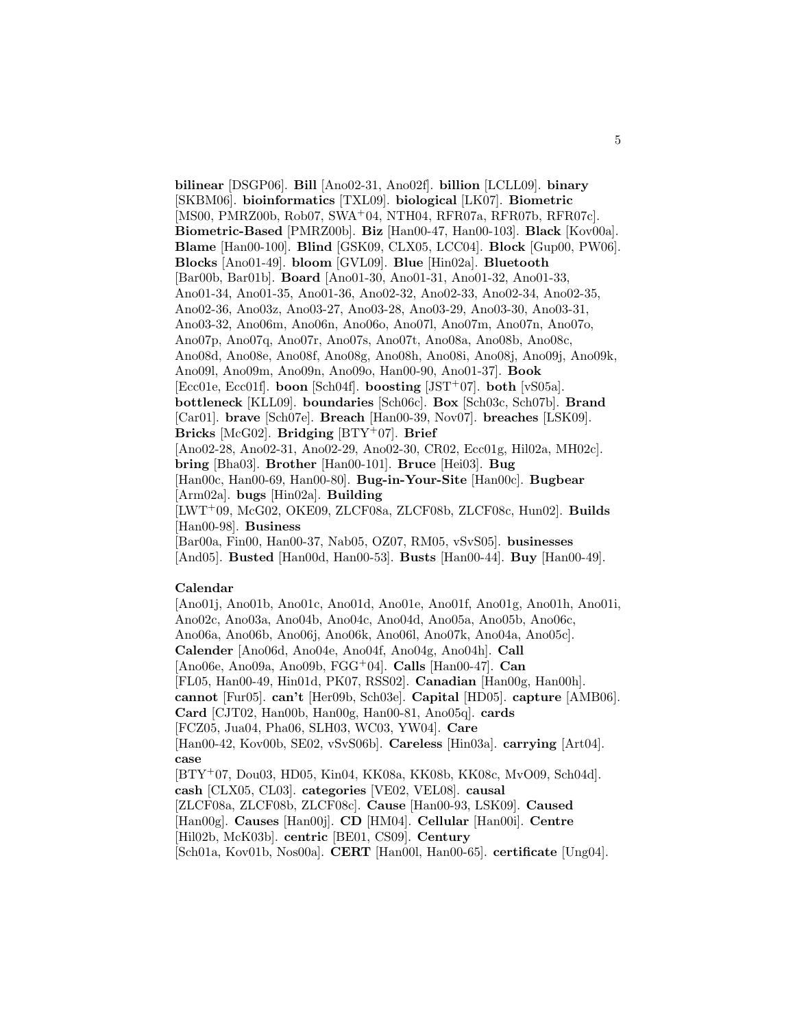**bilinear** [DSGP06]. **Bill** [Ano02-31, Ano02f]. **billion** [LCLL09]. **binary** [SKBM06]. **bioinformatics** [TXL09]. **biological** [LK07]. **Biometric** [MS00, PMRZ00b, Rob07, SWA$^+$04, NTH04, RFR07a, RFR07b, RFR07c]. **Biometric-Based** [PMRZ00b]. **Biz** [Han00-47, Han00-103]. **Black** [Kov00a]. **Blame** [Han00-100]. **Blind** [GSK09, CLX05, LCC04]. **Block** [Gup00, PW06]. **Blocks** [Ano01-49]. **bloom** [GVL09]. **Blue** [Hin02a]. **Bluetooth** [Bar00b, Bar01b]. **Board** [Ano01-30, Ano01-31, Ano01-32, Ano01-33, Ano01-34, Ano01-35, Ano01-36, Ano02-32, Ano02-33, Ano02-34, Ano02-35, Ano02-36, Ano03z, Ano03-27, Ano03-28, Ano03-29, Ano03-30, Ano03-31, Ano03-32, Ano06m, Ano06n, Ano06o, Ano07l, Ano07m, Ano07n, Ano07o, Ano07p, Ano07q, Ano07r, Ano07s, Ano07t, Ano08a, Ano08b, Ano08c, Ano08d, Ano08e, Ano08f, Ano08g, Ano08h, Ano08i, Ano08j, Ano09j, Ano09k, Ano09l, Ano09m, Ano09n, Ano09o, Han00-90, Ano01-37]. **Book** [Ecc01e, Ecc01f]. **boon** [Sch04f]. **boosting** [JST$^+$07]. **both** [vS05a]. **bottleneck** [KLL09]. **boundaries** [Sch06c]. **Box** [Sch03c, Sch07b]. **Brand** [Car01]. **brave** [Sch07e]. **Breach** [Han00-39, Nov07]. **breaches** [LSK09]. **Bricks** [McG02]. **Bridging** [BTY$^+$07]. **Brief** [Ano02-28, Ano02-31, Ano02-29, Ano02-30, CR02, Ecc01g, Hil02a, MH02c]. **bring** [Bha03]. **Brother** [Han00-101]. **Bruce** [Hei03]. **Bug** [Han00c, Han00-69, Han00-80]. **Bug-in-Your-Site** [Han00c]. **Bugbear** [Arm02a]. **bugs** [Hin02a]. **Building** [LWT$^+$09, McG02, OKE09, ZLCF08a, ZLCF08b, ZLCF08c, Hun02]. **Builds** [Han00-98]. **Business** [Bar00a, Fin00, Han00-37, Nab05, OZ07, RM05, vSvS05]. **businesses** [And05]. **Busted** [Han00d, Han00-53]. **Busts** [Han00-44]. **Buy** [Han00-49].

**Calendar** [Ano01j, Ano01b, Ano01c, Ano01d, Ano01e, Ano01f, Ano01g, Ano01h, Ano01i, Ano02c, Ano03a, Ano04b, Ano04c, Ano04d, Ano05a, Ano05b, Ano06c, Ano06a, Ano06b, Ano06j, Ano06k, Ano06l, Ano07k, Ano04a, Ano05c]. **Calender** [Ano06d, Ano04e, Ano04f, Ano04g, Ano04h]. **Call** [Ano06e, Ano09a, Ano09b, FGG$^+$04]. **Calls** [Han00-47]. **Can** [FL05, Han00-49, Hin01d, PK07, RSS02]. **Canadian** [Han00g, Han00h]. **cannot** [Fur05]. **can't** [Her09b, Sch03e]. **Capital** [HD05]. **capture** [AMB06]. **Card** [CJT02, Han00b, Han00g, Han00-81, Ano05q]. **cards** [FCZ05, Jua04, Pha06, SLH03, WC03, YW04]. **Care** [Han00-42, Kov00b, SE02, vSvS06b]. **Careless** [Hin03a]. **carrying** [Art04]. **case** [BTY$^+$07, Dou03, HD05, Kin04, KK08a, KK08b, KK08c, MvO09, Sch04d]. **cash** [CLX05, CL03]. **categories** [VE02, VEL08]. **causal** [ZLCF08a, ZLCF08b, ZLCF08c]. **Cause** [Han00-93, LSK09]. **Caused** [Han00g]. **Causes** [Han00j]. **CD** [HM04]. **Cellular** [Han00i]. **Centre** [Hil02b, McK03b]. **centric** [BE01, CS09]. **Century** [Sch01a, Kov01b, Nos00a]. **CERT** [Han00l, Han00-65]. **certificate** [Ung04].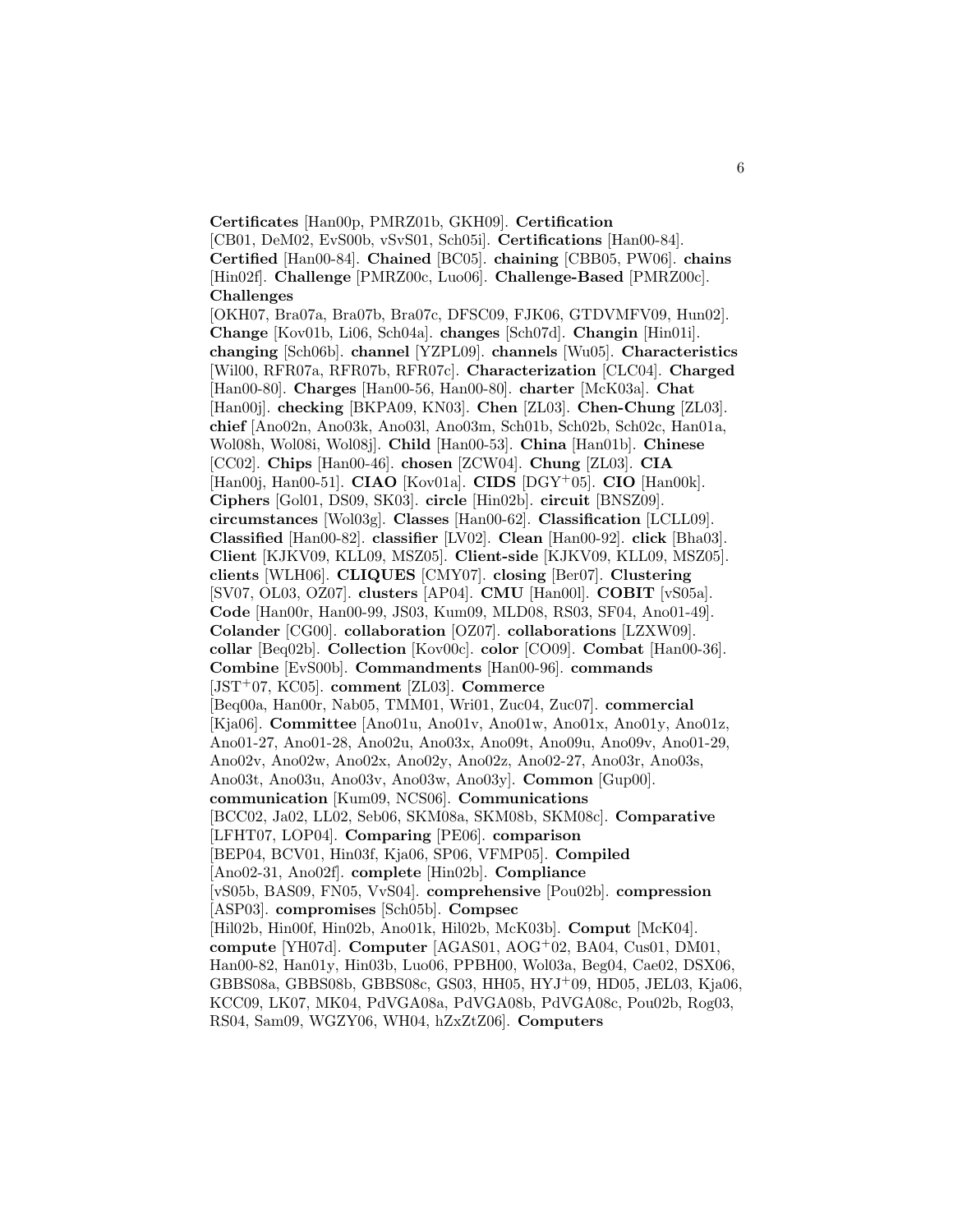**Certificates** [Han00p, PMRZ01b, GKH09]. **Certification** [CB01, DeM02, EvS00b, vSvS01, Sch05i]. **Certifications** [Han00-84]. **Certified** [Han00-84]. **Chained** [BC05]. **chaining** [CBB05, PW06]. **chains** [Hin02f]. **Challenge** [PMRZ00c, Luo06]. **Challenge-Based** [PMRZ00c]. **Challenges** [OKH07, Bra07a, Bra07b, Bra07c, DFSC09, FJK06, GTDVMFV09, Hun02]. **Change** [Kov01b, Li06, Sch04a]. **changes** [Sch07d]. **Changin** [Hin01i]. **changing** [Sch06b]. **channel** [YZPL09]. **channels** [Wu05]. **Characteristics** [Wil00, RFR07a, RFR07b, RFR07c]. **Characterization** [CLC04]. **Charged** [Han00-80]. **Charges** [Han00-56, Han00-80]. **charter** [McK03a]. **Chat** [Han00j]. **checking** [BKPA09, KN03]. **Chen** [ZL03]. **Chen-Chung** [ZL03]. **chief** [Ano02n, Ano03k, Ano03l, Ano03m, Sch01b, Sch02b, Sch02c, Han01a, Wol08h, Wol08i, Wol08j]. **Child** [Han00-53]. **China** [Han01b]. **Chinese** [CC02]. **Chips** [Han00-46]. **chosen** [ZCW04]. **Chung** [ZL03]. **CIA** [Han00j, Han00-51]. **CIAO** [Kov01a]. **CIDS** [DGY+05]. **CIO** [Han00k]. **Ciphers** [Gol01, DS09, SK03]. **circle** [Hin02b]. **circuit** [BNSZ09]. **circumstances** [Wol03g]. **Classes** [Han00-62]. **Classification** [LCLL09]. **Classified** [Han00-82]. **classifier** [LV02]. **Clean** [Han00-92]. **click** [Bha03]. **Client** [KJKV09, KLL09, MSZ05]. **Client-side** [KJKV09, KLL09, MSZ05]. **clients** [WLH06]. **CLIQUES** [CMY07]. **closing** [Ber07]. **Clustering** [SV07, OL03, OZ07]. **clusters** [AP04]. **CMU** [Han00l]. **COBIT** [vS05a]. **Code** [Han00r, Han00-99, JS03, Kum09, MLD08, RS03, SF04, Ano01-49]. **Colander** [CG00]. **collaboration** [OZ07]. **collaborations** [LZXW09]. **collar** [Beq02b]. **Collection** [Kov00c]. **color** [CO09]. **Combat** [Han00-36]. **Combine** [EvS00b]. **Commandments** [Han00-96]. **commands** [JST+07, KC05]. **comment** [ZL03]. **Commerce** [Beq00a, Han00r, Nab05, TMM01, Wri01, Zuc04, Zuc07]. **commercial** [Kja06]. **Committee** [Ano01u, Ano01v, Ano01w, Ano01x, Ano01y, Ano01z, Ano01-27, Ano01-28, Ano02u, Ano03x, Ano09t, Ano09u, Ano09v, Ano01-29, Ano02v, Ano02w, Ano02x, Ano02y, Ano02z, Ano02-27, Ano03r, Ano03s, Ano03t, Ano03u, Ano03v, Ano03w, Ano03y]. **Common** [Gup00]. **communication** [Kum09, NCS06]. **Communications** [BCC02, Ja02, LL02, Seb06, SKM08a, SKM08b, SKM08c]. **Comparative** [LFHT07, LOP04]. **Comparing** [PE06]. **comparison** [BEP04, BCV01, Hin03f, Kja06, SP06, VFMP05]. **Compiled** [Ano02-31, Ano02f]. **complete** [Hin02b]. **Compliance** [vS05b, BAS09, FN05, VvS04]. **comprehensive** [Pou02b]. **compression** [ASP03]. **compromises** [Sch05b]. **Compsec** [Hil02b, Hin00f, Hin02b, Ano01k, Hil02b, McK03b]. **Comput** [McK04]. **compute** [YH07d]. **Computer** [AGAS01, AOG+02, BA04, Cus01, DM01, Han00-82, Han01y, Hin03b, Luo06, PPBH00, Wol03a, Beg04, Cae02, DSX06, GBBS08a, GBBS08b, GBBS08c, GS03, HH05, HYJ+09, HD05, JEL03, Kja06, KCC09, LK07, MK04, PdVGA08a, PdVGA08b, PdVGA08c, Pou02b, Rog03, RS04, Sam09, WGZY06, WH04, hZxZtZ06]. **Computers**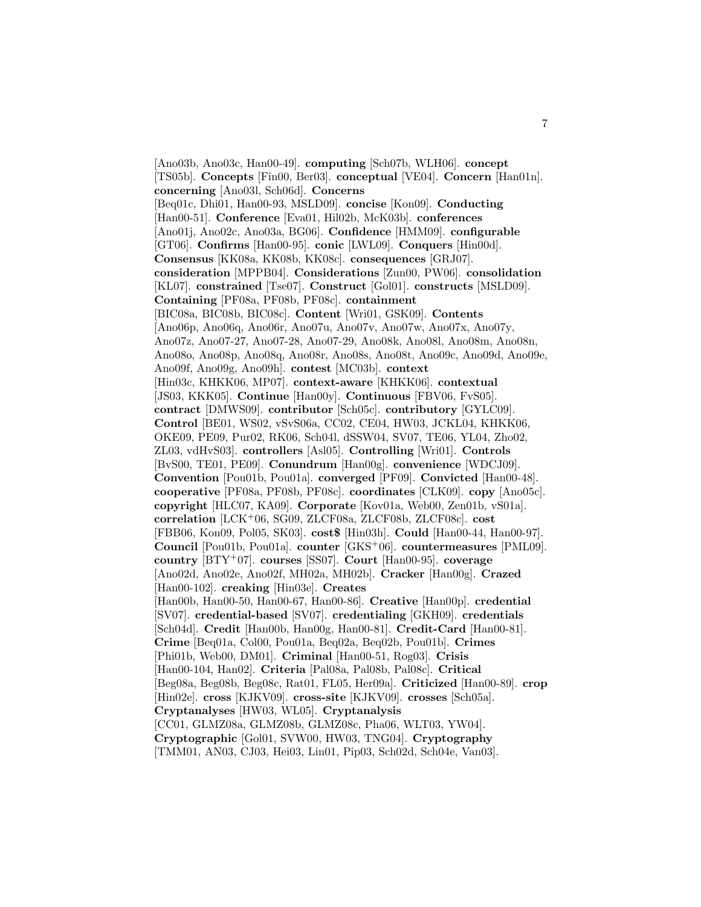[Ano03b, Ano03c, Han00-49]. **computing** [Sch07b, WLH06]. **concept** [TS05b]. **Concepts** [Fin00, Ber03]. **conceptual** [VE04]. **Concern** [Han01n]. **concerning** [Ano03l, Sch06d]. **Concerns** [Beq01c, Dhi01, Han00-93, MSLD09]. **concise** [Kon09]. **Conducting** [Han00-51]. **Conference** [Eva01, Hil02b, McK03b]. **conferences** [Ano01j, Ano02c, Ano03a, BG06]. **Confidence** [HMM09]. **configurable** [GT06]. **Confirms** [Han00-95]. **conic** [LWL09]. **Conquers** [Hin00d]. **Consensus** [KK08a, KK08b, KK08c]. **consequences** [GRJ07]. **consideration** [MPPB04]. **Considerations** [Zun00, PW06]. **consolidation** [KL07]. **constrained** [Tse07]. **Construct** [Gol01]. **constructs** [MSLD09]. **Containing** [PF08a, PF08b, PF08c]. **containment** [BIC08a, BIC08b, BIC08c]. **Content** [Wri01, GSK09]. **Contents** [Ano06p, Ano06q, Ano06r, Ano07u, Ano07v, Ano07w, Ano07x, Ano07y, Ano07z, Ano07-27, Ano07-28, Ano07-29, Ano08k, Ano08l, Ano08m, Ano08n, Ano08o, Ano08p, Ano08q, Ano08r, Ano08s, Ano08t, Ano09c, Ano09d, Ano09e, Ano09f, Ano09g, Ano09h]. **contest** [MC03b]. **context** [Hin03c, KHKK06, MP07]. **context-aware** [KHKK06]. **contextual** [JS03, KKK05]. **Continue** [Han00y]. **Continuous** [FBV06, FvS05]. **contract** [DMWS09]. **contributor** [Sch05c]. **contributory** [GYLC09]. **Control** [BE01, WS02, vSvS06a, CC02, CE04, HW03, JCKL04, KHKK06, OKE09, PE09, Pur02, RK06, Sch04l, dSSW04, SV07, TE06, YL04, Zho02, ZL03, vdHvS03]. **controllers** [Asl05]. **Controlling** [Wri01]. **Controls** [BvS00, TE01, PE09]. **Conundrum** [Han00g]. **convenience** [WDCJ09]. **Convention** [Pou01b, Pou01a]. **converged** [PF09]. **Convicted** [Han00-48]. **cooperative** [PF08a, PF08b, PF08c]. **coordinates** [CLK09]. **copy** [Ano05c]. **copyright** [HLC07, KA09]. **Corporate** [Kov01a, Web00, Zen01b, vS01a]. **correlation** [LCK[+]06, SG09, ZLCF08a, ZLCF08b, ZLCF08c]. **cost** [FBB06, Kon09, Pol05, SK03]. **cost$** [Hin03h]. **Could** [Han00-44, Han00-97]. **Council** [Pou01b, Pou01a]. **counter** [GKS[+]06]. **countermeasures** [PML09]. **country** [BTY[+]07]. **courses** [SS07]. **Court** [Han00-95]. **coverage** [Ano02d, Ano02e, Ano02f, MH02a, MH02b]. **Cracker** [Han00g]. **Crazed** [Han00-102]. **creaking** [Hin03e]. **Creates** [Han00b, Han00-50, Han00-67, Han00-86]. **Creative** [Han00p]. **credential** [SV07]. **credential-based** [SV07]. **credentialing** [GKH09]. **credentials** [Sch04d]. **Credit** [Han00b, Han00g, Han00-81]. **Credit-Card** [Han00-81]. **Crime** [Beq01a, Col00, Pou01a, Beq02a, Beq02b, Pou01b]. **Crimes** [Phi01b, Web00, DM01]. **Criminal** [Han00-51, Rog03]. **Crisis** [Han00-104, Han02]. **Criteria** [Pal08a, Pal08b, Pal08c]. **Critical** [Beg08a, Beg08b, Beg08c, Rat01, FL05, Her09a]. **Criticized** [Han00-89]. **crop** [Hin02e]. **cross** [KJKV09]. **cross-site** [KJKV09]. **crosses** [Sch05a]. **Cryptanalyses** [HW03, WL05]. **Cryptanalysis** [CC01, GLMZ08a, GLMZ08b, GLMZ08c, Pha06, WLT03, YW04]. **Cryptographic** [Gol01, SVW00, HW03, TNG04]. **Cryptography** [TMM01, AN03, CJ03, Hei03, Lin01, Pip03, Sch02d, Sch04e, Van03].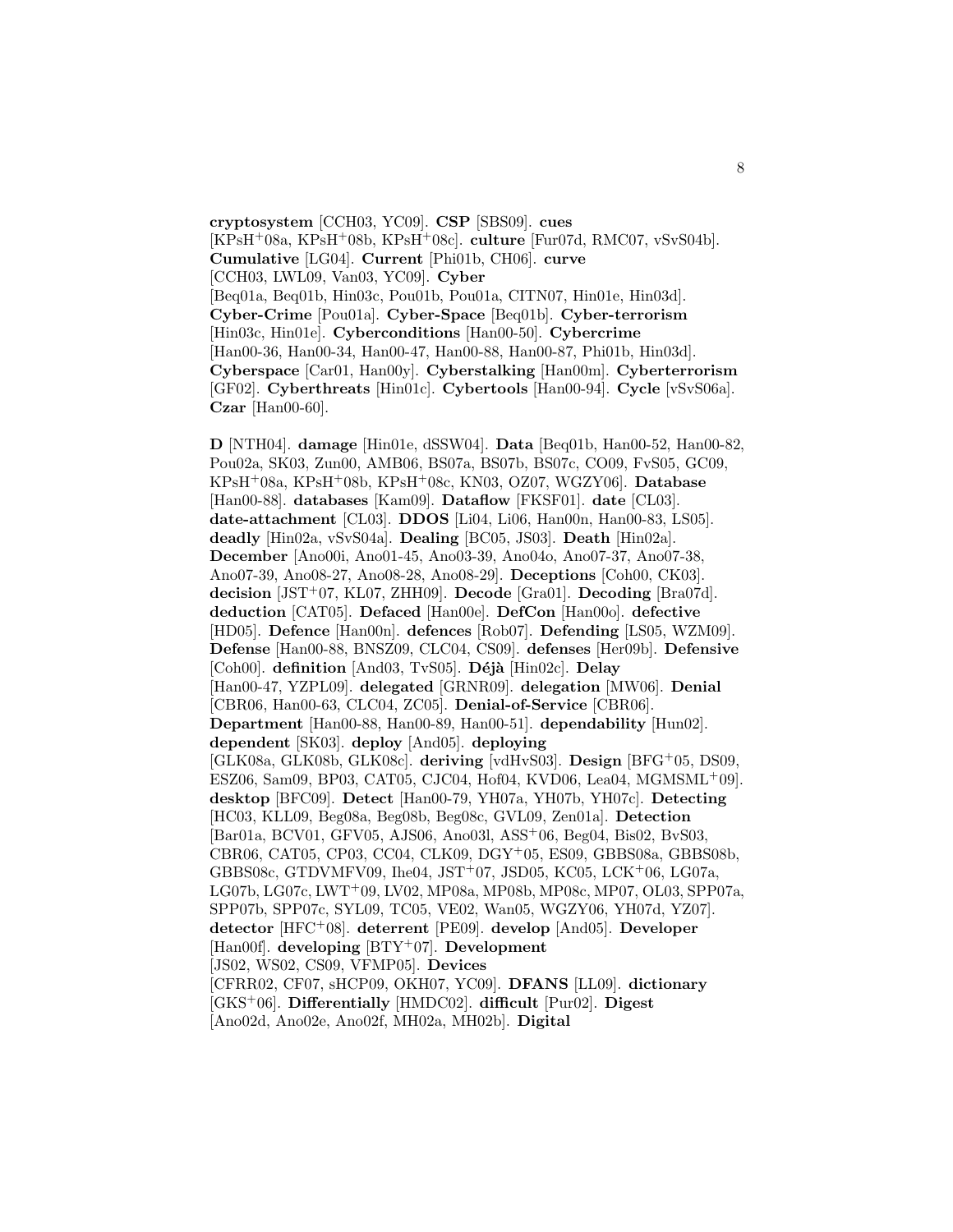**cryptosystem** [CCH03, YC09]. **CSP** [SBS09]. **cues** [KPsH+08a, KPsH+08b, KPsH+08c]. **culture** [Fur07d, RMC07, vSvS04b]. **Cumulative** [LG04]. **Current** [Phi01b, CH06]. **curve** [CCH03, LWL09, Van03, YC09]. **Cyber** [Beq01a, Beq01b, Hin03c, Pou01b, Pou01a, CITN07, Hin01e, Hin03d]. **Cyber-Crime** [Pou01a]. **Cyber-Space** [Beq01b]. **Cyber-terrorism** [Hin03c, Hin01e]. **Cyberconditions** [Han00-50]. **Cybercrime** [Han00-36, Han00-34, Han00-47, Han00-88, Han00-87, Phi01b, Hin03d]. **Cyberspace** [Car01, Han00y]. **Cyberstalking** [Han00m]. **Cyberterrorism** [GF02]. **Cyberthreats** [Hin01c]. **Cybertools** [Han00-94]. **Cycle** [vSvS06a]. **Czar** [Han00-60].

**D** [NTH04]. **damage** [Hin01e, dSSW04]. **Data** [Beq01b, Han00-52, Han00-82, Pou02a, SK03, Zun00, AMB06, BS07a, BS07b, BS07c, CO09, FvS05, GC09, KPsH+08a, KPsH+08b, KPsH+08c, KN03, OZ07, WGZY06]. **Database** [Han00-88]. **databases** [Kam09]. **Dataflow** [FKSF01]. **date** [CL03]. **date-attachment** [CL03]. **DDOS** [Li04, Li06, Han00n, Han00-83, LS05]. **deadly** [Hin02a, vSvS04a]. **Dealing** [BC05, JS03]. **Death** [Hin02a]. **December** [Ano00i, Ano01-45, Ano03-39, Ano04o, Ano07-37, Ano07-38, Ano07-39, Ano08-27, Ano08-28, Ano08-29]. **Deceptions** [Coh00, CK03]. **decision** [JST+07, KL07, ZHH09]. **Decode** [Gra01]. **Decoding** [Bra07d]. **deduction** [CAT05]. **Defaced** [Han00e]. **DefCon** [Han00o]. **defective** [HD05]. **Defence** [Han00n]. **defences** [Rob07]. **Defending** [LS05, WZM09]. **Defense** [Han00-88, BNSZ09, CLC04, CS09]. **defenses** [Her09b]. **Defensive** [Coh00]. **definition** [And03, TvS05]. **Déjà** [Hin02c]. **Delay** [Han00-47, YZPL09]. **delegated** [GRNR09]. **delegation** [MW06]. **Denial** [CBR06, Han00-63, CLC04, ZC05]. **Denial-of-Service** [CBR06]. **Department** [Han00-88, Han00-89, Han00-51]. **dependability** [Hun02]. **dependent** [SK03]. **deploy** [And05]. **deploying** [GLK08a, GLK08b, GLK08c]. **deriving** [vdHvS03]. **Design** [BFG+05, DS09, ESZ06, Sam09, BP03, CAT05, CJC04, Hof04, KVD06, Lea04, MGMSML+09]. **desktop** [BFC09]. **Detect** [Han00-79, YH07a, YH07b, YH07c]. **Detecting** [HC03, KLL09, Beg08a, Beg08b, Beg08c, GVL09, Zen01a]. **Detection** [Bar01a, BCV01, GFV05, AJS06, Ano03l, ASS+06, Beg04, Bis02, BvS03, CBR06, CAT05, CP03, CC04, CLK09, DGY+05, ES09, GBBS08a, GBBS08b, GBBS08c, GTDVMFV09, Ihe04, JST+07, JSD05, KC05, LCK+06, LG07a, LG07b, LG07c, LWT+09, LV02, MP08a, MP08b, MP08c, MP07, OL03, SPP07a, SPP07b, SPP07c, SYL09, TC05, VE02, Wan05, WGZY06, YH07d, YZ07]. **detector** [HFC+08]. **deterrent** [PE09]. **develop** [And05]. **Developer** [Han00f]. **developing** [BTY+07]. **Development** [JS02, WS02, CS09, VFMP05]. **Devices** [CFRR02, CF07, sHCP09, OKH07, YC09]. **DFANS** [LL09]. **dictionary** [GKS+06]. **Differentially** [HMDC02]. **difficult** [Pur02]. **Digest** [Ano02d, Ano02e, Ano02f, MH02a, MH02b]. **Digital**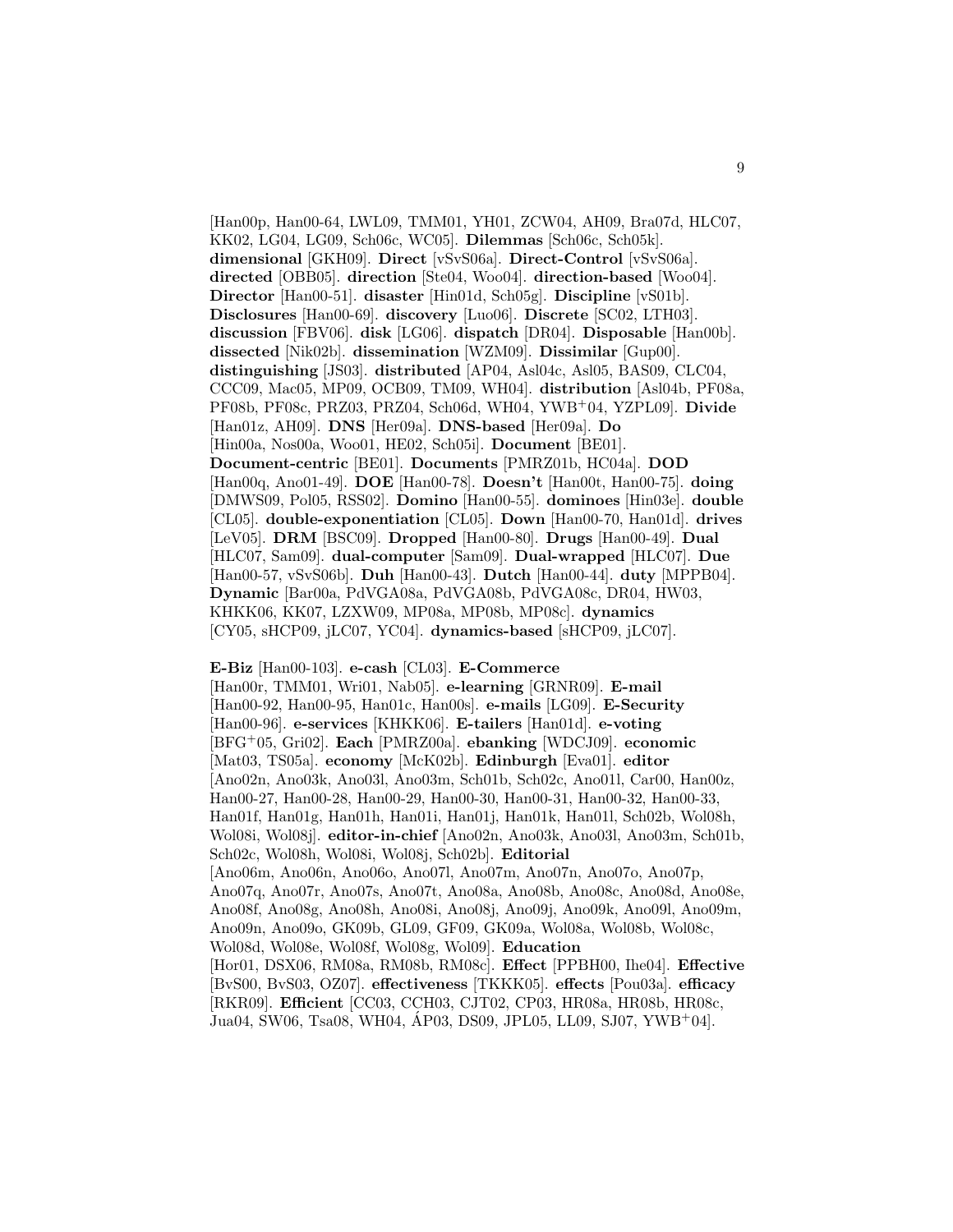[Han00p, Han00-64, LWL09, TMM01, YH01, ZCW04, AH09, Bra07d, HLC07, KK02, LG04, LG09, Sch06c, WC05]. **Dilemmas** [Sch06c, Sch05k]. **dimensional** [GKH09]. **Direct** [vSvS06a]. **Direct-Control** [vSvS06a]. **directed** [OBB05]. **direction** [Ste04, Woo04]. **direction-based** [Woo04]. **Director** [Han00-51]. **disaster** [Hin01d, Sch05g]. **Discipline** [vS01b]. **Disclosures** [Han00-69]. **discovery** [Luo06]. **Discrete** [SC02, LTH03]. **discussion** [FBV06]. **disk** [LG06]. **dispatch** [DR04]. **Disposable** [Han00b]. **dissected** [Nik02b]. **dissemination** [WZM09]. **Dissimilar** [Gup00]. **distinguishing** [JS03]. **distributed** [AP04, Asl04c, Asl05, BAS09, CLC04, CCC09, Mac05, MP09, OCB09, TM09, WH04]. **distribution** [Asl04b, PF08a, PF08b, PF08c, PRZ03, PRZ04, Sch06d, WH04, YWB+04, YZPL09]. **Divide** [Han01z, AH09]. **DNS** [Her09a]. **DNS-based** [Her09a]. **Do** [Hin00a, Nos00a, Woo01, HE02, Sch05i]. **Document** [BE01]. **Document-centric** [BE01]. **Documents** [PMRZ01b, HC04a]. **DOD** [Han00q, Ano01-49]. **DOE** [Han00-78]. **Doesn't** [Han00t, Han00-75]. **doing** [DMWS09, Pol05, RSS02]. **Domino** [Han00-55]. **dominoes** [Hin03e]. **double** [CL05]. **double-exponentiation** [CL05]. **Down** [Han00-70, Han01d]. **drives** [LeV05]. **DRM** [BSC09]. **Dropped** [Han00-80]. **Drugs** [Han00-49]. **Dual** [HLC07, Sam09]. **dual-computer** [Sam09]. **Dual-wrapped** [HLC07]. **Due** [Han00-57, vSvS06b]. **Duh** [Han00-43]. **Dutch** [Han00-44]. **duty** [MPPB04]. **Dynamic** [Bar00a, PdVGA08a, PdVGA08b, PdVGA08c, DR04, HW03, KHKK06, KK07, LZXW09, MP08a, MP08b, MP08c]. **dynamics** [CY05, sHCP09, jLC07, YC04]. **dynamics-based** [sHCP09, jLC07].

**E-Biz** [Han00-103]. **e-cash** [CL03]. **E-Commerce** [Han00r, TMM01, Wri01, Nab05]. **e-learning** [GRNR09]. **E-mail** [Han00-92, Han00-95, Han01c, Han00s]. **e-mails** [LG09]. **E-Security** [Han00-96]. **e-services** [KHKK06]. **E-tailers** [Han01d]. **e-voting** [BFG+05, Gri02]. **Each** [PMRZ00a]. **ebanking** [WDCJ09]. **economic** [Mat03, TS05a]. **economy** [McK02b]. **Edinburgh** [Eva01]. **editor** [Ano02n, Ano03k, Ano03l, Ano03m, Sch01b, Sch02c, Ano01l, Car00, Han00z, Han00-27, Han00-28, Han00-29, Han00-30, Han00-31, Han00-32, Han00-33, Han01f, Han01g, Han01h, Han01i, Han01j, Han01k, Han01l, Sch02b, Wol08h, Wol08i, Wol08j]. **editor-in-chief** [Ano02n, Ano03k, Ano03l, Ano03m, Sch01b, Sch02c, Wol08h, Wol08i, Wol08j, Sch02b]. **Editorial** [Ano06m, Ano06n, Ano06o, Ano07l, Ano07m, Ano07n, Ano07o, Ano07p, Ano07q, Ano07r, Ano07s, Ano07t, Ano08a, Ano08b, Ano08c, Ano08d, Ano08e, Ano08f, Ano08g, Ano08h, Ano08i, Ano08j, Ano09j, Ano09k, Ano09l, Ano09m, Ano09n, Ano09o, GK09b, GL09, GF09, GK09a, Wol08a, Wol08b, Wol08c, Wol08d, Wol08e, Wol08f, Wol08g, Wol09]. **Education** [Hor01, DSX06, RM08a, RM08b, RM08c]. **Effect** [PPBH00, Ihe04]. **Effective** [BvS00, BvS03, OZ07]. **effectiveness** [TKKK05]. **effects** [Pou03a]. **efficacy** [RKR09]. **Efficient** [CC03, CCH03, CJT02, CP03, HR08a, HR08b, HR08c, Jua04, SW06, Tsa08, WH04, ÁP03, DS09, JPL05, LL09, SJ07, YWB+04].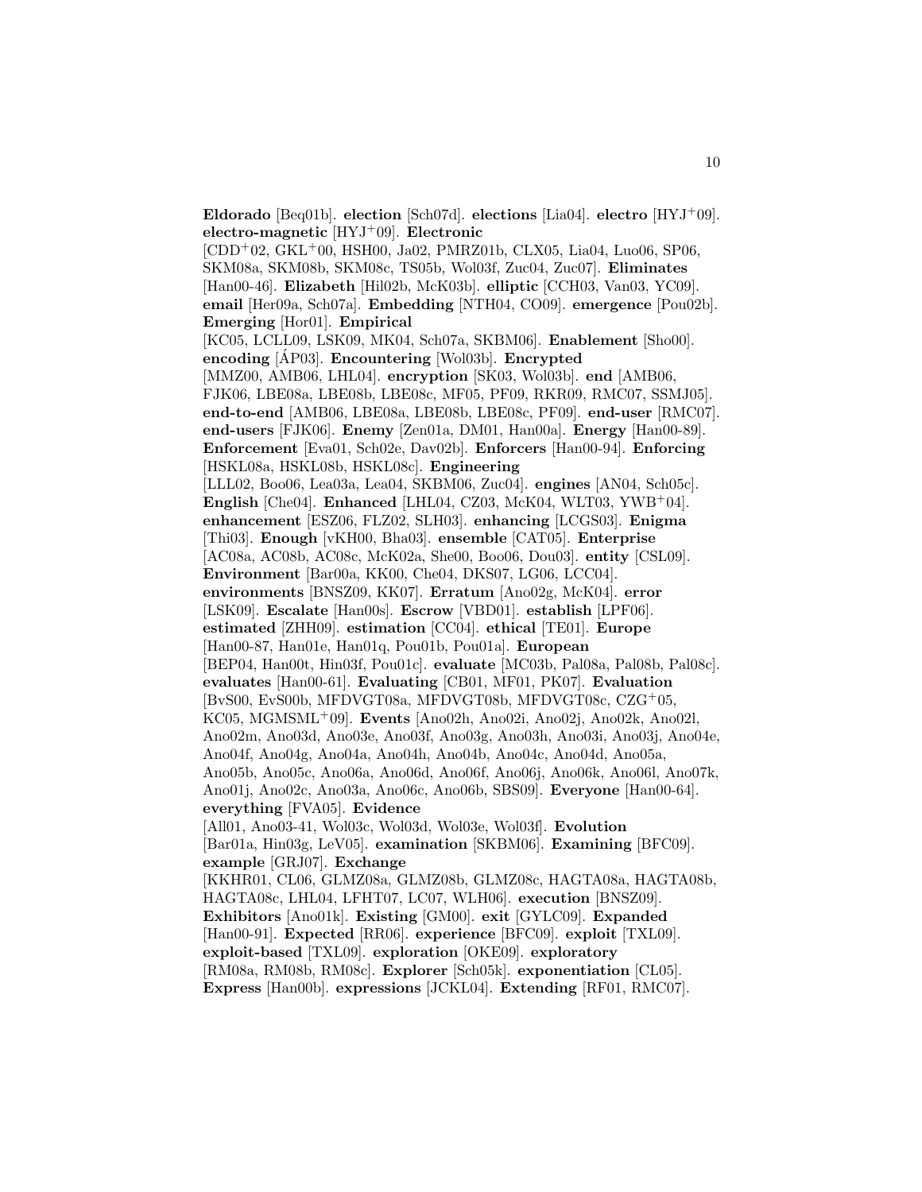**Eldorado** [Beq01b]. **election** [Sch07d]. **elections** [Lia04]. **electro** [HYJ+09]. **electro-magnetic** [HYJ+09]. **Electronic** [CDD+02, GKL+00, HSH00, Ja02, PMRZ01b, CLX05, Lia04, Luo06, SP06, SKM08a, SKM08b, SKM08c, TS05b, Wol03f, Zuc04, Zuc07]. **Eliminates** [Han00-46]. **Elizabeth** [Hil02b, McK03b]. **elliptic** [CCH03, Van03, YC09]. **email** [Her09a, Sch07a]. **Embedding** [NTH04, CO09]. **emergence** [Pou02b]. **Emerging** [Hor01]. **Empirical** [KC05, LCLL09, LSK09, MK04, Sch07a, SKBM06]. **Enablement** [Sho00]. **encoding** [ÁP03]. **Encountering** [Wol03b]. **Encrypted** [MMZ00, AMB06, LHL04]. **encryption** [SK03, Wol03b]. **end** [AMB06, FJK06, LBE08a, LBE08b, LBE08c, MF05, PF09, RKR09, RMC07, SSMJ05]. **end-to-end** [AMB06, LBE08a, LBE08b, LBE08c, PF09]. **end-user** [RMC07]. **end-users** [FJK06]. **Enemy** [Zen01a, DM01, Han00a]. **Energy** [Han00-89]. **Enforcement** [Eva01, Sch02e, Dav02b]. **Enforcers** [Han00-94]. **Enforcing** [HSKL08a, HSKL08b, HSKL08c]. **Engineering** [LLL02, Boo06, Lea03a, Lea04, SKBM06, Zuc04]. **engines** [AN04, Sch05c]. **English** [Che04]. **Enhanced** [LHL04, CZ03, McK04, WLT03, YWB+04]. **enhancement** [ESZ06, FLZ02, SLH03]. **enhancing** [LCGS03]. **Enigma** [Thi03]. **Enough** [vKH00, Bha03]. **ensemble** [CAT05]. **Enterprise** [AC08a, AC08b, AC08c, McK02a, She00, Boo06, Dou03]. **entity** [CSL09]. **Environment** [Bar00a, KK00, Che04, DKS07, LG06, LCC04]. **environments** [BNSZ09, KK07]. **Erratum** [Ano02g, McK04]. **error** [LSK09]. **Escalate** [Han00s]. **Escrow** [VBD01]. **establish** [LPF06]. **estimated** [ZHH09]. **estimation** [CC04]. **ethical** [TE01]. **Europe** [Han00-87, Han01e, Han01q, Pou01b, Pou01a]. **European** [BEP04, Han00t, Hin03f, Pou01c]. **evaluate** [MC03b, Pal08a, Pal08b, Pal08c]. **evaluates** [Han00-61]. **Evaluating** [CB01, MF01, PK07]. **Evaluation** [BvS00, EvS00b, MFDVGT08a, MFDVGT08b, MFDVGT08c, CZG+05, KC05, MGMSML+09]. **Events** [Ano02h, Ano02i, Ano02j, Ano02k, Ano02l, Ano02m, Ano03d, Ano03e, Ano03f, Ano03g, Ano03h, Ano03i, Ano03j, Ano04e, Ano04f, Ano04g, Ano04a, Ano04h, Ano04b, Ano04c, Ano04d, Ano05a, Ano05b, Ano05c, Ano06a, Ano06d, Ano06f, Ano06j, Ano06k, Ano06l, Ano07k, Ano01j, Ano02c, Ano03a, Ano06c, Ano06b, SBS09]. **Everyone** [Han00-64]. **everything** [FVA05]. **Evidence** [All01, Ano03-41, Wol03c, Wol03d, Wol03e, Wol03f]. **Evolution** [Bar01a, Hin03g, LeV05]. **examination** [SKBM06]. **Examining** [BFC09]. **example** [GRJ07]. **Exchange** [KKHR01, CL06, GLMZ08a, GLMZ08b, GLMZ08c, HAGTA08a, HAGTA08b, HAGTA08c, LHL04, LFHT07, LC07, WLH06]. **execution** [BNSZ09]. **Exhibitors** [Ano01k]. **Existing** [GM00]. **exit** [GYLC09]. **Expanded** [Han00-91]. **Expected** [RR06]. **experience** [BFC09]. **exploit** [TXL09]. **exploit-based** [TXL09]. **exploration** [OKE09]. **exploratory** [RM08a, RM08b, RM08c]. **Explorer** [Sch05k]. **exponentiation** [CL05]. **Express** [Han00b]. **expressions** [JCKL04]. **Extending** [RF01, RMC07].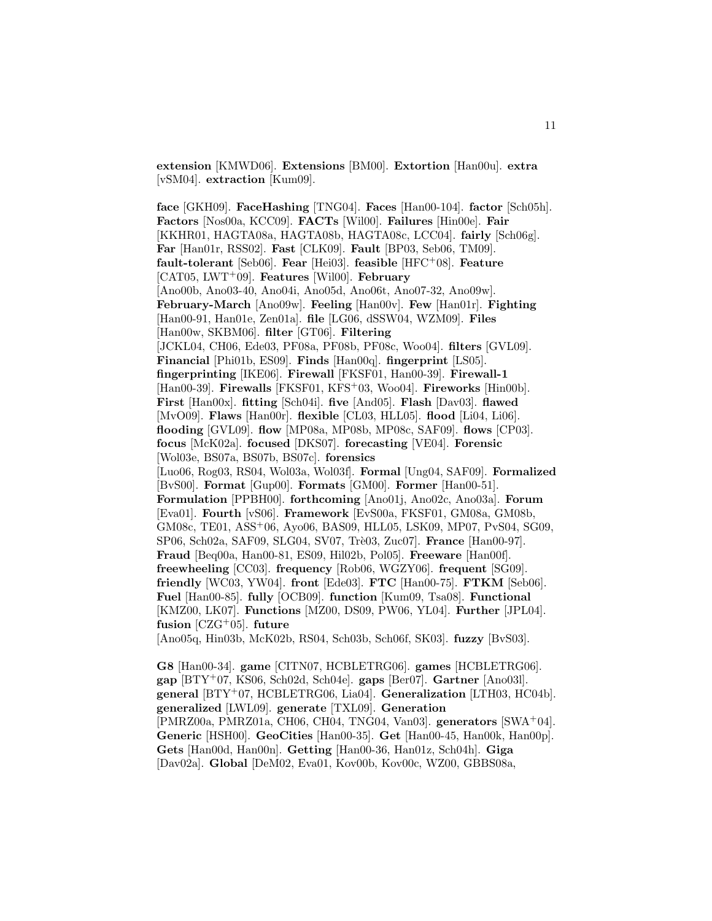**extension** [KMWD06]. **Extensions** [BM00]. **Extortion** [Han00u]. **extra** [vSM04]. **extraction** [Kum09].

**face** [GKH09]. **FaceHashing** [TNG04]. **Faces** [Han00-104]. **factor** [Sch05h]. **Factors** [Nos00a, KCC09]. **FACTs** [Wil00]. **Failures** [Hin00e]. **Fair** [KKHR01, HAGTA08a, HAGTA08b, HAGTA08c, LCC04]. **fairly** [Sch06g]. **Far** [Han01r, RSS02]. **Fast** [CLK09]. **Fault** [BP03, Seb06, TM09]. **fault-tolerant** [Seb06]. **Fear** [Hei03]. **feasible** [HFC+08]. **Feature** [CAT05, LWT+09]. **Features** [Wil00]. **February** [Ano00b, Ano03-40, Ano04i, Ano05d, Ano06t, Ano07-32, Ano09w]. **February-March** [Ano09w]. **Feeling** [Han00v]. **Few** [Han01r]. **Fighting** [Han00-91, Han01e, Zen01a]. **file** [LG06, dSSW04, WZM09]. **Files** [Han00w, SKBM06]. **filter** [GT06]. **Filtering** [JCKL04, CH06, Ede03, PF08a, PF08b, PF08c, Woo04]. **filters** [GVL09]. **Financial** [Phi01b, ES09]. **Finds** [Han00q]. **fingerprint** [LS05]. **fingerprinting** [IKE06]. **Firewall** [FKSF01, Han00-39]. **Firewall-1** [Han00-39]. **Firewalls** [FKSF01, KFS+03, Woo04]. **Fireworks** [Hin00b]. **First** [Han00x]. **fitting** [Sch04i]. **five** [And05]. **Flash** [Dav03]. **flawed** [MvO09]. **Flaws** [Han00r]. **flexible** [CL03, HLL05]. **flood** [Li04, Li06]. **flooding** [GVL09]. **flow** [MP08a, MP08b, MP08c, SAF09]. **flows** [CP03]. **focus** [McK02a]. **focused** [DKS07]. **forecasting** [VE04]. **Forensic** [Wol03e, BS07a, BS07b, BS07c]. **forensics** [Luo06, Rog03, RS04, Wol03a, Wol03f]. **Formal** [Ung04, SAF09]. **Formalized** [BvS00]. **Format** [Gup00]. **Formats** [GM00]. **Former** [Han00-51]. **Formulation** [PPBH00]. **forthcoming** [Ano01j, Ano02c, Ano03a]. **Forum** [Eva01]. **Fourth** [vS06]. **Framework** [EvS00a, FKSF01, GM08a, GM08b, GM08c, TE01, ASS+06, Ayo06, BAS09, HLL05, LSK09, MP07, PvS04, SG09, SP06, Sch02a, SAF09, SLG04, SV07, Trè03, Zuc07]. **France** [Han00-97]. **Fraud** [Beq00a, Han00-81, ES09, Hil02b, Pol05]. **Freeware** [Han00f]. **freewheeling** [CC03]. **frequency** [Rob06, WGZY06]. **frequent** [SG09]. **friendly** [WC03, YW04]. **front** [Ede03]. **FTC** [Han00-75]. **FTKM** [Seb06]. **Fuel** [Han00-85]. **fully** [OCB09]. **function** [Kum09, Tsa08]. **Functional** [KMZ00, LK07]. **Functions** [MZ00, DS09, PW06, YL04]. **Further** [JPL04]. **fusion** [CZG+05]. **future** [Ano05q, Hin03b, McK02b, RS04, Sch03b, Sch06f, SK03]. **fuzzy** [BvS03].

**G8** [Han00-34]. **game** [CITN07, HCBLETRG06]. **games** [HCBLETRG06]. **gap** [BTY+07, KS06, Sch02d, Sch04e]. **gaps** [Ber07]. **Gartner** [Ano03l]. **general** [BTY+07, HCBLETRG06, Lia04]. **Generalization** [LTH03, HC04b]. **generalized** [LWL09]. **generate** [TXL09]. **Generation** [PMRZ00a, PMRZ01a, CH06, CH04, TNG04, Van03]. **generators** [SWA+04]. **Generic** [HSH00]. **GeoCities** [Han00-35]. **Get** [Han00-45, Han00k, Han00p]. **Gets** [Han00d, Han00n]. **Getting** [Han00-36, Han01z, Sch04h]. **Giga** [Dav02a]. **Global** [DeM02, Eva01, Kov00b, Kov00c, WZ00, GBBS08a,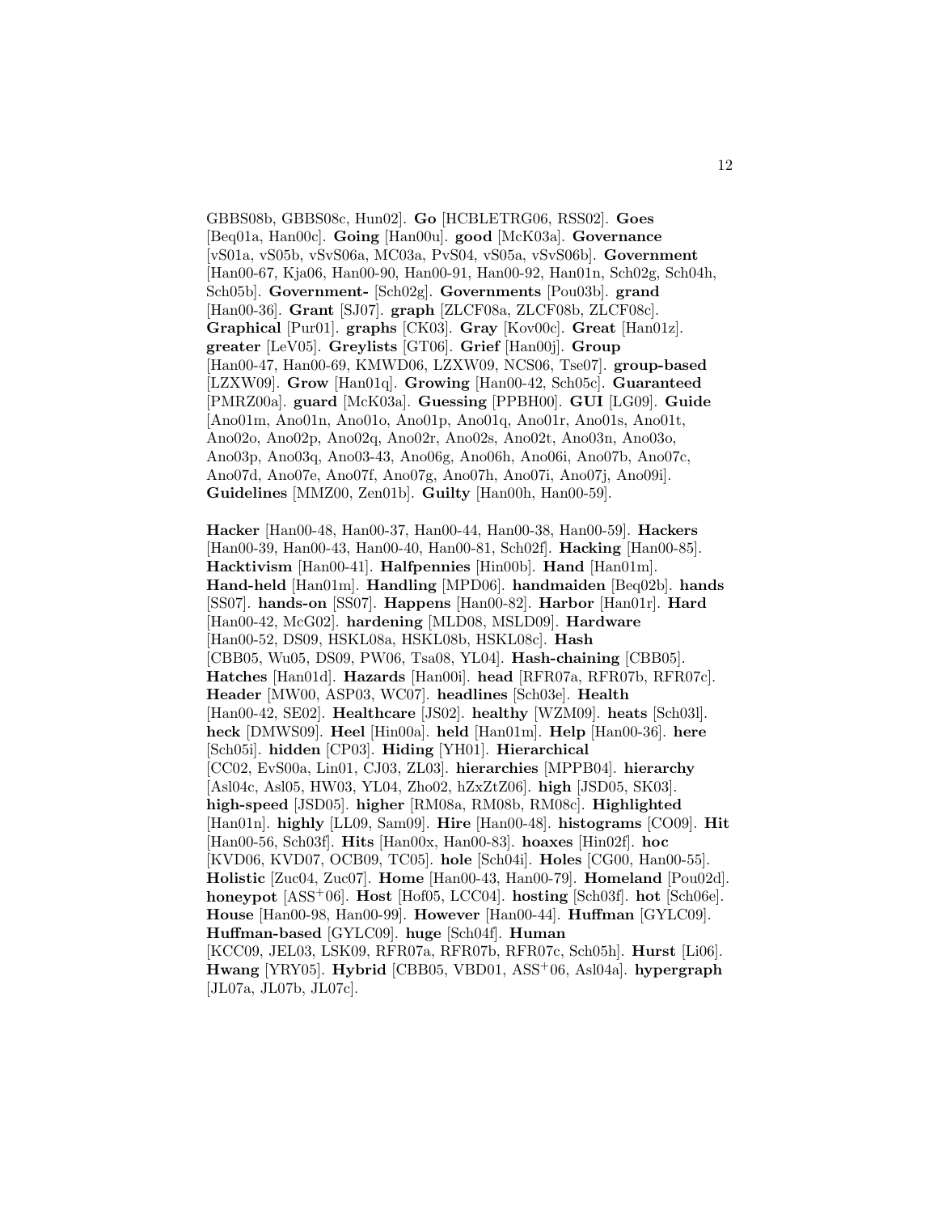GBBS08b, GBBS08c, Hun02]. **Go** [HCBLETRG06, RSS02]. **Goes** [Beq01a, Han00c]. **Going** [Han00u]. **good** [McK03a]. **Governance** [vS01a, vS05b, vSvS06a, MC03a, PvS04, vS05a, vSvS06b]. **Government** [Han00-67, Kja06, Han00-90, Han00-91, Han00-92, Han01n, Sch02g, Sch04h, Sch05b]. **Government-** [Sch02g]. **Governments** [Pou03b]. **grand** [Han00-36]. **Grant** [SJ07]. **graph** [ZLCF08a, ZLCF08b, ZLCF08c]. **Graphical** [Pur01]. **graphs** [CK03]. **Gray** [Kov00c]. **Great** [Han01z]. **greater** [LeV05]. **Greylists** [GT06]. **Grief** [Han00j]. **Group** [Han00-47, Han00-69, KMWD06, LZXW09, NCS06, Tse07]. **group-based** [LZXW09]. **Grow** [Han01q]. **Growing** [Han00-42, Sch05c]. **Guaranteed** [PMRZ00a]. **guard** [McK03a]. **Guessing** [PPBH00]. **GUI** [LG09]. **Guide** [Ano01m, Ano01n, Ano01o, Ano01p, Ano01q, Ano01r, Ano01s, Ano01t, Ano02o, Ano02p, Ano02q, Ano02r, Ano02s, Ano02t, Ano03n, Ano03o, Ano03p, Ano03q, Ano03-43, Ano06g, Ano06h, Ano06i, Ano07b, Ano07c, Ano07d, Ano07e, Ano07f, Ano07g, Ano07h, Ano07i, Ano07j, Ano09i]. **Guidelines** [MMZ00, Zen01b]. **Guilty** [Han00h, Han00-59].

**Hacker** [Han00-48, Han00-37, Han00-44, Han00-38, Han00-59]. **Hackers** [Han00-39, Han00-43, Han00-40, Han00-81, Sch02f]. **Hacking** [Han00-85]. **Hacktivism** [Han00-41]. **Halfpennies** [Hin00b]. **Hand** [Han01m]. **Hand-held** [Han01m]. **Handling** [MPD06]. **handmaiden** [Beq02b]. **hands** [SS07]. **hands-on** [SS07]. **Happens** [Han00-82]. **Harbor** [Han01r]. **Hard** [Han00-42, McG02]. **hardening** [MLD08, MSLD09]. **Hardware** [Han00-52, DS09, HSKL08a, HSKL08b, HSKL08c]. **Hash** [CBB05, Wu05, DS09, PW06, Tsa08, YL04]. **Hash-chaining** [CBB05]. **Hatches** [Han01d]. **Hazards** [Han00i]. **head** [RFR07a, RFR07b, RFR07c]. **Header** [MW00, ASP03, WC07]. **headlines** [Sch03e]. **Health** [Han00-42, SE02]. **Healthcare** [JS02]. **healthy** [WZM09]. **heats** [Sch03l]. **heck** [DMWS09]. **Heel** [Hin00a]. **held** [Han01m]. **Help** [Han00-36]. **here** [Sch05i]. **hidden** [CP03]. **Hiding** [YH01]. **Hierarchical** [CC02, EvS00a, Lin01, CJ03, ZL03]. **hierarchies** [MPPB04]. **hierarchy** [Asl04c, Asl05, HW03, YL04, Zho02, hZxZtZ06]. **high** [JSD05, SK03]. **high-speed** [JSD05]. **higher** [RM08a, RM08b, RM08c]. **Highlighted** [Han01n]. **highly** [LL09, Sam09]. **Hire** [Han00-48]. **histograms** [CO09]. **Hit** [Han00-56, Sch03f]. **Hits** [Han00x, Han00-83]. **hoaxes** [Hin02f]. **hoc** [KVD06, KVD07, OCB09, TC05]. **hole** [Sch04i]. **Holes** [CG00, Han00-55]. **Holistic** [Zuc04, Zuc07]. **Home** [Han00-43, Han00-79]. **Homeland** [Pou02d]. **honeypot** [ASS+06]. **Host** [Hof05, LCC04]. **hosting** [Sch03f]. **hot** [Sch06e]. **House** [Han00-98, Han00-99]. **However** [Han00-44]. **Huffman** [GYLC09]. **Huffman-based** [GYLC09]. **huge** [Sch04f]. **Human** [KCC09, JEL03, LSK09, RFR07a, RFR07b, RFR07c, Sch05h]. **Hurst** [Li06]. **Hwang** [YRY05]. **Hybrid** [CBB05, VBD01, ASS+06, Asl04a]. **hypergraph** [JL07a, JL07b, JL07c].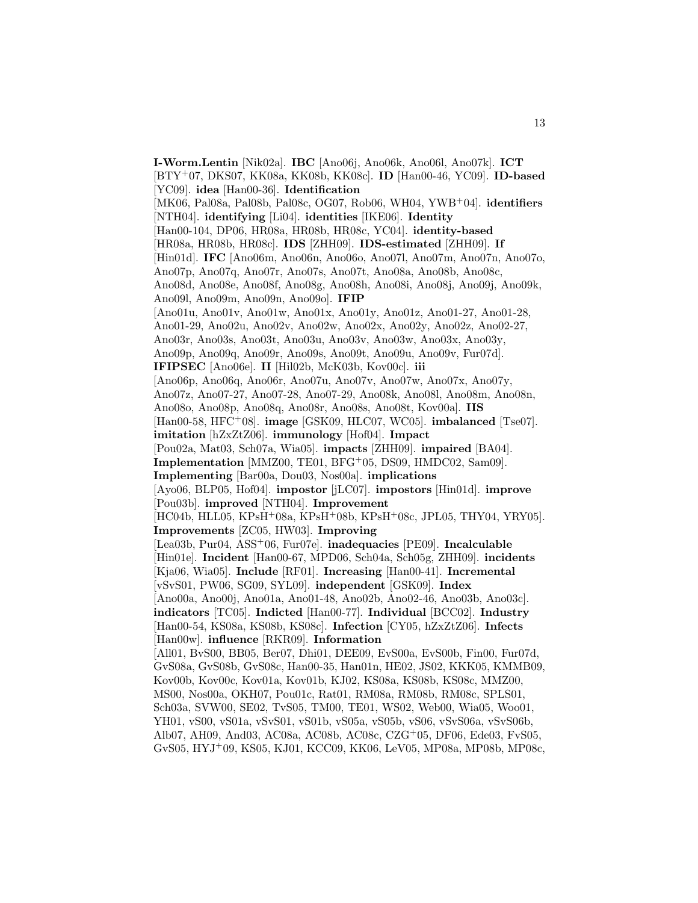**I-Worm.Lentin** [Nik02a]. **IBC** [Ano06j, Ano06k, Ano06l, Ano07k]. **ICT** [BTY+07, DKS07, KK08a, KK08b, KK08c]. **ID** [Han00-46, YC09]. **ID-based** [YC09]. **idea** [Han00-36]. **Identification** [MK06, Pal08a, Pal08b, Pal08c, OG07, Rob06, WH04, YWB+04]. **identifiers** [NTH04]. **identifying** [Li04]. **identities** [IKE06]. **Identity** [Han00-104, DP06, HR08a, HR08b, HR08c, YC04]. **identity-based** [HR08a, HR08b, HR08c]. **IDS** [ZHH09]. **IDS-estimated** [ZHH09]. **If** [Hin01d]. **IFC** [Ano06m, Ano06n, Ano06o, Ano07l, Ano07m, Ano07n, Ano07o, Ano07p, Ano07q, Ano07r, Ano07s, Ano07t, Ano08a, Ano08b, Ano08c, Ano08d, Ano08e, Ano08f, Ano08g, Ano08h, Ano08i, Ano08j, Ano09j, Ano09k, Ano09l, Ano09m, Ano09n, Ano09o]. **IFIP** [Ano01u, Ano01v, Ano01w, Ano01x, Ano01y, Ano01z, Ano01-27, Ano01-28, Ano01-29, Ano02u, Ano02v, Ano02w, Ano02x, Ano02y, Ano02z, Ano02-27, Ano03r, Ano03s, Ano03t, Ano03u, Ano03v, Ano03w, Ano03x, Ano03y, Ano09p, Ano09q, Ano09r, Ano09s, Ano09t, Ano09u, Ano09v, Fur07d]. **IFIPSEC** [Ano06e]. **II** [Hil02b, McK03b, Kov00c]. **iii** [Ano06p, Ano06q, Ano06r, Ano07u, Ano07v, Ano07w, Ano07x, Ano07y, Ano07z, Ano07-27, Ano07-28, Ano07-29, Ano08k, Ano08l, Ano08m, Ano08n, Ano08o, Ano08p, Ano08q, Ano08r, Ano08s, Ano08t, Kov00a]. **IIS** [Han00-58, HFC+08]. **image** [GSK09, HLC07, WC05]. **imbalanced** [Tse07]. **imitation** [hZxZtZ06]. **immunology** [Hof04]. **Impact** [Pou02a, Mat03, Sch07a, Wia05]. **impacts** [ZHH09]. **impaired** [BA04]. **Implementation** [MMZ00, TE01, BFG+05, DS09, HMDC02, Sam09]. **Implementing** [Bar00a, Dou03, Nos00a]. **implications** [Ayo06, BLP05, Hof04]. **impostor** [jLC07]. **impostors** [Hin01d]. **improve** [Pou03b]. **improved** [NTH04]. **Improvement** [HC04b, HLL05, KPsH+08a, KPsH+08b, KPsH+08c, JPL05, THY04, YRY05]. **Improvements** [ZC05, HW03]. **Improving** [Lea03b, Pur04, ASS+06, Fur07e]. **inadequacies** [PE09]. **Incalculable** [Hin01e]. **Incident** [Han00-67, MPD06, Sch04a, Sch05g, ZHH09]. **incidents** [Kja06, Wia05]. **Include** [RF01]. **Increasing** [Han00-41]. **Incremental** [vSvS01, PW06, SG09, SYL09]. **independent** [GSK09]. **Index** [Ano00a, Ano00j, Ano01a, Ano01-48, Ano02b, Ano02-46, Ano03b, Ano03c]. **indicators** [TC05]. **Indicted** [Han00-77]. **Individual** [BCC02]. **Industry** [Han00-54, KS08a, KS08b, KS08c]. **Infection** [CY05, hZxZtZ06]. **Infects** [Han00w]. **influence** [RKR09]. **Information** [All01, BvS00, BB05, Ber07, Dhi01, DEE09, EvS00a, EvS00b, Fin00, Fur07d, GvS08a, GvS08b, GvS08c, Han00-35, Han01n, HE02, JS02, KKK05, KMMB09, Kov00b, Kov00c, Kov01a, Kov01b, KJ02, KS08a, KS08b, KS08c, MMZ00, MS00, Nos00a, OKH07, Pou01c, Rat01, RM08a, RM08b, RM08c, SPLS01, Sch03a, SVW00, SE02, TvS05, TM00, TE01, WS02, Web00, Wia05, Woo01, YH01, vS00, vS01a, vSvS01, vS01b, vS05a, vS05b, vS06, vSvS06a, vSvS06b, Alb07, AH09, And03, AC08a, AC08b, AC08c, CZG+05, DF06, Ede03, FvS05, GvS05, HYJ+09, KS05, KJ01, KCC09, KK06, LeV05, MP08a, MP08b, MP08c,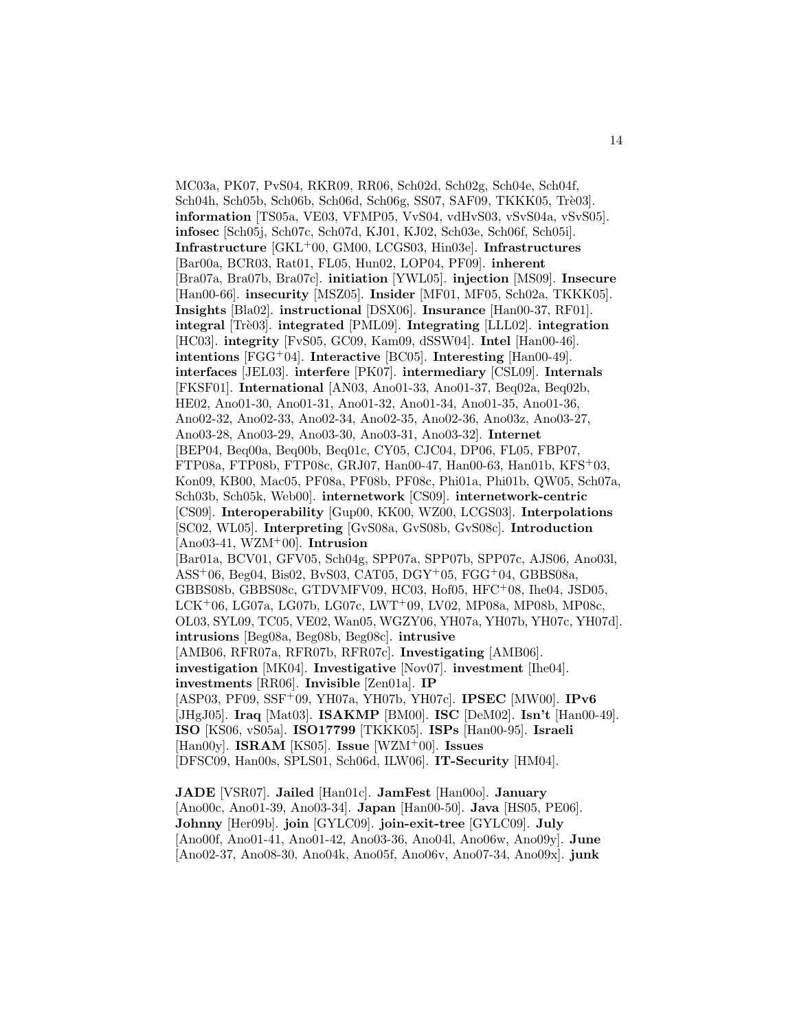MC03a, PK07, PvS04, RKR09, RR06, Sch02d, Sch02g, Sch04e, Sch04f, Sch04h, Sch05b, Sch06b, Sch06d, Sch06g, SS07, SAF09, TKKK05, Trè03]. **information** [TS05a, VE03, VFMP05, VvS04, vdHvS03, vSvS04a, vSvS05]. **infosec** [Sch05j, Sch07c, Sch07d, KJ01, KJ02, Sch03e, Sch06f, Sch05i]. **Infrastructure** [GKL+00, GM00, LCGS03, Hin03e]. **Infrastructures** [Bar00a, BCR03, Rat01, FL05, Hun02, LOP04, PF09]. **inherent** [Bra07a, Bra07b, Bra07c]. **initiation** [YWL05]. **injection** [MS09]. **Insecure** [Han00-66]. **insecurity** [MSZ05]. **Insider** [MF01, MF05, Sch02a, TKKK05]. **Insights** [Bla02]. **instructional** [DSX06]. **Insurance** [Han00-37, RF01]. **integral** [Trè03]. **integrated** [PML09]. **Integrating** [LLL02]. **integration** [HC03]. **integrity** [FvS05, GC09, Kam09, dSSW04]. **Intel** [Han00-46]. **intentions** [FGG+04]. **Interactive** [BC05]. **Interesting** [Han00-49]. **interfaces** [JEL03]. **interfere** [PK07]. **intermediary** [CSL09]. **Internals** [FKSF01]. **International** [AN03, Ano01-33, Ano01-37, Beq02a, Beq02b, HE02, Ano01-30, Ano01-31, Ano01-32, Ano01-34, Ano01-35, Ano01-36, Ano02-32, Ano02-33, Ano02-34, Ano02-35, Ano02-36, Ano03z, Ano03-27, Ano03-28, Ano03-29, Ano03-30, Ano03-31, Ano03-32]. **Internet** [BEP04, Beq00a, Beq00b, Beq01c, CY05, CJC04, DP06, FL05, FBP07, FTP08a, FTP08b, FTP08c, GRJ07, Han00-47, Han00-63, Han01b, KFS+03, Kon09, KB00, Mac05, PF08a, PF08b, PF08c, Phi01a, Phi01b, QW05, Sch07a, Sch03b, Sch05k, Web00]. **internetwork** [CS09]. **internetwork-centric** [CS09]. **Interoperability** [Gup00, KK00, WZ00, LCGS03]. **Interpolations** [SC02, WL05]. **Interpreting** [GvS08a, GvS08b, GvS08c]. **Introduction** [Ano03-41, WZM+00]. **Intrusion** [Bar01a, BCV01, GFV05, Sch04g, SPP07a, SPP07b, SPP07c, AJS06, Ano03l, ASS+06, Beg04, Bis02, BvS03, CAT05, DGY+05, FGG+04, GBBS08a, GBBS08b, GBBS08c, GTDVMFV09, HC03, Hof05, HFC+08, Ihe04, JSD05, LCK+06, LG07a, LG07b, LG07c, LWT+09, LV02, MP08a, MP08b, MP08c, OL03, SYL09, TC05, VE02, Wan05, WGZY06, YH07a, YH07b, YH07c, YH07d]. **intrusions** [Beg08a, Beg08b, Beg08c]. **intrusive** [AMB06, RFR07a, RFR07b, RFR07c]. **Investigating** [AMB06]. **investigation** [MK04]. **Investigative** [Nov07]. **investment** [Ihe04]. **investments** [RR06]. **Invisible** [Zen01a]. **IP** [ASP03, PF09, SSF+09, YH07a, YH07b, YH07c]. **IPSEC** [MW00]. **IPv6** [JHgJ05]. **Iraq** [Mat03]. **ISAKMP** [BM00]. **ISC** [DeM02]. **Isn't** [Han00-49]. **ISO** [KS06, vS05a]. **ISO17799** [TKKK05]. **ISPs** [Han00-95]. **Israeli** [Han00y]. **ISRAM** [KS05]. **Issue** [WZM+00]. **Issues** [DFSC09, Han00s, SPLS01, Sch06d, ILW06]. **IT-Security** [HM04].

**JADE** [VSR07]. **Jailed** [Han01c]. **JamFest** [Han00o]. **January** [Ano00c, Ano01-39, Ano03-34]. **Japan** [Han00-50]. **Java** [HS05, PE06]. **Johnny** [Her09b]. **join** [GYLC09]. **join-exit-tree** [GYLC09]. **July** [Ano00f, Ano01-41, Ano01-42, Ano03-36, Ano04l, Ano06w, Ano09y]. **June** [Ano02-37, Ano08-30, Ano04k, Ano05f, Ano06v, Ano07-34, Ano09x]. **junk**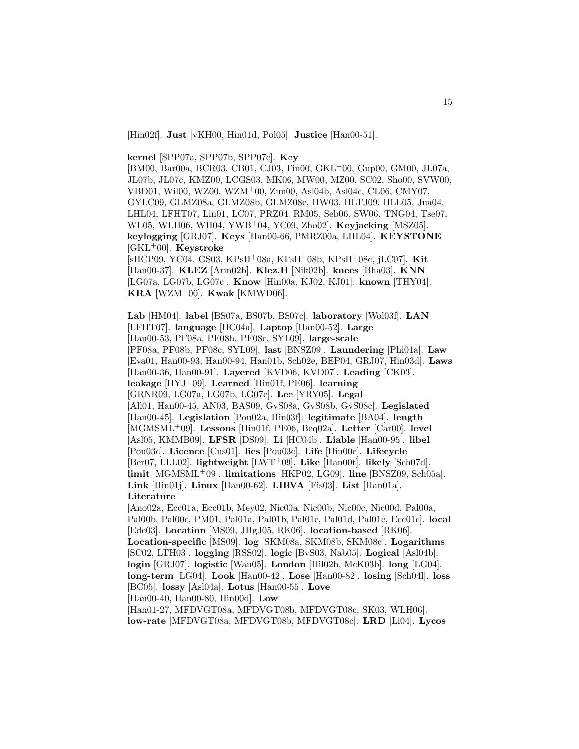[Hin02f]. **Just** [vKH00, Hin01d, Pol05]. **Justice** [Han00-51].

**kernel** [SPP07a, SPP07b, SPP07c]. **Key** [BM00, Bar00a, BCR03, CB01, CJ03, Fin00, GKL+00, Gup00, GM00, JL07a, JL07b, JL07c, KMZ00, LCGS03, MK06, MW00, MZ00, SC02, Sho00, SVW00, VBD01, Wil00, WZ00, WZM+00, Zun00, Asl04b, Asl04c, CL06, CMY07, GYLC09, GLMZ08a, GLMZ08b, GLMZ08c, HW03, HLTJ09, HLL05, Jua04, LHL04, LFHT07, Lin01, LC07, PRZ04, RM05, Seb06, SW06, TNG04, Tse07, WL05, WLH06, WH04, YWB+04, YC09, Zho02]. **Keyjacking** [MSZ05]. **keylogging** [GRJ07]. **Keys** [Han00-66, PMRZ00a, LHL04]. **KEYSTONE** [GKL+00]. **Keystroke** [sHCP09, YC04, GS03, KPsH+08a, KPsH+08b, KPsH+08c, jLC07]. **Kit** [Han00-37]. **KLEZ** [Arm02b]. **Klez.H** [Nik02b]. **knees** [Bha03]. **KNN** [LG07a, LG07b, LG07c]. **Know** [Hin00a, KJ02, KJ01]. **known** [THY04]. **KRA** [WZM+00]. **Kwak** [KMWD06].

**Lab** [HM04]. **label** [BS07a, BS07b, BS07c]. **laboratory** [Wol03f]. **LAN** [LFHT07]. **language** [HC04a]. **Laptop** [Han00-52]. **Large** [Han00-53, PF08a, PF08b, PF08c, SYL09]. **large-scale** [PF08a, PF08b, PF08c, SYL09]. **last** [BNSZ09]. **Laundering** [Phi01a]. **Law** [Eva01, Han00-93, Han00-94, Han01b, Sch02e, BEP04, GRJ07, Hin03d]. **Laws** [Han00-36, Han00-91]. **Layered** [KVD06, KVD07]. **Leading** [CK03]. **leakage** [HYJ+09]. **Learned** [Hin01f, PE06]. **learning** [GRNR09, LG07a, LG07b, LG07c]. **Lee** [YRY05]. **Legal** [All01, Han00-45, AN03, BAS09, GvS08a, GvS08b, GvS08c]. **Legislated** [Han00-45]. **Legislation** [Pou02a, Hin03f]. **legitimate** [BA04]. **length** [MGMSML+09]. **Lessons** [Hin01f, PE06, Beq02a]. **Letter** [Car00]. **level** [Asl05, KMMB09]. **LFSR** [DS09]. **Li** [HC04b]. **Liable** [Han00-95]. **libel** [Pou03c]. **Licence** [Cus01]. **lies** [Pou03c]. **Life** [Hin00c]. **Lifecycle** [Ber07, LLL02]. **lightweight** [LWT+09]. **Like** [Han00t]. **likely** [Sch07d]. **limit** [MGMSML+09]. **limitations** [HKP02, LG09]. **line** [BNSZ09, Sch05a]. **Link** [Hin01j]. **Linux** [Han00-62]. **LIRVA** [Fis03]. **List** [Han01a]. **Literature** [Ano02a, Ecc01a, Ecc01b, Mey02, Nic00a, Nic00b, Nic00c, Nic00d, Pal00a, Pal00b, Pal00c, PM01, Pal01a, Pal01b, Pal01c, Pal01d, Pal01e, Ecc01c]. **local** [Ede03]. **Location** [MS09, JHgJ05, RK06]. **location-based** [RK06]. **Location-specific** [MS09]. **log** [SKM08a, SKM08b, SKM08c]. **Logarithms** [SC02, LTH03]. **logging** [RSS02]. **logic** [BvS03, Nab05]. **Logical** [Asl04b]. **login** [GRJ07]. **logistic** [Wan05]. **London** [Hil02b, McK03b]. **long** [LG04]. **long-term** [LG04]. **Look** [Han00-42]. **Lose** [Han00-82]. **losing** [Sch04l]. **loss** [BC05]. **lossy** [Asl04a]. **Lotus** [Han00-55]. **Love** [Han00-40, Han00-80, Hin00d]. **Low** [Han01-27, MFDVGT08a, MFDVGT08b, MFDVGT08c, SK03, WLH06]. **low-rate** [MFDVGT08a, MFDVGT08b, MFDVGT08c]. **LRD** [Li04]. **Lycos**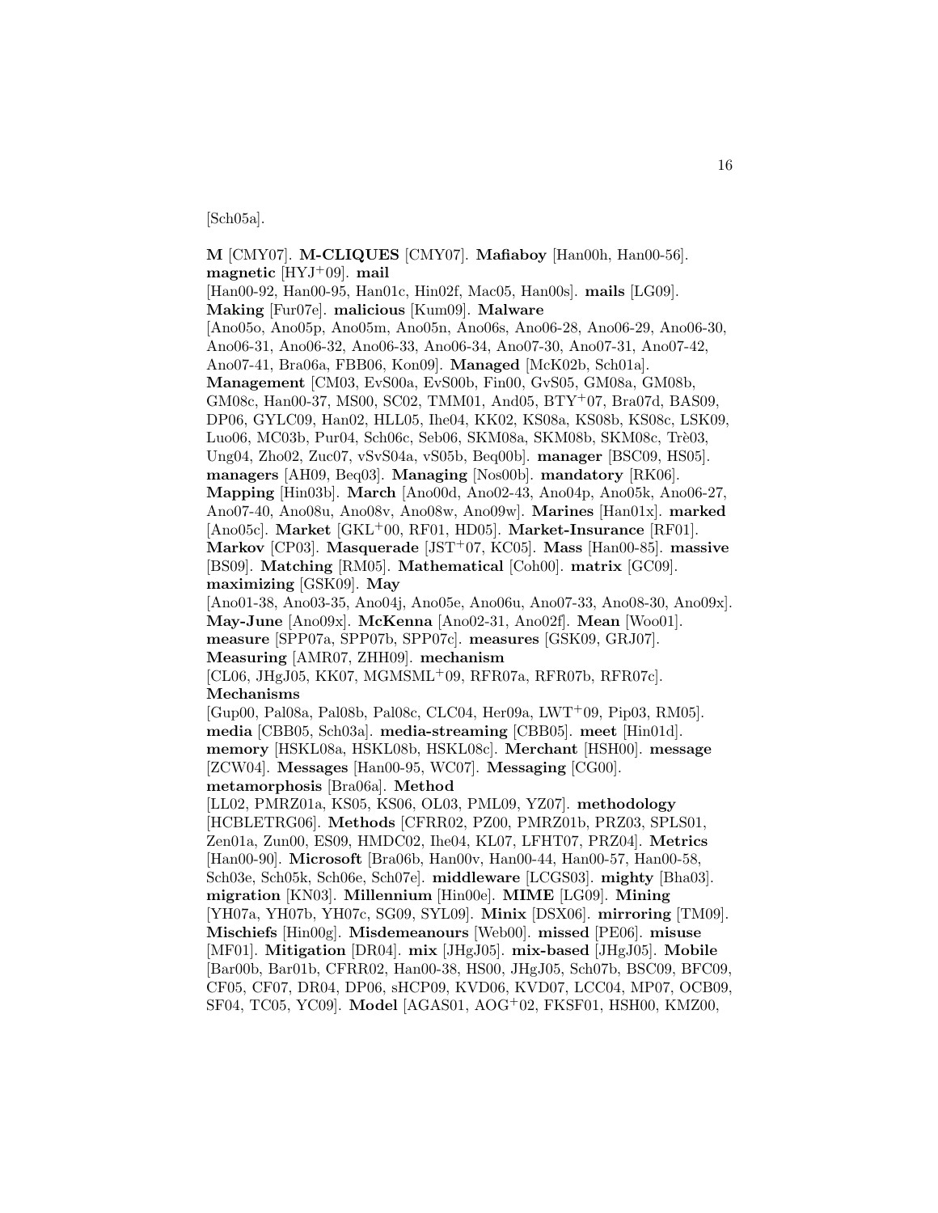[Sch05a].

**M** [CMY07]. **M-CLIQUES** [CMY07]. **Mafiaboy** [Han00h, Han00-56]. **magnetic** [HYJ+09]. **mail** [Han00-92, Han00-95, Han01c, Hin02f, Mac05, Han00s]. **mails** [LG09]. **Making** [Fur07e]. **malicious** [Kum09]. **Malware** [Ano05o, Ano05p, Ano05m, Ano05n, Ano06s, Ano06-28, Ano06-29, Ano06-30, Ano06-31, Ano06-32, Ano06-33, Ano06-34, Ano07-30, Ano07-31, Ano07-42, Ano07-41, Bra06a, FBB06, Kon09]. **Managed** [McK02b, Sch01a]. **Management** [CM03, EvS00a, EvS00b, Fin00, GvS05, GM08a, GM08b, GM08c, Han00-37, MS00, SC02, TMM01, And05, BTY+07, Bra07d, BAS09, DP06, GYLC09, Han02, HLL05, Ihe04, KK02, KS08a, KS08b, KS08c, LSK09, Luo06, MC03b, Pur04, Sch06c, Seb06, SKM08a, SKM08b, SKM08c, Trè03, Ung04, Zho02, Zuc07, vSvS04a, vS05b, Beq00b]. **manager** [BSC09, HS05]. **managers** [AH09, Beq03]. **Managing** [Nos00b]. **mandatory** [RK06]. **Mapping** [Hin03b]. **March** [Ano00d, Ano02-43, Ano04p, Ano05k, Ano06-27, Ano07-40, Ano08u, Ano08v, Ano08w, Ano09w]. **Marines** [Han01x]. **marked** [Ano05c]. **Market** [GKL+00, RF01, HD05]. **Market-Insurance** [RF01]. **Markov** [CP03]. **Masquerade** [JST+07, KC05]. **Mass** [Han00-85]. **massive** [BS09]. **Matching** [RM05]. **Mathematical** [Coh00]. **matrix** [GC09]. **maximizing** [GSK09]. **May** [Ano01-38, Ano03-35, Ano04j, Ano05e, Ano06u, Ano07-33, Ano08-30, Ano09x]. **May-June** [Ano09x]. **McKenna** [Ano02-31, Ano02f]. **Mean** [Woo01]. **measure** [SPP07a, SPP07b, SPP07c]. **measures** [GSK09, GRJ07]. **Measuring** [AMR07, ZHH09]. **mechanism** [CL06, JHgJ05, KK07, MGMSML+09, RFR07a, RFR07b, RFR07c]. **Mechanisms** [Gup00, Pal08a, Pal08b, Pal08c, CLC04, Her09a, LWT+09, Pip03, RM05]. **media** [CBB05, Sch03a]. **media-streaming** [CBB05]. **meet** [Hin01d]. **memory** [HSKL08a, HSKL08b, HSKL08c]. **Merchant** [HSH00]. **message** [ZCW04]. **Messages** [Han00-95, WC07]. **Messaging** [CG00]. **metamorphosis** [Bra06a]. **Method** [LL02, PMRZ01a, KS05, KS06, OL03, PML09, YZ07]. **methodology** [HCBLETRG06]. **Methods** [CFRR02, PZ00, PMRZ01b, PRZ03, SPLS01, Zen01a, Zun00, ES09, HMDC02, Ihe04, KL07, LFHT07, PRZ04]. **Metrics** [Han00-90]. **Microsoft** [Bra06b, Han00v, Han00-44, Han00-57, Han00-58, Sch03e, Sch05k, Sch06e, Sch07e]. **middleware** [LCGS03]. **mighty** [Bha03]. **migration** [KN03]. **Millennium** [Hin00e]. **MIME** [LG09]. **Mining** [YH07a, YH07b, YH07c, SG09, SYL09]. **Minix** [DSX06]. **mirroring** [TM09]. **Mischiefs** [Hin00g]. **Misdemeanours** [Web00]. **missed** [PE06]. **misuse** [MF01]. **Mitigation** [DR04]. **mix** [JHgJ05]. **mix-based** [JHgJ05]. **Mobile** [Bar00b, Bar01b, CFRR02, Han00-38, HS00, JHgJ05, Sch07b, BSC09, BFC09, CF05, CF07, DR04, DP06, sHCP09, KVD06, KVD07, LCC04, MP07, OCB09, SF04, TC05, YC09]. **Model** [AGAS01, AOG+02, FKSF01, HSH00, KMZ00,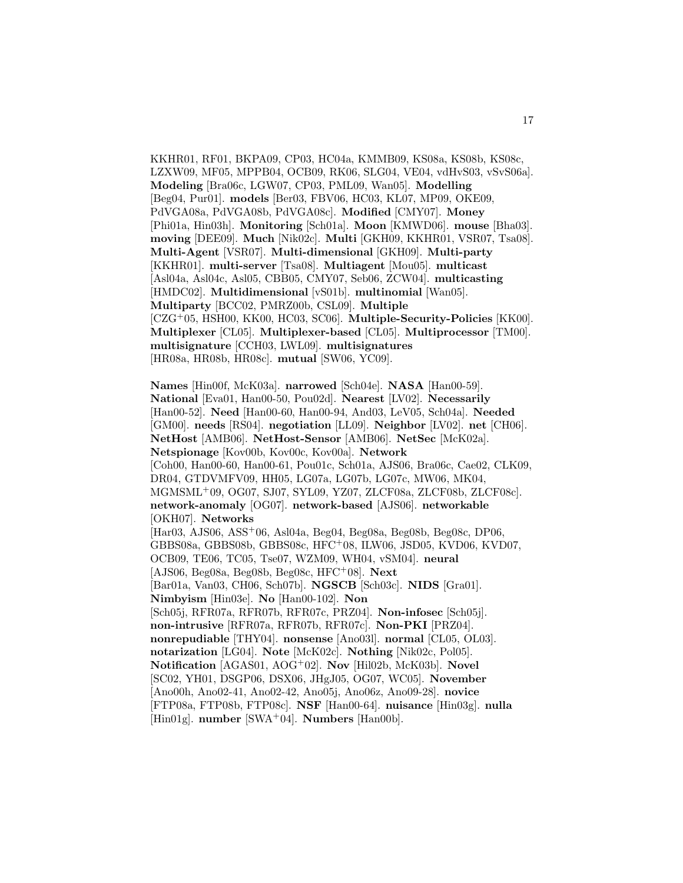KKHR01, RF01, BKPA09, CP03, HC04a, KMMB09, KS08a, KS08b, KS08c, LZXW09, MF05, MPPB04, OCB09, RK06, SLG04, VE04, vdHvS03, vSvS06a]. **Modeling** [Bra06c, LGW07, CP03, PML09, Wan05]. **Modelling** [Beg04, Pur01]. **models** [Ber03, FBV06, HC03, KL07, MP09, OKE09, PdVGA08a, PdVGA08b, PdVGA08c]. **Modified** [CMY07]. **Money** [Phi01a, Hin03h]. **Monitoring** [Sch01a]. **Moon** [KMWD06]. **mouse** [Bha03]. **moving** [DEE09]. **Much** [Nik02c]. **Multi** [GKH09, KKHR01, VSR07, Tsa08]. **Multi-Agent** [VSR07]. **Multi-dimensional** [GKH09]. **Multi-party** [KKHR01]. **multi-server** [Tsa08]. **Multiagent** [Mou05]. **multicast** [Asl04a, Asl04c, Asl05, CBB05, CMY07, Seb06, ZCW04]. **multicasting** [HMDC02]. **Multidimensional** [vS01b]. **multinomial** [Wan05]. **Multiparty** [BCC02, PMRZ00b, CSL09]. **Multiple** [CZG+05, HSH00, KK00, HC03, SC06]. **Multiple-Security-Policies** [KK00]. **Multiplexer** [CL05]. **Multiplexer-based** [CL05]. **Multiprocessor** [TM00]. **multisignature** [CCH03, LWL09]. **multisignatures** [HR08a, HR08b, HR08c]. **mutual** [SW06, YC09].

**Names** [Hin00f, McK03a]. **narrowed** [Sch04e]. **NASA** [Han00-59]. **National** [Eva01, Han00-50, Pou02d]. **Nearest** [LV02]. **Necessarily** [Han00-52]. **Need** [Han00-60, Han00-94, And03, LeV05, Sch04a]. **Needed** [GM00]. **needs** [RS04]. **negotiation** [LL09]. **Neighbor** [LV02]. **net** [CH06]. **NetHost** [AMB06]. **NetHost-Sensor** [AMB06]. **NetSec** [McK02a]. **Netspionage** [Kov00b, Kov00c, Kov00a]. **Network** [Coh00, Han00-60, Han00-61, Pou01c, Sch01a, AJS06, Bra06c, Cae02, CLK09, DR04, GTDVMFV09, HH05, LG07a, LG07b, LG07c, MW06, MK04, MGMSML+09, OG07, SJ07, SYL09, YZ07, ZLCF08a, ZLCF08b, ZLCF08c]. **network-anomaly** [OG07]. **network-based** [AJS06]. **networkable** [OKH07]. **Networks** [Har03, AJS06, ASS+06, Asl04a, Beg04, Beg08a, Beg08b, Beg08c, DP06, GBBS08a, GBBS08b, GBBS08c, HFC+08, ILW06, JSD05, KVD06, KVD07, OCB09, TE06, TC05, Tse07, WZM09, WH04, vSM04]. **neural** [AJS06, Beg08a, Beg08b, Beg08c, HFC+08]. **Next** [Bar01a, Van03, CH06, Sch07b]. **NGSCB** [Sch03c]. **NIDS** [Gra01]. **Nimbyism** [Hin03e]. **No** [Han00-102]. **Non** [Sch05j, RFR07a, RFR07b, RFR07c, PRZ04]. **Non-infosec** [Sch05j]. **non-intrusive** [RFR07a, RFR07b, RFR07c]. **Non-PKI** [PRZ04]. **nonrepudiable** [THY04]. **nonsense** [Ano03l]. **normal** [CL05, OL03]. **notarization** [LG04]. **Note** [McK02c]. **Nothing** [Nik02c, Pol05]. **Notification** [AGAS01, AOG+02]. **Nov** [Hil02b, McK03b]. **Novel** [SC02, YH01, DSGP06, DSX06, JHgJ05, OG07, WC05]. **November** [Ano00h, Ano02-41, Ano02-42, Ano05j, Ano06z, Ano09-28]. **novice** [FTP08a, FTP08b, FTP08c]. **NSF** [Han00-64]. **nuisance** [Hin03g]. **nulla** [Hin01g]. **number** [SWA+04]. **Numbers** [Han00b].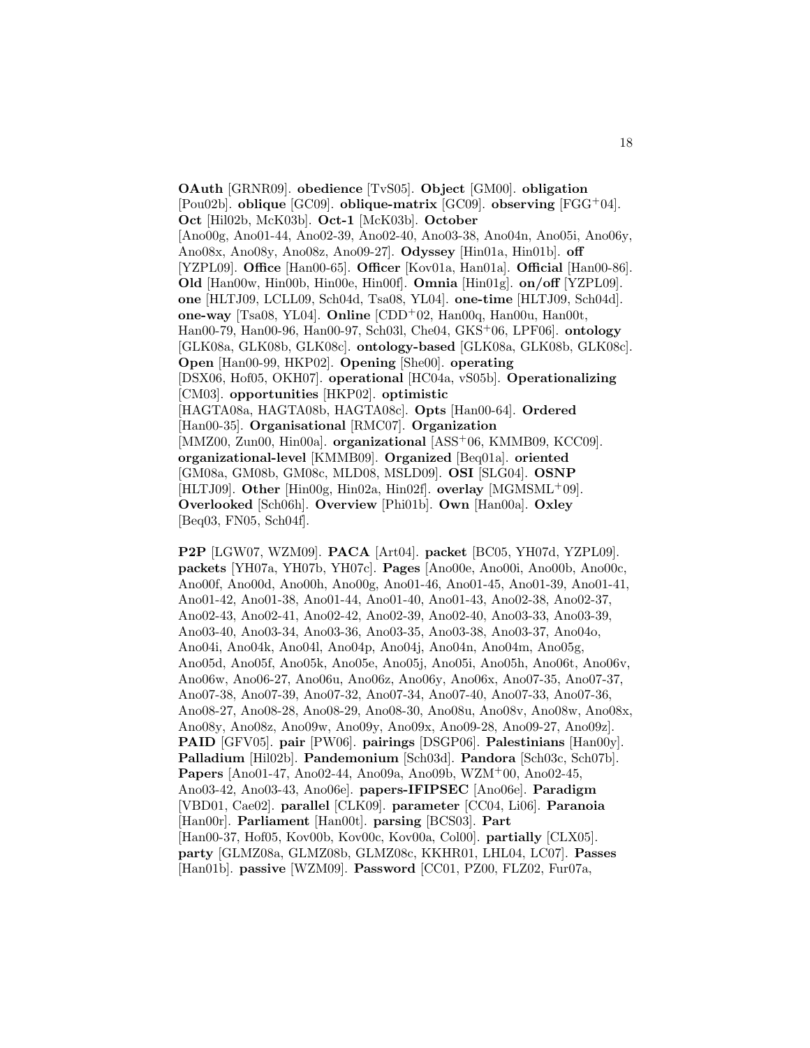**OAuth** [GRNR09]. **obedience** [TvS05]. **Object** [GM00]. **obligation** [Pou02b]. **oblique** [GC09]. **oblique-matrix** [GC09]. **observing** [FGG+04]. **Oct** [Hil02b, McK03b]. **Oct-1** [McK03b]. **October** [Ano00g, Ano01-44, Ano02-39, Ano02-40, Ano03-38, Ano04n, Ano05i, Ano06y, Ano08x, Ano08y, Ano08z, Ano09-27]. **Odyssey** [Hin01a, Hin01b]. **off** [YZPL09]. **Office** [Han00-65]. **Officer** [Kov01a, Han01a]. **Official** [Han00-86]. **Old** [Han00w, Hin00b, Hin00e, Hin00f]. **Omnia** [Hin01g]. **on/off** [YZPL09]. **one** [HLTJ09, LCLL09, Sch04d, Tsa08, YL04]. **one-time** [HLTJ09, Sch04d]. **one-way** [Tsa08, YL04]. **Online** [CDD+02, Han00q, Han00u, Han00t, Han00-79, Han00-96, Han00-97, Sch03l, Che04, GKS+06, LPF06]. **ontology** [GLK08a, GLK08b, GLK08c]. **ontology-based** [GLK08a, GLK08b, GLK08c]. **Open** [Han00-99, HKP02]. **Opening** [She00]. **operating** [DSX06, Hof05, OKH07]. **operational** [HC04a, vS05b]. **Operationalizing** [CM03]. **opportunities** [HKP02]. **optimistic** [HAGTA08a, HAGTA08b, HAGTA08c]. **Opts** [Han00-64]. **Ordered** [Han00-35]. **Organisational** [RMC07]. **Organization** [MMZ00, Zun00, Hin00a]. **organizational** [ASS+06, KMMB09, KCC09]. **organizational-level** [KMMB09]. **Organized** [Beq01a]. **oriented** [GM08a, GM08b, GM08c, MLD08, MSLD09]. **OSI** [SLG04]. **OSNP** [HLTJ09]. **Other** [Hin00g, Hin02a, Hin02f]. **overlay** [MGMSML+09]. **Overlooked** [Sch06h]. **Overview** [Phi01b]. **Own** [Han00a]. **Oxley** [Beq03, FN05, Sch04f].

**P2P** [LGW07, WZM09]. **PACA** [Art04]. **packet** [BC05, YH07d, YZPL09]. **packets** [YH07a, YH07b, YH07c]. **Pages** [Ano00e, Ano00i, Ano00b, Ano00c, Ano00f, Ano00d, Ano00h, Ano00g, Ano01-46, Ano01-45, Ano01-39, Ano01-41, Ano01-42, Ano01-38, Ano01-44, Ano01-40, Ano01-43, Ano02-38, Ano02-37, Ano02-43, Ano02-41, Ano02-42, Ano02-39, Ano02-40, Ano03-33, Ano03-39, Ano03-40, Ano03-34, Ano03-36, Ano03-35, Ano03-38, Ano03-37, Ano04o, Ano04i, Ano04k, Ano04l, Ano04p, Ano04j, Ano04n, Ano04m, Ano05g, Ano05d, Ano05f, Ano05k, Ano05e, Ano05j, Ano05i, Ano05h, Ano06t, Ano06v, Ano06w, Ano06-27, Ano06u, Ano06z, Ano06y, Ano06x, Ano07-35, Ano07-37, Ano07-38, Ano07-39, Ano07-32, Ano07-34, Ano07-40, Ano07-33, Ano07-36, Ano08-27, Ano08-28, Ano08-29, Ano08-30, Ano08u, Ano08v, Ano08w, Ano08x, Ano08y, Ano08z, Ano09w, Ano09y, Ano09x, Ano09-28, Ano09-27, Ano09z]. **PAID** [GFV05]. **pair** [PW06]. **pairings** [DSGP06]. **Palestinians** [Han00y]. **Palladium** [Hil02b]. **Pandemonium** [Sch03d]. **Pandora** [Sch03c, Sch07b]. **Papers** [Ano01-47, Ano02-44, Ano09a, Ano09b, WZM+00, Ano02-45, Ano03-42, Ano03-43, Ano06e]. **papers-IFIPSEC** [Ano06e]. **Paradigm** [VBD01, Cae02]. **parallel** [CLK09]. **parameter** [CC04, Li06]. **Paranoia** [Han00r]. **Parliament** [Han00t]. **parsing** [BCS03]. **Part** [Han00-37, Hof05, Kov00b, Kov00c, Kov00a, Col00]. **partially** [CLX05]. **party** [GLMZ08a, GLMZ08b, GLMZ08c, KKHR01, LHL04, LC07]. **Passes** [Han01b]. **passive** [WZM09]. **Password** [CC01, PZ00, FLZ02, Fur07a,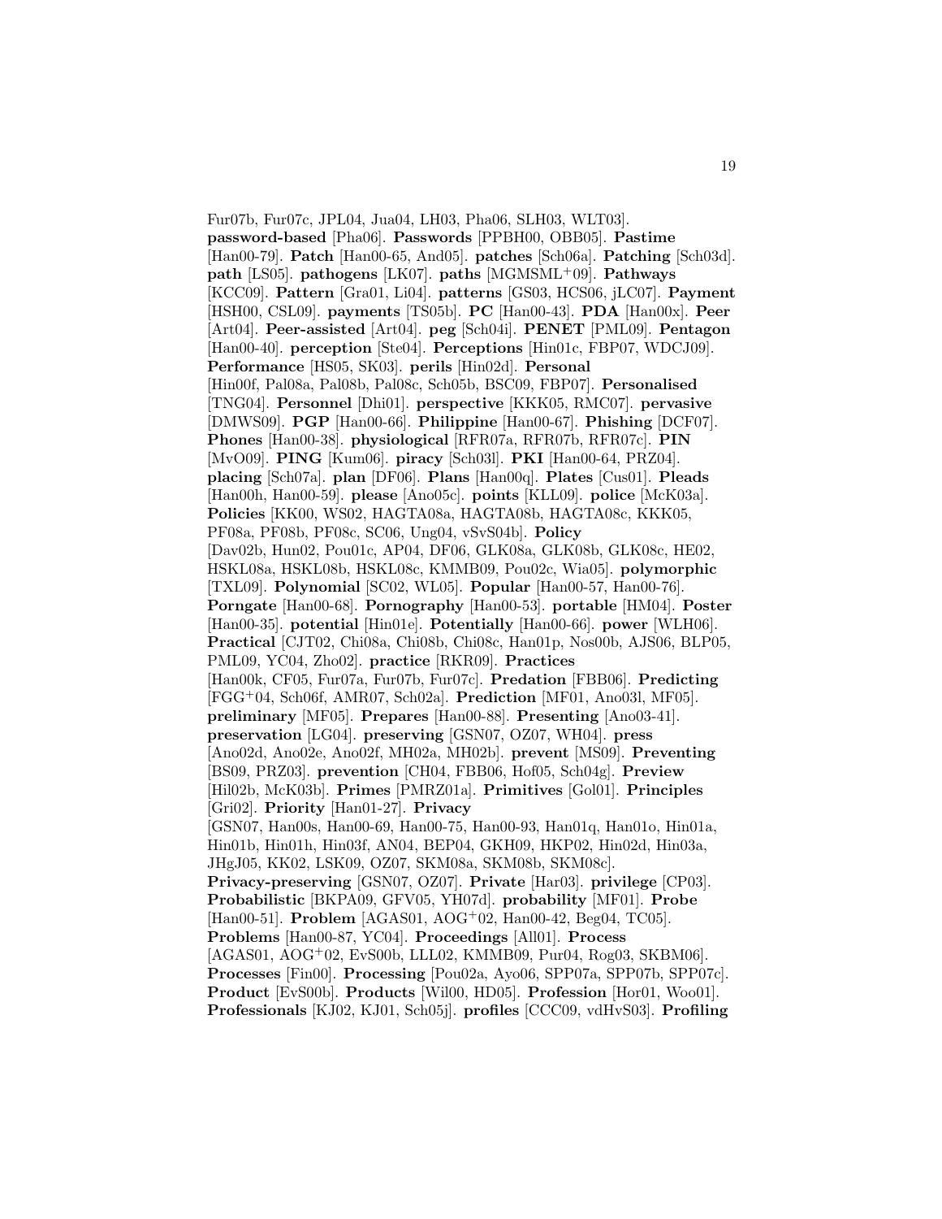Fur07b, Fur07c, JPL04, Jua04, LH03, Pha06, SLH03, WLT03]. **password-based** [Pha06]. **Passwords** [PPBH00, OBB05]. **Pastime** [Han00-79]. **Patch** [Han00-65, And05]. **patches** [Sch06a]. **Patching** [Sch03d]. **path** [LS05]. **pathogens** [LK07]. **paths** [MGMSML+09]. **Pathways** [KCC09]. **Pattern** [Gra01, Li04]. **patterns** [GS03, HCS06, jLC07]. **Payment** [HSH00, CSL09]. **payments** [TS05b]. **PC** [Han00-43]. **PDA** [Han00x]. **Peer** [Art04]. **Peer-assisted** [Art04]. **peg** [Sch04i]. **PENET** [PML09]. **Pentagon** [Han00-40]. **perception** [Ste04]. **Perceptions** [Hin01c, FBP07, WDCJ09]. **Performance** [HS05, SK03]. **perils** [Hin02d]. **Personal** [Hin00f, Pal08a, Pal08b, Pal08c, Sch05b, BSC09, FBP07]. **Personalised** [TNG04]. **Personnel** [Dhi01]. **perspective** [KKK05, RMC07]. **pervasive** [DMWS09]. **PGP** [Han00-66]. **Philippine** [Han00-67]. **Phishing** [DCF07]. **Phones** [Han00-38]. **physiological** [RFR07a, RFR07b, RFR07c]. **PIN** [MvO09]. **PING** [Kum06]. **piracy** [Sch03l]. **PKI** [Han00-64, PRZ04]. **placing** [Sch07a]. **plan** [DF06]. **Plans** [Han00q]. **Plates** [Cus01]. **Pleads** [Han00h, Han00-59]. **please** [Ano05c]. **points** [KLL09]. **police** [McK03a]. **Policies** [KK00, WS02, HAGTA08a, HAGTA08b, HAGTA08c, KKK05, PF08a, PF08b, PF08c, SC06, Ung04, vSvS04b]. **Policy** [Dav02b, Hun02, Pou01c, AP04, DF06, GLK08a, GLK08b, GLK08c, HE02, HSKL08a, HSKL08b, HSKL08c, KMMB09, Pou02c, Wia05]. **polymorphic** [TXL09]. **Polynomial** [SC02, WL05]. **Popular** [Han00-57, Han00-76]. **Porngate** [Han00-68]. **Pornography** [Han00-53]. **portable** [HM04]. **Poster** [Han00-35]. **potential** [Hin01e]. **Potentially** [Han00-66]. **power** [WLH06]. **Practical** [CJT02, Chi08a, Chi08b, Chi08c, Han01p, Nos00b, AJS06, BLP05, PML09, YC04, Zho02]. **practice** [RKR09]. **Practices** [Han00k, CF05, Fur07a, Fur07b, Fur07c]. **Predation** [FBB06]. **Predicting** [FGG+04, Sch06f, AMR07, Sch02a]. **Prediction** [MF01, Ano03l, MF05]. **preliminary** [MF05]. **Prepares** [Han00-88]. **Presenting** [Ano03-41]. **preservation** [LG04]. **preserving** [GSN07, OZ07, WH04]. **press** [Ano02d, Ano02e, Ano02f, MH02a, MH02b]. **prevent** [MS09]. **Preventing** [BS09, PRZ03]. **prevention** [CH04, FBB06, Hof05, Sch04g]. **Preview** [Hil02b, McK03b]. **Primes** [PMRZ01a]. **Primitives** [Gol01]. **Principles** [Gri02]. **Priority** [Han01-27]. **Privacy** [GSN07, Han00s, Han00-69, Han00-75, Han00-93, Han01q, Han01o, Hin01a, Hin01b, Hin01h, Hin03f, AN04, BEP04, GKH09, HKP02, Hin02d, Hin03a, JHgJ05, KK02, LSK09, OZ07, SKM08a, SKM08b, SKM08c]. **Privacy-preserving** [GSN07, OZ07]. **Private** [Har03]. **privilege** [CP03]. **Probabilistic** [BKPA09, GFV05, YH07d]. **probability** [MF01]. **Probe** [Han00-51]. **Problem** [AGAS01, AOG+02, Han00-42, Beg04, TC05]. **Problems** [Han00-87, YC04]. **Proceedings** [All01]. **Process** [AGAS01, AOG+02, EvS00b, LLL02, KMMB09, Pur04, Rog03, SKBM06]. **Processes** [Fin00]. **Processing** [Pou02a, Ayo06, SPP07a, SPP07b, SPP07c]. **Product** [EvS00b]. **Products** [Wil00, HD05]. **Profession** [Hor01, Woo01]. **Professionals** [KJ02, KJ01, Sch05j]. **profiles** [CCC09, vdHvS03]. **Profiling**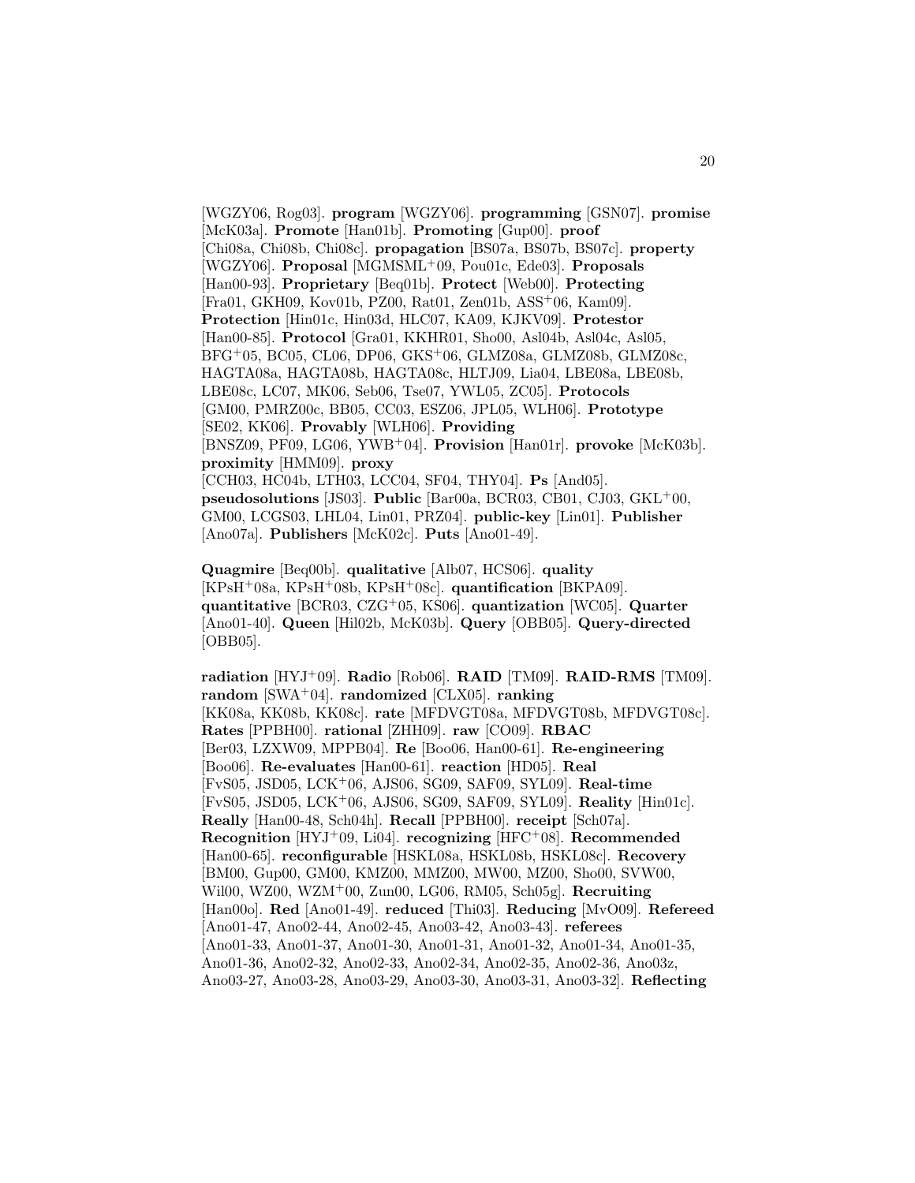[WGZY06, Rog03]. **program** [WGZY06]. **programming** [GSN07]. **promise** [McK03a]. **Promote** [Han01b]. **Promoting** [Gup00]. **proof** [Chi08a, Chi08b, Chi08c]. **propagation** [BS07a, BS07b, BS07c]. **property** [WGZY06]. **Proposal** [MGMSML+09, Pou01c, Ede03]. **Proposals** [Han00-93]. **Proprietary** [Beq01b]. **Protect** [Web00]. **Protecting** [Fra01, GKH09, Kov01b, PZ00, Rat01, Zen01b, ASS+06, Kam09]. **Protection** [Hin01c, Hin03d, HLC07, KA09, KJKV09]. **Protestor** [Han00-85]. **Protocol** [Gra01, KKHR01, Sho00, Asl04b, Asl04c, Asl05, BFG+05, BC05, CL06, DP06, GKS+06, GLMZ08a, GLMZ08b, GLMZ08c, HAGTA08a, HAGTA08b, HAGTA08c, HLTJ09, Lia04, LBE08a, LBE08b, LBE08c, LC07, MK06, Seb06, Tse07, YWL05, ZC05]. **Protocols** [GM00, PMRZ00c, BB05, CC03, ESZ06, JPL05, WLH06]. **Prototype** [SE02, KK06]. **Provably** [WLH06]. **Providing** [BNSZ09, PF09, LG06, YWB+04]. **Provision** [Han01r]. **provoke** [McK03b]. **proximity** [HMM09]. **proxy** [CCH03, HC04b, LTH03, LCC04, SF04, THY04]. **Ps** [And05]. **pseudosolutions** [JS03]. **Public** [Bar00a, BCR03, CB01, CJ03, GKL+00, GM00, LCGS03, LHL04, Lin01, PRZ04]. **public-key** [Lin01]. **Publisher** [Ano07a]. **Publishers** [McK02c]. **Puts** [Ano01-49].

**Quagmire** [Beq00b]. **qualitative** [Alb07, HCS06]. **quality** [KPsH+08a, KPsH+08b, KPsH+08c]. **quantification** [BKPA09]. **quantitative** [BCR03, CZG+05, KS06]. **quantization** [WC05]. **Quarter** [Ano01-40]. **Queen** [Hil02b, McK03b]. **Query** [OBB05]. **Query-directed** [OBB05].

**radiation** [HYJ+09]. **Radio** [Rob06]. **RAID** [TM09]. **RAID-RMS** [TM09]. **random** [SWA+04]. **randomized** [CLX05]. **ranking** [KK08a, KK08b, KK08c]. **rate** [MFDVGT08a, MFDVGT08b, MFDVGT08c]. **Rates** [PPBH00]. **rational** [ZHH09]. **raw** [CO09]. **RBAC** [Ber03, LZXW09, MPPB04]. **Re** [Boo06, Han00-61]. **Re-engineering** [Boo06]. **Re-evaluates** [Han00-61]. **reaction** [HD05]. **Real** [FvS05, JSD05, LCK+06, AJS06, SG09, SAF09, SYL09]. **Real-time** [FvS05, JSD05, LCK+06, AJS06, SG09, SAF09, SYL09]. **Reality** [Hin01c]. **Really** [Han00-48, Sch04h]. **Recall** [PPBH00]. **receipt** [Sch07a]. **Recognition** [HYJ+09, Li04]. **recognizing** [HFC+08]. **Recommended** [Han00-65]. **reconfigurable** [HSKL08a, HSKL08b, HSKL08c]. **Recovery** [BM00, Gup00, GM00, KMZ00, MMZ00, MW00, MZ00, Sho00, SVW00, Wil00, WZ00, WZM+00, Zun00, LG06, RM05, Sch05g]. **Recruiting** [Han00o]. **Red** [Ano01-49]. **reduced** [Thi03]. **Reducing** [MvO09]. **Refereed** [Ano01-47, Ano02-44, Ano02-45, Ano03-42, Ano03-43]. **referees** [Ano01-33, Ano01-37, Ano01-30, Ano01-31, Ano01-32, Ano01-34, Ano01-35, Ano01-36, Ano02-32, Ano02-33, Ano02-34, Ano02-35, Ano02-36, Ano03z, Ano03-27, Ano03-28, Ano03-29, Ano03-30, Ano03-31, Ano03-32]. **Reflecting**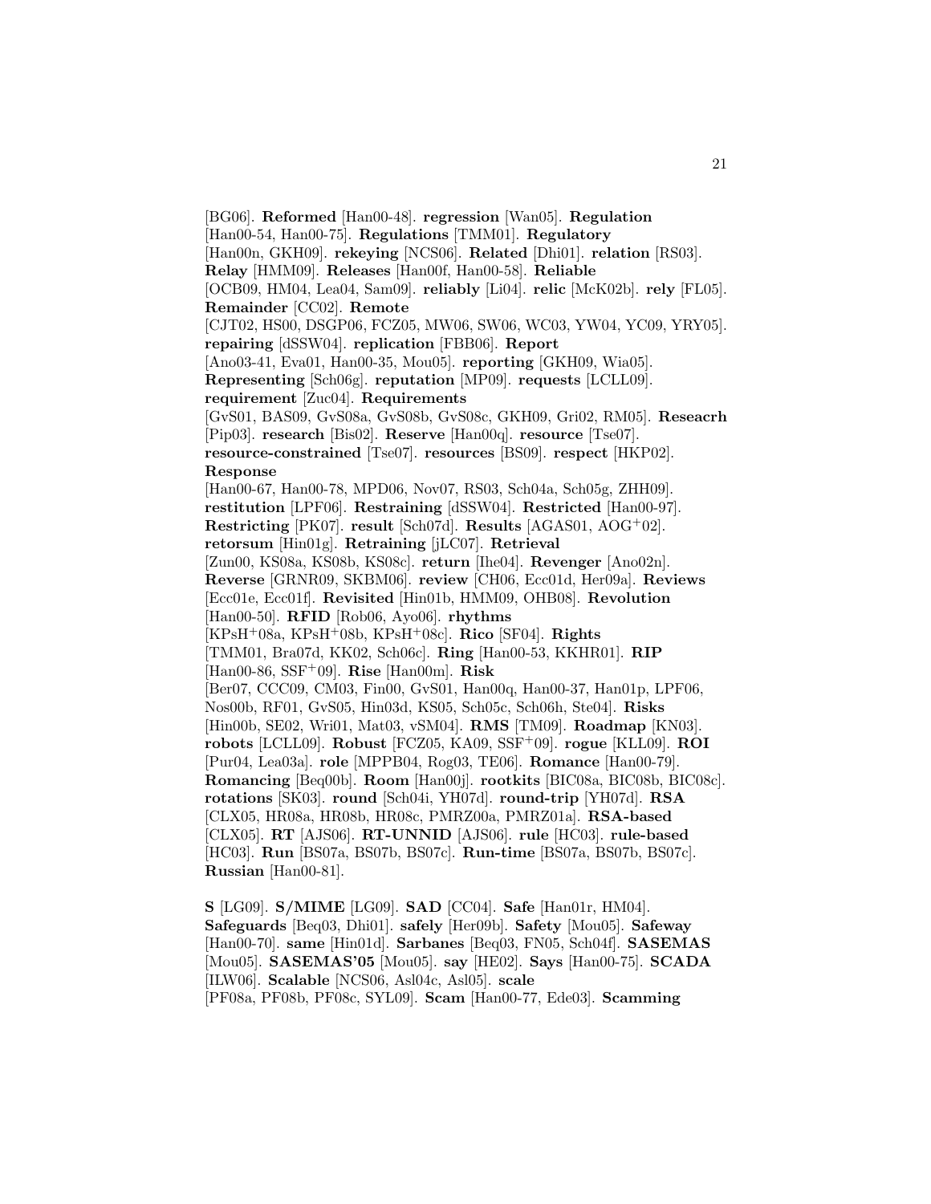[BG06]. **Reformed** [Han00-48]. **regression** [Wan05]. **Regulation** [Han00-54, Han00-75]. **Regulations** [TMM01]. **Regulatory** [Han00n, GKH09]. **rekeying** [NCS06]. **Related** [Dhi01]. **relation** [RS03]. **Relay** [HMM09]. **Releases** [Han00f, Han00-58]. **Reliable** [OCB09, HM04, Lea04, Sam09]. **reliably** [Li04]. **relic** [McK02b]. **rely** [FL05]. **Remainder** [CC02]. **Remote** [CJT02, HS00, DSGP06, FCZ05, MW06, SW06, WC03, YW04, YC09, YRY05]. **repairing** [dSSW04]. **replication** [FBB06]. **Report** [Ano03-41, Eva01, Han00-35, Mou05]. **reporting** [GKH09, Wia05]. **Representing** [Sch06g]. **reputation** [MP09]. **requests** [LCLL09]. **requirement** [Zuc04]. **Requirements** [GvS01, BAS09, GvS08a, GvS08b, GvS08c, GKH09, Gri02, RM05]. **Reseacrh** [Pip03]. **research** [Bis02]. **Reserve** [Han00q]. **resource** [Tse07]. **resource-constrained** [Tse07]. **resources** [BS09]. **respect** [HKP02]. **Response** [Han00-67, Han00-78, MPD06, Nov07, RS03, Sch04a, Sch05g, ZHH09]. **restitution** [LPF06]. **Restraining** [dSSW04]. **Restricted** [Han00-97]. **Restricting** [PK07]. **result** [Sch07d]. **Results** [AGAS01, AOG+02]. **retorsum** [Hin01g]. **Retraining** [jLC07]. **Retrieval** [Zun00, KS08a, KS08b, KS08c]. **return** [Ihe04]. **Revenger** [Ano02n]. **Reverse** [GRNR09, SKBM06]. **review** [CH06, Ecc01d, Her09a]. **Reviews** [Ecc01e, Ecc01f]. **Revisited** [Hin01b, HMM09, OHB08]. **Revolution** [Han00-50]. **RFID** [Rob06, Ayo06]. **rhythms** [KPsH+08a, KPsH+08b, KPsH+08c]. **Rico** [SF04]. **Rights** [TMM01, Bra07d, KK02, Sch06c]. **Ring** [Han00-53, KKHR01]. **RIP** [Han00-86, SSF+09]. **Rise** [Han00m]. **Risk** [Ber07, CCC09, CM03, Fin00, GvS01, Han00q, Han00-37, Han01p, LPF06, Nos00b, RF01, GvS05, Hin03d, KS05, Sch05c, Sch06h, Ste04]. **Risks** [Hin00b, SE02, Wri01, Mat03, vSM04]. **RMS** [TM09]. **Roadmap** [KN03]. **robots** [LCLL09]. **Robust** [FCZ05, KA09, SSF+09]. **rogue** [KLL09]. **ROI** [Pur04, Lea03a]. **role** [MPPB04, Rog03, TE06]. **Romance** [Han00-79]. **Romancing** [Beq00b]. **Room** [Han00j]. **rootkits** [BIC08a, BIC08b, BIC08c]. **rotations** [SK03]. **round** [Sch04i, YH07d]. **round-trip** [YH07d]. **RSA** [CLX05, HR08a, HR08b, HR08c, PMRZ00a, PMRZ01a]. **RSA-based** [CLX05]. **RT** [AJS06]. **RT-UNNID** [AJS06]. **rule** [HC03]. **rule-based** [HC03]. **Run** [BS07a, BS07b, BS07c]. **Run-time** [BS07a, BS07b, BS07c]. **Russian** [Han00-81].

**S** [LG09]. **S/MIME** [LG09]. **SAD** [CC04]. **Safe** [Han01r, HM04]. **Safeguards** [Beq03, Dhi01]. **safely** [Her09b]. **Safety** [Mou05]. **Safeway** [Han00-70]. **same** [Hin01d]. **Sarbanes** [Beq03, FN05, Sch04f]. **SASEMAS** [Mou05]. **SASEMAS'05** [Mou05]. **say** [HE02]. **Says** [Han00-75]. **SCADA** [ILW06]. **Scalable** [NCS06, Asl04c, Asl05]. **scale** [PF08a, PF08b, PF08c, SYL09]. **Scam** [Han00-77, Ede03]. **Scamming**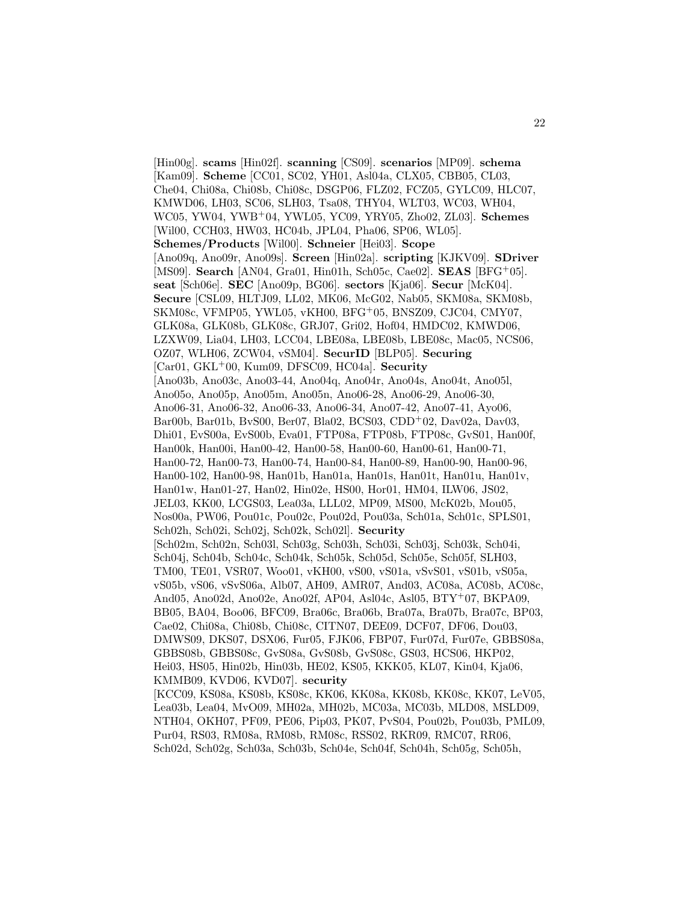[Hin00g]. **scams** [Hin02f]. **scanning** [CS09]. **scenarios** [MP09]. **schema** [Kam09]. **Scheme** [CC01, SC02, YH01, Asl04a, CLX05, CBB05, CL03, Che04, Chi08a, Chi08b, Chi08c, DSGP06, FLZ02, FCZ05, GYLC09, HLC07, KMWD06, LH03, SC06, SLH03, Tsa08, THY04, WLT03, WC03, WH04, WC05, YW04, YWB+04, YWL05, YC09, YRY05, Zho02, ZL03]. **Schemes** [Wil00, CCH03, HW03, HC04b, JPL04, Pha06, SP06, WL05]. **Schemes/Products** [Wil00]. **Schneier** [Hei03]. **Scope** [Ano09q, Ano09r, Ano09s]. **Screen** [Hin02a]. **scripting** [KJKV09]. **SDriver** [MS09]. **Search** [AN04, Gra01, Hin01h, Sch05c, Cae02]. **SEAS** [BFG+05]. **seat** [Sch06e]. **SEC** [Ano09p, BG06]. **sectors** [Kja06]. **Secur** [McK04]. **Secure** [CSL09, HLTJ09, LL02, MK06, McG02, Nab05, SKM08a, SKM08b, SKM08c, VFMP05, YWL05, vKH00, BFG+05, BNSZ09, CJC04, CMY07, GLK08a, GLK08b, GLK08c, GRJ07, Gri02, Hof04, HMDC02, KMWD06, LZXW09, Lia04, LH03, LCC04, LBE08a, LBE08b, LBE08c, Mac05, NCS06, OZ07, WLH06, ZCW04, vSM04]. **SecurID** [BLP05]. **Securing** [Car01, GKL+00, Kum09, DFSC09, HC04a]. **Security** [Ano03b, Ano03c, Ano03-44, Ano04q, Ano04r, Ano04s, Ano04t, Ano05l, Ano05o, Ano05p, Ano05m, Ano05n, Ano06-28, Ano06-29, Ano06-30, Ano06-31, Ano06-32, Ano06-33, Ano06-34, Ano07-42, Ano07-41, Ayo06, Bar00b, Bar01b, BvS00, Ber07, Bla02, BCS03, CDD+02, Dav02a, Dav03, Dhi01, EvS00a, EvS00b, Eva01, FTP08a, FTP08b, FTP08c, GvS01, Han00f, Han00k, Han00i, Han00-42, Han00-58, Han00-60, Han00-61, Han00-71, Han00-72, Han00-73, Han00-74, Han00-84, Han00-89, Han00-90, Han00-96, Han00-102, Han00-98, Han01b, Han01a, Han01s, Han01t, Han01u, Han01v, Han01w, Han01-27, Han02, Hin02e, HS00, Hor01, HM04, ILW06, JS02, JEL03, KK00, LCGS03, Lea03a, LLL02, MP09, MS00, McK02b, Mou05, Nos00a, PW06, Pou01c, Pou02c, Pou02d, Pou03a, Sch01a, Sch01c, SPLS01, Sch02h, Sch02i, Sch02j, Sch02k, Sch02l]. **Security** [Sch02m, Sch02n, Sch03l, Sch03g, Sch03h, Sch03i, Sch03j, Sch03k, Sch04i, Sch04j, Sch04b, Sch04c, Sch04k, Sch05k, Sch05d, Sch05e, Sch05f, SLH03, TM00, TE01, VSR07, Woo01, vKH00, vS00, vS01a, vSvS01, vS01b, vS05a, vS05b, vS06, vSvS06a, Alb07, AH09, AMR07, And03, AC08a, AC08b, AC08c, And05, Ano02d, Ano02e, Ano02f, AP04, Asl04c, Asl05, BTY+07, BKPA09, BB05, BA04, Boo06, BFC09, Bra06c, Bra06b, Bra07a, Bra07b, Bra07c, BP03, Cae02, Chi08a, Chi08b, Chi08c, CITN07, DEE09, DCF07, DF06, Dou03, DMWS09, DKS07, DSX06, Fur05, FJK06, FBP07, Fur07d, Fur07e, GBBS08a, GBBS08b, GBBS08c, GvS08a, GvS08b, GvS08c, GS03, HCS06, HKP02, Hei03, HS05, Hin02b, Hin03b, HE02, KS05, KKK05, KL07, Kin04, Kja06, KMMB09, KVD06, KVD07]. **security** [KCC09, KS08a, KS08b, KS08c, KK06, KK08a, KK08b, KK08c, KK07, LeV05, Lea03b, Lea04, MvO09, MH02a, MH02b, MC03a, MC03b, MLD08, MSLD09, NTH04, OKH07, PF09, PE06, Pip03, PK07, PvS04, Pou02b, Pou03b, PML09, Pur04, RS03, RM08a, RM08b, RM08c, RSS02, RKR09, RMC07, RR06, Sch02d, Sch02g, Sch03a, Sch03b, Sch04e, Sch04f, Sch04h, Sch05g, Sch05h,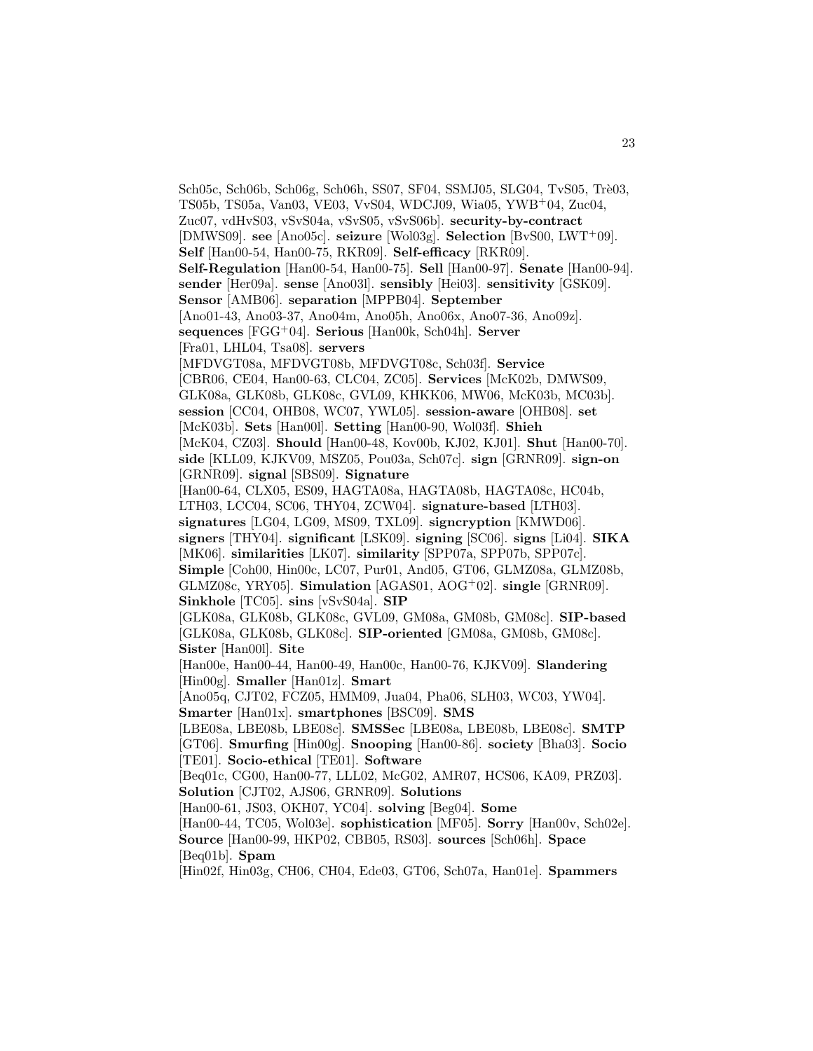Sch05c, Sch06b, Sch06g, Sch06h, SS07, SF04, SSMJ05, SLG04, TvS05, Trè03, TS05b, TS05a, Van03, VE03, VvS04, WDCJ09, Wia05, YWB+04, Zuc04, Zuc07, vdHvS03, vSvS04a, vSvS05, vSvS06b]. **security-by-contract** [DMWS09]. **see** [Ano05c]. **seizure** [Wol03g]. **Selection** [BvS00, LWT+09]. **Self** [Han00-54, Han00-75, RKR09]. **Self-efficacy** [RKR09]. **Self-Regulation** [Han00-54, Han00-75]. **Sell** [Han00-97]. **Senate** [Han00-94]. **sender** [Her09a]. **sense** [Ano03l]. **sensibly** [Hei03]. **sensitivity** [GSK09]. **Sensor** [AMB06]. **separation** [MPPB04]. **September** [Ano01-43, Ano03-37, Ano04m, Ano05h, Ano06x, Ano07-36, Ano09z]. **sequences** [FGG+04]. **Serious** [Han00k, Sch04h]. **Server** [Fra01, LHL04, Tsa08]. **servers** [MFDVGT08a, MFDVGT08b, MFDVGT08c, Sch03f]. **Service** [CBR06, CE04, Han00-63, CLC04, ZC05]. **Services** [McK02b, DMWS09, GLK08a, GLK08b, GLK08c, GVL09, KHKK06, MW06, McK03b, MC03b]. **session** [CC04, OHB08, WC07, YWL05]. **session-aware** [OHB08]. **set** [McK03b]. **Sets** [Han00l]. **Setting** [Han00-90, Wol03f]. **Shieh** [McK04, CZ03]. **Should** [Han00-48, Kov00b, KJ02, KJ01]. **Shut** [Han00-70]. **side** [KLL09, KJKV09, MSZ05, Pou03a, Sch07c]. **sign** [GRNR09]. **sign-on** [GRNR09]. **signal** [SBS09]. **Signature** [Han00-64, CLX05, ES09, HAGTA08a, HAGTA08b, HAGTA08c, HC04b, LTH03, LCC04, SC06, THY04, ZCW04]. **signature-based** [LTH03]. **signatures** [LG04, LG09, MS09, TXL09]. **signcryption** [KMWD06]. **signers** [THY04]. **significant** [LSK09]. **signing** [SC06]. **signs** [Li04]. **SIKA** [MK06]. **similarities** [LK07]. **similarity** [SPP07a, SPP07b, SPP07c]. **Simple** [Coh00, Hin00c, LC07, Pur01, And05, GT06, GLMZ08a, GLMZ08b, GLMZ08c, YRY05]. **Simulation** [AGAS01, AOG+02]. **single** [GRNR09]. **Sinkhole** [TC05]. **sins** [vSvS04a]. **SIP** [GLK08a, GLK08b, GLK08c, GVL09, GM08a, GM08b, GM08c]. **SIP-based** [GLK08a, GLK08b, GLK08c]. **SIP-oriented** [GM08a, GM08b, GM08c]. **Sister** [Han00l]. **Site** [Han00e, Han00-44, Han00-49, Han00c, Han00-76, KJKV09]. **Slandering** [Hin00g]. **Smaller** [Han01z]. **Smart** [Ano05q, CJT02, FCZ05, HMM09, Jua04, Pha06, SLH03, WC03, YW04]. **Smarter** [Han01x]. **smartphones** [BSC09]. **SMS** [LBE08a, LBE08b, LBE08c]. **SMSSec** [LBE08a, LBE08b, LBE08c]. **SMTP** [GT06]. **Smurfing** [Hin00g]. **Snooping** [Han00-86]. **society** [Bha03]. **Socio** [TE01]. **Socio-ethical** [TE01]. **Software** [Beq01c, CG00, Han00-77, LLL02, McG02, AMR07, HCS06, KA09, PRZ03]. **Solution** [CJT02, AJS06, GRNR09]. **Solutions** [Han00-61, JS03, OKH07, YC04]. **solving** [Beg04]. **Some** [Han00-44, TC05, Wol03e]. **sophistication** [MF05]. **Sorry** [Han00v, Sch02e]. **Source** [Han00-99, HKP02, CBB05, RS03]. **sources** [Sch06h]. **Space** [Beq01b]. **Spam** [Hin02f, Hin03g, CH06, CH04, Ede03, GT06, Sch07a, Han01e]. **Spammers**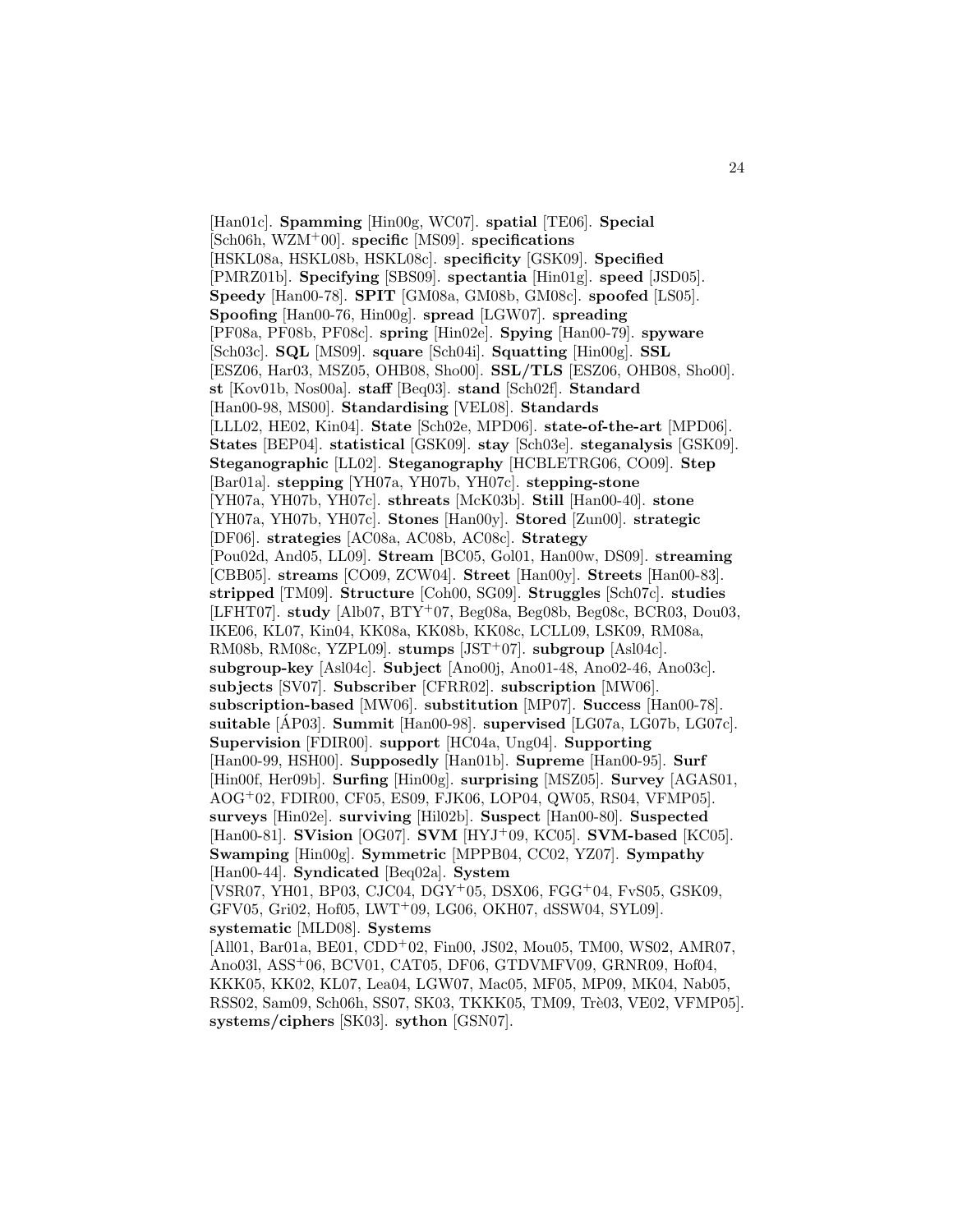[Han01c]. **Spamming** [Hin00g, WC07]. **spatial** [TE06]. **Special** [Sch06h, WZM+00]. **specific** [MS09]. **specifications** [HSKL08a, HSKL08b, HSKL08c]. **specificity** [GSK09]. **Specified** [PMRZ01b]. **Specifying** [SBS09]. **spectantia** [Hin01g]. **speed** [JSD05]. **Speedy** [Han00-78]. **SPIT** [GM08a, GM08b, GM08c]. **spoofed** [LS05]. **Spoofing** [Han00-76, Hin00g]. **spread** [LGW07]. **spreading** [PF08a, PF08b, PF08c]. **spring** [Hin02e]. **Spying** [Han00-79]. **spyware** [Sch03c]. **SQL** [MS09]. **square** [Sch04i]. **Squatting** [Hin00g]. **SSL** [ESZ06, Har03, MSZ05, OHB08, Sho00]. **SSL/TLS** [ESZ06, OHB08, Sho00]. **st** [Kov01b, Nos00a]. **staff** [Beq03]. **stand** [Sch02f]. **Standard** [Han00-98, MS00]. **Standardising** [VEL08]. **Standards** [LLL02, HE02, Kin04]. **State** [Sch02e, MPD06]. **state-of-the-art** [MPD06]. **States** [BEP04]. **statistical** [GSK09]. **stay** [Sch03e]. **steganalysis** [GSK09]. **Steganographic** [LL02]. **Steganography** [HCBLETRG06, CO09]. **Step** [Bar01a]. **stepping** [YH07a, YH07b, YH07c]. **stepping-stone** [YH07a, YH07b, YH07c]. **sthreats** [McK03b]. **Still** [Han00-40]. **stone** [YH07a, YH07b, YH07c]. **Stones** [Han00y]. **Stored** [Zun00]. **strategic** [DF06]. **strategies** [AC08a, AC08b, AC08c]. **Strategy** [Pou02d, And05, LL09]. **Stream** [BC05, Gol01, Han00w, DS09]. **streaming** [CBB05]. **streams** [CO09, ZCW04]. **Street** [Han00y]. **Streets** [Han00-83]. **stripped** [TM09]. **Structure** [Coh00, SG09]. **Struggles** [Sch07c]. **studies** [LFHT07]. **study** [Alb07, BTY+07, Beg08a, Beg08b, Beg08c, BCR03, Dou03, IKE06, KL07, Kin04, KK08a, KK08b, KK08c, LCLL09, LSK09, RM08a, RM08b, RM08c, YZPL09]. **stumps** [JST+07]. **subgroup** [Asl04c]. **subgroup-key** [Asl04c]. **Subject** [Ano00j, Ano01-48, Ano02-46, Ano03c]. **subjects** [SV07]. **Subscriber** [CFRR02]. **subscription** [MW06]. **subscription-based** [MW06]. **substitution** [MP07]. **Success** [Han00-78]. **suitable** [ÁP03]. **Summit** [Han00-98]. **supervised** [LG07a, LG07b, LG07c]. **Supervision** [FDIR00]. **support** [HC04a, Ung04]. **Supporting** [Han00-99, HSH00]. **Supposedly** [Han01b]. **Supreme** [Han00-95]. **Surf** [Hin00f, Her09b]. **Surfing** [Hin00g]. **surprising** [MSZ05]. **Survey** [AGAS01, AOG+02, FDIR00, CF05, ES09, FJK06, LOP04, QW05, RS04, VFMP05]. **surveys** [Hin02e]. **surviving** [Hil02b]. **Suspect** [Han00-80]. **Suspected** [Han00-81]. **SVision** [OG07]. **SVM** [HYJ+09, KC05]. **SVM-based** [KC05]. **Swamping** [Hin00g]. **Symmetric** [MPPB04, CC02, YZ07]. **Sympathy** [Han00-44]. **Syndicated** [Beq02a]. **System** [VSR07, YH01, BP03, CJC04, DGY+05, DSX06, FGG+04, FvS05, GSK09, GFV05, Gri02, Hof05, LWT+09, LG06, OKH07, dSSW04, SYL09]. **systematic** [MLD08]. **Systems** [All01, Bar01a, BE01, CDD+02, Fin00, JS02, Mou05, TM00, WS02, AMR07, Ano03l, ASS+06, BCV01, CAT05, DF06, GTDVMFV09, GRNR09, Hof04, KKK05, KK02, KL07, Lea04, LGW07, Mac05, MF05, MP09, MK04, Nab05, RSS02, Sam09, Sch06h, SS07, SK03, TKKK05, TM09, Trè03, VE02, VFMP05]. **systems/ciphers** [SK03]. **sython** [GSN07].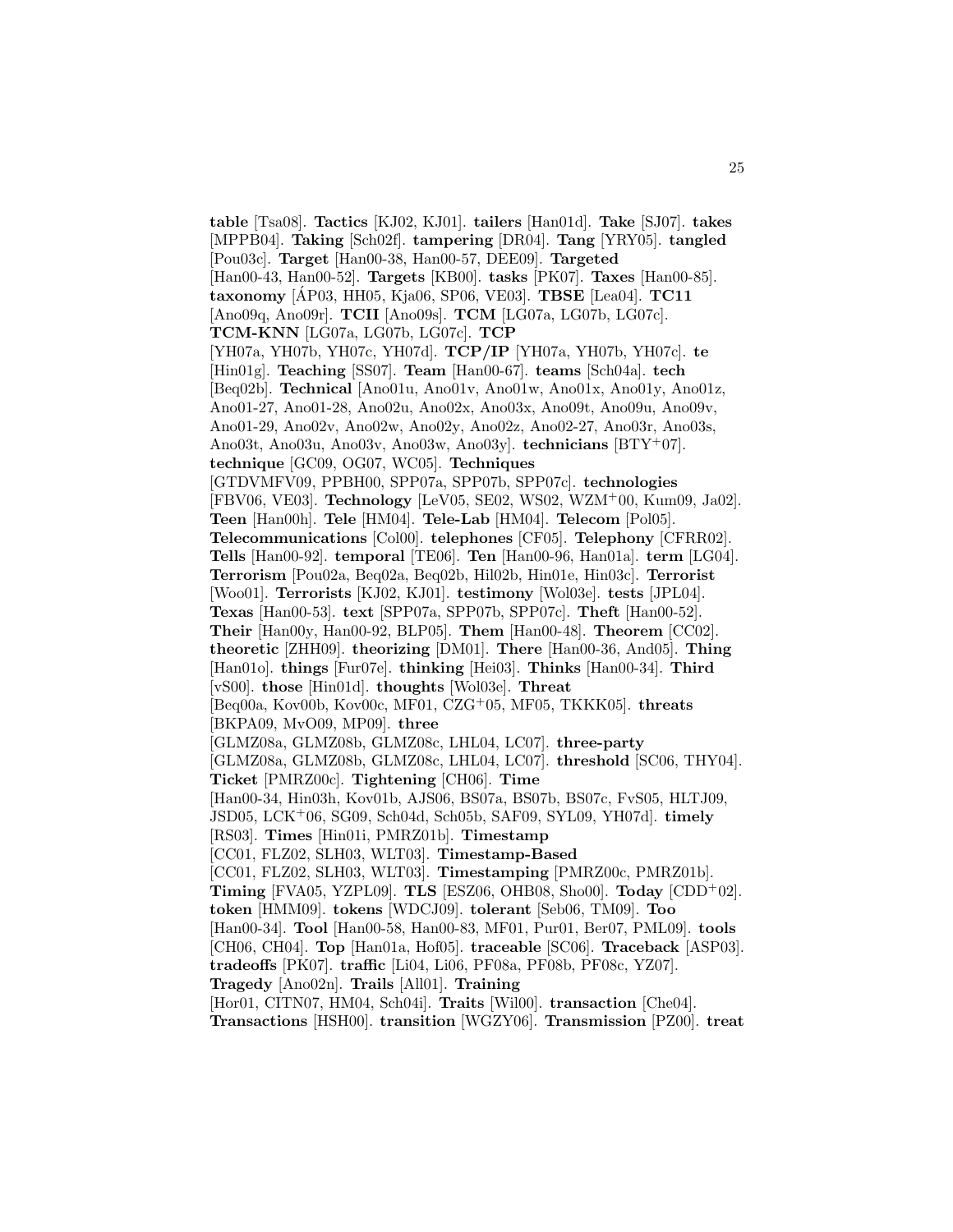**table** [Tsa08]. **Tactics** [KJ02, KJ01]. **tailers** [Han01d]. **Take** [SJ07]. **takes** [MPPB04]. **Taking** [Sch02f]. **tampering** [DR04]. **Tang** [YRY05]. **tangled** [Pou03c]. **Target** [Han00-38, Han00-57, DEE09]. **Targeted** [Han00-43, Han00-52]. **Targets** [KB00]. **tasks** [PK07]. **Taxes** [Han00-85]. **taxonomy** [ÁP03, HH05, Kja06, SP06, VE03]. **TBSE** [Lea04]. **TC11** [Ano09q, Ano09r]. **TCII** [Ano09s]. **TCM** [LG07a, LG07b, LG07c]. **TCM-KNN** [LG07a, LG07b, LG07c]. **TCP** [YH07a, YH07b, YH07c, YH07d]. **TCP/IP** [YH07a, YH07b, YH07c]. **te** [Hin01g]. **Teaching** [SS07]. **Team** [Han00-67]. **teams** [Sch04a]. **tech** [Beq02b]. **Technical** [Ano01u, Ano01v, Ano01w, Ano01x, Ano01y, Ano01z, Ano01-27, Ano01-28, Ano02u, Ano02x, Ano03x, Ano09t, Ano09u, Ano09v, Ano01-29, Ano02v, Ano02w, Ano02y, Ano02z, Ano02-27, Ano03r, Ano03s, Ano03t, Ano03u, Ano03v, Ano03w, Ano03y]. **technicians** [BTY+07]. **technique** [GC09, OG07, WC05]. **Techniques** [GTDVMFV09, PPBH00, SPP07a, SPP07b, SPP07c]. **technologies** [FBV06, VE03]. **Technology** [LeV05, SE02, WS02, WZM+00, Kum09, Ja02]. **Teen** [Han00h]. **Tele** [HM04]. **Tele-Lab** [HM04]. **Telecom** [Pol05]. **Telecommunications** [Col00]. **telephones** [CF05]. **Telephony** [CFRR02]. **Tells** [Han00-92]. **temporal** [TE06]. **Ten** [Han00-96, Han01a]. **term** [LG04]. **Terrorism** [Pou02a, Beq02a, Beq02b, Hil02b, Hin01e, Hin03c]. **Terrorist** [Woo01]. **Terrorists** [KJ02, KJ01]. **testimony** [Wol03e]. **tests** [JPL04]. **Texas** [Han00-53]. **text** [SPP07a, SPP07b, SPP07c]. **Theft** [Han00-52]. **Their** [Han00y, Han00-92, BLP05]. **Them** [Han00-48]. **Theorem** [CC02]. **theoretic** [ZHH09]. **theorizing** [DM01]. **There** [Han00-36, And05]. **Thing** [Han01o]. **things** [Fur07e]. **thinking** [Hei03]. **Thinks** [Han00-34]. **Third** [vS00]. **those** [Hin01d]. **thoughts** [Wol03e]. **Threat** [Beq00a, Kov00b, Kov00c, MF01, CZG+05, MF05, TKKK05]. **threats** [BKPA09, MvO09, MP09]. **three** [GLMZ08a, GLMZ08b, GLMZ08c, LHL04, LC07]. **three-party** [GLMZ08a, GLMZ08b, GLMZ08c, LHL04, LC07]. **threshold** [SC06, THY04]. **Ticket** [PMRZ00c]. **Tightening** [CH06]. **Time** [Han00-34, Hin03h, Kov01b, AJS06, BS07a, BS07b, BS07c, FvS05, HLTJ09, JSD05, LCK+06, SG09, Sch04d, Sch05b, SAF09, SYL09, YH07d]. **timely** [RS03]. **Times** [Hin01i, PMRZ01b]. **Timestamp** [CC01, FLZ02, SLH03, WLT03]. **Timestamp-Based** [CC01, FLZ02, SLH03, WLT03]. **Timestamping** [PMRZ00c, PMRZ01b]. **Timing** [FVA05, YZPL09]. **TLS** [ESZ06, OHB08, Sho00]. **Today** [CDD+02]. **token** [HMM09]. **tokens** [WDCJ09]. **tolerant** [Seb06, TM09]. **Too** [Han00-34]. **Tool** [Han00-58, Han00-83, MF01, Pur01, Ber07, PML09]. **tools** [CH06, CH04]. **Top** [Han01a, Hof05]. **traceable** [SC06]. **Traceback** [ASP03]. **tradeoffs** [PK07]. **traffic** [Li04, Li06, PF08a, PF08b, PF08c, YZ07]. **Tragedy** [Ano02n]. **Trails** [All01]. **Training** [Hor01, CITN07, HM04, Sch04i]. **Traits** [Wil00]. **transaction** [Che04]. **Transactions** [HSH00]. **transition** [WGZY06]. **Transmission** [PZ00]. **treat**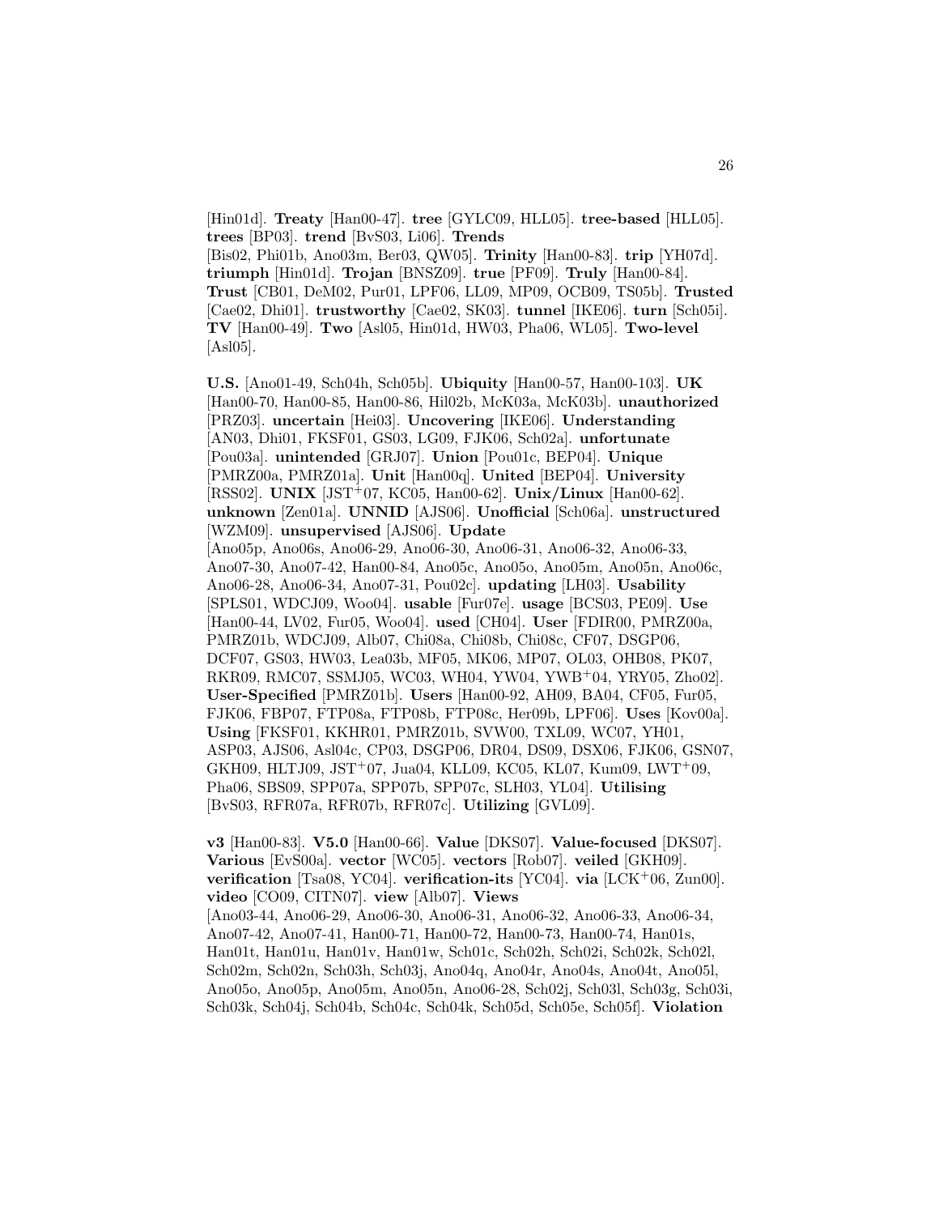[Hin01d]. **Treaty** [Han00-47]. **tree** [GYLC09, HLL05]. **tree-based** [HLL05]. **trees** [BP03]. **trend** [BvS03, Li06]. **Trends** [Bis02, Phi01b, Ano03m, Ber03, QW05]. **Trinity** [Han00-83]. **trip** [YH07d]. **triumph** [Hin01d]. **Trojan** [BNSZ09]. **true** [PF09]. **Truly** [Han00-84]. **Trust** [CB01, DeM02, Pur01, LPF06, LL09, MP09, OCB09, TS05b]. **Trusted** [Cae02, Dhi01]. **trustworthy** [Cae02, SK03]. **tunnel** [IKE06]. **turn** [Sch05i]. **TV** [Han00-49]. **Two** [Asl05, Hin01d, HW03, Pha06, WL05]. **Two-level** [Asl05].

**U.S.** [Ano01-49, Sch04h, Sch05b]. **Ubiquity** [Han00-57, Han00-103]. **UK** [Han00-70, Han00-85, Han00-86, Hil02b, McK03a, McK03b]. **unauthorized** [PRZ03]. **uncertain** [Hei03]. **Uncovering** [IKE06]. **Understanding** [AN03, Dhi01, FKSF01, GS03, LG09, FJK06, Sch02a]. **unfortunate** [Pou03a]. **unintended** [GRJ07]. **Union** [Pou01c, BEP04]. **Unique** [PMRZ00a, PMRZ01a]. **Unit** [Han00q]. **United** [BEP04]. **University** [RSS02]. **UNIX** [JST+07, KC05, Han00-62]. **Unix/Linux** [Han00-62]. **unknown** [Zen01a]. **UNNID** [AJS06]. **Unofficial** [Sch06a]. **unstructured** [WZM09]. **unsupervised** [AJS06]. **Update** [Ano05p, Ano06s, Ano06-29, Ano06-30, Ano06-31, Ano06-32, Ano06-33, Ano07-30, Ano07-42, Han00-84, Ano05c, Ano05o, Ano05m, Ano05n, Ano06c, Ano06-28, Ano06-34, Ano07-31, Pou02c]. **updating** [LH03]. **Usability** [SPLS01, WDCJ09, Woo04]. **usable** [Fur07e]. **usage** [BCS03, PE09]. **Use** [Han00-44, LV02, Fur05, Woo04]. **used** [CH04]. **User** [FDIR00, PMRZ00a, PMRZ01b, WDCJ09, Alb07, Chi08a, Chi08b, Chi08c, CF07, DSGP06, DCF07, GS03, HW03, Lea03b, MF05, MK06, MP07, OL03, OHB08, PK07, RKR09, RMC07, SSMJ05, WC03, WH04, YW04, YWB+04, YRY05, Zho02]. **User-Specified** [PMRZ01b]. **Users** [Han00-92, AH09, BA04, CF05, Fur05, FJK06, FBP07, FTP08a, FTP08b, FTP08c, Her09b, LPF06]. **Uses** [Kov00a]. **Using** [FKSF01, KKHR01, PMRZ01b, SVW00, TXL09, WC07, YH01, ASP03, AJS06, Asl04c, CP03, DSGP06, DR04, DS09, DSX06, FJK06, GSN07, GKH09, HLTJ09, JST+07, Jua04, KLL09, KC05, KL07, Kum09, LWT+09, Pha06, SBS09, SPP07a, SPP07b, SPP07c, SLH03, YL04]. **Utilising** [BvS03, RFR07a, RFR07b, RFR07c]. **Utilizing** [GVL09].

**v3** [Han00-83]. **V5.0** [Han00-66]. **Value** [DKS07]. **Value-focused** [DKS07]. **Various** [EvS00a]. **vector** [WC05]. **vectors** [Rob07]. **veiled** [GKH09]. **verification** [Tsa08, YC04]. **verification-its** [YC04]. **via** [LCK+06, Zun00]. **video** [CO09, CITN07]. **view** [Alb07]. **Views** [Ano03-44, Ano06-29, Ano06-30, Ano06-31, Ano06-32, Ano06-33, Ano06-34, Ano07-42, Ano07-41, Han00-71, Han00-72, Han00-73, Han00-74, Han01s, Han01t, Han01u, Han01v, Han01w, Sch01c, Sch02h, Sch02i, Sch02k, Sch02l, Sch02m, Sch02n, Sch03h, Sch03j, Ano04q, Ano04r, Ano04s, Ano04t, Ano05l, Ano05o, Ano05p, Ano05m, Ano05n, Ano06-28, Sch02j, Sch03l, Sch03g, Sch03i, Sch03k, Sch04j, Sch04b, Sch04c, Sch04k, Sch05d, Sch05e, Sch05f]. **Violation**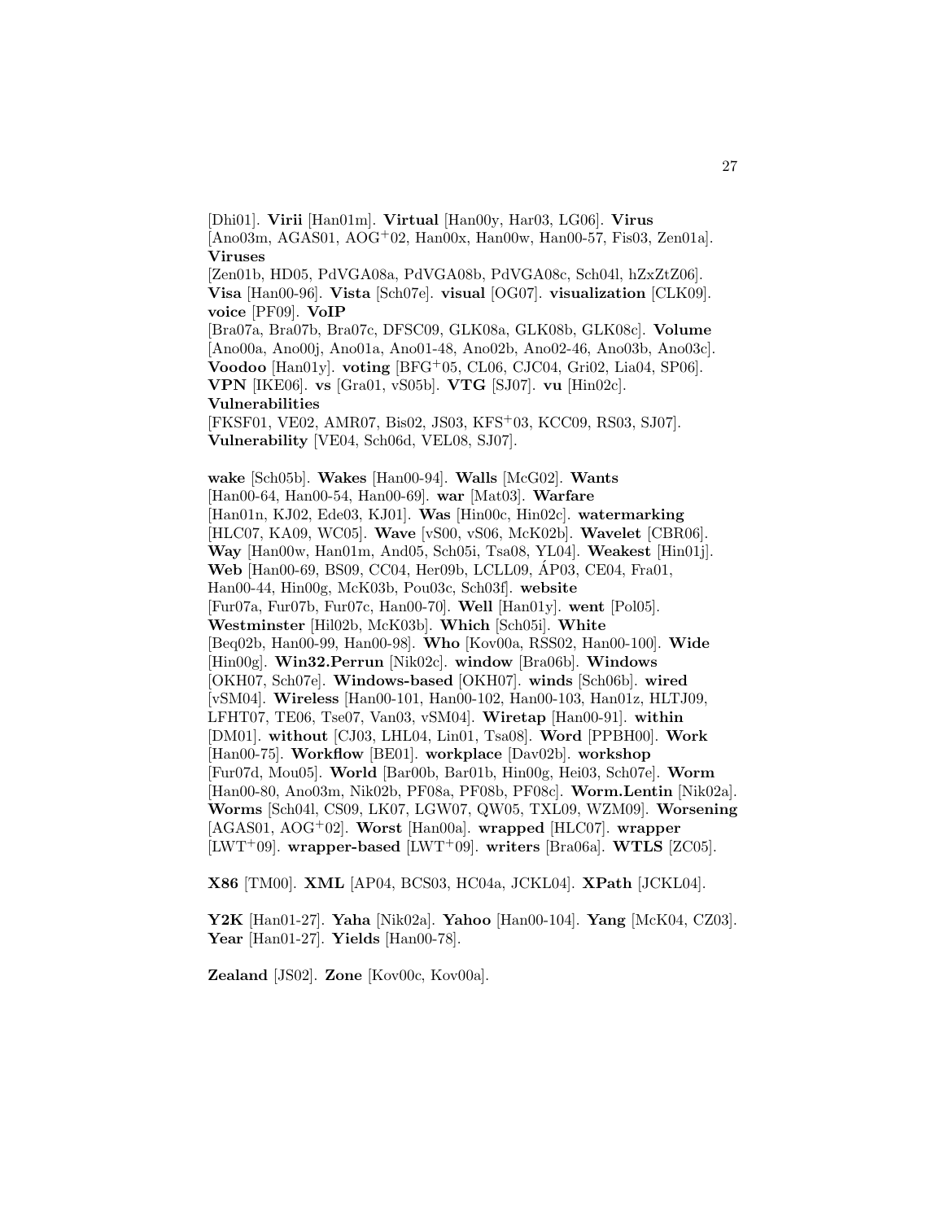[Dhi01]. **Virii** [Han01m]. **Virtual** [Han00y, Har03, LG06]. **Virus** [Ano03m, AGAS01, AOG$^{+}$02, Han00x, Han00w, Han00-57, Fis03, Zen01a]. **Viruses** [Zen01b, HD05, PdVGA08a, PdVGA08b, PdVGA08c, Sch04l, hZxZtZ06]. **Visa** [Han00-96]. **Vista** [Sch07e]. **visual** [OG07]. **visualization** [CLK09]. **voice** [PF09]. **VoIP** [Bra07a, Bra07b, Bra07c, DFSC09, GLK08a, GLK08b, GLK08c]. **Volume** [Ano00a, Ano00j, Ano01a, Ano01-48, Ano02b, Ano02-46, Ano03b, Ano03c]. **Voodoo** [Han01y]. **voting** [BFG$^{+}$05, CL06, CJC04, Gri02, Lia04, SP06]. **VPN** [IKE06]. **vs** [Gra01, vS05b]. **VTG** [SJ07]. **vu** [Hin02c]. **Vulnerabilities** [FKSF01, VE02, AMR07, Bis02, JS03, KFS$^{+}$03, KCC09, RS03, SJ07]. **Vulnerability** [VE04, Sch06d, VEL08, SJ07].

**wake** [Sch05b]. **Wakes** [Han00-94]. **Walls** [McG02]. **Wants** [Han00-64, Han00-54, Han00-69]. **war** [Mat03]. **Warfare** [Han01n, KJ02, Ede03, KJ01]. **Was** [Hin00c, Hin02c]. **watermarking** [HLC07, KA09, WC05]. **Wave** [vS00, vS06, McK02b]. **Wavelet** [CBR06]. **Way** [Han00w, Han01m, And05, Sch05i, Tsa08, YL04]. **Weakest** [Hin01j]. **Web** [Han00-69, BS09, CC04, Her09b, LCLL09, ÁP03, CE04, Fra01, Han00-44, Hin00g, McK03b, Pou03c, Sch03f]. **website** [Fur07a, Fur07b, Fur07c, Han00-70]. **Well** [Han01y]. **went** [Pol05]. **Westminster** [Hil02b, McK03b]. **Which** [Sch05i]. **White** [Beq02b, Han00-99, Han00-98]. **Who** [Kov00a, RSS02, Han00-100]. **Wide** [Hin00g]. **Win32.Perrun** [Nik02c]. **window** [Bra06b]. **Windows** [OKH07, Sch07e]. **Windows-based** [OKH07]. **winds** [Sch06b]. **wired** [vSM04]. **Wireless** [Han00-101, Han00-102, Han00-103, Han01z, HLTJ09, LFHT07, TE06, Tse07, Van03, vSM04]. **Wiretap** [Han00-91]. **within** [DM01]. **without** [CJ03, LHL04, Lin01, Tsa08]. **Word** [PPBH00]. **Work** [Han00-75]. **Workflow** [BE01]. **workplace** [Dav02b]. **workshop** [Fur07d, Mou05]. **World** [Bar00b, Bar01b, Hin00g, Hei03, Sch07e]. **Worm** [Han00-80, Ano03m, Nik02b, PF08a, PF08b, PF08c]. **Worm.Lentin** [Nik02a]. **Worms** [Sch04l, CS09, LK07, LGW07, QW05, TXL09, WZM09]. **Worsening** [AGAS01, AOG$^{+}$02]. **Worst** [Han00a]. **wrapped** [HLC07]. **wrapper** [LWT$^{+}$09]. **wrapper-based** [LWT$^{+}$09]. **writers** [Bra06a]. **WTLS** [ZC05].

**X86** [TM00]. **XML** [AP04, BCS03, HC04a, JCKL04]. **XPath** [JCKL04].

**Y2K** [Han01-27]. **Yaha** [Nik02a]. **Yahoo** [Han00-104]. **Yang** [McK04, CZ03]. **Year** [Han01-27]. **Yields** [Han00-78].

**Zealand** [JS02]. **Zone** [Kov00c, Kov00a].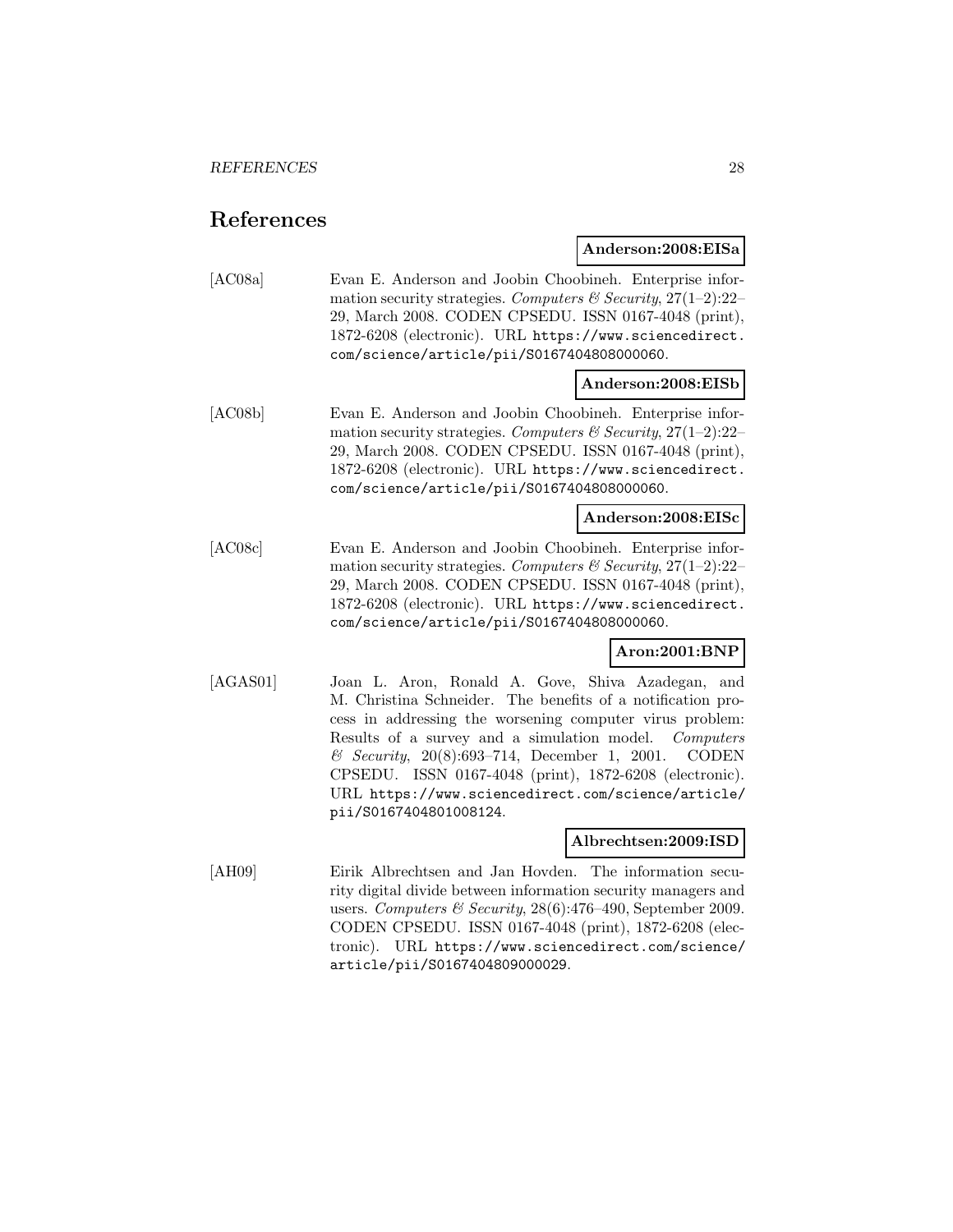## References

**Anderson:2008:EISa**

[AC08a] Evan E. Anderson and Joobin Choobineh. Enterprise information security strategies. *Computers & Security*, 27(1–2):22–29, March 2008. CODEN CPSEDU. ISSN 0167-4048 (print), 1872-6208 (electronic). URL `https://www.sciencedirect.com/science/article/pii/S0167404808000060`.

**Anderson:2008:EISb**

[AC08b] Evan E. Anderson and Joobin Choobineh. Enterprise information security strategies. *Computers & Security*, 27(1–2):22–29, March 2008. CODEN CPSEDU. ISSN 0167-4048 (print), 1872-6208 (electronic). URL `https://www.sciencedirect.com/science/article/pii/S0167404808000060`.

**Anderson:2008:EISc**

[AC08c] Evan E. Anderson and Joobin Choobineh. Enterprise information security strategies. *Computers & Security*, 27(1–2):22–29, March 2008. CODEN CPSEDU. ISSN 0167-4048 (print), 1872-6208 (electronic). URL `https://www.sciencedirect.com/science/article/pii/S0167404808000060`.

**Aron:2001:BNP**

[AGAS01] Joan L. Aron, Ronald A. Gove, Shiva Azadegan, and M. Christina Schneider. The benefits of a notification process in addressing the worsening computer virus problem: Results of a survey and a simulation model. *Computers & Security*, 20(8):693–714, December 1, 2001. CODEN CPSEDU. ISSN 0167-4048 (print), 1872-6208 (electronic). URL `https://www.sciencedirect.com/science/article/pii/S0167404801008124`.

**Albrechtsen:2009:ISD**

[AH09] Eirik Albrechtsen and Jan Hovden. The information security digital divide between information security managers and users. *Computers & Security*, 28(6):476–490, September 2009. CODEN CPSEDU. ISSN 0167-4048 (print), 1872-6208 (electronic). URL `https://www.sciencedirect.com/science/article/pii/S0167404809000029`.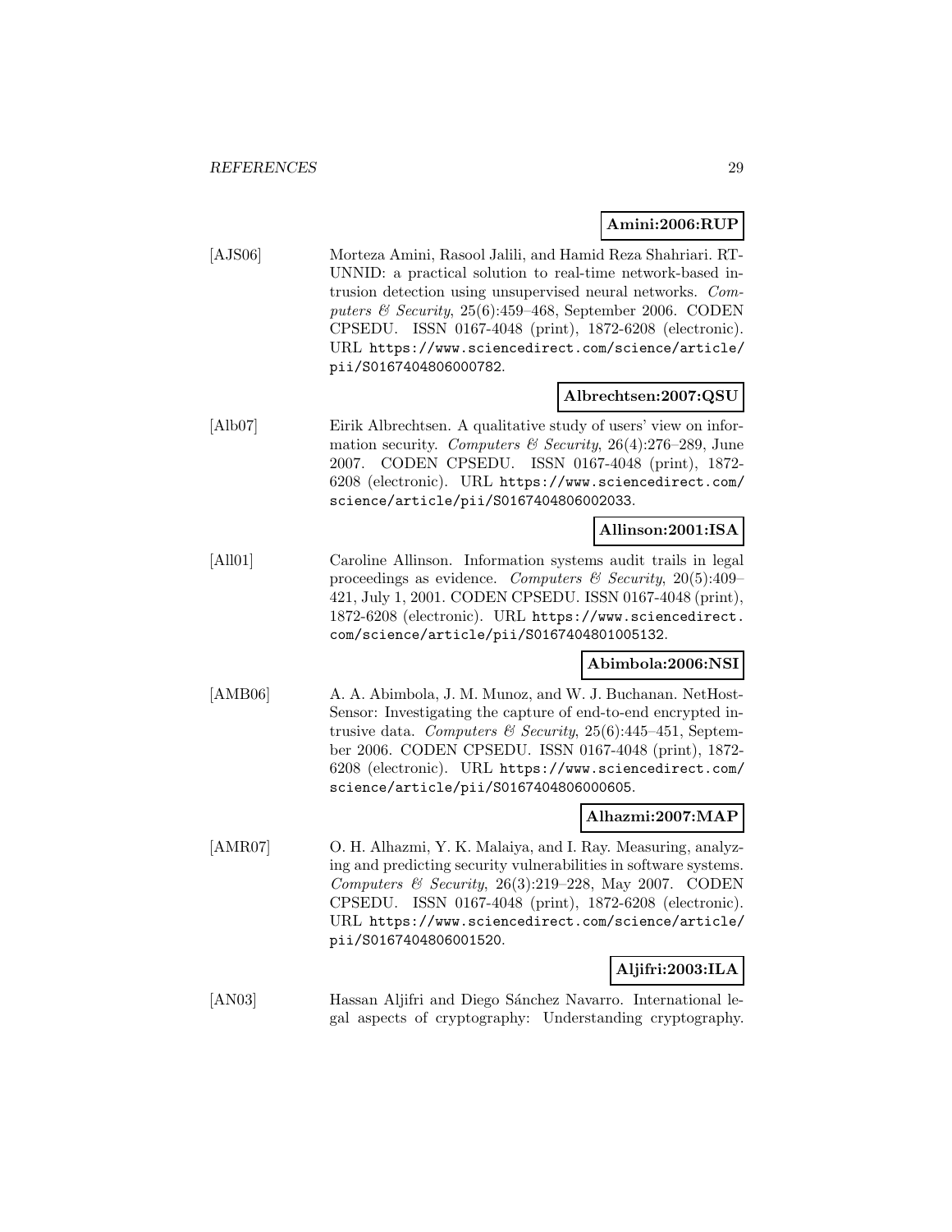**Amini:2006:RUP**

[AJS06] Morteza Amini, Rasool Jalili, and Hamid Reza Shahriari. RT-UNNID: a practical solution to real-time network-based intrusion detection using unsupervised neural networks. *Computers & Security*, 25(6):459–468, September 2006. CODEN CPSEDU. ISSN 0167-4048 (print), 1872-6208 (electronic). URL https://www.sciencedirect.com/science/article/pii/S0167404806000782.

**Albrechtsen:2007:QSU**

[Alb07] Eirik Albrechtsen. A qualitative study of users' view on information security. *Computers & Security*, 26(4):276–289, June 2007. CODEN CPSEDU. ISSN 0167-4048 (print), 1872-6208 (electronic). URL https://www.sciencedirect.com/science/article/pii/S0167404806002033.

**Allinson:2001:ISA**

[All01] Caroline Allinson. Information systems audit trails in legal proceedings as evidence. *Computers & Security*, 20(5):409–421, July 1, 2001. CODEN CPSEDU. ISSN 0167-4048 (print), 1872-6208 (electronic). URL https://www.sciencedirect.com/science/article/pii/S0167404801005132.

**Abimbola:2006:NSI**

[AMB06] A. A. Abimbola, J. M. Munoz, and W. J. Buchanan. NetHost-Sensor: Investigating the capture of end-to-end encrypted intrusive data. *Computers & Security*, 25(6):445–451, September 2006. CODEN CPSEDU. ISSN 0167-4048 (print), 1872-6208 (electronic). URL https://www.sciencedirect.com/science/article/pii/S0167404806000605.

**Alhazmi:2007:MAP**

[AMR07] O. H. Alhazmi, Y. K. Malaiya, and I. Ray. Measuring, analyzing and predicting security vulnerabilities in software systems. *Computers & Security*, 26(3):219–228, May 2007. CODEN CPSEDU. ISSN 0167-4048 (print), 1872-6208 (electronic). URL https://www.sciencedirect.com/science/article/pii/S0167404806001520.

**Aljifri:2003:ILA**

[AN03] Hassan Aljifri and Diego Sánchez Navarro. International legal aspects of cryptography: Understanding cryptography.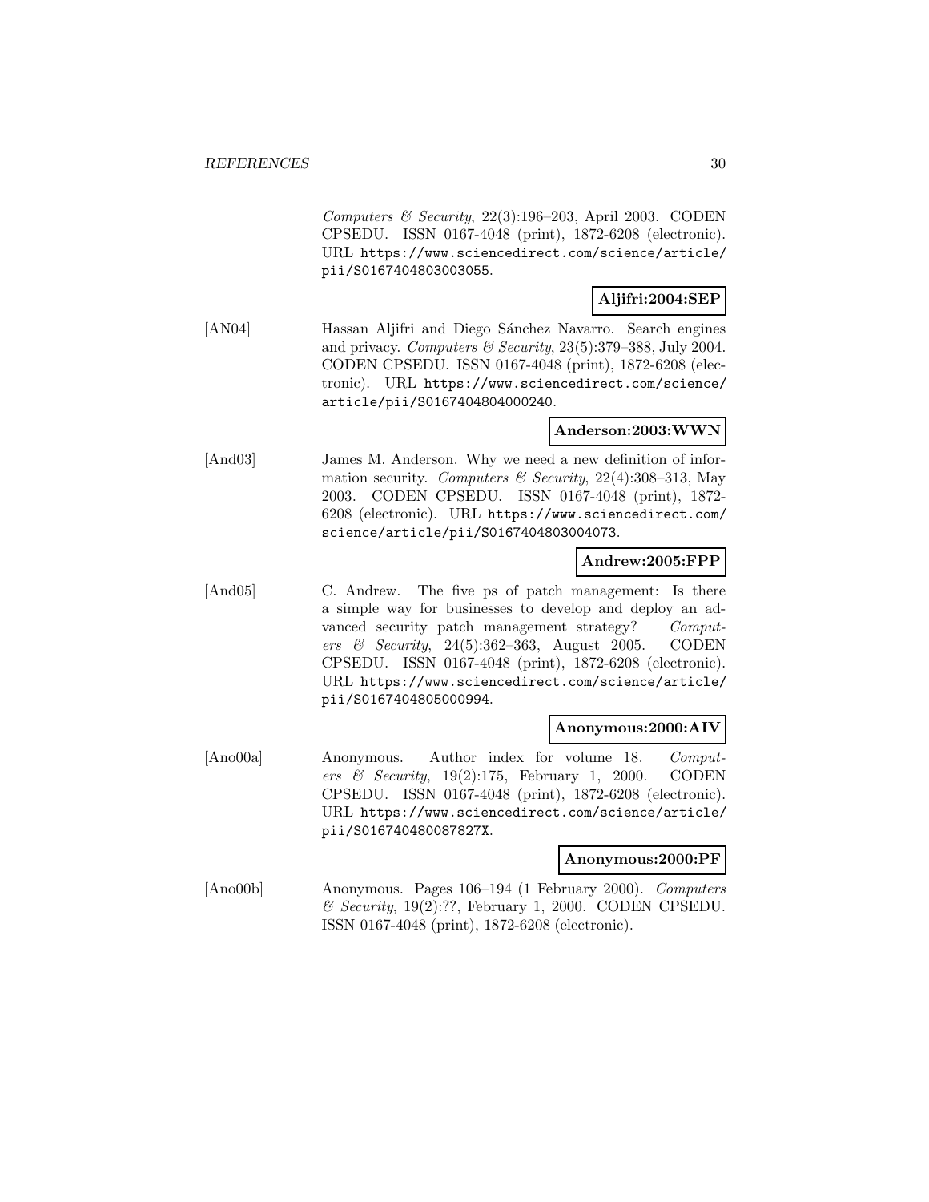*Computers & Security*, 22(3):196–203, April 2003. CODEN CPSEDU. ISSN 0167-4048 (print), 1872-6208 (electronic). URL https://www.sciencedirect.com/science/article/pii/S0167404803003055.

**Aljifri:2004:SEP**

[AN04] Hassan Aljifri and Diego Sánchez Navarro. Search engines and privacy. *Computers & Security*, 23(5):379–388, July 2004. CODEN CPSEDU. ISSN 0167-4048 (print), 1872-6208 (electronic). URL https://www.sciencedirect.com/science/article/pii/S0167404804000240.

**Anderson:2003:WWN**

[And03] James M. Anderson. Why we need a new definition of information security. *Computers & Security*, 22(4):308–313, May 2003. CODEN CPSEDU. ISSN 0167-4048 (print), 1872-6208 (electronic). URL https://www.sciencedirect.com/science/article/pii/S0167404803004073.

**Andrew:2005:FPP**

[And05] C. Andrew. The five ps of patch management: Is there a simple way for businesses to develop and deploy an advanced security patch management strategy? *Computers & Security*, 24(5):362–363, August 2005. CODEN CPSEDU. ISSN 0167-4048 (print), 1872-6208 (electronic). URL https://www.sciencedirect.com/science/article/pii/S0167404805000994.

**Anonymous:2000:AIV**

[Ano00a] Anonymous. Author index for volume 18. *Computers & Security*, 19(2):175, February 1, 2000. CODEN CPSEDU. ISSN 0167-4048 (print), 1872-6208 (electronic). URL https://www.sciencedirect.com/science/article/pii/S016740480087827X.

**Anonymous:2000:PF**

[Ano00b] Anonymous. Pages 106–194 (1 February 2000). *Computers & Security*, 19(2):??, February 1, 2000. CODEN CPSEDU. ISSN 0167-4048 (print), 1872-6208 (electronic).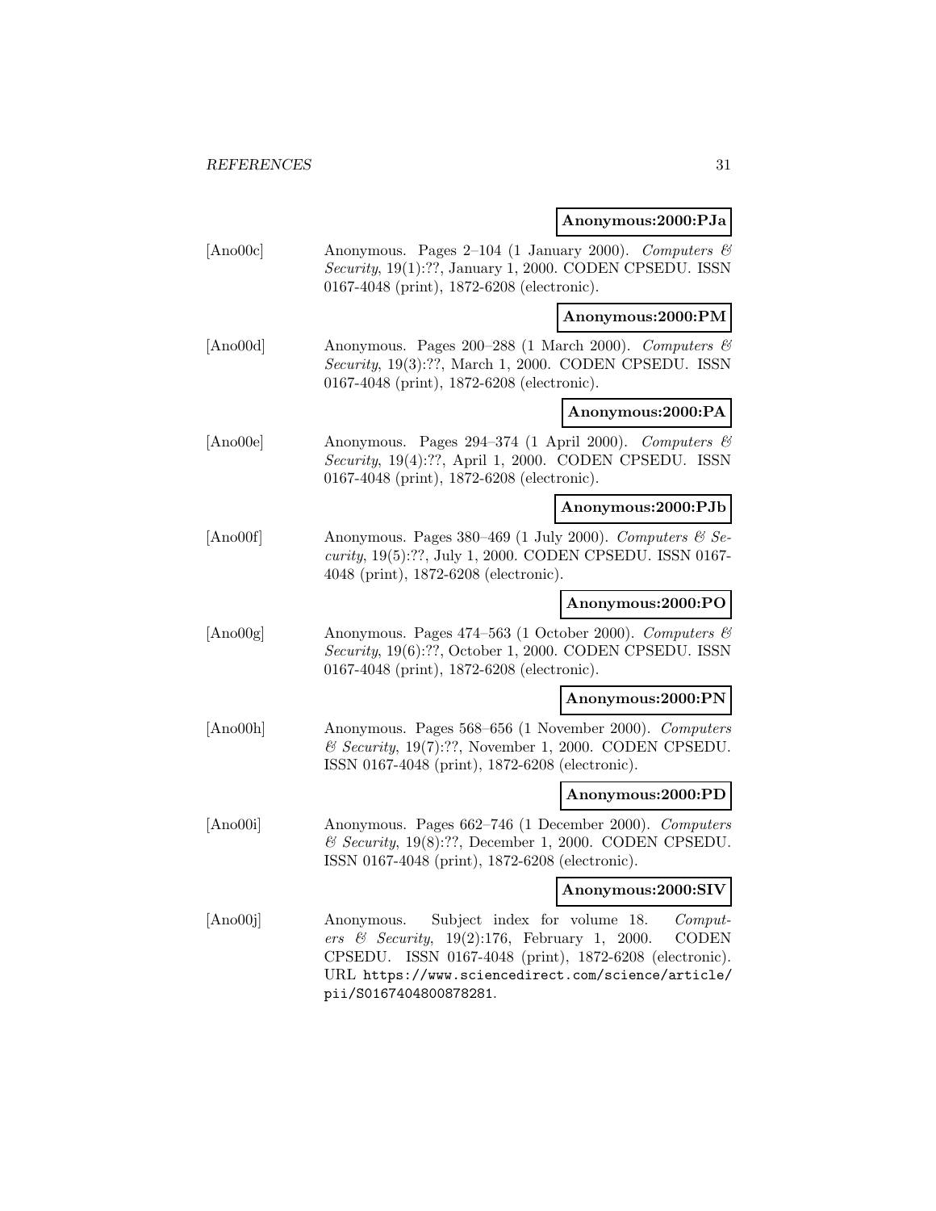**Anonymous:2000:PJa**

[Ano00c] Anonymous. Pages 2–104 (1 January 2000). *Computers & Security*, 19(1):??, January 1, 2000. CODEN CPSEDU. ISSN 0167-4048 (print), 1872-6208 (electronic).

**Anonymous:2000:PM**

[Ano00d] Anonymous. Pages 200–288 (1 March 2000). *Computers & Security*, 19(3):??, March 1, 2000. CODEN CPSEDU. ISSN 0167-4048 (print), 1872-6208 (electronic).

**Anonymous:2000:PA**

[Ano00e] Anonymous. Pages 294–374 (1 April 2000). *Computers & Security*, 19(4):??, April 1, 2000. CODEN CPSEDU. ISSN 0167-4048 (print), 1872-6208 (electronic).

**Anonymous:2000:PJb**

[Ano00f] Anonymous. Pages 380–469 (1 July 2000). *Computers & Security*, 19(5):??, July 1, 2000. CODEN CPSEDU. ISSN 0167-4048 (print), 1872-6208 (electronic).

**Anonymous:2000:PO**

[Ano00g] Anonymous. Pages 474–563 (1 October 2000). *Computers & Security*, 19(6):??, October 1, 2000. CODEN CPSEDU. ISSN 0167-4048 (print), 1872-6208 (electronic).

**Anonymous:2000:PN**

[Ano00h] Anonymous. Pages 568–656 (1 November 2000). *Computers & Security*, 19(7):??, November 1, 2000. CODEN CPSEDU. ISSN 0167-4048 (print), 1872-6208 (electronic).

**Anonymous:2000:PD**

[Ano00i] Anonymous. Pages 662–746 (1 December 2000). *Computers & Security*, 19(8):??, December 1, 2000. CODEN CPSEDU. ISSN 0167-4048 (print), 1872-6208 (electronic).

**Anonymous:2000:SIV**

[Ano00j] Anonymous. Subject index for volume 18. *Computers & Security*, 19(2):176, February 1, 2000. CODEN CPSEDU. ISSN 0167-4048 (print), 1872-6208 (electronic). URL https://www.sciencedirect.com/science/article/pii/S0167404800878281.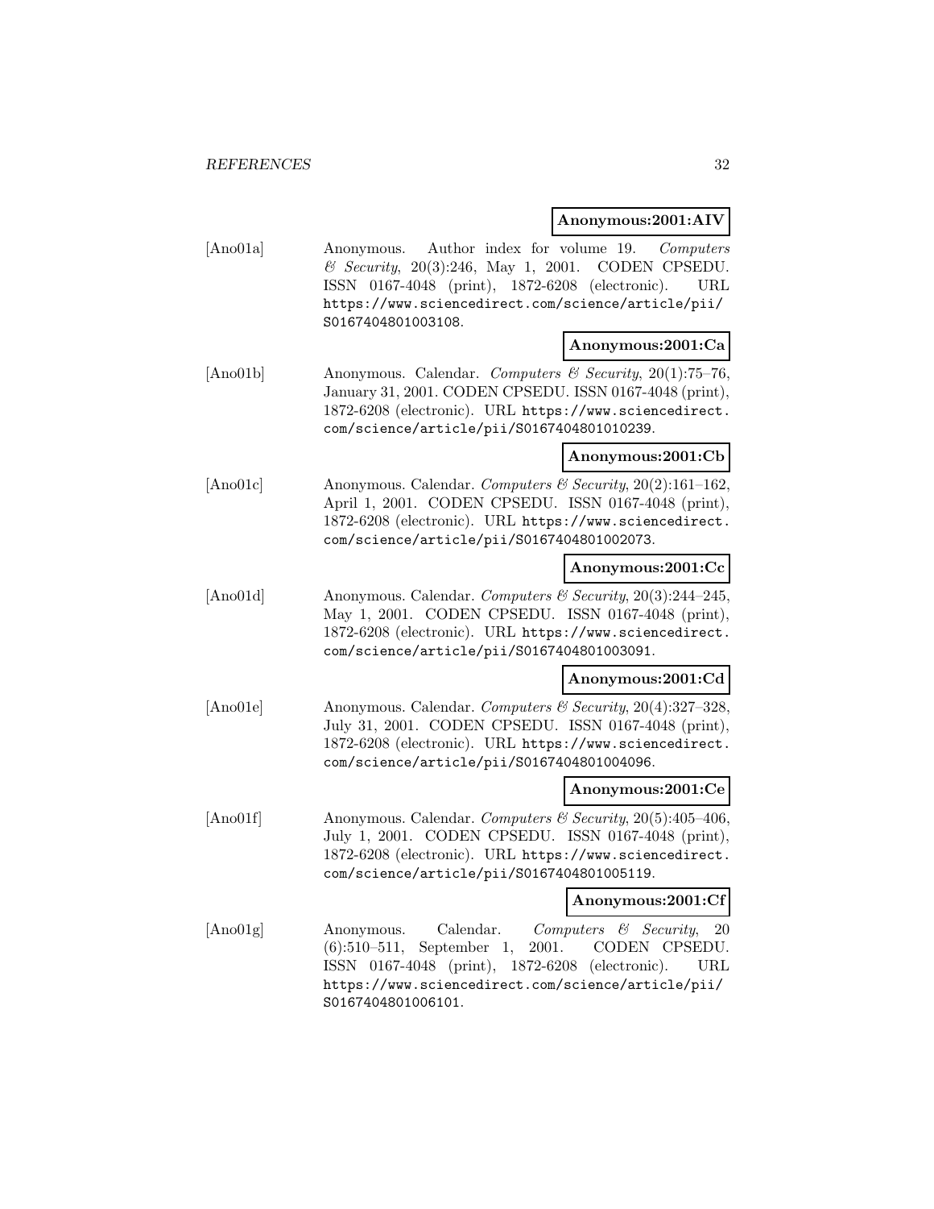**Anonymous:2001:AIV**

[Ano01a] Anonymous. Author index for volume 19. *Computers & Security*, 20(3):246, May 1, 2001. CODEN CPSEDU. ISSN 0167-4048 (print), 1872-6208 (electronic). URL https://www.sciencedirect.com/science/article/pii/S0167404801003108.

**Anonymous:2001:Ca**

[Ano01b] Anonymous. Calendar. *Computers & Security*, 20(1):75–76, January 31, 2001. CODEN CPSEDU. ISSN 0167-4048 (print), 1872-6208 (electronic). URL https://www.sciencedirect.com/science/article/pii/S0167404801010239.

**Anonymous:2001:Cb**

[Ano01c] Anonymous. Calendar. *Computers & Security*, 20(2):161–162, April 1, 2001. CODEN CPSEDU. ISSN 0167-4048 (print), 1872-6208 (electronic). URL https://www.sciencedirect.com/science/article/pii/S0167404801002073.

**Anonymous:2001:Cc**

[Ano01d] Anonymous. Calendar. *Computers & Security*, 20(3):244–245, May 1, 2001. CODEN CPSEDU. ISSN 0167-4048 (print), 1872-6208 (electronic). URL https://www.sciencedirect.com/science/article/pii/S0167404801003091.

**Anonymous:2001:Cd**

[Ano01e] Anonymous. Calendar. *Computers & Security*, 20(4):327–328, July 31, 2001. CODEN CPSEDU. ISSN 0167-4048 (print), 1872-6208 (electronic). URL https://www.sciencedirect.com/science/article/pii/S0167404801004096.

**Anonymous:2001:Ce**

[Ano01f] Anonymous. Calendar. *Computers & Security*, 20(5):405–406, July 1, 2001. CODEN CPSEDU. ISSN 0167-4048 (print), 1872-6208 (electronic). URL https://www.sciencedirect.com/science/article/pii/S0167404801005119.

**Anonymous:2001:Cf**

[Ano01g] Anonymous. Calendar. *Computers & Security*, 20 (6):510–511, September 1, 2001. CODEN CPSEDU. ISSN 0167-4048 (print), 1872-6208 (electronic). URL https://www.sciencedirect.com/science/article/pii/S0167404801006101.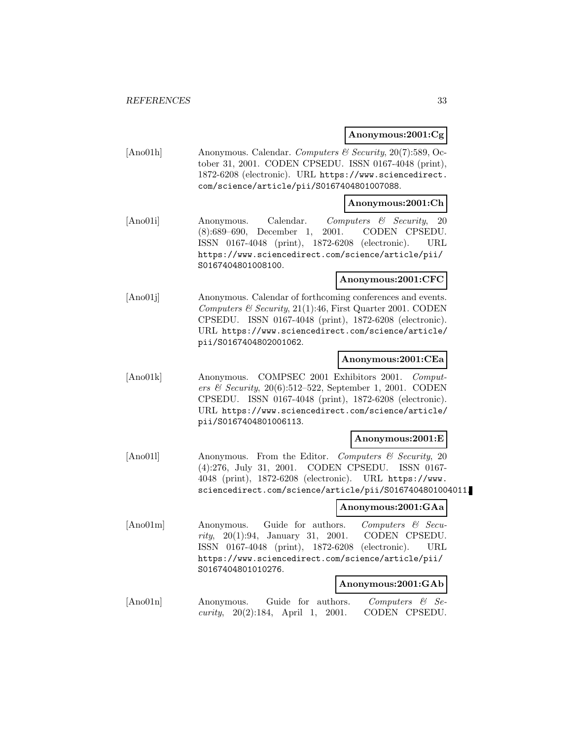**Anonymous:2001:Cg**

[Ano01h] Anonymous. Calendar. *Computers & Security*, 20(7):589, October 31, 2001. CODEN CPSEDU. ISSN 0167-4048 (print), 1872-6208 (electronic). URL https://www.sciencedirect.com/science/article/pii/S0167404801007088.

**Anonymous:2001:Ch**

[Ano01i] Anonymous. Calendar. *Computers & Security*, 20 (8):689–690, December 1, 2001. CODEN CPSEDU. ISSN 0167-4048 (print), 1872-6208 (electronic). URL https://www.sciencedirect.com/science/article/pii/S0167404801008100.

**Anonymous:2001:CFC**

[Ano01j] Anonymous. Calendar of forthcoming conferences and events. *Computers & Security*, 21(1):46, First Quarter 2001. CODEN CPSEDU. ISSN 0167-4048 (print), 1872-6208 (electronic). URL https://www.sciencedirect.com/science/article/pii/S0167404802001062.

**Anonymous:2001:CEa**

[Ano01k] Anonymous. COMPSEC 2001 Exhibitors 2001. *Computers & Security*, 20(6):512–522, September 1, 2001. CODEN CPSEDU. ISSN 0167-4048 (print), 1872-6208 (electronic). URL https://www.sciencedirect.com/science/article/pii/S0167404801006113.

**Anonymous:2001:E**

[Ano01l] Anonymous. From the Editor. *Computers & Security*, 20 (4):276, July 31, 2001. CODEN CPSEDU. ISSN 0167-4048 (print), 1872-6208 (electronic). URL https://www.sciencedirect.com/science/article/pii/S0167404801004011.

**Anonymous:2001:GAa**

[Ano01m] Anonymous. Guide for authors. *Computers & Security*, 20(1):94, January 31, 2001. CODEN CPSEDU. ISSN 0167-4048 (print), 1872-6208 (electronic). URL https://www.sciencedirect.com/science/article/pii/S0167404801010276.

**Anonymous:2001:GAb**

[Ano01n] Anonymous. Guide for authors. *Computers & Security*, 20(2):184, April 1, 2001. CODEN CPSEDU.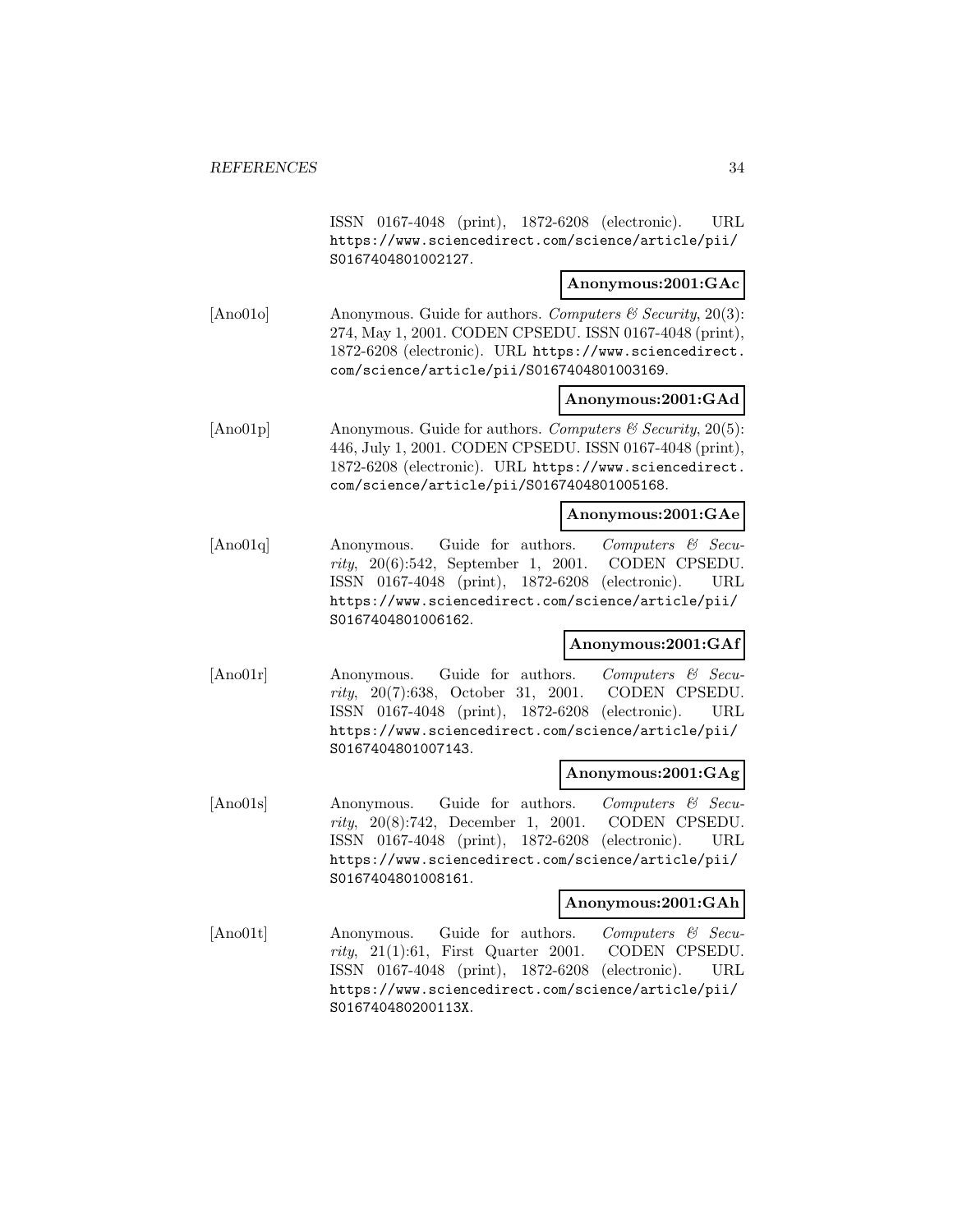ISSN 0167-4048 (print), 1872-6208 (electronic). URL https://www.sciencedirect.com/science/article/pii/S0167404801002127.

**Anonymous:2001:GAc**

[Ano01o] Anonymous. Guide for authors. *Computers & Security*, 20(3): 274, May 1, 2001. CODEN CPSEDU. ISSN 0167-4048 (print), 1872-6208 (electronic). URL https://www.sciencedirect.com/science/article/pii/S0167404801003169.

**Anonymous:2001:GAd**

[Ano01p] Anonymous. Guide for authors. *Computers & Security*, 20(5): 446, July 1, 2001. CODEN CPSEDU. ISSN 0167-4048 (print), 1872-6208 (electronic). URL https://www.sciencedirect.com/science/article/pii/S0167404801005168.

**Anonymous:2001:GAe**

[Ano01q] Anonymous. Guide for authors. *Computers & Security*, 20(6):542, September 1, 2001. CODEN CPSEDU. ISSN 0167-4048 (print), 1872-6208 (electronic). URL https://www.sciencedirect.com/science/article/pii/S0167404801006162.

**Anonymous:2001:GAf**

[Ano01r] Anonymous. Guide for authors. *Computers & Security*, 20(7):638, October 31, 2001. CODEN CPSEDU. ISSN 0167-4048 (print), 1872-6208 (electronic). URL https://www.sciencedirect.com/science/article/pii/S0167404801007143.

**Anonymous:2001:GAg**

[Ano01s] Anonymous. Guide for authors. *Computers & Security*, 20(8):742, December 1, 2001. CODEN CPSEDU. ISSN 0167-4048 (print), 1872-6208 (electronic). URL https://www.sciencedirect.com/science/article/pii/S0167404801008161.

**Anonymous:2001:GAh**

[Ano01t] Anonymous. Guide for authors. *Computers & Security*, 21(1):61, First Quarter 2001. CODEN CPSEDU. ISSN 0167-4048 (print), 1872-6208 (electronic). URL https://www.sciencedirect.com/science/article/pii/S016740480200113X.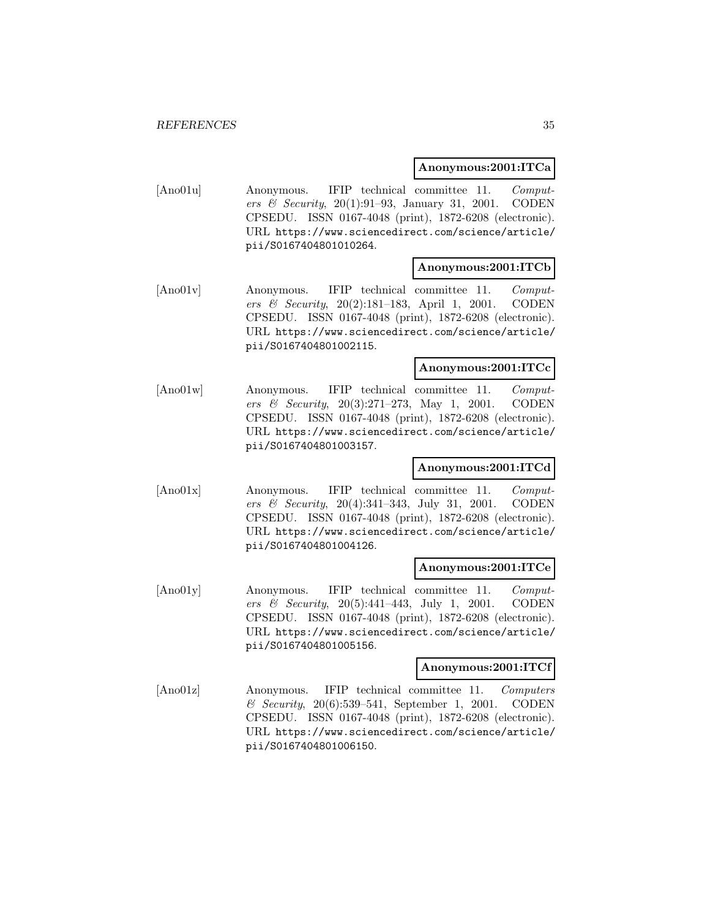**Anonymous:2001:ITCa**

[Ano01u] Anonymous. IFIP technical committee 11. *Computers & Security*, 20(1):91–93, January 31, 2001. CODEN CPSEDU. ISSN 0167-4048 (print), 1872-6208 (electronic). URL https://www.sciencedirect.com/science/article/pii/S0167404801010264.

**Anonymous:2001:ITCb**

[Ano01v] Anonymous. IFIP technical committee 11. *Computers & Security*, 20(2):181–183, April 1, 2001. CODEN CPSEDU. ISSN 0167-4048 (print), 1872-6208 (electronic). URL https://www.sciencedirect.com/science/article/pii/S0167404801002115.

**Anonymous:2001:ITCc**

[Ano01w] Anonymous. IFIP technical committee 11. *Computers & Security*, 20(3):271–273, May 1, 2001. CODEN CPSEDU. ISSN 0167-4048 (print), 1872-6208 (electronic). URL https://www.sciencedirect.com/science/article/pii/S0167404801003157.

**Anonymous:2001:ITCd**

[Ano01x] Anonymous. IFIP technical committee 11. *Computers & Security*, 20(4):341–343, July 31, 2001. CODEN CPSEDU. ISSN 0167-4048 (print), 1872-6208 (electronic). URL https://www.sciencedirect.com/science/article/pii/S0167404801004126.

**Anonymous:2001:ITCe**

[Ano01y] Anonymous. IFIP technical committee 11. *Computers & Security*, 20(5):441–443, July 1, 2001. CODEN CPSEDU. ISSN 0167-4048 (print), 1872-6208 (electronic). URL https://www.sciencedirect.com/science/article/pii/S0167404801005156.

**Anonymous:2001:ITCf**

[Ano01z] Anonymous. IFIP technical committee 11. *Computers & Security*, 20(6):539–541, September 1, 2001. CODEN CPSEDU. ISSN 0167-4048 (print), 1872-6208 (electronic). URL https://www.sciencedirect.com/science/article/pii/S0167404801006150.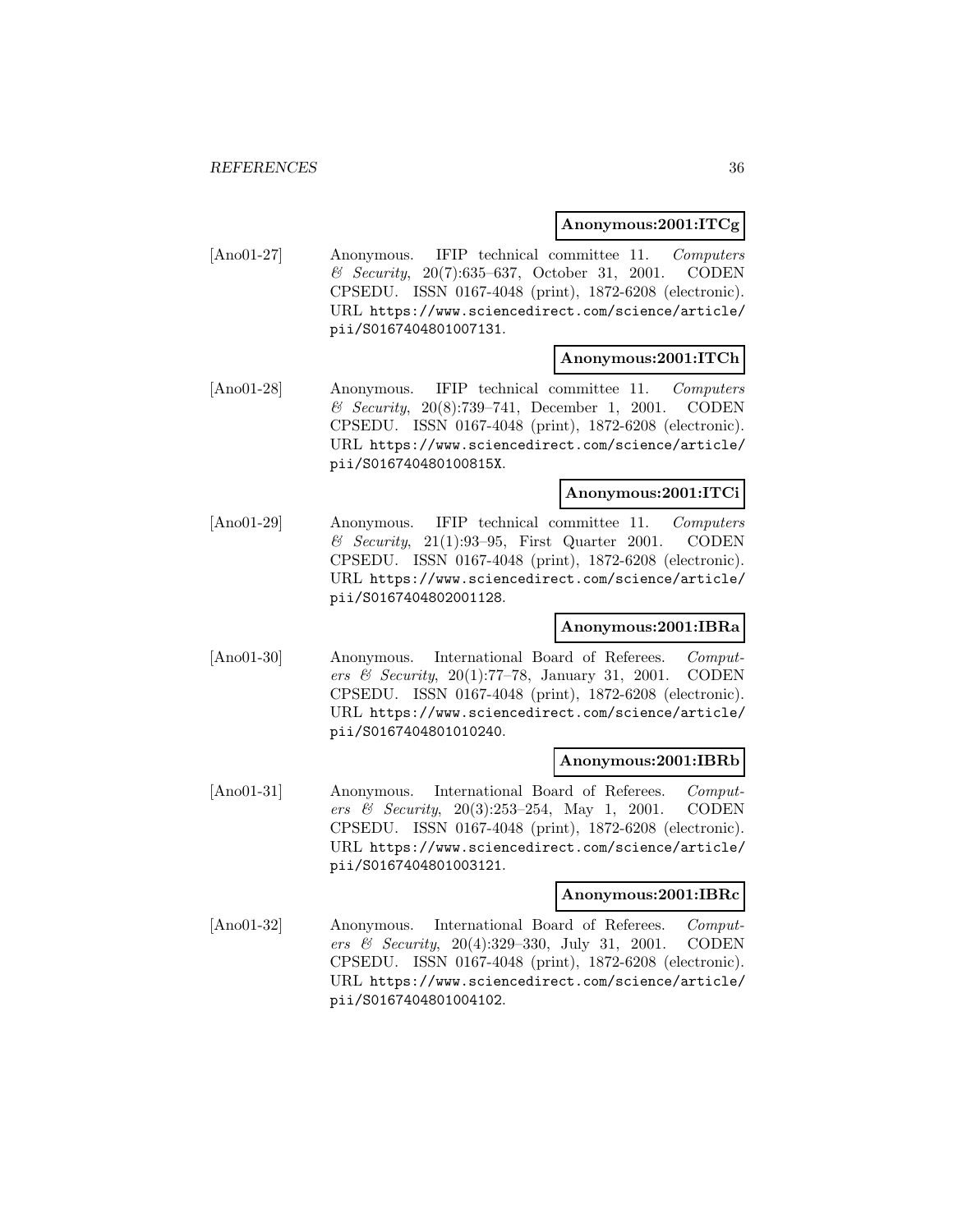**Anonymous:2001:ITCg**

[Ano01-27] Anonymous. IFIP technical committee 11. *Computers & Security*, 20(7):635–637, October 31, 2001. CODEN CPSEDU. ISSN 0167-4048 (print), 1872-6208 (electronic). URL https://www.sciencedirect.com/science/article/pii/S0167404801007131.

**Anonymous:2001:ITCh**

[Ano01-28] Anonymous. IFIP technical committee 11. *Computers & Security*, 20(8):739–741, December 1, 2001. CODEN CPSEDU. ISSN 0167-4048 (print), 1872-6208 (electronic). URL https://www.sciencedirect.com/science/article/pii/S016740480100815X.

**Anonymous:2001:ITCi**

[Ano01-29] Anonymous. IFIP technical committee 11. *Computers & Security*, 21(1):93–95, First Quarter 2001. CODEN CPSEDU. ISSN 0167-4048 (print), 1872-6208 (electronic). URL https://www.sciencedirect.com/science/article/pii/S0167404802001128.

**Anonymous:2001:IBRa**

[Ano01-30] Anonymous. International Board of Referees. *Computers & Security*, 20(1):77–78, January 31, 2001. CODEN CPSEDU. ISSN 0167-4048 (print), 1872-6208 (electronic). URL https://www.sciencedirect.com/science/article/pii/S0167404801010240.

**Anonymous:2001:IBRb**

[Ano01-31] Anonymous. International Board of Referees. *Computers & Security*, 20(3):253–254, May 1, 2001. CODEN CPSEDU. ISSN 0167-4048 (print), 1872-6208 (electronic). URL https://www.sciencedirect.com/science/article/pii/S0167404801003121.

**Anonymous:2001:IBRc**

[Ano01-32] Anonymous. International Board of Referees. *Computers & Security*, 20(4):329–330, July 31, 2001. CODEN CPSEDU. ISSN 0167-4048 (print), 1872-6208 (electronic). URL https://www.sciencedirect.com/science/article/pii/S0167404801004102.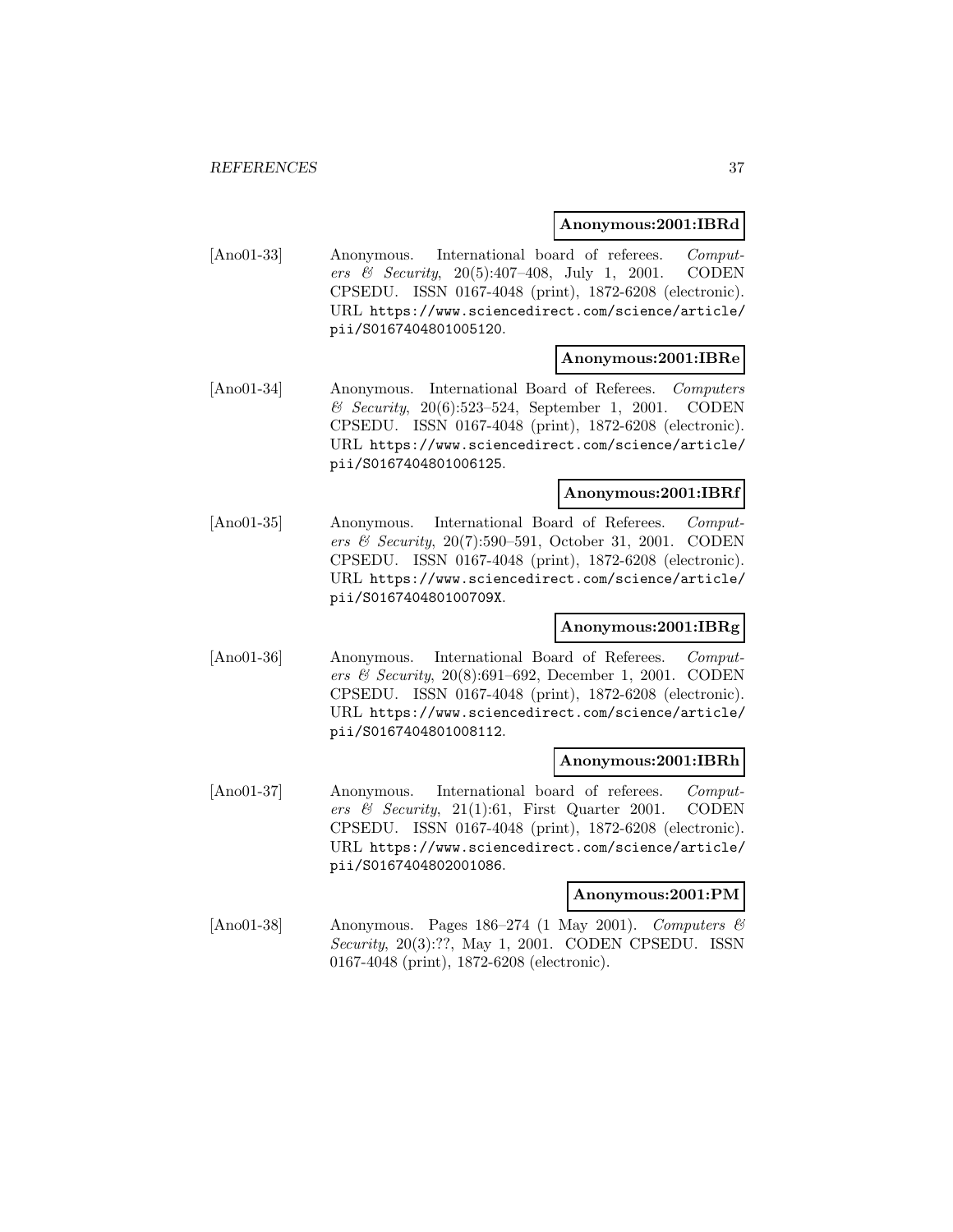**Anonymous:2001:IBRd**

[Ano01-33] Anonymous. International board of referees. *Computers & Security*, 20(5):407–408, July 1, 2001. CODEN CPSEDU. ISSN 0167-4048 (print), 1872-6208 (electronic). URL https://www.sciencedirect.com/science/article/pii/S0167404801005120.

**Anonymous:2001:IBRe**

[Ano01-34] Anonymous. International Board of Referees. *Computers & Security*, 20(6):523–524, September 1, 2001. CODEN CPSEDU. ISSN 0167-4048 (print), 1872-6208 (electronic). URL https://www.sciencedirect.com/science/article/pii/S0167404801006125.

**Anonymous:2001:IBRf**

[Ano01-35] Anonymous. International Board of Referees. *Computers & Security*, 20(7):590–591, October 31, 2001. CODEN CPSEDU. ISSN 0167-4048 (print), 1872-6208 (electronic). URL https://www.sciencedirect.com/science/article/pii/S016740480100709X.

**Anonymous:2001:IBRg**

[Ano01-36] Anonymous. International Board of Referees. *Computers & Security*, 20(8):691–692, December 1, 2001. CODEN CPSEDU. ISSN 0167-4048 (print), 1872-6208 (electronic). URL https://www.sciencedirect.com/science/article/pii/S0167404801008112.

**Anonymous:2001:IBRh**

[Ano01-37] Anonymous. International board of referees. *Computers & Security*, 21(1):61, First Quarter 2001. CODEN CPSEDU. ISSN 0167-4048 (print), 1872-6208 (electronic). URL https://www.sciencedirect.com/science/article/pii/S0167404802001086.

**Anonymous:2001:PM**

[Ano01-38] Anonymous. Pages 186–274 (1 May 2001). *Computers & Security*, 20(3):??, May 1, 2001. CODEN CPSEDU. ISSN 0167-4048 (print), 1872-6208 (electronic).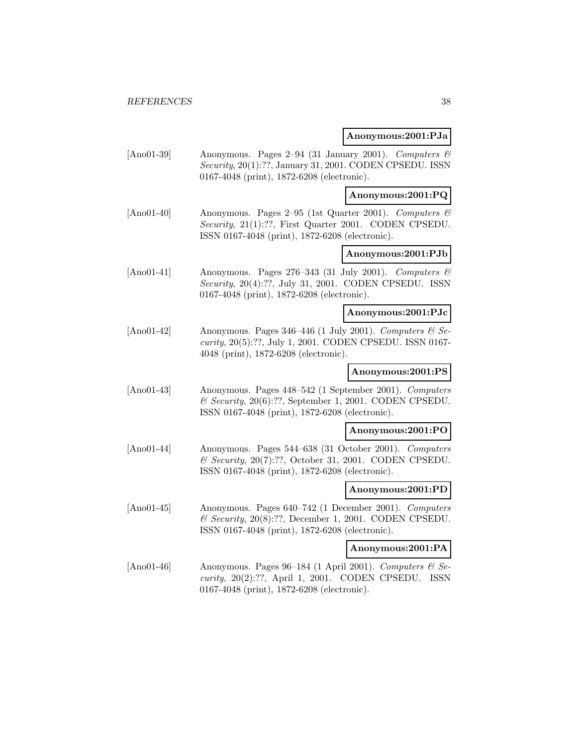**Anonymous:2001:PJa**

[Ano01-39] Anonymous. Pages 2–94 (31 January 2001). *Computers & Security*, 20(1):??, January 31, 2001. CODEN CPSEDU. ISSN 0167-4048 (print), 1872-6208 (electronic).

**Anonymous:2001:PQ**

[Ano01-40] Anonymous. Pages 2–95 (1st Quarter 2001). *Computers & Security*, 21(1):??, First Quarter 2001. CODEN CPSEDU. ISSN 0167-4048 (print), 1872-6208 (electronic).

**Anonymous:2001:PJb**

[Ano01-41] Anonymous. Pages 276–343 (31 July 2001). *Computers & Security*, 20(4):??, July 31, 2001. CODEN CPSEDU. ISSN 0167-4048 (print), 1872-6208 (electronic).

**Anonymous:2001:PJc**

[Ano01-42] Anonymous. Pages 346–446 (1 July 2001). *Computers & Security*, 20(5):??, July 1, 2001. CODEN CPSEDU. ISSN 0167-4048 (print), 1872-6208 (electronic).

**Anonymous:2001:PS**

[Ano01-43] Anonymous. Pages 448–542 (1 September 2001). *Computers & Security*, 20(6):??, September 1, 2001. CODEN CPSEDU. ISSN 0167-4048 (print), 1872-6208 (electronic).

**Anonymous:2001:PO**

[Ano01-44] Anonymous. Pages 544–638 (31 October 2001). *Computers & Security*, 20(7):??, October 31, 2001. CODEN CPSEDU. ISSN 0167-4048 (print), 1872-6208 (electronic).

**Anonymous:2001:PD**

[Ano01-45] Anonymous. Pages 640–742 (1 December 2001). *Computers & Security*, 20(8):??, December 1, 2001. CODEN CPSEDU. ISSN 0167-4048 (print), 1872-6208 (electronic).

**Anonymous:2001:PA**

[Ano01-46] Anonymous. Pages 96–184 (1 April 2001). *Computers & Security*, 20(2):??, April 1, 2001. CODEN CPSEDU. ISSN 0167-4048 (print), 1872-6208 (electronic).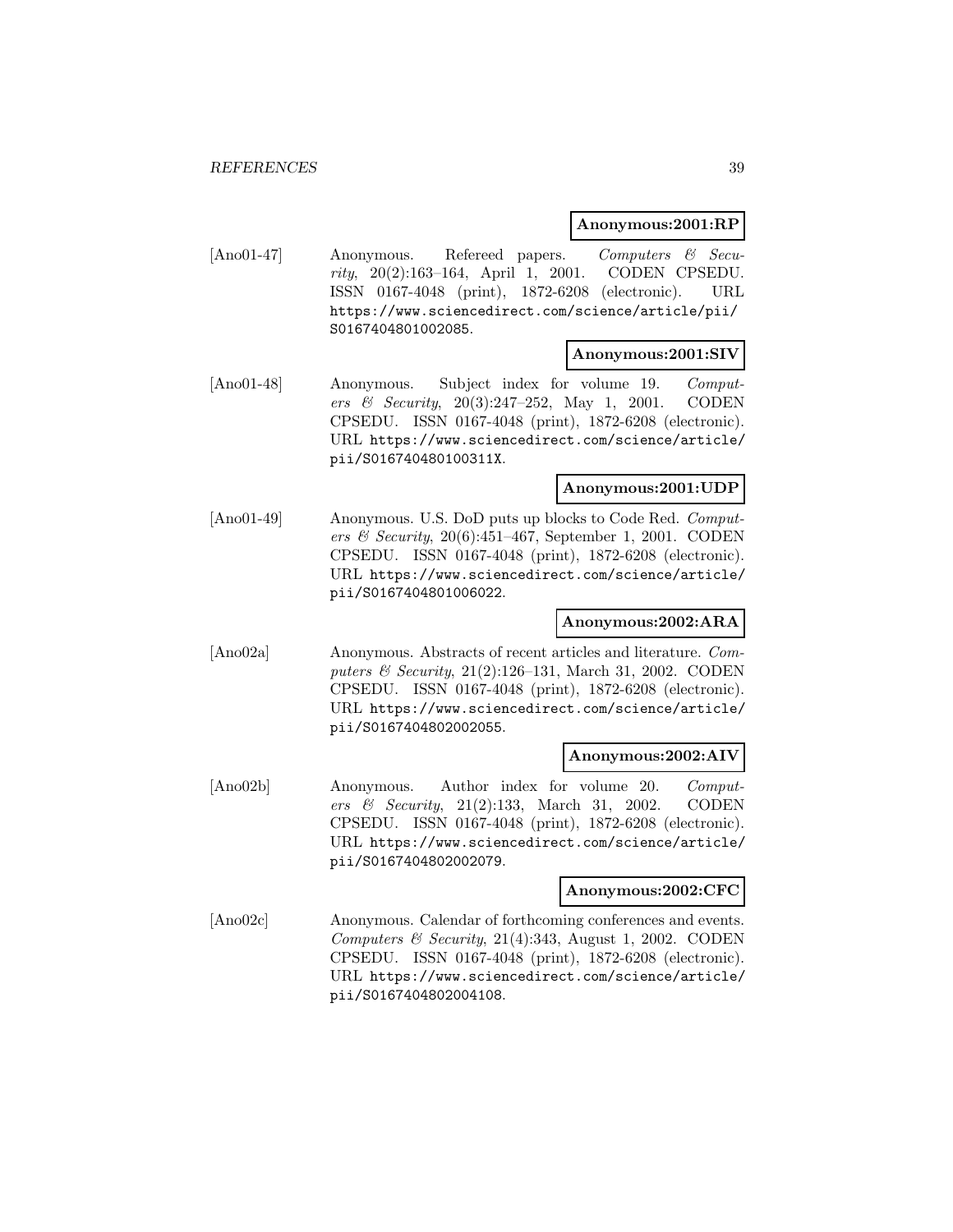**Anonymous:2001:RP**

[Ano01-47] Anonymous. Refereed papers. *Computers & Security*, 20(2):163–164, April 1, 2001. CODEN CPSEDU. ISSN 0167-4048 (print), 1872-6208 (electronic). URL https://www.sciencedirect.com/science/article/pii/S0167404801002085.

**Anonymous:2001:SIV**

[Ano01-48] Anonymous. Subject index for volume 19. *Computers & Security*, 20(3):247–252, May 1, 2001. CODEN CPSEDU. ISSN 0167-4048 (print), 1872-6208 (electronic). URL https://www.sciencedirect.com/science/article/pii/S016740480100311X.

**Anonymous:2001:UDP**

[Ano01-49] Anonymous. U.S. DoD puts up blocks to Code Red. *Computers & Security*, 20(6):451–467, September 1, 2001. CODEN CPSEDU. ISSN 0167-4048 (print), 1872-6208 (electronic). URL https://www.sciencedirect.com/science/article/pii/S0167404801006022.

**Anonymous:2002:ARA**

[Ano02a] Anonymous. Abstracts of recent articles and literature. *Computers & Security*, 21(2):126–131, March 31, 2002. CODEN CPSEDU. ISSN 0167-4048 (print), 1872-6208 (electronic). URL https://www.sciencedirect.com/science/article/pii/S0167404802002055.

**Anonymous:2002:AIV**

[Ano02b] Anonymous. Author index for volume 20. *Computers & Security*, 21(2):133, March 31, 2002. CODEN CPSEDU. ISSN 0167-4048 (print), 1872-6208 (electronic). URL https://www.sciencedirect.com/science/article/pii/S0167404802002079.

**Anonymous:2002:CFC**

[Ano02c] Anonymous. Calendar of forthcoming conferences and events. *Computers & Security*, 21(4):343, August 1, 2002. CODEN CPSEDU. ISSN 0167-4048 (print), 1872-6208 (electronic). URL https://www.sciencedirect.com/science/article/pii/S0167404802004108.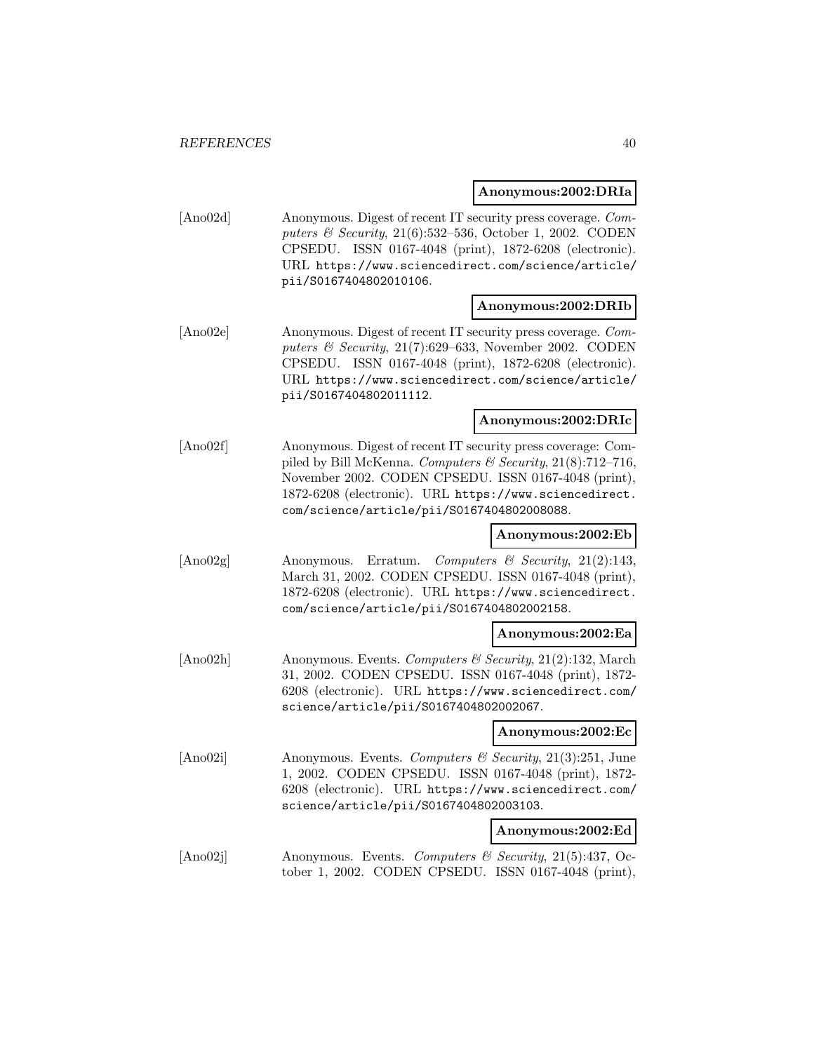**Anonymous:2002:DRIa**

[Ano02d] Anonymous. Digest of recent IT security press coverage. *Computers & Security*, 21(6):532–536, October 1, 2002. CODEN CPSEDU. ISSN 0167-4048 (print), 1872-6208 (electronic). URL https://www.sciencedirect.com/science/article/pii/S0167404802010106.

**Anonymous:2002:DRIb**

[Ano02e] Anonymous. Digest of recent IT security press coverage. *Computers & Security*, 21(7):629–633, November 2002. CODEN CPSEDU. ISSN 0167-4048 (print), 1872-6208 (electronic). URL https://www.sciencedirect.com/science/article/pii/S0167404802011112.

**Anonymous:2002:DRIc**

[Ano02f] Anonymous. Digest of recent IT security press coverage: Compiled by Bill McKenna. *Computers & Security*, 21(8):712–716, November 2002. CODEN CPSEDU. ISSN 0167-4048 (print), 1872-6208 (electronic). URL https://www.sciencedirect.com/science/article/pii/S0167404802008088.

**Anonymous:2002:Eb**

[Ano02g] Anonymous. Erratum. *Computers & Security*, 21(2):143, March 31, 2002. CODEN CPSEDU. ISSN 0167-4048 (print), 1872-6208 (electronic). URL https://www.sciencedirect.com/science/article/pii/S0167404802002158.

**Anonymous:2002:Ea**

[Ano02h] Anonymous. Events. *Computers & Security*, 21(2):132, March 31, 2002. CODEN CPSEDU. ISSN 0167-4048 (print), 1872-6208 (electronic). URL https://www.sciencedirect.com/science/article/pii/S0167404802002067.

**Anonymous:2002:Ec**

[Ano02i] Anonymous. Events. *Computers & Security*, 21(3):251, June 1, 2002. CODEN CPSEDU. ISSN 0167-4048 (print), 1872-6208 (electronic). URL https://www.sciencedirect.com/science/article/pii/S0167404802003103.

**Anonymous:2002:Ed**

[Ano02j] Anonymous. Events. *Computers & Security*, 21(5):437, October 1, 2002. CODEN CPSEDU. ISSN 0167-4048 (print),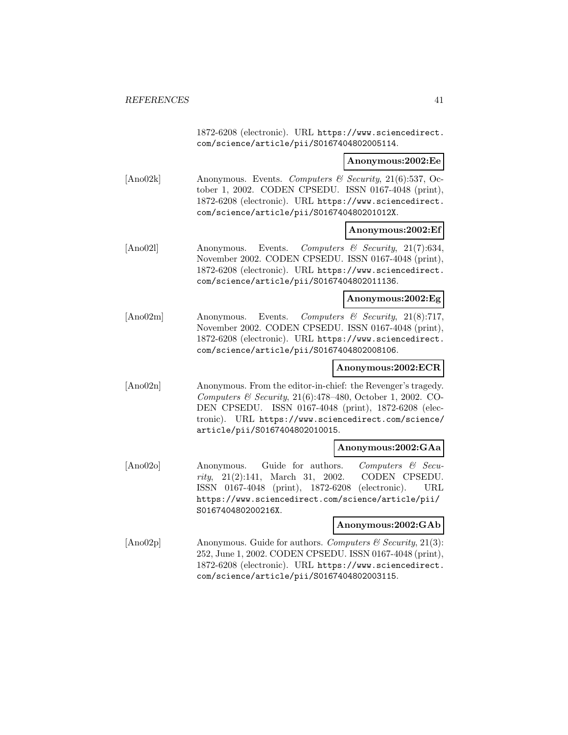1872-6208 (electronic). URL https://www.sciencedirect.com/science/article/pii/S0167404802005114.

**Anonymous:2002:Ee**

[Ano02k] Anonymous. Events. *Computers & Security*, 21(6):537, October 1, 2002. CODEN CPSEDU. ISSN 0167-4048 (print), 1872-6208 (electronic). URL https://www.sciencedirect.com/science/article/pii/S016740480201012X.

**Anonymous:2002:Ef**

[Ano02l] Anonymous. Events. *Computers & Security*, 21(7):634, November 2002. CODEN CPSEDU. ISSN 0167-4048 (print), 1872-6208 (electronic). URL https://www.sciencedirect.com/science/article/pii/S0167404802011136.

**Anonymous:2002:Eg**

[Ano02m] Anonymous. Events. *Computers & Security*, 21(8):717, November 2002. CODEN CPSEDU. ISSN 0167-4048 (print), 1872-6208 (electronic). URL https://www.sciencedirect.com/science/article/pii/S0167404802008106.

**Anonymous:2002:ECR**

[Ano02n] Anonymous. From the editor-in-chief: the Revenger's tragedy. *Computers & Security*, 21(6):478–480, October 1, 2002. CODEN CPSEDU. ISSN 0167-4048 (print), 1872-6208 (electronic). URL https://www.sciencedirect.com/science/article/pii/S0167404802010015.

**Anonymous:2002:GAa**

[Ano02o] Anonymous. Guide for authors. *Computers & Security*, 21(2):141, March 31, 2002. CODEN CPSEDU. ISSN 0167-4048 (print), 1872-6208 (electronic). URL https://www.sciencedirect.com/science/article/pii/S016740480200216X.

**Anonymous:2002:GAb**

[Ano02p] Anonymous. Guide for authors. *Computers & Security*, 21(3):252, June 1, 2002. CODEN CPSEDU. ISSN 0167-4048 (print), 1872-6208 (electronic). URL https://www.sciencedirect.com/science/article/pii/S0167404802003115.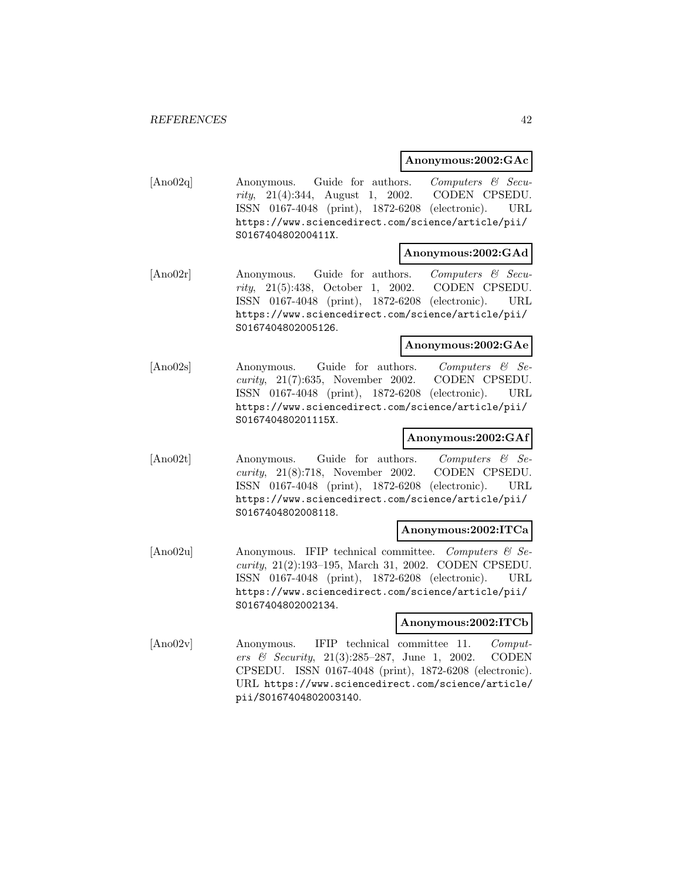**Anonymous:2002:GAc**

[Ano02q] Anonymous. Guide for authors. *Computers & Security*, 21(4):344, August 1, 2002. CODEN CPSEDU. ISSN 0167-4048 (print), 1872-6208 (electronic). URL https://www.sciencedirect.com/science/article/pii/S016740480200411X.

**Anonymous:2002:GAd**

[Ano02r] Anonymous. Guide for authors. *Computers & Security*, 21(5):438, October 1, 2002. CODEN CPSEDU. ISSN 0167-4048 (print), 1872-6208 (electronic). URL https://www.sciencedirect.com/science/article/pii/S0167404802005126.

**Anonymous:2002:GAe**

[Ano02s] Anonymous. Guide for authors. *Computers & Security*, 21(7):635, November 2002. CODEN CPSEDU. ISSN 0167-4048 (print), 1872-6208 (electronic). URL https://www.sciencedirect.com/science/article/pii/S016740480201115X.

**Anonymous:2002:GAf**

[Ano02t] Anonymous. Guide for authors. *Computers & Security*, 21(8):718, November 2002. CODEN CPSEDU. ISSN 0167-4048 (print), 1872-6208 (electronic). URL https://www.sciencedirect.com/science/article/pii/S0167404802008118.

**Anonymous:2002:ITCa**

[Ano02u] Anonymous. IFIP technical committee. *Computers & Security*, 21(2):193–195, March 31, 2002. CODEN CPSEDU. ISSN 0167-4048 (print), 1872-6208 (electronic). URL https://www.sciencedirect.com/science/article/pii/S0167404802002134.

**Anonymous:2002:ITCb**

[Ano02v] Anonymous. IFIP technical committee 11. *Computers & Security*, 21(3):285–287, June 1, 2002. CODEN CPSEDU. ISSN 0167-4048 (print), 1872-6208 (electronic). URL https://www.sciencedirect.com/science/article/pii/S0167404802003140.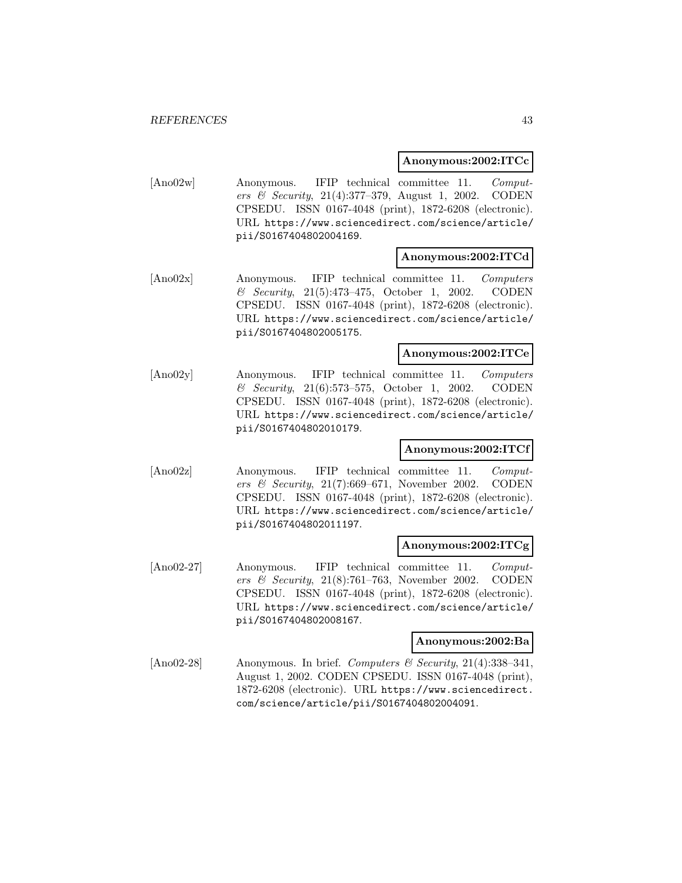**Anonymous:2002:ITCc**

[Ano02w] Anonymous. IFIP technical committee 11. *Computers & Security*, 21(4):377–379, August 1, 2002. CODEN CPSEDU. ISSN 0167-4048 (print), 1872-6208 (electronic). URL https://www.sciencedirect.com/science/article/pii/S0167404802004169.

**Anonymous:2002:ITCd**

[Ano02x] Anonymous. IFIP technical committee 11. *Computers & Security*, 21(5):473–475, October 1, 2002. CODEN CPSEDU. ISSN 0167-4048 (print), 1872-6208 (electronic). URL https://www.sciencedirect.com/science/article/pii/S0167404802005175.

**Anonymous:2002:ITCe**

[Ano02y] Anonymous. IFIP technical committee 11. *Computers & Security*, 21(6):573–575, October 1, 2002. CODEN CPSEDU. ISSN 0167-4048 (print), 1872-6208 (electronic). URL https://www.sciencedirect.com/science/article/pii/S0167404802010179.

**Anonymous:2002:ITCf**

[Ano02z] Anonymous. IFIP technical committee 11. *Computers & Security*, 21(7):669–671, November 2002. CODEN CPSEDU. ISSN 0167-4048 (print), 1872-6208 (electronic). URL https://www.sciencedirect.com/science/article/pii/S0167404802011197.

**Anonymous:2002:ITCg**

[Ano02-27] Anonymous. IFIP technical committee 11. *Computers & Security*, 21(8):761–763, November 2002. CODEN CPSEDU. ISSN 0167-4048 (print), 1872-6208 (electronic). URL https://www.sciencedirect.com/science/article/pii/S0167404802008167.

**Anonymous:2002:Ba**

[Ano02-28] Anonymous. In brief. *Computers & Security*, 21(4):338–341, August 1, 2002. CODEN CPSEDU. ISSN 0167-4048 (print), 1872-6208 (electronic). URL https://www.sciencedirect.com/science/article/pii/S0167404802004091.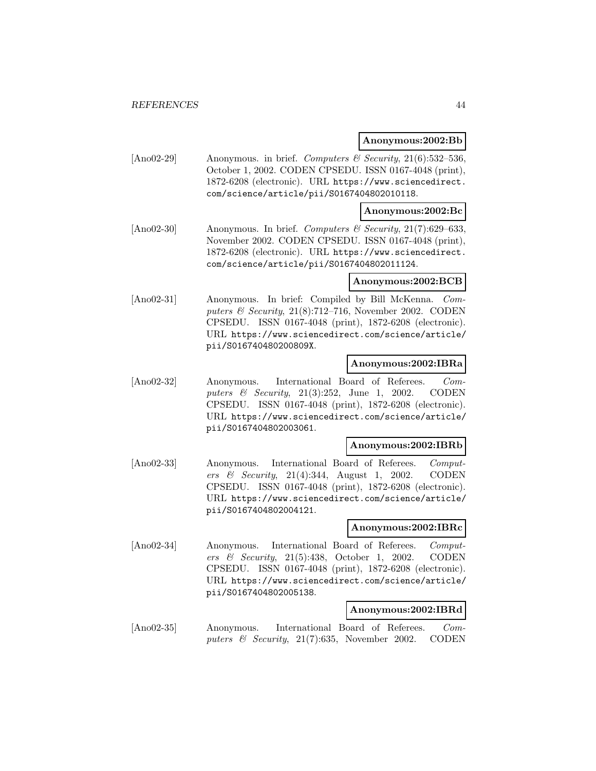**Anonymous:2002:Bb**

[Ano02-29] Anonymous. in brief. *Computers & Security*, 21(6):532–536, October 1, 2002. CODEN CPSEDU. ISSN 0167-4048 (print), 1872-6208 (electronic). URL https://www.sciencedirect.com/science/article/pii/S0167404802010118.

**Anonymous:2002:Bc**

[Ano02-30] Anonymous. In brief. *Computers & Security*, 21(7):629–633, November 2002. CODEN CPSEDU. ISSN 0167-4048 (print), 1872-6208 (electronic). URL https://www.sciencedirect.com/science/article/pii/S0167404802011124.

**Anonymous:2002:BCB**

[Ano02-31] Anonymous. In brief: Compiled by Bill McKenna. *Computers & Security*, 21(8):712–716, November 2002. CODEN CPSEDU. ISSN 0167-4048 (print), 1872-6208 (electronic). URL https://www.sciencedirect.com/science/article/pii/S016740480200809X.

**Anonymous:2002:IBRa**

[Ano02-32] Anonymous. International Board of Referees. *Computers & Security*, 21(3):252, June 1, 2002. CODEN CPSEDU. ISSN 0167-4048 (print), 1872-6208 (electronic). URL https://www.sciencedirect.com/science/article/pii/S0167404802003061.

**Anonymous:2002:IBRb**

[Ano02-33] Anonymous. International Board of Referees. *Computers & Security*, 21(4):344, August 1, 2002. CODEN CPSEDU. ISSN 0167-4048 (print), 1872-6208 (electronic). URL https://www.sciencedirect.com/science/article/pii/S0167404802004121.

**Anonymous:2002:IBRc**

[Ano02-34] Anonymous. International Board of Referees. *Computers & Security*, 21(5):438, October 1, 2002. CODEN CPSEDU. ISSN 0167-4048 (print), 1872-6208 (electronic). URL https://www.sciencedirect.com/science/article/pii/S0167404802005138.

**Anonymous:2002:IBRd**

[Ano02-35] Anonymous. International Board of Referees. *Computers & Security*, 21(7):635, November 2002. CODEN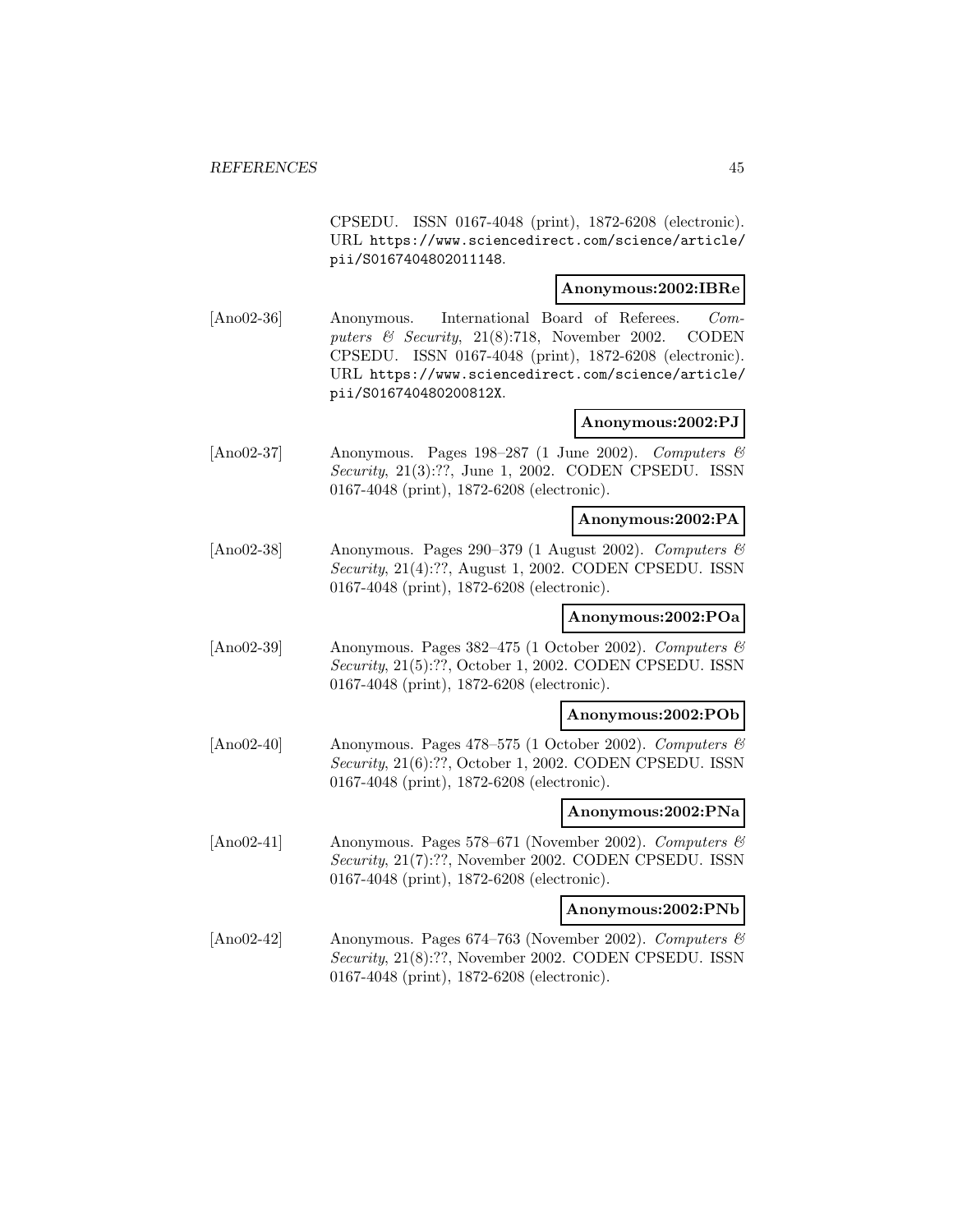CPSEDU. ISSN 0167-4048 (print), 1872-6208 (electronic). URL https://www.sciencedirect.com/science/article/pii/S0167404802011148.

**Anonymous:2002:IBRe**

[Ano02-36] Anonymous. International Board of Referees. *Computers & Security*, 21(8):718, November 2002. CODEN CPSEDU. ISSN 0167-4048 (print), 1872-6208 (electronic). URL https://www.sciencedirect.com/science/article/pii/S016740480200812X.

**Anonymous:2002:PJ**

[Ano02-37] Anonymous. Pages 198–287 (1 June 2002). *Computers & Security*, 21(3):??, June 1, 2002. CODEN CPSEDU. ISSN 0167-4048 (print), 1872-6208 (electronic).

**Anonymous:2002:PA**

[Ano02-38] Anonymous. Pages 290–379 (1 August 2002). *Computers & Security*, 21(4):??, August 1, 2002. CODEN CPSEDU. ISSN 0167-4048 (print), 1872-6208 (electronic).

**Anonymous:2002:POa**

[Ano02-39] Anonymous. Pages 382–475 (1 October 2002). *Computers & Security*, 21(5):??, October 1, 2002. CODEN CPSEDU. ISSN 0167-4048 (print), 1872-6208 (electronic).

**Anonymous:2002:POb**

[Ano02-40] Anonymous. Pages 478–575 (1 October 2002). *Computers & Security*, 21(6):??, October 1, 2002. CODEN CPSEDU. ISSN 0167-4048 (print), 1872-6208 (electronic).

**Anonymous:2002:PNa**

[Ano02-41] Anonymous. Pages 578–671 (November 2002). *Computers & Security*, 21(7):??, November 2002. CODEN CPSEDU. ISSN 0167-4048 (print), 1872-6208 (electronic).

**Anonymous:2002:PNb**

[Ano02-42] Anonymous. Pages 674–763 (November 2002). *Computers & Security*, 21(8):??, November 2002. CODEN CPSEDU. ISSN 0167-4048 (print), 1872-6208 (electronic).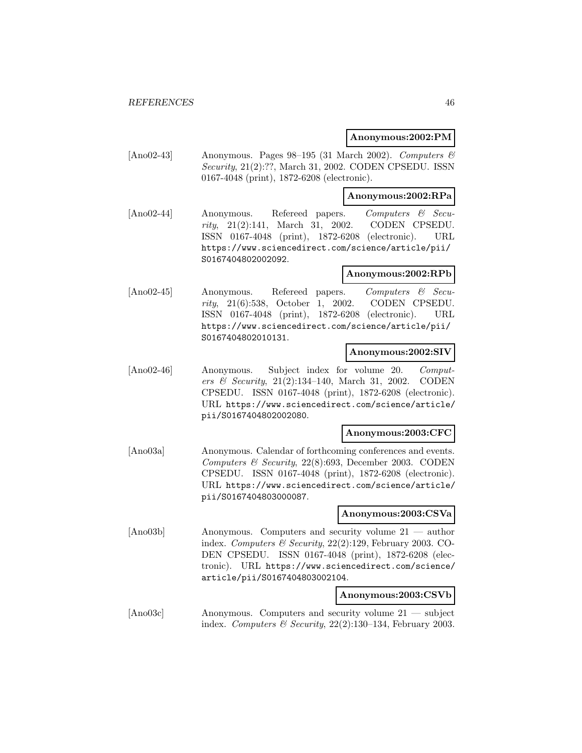**Anonymous:2002:PM**

[Ano02-43] Anonymous. Pages 98–195 (31 March 2002). *Computers & Security*, 21(2):??, March 31, 2002. CODEN CPSEDU. ISSN 0167-4048 (print), 1872-6208 (electronic).

**Anonymous:2002:RPa**

[Ano02-44] Anonymous. Refereed papers. *Computers & Security*, 21(2):141, March 31, 2002. CODEN CPSEDU. ISSN 0167-4048 (print), 1872-6208 (electronic). URL https://www.sciencedirect.com/science/article/pii/S0167404802002092.

**Anonymous:2002:RPb**

[Ano02-45] Anonymous. Refereed papers. *Computers & Security*, 21(6):538, October 1, 2002. CODEN CPSEDU. ISSN 0167-4048 (print), 1872-6208 (electronic). URL https://www.sciencedirect.com/science/article/pii/S0167404802010131.

**Anonymous:2002:SIV**

[Ano02-46] Anonymous. Subject index for volume 20. *Computers & Security*, 21(2):134–140, March 31, 2002. CODEN CPSEDU. ISSN 0167-4048 (print), 1872-6208 (electronic). URL https://www.sciencedirect.com/science/article/pii/S0167404802002080.

**Anonymous:2003:CFC**

[Ano03a] Anonymous. Calendar of forthcoming conferences and events. *Computers & Security*, 22(8):693, December 2003. CODEN CPSEDU. ISSN 0167-4048 (print), 1872-6208 (electronic). URL https://www.sciencedirect.com/science/article/pii/S0167404803000087.

**Anonymous:2003:CSVa**

[Ano03b] Anonymous. Computers and security volume 21 — author index. *Computers & Security*, 22(2):129, February 2003. CODEN CPSEDU. ISSN 0167-4048 (print), 1872-6208 (electronic). URL https://www.sciencedirect.com/science/article/pii/S0167404803002104.

**Anonymous:2003:CSVb**

[Ano03c] Anonymous. Computers and security volume 21 — subject index. *Computers & Security*, 22(2):130–134, February 2003.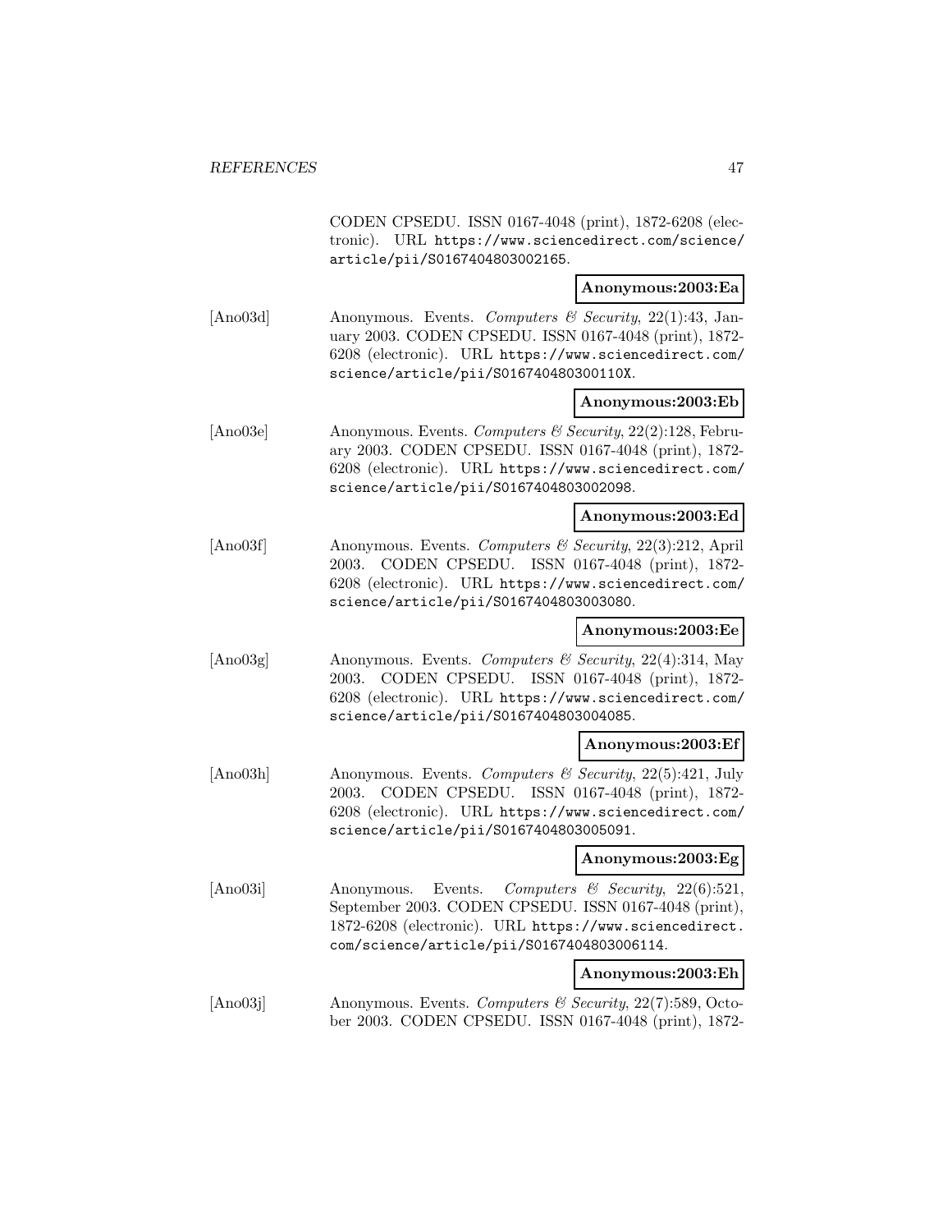CODEN CPSEDU. ISSN 0167-4048 (print), 1872-6208 (electronic). URL https://www.sciencedirect.com/science/article/pii/S0167404803002165.

**Anonymous:2003:Ea**

[Ano03d] Anonymous. Events. *Computers & Security*, 22(1):43, January 2003. CODEN CPSEDU. ISSN 0167-4048 (print), 1872-6208 (electronic). URL https://www.sciencedirect.com/science/article/pii/S016740480300110X.

**Anonymous:2003:Eb**

[Ano03e] Anonymous. Events. *Computers & Security*, 22(2):128, February 2003. CODEN CPSEDU. ISSN 0167-4048 (print), 1872-6208 (electronic). URL https://www.sciencedirect.com/science/article/pii/S0167404803002098.

**Anonymous:2003:Ed**

[Ano03f] Anonymous. Events. *Computers & Security*, 22(3):212, April 2003. CODEN CPSEDU. ISSN 0167-4048 (print), 1872-6208 (electronic). URL https://www.sciencedirect.com/science/article/pii/S0167404803003080.

**Anonymous:2003:Ee**

[Ano03g] Anonymous. Events. *Computers & Security*, 22(4):314, May 2003. CODEN CPSEDU. ISSN 0167-4048 (print), 1872-6208 (electronic). URL https://www.sciencedirect.com/science/article/pii/S0167404803004085.

**Anonymous:2003:Ef**

[Ano03h] Anonymous. Events. *Computers & Security*, 22(5):421, July 2003. CODEN CPSEDU. ISSN 0167-4048 (print), 1872-6208 (electronic). URL https://www.sciencedirect.com/science/article/pii/S0167404803005091.

**Anonymous:2003:Eg**

[Ano03i] Anonymous. Events. *Computers & Security*, 22(6):521, September 2003. CODEN CPSEDU. ISSN 0167-4048 (print), 1872-6208 (electronic). URL https://www.sciencedirect.com/science/article/pii/S0167404803006114.

**Anonymous:2003:Eh**

[Ano03j] Anonymous. Events. *Computers & Security*, 22(7):589, October 2003. CODEN CPSEDU. ISSN 0167-4048 (print), 1872-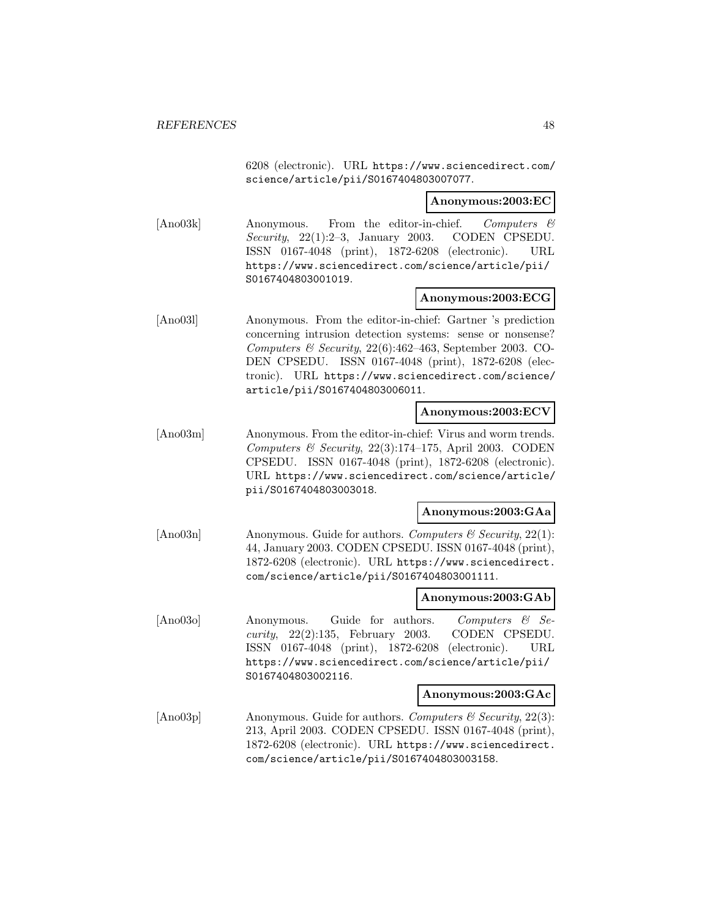6208 (electronic). URL https://www.sciencedirect.com/science/article/pii/S0167404803007077.

**Anonymous:2003:EC**

[Ano03k] Anonymous. From the editor-in-chief. *Computers & Security*, 22(1):2–3, January 2003. CODEN CPSEDU. ISSN 0167-4048 (print), 1872-6208 (electronic). URL https://www.sciencedirect.com/science/article/pii/S0167404803001019.

**Anonymous:2003:ECG**

[Ano03l] Anonymous. From the editor-in-chief: Gartner 's prediction concerning intrusion detection systems: sense or nonsense? *Computers & Security*, 22(6):462–463, September 2003. CODEN CPSEDU. ISSN 0167-4048 (print), 1872-6208 (electronic). URL https://www.sciencedirect.com/science/article/pii/S0167404803006011.

**Anonymous:2003:ECV**

[Ano03m] Anonymous. From the editor-in-chief: Virus and worm trends. *Computers & Security*, 22(3):174–175, April 2003. CODEN CPSEDU. ISSN 0167-4048 (print), 1872-6208 (electronic). URL https://www.sciencedirect.com/science/article/pii/S0167404803003018.

**Anonymous:2003:GAa**

[Ano03n] Anonymous. Guide for authors. *Computers & Security*, 22(1):44, January 2003. CODEN CPSEDU. ISSN 0167-4048 (print), 1872-6208 (electronic). URL https://www.sciencedirect.com/science/article/pii/S0167404803001111.

**Anonymous:2003:GAb**

[Ano03o] Anonymous. Guide for authors. *Computers & Security*, 22(2):135, February 2003. CODEN CPSEDU. ISSN 0167-4048 (print), 1872-6208 (electronic). URL https://www.sciencedirect.com/science/article/pii/S0167404803002116.

**Anonymous:2003:GAc**

[Ano03p] Anonymous. Guide for authors. *Computers & Security*, 22(3):213, April 2003. CODEN CPSEDU. ISSN 0167-4048 (print), 1872-6208 (electronic). URL https://www.sciencedirect.com/science/article/pii/S0167404803003158.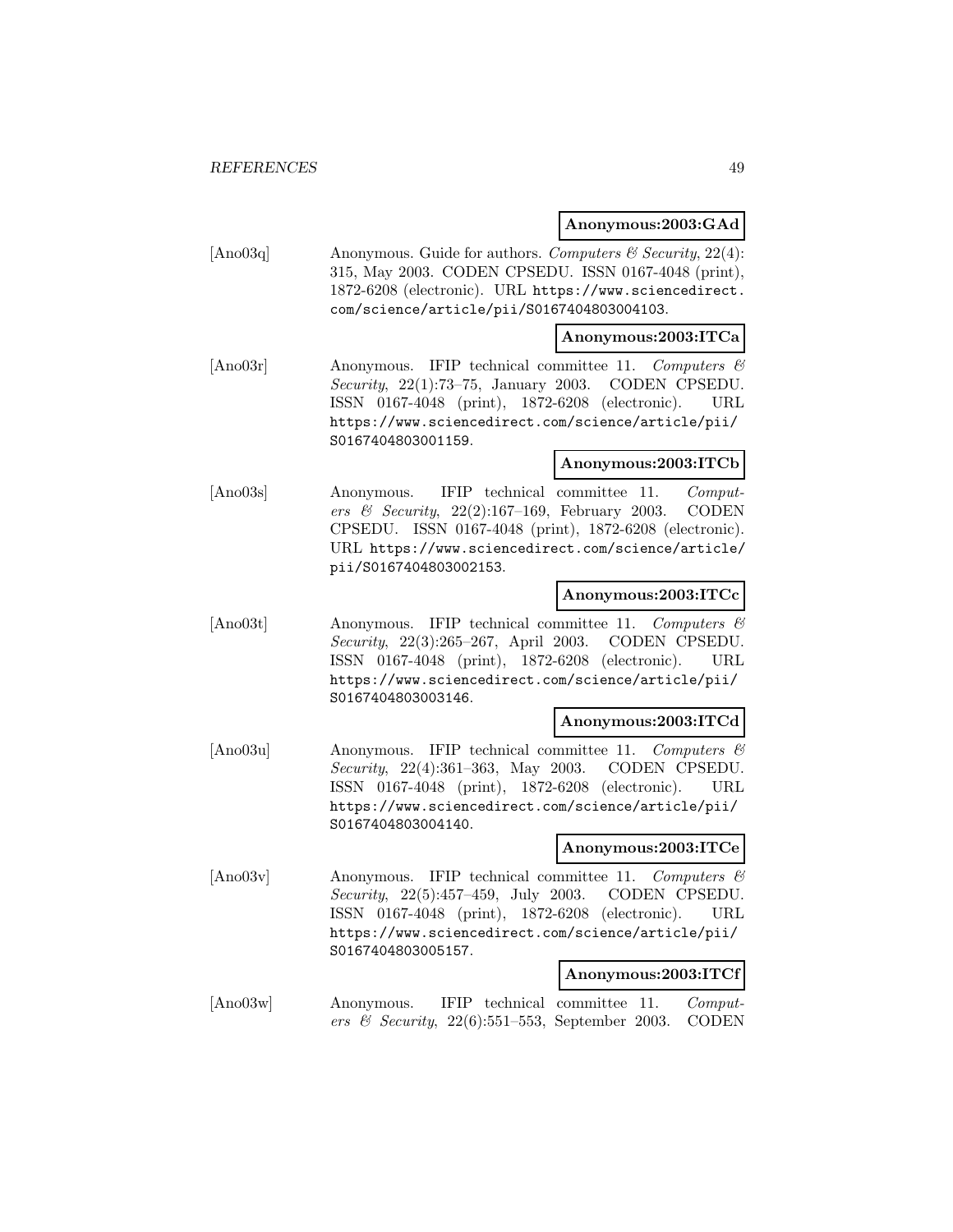**Anonymous:2003:GAd**

[Ano03q] Anonymous. Guide for authors. *Computers & Security*, 22(4): 315, May 2003. CODEN CPSEDU. ISSN 0167-4048 (print), 1872-6208 (electronic). URL https://www.sciencedirect.com/science/article/pii/S0167404803004103.

**Anonymous:2003:ITCa**

[Ano03r] Anonymous. IFIP technical committee 11. *Computers & Security*, 22(1):73–75, January 2003. CODEN CPSEDU. ISSN 0167-4048 (print), 1872-6208 (electronic). URL https://www.sciencedirect.com/science/article/pii/S0167404803001159.

**Anonymous:2003:ITCb**

[Ano03s] Anonymous. IFIP technical committee 11. *Computers & Security*, 22(2):167–169, February 2003. CODEN CPSEDU. ISSN 0167-4048 (print), 1872-6208 (electronic). URL https://www.sciencedirect.com/science/article/pii/S0167404803002153.

**Anonymous:2003:ITCc**

[Ano03t] Anonymous. IFIP technical committee 11. *Computers & Security*, 22(3):265–267, April 2003. CODEN CPSEDU. ISSN 0167-4048 (print), 1872-6208 (electronic). URL https://www.sciencedirect.com/science/article/pii/S0167404803003146.

**Anonymous:2003:ITCd**

[Ano03u] Anonymous. IFIP technical committee 11. *Computers & Security*, 22(4):361–363, May 2003. CODEN CPSEDU. ISSN 0167-4048 (print), 1872-6208 (electronic). URL https://www.sciencedirect.com/science/article/pii/S0167404803004140.

**Anonymous:2003:ITCe**

[Ano03v] Anonymous. IFIP technical committee 11. *Computers & Security*, 22(5):457–459, July 2003. CODEN CPSEDU. ISSN 0167-4048 (print), 1872-6208 (electronic). URL https://www.sciencedirect.com/science/article/pii/S0167404803005157.

**Anonymous:2003:ITCf**

[Ano03w] Anonymous. IFIP technical committee 11. *Computers & Security*, 22(6):551–553, September 2003. CODEN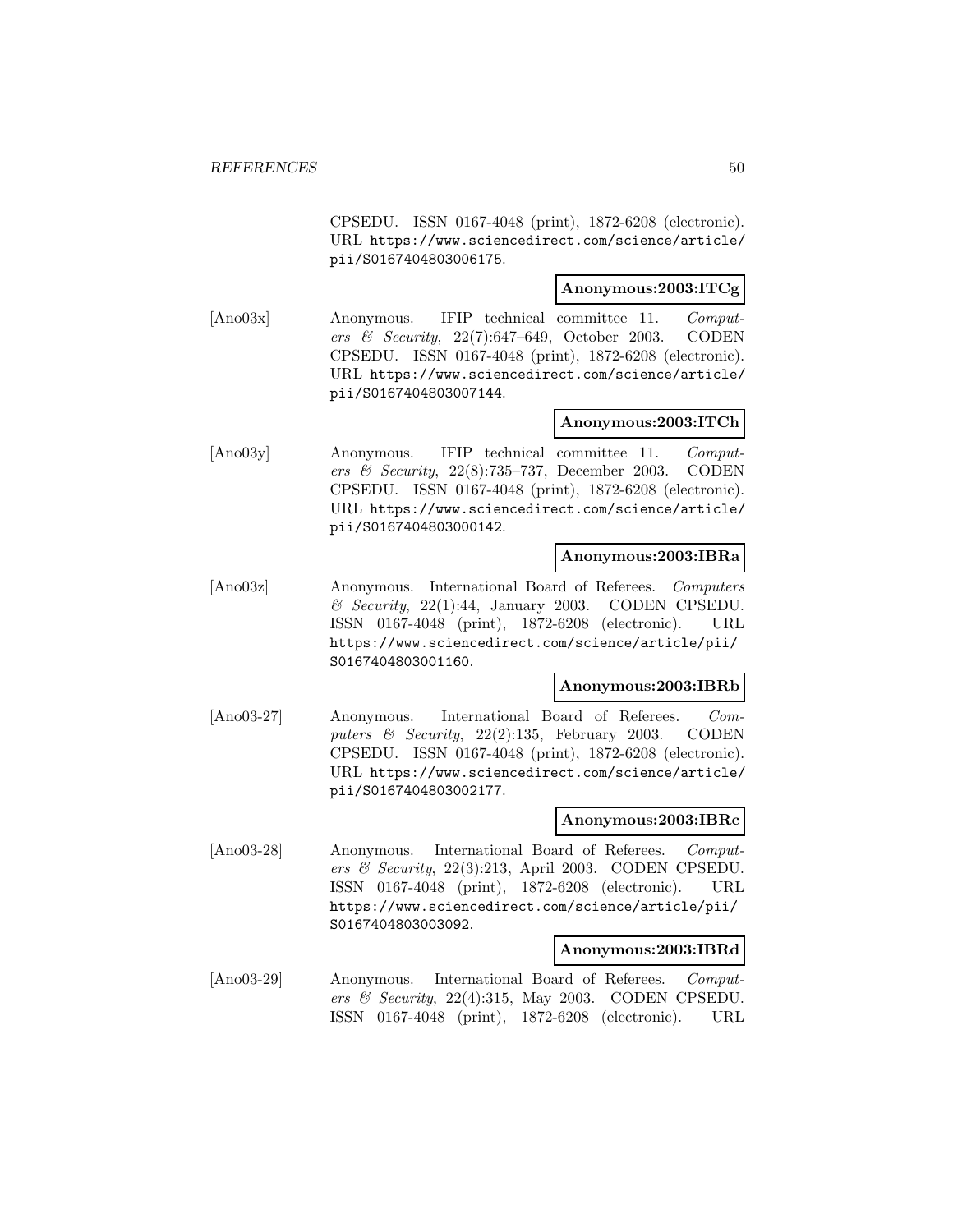CPSEDU. ISSN 0167-4048 (print), 1872-6208 (electronic). URL https://www.sciencedirect.com/science/article/pii/S0167404803006175.

**Anonymous:2003:ITCg**

[Ano03x] Anonymous. IFIP technical committee 11. *Computers & Security*, 22(7):647–649, October 2003. CODEN CPSEDU. ISSN 0167-4048 (print), 1872-6208 (electronic). URL https://www.sciencedirect.com/science/article/pii/S0167404803007144.

**Anonymous:2003:ITCh**

[Ano03y] Anonymous. IFIP technical committee 11. *Computers & Security*, 22(8):735–737, December 2003. CODEN CPSEDU. ISSN 0167-4048 (print), 1872-6208 (electronic). URL https://www.sciencedirect.com/science/article/pii/S0167404803000142.

**Anonymous:2003:IBRa**

[Ano03z] Anonymous. International Board of Referees. *Computers & Security*, 22(1):44, January 2003. CODEN CPSEDU. ISSN 0167-4048 (print), 1872-6208 (electronic). URL https://www.sciencedirect.com/science/article/pii/S0167404803001160.

**Anonymous:2003:IBRb**

[Ano03-27] Anonymous. International Board of Referees. *Computers & Security*, 22(2):135, February 2003. CODEN CPSEDU. ISSN 0167-4048 (print), 1872-6208 (electronic). URL https://www.sciencedirect.com/science/article/pii/S0167404803002177.

**Anonymous:2003:IBRc**

[Ano03-28] Anonymous. International Board of Referees. *Computers & Security*, 22(3):213, April 2003. CODEN CPSEDU. ISSN 0167-4048 (print), 1872-6208 (electronic). URL https://www.sciencedirect.com/science/article/pii/S0167404803003092.

**Anonymous:2003:IBRd**

[Ano03-29] Anonymous. International Board of Referees. *Computers & Security*, 22(4):315, May 2003. CODEN CPSEDU. ISSN 0167-4048 (print), 1872-6208 (electronic). URL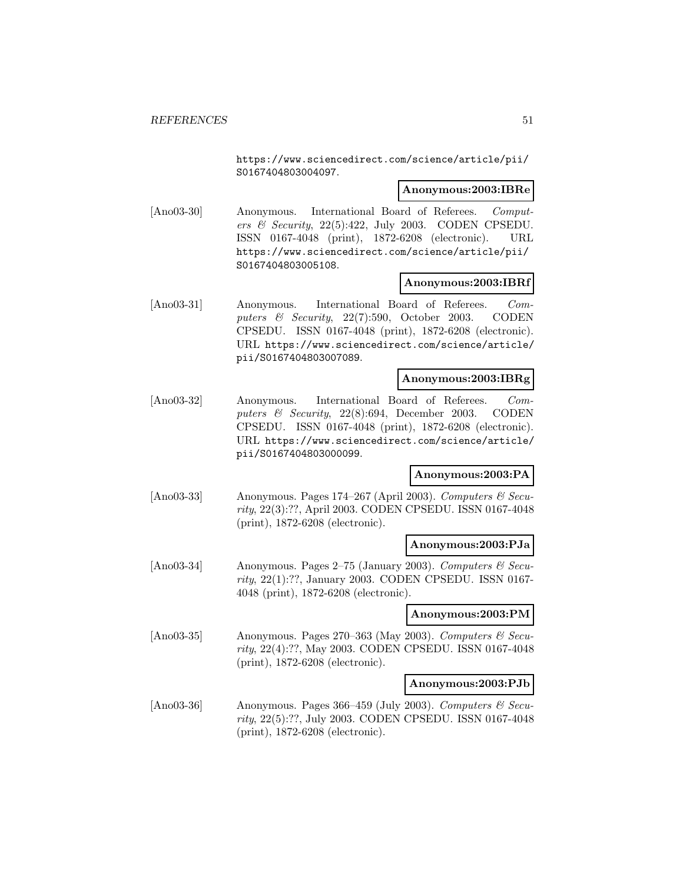https://www.sciencedirect.com/science/article/pii/S0167404803004097.

**Anonymous:2003:IBRe**

[Ano03-30] Anonymous. International Board of Referees. *Computers & Security*, 22(5):422, July 2003. CODEN CPSEDU. ISSN 0167-4048 (print), 1872-6208 (electronic). URL https://www.sciencedirect.com/science/article/pii/S0167404803005108.

**Anonymous:2003:IBRf**

[Ano03-31] Anonymous. International Board of Referees. *Computers & Security*, 22(7):590, October 2003. CODEN CPSEDU. ISSN 0167-4048 (print), 1872-6208 (electronic). URL https://www.sciencedirect.com/science/article/pii/S0167404803007089.

**Anonymous:2003:IBRg**

[Ano03-32] Anonymous. International Board of Referees. *Computers & Security*, 22(8):694, December 2003. CODEN CPSEDU. ISSN 0167-4048 (print), 1872-6208 (electronic). URL https://www.sciencedirect.com/science/article/pii/S0167404803000099.

**Anonymous:2003:PA**

[Ano03-33] Anonymous. Pages 174–267 (April 2003). *Computers & Security*, 22(3):??, April 2003. CODEN CPSEDU. ISSN 0167-4048 (print), 1872-6208 (electronic).

**Anonymous:2003:PJa**

[Ano03-34] Anonymous. Pages 2–75 (January 2003). *Computers & Security*, 22(1):??, January 2003. CODEN CPSEDU. ISSN 0167-4048 (print), 1872-6208 (electronic).

**Anonymous:2003:PM**

[Ano03-35] Anonymous. Pages 270–363 (May 2003). *Computers & Security*, 22(4):??, May 2003. CODEN CPSEDU. ISSN 0167-4048 (print), 1872-6208 (electronic).

**Anonymous:2003:PJb**

[Ano03-36] Anonymous. Pages 366–459 (July 2003). *Computers & Security*, 22(5):??, July 2003. CODEN CPSEDU. ISSN 0167-4048 (print), 1872-6208 (electronic).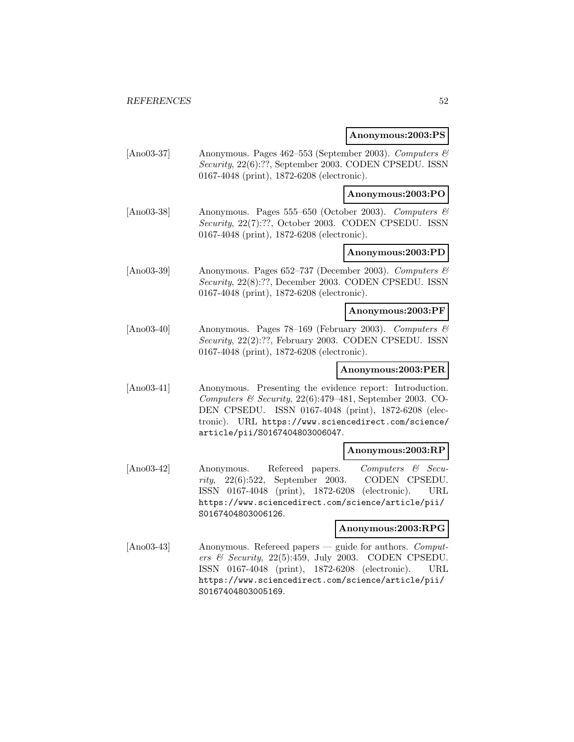**Anonymous:2003:PS**

[Ano03-37] Anonymous. Pages 462–553 (September 2003). *Computers & Security*, 22(6):??, September 2003. CODEN CPSEDU. ISSN 0167-4048 (print), 1872-6208 (electronic).

**Anonymous:2003:PO**

[Ano03-38] Anonymous. Pages 555–650 (October 2003). *Computers & Security*, 22(7):??, October 2003. CODEN CPSEDU. ISSN 0167-4048 (print), 1872-6208 (electronic).

**Anonymous:2003:PD**

[Ano03-39] Anonymous. Pages 652–737 (December 2003). *Computers & Security*, 22(8):??, December 2003. CODEN CPSEDU. ISSN 0167-4048 (print), 1872-6208 (electronic).

**Anonymous:2003:PF**

[Ano03-40] Anonymous. Pages 78–169 (February 2003). *Computers & Security*, 22(2):??, February 2003. CODEN CPSEDU. ISSN 0167-4048 (print), 1872-6208 (electronic).

**Anonymous:2003:PER**

[Ano03-41] Anonymous. Presenting the evidence report: Introduction. *Computers & Security*, 22(6):479–481, September 2003. CODEN CPSEDU. ISSN 0167-4048 (print), 1872-6208 (electronic). URL https://www.sciencedirect.com/science/article/pii/S0167404803006047.

**Anonymous:2003:RP**

[Ano03-42] Anonymous. Refereed papers. *Computers & Security*, 22(6):522, September 2003. CODEN CPSEDU. ISSN 0167-4048 (print), 1872-6208 (electronic). URL https://www.sciencedirect.com/science/article/pii/S0167404803006126.

**Anonymous:2003:RPG**

[Ano03-43] Anonymous. Refereed papers — guide for authors. *Computers & Security*, 22(5):459, July 2003. CODEN CPSEDU. ISSN 0167-4048 (print), 1872-6208 (electronic). URL https://www.sciencedirect.com/science/article/pii/S0167404803005169.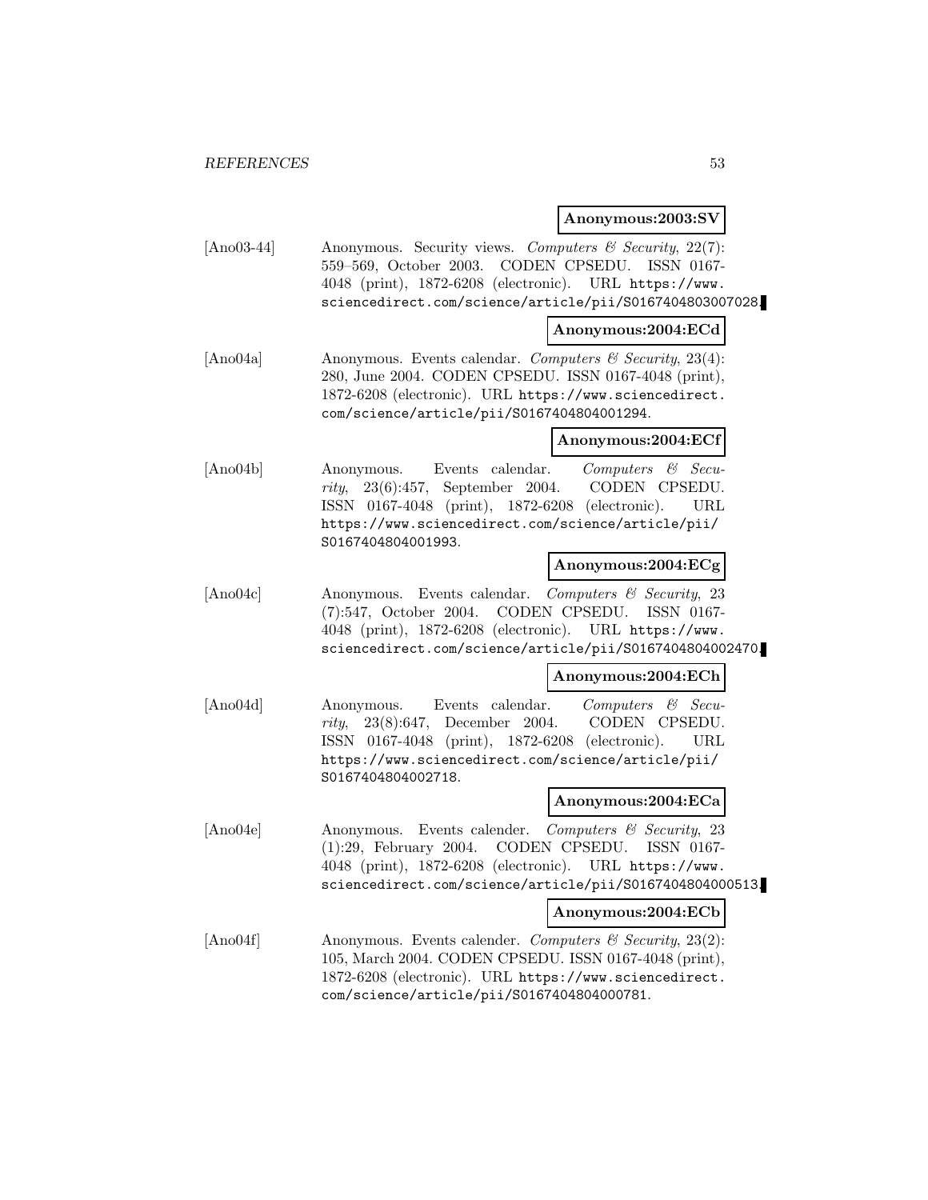**Anonymous:2003:SV**

[Ano03-44] Anonymous. Security views. *Computers & Security*, 22(7): 559–569, October 2003. CODEN CPSEDU. ISSN 0167-4048 (print), 1872-6208 (electronic). URL https://www.sciencedirect.com/science/article/pii/S0167404803007028.

**Anonymous:2004:ECd**

[Ano04a] Anonymous. Events calendar. *Computers & Security*, 23(4): 280, June 2004. CODEN CPSEDU. ISSN 0167-4048 (print), 1872-6208 (electronic). URL https://www.sciencedirect.com/science/article/pii/S0167404804001294.

**Anonymous:2004:ECf**

[Ano04b] Anonymous. Events calendar. *Computers & Security*, 23(6):457, September 2004. CODEN CPSEDU. ISSN 0167-4048 (print), 1872-6208 (electronic). URL https://www.sciencedirect.com/science/article/pii/S0167404804001993.

**Anonymous:2004:ECg**

[Ano04c] Anonymous. Events calendar. *Computers & Security*, 23 (7):547, October 2004. CODEN CPSEDU. ISSN 0167-4048 (print), 1872-6208 (electronic). URL https://www.sciencedirect.com/science/article/pii/S0167404804002470.

**Anonymous:2004:ECh**

[Ano04d] Anonymous. Events calendar. *Computers & Security*, 23(8):647, December 2004. CODEN CPSEDU. ISSN 0167-4048 (print), 1872-6208 (electronic). URL https://www.sciencedirect.com/science/article/pii/S0167404804002718.

**Anonymous:2004:ECa**

[Ano04e] Anonymous. Events calender. *Computers & Security*, 23 (1):29, February 2004. CODEN CPSEDU. ISSN 0167-4048 (print), 1872-6208 (electronic). URL https://www.sciencedirect.com/science/article/pii/S0167404804000513.

**Anonymous:2004:ECb**

[Ano04f] Anonymous. Events calender. *Computers & Security*, 23(2): 105, March 2004. CODEN CPSEDU. ISSN 0167-4048 (print), 1872-6208 (electronic). URL https://www.sciencedirect.com/science/article/pii/S0167404804000781.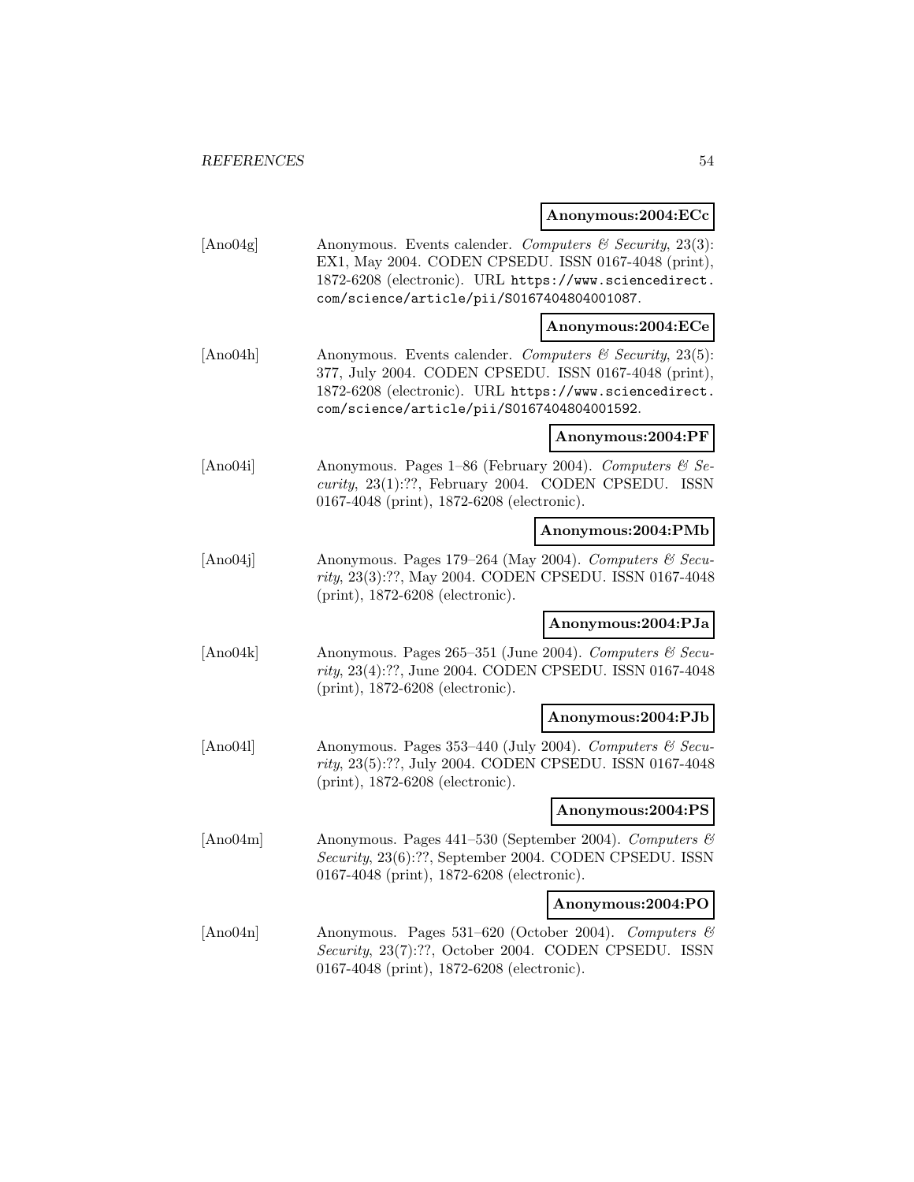**Anonymous:2004:ECc**

[Ano04g] Anonymous. Events calender. *Computers & Security*, 23(3): EX1, May 2004. CODEN CPSEDU. ISSN 0167-4048 (print), 1872-6208 (electronic). URL https://www.sciencedirect.com/science/article/pii/S0167404804001087.

**Anonymous:2004:ECe**

[Ano04h] Anonymous. Events calender. *Computers & Security*, 23(5): 377, July 2004. CODEN CPSEDU. ISSN 0167-4048 (print), 1872-6208 (electronic). URL https://www.sciencedirect.com/science/article/pii/S0167404804001592.

**Anonymous:2004:PF**

[Ano04i] Anonymous. Pages 1–86 (February 2004). *Computers & Security*, 23(1):??, February 2004. CODEN CPSEDU. ISSN 0167-4048 (print), 1872-6208 (electronic).

**Anonymous:2004:PMb**

[Ano04j] Anonymous. Pages 179–264 (May 2004). *Computers & Security*, 23(3):??, May 2004. CODEN CPSEDU. ISSN 0167-4048 (print), 1872-6208 (electronic).

**Anonymous:2004:PJa**

[Ano04k] Anonymous. Pages 265–351 (June 2004). *Computers & Security*, 23(4):??, June 2004. CODEN CPSEDU. ISSN 0167-4048 (print), 1872-6208 (electronic).

**Anonymous:2004:PJb**

[Ano04l] Anonymous. Pages 353–440 (July 2004). *Computers & Security*, 23(5):??, July 2004. CODEN CPSEDU. ISSN 0167-4048 (print), 1872-6208 (electronic).

**Anonymous:2004:PS**

[Ano04m] Anonymous. Pages 441–530 (September 2004). *Computers & Security*, 23(6):??, September 2004. CODEN CPSEDU. ISSN 0167-4048 (print), 1872-6208 (electronic).

**Anonymous:2004:PO**

[Ano04n] Anonymous. Pages 531–620 (October 2004). *Computers & Security*, 23(7):??, October 2004. CODEN CPSEDU. ISSN 0167-4048 (print), 1872-6208 (electronic).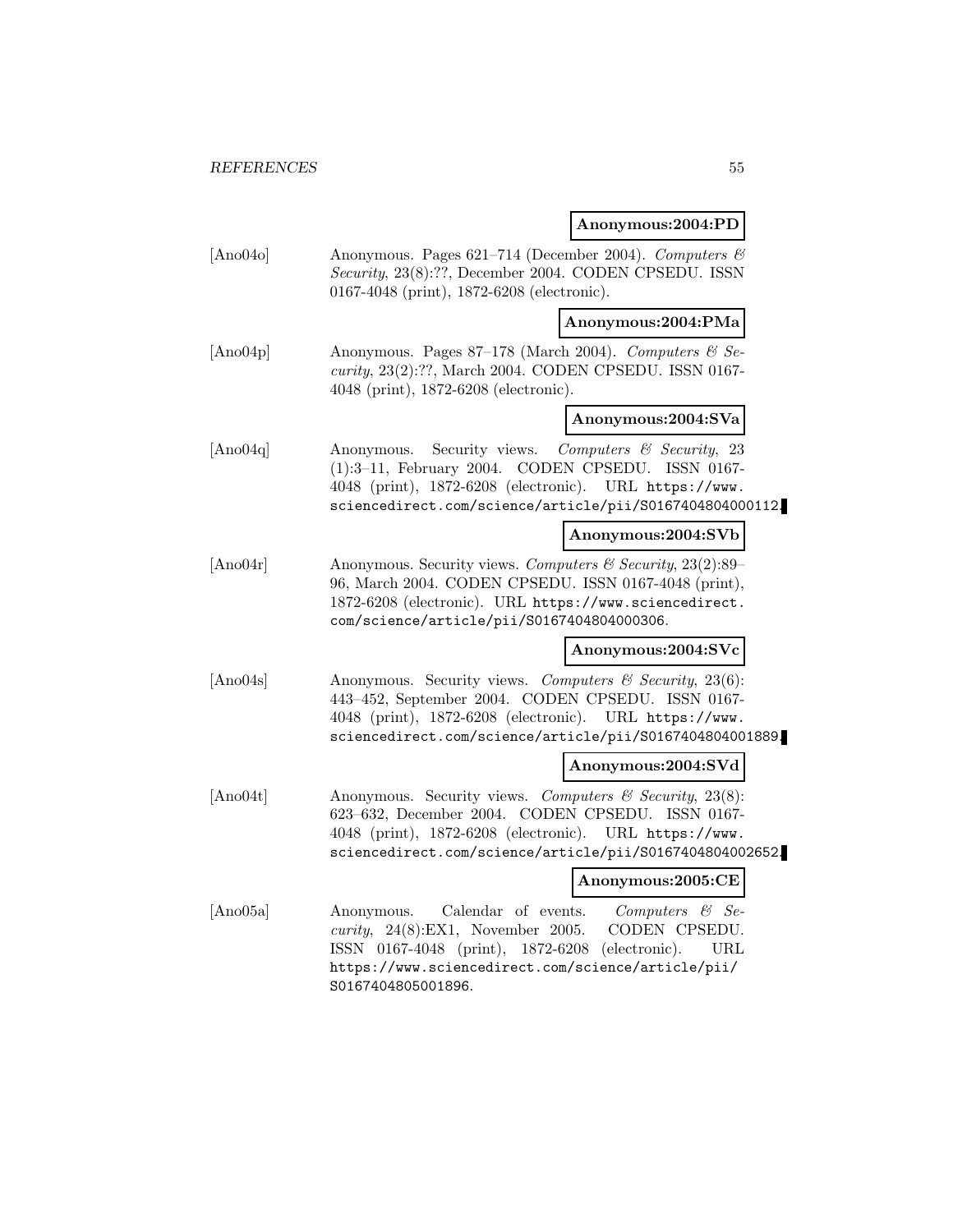**Anonymous:2004:PD**

[Ano04o] Anonymous. Pages 621–714 (December 2004). *Computers & Security*, 23(8):??, December 2004. CODEN CPSEDU. ISSN 0167-4048 (print), 1872-6208 (electronic).

**Anonymous:2004:PMa**

[Ano04p] Anonymous. Pages 87–178 (March 2004). *Computers & Security*, 23(2):??, March 2004. CODEN CPSEDU. ISSN 0167-4048 (print), 1872-6208 (electronic).

**Anonymous:2004:SVa**

[Ano04q] Anonymous. Security views. *Computers & Security*, 23 (1):3–11, February 2004. CODEN CPSEDU. ISSN 0167-4048 (print), 1872-6208 (electronic). URL https://www.sciencedirect.com/science/article/pii/S0167404804000112.

**Anonymous:2004:SVb**

[Ano04r] Anonymous. Security views. *Computers & Security*, 23(2):89–96, March 2004. CODEN CPSEDU. ISSN 0167-4048 (print), 1872-6208 (electronic). URL https://www.sciencedirect.com/science/article/pii/S0167404804000306.

**Anonymous:2004:SVc**

[Ano04s] Anonymous. Security views. *Computers & Security*, 23(6): 443–452, September 2004. CODEN CPSEDU. ISSN 0167-4048 (print), 1872-6208 (electronic). URL https://www.sciencedirect.com/science/article/pii/S0167404804001889.

**Anonymous:2004:SVd**

[Ano04t] Anonymous. Security views. *Computers & Security*, 23(8): 623–632, December 2004. CODEN CPSEDU. ISSN 0167-4048 (print), 1872-6208 (electronic). URL https://www.sciencedirect.com/science/article/pii/S0167404804002652.

**Anonymous:2005:CE**

[Ano05a] Anonymous. Calendar of events. *Computers & Security*, 24(8):EX1, November 2005. CODEN CPSEDU. ISSN 0167-4048 (print), 1872-6208 (electronic). URL https://www.sciencedirect.com/science/article/pii/S0167404805001896.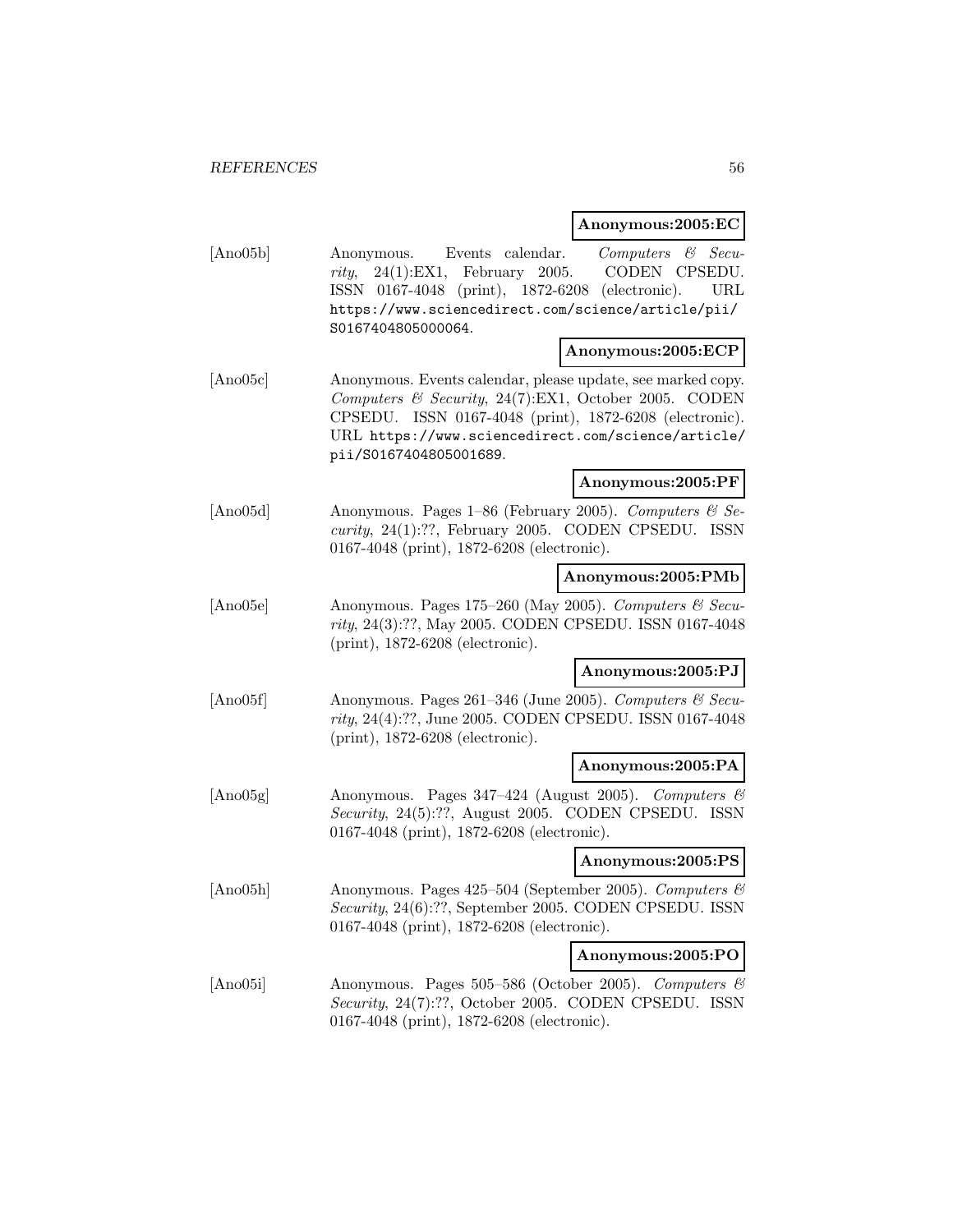**Anonymous:2005:EC**

[Ano05b] Anonymous. Events calendar. *Computers & Security*, 24(1):EX1, February 2005. CODEN CPSEDU. ISSN 0167-4048 (print), 1872-6208 (electronic). URL https://www.sciencedirect.com/science/article/pii/S0167404805000064.

**Anonymous:2005:ECP**

[Ano05c] Anonymous. Events calendar, please update, see marked copy. *Computers & Security*, 24(7):EX1, October 2005. CODEN CPSEDU. ISSN 0167-4048 (print), 1872-6208 (electronic). URL https://www.sciencedirect.com/science/article/pii/S0167404805001689.

**Anonymous:2005:PF**

[Ano05d] Anonymous. Pages 1–86 (February 2005). *Computers & Security*, 24(1):??, February 2005. CODEN CPSEDU. ISSN 0167-4048 (print), 1872-6208 (electronic).

**Anonymous:2005:PMb**

[Ano05e] Anonymous. Pages 175–260 (May 2005). *Computers & Security*, 24(3):??, May 2005. CODEN CPSEDU. ISSN 0167-4048 (print), 1872-6208 (electronic).

**Anonymous:2005:PJ**

[Ano05f] Anonymous. Pages 261–346 (June 2005). *Computers & Security*, 24(4):??, June 2005. CODEN CPSEDU. ISSN 0167-4048 (print), 1872-6208 (electronic).

**Anonymous:2005:PA**

[Ano05g] Anonymous. Pages 347–424 (August 2005). *Computers & Security*, 24(5):??, August 2005. CODEN CPSEDU. ISSN 0167-4048 (print), 1872-6208 (electronic).

**Anonymous:2005:PS**

[Ano05h] Anonymous. Pages 425–504 (September 2005). *Computers & Security*, 24(6):??, September 2005. CODEN CPSEDU. ISSN 0167-4048 (print), 1872-6208 (electronic).

**Anonymous:2005:PO**

[Ano05i] Anonymous. Pages 505–586 (October 2005). *Computers & Security*, 24(7):??, October 2005. CODEN CPSEDU. ISSN 0167-4048 (print), 1872-6208 (electronic).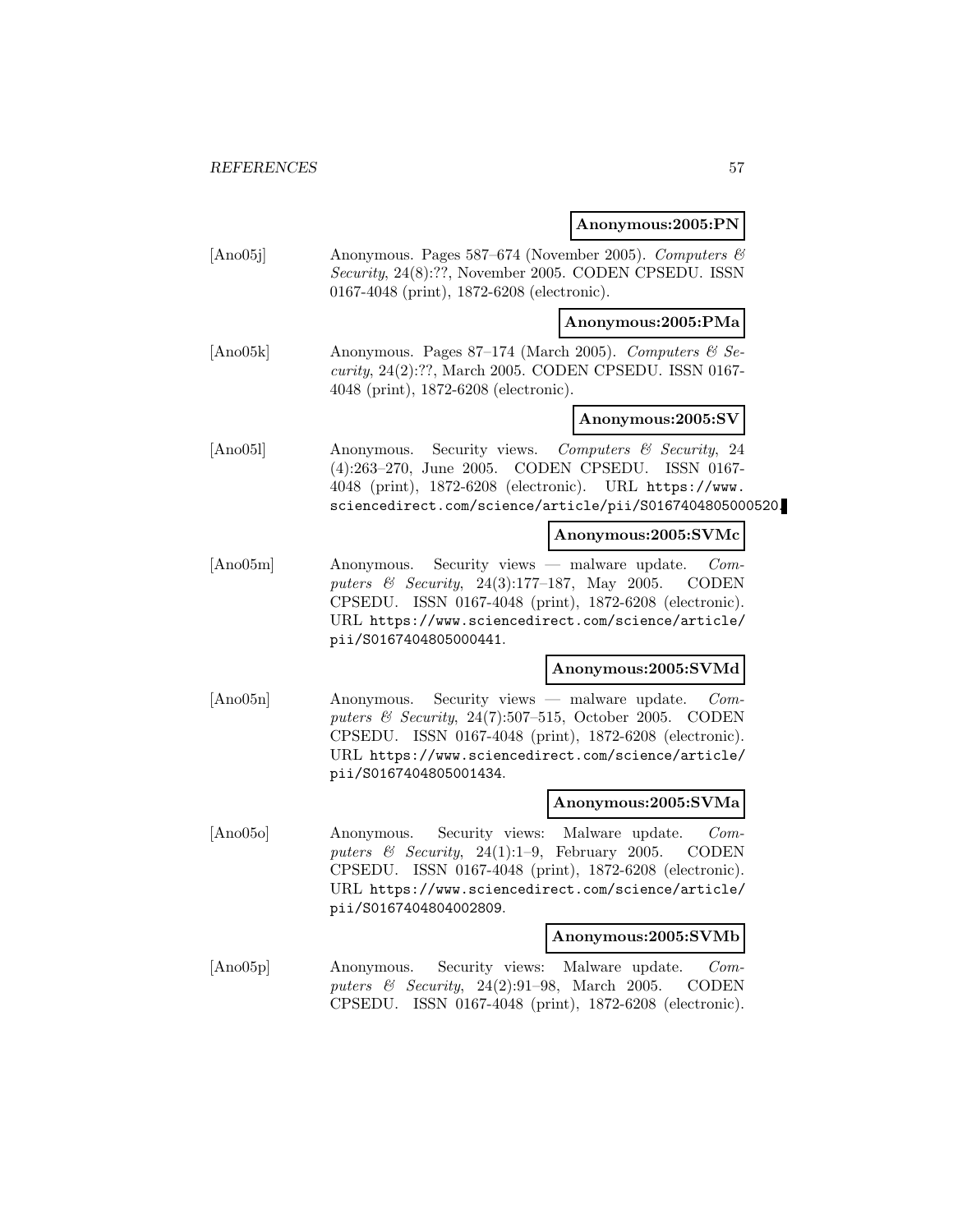**Anonymous:2005:PN**

[Ano05j] Anonymous. Pages 587–674 (November 2005). *Computers & Security*, 24(8):??, November 2005. CODEN CPSEDU. ISSN 0167-4048 (print), 1872-6208 (electronic).

**Anonymous:2005:PMa**

[Ano05k] Anonymous. Pages 87–174 (March 2005). *Computers & Security*, 24(2):??, March 2005. CODEN CPSEDU. ISSN 0167-4048 (print), 1872-6208 (electronic).

**Anonymous:2005:SV**

[Ano05l] Anonymous. Security views. *Computers & Security*, 24 (4):263–270, June 2005. CODEN CPSEDU. ISSN 0167-4048 (print), 1872-6208 (electronic). URL https://www.sciencedirect.com/science/article/pii/S0167404805000520.

**Anonymous:2005:SVMc**

[Ano05m] Anonymous. Security views — malware update. *Computers & Security*, 24(3):177–187, May 2005. CODEN CPSEDU. ISSN 0167-4048 (print), 1872-6208 (electronic). URL https://www.sciencedirect.com/science/article/pii/S0167404805000441.

**Anonymous:2005:SVMd**

[Ano05n] Anonymous. Security views — malware update. *Computers & Security*, 24(7):507–515, October 2005. CODEN CPSEDU. ISSN 0167-4048 (print), 1872-6208 (electronic). URL https://www.sciencedirect.com/science/article/pii/S0167404805001434.

**Anonymous:2005:SVMa**

[Ano05o] Anonymous. Security views: Malware update. *Computers & Security*, 24(1):1–9, February 2005. CODEN CPSEDU. ISSN 0167-4048 (print), 1872-6208 (electronic). URL https://www.sciencedirect.com/science/article/pii/S0167404804002809.

**Anonymous:2005:SVMb**

[Ano05p] Anonymous. Security views: Malware update. *Computers & Security*, 24(2):91–98, March 2005. CODEN CPSEDU. ISSN 0167-4048 (print), 1872-6208 (electronic).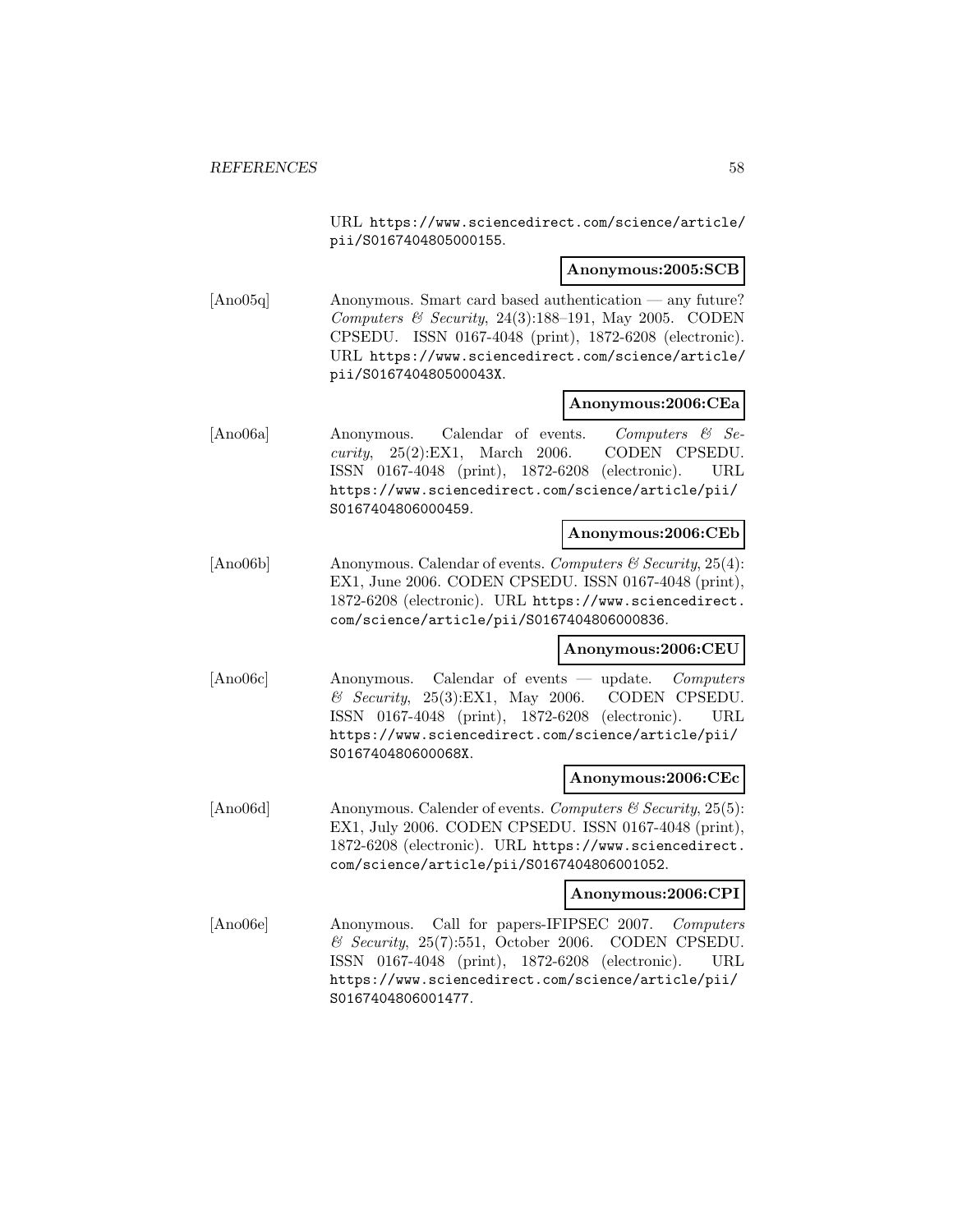URL https://www.sciencedirect.com/science/article/pii/S0167404805000155.

**Anonymous:2005:SCB**

[Ano05q] Anonymous. Smart card based authentication — any future? *Computers & Security*, 24(3):188–191, May 2005. CODEN CPSEDU. ISSN 0167-4048 (print), 1872-6208 (electronic). URL https://www.sciencedirect.com/science/article/pii/S016740480500043X.

**Anonymous:2006:CEa**

[Ano06a] Anonymous. Calendar of events. *Computers & Security*, 25(2):EX1, March 2006. CODEN CPSEDU. ISSN 0167-4048 (print), 1872-6208 (electronic). URL https://www.sciencedirect.com/science/article/pii/S0167404806000459.

**Anonymous:2006:CEb**

[Ano06b] Anonymous. Calendar of events. *Computers & Security*, 25(4): EX1, June 2006. CODEN CPSEDU. ISSN 0167-4048 (print), 1872-6208 (electronic). URL https://www.sciencedirect.com/science/article/pii/S0167404806000836.

**Anonymous:2006:CEU**

[Ano06c] Anonymous. Calendar of events — update. *Computers & Security*, 25(3):EX1, May 2006. CODEN CPSEDU. ISSN 0167-4048 (print), 1872-6208 (electronic). URL https://www.sciencedirect.com/science/article/pii/S016740480600068X.

**Anonymous:2006:CEc**

[Ano06d] Anonymous. Calender of events. *Computers & Security*, 25(5): EX1, July 2006. CODEN CPSEDU. ISSN 0167-4048 (print), 1872-6208 (electronic). URL https://www.sciencedirect.com/science/article/pii/S0167404806001052.

**Anonymous:2006:CPI**

[Ano06e] Anonymous. Call for papers-IFIPSEC 2007. *Computers & Security*, 25(7):551, October 2006. CODEN CPSEDU. ISSN 0167-4048 (print), 1872-6208 (electronic). URL https://www.sciencedirect.com/science/article/pii/S0167404806001477.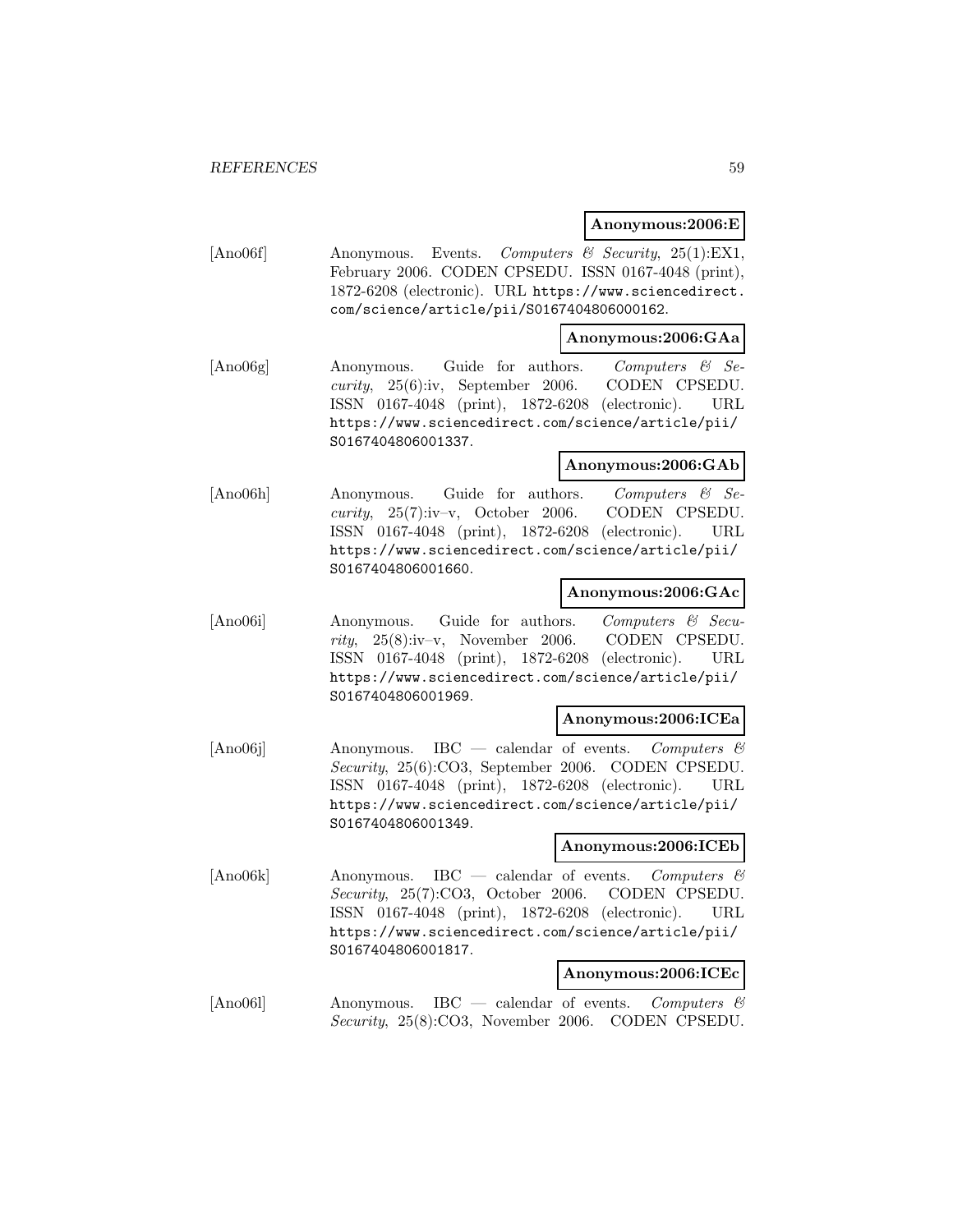**Anonymous:2006:E**

[Ano06f] Anonymous. Events. *Computers & Security*, 25(1):EX1, February 2006. CODEN CPSEDU. ISSN 0167-4048 (print), 1872-6208 (electronic). URL https://www.sciencedirect.com/science/article/pii/S0167404806000162.

**Anonymous:2006:GAa**

[Ano06g] Anonymous. Guide for authors. *Computers & Security*, 25(6):iv, September 2006. CODEN CPSEDU. ISSN 0167-4048 (print), 1872-6208 (electronic). URL https://www.sciencedirect.com/science/article/pii/S0167404806001337.

**Anonymous:2006:GAb**

[Ano06h] Anonymous. Guide for authors. *Computers & Security*, 25(7):iv–v, October 2006. CODEN CPSEDU. ISSN 0167-4048 (print), 1872-6208 (electronic). URL https://www.sciencedirect.com/science/article/pii/S0167404806001660.

**Anonymous:2006:GAc**

[Ano06i] Anonymous. Guide for authors. *Computers & Security*, 25(8):iv–v, November 2006. CODEN CPSEDU. ISSN 0167-4048 (print), 1872-6208 (electronic). URL https://www.sciencedirect.com/science/article/pii/S0167404806001969.

**Anonymous:2006:ICEa**

[Ano06j] Anonymous. IBC — calendar of events. *Computers & Security*, 25(6):CO3, September 2006. CODEN CPSEDU. ISSN 0167-4048 (print), 1872-6208 (electronic). URL https://www.sciencedirect.com/science/article/pii/S0167404806001349.

**Anonymous:2006:ICEb**

[Ano06k] Anonymous. IBC — calendar of events. *Computers & Security*, 25(7):CO3, October 2006. CODEN CPSEDU. ISSN 0167-4048 (print), 1872-6208 (electronic). URL https://www.sciencedirect.com/science/article/pii/S0167404806001817.

**Anonymous:2006:ICEc**

[Ano06l] Anonymous. IBC — calendar of events. *Computers & Security*, 25(8):CO3, November 2006. CODEN CPSEDU.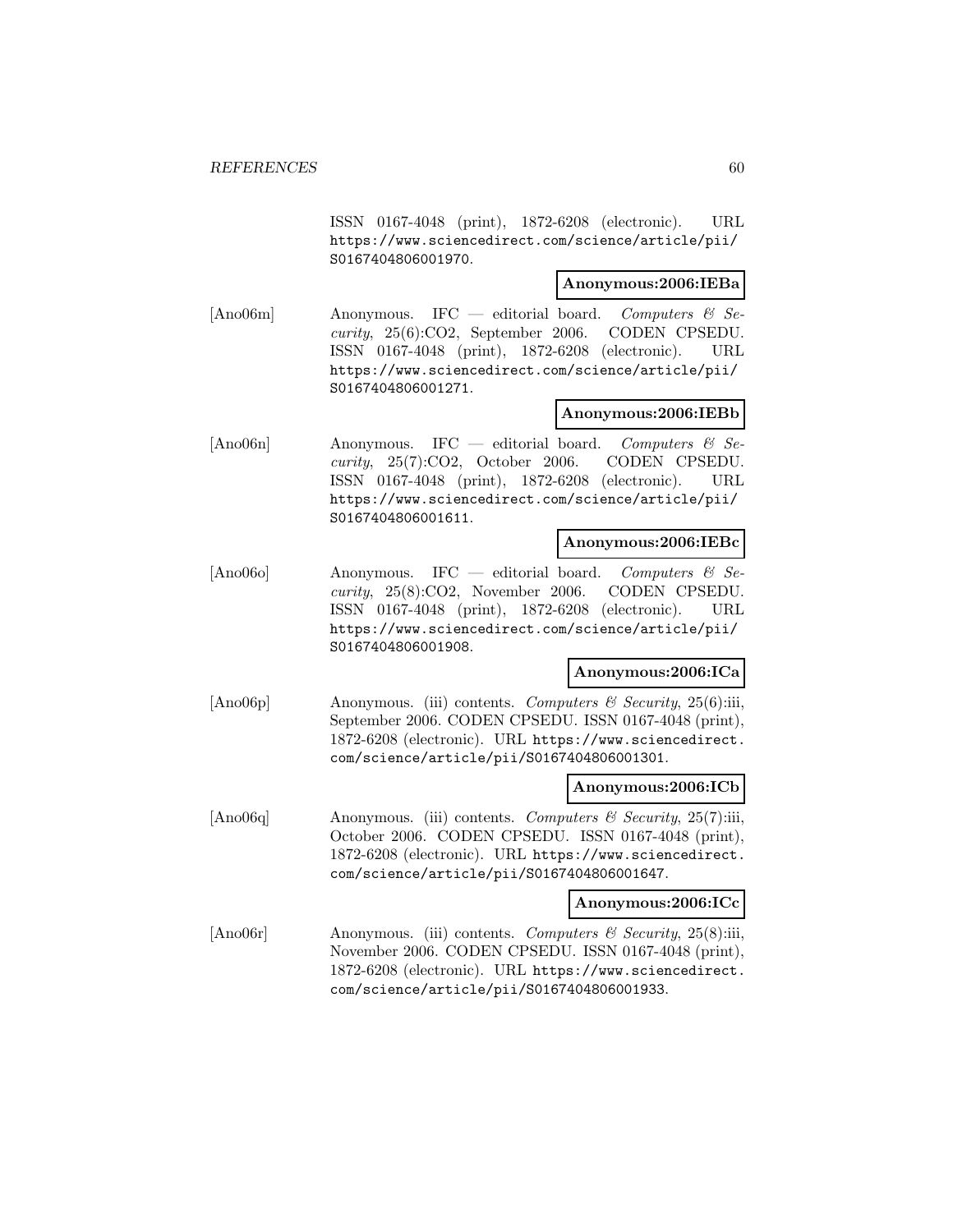ISSN 0167-4048 (print), 1872-6208 (electronic). URL https://www.sciencedirect.com/science/article/pii/S0167404806001970.

**Anonymous:2006:IEBa**

[Ano06m] Anonymous. IFC — editorial board. *Computers & Security*, 25(6):CO2, September 2006. CODEN CPSEDU. ISSN 0167-4048 (print), 1872-6208 (electronic). URL https://www.sciencedirect.com/science/article/pii/S0167404806001271.

**Anonymous:2006:IEBb**

[Ano06n] Anonymous. IFC — editorial board. *Computers & Security*, 25(7):CO2, October 2006. CODEN CPSEDU. ISSN 0167-4048 (print), 1872-6208 (electronic). URL https://www.sciencedirect.com/science/article/pii/S0167404806001611.

**Anonymous:2006:IEBc**

[Ano06o] Anonymous. IFC — editorial board. *Computers & Security*, 25(8):CO2, November 2006. CODEN CPSEDU. ISSN 0167-4048 (print), 1872-6208 (electronic). URL https://www.sciencedirect.com/science/article/pii/S0167404806001908.

**Anonymous:2006:ICa**

[Ano06p] Anonymous. (iii) contents. *Computers & Security*, 25(6):iii, September 2006. CODEN CPSEDU. ISSN 0167-4048 (print), 1872-6208 (electronic). URL https://www.sciencedirect.com/science/article/pii/S0167404806001301.

**Anonymous:2006:ICb**

[Ano06q] Anonymous. (iii) contents. *Computers & Security*, 25(7):iii, October 2006. CODEN CPSEDU. ISSN 0167-4048 (print), 1872-6208 (electronic). URL https://www.sciencedirect.com/science/article/pii/S0167404806001647.

**Anonymous:2006:ICc**

[Ano06r] Anonymous. (iii) contents. *Computers & Security*, 25(8):iii, November 2006. CODEN CPSEDU. ISSN 0167-4048 (print), 1872-6208 (electronic). URL https://www.sciencedirect.com/science/article/pii/S0167404806001933.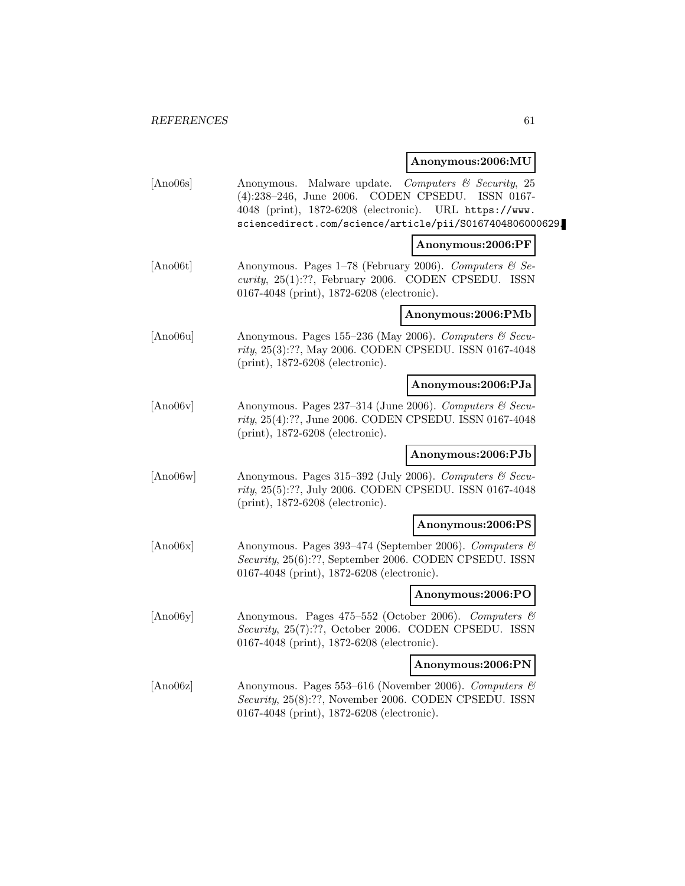**Anonymous:2006:MU**

[Ano06s] Anonymous. Malware update. *Computers & Security*, 25 (4):238–246, June 2006. CODEN CPSEDU. ISSN 0167-4048 (print), 1872-6208 (electronic). URL https://www.sciencedirect.com/science/article/pii/S0167404806000629.

**Anonymous:2006:PF**

[Ano06t] Anonymous. Pages 1–78 (February 2006). *Computers & Security*, 25(1):??, February 2006. CODEN CPSEDU. ISSN 0167-4048 (print), 1872-6208 (electronic).

**Anonymous:2006:PMb**

[Ano06u] Anonymous. Pages 155–236 (May 2006). *Computers & Security*, 25(3):??, May 2006. CODEN CPSEDU. ISSN 0167-4048 (print), 1872-6208 (electronic).

**Anonymous:2006:PJa**

[Ano06v] Anonymous. Pages 237–314 (June 2006). *Computers & Security*, 25(4):??, June 2006. CODEN CPSEDU. ISSN 0167-4048 (print), 1872-6208 (electronic).

**Anonymous:2006:PJb**

[Ano06w] Anonymous. Pages 315–392 (July 2006). *Computers & Security*, 25(5):??, July 2006. CODEN CPSEDU. ISSN 0167-4048 (print), 1872-6208 (electronic).

**Anonymous:2006:PS**

[Ano06x] Anonymous. Pages 393–474 (September 2006). *Computers & Security*, 25(6):??, September 2006. CODEN CPSEDU. ISSN 0167-4048 (print), 1872-6208 (electronic).

**Anonymous:2006:PO**

[Ano06y] Anonymous. Pages 475–552 (October 2006). *Computers & Security*, 25(7):??, October 2006. CODEN CPSEDU. ISSN 0167-4048 (print), 1872-6208 (electronic).

**Anonymous:2006:PN**

[Ano06z] Anonymous. Pages 553–616 (November 2006). *Computers & Security*, 25(8):??, November 2006. CODEN CPSEDU. ISSN 0167-4048 (print), 1872-6208 (electronic).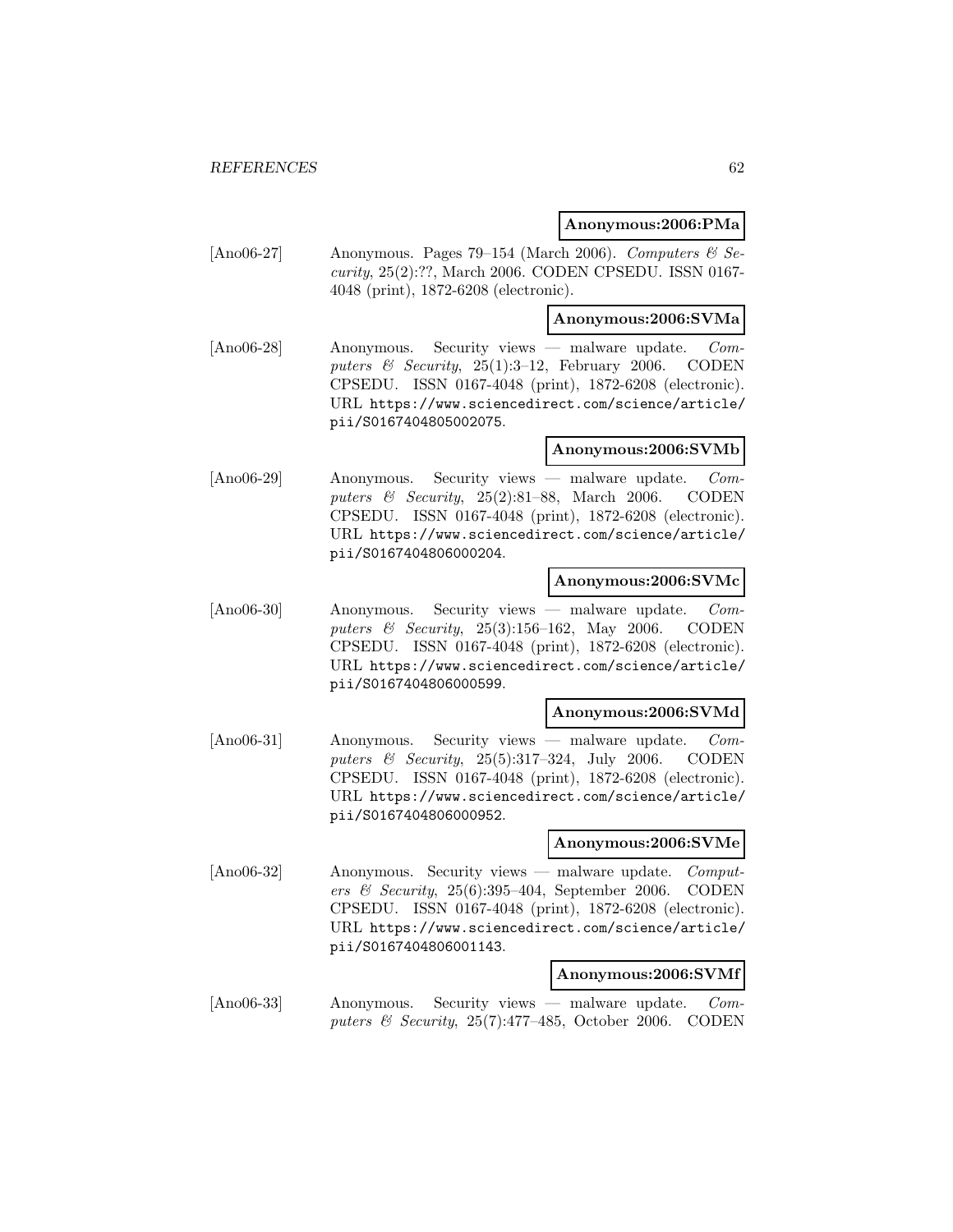**Anonymous:2006:PMa**

[Ano06-27] Anonymous. Pages 79–154 (March 2006). *Computers & Security*, 25(2):??, March 2006. CODEN CPSEDU. ISSN 0167-4048 (print), 1872-6208 (electronic).

**Anonymous:2006:SVMa**

[Ano06-28] Anonymous. Security views — malware update. *Computers & Security*, 25(1):3–12, February 2006. CODEN CPSEDU. ISSN 0167-4048 (print), 1872-6208 (electronic). URL https://www.sciencedirect.com/science/article/pii/S0167404805002075.

**Anonymous:2006:SVMb**

[Ano06-29] Anonymous. Security views — malware update. *Computers & Security*, 25(2):81–88, March 2006. CODEN CPSEDU. ISSN 0167-4048 (print), 1872-6208 (electronic). URL https://www.sciencedirect.com/science/article/pii/S0167404806000204.

**Anonymous:2006:SVMc**

[Ano06-30] Anonymous. Security views — malware update. *Computers & Security*, 25(3):156–162, May 2006. CODEN CPSEDU. ISSN 0167-4048 (print), 1872-6208 (electronic). URL https://www.sciencedirect.com/science/article/pii/S0167404806000599.

**Anonymous:2006:SVMd**

[Ano06-31] Anonymous. Security views — malware update. *Computers & Security*, 25(5):317–324, July 2006. CODEN CPSEDU. ISSN 0167-4048 (print), 1872-6208 (electronic). URL https://www.sciencedirect.com/science/article/pii/S0167404806000952.

**Anonymous:2006:SVMe**

[Ano06-32] Anonymous. Security views — malware update. *Computers & Security*, 25(6):395–404, September 2006. CODEN CPSEDU. ISSN 0167-4048 (print), 1872-6208 (electronic). URL https://www.sciencedirect.com/science/article/pii/S0167404806001143.

**Anonymous:2006:SVMf**

[Ano06-33] Anonymous. Security views — malware update. *Computers & Security*, 25(7):477–485, October 2006. CODEN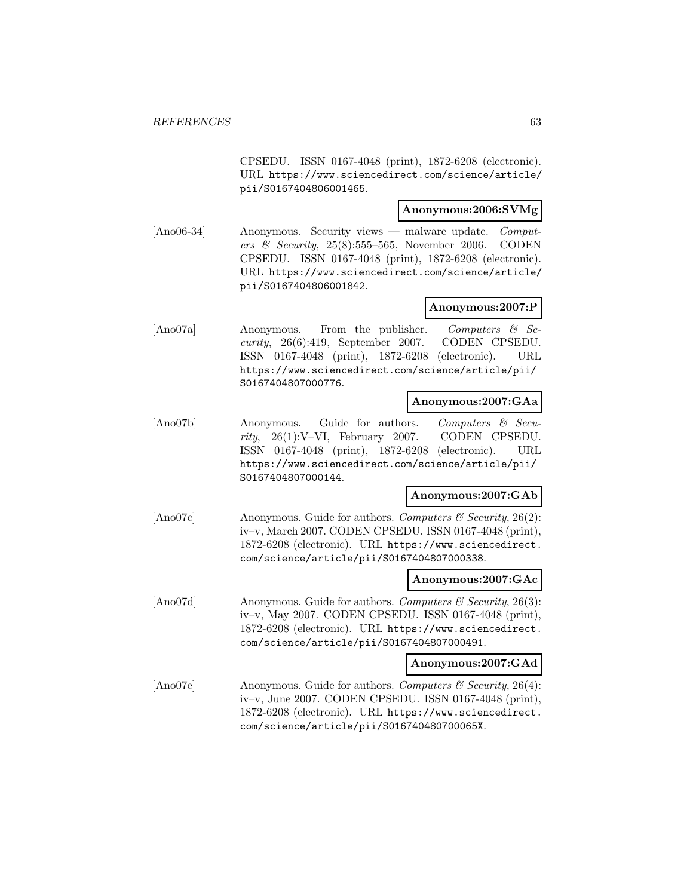CPSEDU. ISSN 0167-4048 (print), 1872-6208 (electronic). URL https://www.sciencedirect.com/science/article/pii/S0167404806001465.

**Anonymous:2006:SVMg**

[Ano06-34] Anonymous. Security views — malware update. *Computers & Security*, 25(8):555–565, November 2006. CODEN CPSEDU. ISSN 0167-4048 (print), 1872-6208 (electronic). URL https://www.sciencedirect.com/science/article/pii/S0167404806001842.

**Anonymous:2007:P**

[Ano07a] Anonymous. From the publisher. *Computers & Security*, 26(6):419, September 2007. CODEN CPSEDU. ISSN 0167-4048 (print), 1872-6208 (electronic). URL https://www.sciencedirect.com/science/article/pii/S0167404807000776.

**Anonymous:2007:GAa**

[Ano07b] Anonymous. Guide for authors. *Computers & Security*, 26(1):V–VI, February 2007. CODEN CPSEDU. ISSN 0167-4048 (print), 1872-6208 (electronic). URL https://www.sciencedirect.com/science/article/pii/S0167404807000144.

**Anonymous:2007:GAb**

[Ano07c] Anonymous. Guide for authors. *Computers & Security*, 26(2):iv–v, March 2007. CODEN CPSEDU. ISSN 0167-4048 (print), 1872-6208 (electronic). URL https://www.sciencedirect.com/science/article/pii/S0167404807000338.

**Anonymous:2007:GAc**

[Ano07d] Anonymous. Guide for authors. *Computers & Security*, 26(3):iv–v, May 2007. CODEN CPSEDU. ISSN 0167-4048 (print), 1872-6208 (electronic). URL https://www.sciencedirect.com/science/article/pii/S0167404807000491.

**Anonymous:2007:GAd**

[Ano07e] Anonymous. Guide for authors. *Computers & Security*, 26(4):iv–v, June 2007. CODEN CPSEDU. ISSN 0167-4048 (print), 1872-6208 (electronic). URL https://www.sciencedirect.com/science/article/pii/S016740480700065X.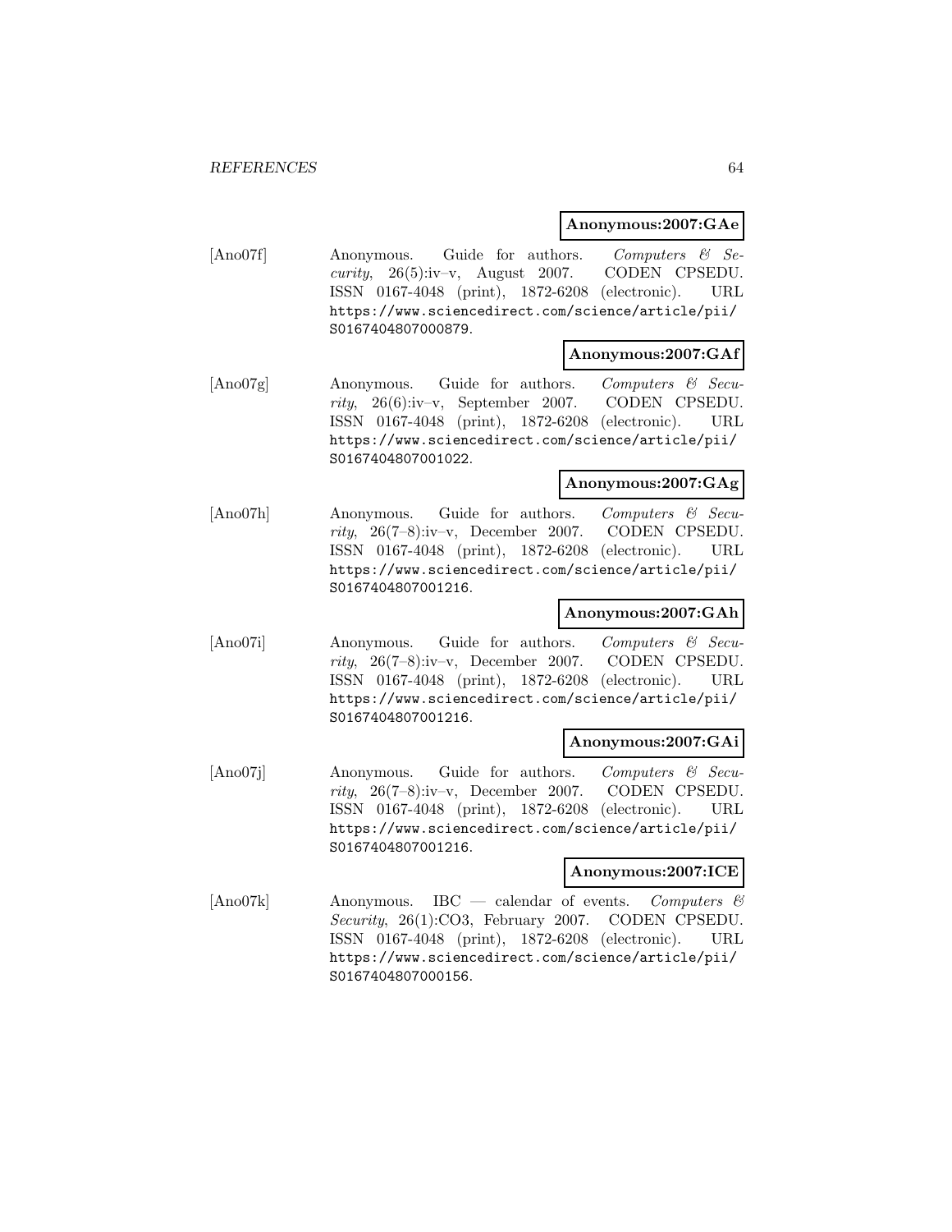**Anonymous:2007:GAe**

[Ano07f] Anonymous. Guide for authors. *Computers & Security*, 26(5):iv–v, August 2007. CODEN CPSEDU. ISSN 0167-4048 (print), 1872-6208 (electronic). URL https://www.sciencedirect.com/science/article/pii/S0167404807000879.

**Anonymous:2007:GAf**

[Ano07g] Anonymous. Guide for authors. *Computers & Security*, 26(6):iv–v, September 2007. CODEN CPSEDU. ISSN 0167-4048 (print), 1872-6208 (electronic). URL https://www.sciencedirect.com/science/article/pii/S0167404807001022.

**Anonymous:2007:GAg**

[Ano07h] Anonymous. Guide for authors. *Computers & Security*, 26(7–8):iv–v, December 2007. CODEN CPSEDU. ISSN 0167-4048 (print), 1872-6208 (electronic). URL https://www.sciencedirect.com/science/article/pii/S0167404807001216.

**Anonymous:2007:GAh**

[Ano07i] Anonymous. Guide for authors. *Computers & Security*, 26(7–8):iv–v, December 2007. CODEN CPSEDU. ISSN 0167-4048 (print), 1872-6208 (electronic). URL https://www.sciencedirect.com/science/article/pii/S0167404807001216.

**Anonymous:2007:GAi**

[Ano07j] Anonymous. Guide for authors. *Computers & Security*, 26(7–8):iv–v, December 2007. CODEN CPSEDU. ISSN 0167-4048 (print), 1872-6208 (electronic). URL https://www.sciencedirect.com/science/article/pii/S0167404807001216.

**Anonymous:2007:ICE**

[Ano07k] Anonymous. IBC — calendar of events. *Computers & Security*, 26(1):CO3, February 2007. CODEN CPSEDU. ISSN 0167-4048 (print), 1872-6208 (electronic). URL https://www.sciencedirect.com/science/article/pii/S0167404807000156.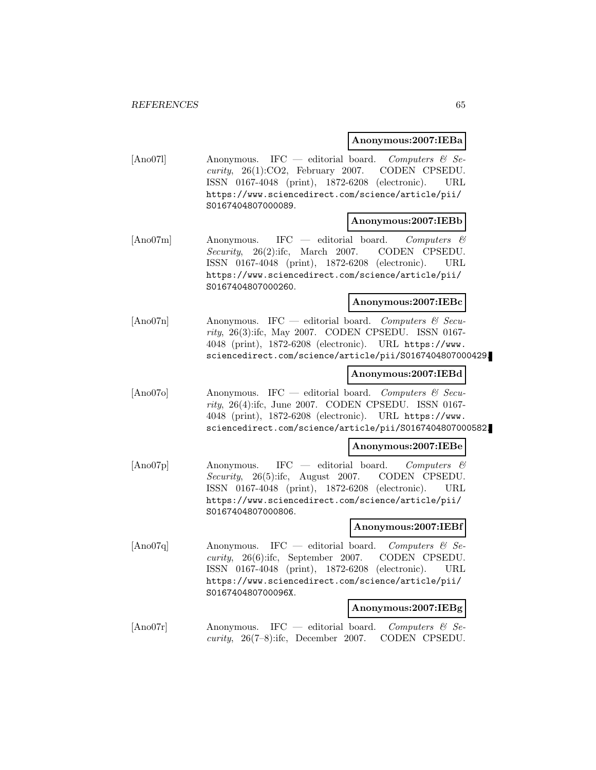**Anonymous:2007:IEBa**

[Ano07l] Anonymous. IFC — editorial board. *Computers & Security*, 26(1):CO2, February 2007. CODEN CPSEDU. ISSN 0167-4048 (print), 1872-6208 (electronic). URL https://www.sciencedirect.com/science/article/pii/S0167404807000089.

**Anonymous:2007:IEBb**

[Ano07m] Anonymous. IFC — editorial board. *Computers & Security*, 26(2):ifc, March 2007. CODEN CPSEDU. ISSN 0167-4048 (print), 1872-6208 (electronic). URL https://www.sciencedirect.com/science/article/pii/S0167404807000260.

**Anonymous:2007:IEBc**

[Ano07n] Anonymous. IFC — editorial board. *Computers & Security*, 26(3):ifc, May 2007. CODEN CPSEDU. ISSN 0167-4048 (print), 1872-6208 (electronic). URL https://www.sciencedirect.com/science/article/pii/S0167404807000429.

**Anonymous:2007:IEBd**

[Ano07o] Anonymous. IFC — editorial board. *Computers & Security*, 26(4):ifc, June 2007. CODEN CPSEDU. ISSN 0167-4048 (print), 1872-6208 (electronic). URL https://www.sciencedirect.com/science/article/pii/S0167404807000582.

**Anonymous:2007:IEBe**

[Ano07p] Anonymous. IFC — editorial board. *Computers & Security*, 26(5):ifc, August 2007. CODEN CPSEDU. ISSN 0167-4048 (print), 1872-6208 (electronic). URL https://www.sciencedirect.com/science/article/pii/S0167404807000806.

**Anonymous:2007:IEBf**

[Ano07q] Anonymous. IFC — editorial board. *Computers & Security*, 26(6):ifc, September 2007. CODEN CPSEDU. ISSN 0167-4048 (print), 1872-6208 (electronic). URL https://www.sciencedirect.com/science/article/pii/S016740480700096X.

**Anonymous:2007:IEBg**

[Ano07r] Anonymous. IFC — editorial board. *Computers & Security*, 26(7–8):ifc, December 2007. CODEN CPSEDU.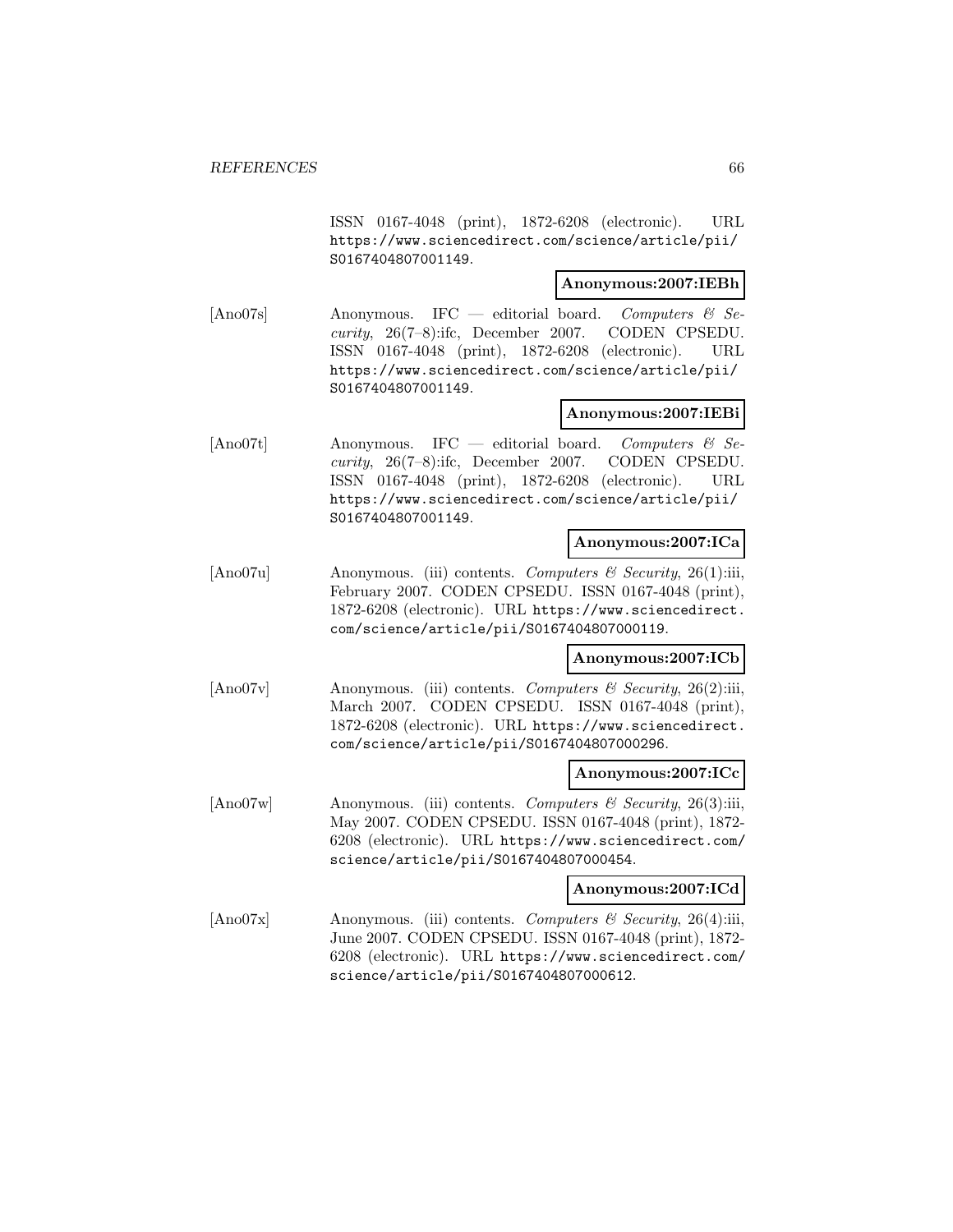ISSN 0167-4048 (print), 1872-6208 (electronic). URL https://www.sciencedirect.com/science/article/pii/S0167404807001149.

**Anonymous:2007:IEBh**

[Ano07s] Anonymous. IFC — editorial board. *Computers & Security*, 26(7–8):ifc, December 2007. CODEN CPSEDU. ISSN 0167-4048 (print), 1872-6208 (electronic). URL https://www.sciencedirect.com/science/article/pii/S0167404807001149.

**Anonymous:2007:IEBi**

[Ano07t] Anonymous. IFC — editorial board. *Computers & Security*, 26(7–8):ifc, December 2007. CODEN CPSEDU. ISSN 0167-4048 (print), 1872-6208 (electronic). URL https://www.sciencedirect.com/science/article/pii/S0167404807001149.

**Anonymous:2007:ICa**

[Ano07u] Anonymous. (iii) contents. *Computers & Security*, 26(1):iii, February 2007. CODEN CPSEDU. ISSN 0167-4048 (print), 1872-6208 (electronic). URL https://www.sciencedirect.com/science/article/pii/S0167404807000119.

**Anonymous:2007:ICb**

[Ano07v] Anonymous. (iii) contents. *Computers & Security*, 26(2):iii, March 2007. CODEN CPSEDU. ISSN 0167-4048 (print), 1872-6208 (electronic). URL https://www.sciencedirect.com/science/article/pii/S0167404807000296.

**Anonymous:2007:ICc**

[Ano07w] Anonymous. (iii) contents. *Computers & Security*, 26(3):iii, May 2007. CODEN CPSEDU. ISSN 0167-4048 (print), 1872-6208 (electronic). URL https://www.sciencedirect.com/science/article/pii/S0167404807000454.

**Anonymous:2007:ICd**

[Ano07x] Anonymous. (iii) contents. *Computers & Security*, 26(4):iii, June 2007. CODEN CPSEDU. ISSN 0167-4048 (print), 1872-6208 (electronic). URL https://www.sciencedirect.com/science/article/pii/S0167404807000612.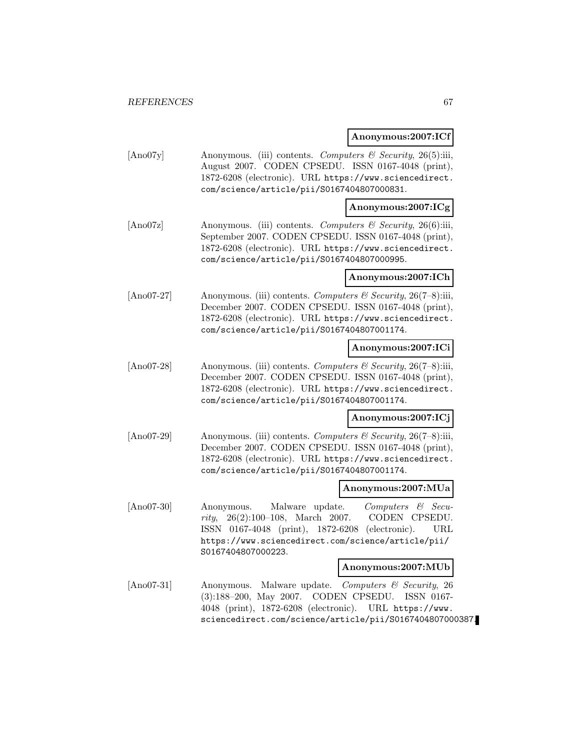**Anonymous:2007:ICf**

[Ano07y] Anonymous. (iii) contents. *Computers & Security*, 26(5):iii, August 2007. CODEN CPSEDU. ISSN 0167-4048 (print), 1872-6208 (electronic). URL https://www.sciencedirect.com/science/article/pii/S0167404807000831.

**Anonymous:2007:ICg**

[Ano07z] Anonymous. (iii) contents. *Computers & Security*, 26(6):iii, September 2007. CODEN CPSEDU. ISSN 0167-4048 (print), 1872-6208 (electronic). URL https://www.sciencedirect.com/science/article/pii/S0167404807000995.

**Anonymous:2007:ICh**

[Ano07-27] Anonymous. (iii) contents. *Computers & Security*, 26(7–8):iii, December 2007. CODEN CPSEDU. ISSN 0167-4048 (print), 1872-6208 (electronic). URL https://www.sciencedirect.com/science/article/pii/S0167404807001174.

**Anonymous:2007:ICi**

[Ano07-28] Anonymous. (iii) contents. *Computers & Security*, 26(7–8):iii, December 2007. CODEN CPSEDU. ISSN 0167-4048 (print), 1872-6208 (electronic). URL https://www.sciencedirect.com/science/article/pii/S0167404807001174.

**Anonymous:2007:ICj**

[Ano07-29] Anonymous. (iii) contents. *Computers & Security*, 26(7–8):iii, December 2007. CODEN CPSEDU. ISSN 0167-4048 (print), 1872-6208 (electronic). URL https://www.sciencedirect.com/science/article/pii/S0167404807001174.

**Anonymous:2007:MUa**

[Ano07-30] Anonymous. Malware update. *Computers & Security*, 26(2):100–108, March 2007. CODEN CPSEDU. ISSN 0167-4048 (print), 1872-6208 (electronic). URL https://www.sciencedirect.com/science/article/pii/S0167404807000223.

**Anonymous:2007:MUb**

[Ano07-31] Anonymous. Malware update. *Computers & Security*, 26 (3):188–200, May 2007. CODEN CPSEDU. ISSN 0167-4048 (print), 1872-6208 (electronic). URL https://www.sciencedirect.com/science/article/pii/S0167404807000387.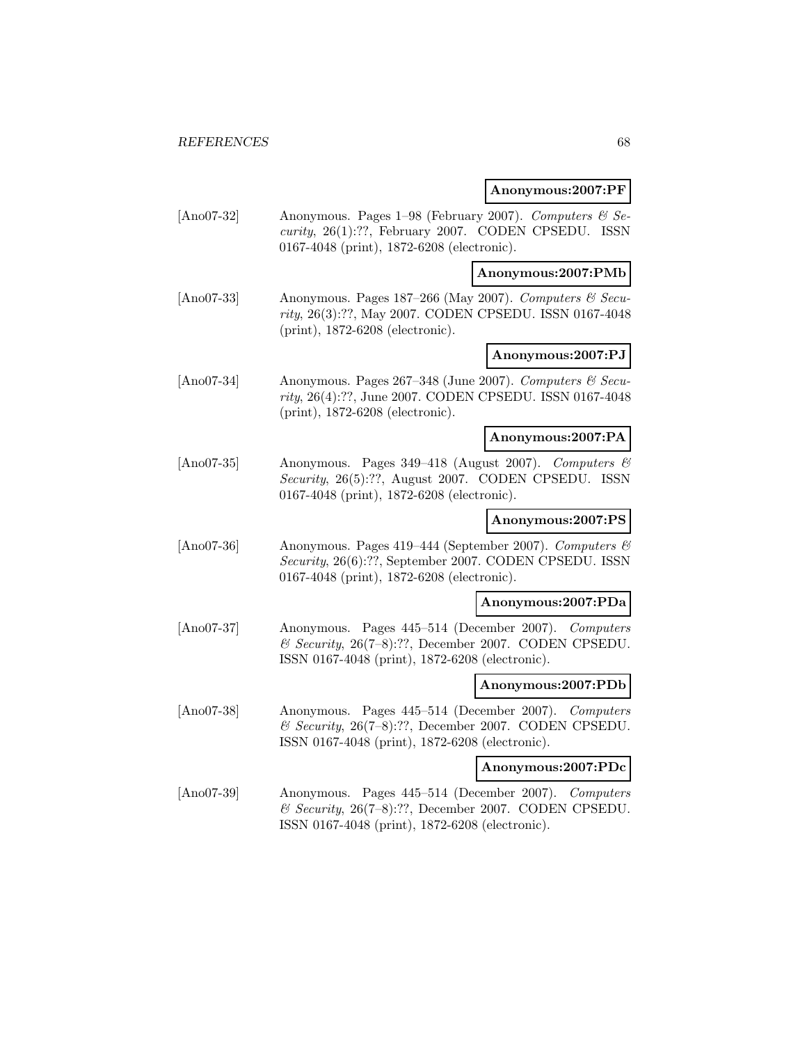**Anonymous:2007:PF**

[Ano07-32] Anonymous. Pages 1–98 (February 2007). *Computers & Security*, 26(1):??, February 2007. CODEN CPSEDU. ISSN 0167-4048 (print), 1872-6208 (electronic).

**Anonymous:2007:PMb**

[Ano07-33] Anonymous. Pages 187–266 (May 2007). *Computers & Security*, 26(3):??, May 2007. CODEN CPSEDU. ISSN 0167-4048 (print), 1872-6208 (electronic).

**Anonymous:2007:PJ**

[Ano07-34] Anonymous. Pages 267–348 (June 2007). *Computers & Security*, 26(4):??, June 2007. CODEN CPSEDU. ISSN 0167-4048 (print), 1872-6208 (electronic).

**Anonymous:2007:PA**

[Ano07-35] Anonymous. Pages 349–418 (August 2007). *Computers & Security*, 26(5):??, August 2007. CODEN CPSEDU. ISSN 0167-4048 (print), 1872-6208 (electronic).

**Anonymous:2007:PS**

[Ano07-36] Anonymous. Pages 419–444 (September 2007). *Computers & Security*, 26(6):??, September 2007. CODEN CPSEDU. ISSN 0167-4048 (print), 1872-6208 (electronic).

**Anonymous:2007:PDa**

[Ano07-37] Anonymous. Pages 445–514 (December 2007). *Computers & Security*, 26(7–8):??, December 2007. CODEN CPSEDU. ISSN 0167-4048 (print), 1872-6208 (electronic).

**Anonymous:2007:PDb**

[Ano07-38] Anonymous. Pages 445–514 (December 2007). *Computers & Security*, 26(7–8):??, December 2007. CODEN CPSEDU. ISSN 0167-4048 (print), 1872-6208 (electronic).

**Anonymous:2007:PDc**

[Ano07-39] Anonymous. Pages 445–514 (December 2007). *Computers & Security*, 26(7–8):??, December 2007. CODEN CPSEDU. ISSN 0167-4048 (print), 1872-6208 (electronic).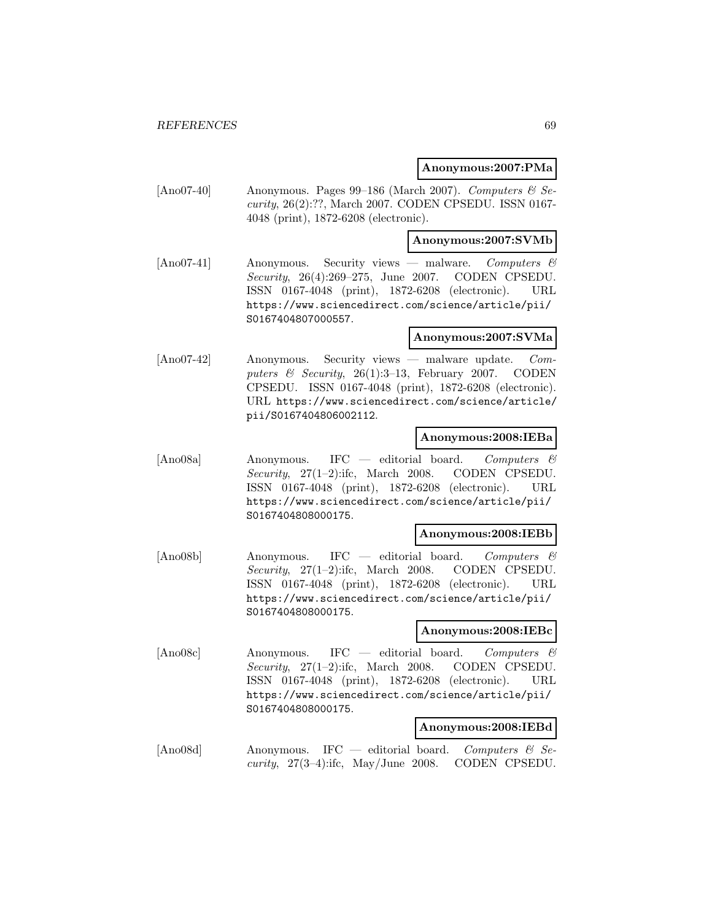**Anonymous:2007:PMa**

[Ano07-40] Anonymous. Pages 99–186 (March 2007). *Computers & Security*, 26(2):??, March 2007. CODEN CPSEDU. ISSN 0167-4048 (print), 1872-6208 (electronic).

**Anonymous:2007:SVMb**

[Ano07-41] Anonymous. Security views — malware. *Computers & Security*, 26(4):269–275, June 2007. CODEN CPSEDU. ISSN 0167-4048 (print), 1872-6208 (electronic). URL https://www.sciencedirect.com/science/article/pii/S0167404807000557.

**Anonymous:2007:SVMa**

[Ano07-42] Anonymous. Security views — malware update. *Computers & Security*, 26(1):3–13, February 2007. CODEN CPSEDU. ISSN 0167-4048 (print), 1872-6208 (electronic). URL https://www.sciencedirect.com/science/article/pii/S0167404806002112.

**Anonymous:2008:IEBa**

[Ano08a] Anonymous. IFC — editorial board. *Computers & Security*, 27(1–2):ifc, March 2008. CODEN CPSEDU. ISSN 0167-4048 (print), 1872-6208 (electronic). URL https://www.sciencedirect.com/science/article/pii/S0167404808000175.

**Anonymous:2008:IEBb**

[Ano08b] Anonymous. IFC — editorial board. *Computers & Security*, 27(1–2):ifc, March 2008. CODEN CPSEDU. ISSN 0167-4048 (print), 1872-6208 (electronic). URL https://www.sciencedirect.com/science/article/pii/S0167404808000175.

**Anonymous:2008:IEBc**

[Ano08c] Anonymous. IFC — editorial board. *Computers & Security*, 27(1–2):ifc, March 2008. CODEN CPSEDU. ISSN 0167-4048 (print), 1872-6208 (electronic). URL https://www.sciencedirect.com/science/article/pii/S0167404808000175.

**Anonymous:2008:IEBd**

[Ano08d] Anonymous. IFC — editorial board. *Computers & Security*, 27(3–4):ifc, May/June 2008. CODEN CPSEDU.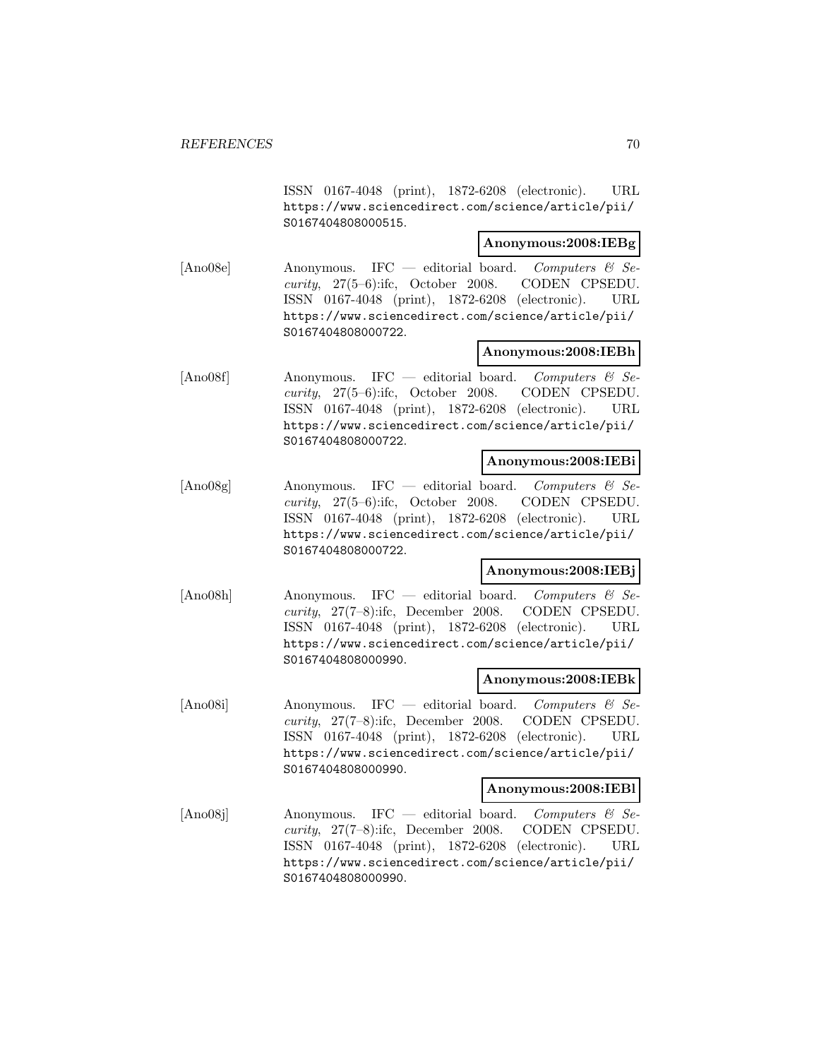ISSN 0167-4048 (print), 1872-6208 (electronic). URL https://www.sciencedirect.com/science/article/pii/S0167404808000515.

**Anonymous:2008:IEBg**

[Ano08e] Anonymous. IFC — editorial board. *Computers & Security*, 27(5–6):ifc, October 2008. CODEN CPSEDU. ISSN 0167-4048 (print), 1872-6208 (electronic). URL https://www.sciencedirect.com/science/article/pii/S0167404808000722.

**Anonymous:2008:IEBh**

[Ano08f] Anonymous. IFC — editorial board. *Computers & Security*, 27(5–6):ifc, October 2008. CODEN CPSEDU. ISSN 0167-4048 (print), 1872-6208 (electronic). URL https://www.sciencedirect.com/science/article/pii/S0167404808000722.

**Anonymous:2008:IEBi**

[Ano08g] Anonymous. IFC — editorial board. *Computers & Security*, 27(5–6):ifc, October 2008. CODEN CPSEDU. ISSN 0167-4048 (print), 1872-6208 (electronic). URL https://www.sciencedirect.com/science/article/pii/S0167404808000722.

**Anonymous:2008:IEBj**

[Ano08h] Anonymous. IFC — editorial board. *Computers & Security*, 27(7–8):ifc, December 2008. CODEN CPSEDU. ISSN 0167-4048 (print), 1872-6208 (electronic). URL https://www.sciencedirect.com/science/article/pii/S0167404808000990.

**Anonymous:2008:IEBk**

[Ano08i] Anonymous. IFC — editorial board. *Computers & Security*, 27(7–8):ifc, December 2008. CODEN CPSEDU. ISSN 0167-4048 (print), 1872-6208 (electronic). URL https://www.sciencedirect.com/science/article/pii/S0167404808000990.

**Anonymous:2008:IEBl**

[Ano08j] Anonymous. IFC — editorial board. *Computers & Security*, 27(7–8):ifc, December 2008. CODEN CPSEDU. ISSN 0167-4048 (print), 1872-6208 (electronic). URL https://www.sciencedirect.com/science/article/pii/S0167404808000990.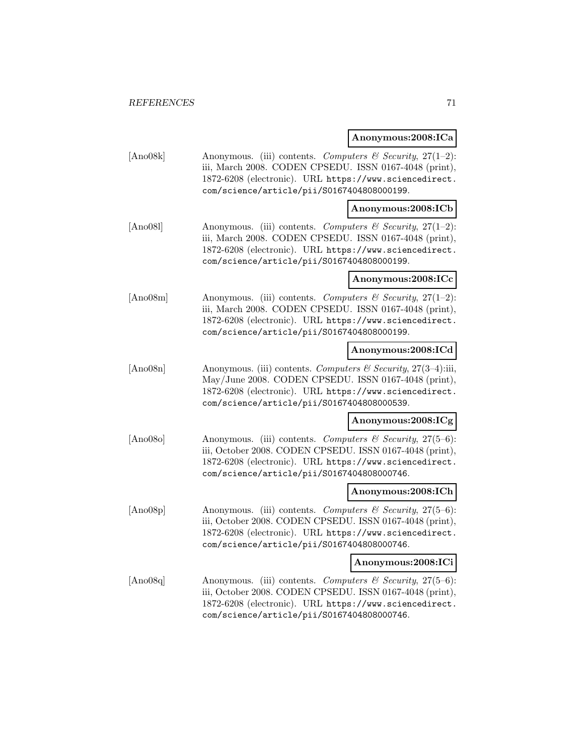**Anonymous:2008:ICa**

[Ano08k] Anonymous. (iii) contents. *Computers & Security*, 27(1–2): iii, March 2008. CODEN CPSEDU. ISSN 0167-4048 (print), 1872-6208 (electronic). URL `https://www.sciencedirect.com/science/article/pii/S0167404808000199`.

**Anonymous:2008:ICb**

[Ano08l] Anonymous. (iii) contents. *Computers & Security*, 27(1–2): iii, March 2008. CODEN CPSEDU. ISSN 0167-4048 (print), 1872-6208 (electronic). URL `https://www.sciencedirect.com/science/article/pii/S0167404808000199`.

**Anonymous:2008:ICc**

[Ano08m] Anonymous. (iii) contents. *Computers & Security*, 27(1–2): iii, March 2008. CODEN CPSEDU. ISSN 0167-4048 (print), 1872-6208 (electronic). URL `https://www.sciencedirect.com/science/article/pii/S0167404808000199`.

**Anonymous:2008:ICd**

[Ano08n] Anonymous. (iii) contents. *Computers & Security*, 27(3–4):iii, May/June 2008. CODEN CPSEDU. ISSN 0167-4048 (print), 1872-6208 (electronic). URL `https://www.sciencedirect.com/science/article/pii/S0167404808000539`.

**Anonymous:2008:ICg**

[Ano08o] Anonymous. (iii) contents. *Computers & Security*, 27(5–6): iii, October 2008. CODEN CPSEDU. ISSN 0167-4048 (print), 1872-6208 (electronic). URL `https://www.sciencedirect.com/science/article/pii/S0167404808000746`.

**Anonymous:2008:ICh**

[Ano08p] Anonymous. (iii) contents. *Computers & Security*, 27(5–6): iii, October 2008. CODEN CPSEDU. ISSN 0167-4048 (print), 1872-6208 (electronic). URL `https://www.sciencedirect.com/science/article/pii/S0167404808000746`.

**Anonymous:2008:ICi**

[Ano08q] Anonymous. (iii) contents. *Computers & Security*, 27(5–6): iii, October 2008. CODEN CPSEDU. ISSN 0167-4048 (print), 1872-6208 (electronic). URL `https://www.sciencedirect.com/science/article/pii/S0167404808000746`.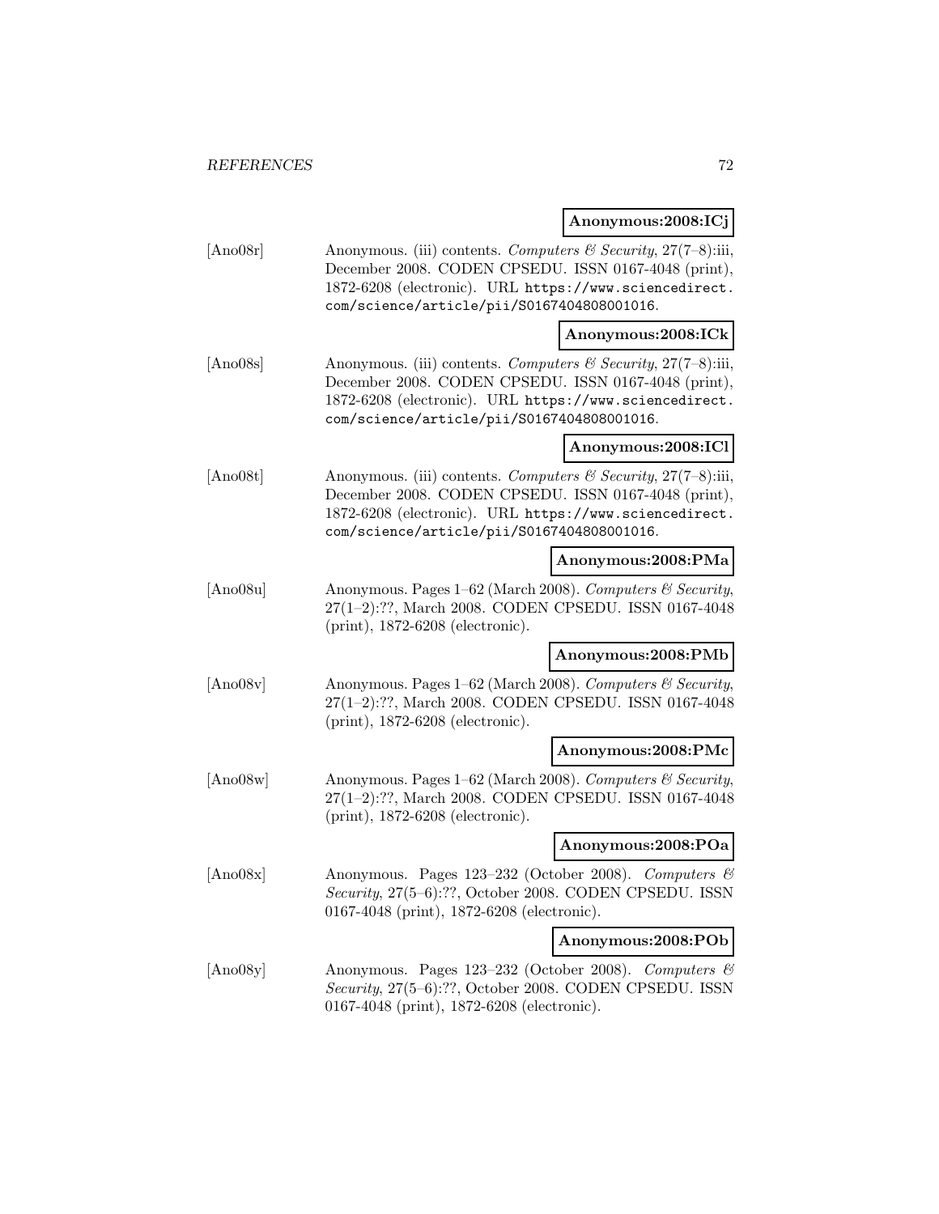**Anonymous:2008:ICj**

[Ano08r] Anonymous. (iii) contents. *Computers & Security*, 27(7–8):iii, December 2008. CODEN CPSEDU. ISSN 0167-4048 (print), 1872-6208 (electronic). URL https://www.sciencedirect.com/science/article/pii/S0167404808001016.

**Anonymous:2008:ICk**

[Ano08s] Anonymous. (iii) contents. *Computers & Security*, 27(7–8):iii, December 2008. CODEN CPSEDU. ISSN 0167-4048 (print), 1872-6208 (electronic). URL https://www.sciencedirect.com/science/article/pii/S0167404808001016.

**Anonymous:2008:ICl**

[Ano08t] Anonymous. (iii) contents. *Computers & Security*, 27(7–8):iii, December 2008. CODEN CPSEDU. ISSN 0167-4048 (print), 1872-6208 (electronic). URL https://www.sciencedirect.com/science/article/pii/S0167404808001016.

**Anonymous:2008:PMa**

[Ano08u] Anonymous. Pages 1–62 (March 2008). *Computers & Security*, 27(1–2):??, March 2008. CODEN CPSEDU. ISSN 0167-4048 (print), 1872-6208 (electronic).

**Anonymous:2008:PMb**

[Ano08v] Anonymous. Pages 1–62 (March 2008). *Computers & Security*, 27(1–2):??, March 2008. CODEN CPSEDU. ISSN 0167-4048 (print), 1872-6208 (electronic).

**Anonymous:2008:PMc**

[Ano08w] Anonymous. Pages 1–62 (March 2008). *Computers & Security*, 27(1–2):??, March 2008. CODEN CPSEDU. ISSN 0167-4048 (print), 1872-6208 (electronic).

**Anonymous:2008:POa**

[Ano08x] Anonymous. Pages 123–232 (October 2008). *Computers & Security*, 27(5–6):??, October 2008. CODEN CPSEDU. ISSN 0167-4048 (print), 1872-6208 (electronic).

**Anonymous:2008:POb**

[Ano08y] Anonymous. Pages 123–232 (October 2008). *Computers & Security*, 27(5–6):??, October 2008. CODEN CPSEDU. ISSN 0167-4048 (print), 1872-6208 (electronic).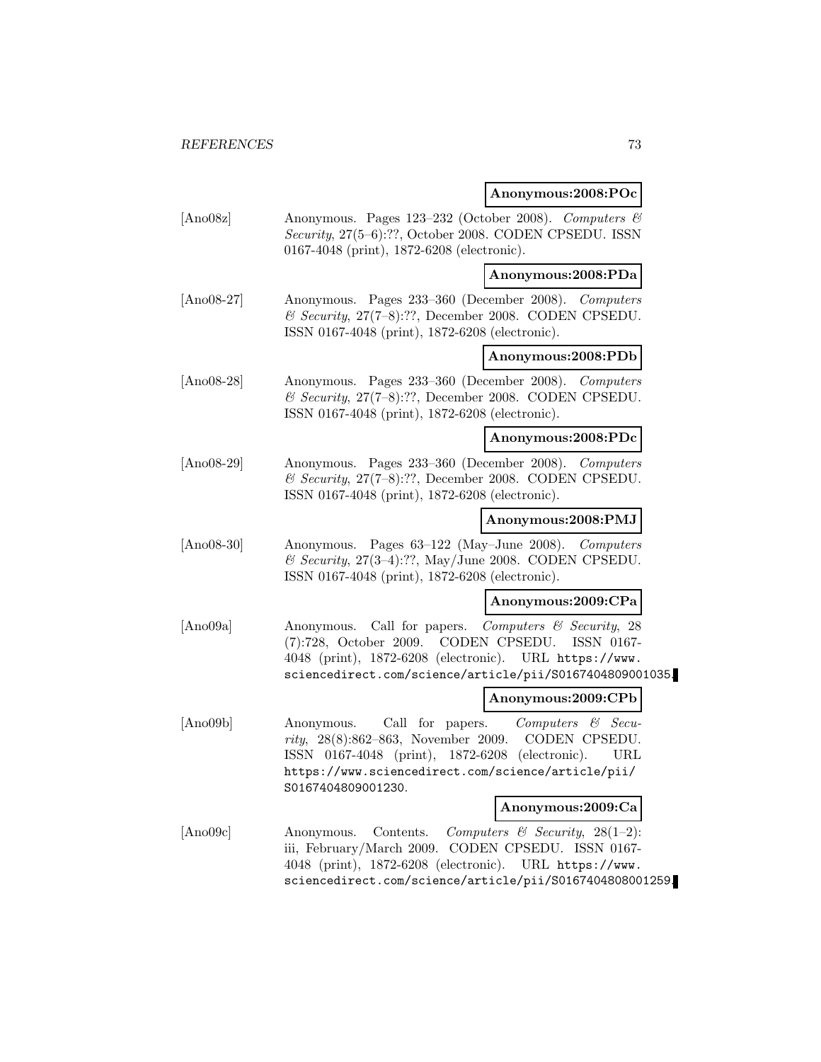**Anonymous:2008:POc**

[Ano08z] Anonymous. Pages 123–232 (October 2008). *Computers & Security*, 27(5–6):??, October 2008. CODEN CPSEDU. ISSN 0167-4048 (print), 1872-6208 (electronic).

**Anonymous:2008:PDa**

[Ano08-27] Anonymous. Pages 233–360 (December 2008). *Computers & Security*, 27(7–8):??, December 2008. CODEN CPSEDU. ISSN 0167-4048 (print), 1872-6208 (electronic).

**Anonymous:2008:PDb**

[Ano08-28] Anonymous. Pages 233–360 (December 2008). *Computers & Security*, 27(7–8):??, December 2008. CODEN CPSEDU. ISSN 0167-4048 (print), 1872-6208 (electronic).

**Anonymous:2008:PDc**

[Ano08-29] Anonymous. Pages 233–360 (December 2008). *Computers & Security*, 27(7–8):??, December 2008. CODEN CPSEDU. ISSN 0167-4048 (print), 1872-6208 (electronic).

**Anonymous:2008:PMJ**

[Ano08-30] Anonymous. Pages 63–122 (May–June 2008). *Computers & Security*, 27(3–4):??, May/June 2008. CODEN CPSEDU. ISSN 0167-4048 (print), 1872-6208 (electronic).

**Anonymous:2009:CPa**

[Ano09a] Anonymous. Call for papers. *Computers & Security*, 28 (7):728, October 2009. CODEN CPSEDU. ISSN 0167-4048 (print), 1872-6208 (electronic). URL https://www.sciencedirect.com/science/article/pii/S0167404809001035.

**Anonymous:2009:CPb**

[Ano09b] Anonymous. Call for papers. *Computers & Security*, 28(8):862–863, November 2009. CODEN CPSEDU. ISSN 0167-4048 (print), 1872-6208 (electronic). URL https://www.sciencedirect.com/science/article/pii/S0167404809001230.

**Anonymous:2009:Ca**

[Ano09c] Anonymous. Contents. *Computers & Security*, 28(1–2): iii, February/March 2009. CODEN CPSEDU. ISSN 0167-4048 (print), 1872-6208 (electronic). URL https://www.sciencedirect.com/science/article/pii/S0167404808001259.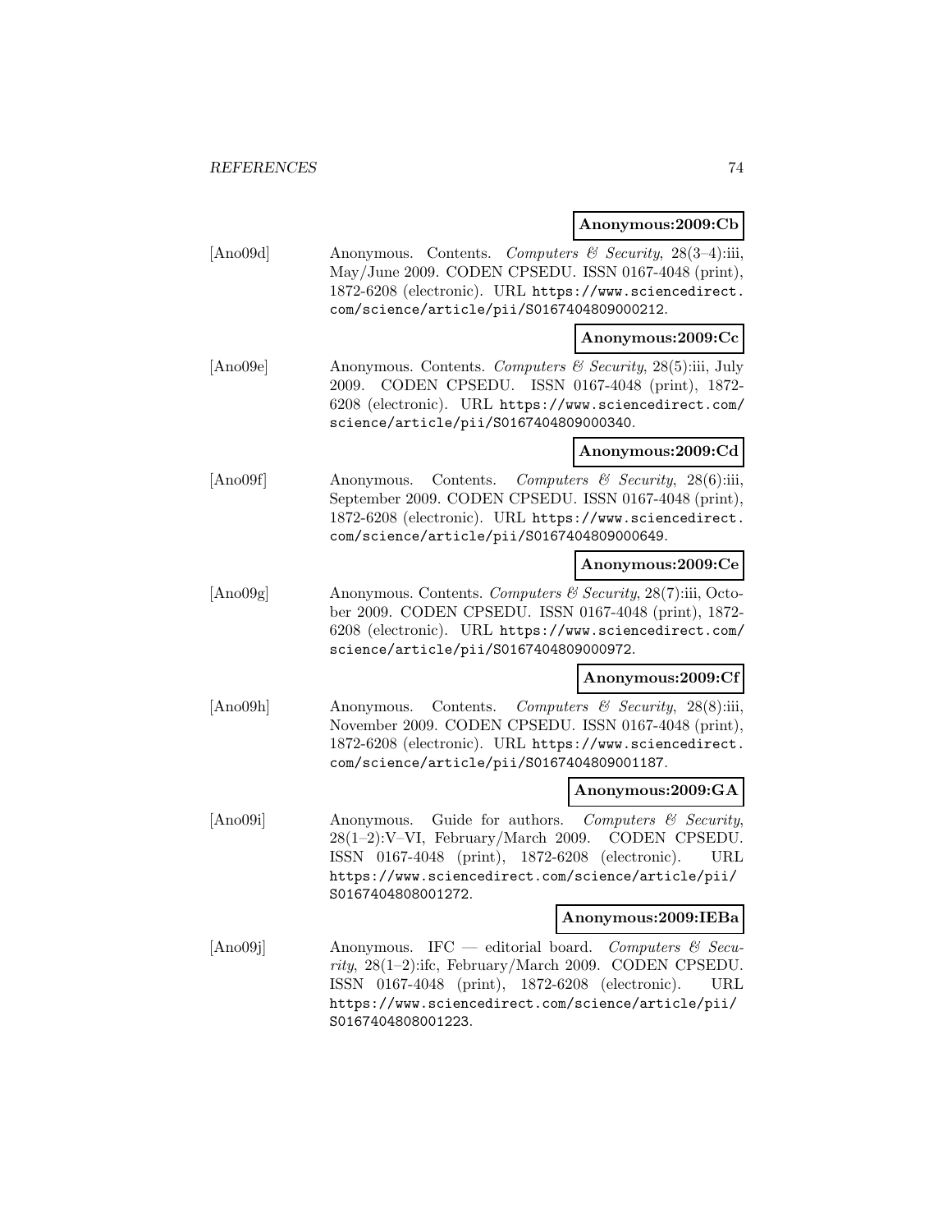**Anonymous:2009:Cb**

[Ano09d] Anonymous. Contents. *Computers & Security*, 28(3–4):iii, May/June 2009. CODEN CPSEDU. ISSN 0167-4048 (print), 1872-6208 (electronic). URL https://www.sciencedirect.com/science/article/pii/S0167404809000212.

**Anonymous:2009:Cc**

[Ano09e] Anonymous. Contents. *Computers & Security*, 28(5):iii, July 2009. CODEN CPSEDU. ISSN 0167-4048 (print), 1872-6208 (electronic). URL https://www.sciencedirect.com/science/article/pii/S0167404809000340.

**Anonymous:2009:Cd**

[Ano09f] Anonymous. Contents. *Computers & Security*, 28(6):iii, September 2009. CODEN CPSEDU. ISSN 0167-4048 (print), 1872-6208 (electronic). URL https://www.sciencedirect.com/science/article/pii/S0167404809000649.

**Anonymous:2009:Ce**

[Ano09g] Anonymous. Contents. *Computers & Security*, 28(7):iii, October 2009. CODEN CPSEDU. ISSN 0167-4048 (print), 1872-6208 (electronic). URL https://www.sciencedirect.com/science/article/pii/S0167404809000972.

**Anonymous:2009:Cf**

[Ano09h] Anonymous. Contents. *Computers & Security*, 28(8):iii, November 2009. CODEN CPSEDU. ISSN 0167-4048 (print), 1872-6208 (electronic). URL https://www.sciencedirect.com/science/article/pii/S0167404809001187.

**Anonymous:2009:GA**

[Ano09i] Anonymous. Guide for authors. *Computers & Security*, 28(1–2):V–VI, February/March 2009. CODEN CPSEDU. ISSN 0167-4048 (print), 1872-6208 (electronic). URL https://www.sciencedirect.com/science/article/pii/S0167404808001272.

**Anonymous:2009:IEBa**

[Ano09j] Anonymous. IFC — editorial board. *Computers & Security*, 28(1–2):ifc, February/March 2009. CODEN CPSEDU. ISSN 0167-4048 (print), 1872-6208 (electronic). URL https://www.sciencedirect.com/science/article/pii/S0167404808001223.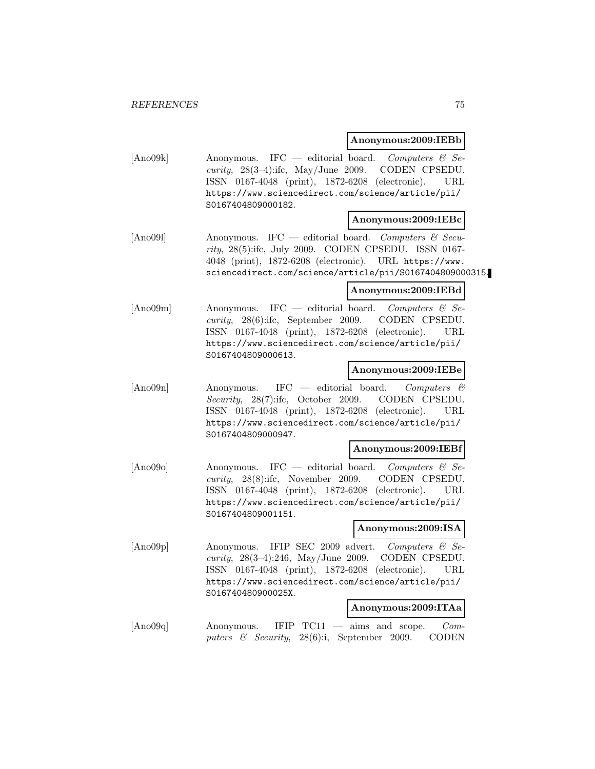**Anonymous:2009:IEBb**

[Ano09k] Anonymous. IFC — editorial board. *Computers & Security*, 28(3–4):ifc, May/June 2009. CODEN CPSEDU. ISSN 0167-4048 (print), 1872-6208 (electronic). URL https://www.sciencedirect.com/science/article/pii/S0167404809000182.

**Anonymous:2009:IEBc**

[Ano09l] Anonymous. IFC — editorial board. *Computers & Security*, 28(5):ifc, July 2009. CODEN CPSEDU. ISSN 0167-4048 (print), 1872-6208 (electronic). URL https://www.sciencedirect.com/science/article/pii/S0167404809000315.

**Anonymous:2009:IEBd**

[Ano09m] Anonymous. IFC — editorial board. *Computers & Security*, 28(6):ifc, September 2009. CODEN CPSEDU. ISSN 0167-4048 (print), 1872-6208 (electronic). URL https://www.sciencedirect.com/science/article/pii/S0167404809000613.

**Anonymous:2009:IEBe**

[Ano09n] Anonymous. IFC — editorial board. *Computers & Security*, 28(7):ifc, October 2009. CODEN CPSEDU. ISSN 0167-4048 (print), 1872-6208 (electronic). URL https://www.sciencedirect.com/science/article/pii/S0167404809000947.

**Anonymous:2009:IEBf**

[Ano09o] Anonymous. IFC — editorial board. *Computers & Security*, 28(8):ifc, November 2009. CODEN CPSEDU. ISSN 0167-4048 (print), 1872-6208 (electronic). URL https://www.sciencedirect.com/science/article/pii/S0167404809001151.

**Anonymous:2009:ISA**

[Ano09p] Anonymous. IFIP SEC 2009 advert. *Computers & Security*, 28(3–4):246, May/June 2009. CODEN CPSEDU. ISSN 0167-4048 (print), 1872-6208 (electronic). URL https://www.sciencedirect.com/science/article/pii/S016740480900025X.

**Anonymous:2009:ITAa**

[Ano09q] Anonymous. IFIP TC11 — aims and scope. *Computers & Security*, 28(6):i, September 2009. CODEN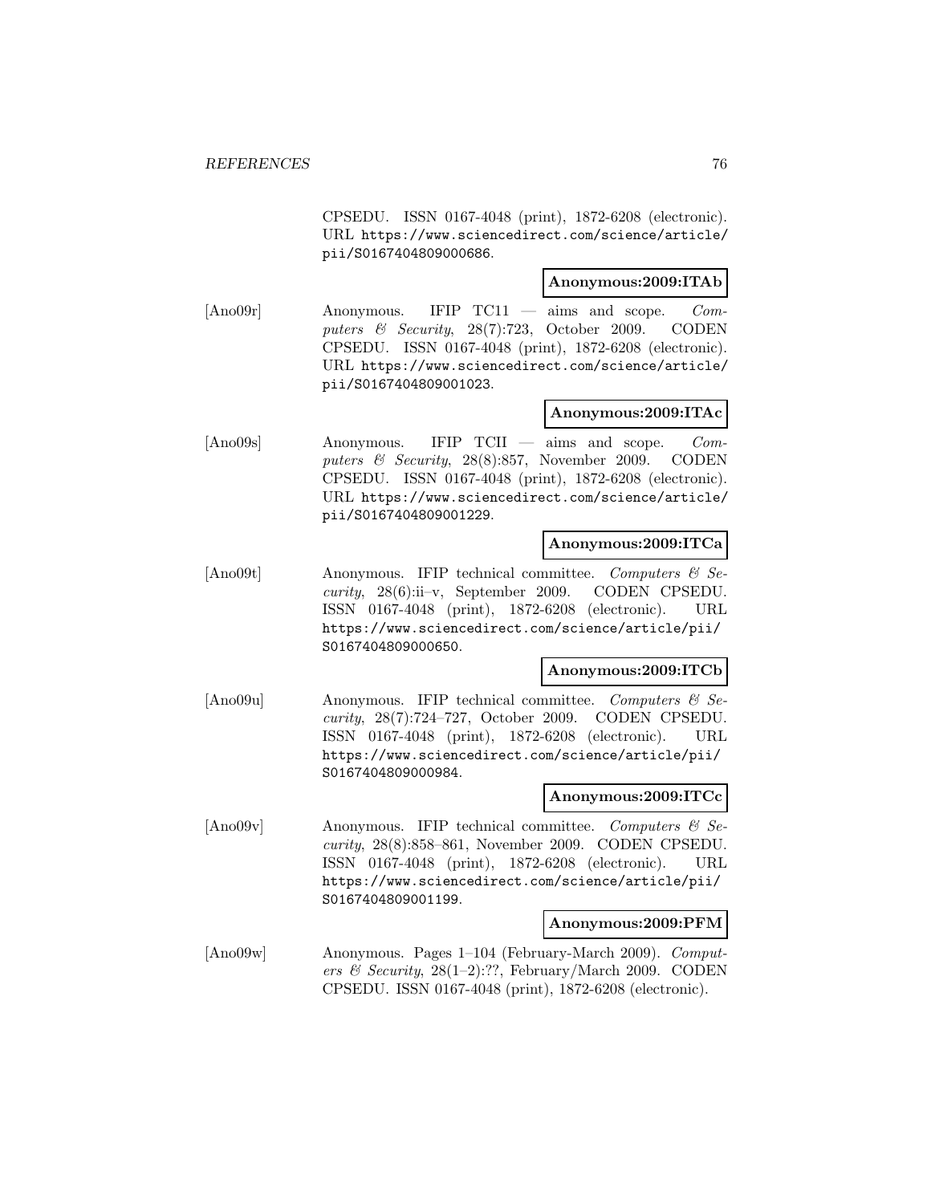CPSEDU. ISSN 0167-4048 (print), 1872-6208 (electronic). URL https://www.sciencedirect.com/science/article/pii/S0167404809000686.

**Anonymous:2009:ITAb**

[Ano09r] Anonymous. IFIP TC11 — aims and scope. *Computers & Security*, 28(7):723, October 2009. CODEN CPSEDU. ISSN 0167-4048 (print), 1872-6208 (electronic). URL https://www.sciencedirect.com/science/article/pii/S0167404809001023.

**Anonymous:2009:ITAc**

[Ano09s] Anonymous. IFIP TCII — aims and scope. *Computers & Security*, 28(8):857, November 2009. CODEN CPSEDU. ISSN 0167-4048 (print), 1872-6208 (electronic). URL https://www.sciencedirect.com/science/article/pii/S0167404809001229.

**Anonymous:2009:ITCa**

[Ano09t] Anonymous. IFIP technical committee. *Computers & Security*, 28(6):ii–v, September 2009. CODEN CPSEDU. ISSN 0167-4048 (print), 1872-6208 (electronic). URL https://www.sciencedirect.com/science/article/pii/S0167404809000650.

**Anonymous:2009:ITCb**

[Ano09u] Anonymous. IFIP technical committee. *Computers & Security*, 28(7):724–727, October 2009. CODEN CPSEDU. ISSN 0167-4048 (print), 1872-6208 (electronic). URL https://www.sciencedirect.com/science/article/pii/S0167404809000984.

**Anonymous:2009:ITCc**

[Ano09v] Anonymous. IFIP technical committee. *Computers & Security*, 28(8):858–861, November 2009. CODEN CPSEDU. ISSN 0167-4048 (print), 1872-6208 (electronic). URL https://www.sciencedirect.com/science/article/pii/S0167404809001199.

**Anonymous:2009:PFM**

[Ano09w] Anonymous. Pages 1–104 (February-March 2009). *Computers & Security*, 28(1–2):??, February/March 2009. CODEN CPSEDU. ISSN 0167-4048 (print), 1872-6208 (electronic).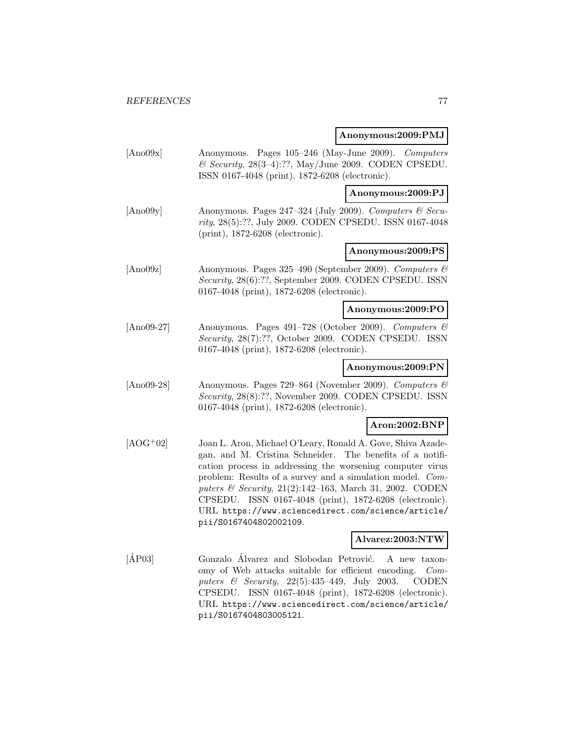**Anonymous:2009:PMJ**

[Ano09x] Anonymous. Pages 105–246 (May-June 2009). *Computers & Security*, 28(3–4):??, May/June 2009. CODEN CPSEDU. ISSN 0167-4048 (print), 1872-6208 (electronic).

**Anonymous:2009:PJ**

[Ano09y] Anonymous. Pages 247–324 (July 2009). *Computers & Security*, 28(5):??, July 2009. CODEN CPSEDU. ISSN 0167-4048 (print), 1872-6208 (electronic).

**Anonymous:2009:PS**

[Ano09z] Anonymous. Pages 325–490 (September 2009). *Computers & Security*, 28(6):??, September 2009. CODEN CPSEDU. ISSN 0167-4048 (print), 1872-6208 (electronic).

**Anonymous:2009:PO**

[Ano09-27] Anonymous. Pages 491–728 (October 2009). *Computers & Security*, 28(7):??, October 2009. CODEN CPSEDU. ISSN 0167-4048 (print), 1872-6208 (electronic).

**Anonymous:2009:PN**

[Ano09-28] Anonymous. Pages 729–864 (November 2009). *Computers & Security*, 28(8):??, November 2009. CODEN CPSEDU. ISSN 0167-4048 (print), 1872-6208 (electronic).

**Aron:2002:BNP**

[AOG+02] Joan L. Aron, Michael O'Leary, Ronald A. Gove, Shiva Azadegan, and M. Cristina Schneider. The benefits of a notification process in addressing the worsening computer virus problem: Results of a survey and a simulation model. *Computers & Security*, 21(2):142–163, March 31, 2002. CODEN CPSEDU. ISSN 0167-4048 (print), 1872-6208 (electronic). URL https://www.sciencedirect.com/science/article/pii/S0167404802002109.

**Alvarez:2003:NTW**

[ÁP03] Gonzalo Álvarez and Slobodan Petrović. A new taxonomy of Web attacks suitable for efficient encoding. *Computers & Security*, 22(5):435–449, July 2003. CODEN CPSEDU. ISSN 0167-4048 (print), 1872-6208 (electronic). URL https://www.sciencedirect.com/science/article/pii/S0167404803005121.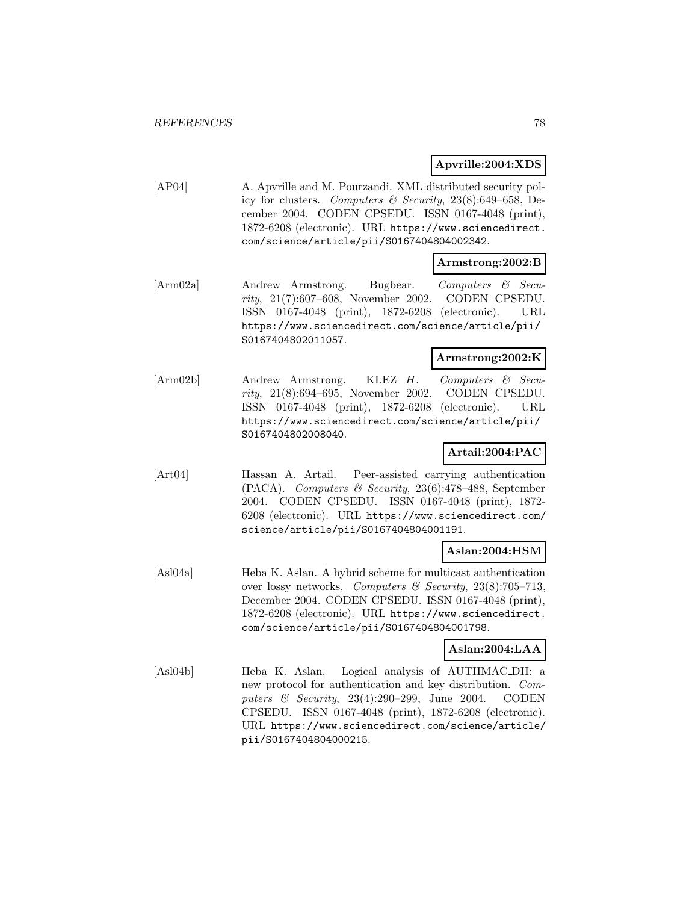**Apvrille:2004:XDS**

[AP04] A. Apvrille and M. Pourzandi. XML distributed security policy for clusters. *Computers & Security*, 23(8):649–658, December 2004. CODEN CPSEDU. ISSN 0167-4048 (print), 1872-6208 (electronic). URL https://www.sciencedirect.com/science/article/pii/S0167404804002342.

**Armstrong:2002:B**

[Arm02a] Andrew Armstrong. Bugbear. *Computers & Security*, 21(7):607–608, November 2002. CODEN CPSEDU. ISSN 0167-4048 (print), 1872-6208 (electronic). URL https://www.sciencedirect.com/science/article/pii/S0167404802011057.

**Armstrong:2002:K**

[Arm02b] Andrew Armstrong. KLEZ *H*. *Computers & Security*, 21(8):694–695, November 2002. CODEN CPSEDU. ISSN 0167-4048 (print), 1872-6208 (electronic). URL https://www.sciencedirect.com/science/article/pii/S0167404802008040.

**Artail:2004:PAC**

[Art04] Hassan A. Artail. Peer-assisted carrying authentication (PACA). *Computers & Security*, 23(6):478–488, September 2004. CODEN CPSEDU. ISSN 0167-4048 (print), 1872-6208 (electronic). URL https://www.sciencedirect.com/science/article/pii/S0167404804001191.

**Aslan:2004:HSM**

[Asl04a] Heba K. Aslan. A hybrid scheme for multicast authentication over lossy networks. *Computers & Security*, 23(8):705–713, December 2004. CODEN CPSEDU. ISSN 0167-4048 (print), 1872-6208 (electronic). URL https://www.sciencedirect.com/science/article/pii/S0167404804001798.

**Aslan:2004:LAA**

[Asl04b] Heba K. Aslan. Logical analysis of AUTHMAC_DH: a new protocol for authentication and key distribution. *Computers & Security*, 23(4):290–299, June 2004. CODEN CPSEDU. ISSN 0167-4048 (print), 1872-6208 (electronic). URL https://www.sciencedirect.com/science/article/pii/S0167404804000215.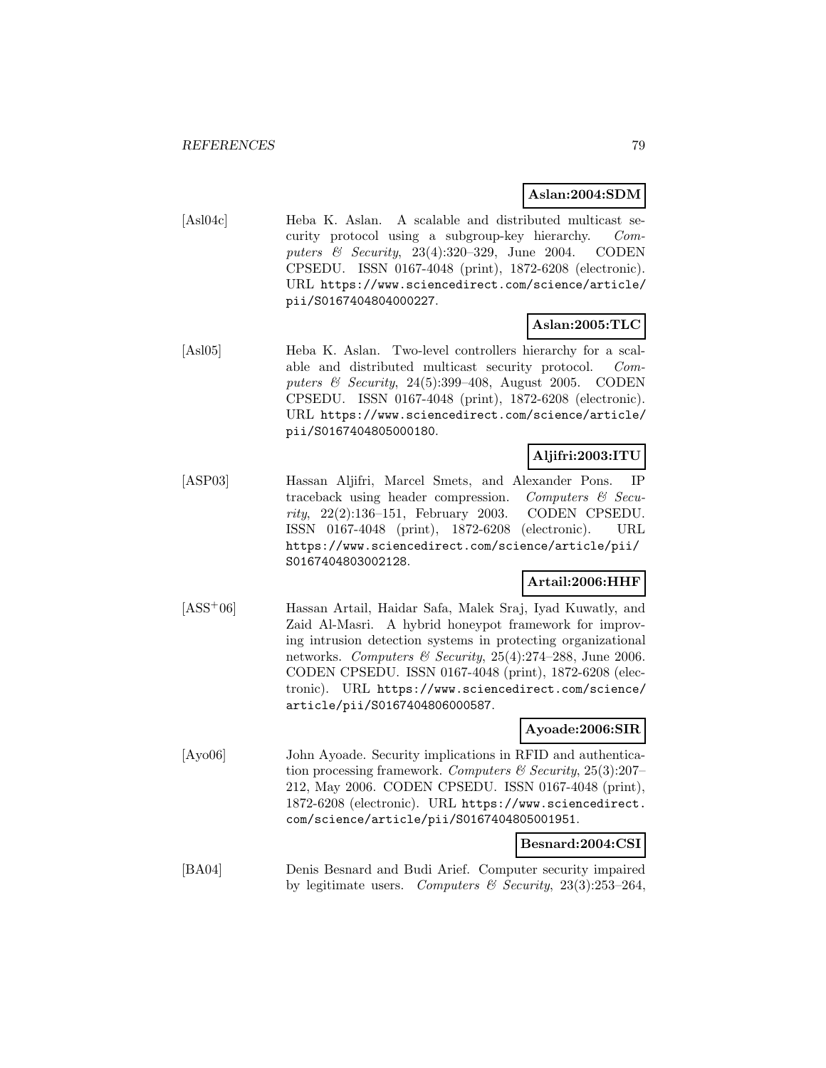**Aslan:2004:SDM**

[Asl04c] Heba K. Aslan. A scalable and distributed multicast security protocol using a subgroup-key hierarchy. *Computers & Security*, 23(4):320–329, June 2004. CODEN CPSEDU. ISSN 0167-4048 (print), 1872-6208 (electronic). URL https://www.sciencedirect.com/science/article/pii/S0167404804000227.

**Aslan:2005:TLC**

[Asl05] Heba K. Aslan. Two-level controllers hierarchy for a scalable and distributed multicast security protocol. *Computers & Security*, 24(5):399–408, August 2005. CODEN CPSEDU. ISSN 0167-4048 (print), 1872-6208 (electronic). URL https://www.sciencedirect.com/science/article/pii/S0167404805000180.

**Aljifri:2003:ITU**

[ASP03] Hassan Aljifri, Marcel Smets, and Alexander Pons. IP traceback using header compression. *Computers & Security*, 22(2):136–151, February 2003. CODEN CPSEDU. ISSN 0167-4048 (print), 1872-6208 (electronic). URL https://www.sciencedirect.com/science/article/pii/S0167404803002128.

**Artail:2006:HHF**

[ASS+06] Hassan Artail, Haidar Safa, Malek Sraj, Iyad Kuwatly, and Zaid Al-Masri. A hybrid honeypot framework for improving intrusion detection systems in protecting organizational networks. *Computers & Security*, 25(4):274–288, June 2006. CODEN CPSEDU. ISSN 0167-4048 (print), 1872-6208 (electronic). URL https://www.sciencedirect.com/science/article/pii/S0167404806000587.

**Ayoade:2006:SIR**

[Ayo06] John Ayoade. Security implications in RFID and authentication processing framework. *Computers & Security*, 25(3):207–212, May 2006. CODEN CPSEDU. ISSN 0167-4048 (print), 1872-6208 (electronic). URL https://www.sciencedirect.com/science/article/pii/S0167404805001951.

**Besnard:2004:CSI**

[BA04] Denis Besnard and Budi Arief. Computer security impaired by legitimate users. *Computers & Security*, 23(3):253–264,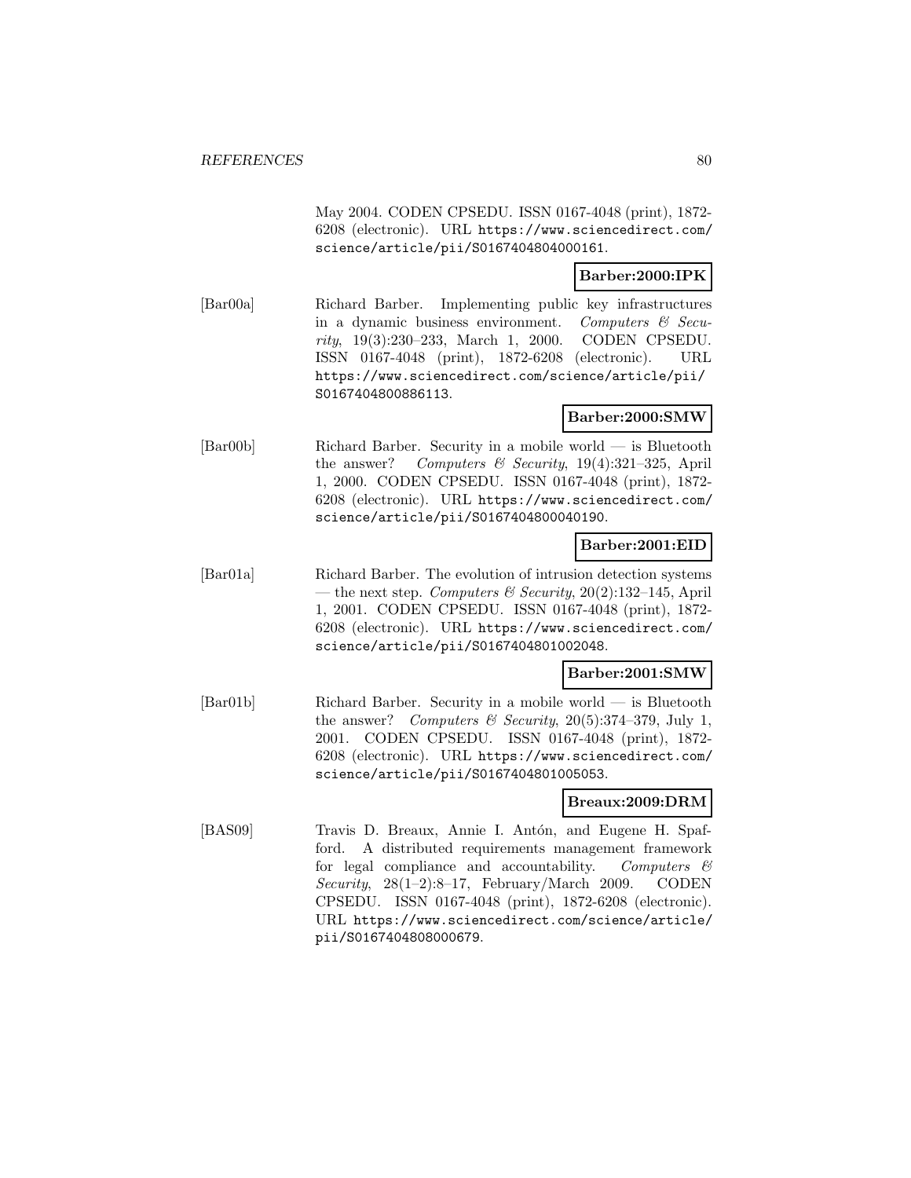May 2004. CODEN CPSEDU. ISSN 0167-4048 (print), 1872-6208 (electronic). URL https://www.sciencedirect.com/science/article/pii/S0167404804000161.

**Barber:2000:IPK**

[Bar00a] Richard Barber. Implementing public key infrastructures in a dynamic business environment. *Computers & Security*, 19(3):230–233, March 1, 2000. CODEN CPSEDU. ISSN 0167-4048 (print), 1872-6208 (electronic). URL https://www.sciencedirect.com/science/article/pii/S0167404800886113.

**Barber:2000:SMW**

[Bar00b] Richard Barber. Security in a mobile world — is Bluetooth the answer? *Computers & Security*, 19(4):321–325, April 1, 2000. CODEN CPSEDU. ISSN 0167-4048 (print), 1872-6208 (electronic). URL https://www.sciencedirect.com/science/article/pii/S0167404800040190.

**Barber:2001:EID**

[Bar01a] Richard Barber. The evolution of intrusion detection systems — the next step. *Computers & Security*, 20(2):132–145, April 1, 2001. CODEN CPSEDU. ISSN 0167-4048 (print), 1872-6208 (electronic). URL https://www.sciencedirect.com/science/article/pii/S0167404801002048.

**Barber:2001:SMW**

[Bar01b] Richard Barber. Security in a mobile world — is Bluetooth the answer? *Computers & Security*, 20(5):374–379, July 1, 2001. CODEN CPSEDU. ISSN 0167-4048 (print), 1872-6208 (electronic). URL https://www.sciencedirect.com/science/article/pii/S0167404801005053.

**Breaux:2009:DRM**

[BAS09] Travis D. Breaux, Annie I. Antón, and Eugene H. Spafford. A distributed requirements management framework for legal compliance and accountability. *Computers & Security*, 28(1–2):8–17, February/March 2009. CODEN CPSEDU. ISSN 0167-4048 (print), 1872-6208 (electronic). URL https://www.sciencedirect.com/science/article/pii/S0167404808000679.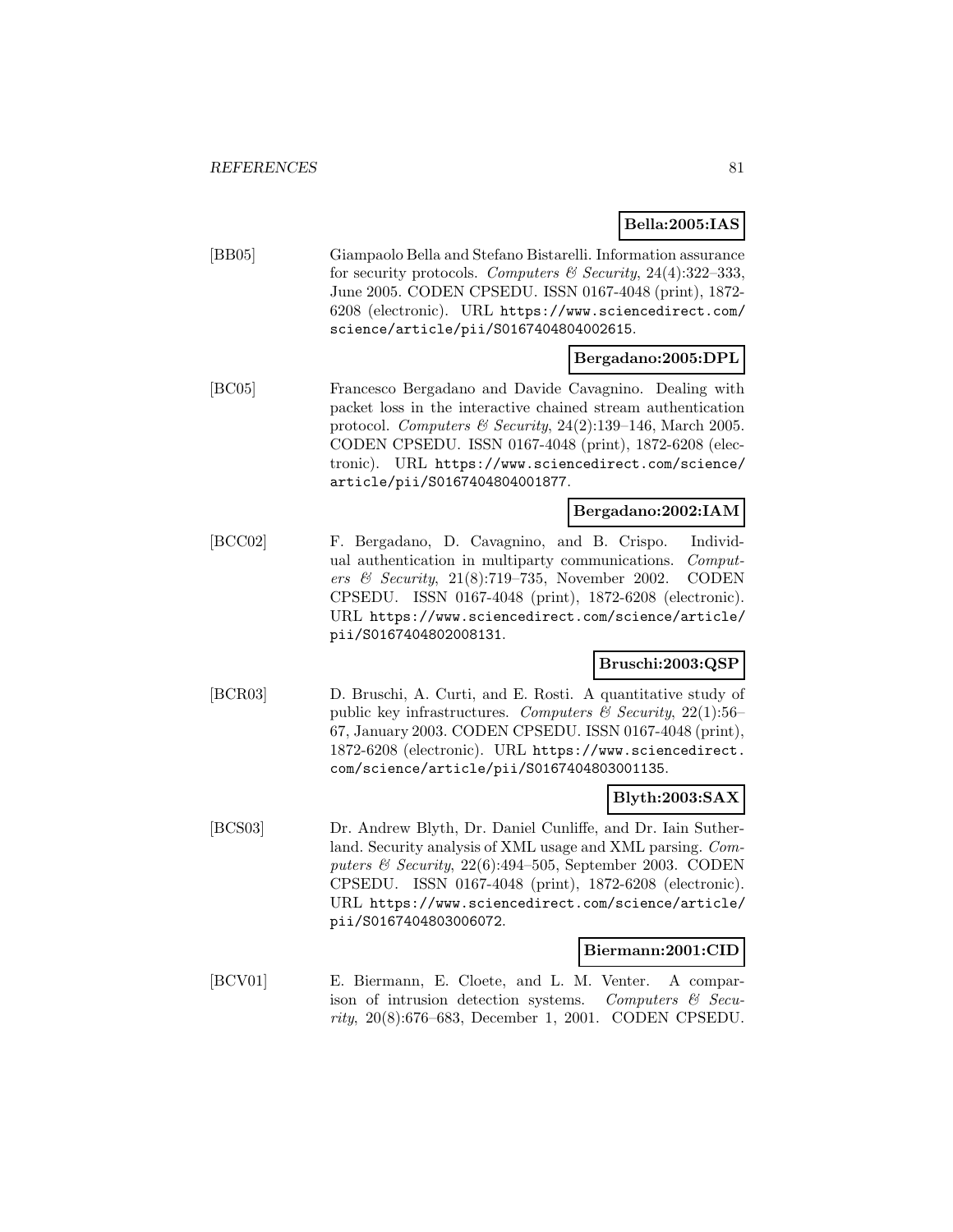**Bella:2005:IAS**

[BB05] Giampaolo Bella and Stefano Bistarelli. Information assurance for security protocols. *Computers & Security*, 24(4):322–333, June 2005. CODEN CPSEDU. ISSN 0167-4048 (print), 1872-6208 (electronic). URL https://www.sciencedirect.com/science/article/pii/S0167404804002615.

**Bergadano:2005:DPL**

[BC05] Francesco Bergadano and Davide Cavagnino. Dealing with packet loss in the interactive chained stream authentication protocol. *Computers & Security*, 24(2):139–146, March 2005. CODEN CPSEDU. ISSN 0167-4048 (print), 1872-6208 (electronic). URL https://www.sciencedirect.com/science/article/pii/S0167404804001877.

**Bergadano:2002:IAM**

[BCC02] F. Bergadano, D. Cavagnino, and B. Crispo. Individual authentication in multiparty communications. *Computers & Security*, 21(8):719–735, November 2002. CODEN CPSEDU. ISSN 0167-4048 (print), 1872-6208 (electronic). URL https://www.sciencedirect.com/science/article/pii/S0167404802008131.

**Bruschi:2003:QSP**

[BCR03] D. Bruschi, A. Curti, and E. Rosti. A quantitative study of public key infrastructures. *Computers & Security*, 22(1):56–67, January 2003. CODEN CPSEDU. ISSN 0167-4048 (print), 1872-6208 (electronic). URL https://www.sciencedirect.com/science/article/pii/S0167404803001135.

**Blyth:2003:SAX**

[BCS03] Dr. Andrew Blyth, Dr. Daniel Cunliffe, and Dr. Iain Sutherland. Security analysis of XML usage and XML parsing. *Computers & Security*, 22(6):494–505, September 2003. CODEN CPSEDU. ISSN 0167-4048 (print), 1872-6208 (electronic). URL https://www.sciencedirect.com/science/article/pii/S0167404803006072.

**Biermann:2001:CID**

[BCV01] E. Biermann, E. Cloete, and L. M. Venter. A comparison of intrusion detection systems. *Computers & Security*, 20(8):676–683, December 1, 2001. CODEN CPSEDU.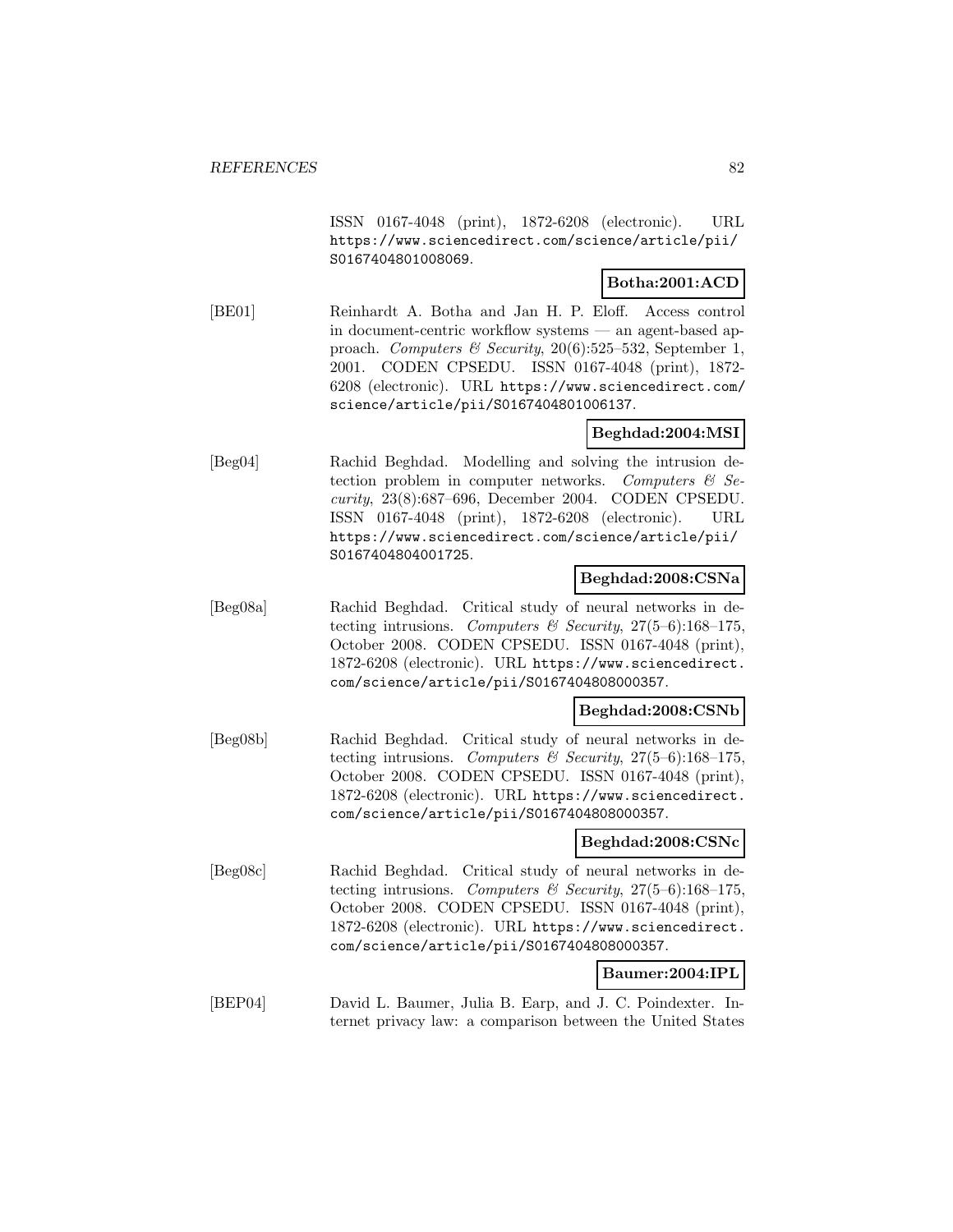ISSN 0167-4048 (print), 1872-6208 (electronic). URL https://www.sciencedirect.com/science/article/pii/S0167404801008069.

**Botha:2001:ACD**

[BE01] Reinhardt A. Botha and Jan H. P. Eloff. Access control in document-centric workflow systems — an agent-based approach. *Computers & Security*, 20(6):525–532, September 1, 2001. CODEN CPSEDU. ISSN 0167-4048 (print), 1872-6208 (electronic). URL https://www.sciencedirect.com/science/article/pii/S0167404801006137.

**Beghdad:2004:MSI**

[Beg04] Rachid Beghdad. Modelling and solving the intrusion detection problem in computer networks. *Computers & Security*, 23(8):687–696, December 2004. CODEN CPSEDU. ISSN 0167-4048 (print), 1872-6208 (electronic). URL https://www.sciencedirect.com/science/article/pii/S0167404804001725.

**Beghdad:2008:CSNa**

[Beg08a] Rachid Beghdad. Critical study of neural networks in detecting intrusions. *Computers & Security*, 27(5–6):168–175, October 2008. CODEN CPSEDU. ISSN 0167-4048 (print), 1872-6208 (electronic). URL https://www.sciencedirect.com/science/article/pii/S0167404808000357.

**Beghdad:2008:CSNb**

[Beg08b] Rachid Beghdad. Critical study of neural networks in detecting intrusions. *Computers & Security*, 27(5–6):168–175, October 2008. CODEN CPSEDU. ISSN 0167-4048 (print), 1872-6208 (electronic). URL https://www.sciencedirect.com/science/article/pii/S0167404808000357.

**Beghdad:2008:CSNc**

[Beg08c] Rachid Beghdad. Critical study of neural networks in detecting intrusions. *Computers & Security*, 27(5–6):168–175, October 2008. CODEN CPSEDU. ISSN 0167-4048 (print), 1872-6208 (electronic). URL https://www.sciencedirect.com/science/article/pii/S0167404808000357.

**Baumer:2004:IPL**

[BEP04] David L. Baumer, Julia B. Earp, and J. C. Poindexter. Internet privacy law: a comparison between the United States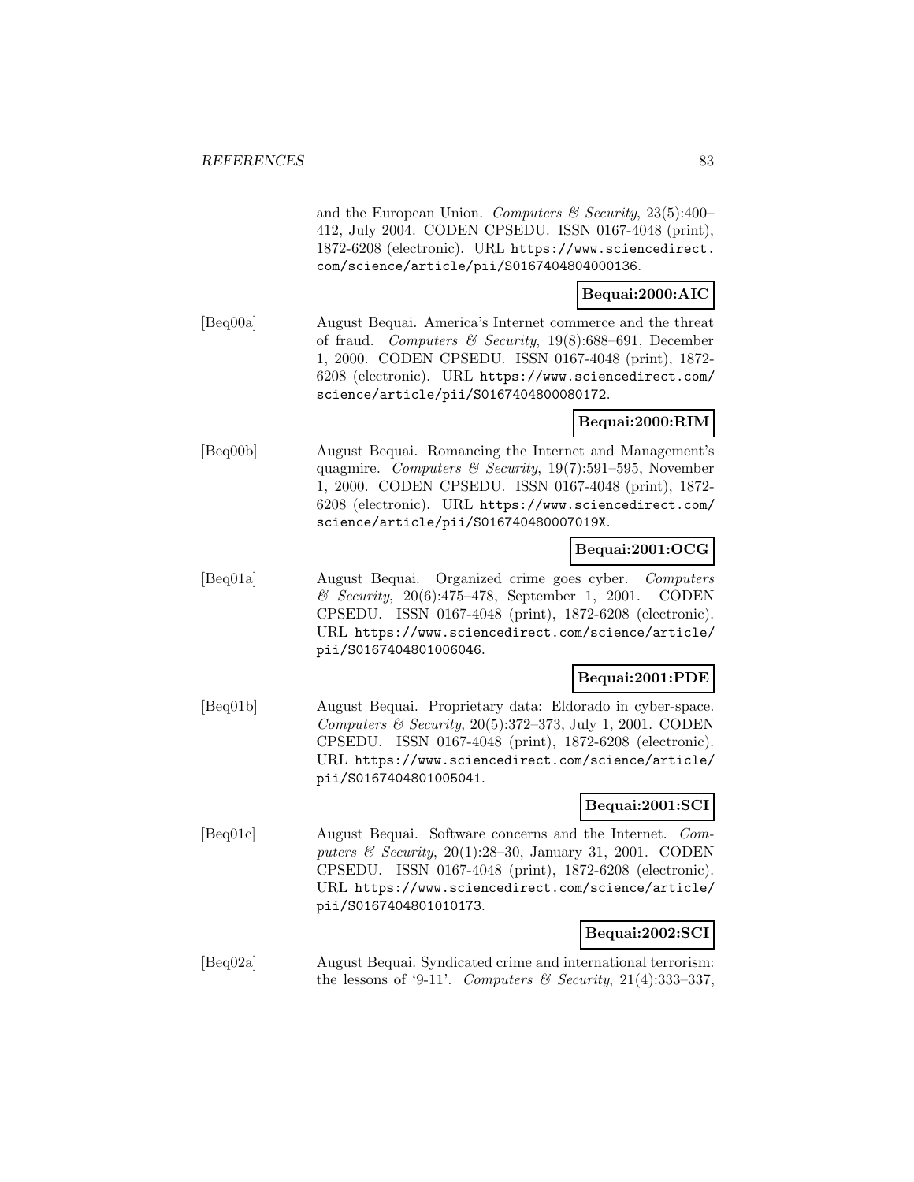and the European Union. *Computers & Security*, 23(5):400–412, July 2004. CODEN CPSEDU. ISSN 0167-4048 (print), 1872-6208 (electronic). URL https://www.sciencedirect.com/science/article/pii/S0167404804000136.

**Bequai:2000:AIC**

[Beq00a] August Bequai. America's Internet commerce and the threat of fraud. *Computers & Security*, 19(8):688–691, December 1, 2000. CODEN CPSEDU. ISSN 0167-4048 (print), 1872-6208 (electronic). URL https://www.sciencedirect.com/science/article/pii/S0167404800080172.

**Bequai:2000:RIM**

[Beq00b] August Bequai. Romancing the Internet and Management's quagmire. *Computers & Security*, 19(7):591–595, November 1, 2000. CODEN CPSEDU. ISSN 0167-4048 (print), 1872-6208 (electronic). URL https://www.sciencedirect.com/science/article/pii/S016740480007019X.

**Bequai:2001:OCG**

[Beq01a] August Bequai. Organized crime goes cyber. *Computers & Security*, 20(6):475–478, September 1, 2001. CODEN CPSEDU. ISSN 0167-4048 (print), 1872-6208 (electronic). URL https://www.sciencedirect.com/science/article/pii/S0167404801006046.

**Bequai:2001:PDE**

[Beq01b] August Bequai. Proprietary data: Eldorado in cyber-space. *Computers & Security*, 20(5):372–373, July 1, 2001. CODEN CPSEDU. ISSN 0167-4048 (print), 1872-6208 (electronic). URL https://www.sciencedirect.com/science/article/pii/S0167404801005041.

**Bequai:2001:SCI**

[Beq01c] August Bequai. Software concerns and the Internet. *Computers & Security*, 20(1):28–30, January 31, 2001. CODEN CPSEDU. ISSN 0167-4048 (print), 1872-6208 (electronic). URL https://www.sciencedirect.com/science/article/pii/S0167404801010173.

**Bequai:2002:SCI**

[Beq02a] August Bequai. Syndicated crime and international terrorism: the lessons of '9-11'. *Computers & Security*, 21(4):333–337,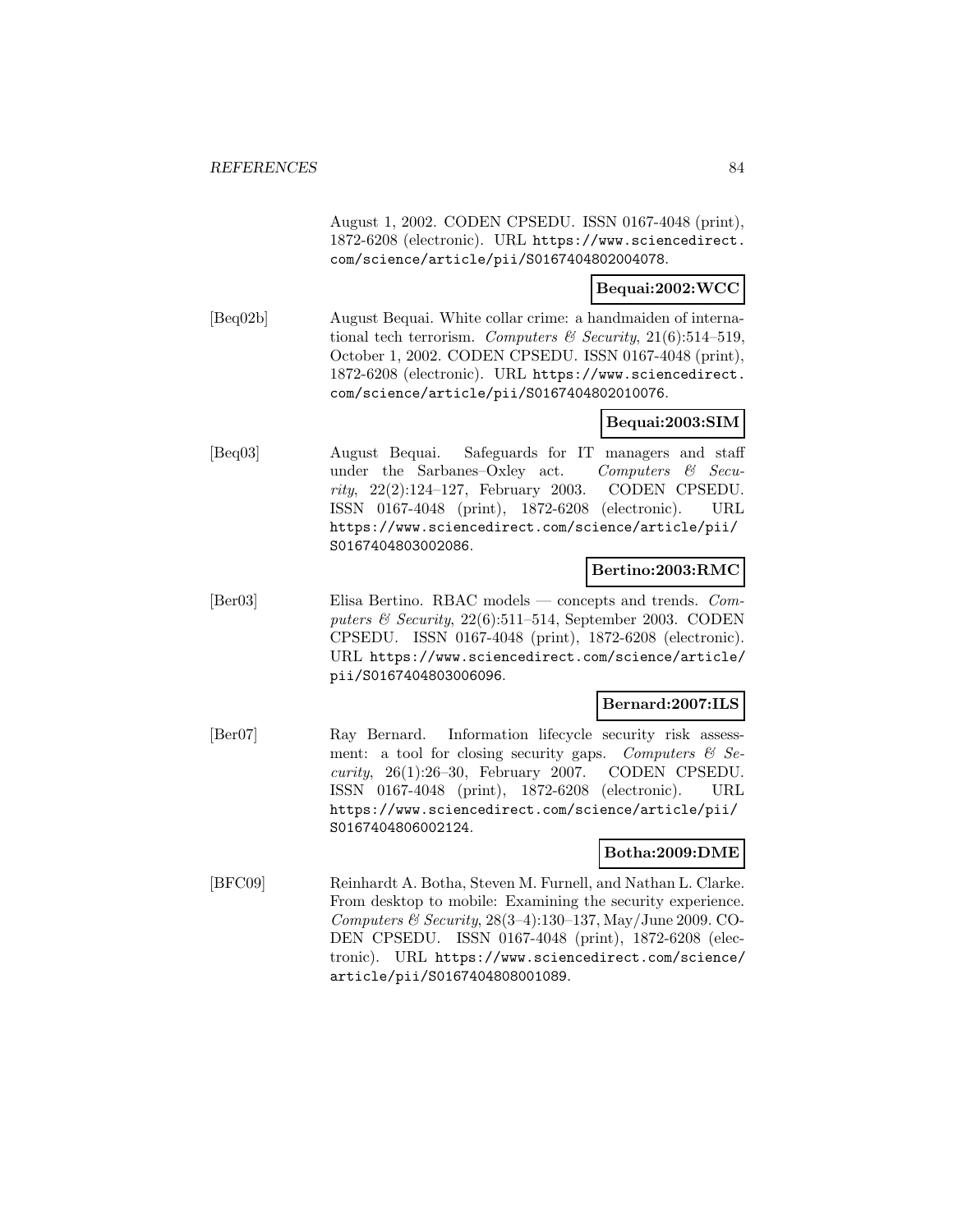August 1, 2002. CODEN CPSEDU. ISSN 0167-4048 (print), 1872-6208 (electronic). URL https://www.sciencedirect.com/science/article/pii/S0167404802004078.

**Bequai:2002:WCC**

[Beq02b] August Bequai. White collar crime: a handmaiden of international tech terrorism. *Computers & Security*, 21(6):514–519, October 1, 2002. CODEN CPSEDU. ISSN 0167-4048 (print), 1872-6208 (electronic). URL https://www.sciencedirect.com/science/article/pii/S0167404802010076.

**Bequai:2003:SIM**

[Beq03] August Bequai. Safeguards for IT managers and staff under the Sarbanes–Oxley act. *Computers & Security*, 22(2):124–127, February 2003. CODEN CPSEDU. ISSN 0167-4048 (print), 1872-6208 (electronic). URL https://www.sciencedirect.com/science/article/pii/S0167404803002086.

**Bertino:2003:RMC**

[Ber03] Elisa Bertino. RBAC models — concepts and trends. *Computers & Security*, 22(6):511–514, September 2003. CODEN CPSEDU. ISSN 0167-4048 (print), 1872-6208 (electronic). URL https://www.sciencedirect.com/science/article/pii/S0167404803006096.

**Bernard:2007:ILS**

[Ber07] Ray Bernard. Information lifecycle security risk assessment: a tool for closing security gaps. *Computers & Security*, 26(1):26–30, February 2007. CODEN CPSEDU. ISSN 0167-4048 (print), 1872-6208 (electronic). URL https://www.sciencedirect.com/science/article/pii/S0167404806002124.

**Botha:2009:DME**

[BFC09] Reinhardt A. Botha, Steven M. Furnell, and Nathan L. Clarke. From desktop to mobile: Examining the security experience. *Computers & Security*, 28(3–4):130–137, May/June 2009. CODEN CPSEDU. ISSN 0167-4048 (print), 1872-6208 (electronic). URL https://www.sciencedirect.com/science/article/pii/S0167404808001089.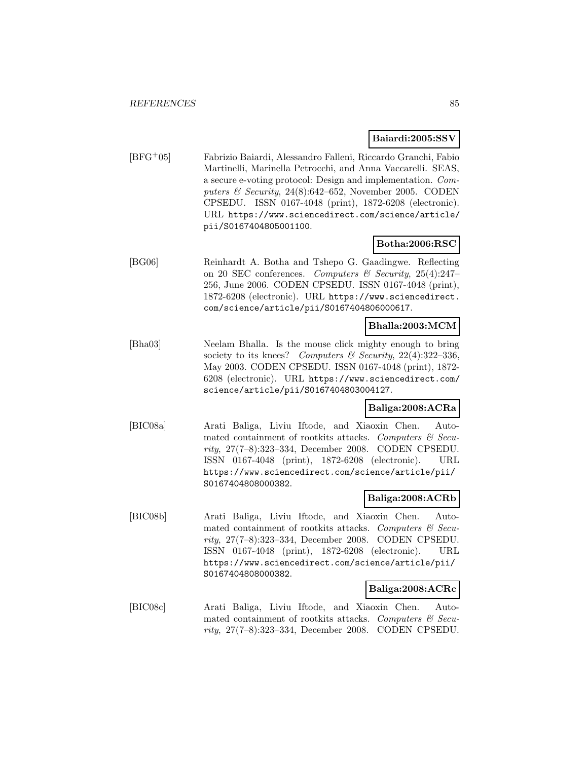**Baiardi:2005:SSV**

[BFG+05] Fabrizio Baiardi, Alessandro Falleni, Riccardo Granchi, Fabio Martinelli, Marinella Petrocchi, and Anna Vaccarelli. SEAS, a secure e-voting protocol: Design and implementation. *Computers & Security*, 24(8):642–652, November 2005. CODEN CPSEDU. ISSN 0167-4048 (print), 1872-6208 (electronic). URL https://www.sciencedirect.com/science/article/pii/S0167404805001100.

**Botha:2006:RSC**

[BG06] Reinhardt A. Botha and Tshepo G. Gaadingwe. Reflecting on 20 SEC conferences. *Computers & Security*, 25(4):247–256, June 2006. CODEN CPSEDU. ISSN 0167-4048 (print), 1872-6208 (electronic). URL https://www.sciencedirect.com/science/article/pii/S0167404806000617.

**Bhalla:2003:MCM**

[Bha03] Neelam Bhalla. Is the mouse click mighty enough to bring society to its knees? *Computers & Security*, 22(4):322–336, May 2003. CODEN CPSEDU. ISSN 0167-4048 (print), 1872-6208 (electronic). URL https://www.sciencedirect.com/science/article/pii/S0167404803004127.

**Baliga:2008:ACRa**

[BIC08a] Arati Baliga, Liviu Iftode, and Xiaoxin Chen. Automated containment of rootkits attacks. *Computers & Security*, 27(7–8):323–334, December 2008. CODEN CPSEDU. ISSN 0167-4048 (print), 1872-6208 (electronic). URL https://www.sciencedirect.com/science/article/pii/S0167404808000382.

**Baliga:2008:ACRb**

[BIC08b] Arati Baliga, Liviu Iftode, and Xiaoxin Chen. Automated containment of rootkits attacks. *Computers & Security*, 27(7–8):323–334, December 2008. CODEN CPSEDU. ISSN 0167-4048 (print), 1872-6208 (electronic). URL https://www.sciencedirect.com/science/article/pii/S0167404808000382.

**Baliga:2008:ACRc**

[BIC08c] Arati Baliga, Liviu Iftode, and Xiaoxin Chen. Automated containment of rootkits attacks. *Computers & Security*, 27(7–8):323–334, December 2008. CODEN CPSEDU.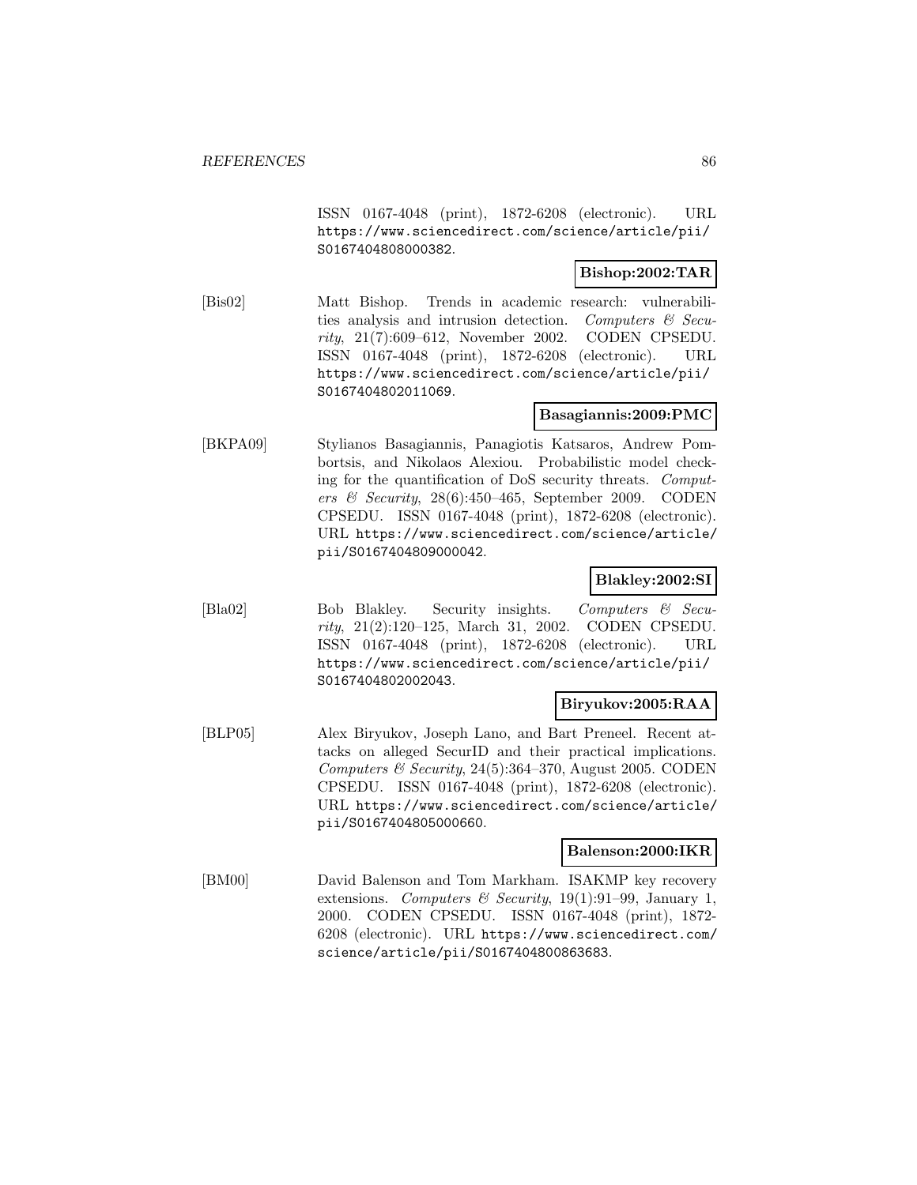ISSN 0167-4048 (print), 1872-6208 (electronic). URL https://www.sciencedirect.com/science/article/pii/S0167404808000382.

**Bishop:2002:TAR**

[Bis02] Matt Bishop. Trends in academic research: vulnerabilities analysis and intrusion detection. *Computers & Security*, 21(7):609–612, November 2002. CODEN CPSEDU. ISSN 0167-4048 (print), 1872-6208 (electronic). URL https://www.sciencedirect.com/science/article/pii/S0167404802011069.

**Basagiannis:2009:PMC**

[BKPA09] Stylianos Basagiannis, Panagiotis Katsaros, Andrew Pombortsis, and Nikolaos Alexiou. Probabilistic model checking for the quantification of DoS security threats. *Computers & Security*, 28(6):450–465, September 2009. CODEN CPSEDU. ISSN 0167-4048 (print), 1872-6208 (electronic). URL https://www.sciencedirect.com/science/article/pii/S0167404809000042.

**Blakley:2002:SI**

[Bla02] Bob Blakley. Security insights. *Computers & Security*, 21(2):120–125, March 31, 2002. CODEN CPSEDU. ISSN 0167-4048 (print), 1872-6208 (electronic). URL https://www.sciencedirect.com/science/article/pii/S0167404802002043.

**Biryukov:2005:RAA**

[BLP05] Alex Biryukov, Joseph Lano, and Bart Preneel. Recent attacks on alleged SecurID and their practical implications. *Computers & Security*, 24(5):364–370, August 2005. CODEN CPSEDU. ISSN 0167-4048 (print), 1872-6208 (electronic). URL https://www.sciencedirect.com/science/article/pii/S0167404805000660.

**Balenson:2000:IKR**

[BM00] David Balenson and Tom Markham. ISAKMP key recovery extensions. *Computers & Security*, 19(1):91–99, January 1, 2000. CODEN CPSEDU. ISSN 0167-4048 (print), 1872-6208 (electronic). URL https://www.sciencedirect.com/science/article/pii/S0167404800863683.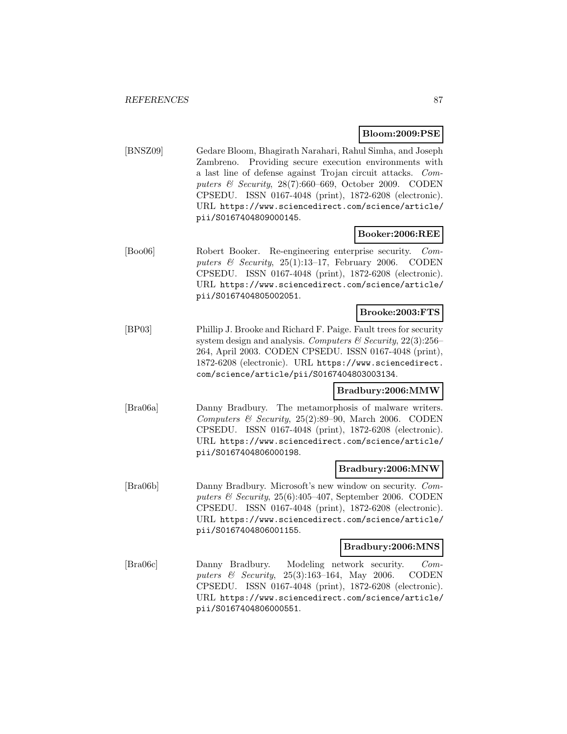**Bloom:2009:PSE**

[BNSZ09] Gedare Bloom, Bhagirath Narahari, Rahul Simha, and Joseph Zambreno. Providing secure execution environments with a last line of defense against Trojan circuit attacks. *Computers & Security*, 28(7):660–669, October 2009. CODEN CPSEDU. ISSN 0167-4048 (print), 1872-6208 (electronic). URL https://www.sciencedirect.com/science/article/pii/S0167404809000145.

**Booker:2006:REE**

[Boo06] Robert Booker. Re-engineering enterprise security. *Computers & Security*, 25(1):13–17, February 2006. CODEN CPSEDU. ISSN 0167-4048 (print), 1872-6208 (electronic). URL https://www.sciencedirect.com/science/article/pii/S0167404805002051.

**Brooke:2003:FTS**

[BP03] Phillip J. Brooke and Richard F. Paige. Fault trees for security system design and analysis. *Computers & Security*, 22(3):256–264, April 2003. CODEN CPSEDU. ISSN 0167-4048 (print), 1872-6208 (electronic). URL https://www.sciencedirect.com/science/article/pii/S0167404803003134.

**Bradbury:2006:MMW**

[Bra06a] Danny Bradbury. The metamorphosis of malware writers. *Computers & Security*, 25(2):89–90, March 2006. CODEN CPSEDU. ISSN 0167-4048 (print), 1872-6208 (electronic). URL https://www.sciencedirect.com/science/article/pii/S0167404806000198.

**Bradbury:2006:MNW**

[Bra06b] Danny Bradbury. Microsoft's new window on security. *Computers & Security*, 25(6):405–407, September 2006. CODEN CPSEDU. ISSN 0167-4048 (print), 1872-6208 (electronic). URL https://www.sciencedirect.com/science/article/pii/S0167404806001155.

**Bradbury:2006:MNS**

[Bra06c] Danny Bradbury. Modeling network security. *Computers & Security*, 25(3):163–164, May 2006. CODEN CPSEDU. ISSN 0167-4048 (print), 1872-6208 (electronic). URL https://www.sciencedirect.com/science/article/pii/S0167404806000551.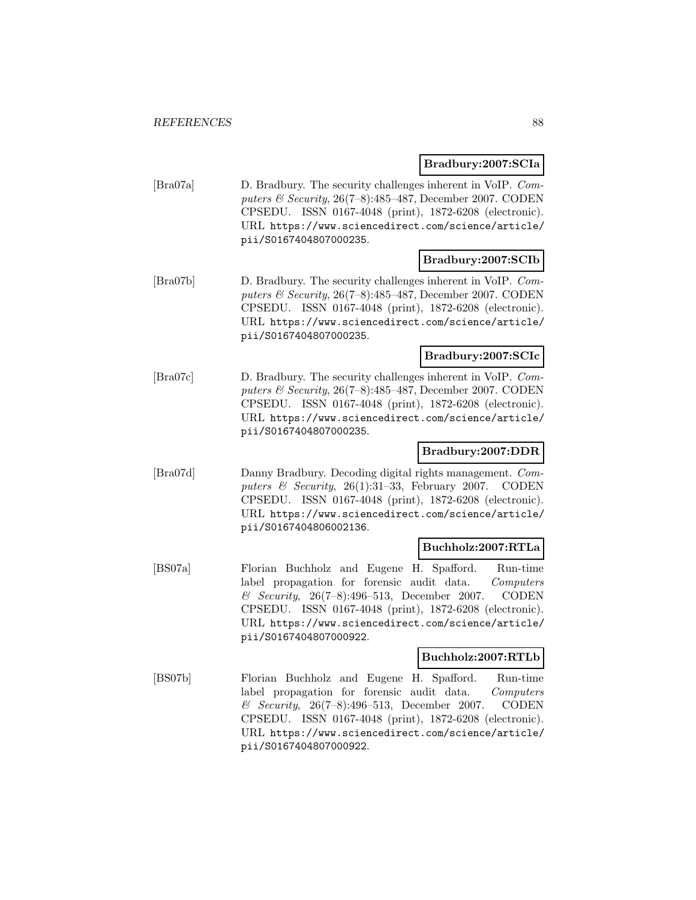**Bradbury:2007:SCIa**

[Bra07a] D. Bradbury. The security challenges inherent in VoIP. *Computers & Security*, 26(7–8):485–487, December 2007. CODEN CPSEDU. ISSN 0167-4048 (print), 1872-6208 (electronic). URL https://www.sciencedirect.com/science/article/pii/S0167404807000235.

**Bradbury:2007:SCIb**

[Bra07b] D. Bradbury. The security challenges inherent in VoIP. *Computers & Security*, 26(7–8):485–487, December 2007. CODEN CPSEDU. ISSN 0167-4048 (print), 1872-6208 (electronic). URL https://www.sciencedirect.com/science/article/pii/S0167404807000235.

**Bradbury:2007:SCIc**

[Bra07c] D. Bradbury. The security challenges inherent in VoIP. *Computers & Security*, 26(7–8):485–487, December 2007. CODEN CPSEDU. ISSN 0167-4048 (print), 1872-6208 (electronic). URL https://www.sciencedirect.com/science/article/pii/S0167404807000235.

**Bradbury:2007:DDR**

[Bra07d] Danny Bradbury. Decoding digital rights management. *Computers & Security*, 26(1):31–33, February 2007. CODEN CPSEDU. ISSN 0167-4048 (print), 1872-6208 (electronic). URL https://www.sciencedirect.com/science/article/pii/S0167404806002136.

**Buchholz:2007:RTLa**

[BS07a] Florian Buchholz and Eugene H. Spafford. Run-time label propagation for forensic audit data. *Computers & Security*, 26(7–8):496–513, December 2007. CODEN CPSEDU. ISSN 0167-4048 (print), 1872-6208 (electronic). URL https://www.sciencedirect.com/science/article/pii/S0167404807000922.

**Buchholz:2007:RTLb**

[BS07b] Florian Buchholz and Eugene H. Spafford. Run-time label propagation for forensic audit data. *Computers & Security*, 26(7–8):496–513, December 2007. CODEN CPSEDU. ISSN 0167-4048 (print), 1872-6208 (electronic). URL https://www.sciencedirect.com/science/article/pii/S0167404807000922.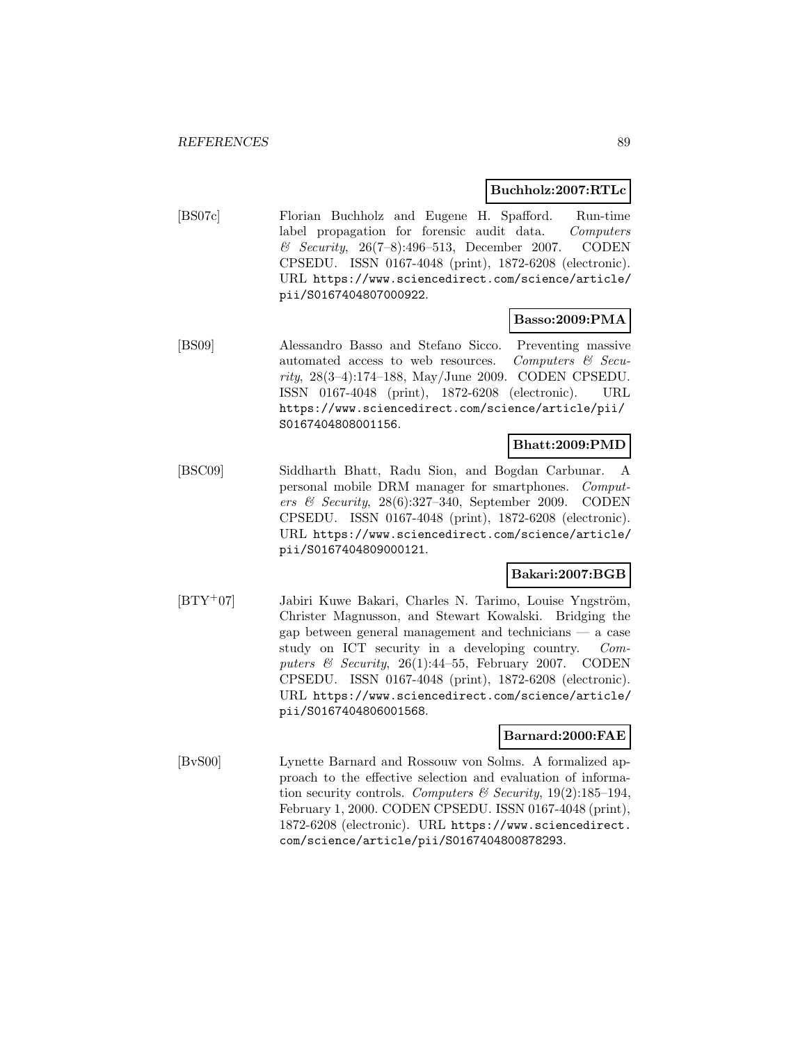**Buchholz:2007:RTLc**

[BS07c] Florian Buchholz and Eugene H. Spafford. Run-time label propagation for forensic audit data. *Computers & Security*, 26(7–8):496–513, December 2007. CODEN CPSEDU. ISSN 0167-4048 (print), 1872-6208 (electronic). URL https://www.sciencedirect.com/science/article/pii/S0167404807000922.

**Basso:2009:PMA**

[BS09] Alessandro Basso and Stefano Sicco. Preventing massive automated access to web resources. *Computers & Security*, 28(3–4):174–188, May/June 2009. CODEN CPSEDU. ISSN 0167-4048 (print), 1872-6208 (electronic). URL https://www.sciencedirect.com/science/article/pii/S0167404808001156.

**Bhatt:2009:PMD**

[BSC09] Siddharth Bhatt, Radu Sion, and Bogdan Carbunar. A personal mobile DRM manager for smartphones. *Computers & Security*, 28(6):327–340, September 2009. CODEN CPSEDU. ISSN 0167-4048 (print), 1872-6208 (electronic). URL https://www.sciencedirect.com/science/article/pii/S0167404809000121.

**Bakari:2007:BGB**

[BTY+07] Jabiri Kuwe Bakari, Charles N. Tarimo, Louise Yngström, Christer Magnusson, and Stewart Kowalski. Bridging the gap between general management and technicians — a case study on ICT security in a developing country. *Computers & Security*, 26(1):44–55, February 2007. CODEN CPSEDU. ISSN 0167-4048 (print), 1872-6208 (electronic). URL https://www.sciencedirect.com/science/article/pii/S0167404806001568.

**Barnard:2000:FAE**

[BvS00] Lynette Barnard and Rossouw von Solms. A formalized approach to the effective selection and evaluation of information security controls. *Computers & Security*, 19(2):185–194, February 1, 2000. CODEN CPSEDU. ISSN 0167-4048 (print), 1872-6208 (electronic). URL https://www.sciencedirect.com/science/article/pii/S0167404800878293.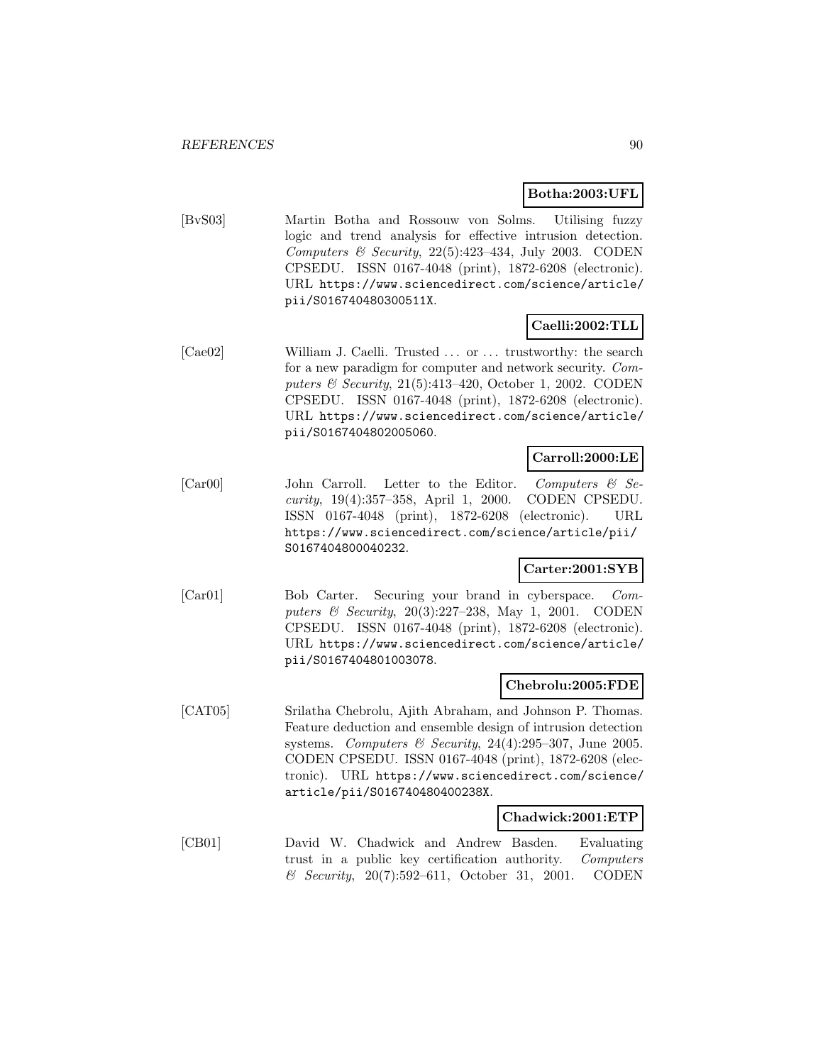**Botha:2003:UFL**

[BvS03] Martin Botha and Rossouw von Solms. Utilising fuzzy logic and trend analysis for effective intrusion detection. *Computers & Security*, 22(5):423–434, July 2003. CODEN CPSEDU. ISSN 0167-4048 (print), 1872-6208 (electronic). URL https://www.sciencedirect.com/science/article/pii/S016740480300511X.

**Caelli:2002:TLL**

[Cae02] William J. Caelli. Trusted ... or ... trustworthy: the search for a new paradigm for computer and network security. *Computers & Security*, 21(5):413–420, October 1, 2002. CODEN CPSEDU. ISSN 0167-4048 (print), 1872-6208 (electronic). URL https://www.sciencedirect.com/science/article/pii/S0167404802005060.

**Carroll:2000:LE**

[Car00] John Carroll. Letter to the Editor. *Computers & Security*, 19(4):357–358, April 1, 2000. CODEN CPSEDU. ISSN 0167-4048 (print), 1872-6208 (electronic). URL https://www.sciencedirect.com/science/article/pii/S0167404800040232.

**Carter:2001:SYB**

[Car01] Bob Carter. Securing your brand in cyberspace. *Computers & Security*, 20(3):227–238, May 1, 2001. CODEN CPSEDU. ISSN 0167-4048 (print), 1872-6208 (electronic). URL https://www.sciencedirect.com/science/article/pii/S0167404801003078.

**Chebrolu:2005:FDE**

[CAT05] Srilatha Chebrolu, Ajith Abraham, and Johnson P. Thomas. Feature deduction and ensemble design of intrusion detection systems. *Computers & Security*, 24(4):295–307, June 2005. CODEN CPSEDU. ISSN 0167-4048 (print), 1872-6208 (electronic). URL https://www.sciencedirect.com/science/article/pii/S016740480400238X.

**Chadwick:2001:ETP**

[CB01] David W. Chadwick and Andrew Basden. Evaluating trust in a public key certification authority. *Computers & Security*, 20(7):592–611, October 31, 2001. CODEN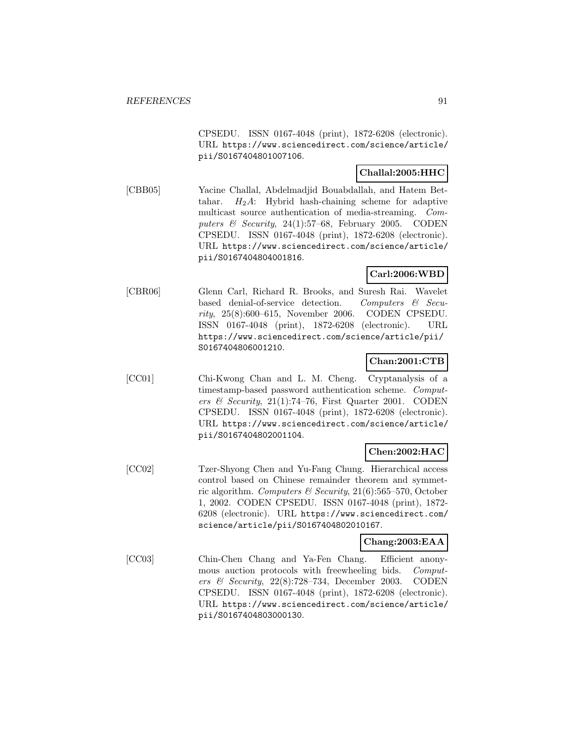CPSEDU. ISSN 0167-4048 (print), 1872-6208 (electronic). URL https://www.sciencedirect.com/science/article/pii/S0167404801007106.

**Challal:2005:HHC**

[CBB05] Yacine Challal, Abdelmadjid Bouabdallah, and Hatem Bettahar. $H_2A$: Hybrid hash-chaining scheme for adaptive multicast source authentication of media-streaming. *Computers & Security*, 24(1):57–68, February 2005. CODEN CPSEDU. ISSN 0167-4048 (print), 1872-6208 (electronic). URL https://www.sciencedirect.com/science/article/pii/S0167404804001816.

**Carl:2006:WBD**

[CBR06] Glenn Carl, Richard R. Brooks, and Suresh Rai. Wavelet based denial-of-service detection. *Computers & Security*, 25(8):600–615, November 2006. CODEN CPSEDU. ISSN 0167-4048 (print), 1872-6208 (electronic). URL https://www.sciencedirect.com/science/article/pii/S0167404806001210.

**Chan:2001:CTB**

[CC01] Chi-Kwong Chan and L. M. Cheng. Cryptanalysis of a timestamp-based password authentication scheme. *Computers & Security*, 21(1):74–76, First Quarter 2001. CODEN CPSEDU. ISSN 0167-4048 (print), 1872-6208 (electronic). URL https://www.sciencedirect.com/science/article/pii/S0167404802001104.

**Chen:2002:HAC**

[CC02] Tzer-Shyong Chen and Yu-Fang Chung. Hierarchical access control based on Chinese remainder theorem and symmetric algorithm. *Computers & Security*, 21(6):565–570, October 1, 2002. CODEN CPSEDU. ISSN 0167-4048 (print), 1872-6208 (electronic). URL https://www.sciencedirect.com/science/article/pii/S0167404802010167.

**Chang:2003:EAA**

[CC03] Chin-Chen Chang and Ya-Fen Chang. Efficient anonymous auction protocols with freewheeling bids. *Computers & Security*, 22(8):728–734, December 2003. CODEN CPSEDU. ISSN 0167-4048 (print), 1872-6208 (electronic). URL https://www.sciencedirect.com/science/article/pii/S0167404803000130.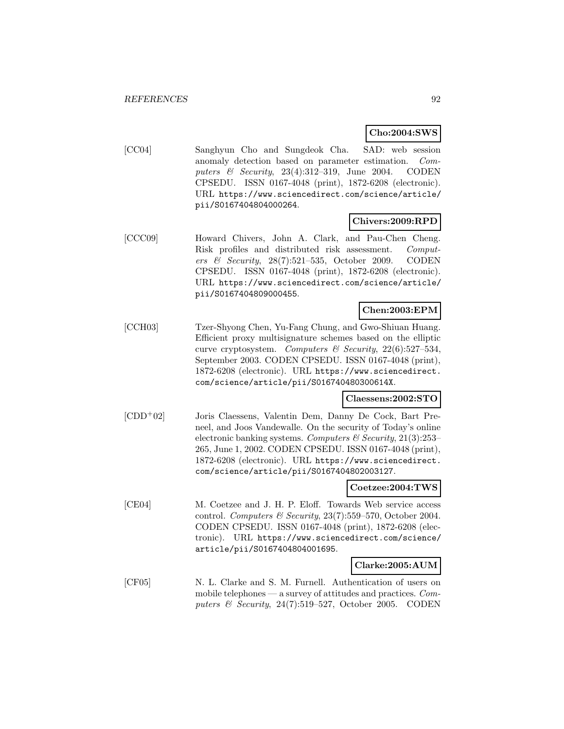**Cho:2004:SWS**

[CC04] Sanghyun Cho and Sungdeok Cha. SAD: web session anomaly detection based on parameter estimation. *Computers & Security*, 23(4):312–319, June 2004. CODEN CPSEDU. ISSN 0167-4048 (print), 1872-6208 (electronic). URL https://www.sciencedirect.com/science/article/pii/S0167404804000264.

**Chivers:2009:RPD**

[CCC09] Howard Chivers, John A. Clark, and Pau-Chen Cheng. Risk profiles and distributed risk assessment. *Computers & Security*, 28(7):521–535, October 2009. CODEN CPSEDU. ISSN 0167-4048 (print), 1872-6208 (electronic). URL https://www.sciencedirect.com/science/article/pii/S0167404809000455.

**Chen:2003:EPM**

[CCH03] Tzer-Shyong Chen, Yu-Fang Chung, and Gwo-Shiuan Huang. Efficient proxy multisignature schemes based on the elliptic curve cryptosystem. *Computers & Security*, 22(6):527–534, September 2003. CODEN CPSEDU. ISSN 0167-4048 (print), 1872-6208 (electronic). URL https://www.sciencedirect.com/science/article/pii/S016740480300614X.

**Claessens:2002:STO**

[CDD+02] Joris Claessens, Valentin Dem, Danny De Cock, Bart Preneel, and Joos Vandewalle. On the security of Today's online electronic banking systems. *Computers & Security*, 21(3):253–265, June 1, 2002. CODEN CPSEDU. ISSN 0167-4048 (print), 1872-6208 (electronic). URL https://www.sciencedirect.com/science/article/pii/S0167404802003127.

**Coetzee:2004:TWS**

[CE04] M. Coetzee and J. H. P. Eloff. Towards Web service access control. *Computers & Security*, 23(7):559–570, October 2004. CODEN CPSEDU. ISSN 0167-4048 (print), 1872-6208 (electronic). URL https://www.sciencedirect.com/science/article/pii/S0167404804001695.

**Clarke:2005:AUM**

[CF05] N. L. Clarke and S. M. Furnell. Authentication of users on mobile telephones — a survey of attitudes and practices. *Computers & Security*, 24(7):519–527, October 2005. CODEN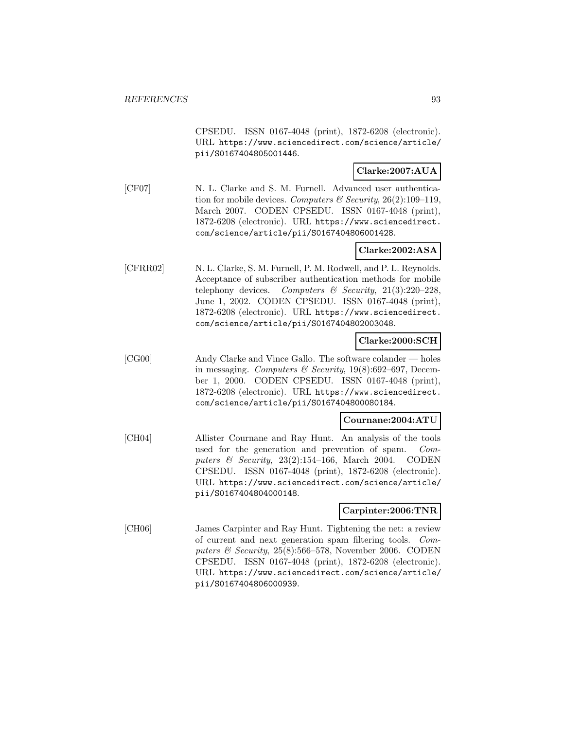CPSEDU. ISSN 0167-4048 (print), 1872-6208 (electronic). URL https://www.sciencedirect.com/science/article/pii/S0167404805001446.

**Clarke:2007:AUA**

[CF07] N. L. Clarke and S. M. Furnell. Advanced user authentication for mobile devices. *Computers & Security*, 26(2):109–119, March 2007. CODEN CPSEDU. ISSN 0167-4048 (print), 1872-6208 (electronic). URL https://www.sciencedirect.com/science/article/pii/S0167404806001428.

**Clarke:2002:ASA**

[CFRR02] N. L. Clarke, S. M. Furnell, P. M. Rodwell, and P. L. Reynolds. Acceptance of subscriber authentication methods for mobile telephony devices. *Computers & Security*, 21(3):220–228, June 1, 2002. CODEN CPSEDU. ISSN 0167-4048 (print), 1872-6208 (electronic). URL https://www.sciencedirect.com/science/article/pii/S0167404802003048.

**Clarke:2000:SCH**

[CG00] Andy Clarke and Vince Gallo. The software colander — holes in messaging. *Computers & Security*, 19(8):692–697, December 1, 2000. CODEN CPSEDU. ISSN 0167-4048 (print), 1872-6208 (electronic). URL https://www.sciencedirect.com/science/article/pii/S0167404800080184.

**Cournane:2004:ATU**

[CH04] Allister Cournane and Ray Hunt. An analysis of the tools used for the generation and prevention of spam. *Computers & Security*, 23(2):154–166, March 2004. CODEN CPSEDU. ISSN 0167-4048 (print), 1872-6208 (electronic). URL https://www.sciencedirect.com/science/article/pii/S0167404804000148.

**Carpinter:2006:TNR**

[CH06] James Carpinter and Ray Hunt. Tightening the net: a review of current and next generation spam filtering tools. *Computers & Security*, 25(8):566–578, November 2006. CODEN CPSEDU. ISSN 0167-4048 (print), 1872-6208 (electronic). URL https://www.sciencedirect.com/science/article/pii/S0167404806000939.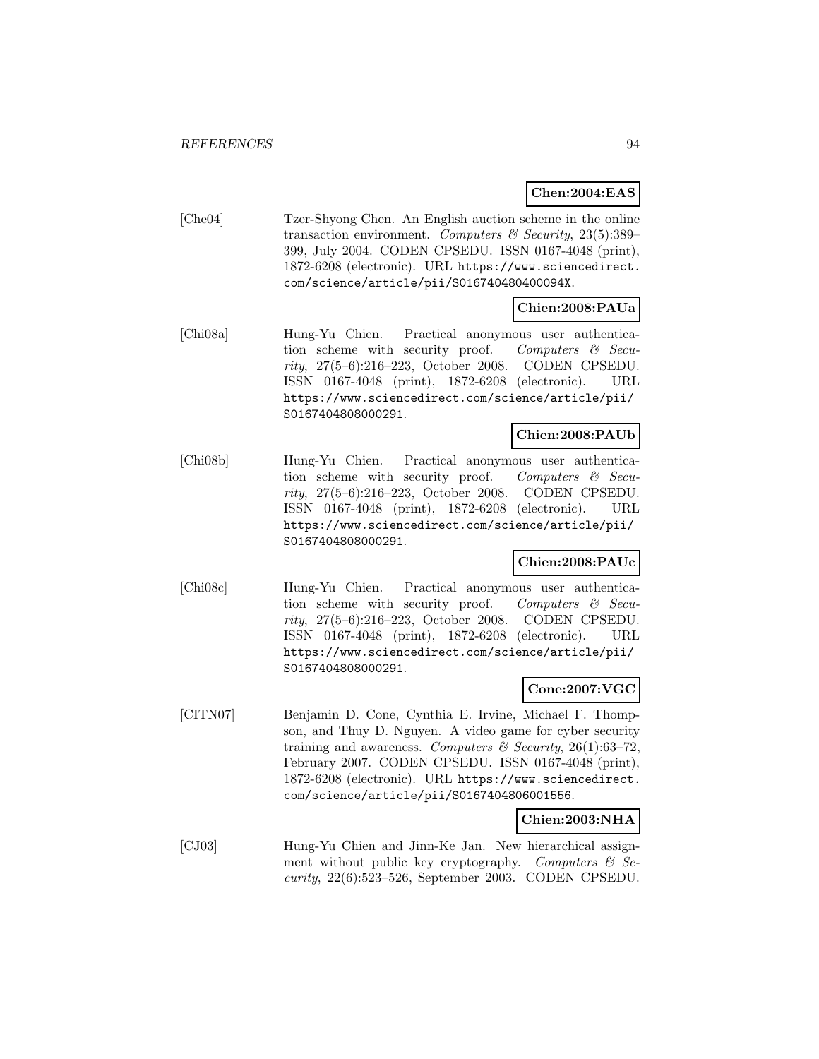**Chen:2004:EAS**

[Che04] Tzer-Shyong Chen. An English auction scheme in the online transaction environment. *Computers & Security*, 23(5):389–399, July 2004. CODEN CPSEDU. ISSN 0167-4048 (print), 1872-6208 (electronic). URL https://www.sciencedirect.com/science/article/pii/S016740480400094X.

**Chien:2008:PAUa**

[Chi08a] Hung-Yu Chien. Practical anonymous user authentication scheme with security proof. *Computers & Security*, 27(5–6):216–223, October 2008. CODEN CPSEDU. ISSN 0167-4048 (print), 1872-6208 (electronic). URL https://www.sciencedirect.com/science/article/pii/S0167404808000291.

**Chien:2008:PAUb**

[Chi08b] Hung-Yu Chien. Practical anonymous user authentication scheme with security proof. *Computers & Security*, 27(5–6):216–223, October 2008. CODEN CPSEDU. ISSN 0167-4048 (print), 1872-6208 (electronic). URL https://www.sciencedirect.com/science/article/pii/S0167404808000291.

**Chien:2008:PAUc**

[Chi08c] Hung-Yu Chien. Practical anonymous user authentication scheme with security proof. *Computers & Security*, 27(5–6):216–223, October 2008. CODEN CPSEDU. ISSN 0167-4048 (print), 1872-6208 (electronic). URL https://www.sciencedirect.com/science/article/pii/S0167404808000291.

**Cone:2007:VGC**

[CITN07] Benjamin D. Cone, Cynthia E. Irvine, Michael F. Thompson, and Thuy D. Nguyen. A video game for cyber security training and awareness. *Computers & Security*, 26(1):63–72, February 2007. CODEN CPSEDU. ISSN 0167-4048 (print), 1872-6208 (electronic). URL https://www.sciencedirect.com/science/article/pii/S0167404806001556.

**Chien:2003:NHA**

[CJ03] Hung-Yu Chien and Jinn-Ke Jan. New hierarchical assignment without public key cryptography. *Computers & Security*, 22(6):523–526, September 2003. CODEN CPSEDU.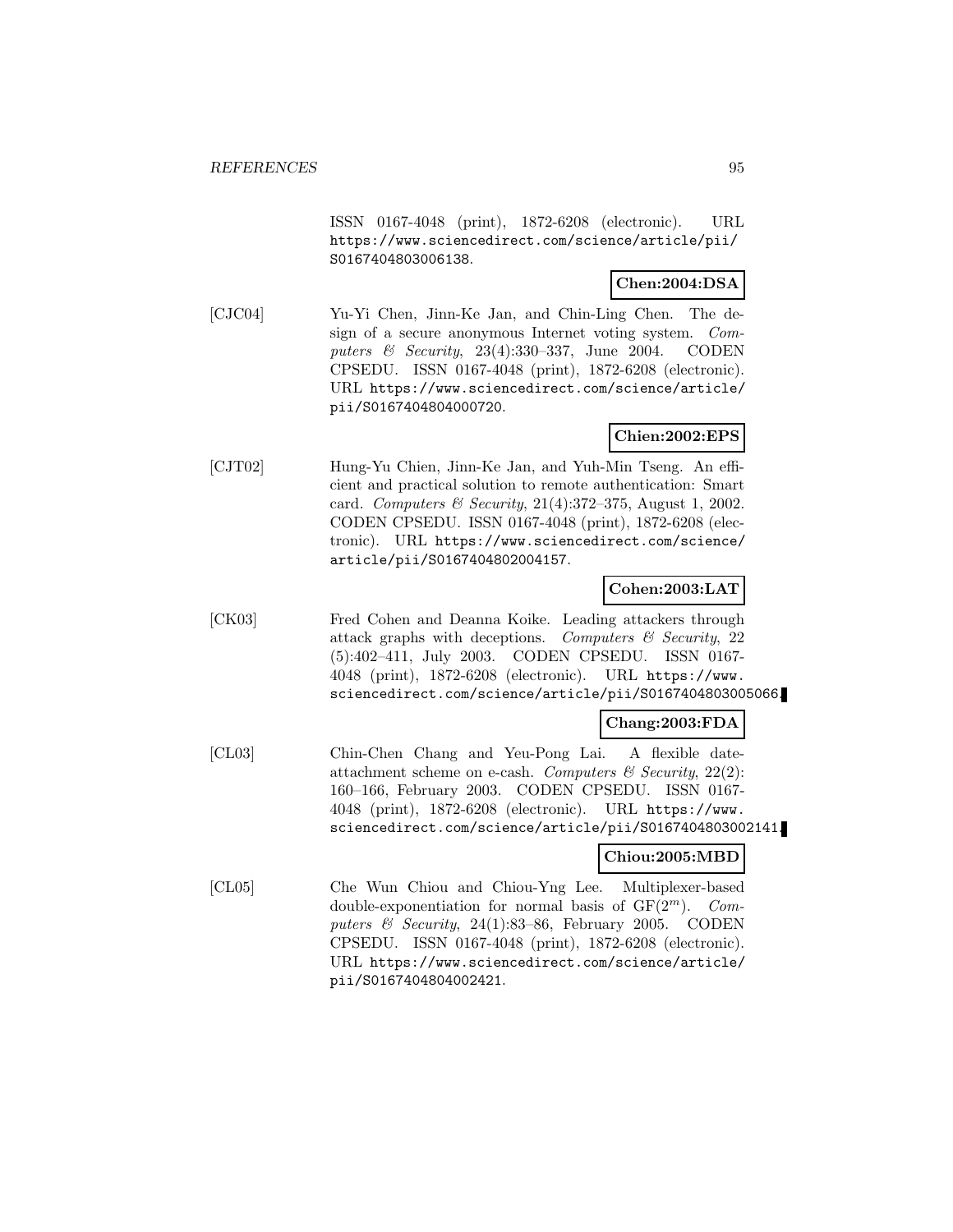ISSN 0167-4048 (print), 1872-6208 (electronic). URL https://www.sciencedirect.com/science/article/pii/S0167404803006138.

**Chen:2004:DSA**

[CJC04] Yu-Yi Chen, Jinn-Ke Jan, and Chin-Ling Chen. The design of a secure anonymous Internet voting system. *Computers & Security*, 23(4):330–337, June 2004. CODEN CPSEDU. ISSN 0167-4048 (print), 1872-6208 (electronic). URL https://www.sciencedirect.com/science/article/pii/S0167404804000720.

**Chien:2002:EPS**

[CJT02] Hung-Yu Chien, Jinn-Ke Jan, and Yuh-Min Tseng. An efficient and practical solution to remote authentication: Smart card. *Computers & Security*, 21(4):372–375, August 1, 2002. CODEN CPSEDU. ISSN 0167-4048 (print), 1872-6208 (electronic). URL https://www.sciencedirect.com/science/article/pii/S0167404802004157.

**Cohen:2003:LAT**

[CK03] Fred Cohen and Deanna Koike. Leading attackers through attack graphs with deceptions. *Computers & Security*, 22 (5):402–411, July 2003. CODEN CPSEDU. ISSN 0167-4048 (print), 1872-6208 (electronic). URL https://www.sciencedirect.com/science/article/pii/S0167404803005066.

**Chang:2003:FDA**

[CL03] Chin-Chen Chang and Yeu-Pong Lai. A flexible date-attachment scheme on e-cash. *Computers & Security*, 22(2): 160–166, February 2003. CODEN CPSEDU. ISSN 0167-4048 (print), 1872-6208 (electronic). URL https://www.sciencedirect.com/science/article/pii/S0167404803002141.

**Chiou:2005:MBD**

[CL05] Che Wun Chiou and Chiou-Yng Lee. Multiplexer-based double-exponentiation for normal basis of $GF(2^m)$. *Computers & Security*, 24(1):83–86, February 2005. CODEN CPSEDU. ISSN 0167-4048 (print), 1872-6208 (electronic). URL https://www.sciencedirect.com/science/article/pii/S0167404804002421.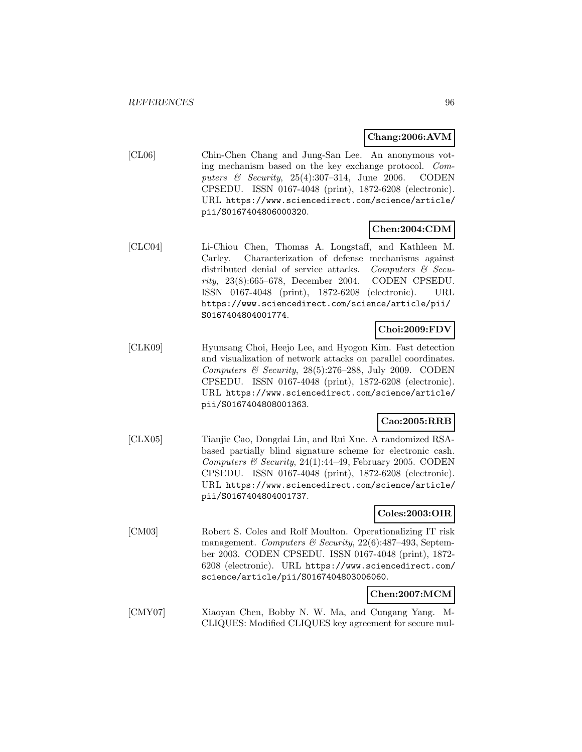**Chang:2006:AVM**

[CL06] Chin-Chen Chang and Jung-San Lee. An anonymous voting mechanism based on the key exchange protocol. *Computers & Security*, 25(4):307–314, June 2006. CODEN CPSEDU. ISSN 0167-4048 (print), 1872-6208 (electronic). URL https://www.sciencedirect.com/science/article/pii/S0167404806000320.

**Chen:2004:CDM**

[CLC04] Li-Chiou Chen, Thomas A. Longstaff, and Kathleen M. Carley. Characterization of defense mechanisms against distributed denial of service attacks. *Computers & Security*, 23(8):665–678, December 2004. CODEN CPSEDU. ISSN 0167-4048 (print), 1872-6208 (electronic). URL https://www.sciencedirect.com/science/article/pii/S0167404804001774.

**Choi:2009:FDV**

[CLK09] Hyunsang Choi, Heejo Lee, and Hyogon Kim. Fast detection and visualization of network attacks on parallel coordinates. *Computers & Security*, 28(5):276–288, July 2009. CODEN CPSEDU. ISSN 0167-4048 (print), 1872-6208 (electronic). URL https://www.sciencedirect.com/science/article/pii/S0167404808001363.

**Cao:2005:RRB**

[CLX05] Tianjie Cao, Dongdai Lin, and Rui Xue. A randomized RSA-based partially blind signature scheme for electronic cash. *Computers & Security*, 24(1):44–49, February 2005. CODEN CPSEDU. ISSN 0167-4048 (print), 1872-6208 (electronic). URL https://www.sciencedirect.com/science/article/pii/S0167404804001737.

**Coles:2003:OIR**

[CM03] Robert S. Coles and Rolf Moulton. Operationalizing IT risk management. *Computers & Security*, 22(6):487–493, September 2003. CODEN CPSEDU. ISSN 0167-4048 (print), 1872-6208 (electronic). URL https://www.sciencedirect.com/science/article/pii/S0167404803006060.

**Chen:2007:MCM**

[CMY07] Xiaoyan Chen, Bobby N. W. Ma, and Cungang Yang. M-CLIQUES: Modified CLIQUES key agreement for secure mul-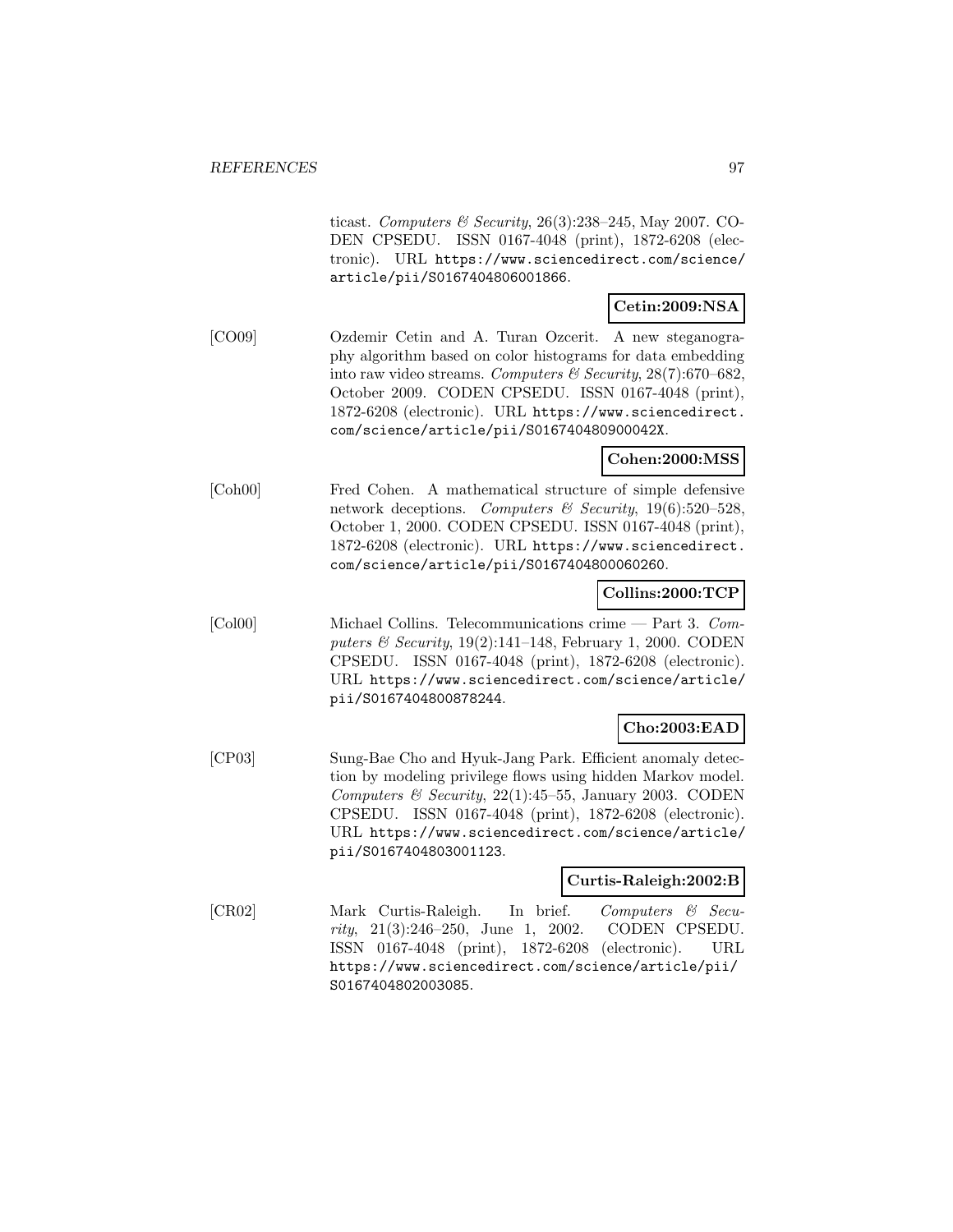ticast. *Computers & Security*, 26(3):238–245, May 2007. CODEN CPSEDU. ISSN 0167-4048 (print), 1872-6208 (electronic). URL https://www.sciencedirect.com/science/article/pii/S0167404806001866.

**Cetin:2009:NSA**

[CO09] Ozdemir Cetin and A. Turan Ozcerit. A new steganography algorithm based on color histograms for data embedding into raw video streams. *Computers & Security*, 28(7):670–682, October 2009. CODEN CPSEDU. ISSN 0167-4048 (print), 1872-6208 (electronic). URL https://www.sciencedirect.com/science/article/pii/S016740480900042X.

**Cohen:2000:MSS**

[Coh00] Fred Cohen. A mathematical structure of simple defensive network deceptions. *Computers & Security*, 19(6):520–528, October 1, 2000. CODEN CPSEDU. ISSN 0167-4048 (print), 1872-6208 (electronic). URL https://www.sciencedirect.com/science/article/pii/S0167404800060260.

**Collins:2000:TCP**

[Col00] Michael Collins. Telecommunications crime — Part 3. *Computers & Security*, 19(2):141–148, February 1, 2000. CODEN CPSEDU. ISSN 0167-4048 (print), 1872-6208 (electronic). URL https://www.sciencedirect.com/science/article/pii/S0167404800878244.

**Cho:2003:EAD**

[CP03] Sung-Bae Cho and Hyuk-Jang Park. Efficient anomaly detection by modeling privilege flows using hidden Markov model. *Computers & Security*, 22(1):45–55, January 2003. CODEN CPSEDU. ISSN 0167-4048 (print), 1872-6208 (electronic). URL https://www.sciencedirect.com/science/article/pii/S0167404803001123.

**Curtis-Raleigh:2002:B**

[CR02] Mark Curtis-Raleigh. In brief. *Computers & Security*, 21(3):246–250, June 1, 2002. CODEN CPSEDU. ISSN 0167-4048 (print), 1872-6208 (electronic). URL https://www.sciencedirect.com/science/article/pii/S0167404802003085.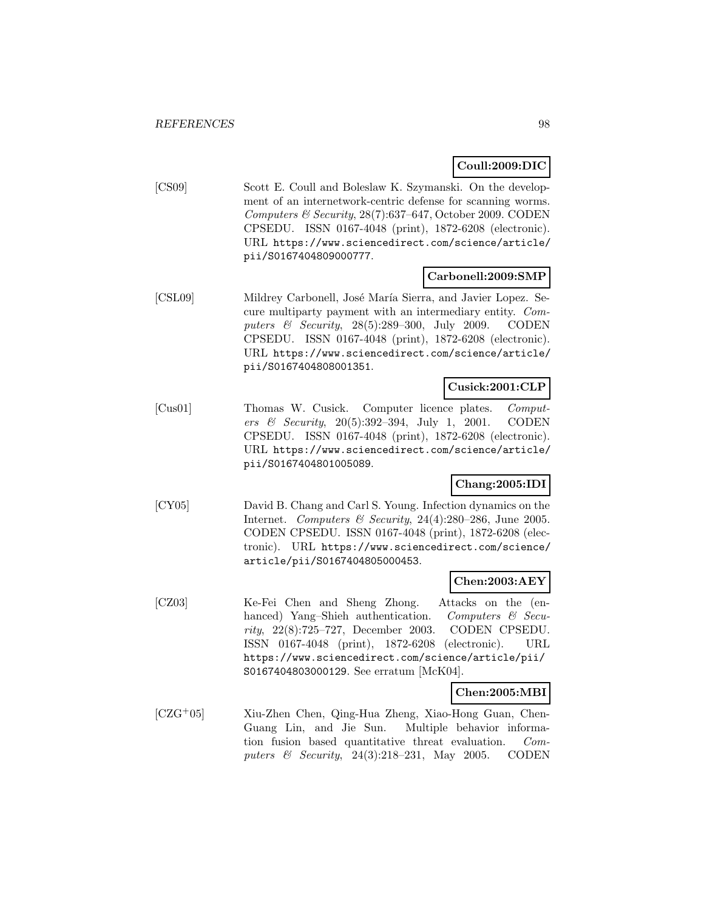**Coull:2009:DIC**

[CS09] Scott E. Coull and Boleslaw K. Szymanski. On the development of an internetwork-centric defense for scanning worms. *Computers & Security*, 28(7):637–647, October 2009. CODEN CPSEDU. ISSN 0167-4048 (print), 1872-6208 (electronic). URL https://www.sciencedirect.com/science/article/pii/S0167404809000777.

**Carbonell:2009:SMP**

[CSL09] Mildrey Carbonell, José María Sierra, and Javier Lopez. Secure multiparty payment with an intermediary entity. *Computers & Security*, 28(5):289–300, July 2009. CODEN CPSEDU. ISSN 0167-4048 (print), 1872-6208 (electronic). URL https://www.sciencedirect.com/science/article/pii/S0167404808001351.

**Cusick:2001:CLP**

[Cus01] Thomas W. Cusick. Computer licence plates. *Computers & Security*, 20(5):392–394, July 1, 2001. CODEN CPSEDU. ISSN 0167-4048 (print), 1872-6208 (electronic). URL https://www.sciencedirect.com/science/article/pii/S0167404801005089.

**Chang:2005:IDI**

[CY05] David B. Chang and Carl S. Young. Infection dynamics on the Internet. *Computers & Security*, 24(4):280–286, June 2005. CODEN CPSEDU. ISSN 0167-4048 (print), 1872-6208 (electronic). URL https://www.sciencedirect.com/science/article/pii/S0167404805000453.

**Chen:2003:AEY**

[CZ03] Ke-Fei Chen and Sheng Zhong. Attacks on the (enhanced) Yang–Shieh authentication. *Computers & Security*, 22(8):725–727, December 2003. CODEN CPSEDU. ISSN 0167-4048 (print), 1872-6208 (electronic). URL https://www.sciencedirect.com/science/article/pii/S0167404803000129. See erratum [McK04].

**Chen:2005:MBI**

[CZG+05] Xiu-Zhen Chen, Qing-Hua Zheng, Xiao-Hong Guan, Chen-Guang Lin, and Jie Sun. Multiple behavior information fusion based quantitative threat evaluation. *Computers & Security*, 24(3):218–231, May 2005. CODEN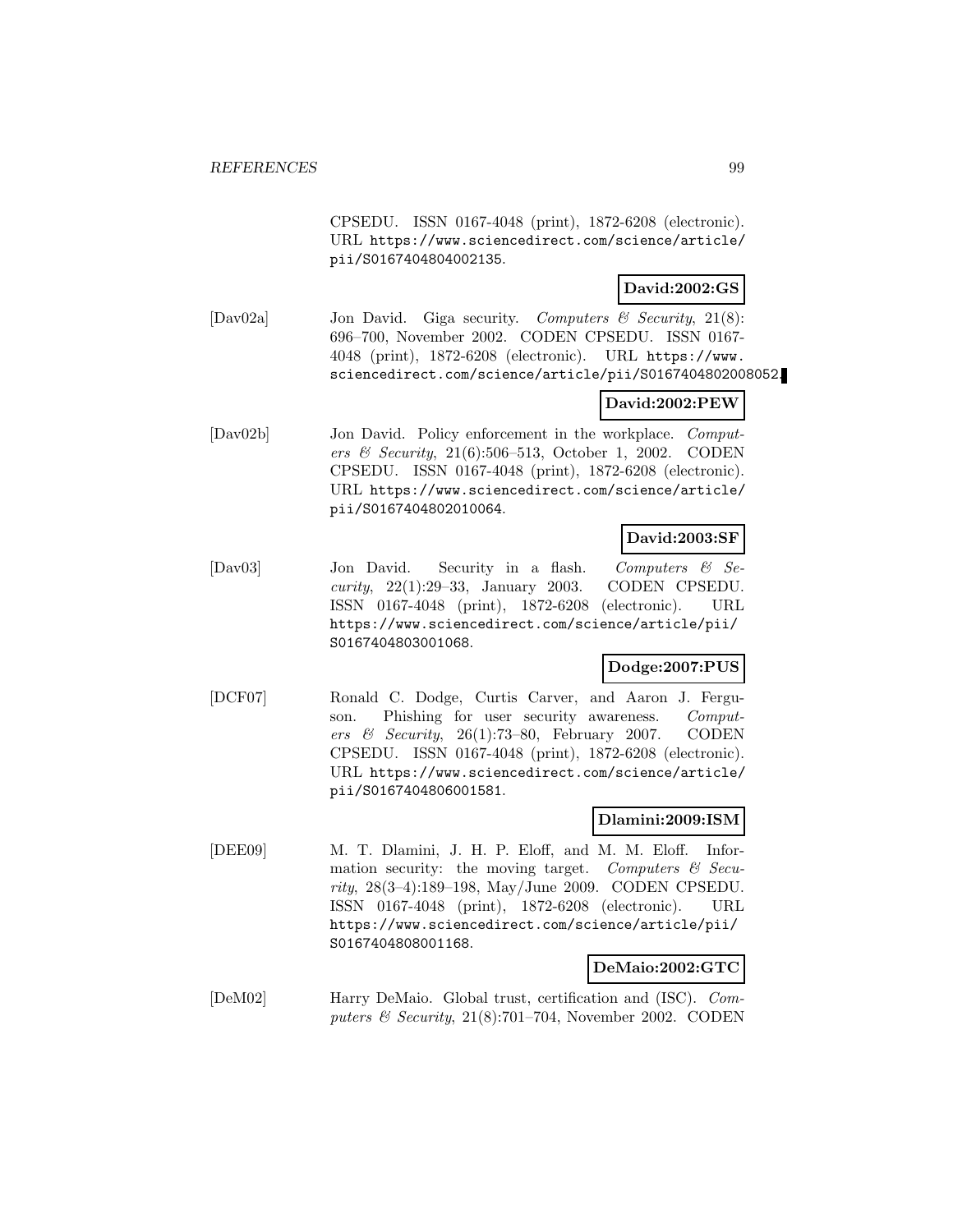CPSEDU. ISSN 0167-4048 (print), 1872-6208 (electronic). URL https://www.sciencedirect.com/science/article/pii/S0167404804002135.

**David:2002:GS**

[Dav02a] Jon David. Giga security. *Computers & Security*, 21(8): 696–700, November 2002. CODEN CPSEDU. ISSN 0167-4048 (print), 1872-6208 (electronic). URL https://www.sciencedirect.com/science/article/pii/S0167404802008052.

**David:2002:PEW**

[Dav02b] Jon David. Policy enforcement in the workplace. *Computers & Security*, 21(6):506–513, October 1, 2002. CODEN CPSEDU. ISSN 0167-4048 (print), 1872-6208 (electronic). URL https://www.sciencedirect.com/science/article/pii/S0167404802010064.

**David:2003:SF**

[Dav03] Jon David. Security in a flash. *Computers & Security*, 22(1):29–33, January 2003. CODEN CPSEDU. ISSN 0167-4048 (print), 1872-6208 (electronic). URL https://www.sciencedirect.com/science/article/pii/S0167404803001068.

**Dodge:2007:PUS**

[DCF07] Ronald C. Dodge, Curtis Carver, and Aaron J. Ferguson. Phishing for user security awareness. *Computers & Security*, 26(1):73–80, February 2007. CODEN CPSEDU. ISSN 0167-4048 (print), 1872-6208 (electronic). URL https://www.sciencedirect.com/science/article/pii/S0167404806001581.

**Dlamini:2009:ISM**

[DEE09] M. T. Dlamini, J. H. P. Eloff, and M. M. Eloff. Information security: the moving target. *Computers & Security*, 28(3–4):189–198, May/June 2009. CODEN CPSEDU. ISSN 0167-4048 (print), 1872-6208 (electronic). URL https://www.sciencedirect.com/science/article/pii/S0167404808001168.

**DeMaio:2002:GTC**

[DeM02] Harry DeMaio. Global trust, certification and (ISC). *Computers & Security*, 21(8):701–704, November 2002. CODEN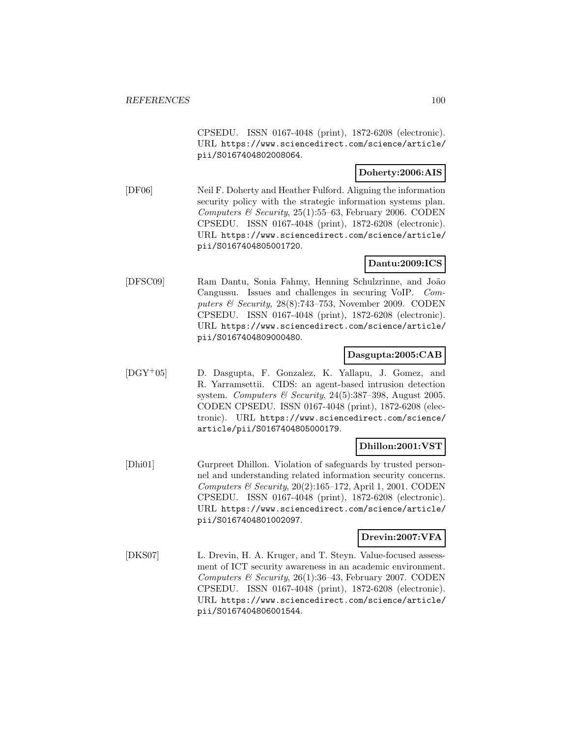CPSEDU. ISSN 0167-4048 (print), 1872-6208 (electronic). URL https://www.sciencedirect.com/science/article/pii/S0167404802008064.

**Doherty:2006:AIS**

[DF06] Neil F. Doherty and Heather Fulford. Aligning the information security policy with the strategic information systems plan. *Computers & Security*, 25(1):55–63, February 2006. CODEN CPSEDU. ISSN 0167-4048 (print), 1872-6208 (electronic). URL https://www.sciencedirect.com/science/article/pii/S0167404805001720.

**Dantu:2009:ICS**

[DFSC09] Ram Dantu, Sonia Fahmy, Henning Schulzrinne, and João Cangussu. Issues and challenges in securing VoIP. *Computers & Security*, 28(8):743–753, November 2009. CODEN CPSEDU. ISSN 0167-4048 (print), 1872-6208 (electronic). URL https://www.sciencedirect.com/science/article/pii/S0167404809000480.

**Dasgupta:2005:CAB**

[DGY[+]05] D. Dasgupta, F. Gonzalez, K. Yallapu, J. Gomez, and R. Yarramsettii. CIDS: an agent-based intrusion detection system. *Computers & Security*, 24(5):387–398, August 2005. CODEN CPSEDU. ISSN 0167-4048 (print), 1872-6208 (electronic). URL https://www.sciencedirect.com/science/article/pii/S0167404805000179.

**Dhillon:2001:VST**

[Dhi01] Gurpreet Dhillon. Violation of safeguards by trusted personnel and understanding related information security concerns. *Computers & Security*, 20(2):165–172, April 1, 2001. CODEN CPSEDU. ISSN 0167-4048 (print), 1872-6208 (electronic). URL https://www.sciencedirect.com/science/article/pii/S0167404801002097.

**Drevin:2007:VFA**

[DKS07] L. Drevin, H. A. Kruger, and T. Steyn. Value-focused assessment of ICT security awareness in an academic environment. *Computers & Security*, 26(1):36–43, February 2007. CODEN CPSEDU. ISSN 0167-4048 (print), 1872-6208 (electronic). URL https://www.sciencedirect.com/science/article/pii/S0167404806001544.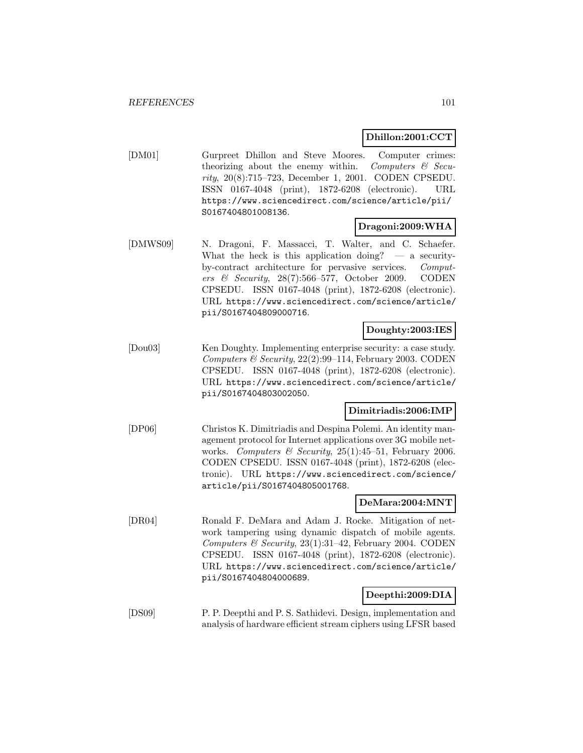**Dhillon:2001:CCT**

[DM01] Gurpreet Dhillon and Steve Moores. Computer crimes: theorizing about the enemy within. *Computers & Security*, 20(8):715–723, December 1, 2001. CODEN CPSEDU. ISSN 0167-4048 (print), 1872-6208 (electronic). URL https://www.sciencedirect.com/science/article/pii/S0167404801008136.

**Dragoni:2009:WHA**

[DMWS09] N. Dragoni, F. Massacci, T. Walter, and C. Schaefer. What the heck is this application doing? — a security-by-contract architecture for pervasive services. *Computers & Security*, 28(7):566–577, October 2009. CODEN CPSEDU. ISSN 0167-4048 (print), 1872-6208 (electronic). URL https://www.sciencedirect.com/science/article/pii/S0167404809000716.

**Doughty:2003:IES**

[Dou03] Ken Doughty. Implementing enterprise security: a case study. *Computers & Security*, 22(2):99–114, February 2003. CODEN CPSEDU. ISSN 0167-4048 (print), 1872-6208 (electronic). URL https://www.sciencedirect.com/science/article/pii/S0167404803002050.

**Dimitriadis:2006:IMP**

[DP06] Christos K. Dimitriadis and Despina Polemi. An identity management protocol for Internet applications over 3G mobile networks. *Computers & Security*, 25(1):45–51, February 2006. CODEN CPSEDU. ISSN 0167-4048 (print), 1872-6208 (electronic). URL https://www.sciencedirect.com/science/article/pii/S0167404805001768.

**DeMara:2004:MNT**

[DR04] Ronald F. DeMara and Adam J. Rocke. Mitigation of network tampering using dynamic dispatch of mobile agents. *Computers & Security*, 23(1):31–42, February 2004. CODEN CPSEDU. ISSN 0167-4048 (print), 1872-6208 (electronic). URL https://www.sciencedirect.com/science/article/pii/S0167404804000689.

**Deepthi:2009:DIA**

[DS09] P. P. Deepthi and P. S. Sathidevi. Design, implementation and analysis of hardware efficient stream ciphers using LFSR based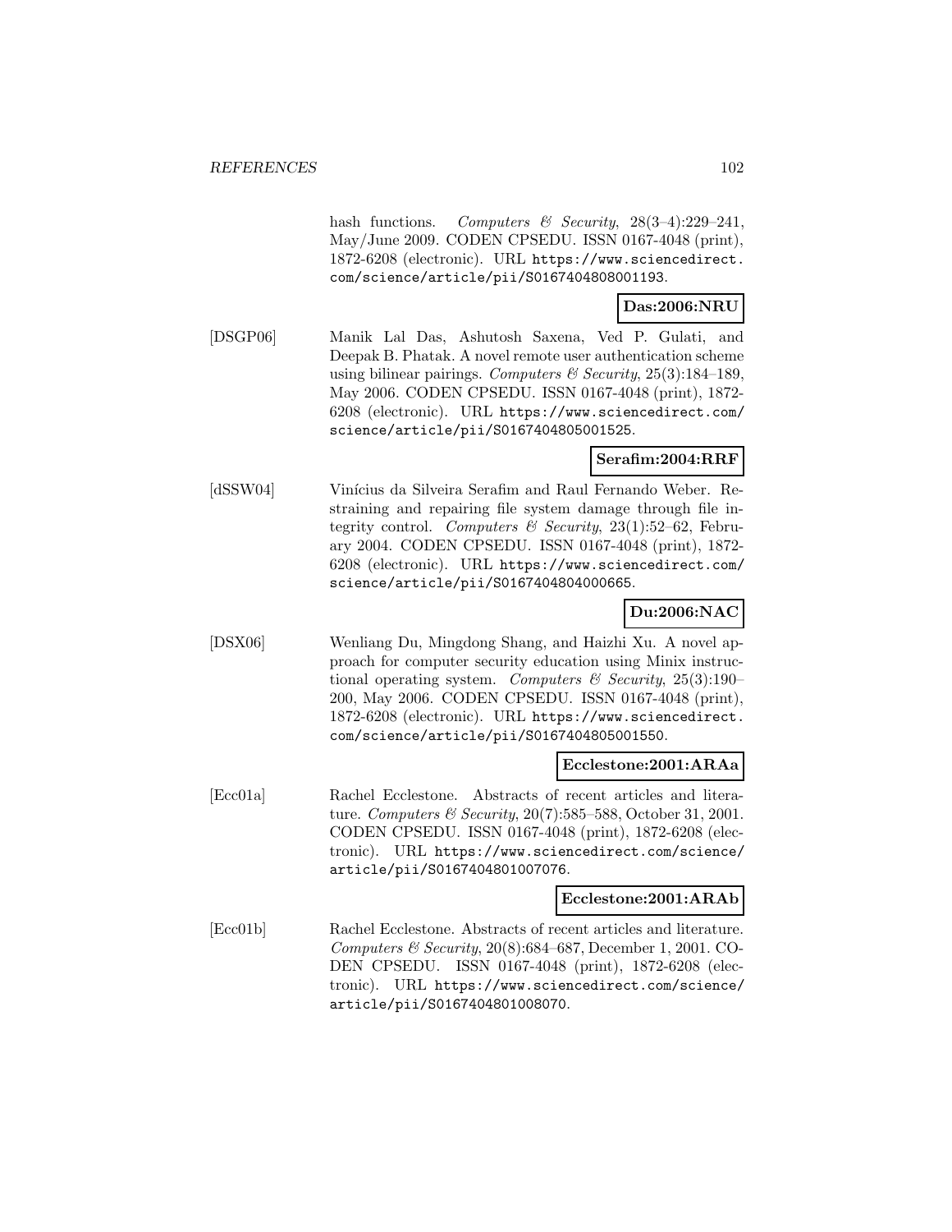hash functions. *Computers & Security*, 28(3–4):229–241, May/June 2009. CODEN CPSEDU. ISSN 0167-4048 (print), 1872-6208 (electronic). URL https://www.sciencedirect.com/science/article/pii/S0167404808001193.

**Das:2006:NRU**

[DSGP06] Manik Lal Das, Ashutosh Saxena, Ved P. Gulati, and Deepak B. Phatak. A novel remote user authentication scheme using bilinear pairings. *Computers & Security*, 25(3):184–189, May 2006. CODEN CPSEDU. ISSN 0167-4048 (print), 1872-6208 (electronic). URL https://www.sciencedirect.com/science/article/pii/S0167404805001525.

**Serafim:2004:RRF**

[dSSW04] Vinícius da Silveira Serafim and Raul Fernando Weber. Restraining and repairing file system damage through file integrity control. *Computers & Security*, 23(1):52–62, February 2004. CODEN CPSEDU. ISSN 0167-4048 (print), 1872-6208 (electronic). URL https://www.sciencedirect.com/science/article/pii/S0167404804000665.

**Du:2006:NAC**

[DSX06] Wenliang Du, Mingdong Shang, and Haizhi Xu. A novel approach for computer security education using Minix instructional operating system. *Computers & Security*, 25(3):190–200, May 2006. CODEN CPSEDU. ISSN 0167-4048 (print), 1872-6208 (electronic). URL https://www.sciencedirect.com/science/article/pii/S0167404805001550.

**Ecclestone:2001:ARAa**

[Ecc01a] Rachel Ecclestone. Abstracts of recent articles and literature. *Computers & Security*, 20(7):585–588, October 31, 2001. CODEN CPSEDU. ISSN 0167-4048 (print), 1872-6208 (electronic). URL https://www.sciencedirect.com/science/article/pii/S0167404801007076.

**Ecclestone:2001:ARAb**

[Ecc01b] Rachel Ecclestone. Abstracts of recent articles and literature. *Computers & Security*, 20(8):684–687, December 1, 2001. CODEN CPSEDU. ISSN 0167-4048 (print), 1872-6208 (electronic). URL https://www.sciencedirect.com/science/article/pii/S0167404801008070.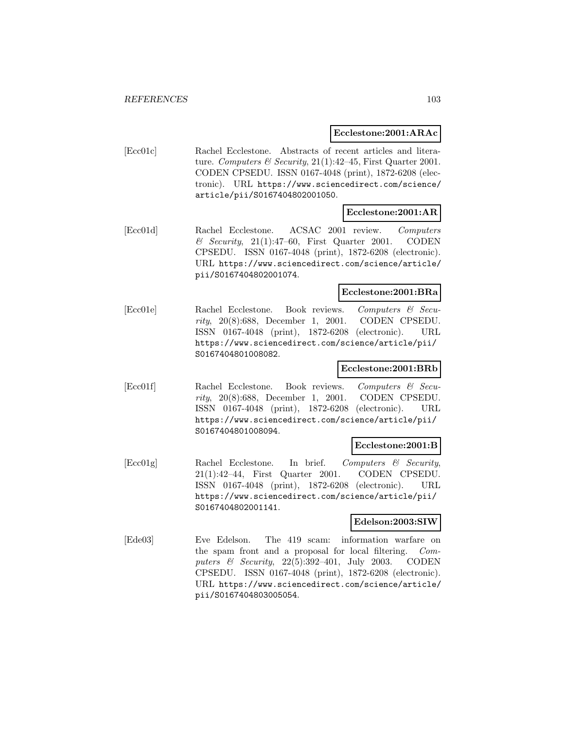**Ecclestone:2001:ARAc**

[Ecc01c] Rachel Ecclestone. Abstracts of recent articles and literature. *Computers & Security*, 21(1):42–45, First Quarter 2001. CODEN CPSEDU. ISSN 0167-4048 (print), 1872-6208 (electronic). URL https://www.sciencedirect.com/science/article/pii/S0167404802001050.

**Ecclestone:2001:AR**

[Ecc01d] Rachel Ecclestone. ACSAC 2001 review. *Computers & Security*, 21(1):47–60, First Quarter 2001. CODEN CPSEDU. ISSN 0167-4048 (print), 1872-6208 (electronic). URL https://www.sciencedirect.com/science/article/pii/S0167404802001074.

**Ecclestone:2001:BRa**

[Ecc01e] Rachel Ecclestone. Book reviews. *Computers & Security*, 20(8):688, December 1, 2001. CODEN CPSEDU. ISSN 0167-4048 (print), 1872-6208 (electronic). URL https://www.sciencedirect.com/science/article/pii/S0167404801008082.

**Ecclestone:2001:BRb**

[Ecc01f] Rachel Ecclestone. Book reviews. *Computers & Security*, 20(8):688, December 1, 2001. CODEN CPSEDU. ISSN 0167-4048 (print), 1872-6208 (electronic). URL https://www.sciencedirect.com/science/article/pii/S0167404801008094.

**Ecclestone:2001:B**

[Ecc01g] Rachel Ecclestone. In brief. *Computers & Security*, 21(1):42–44, First Quarter 2001. CODEN CPSEDU. ISSN 0167-4048 (print), 1872-6208 (electronic). URL https://www.sciencedirect.com/science/article/pii/S0167404802001141.

**Edelson:2003:SIW**

[Ede03] Eve Edelson. The 419 scam: information warfare on the spam front and a proposal for local filtering. *Computers & Security*, 22(5):392–401, July 2003. CODEN CPSEDU. ISSN 0167-4048 (print), 1872-6208 (electronic). URL https://www.sciencedirect.com/science/article/pii/S0167404803005054.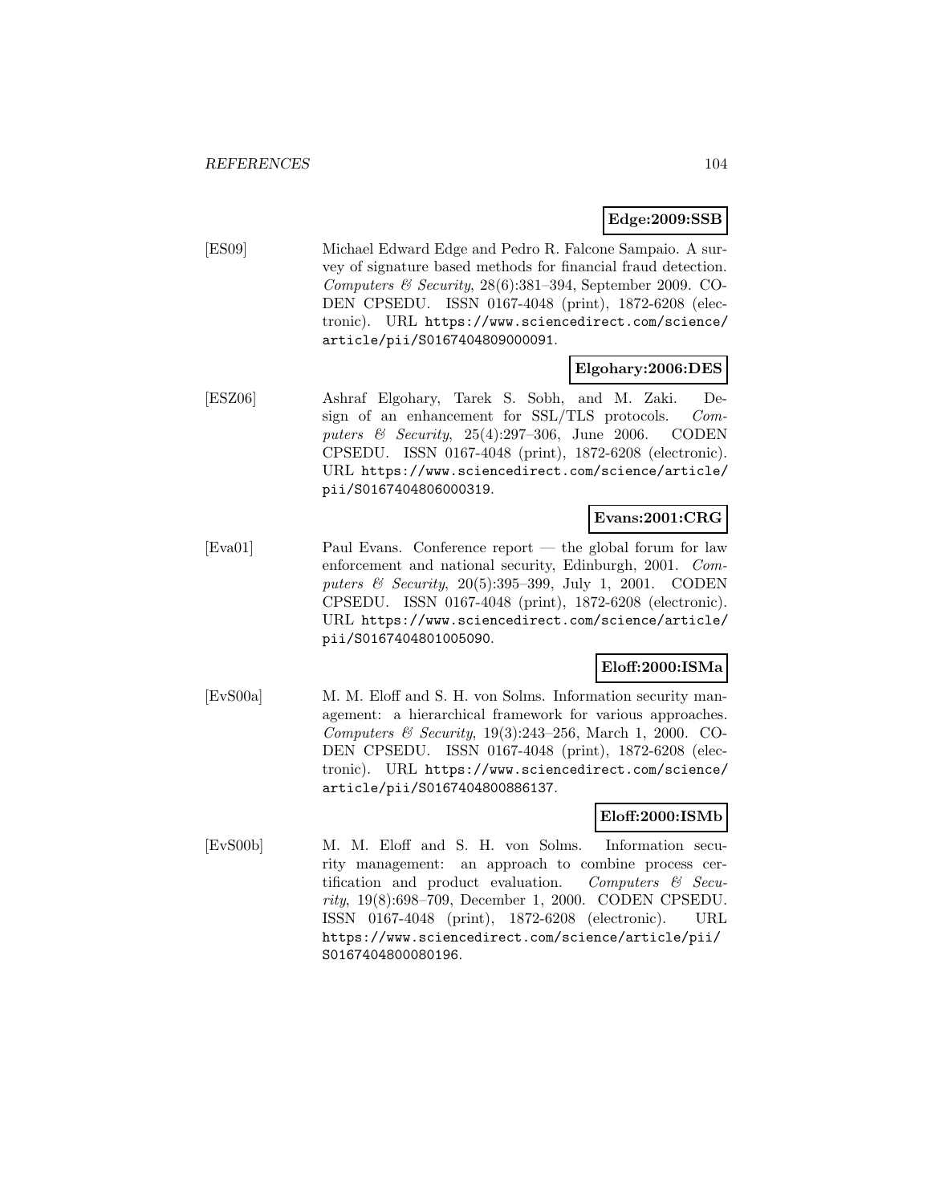**Edge:2009:SSB**

[ES09] Michael Edward Edge and Pedro R. Falcone Sampaio. A survey of signature based methods for financial fraud detection. *Computers & Security*, 28(6):381–394, September 2009. CODEN CPSEDU. ISSN 0167-4048 (print), 1872-6208 (electronic). URL https://www.sciencedirect.com/science/article/pii/S0167404809000091.

**Elgohary:2006:DES**

[ESZ06] Ashraf Elgohary, Tarek S. Sobh, and M. Zaki. Design of an enhancement for SSL/TLS protocols. *Computers & Security*, 25(4):297–306, June 2006. CODEN CPSEDU. ISSN 0167-4048 (print), 1872-6208 (electronic). URL https://www.sciencedirect.com/science/article/pii/S0167404806000319.

**Evans:2001:CRG**

[Eva01] Paul Evans. Conference report — the global forum for law enforcement and national security, Edinburgh, 2001. *Computers & Security*, 20(5):395–399, July 1, 2001. CODEN CPSEDU. ISSN 0167-4048 (print), 1872-6208 (electronic). URL https://www.sciencedirect.com/science/article/pii/S0167404801005090.

**Eloff:2000:ISMa**

[EvS00a] M. M. Eloff and S. H. von Solms. Information security management: a hierarchical framework for various approaches. *Computers & Security*, 19(3):243–256, March 1, 2000. CODEN CPSEDU. ISSN 0167-4048 (print), 1872-6208 (electronic). URL https://www.sciencedirect.com/science/article/pii/S0167404800886137.

**Eloff:2000:ISMb**

[EvS00b] M. M. Eloff and S. H. von Solms. Information security management: an approach to combine process certification and product evaluation. *Computers & Security*, 19(8):698–709, December 1, 2000. CODEN CPSEDU. ISSN 0167-4048 (print), 1872-6208 (electronic). URL https://www.sciencedirect.com/science/article/pii/S0167404800080196.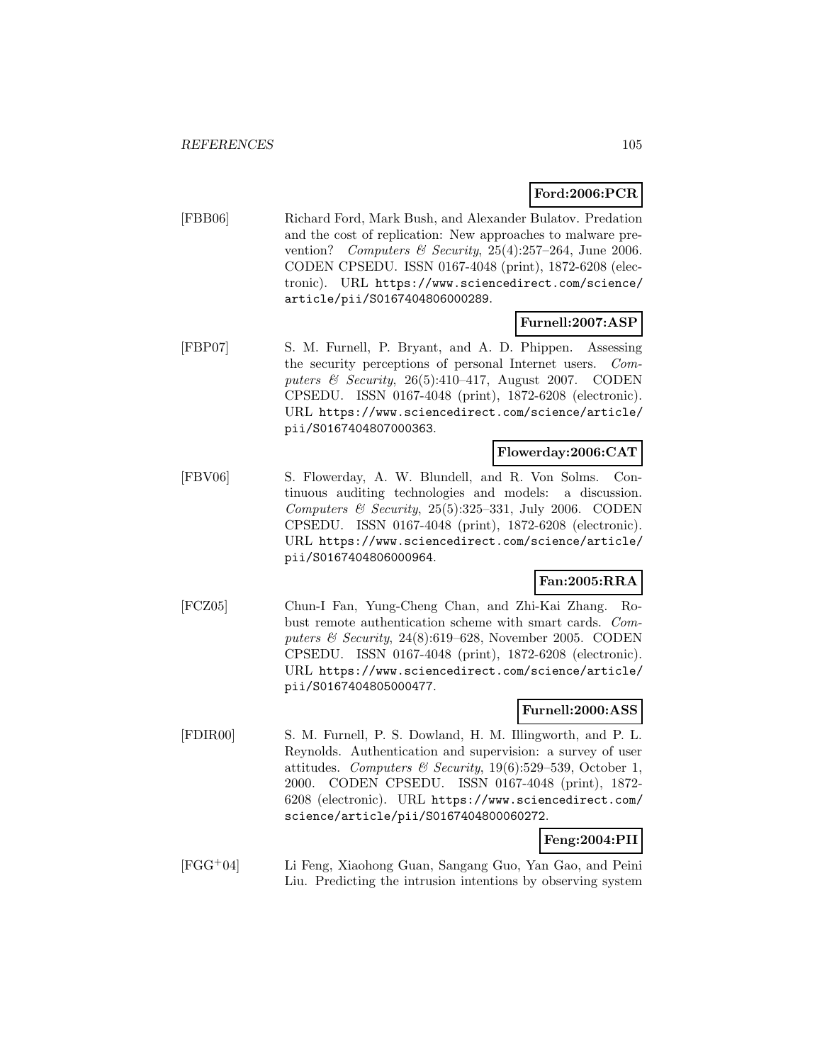**Ford:2006:PCR**

[FBB06] Richard Ford, Mark Bush, and Alexander Bulatov. Predation and the cost of replication: New approaches to malware prevention? *Computers & Security*, 25(4):257–264, June 2006. CODEN CPSEDU. ISSN 0167-4048 (print), 1872-6208 (electronic). URL https://www.sciencedirect.com/science/article/pii/S0167404806000289.

**Furnell:2007:ASP**

[FBP07] S. M. Furnell, P. Bryant, and A. D. Phippen. Assessing the security perceptions of personal Internet users. *Computers & Security*, 26(5):410–417, August 2007. CODEN CPSEDU. ISSN 0167-4048 (print), 1872-6208 (electronic). URL https://www.sciencedirect.com/science/article/pii/S0167404807000363.

**Flowerday:2006:CAT**

[FBV06] S. Flowerday, A. W. Blundell, and R. Von Solms. Continuous auditing technologies and models: a discussion. *Computers & Security*, 25(5):325–331, July 2006. CODEN CPSEDU. ISSN 0167-4048 (print), 1872-6208 (electronic). URL https://www.sciencedirect.com/science/article/pii/S0167404806000964.

**Fan:2005:RRA**

[FCZ05] Chun-I Fan, Yung-Cheng Chan, and Zhi-Kai Zhang. Robust remote authentication scheme with smart cards. *Computers & Security*, 24(8):619–628, November 2005. CODEN CPSEDU. ISSN 0167-4048 (print), 1872-6208 (electronic). URL https://www.sciencedirect.com/science/article/pii/S0167404805000477.

**Furnell:2000:ASS**

[FDIR00] S. M. Furnell, P. S. Dowland, H. M. Illingworth, and P. L. Reynolds. Authentication and supervision: a survey of user attitudes. *Computers & Security*, 19(6):529–539, October 1, 2000. CODEN CPSEDU. ISSN 0167-4048 (print), 1872-6208 (electronic). URL https://www.sciencedirect.com/science/article/pii/S0167404800060272.

**Feng:2004:PII**

[FGG+04] Li Feng, Xiaohong Guan, Sangang Guo, Yan Gao, and Peini Liu. Predicting the intrusion intentions by observing system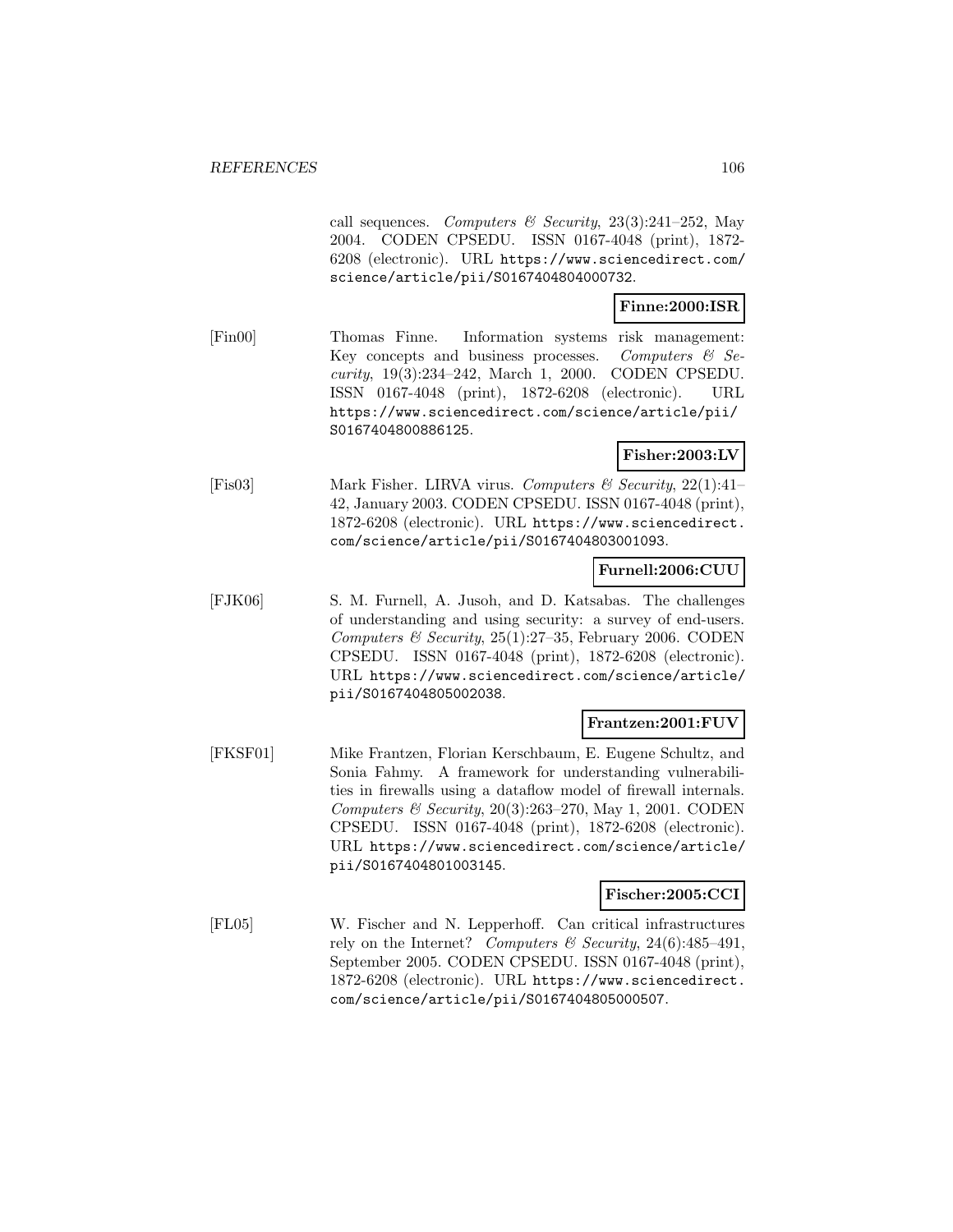call sequences. *Computers & Security*, 23(3):241–252, May 2004. CODEN CPSEDU. ISSN 0167-4048 (print), 1872-6208 (electronic). URL https://www.sciencedirect.com/science/article/pii/S0167404804000732.

**Finne:2000:ISR**

[Fin00] Thomas Finne. Information systems risk management: Key concepts and business processes. *Computers & Security*, 19(3):234–242, March 1, 2000. CODEN CPSEDU. ISSN 0167-4048 (print), 1872-6208 (electronic). URL https://www.sciencedirect.com/science/article/pii/S0167404800886125.

**Fisher:2003:LV**

[Fis03] Mark Fisher. LIRVA virus. *Computers & Security*, 22(1):41–42, January 2003. CODEN CPSEDU. ISSN 0167-4048 (print), 1872-6208 (electronic). URL https://www.sciencedirect.com/science/article/pii/S0167404803001093.

**Furnell:2006:CUU**

[FJK06] S. M. Furnell, A. Jusoh, and D. Katsabas. The challenges of understanding and using security: a survey of end-users. *Computers & Security*, 25(1):27–35, February 2006. CODEN CPSEDU. ISSN 0167-4048 (print), 1872-6208 (electronic). URL https://www.sciencedirect.com/science/article/pii/S0167404805002038.

**Frantzen:2001:FUV**

[FKSF01] Mike Frantzen, Florian Kerschbaum, E. Eugene Schultz, and Sonia Fahmy. A framework for understanding vulnerabilities in firewalls using a dataflow model of firewall internals. *Computers & Security*, 20(3):263–270, May 1, 2001. CODEN CPSEDU. ISSN 0167-4048 (print), 1872-6208 (electronic). URL https://www.sciencedirect.com/science/article/pii/S0167404801003145.

**Fischer:2005:CCI**

[FL05] W. Fischer and N. Lepperhoff. Can critical infrastructures rely on the Internet? *Computers & Security*, 24(6):485–491, September 2005. CODEN CPSEDU. ISSN 0167-4048 (print), 1872-6208 (electronic). URL https://www.sciencedirect.com/science/article/pii/S0167404805000507.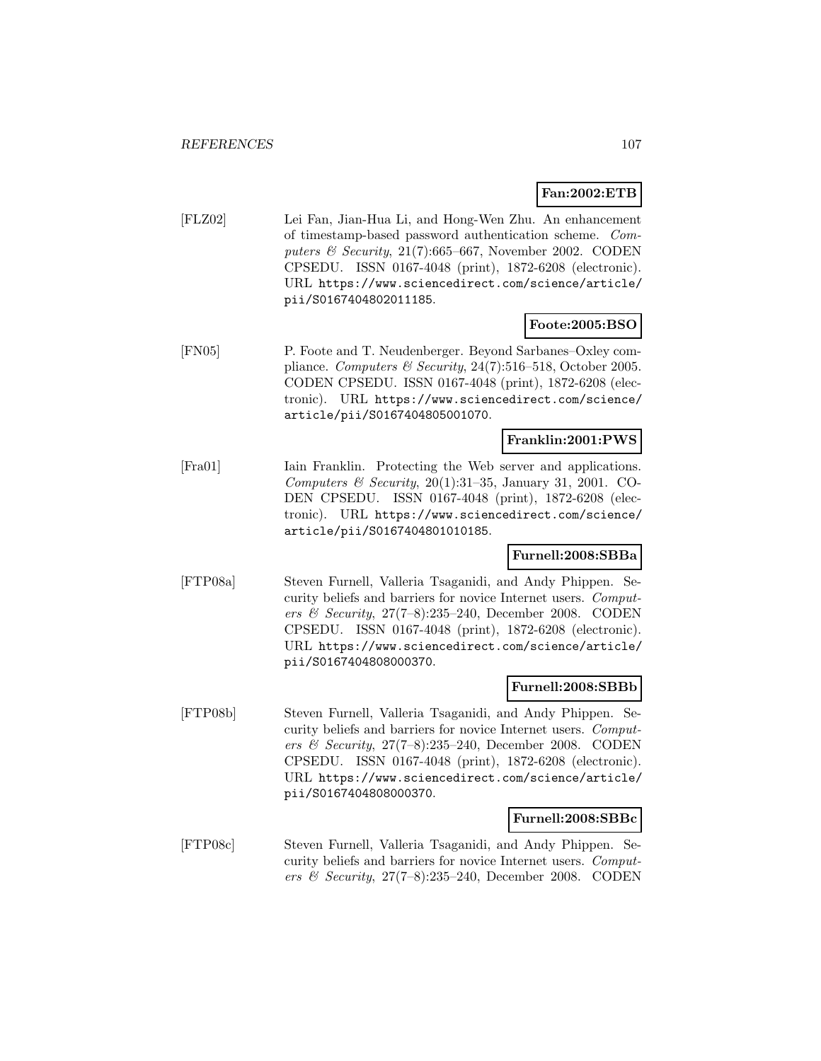**Fan:2002:ETB**

[FLZ02] Lei Fan, Jian-Hua Li, and Hong-Wen Zhu. An enhancement of timestamp-based password authentication scheme. *Computers & Security*, 21(7):665–667, November 2002. CODEN CPSEDU. ISSN 0167-4048 (print), 1872-6208 (electronic). URL https://www.sciencedirect.com/science/article/pii/S0167404802011185.

**Foote:2005:BSO**

[FN05] P. Foote and T. Neudenberger. Beyond Sarbanes–Oxley compliance. *Computers & Security*, 24(7):516–518, October 2005. CODEN CPSEDU. ISSN 0167-4048 (print), 1872-6208 (electronic). URL https://www.sciencedirect.com/science/article/pii/S0167404805001070.

**Franklin:2001:PWS**

[Fra01] Iain Franklin. Protecting the Web server and applications. *Computers & Security*, 20(1):31–35, January 31, 2001. CODEN CPSEDU. ISSN 0167-4048 (print), 1872-6208 (electronic). URL https://www.sciencedirect.com/science/article/pii/S0167404801010185.

**Furnell:2008:SBBa**

[FTP08a] Steven Furnell, Valleria Tsaganidi, and Andy Phippen. Security beliefs and barriers for novice Internet users. *Computers & Security*, 27(7–8):235–240, December 2008. CODEN CPSEDU. ISSN 0167-4048 (print), 1872-6208 (electronic). URL https://www.sciencedirect.com/science/article/pii/S0167404808000370.

**Furnell:2008:SBBb**

[FTP08b] Steven Furnell, Valleria Tsaganidi, and Andy Phippen. Security beliefs and barriers for novice Internet users. *Computers & Security*, 27(7–8):235–240, December 2008. CODEN CPSEDU. ISSN 0167-4048 (print), 1872-6208 (electronic). URL https://www.sciencedirect.com/science/article/pii/S0167404808000370.

**Furnell:2008:SBBc**

[FTP08c] Steven Furnell, Valleria Tsaganidi, and Andy Phippen. Security beliefs and barriers for novice Internet users. *Computers & Security*, 27(7–8):235–240, December 2008. CODEN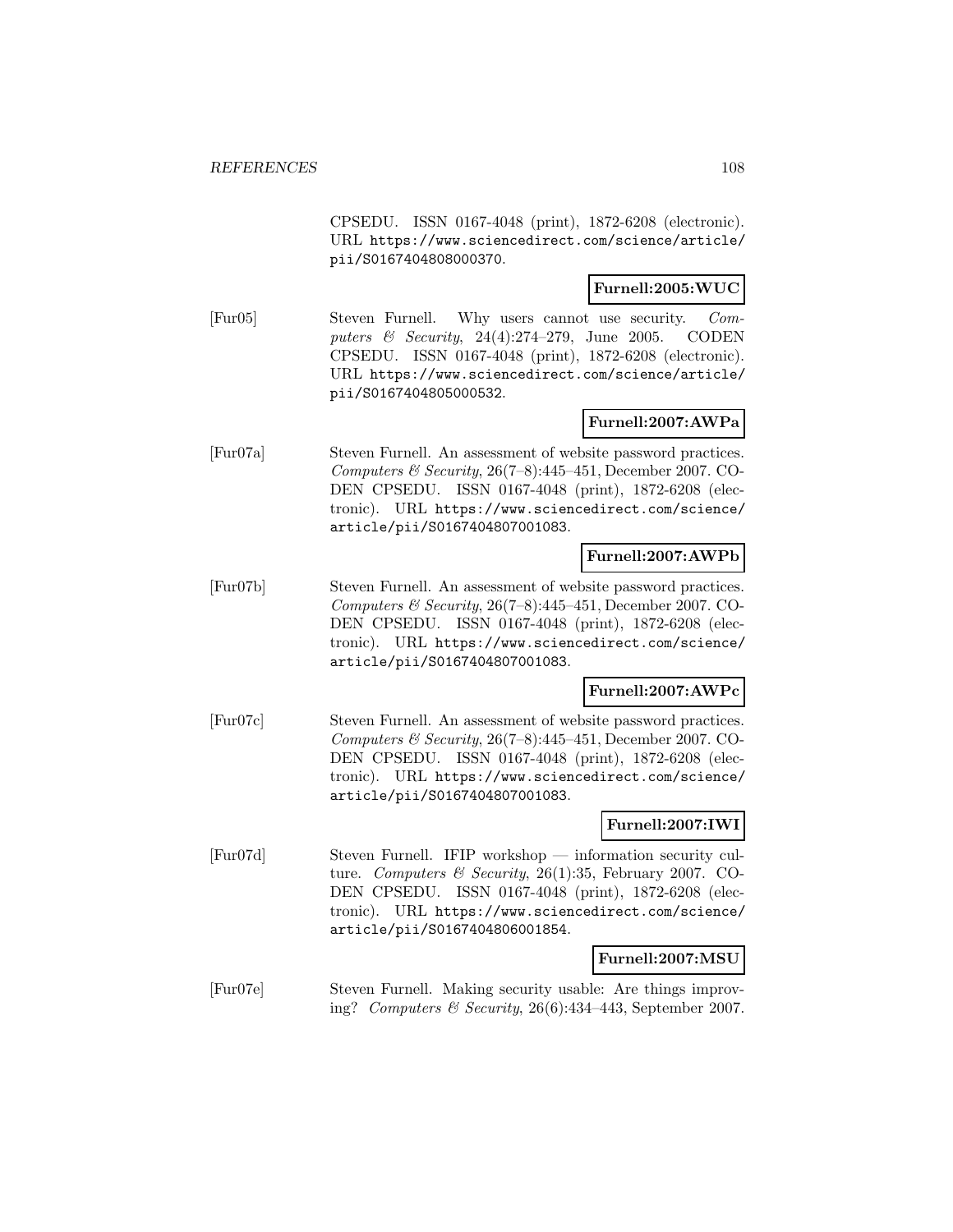CPSEDU. ISSN 0167-4048 (print), 1872-6208 (electronic). URL https://www.sciencedirect.com/science/article/pii/S0167404808000370.

**Furnell:2005:WUC**

[Fur05] Steven Furnell. Why users cannot use security. *Computers & Security*, 24(4):274–279, June 2005. CODEN CPSEDU. ISSN 0167-4048 (print), 1872-6208 (electronic). URL https://www.sciencedirect.com/science/article/pii/S0167404805000532.

**Furnell:2007:AWPa**

[Fur07a] Steven Furnell. An assessment of website password practices. *Computers & Security*, 26(7–8):445–451, December 2007. CODEN CPSEDU. ISSN 0167-4048 (print), 1872-6208 (electronic). URL https://www.sciencedirect.com/science/article/pii/S0167404807001083.

**Furnell:2007:AWPb**

[Fur07b] Steven Furnell. An assessment of website password practices. *Computers & Security*, 26(7–8):445–451, December 2007. CODEN CPSEDU. ISSN 0167-4048 (print), 1872-6208 (electronic). URL https://www.sciencedirect.com/science/article/pii/S0167404807001083.

**Furnell:2007:AWPc**

[Fur07c] Steven Furnell. An assessment of website password practices. *Computers & Security*, 26(7–8):445–451, December 2007. CODEN CPSEDU. ISSN 0167-4048 (print), 1872-6208 (electronic). URL https://www.sciencedirect.com/science/article/pii/S0167404807001083.

**Furnell:2007:IWI**

[Fur07d] Steven Furnell. IFIP workshop — information security culture. *Computers & Security*, 26(1):35, February 2007. CODEN CPSEDU. ISSN 0167-4048 (print), 1872-6208 (electronic). URL https://www.sciencedirect.com/science/article/pii/S0167404806001854.

**Furnell:2007:MSU**

[Fur07e] Steven Furnell. Making security usable: Are things improving? *Computers & Security*, 26(6):434–443, September 2007.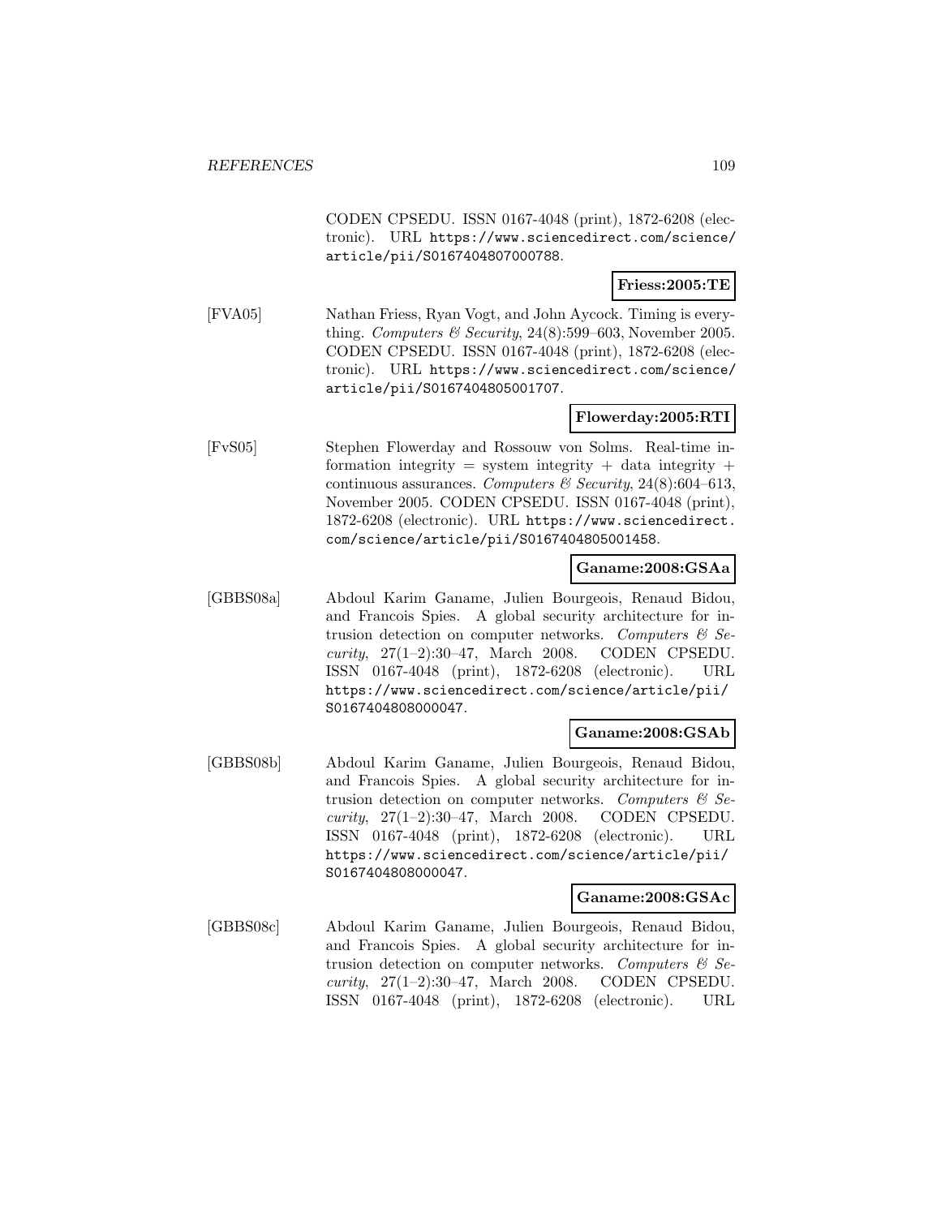CODEN CPSEDU. ISSN 0167-4048 (print), 1872-6208 (electronic). URL https://www.sciencedirect.com/science/article/pii/S0167404807000788.

**Friess:2005:TE**

[FVA05] Nathan Friess, Ryan Vogt, and John Aycock. Timing is everything. *Computers & Security*, 24(8):599–603, November 2005. CODEN CPSEDU. ISSN 0167-4048 (print), 1872-6208 (electronic). URL https://www.sciencedirect.com/science/article/pii/S0167404805001707.

**Flowerday:2005:RTI**

[FvS05] Stephen Flowerday and Rossouw von Solms. Real-time information integrity = system integrity + data integrity + continuous assurances. *Computers & Security*, 24(8):604–613, November 2005. CODEN CPSEDU. ISSN 0167-4048 (print), 1872-6208 (electronic). URL https://www.sciencedirect.com/science/article/pii/S0167404805001458.

**Ganame:2008:GSAa**

[GBBS08a] Abdoul Karim Ganame, Julien Bourgeois, Renaud Bidou, and Francois Spies. A global security architecture for intrusion detection on computer networks. *Computers & Security*, 27(1–2):30–47, March 2008. CODEN CPSEDU. ISSN 0167-4048 (print), 1872-6208 (electronic). URL https://www.sciencedirect.com/science/article/pii/S0167404808000047.

**Ganame:2008:GSAb**

[GBBS08b] Abdoul Karim Ganame, Julien Bourgeois, Renaud Bidou, and Francois Spies. A global security architecture for intrusion detection on computer networks. *Computers & Security*, 27(1–2):30–47, March 2008. CODEN CPSEDU. ISSN 0167-4048 (print), 1872-6208 (electronic). URL https://www.sciencedirect.com/science/article/pii/S0167404808000047.

**Ganame:2008:GSAc**

[GBBS08c] Abdoul Karim Ganame, Julien Bourgeois, Renaud Bidou, and Francois Spies. A global security architecture for intrusion detection on computer networks. *Computers & Security*, 27(1–2):30–47, March 2008. CODEN CPSEDU. ISSN 0167-4048 (print), 1872-6208 (electronic). URL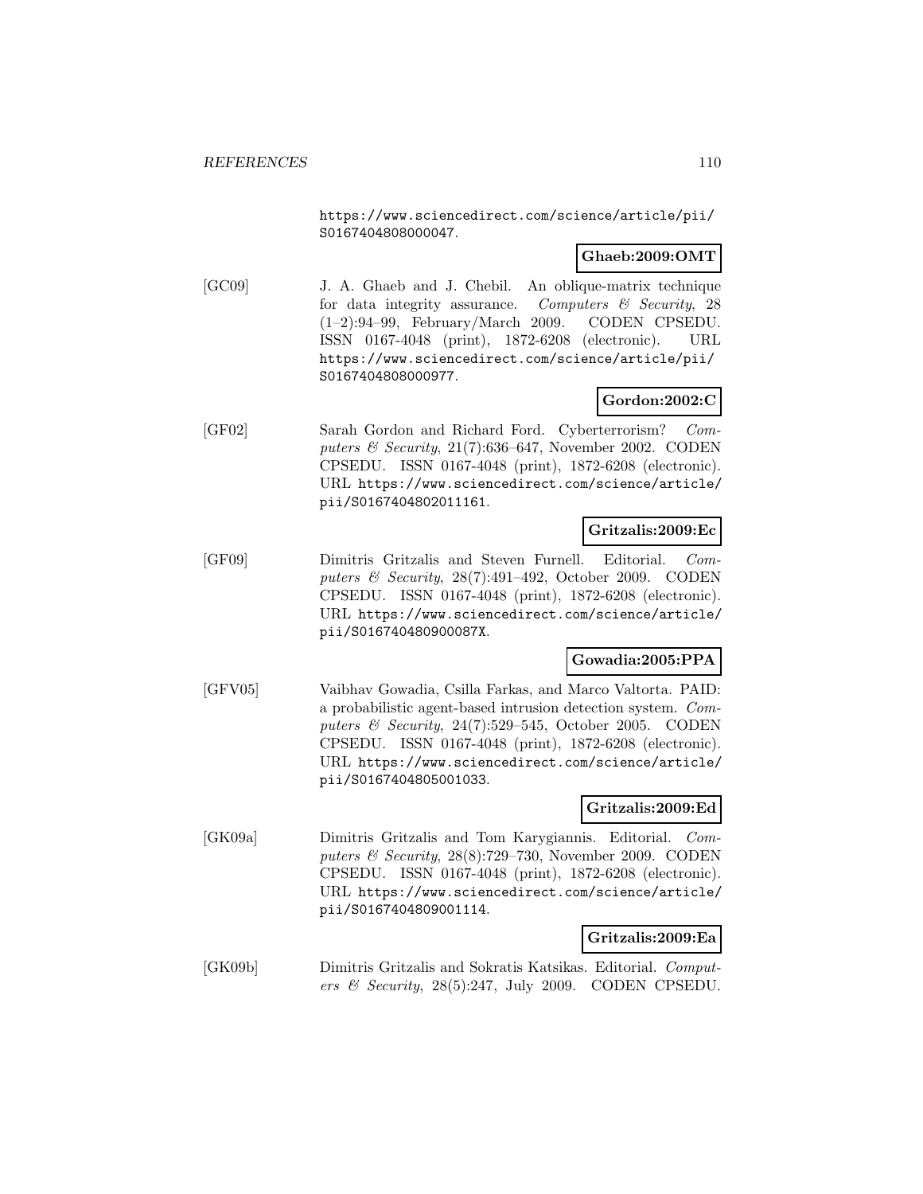https://www.sciencedirect.com/science/article/pii/S0167404808000047.

**Ghaeb:2009:OMT**

[GC09] J. A. Ghaeb and J. Chebil. An oblique-matrix technique for data integrity assurance. *Computers & Security*, 28 (1–2):94–99, February/March 2009. CODEN CPSEDU. ISSN 0167-4048 (print), 1872-6208 (electronic). URL https://www.sciencedirect.com/science/article/pii/S0167404808000977.

**Gordon:2002:C**

[GF02] Sarah Gordon and Richard Ford. Cyberterrorism? *Computers & Security*, 21(7):636–647, November 2002. CODEN CPSEDU. ISSN 0167-4048 (print), 1872-6208 (electronic). URL https://www.sciencedirect.com/science/article/pii/S0167404802011161.

**Gritzalis:2009:Ec**

[GF09] Dimitris Gritzalis and Steven Furnell. Editorial. *Computers & Security*, 28(7):491–492, October 2009. CODEN CPSEDU. ISSN 0167-4048 (print), 1872-6208 (electronic). URL https://www.sciencedirect.com/science/article/pii/S016740480900087X.

**Gowadia:2005:PPA**

[GFV05] Vaibhav Gowadia, Csilla Farkas, and Marco Valtorta. PAID: a probabilistic agent-based intrusion detection system. *Computers & Security*, 24(7):529–545, October 2005. CODEN CPSEDU. ISSN 0167-4048 (print), 1872-6208 (electronic). URL https://www.sciencedirect.com/science/article/pii/S0167404805001033.

**Gritzalis:2009:Ed**

[GK09a] Dimitris Gritzalis and Tom Karygiannis. Editorial. *Computers & Security*, 28(8):729–730, November 2009. CODEN CPSEDU. ISSN 0167-4048 (print), 1872-6208 (electronic). URL https://www.sciencedirect.com/science/article/pii/S0167404809001114.

**Gritzalis:2009:Ea**

[GK09b] Dimitris Gritzalis and Sokratis Katsikas. Editorial. *Computers & Security*, 28(5):247, July 2009. CODEN CPSEDU.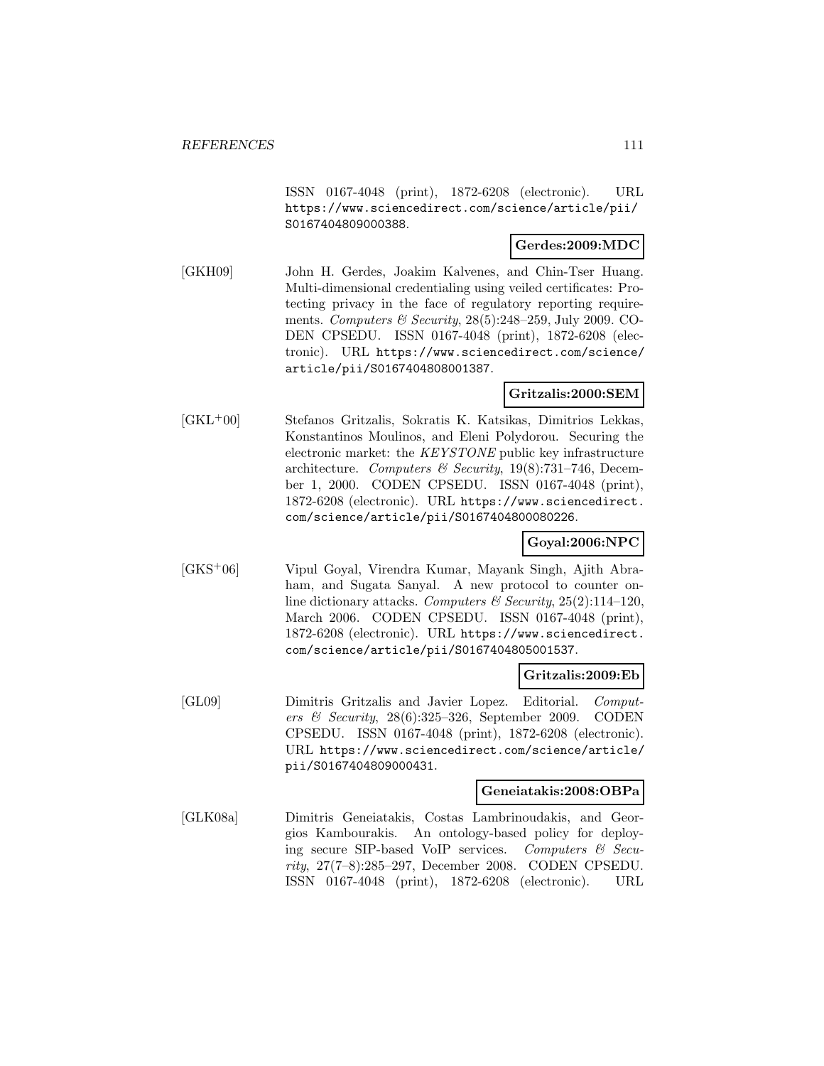ISSN 0167-4048 (print), 1872-6208 (electronic). URL https://www.sciencedirect.com/science/article/pii/S0167404809000388.

**Gerdes:2009:MDC**

[GKH09] John H. Gerdes, Joakim Kalvenes, and Chin-Tser Huang. Multi-dimensional credentialing using veiled certificates: Protecting privacy in the face of regulatory reporting requirements. *Computers & Security*, 28(5):248–259, July 2009. CODEN CPSEDU. ISSN 0167-4048 (print), 1872-6208 (electronic). URL https://www.sciencedirect.com/science/article/pii/S0167404808001387.

**Gritzalis:2000:SEM**

[GKL+00] Stefanos Gritzalis, Sokratis K. Katsikas, Dimitrios Lekkas, Konstantinos Moulinos, and Eleni Polydorou. Securing the electronic market: the *KEYSTONE* public key infrastructure architecture. *Computers & Security*, 19(8):731–746, December 1, 2000. CODEN CPSEDU. ISSN 0167-4048 (print), 1872-6208 (electronic). URL https://www.sciencedirect.com/science/article/pii/S0167404800080226.

**Goyal:2006:NPC**

[GKS+06] Vipul Goyal, Virendra Kumar, Mayank Singh, Ajith Abraham, and Sugata Sanyal. A new protocol to counter online dictionary attacks. *Computers & Security*, 25(2):114–120, March 2006. CODEN CPSEDU. ISSN 0167-4048 (print), 1872-6208 (electronic). URL https://www.sciencedirect.com/science/article/pii/S0167404805001537.

**Gritzalis:2009:Eb**

[GL09] Dimitris Gritzalis and Javier Lopez. Editorial. *Computers & Security*, 28(6):325–326, September 2009. CODEN CPSEDU. ISSN 0167-4048 (print), 1872-6208 (electronic). URL https://www.sciencedirect.com/science/article/pii/S0167404809000431.

**Geneiatakis:2008:OBPa**

[GLK08a] Dimitris Geneiatakis, Costas Lambrinoudakis, and Georgios Kambourakis. An ontology-based policy for deploying secure SIP-based VoIP services. *Computers & Security*, 27(7–8):285–297, December 2008. CODEN CPSEDU. ISSN 0167-4048 (print), 1872-6208 (electronic). URL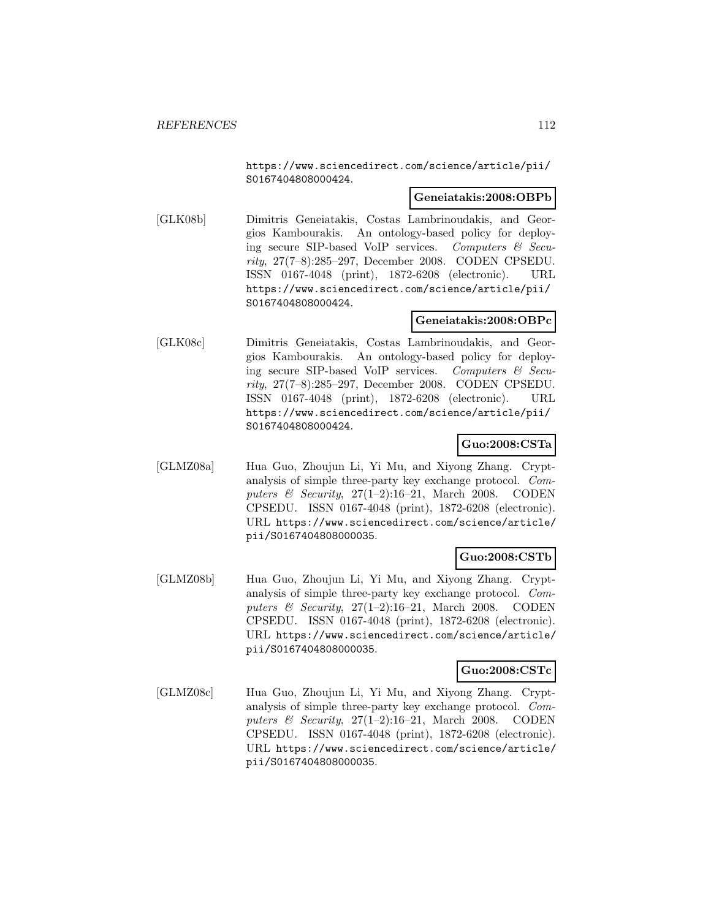https://www.sciencedirect.com/science/article/pii/S0167404808000424.

**Geneiatakis:2008:OBPb**

[GLK08b] Dimitris Geneiatakis, Costas Lambrinoudakis, and Georgios Kambourakis. An ontology-based policy for deploying secure SIP-based VoIP services. *Computers & Security*, 27(7–8):285–297, December 2008. CODEN CPSEDU. ISSN 0167-4048 (print), 1872-6208 (electronic). URL https://www.sciencedirect.com/science/article/pii/S0167404808000424.

**Geneiatakis:2008:OBPc**

[GLK08c] Dimitris Geneiatakis, Costas Lambrinoudakis, and Georgios Kambourakis. An ontology-based policy for deploying secure SIP-based VoIP services. *Computers & Security*, 27(7–8):285–297, December 2008. CODEN CPSEDU. ISSN 0167-4048 (print), 1872-6208 (electronic). URL https://www.sciencedirect.com/science/article/pii/S0167404808000424.

**Guo:2008:CSTa**

[GLMZ08a] Hua Guo, Zhoujun Li, Yi Mu, and Xiyong Zhang. Cryptanalysis of simple three-party key exchange protocol. *Computers & Security*, 27(1–2):16–21, March 2008. CODEN CPSEDU. ISSN 0167-4048 (print), 1872-6208 (electronic). URL https://www.sciencedirect.com/science/article/pii/S0167404808000035.

**Guo:2008:CSTb**

[GLMZ08b] Hua Guo, Zhoujun Li, Yi Mu, and Xiyong Zhang. Cryptanalysis of simple three-party key exchange protocol. *Computers & Security*, 27(1–2):16–21, March 2008. CODEN CPSEDU. ISSN 0167-4048 (print), 1872-6208 (electronic). URL https://www.sciencedirect.com/science/article/pii/S0167404808000035.

**Guo:2008:CSTc**

[GLMZ08c] Hua Guo, Zhoujun Li, Yi Mu, and Xiyong Zhang. Cryptanalysis of simple three-party key exchange protocol. *Computers & Security*, 27(1–2):16–21, March 2008. CODEN CPSEDU. ISSN 0167-4048 (print), 1872-6208 (electronic). URL https://www.sciencedirect.com/science/article/pii/S0167404808000035.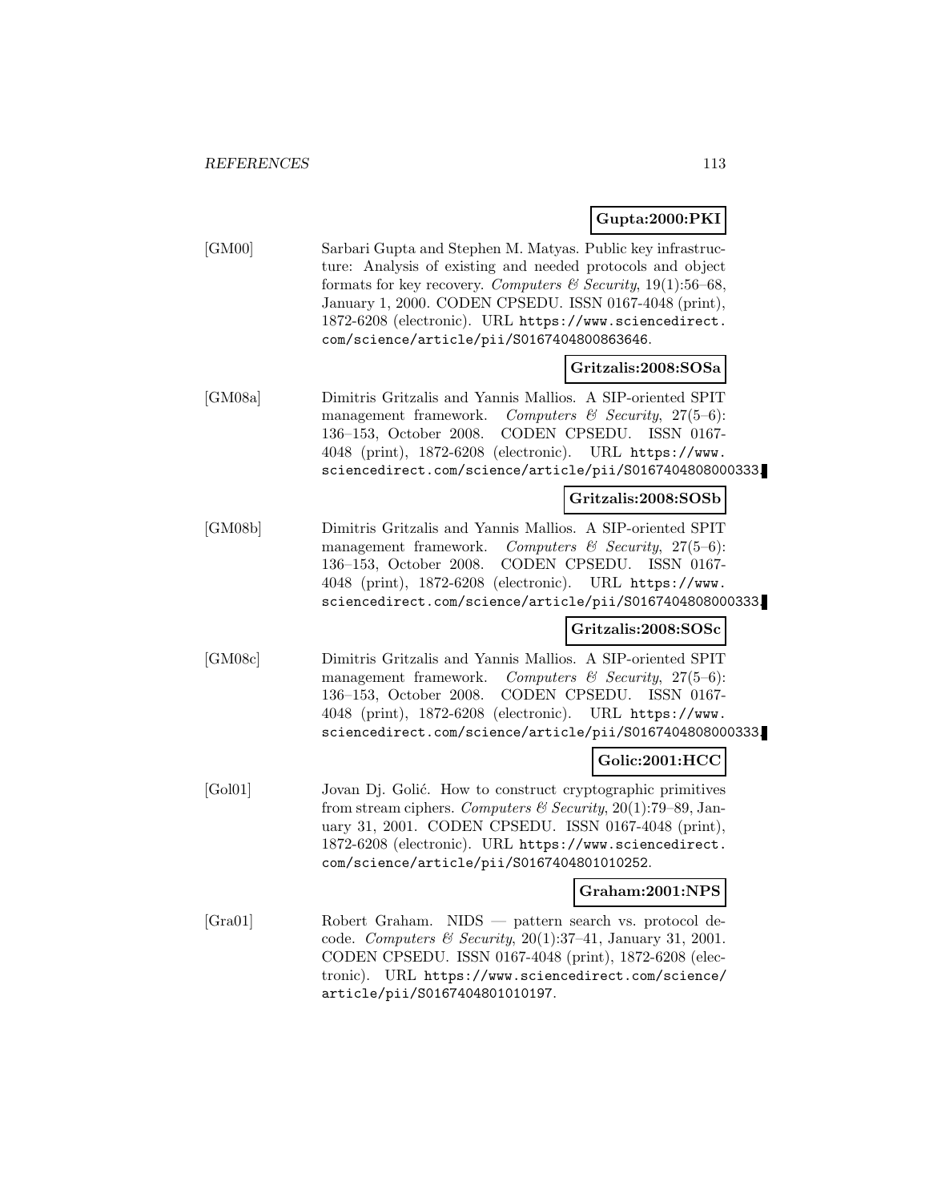**Gupta:2000:PKI**

[GM00] Sarbari Gupta and Stephen M. Matyas. Public key infrastructure: Analysis of existing and needed protocols and object formats for key recovery. *Computers & Security*, 19(1):56–68, January 1, 2000. CODEN CPSEDU. ISSN 0167-4048 (print), 1872-6208 (electronic). URL `https://www.sciencedirect.com/science/article/pii/S0167404800863646`.

**Gritzalis:2008:SOSa**

[GM08a] Dimitris Gritzalis and Yannis Mallios. A SIP-oriented SPIT management framework. *Computers & Security*, 27(5–6): 136–153, October 2008. CODEN CPSEDU. ISSN 0167-4048 (print), 1872-6208 (electronic). URL `https://www.sciencedirect.com/science/article/pii/S0167404808000333`.

**Gritzalis:2008:SOSb**

[GM08b] Dimitris Gritzalis and Yannis Mallios. A SIP-oriented SPIT management framework. *Computers & Security*, 27(5–6): 136–153, October 2008. CODEN CPSEDU. ISSN 0167-4048 (print), 1872-6208 (electronic). URL `https://www.sciencedirect.com/science/article/pii/S0167404808000333`.

**Gritzalis:2008:SOSc**

[GM08c] Dimitris Gritzalis and Yannis Mallios. A SIP-oriented SPIT management framework. *Computers & Security*, 27(5–6): 136–153, October 2008. CODEN CPSEDU. ISSN 0167-4048 (print), 1872-6208 (electronic). URL `https://www.sciencedirect.com/science/article/pii/S0167404808000333`.

**Golic:2001:HCC**

[Gol01] Jovan Dj. Golić. How to construct cryptographic primitives from stream ciphers. *Computers & Security*, 20(1):79–89, January 31, 2001. CODEN CPSEDU. ISSN 0167-4048 (print), 1872-6208 (electronic). URL `https://www.sciencedirect.com/science/article/pii/S0167404801010252`.

**Graham:2001:NPS**

[Gra01] Robert Graham. NIDS — pattern search vs. protocol decode. *Computers & Security*, 20(1):37–41, January 31, 2001. CODEN CPSEDU. ISSN 0167-4048 (print), 1872-6208 (electronic). URL `https://www.sciencedirect.com/science/article/pii/S0167404801010197`.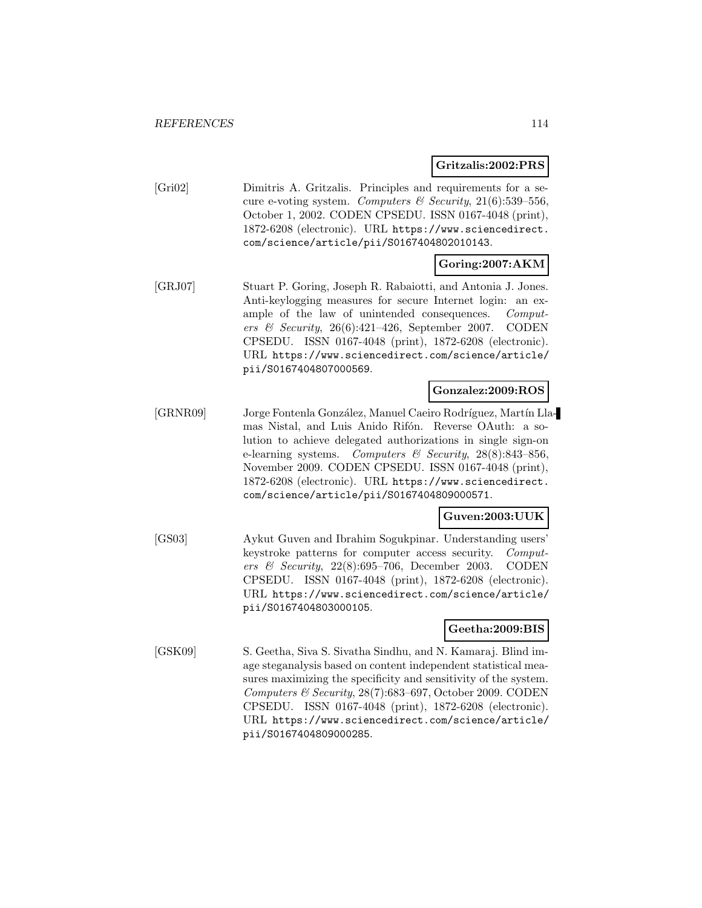**Gritzalis:2002:PRS**

[Gri02] Dimitris A. Gritzalis. Principles and requirements for a secure e-voting system. *Computers & Security*, 21(6):539–556, October 1, 2002. CODEN CPSEDU. ISSN 0167-4048 (print), 1872-6208 (electronic). URL https://www.sciencedirect.com/science/article/pii/S0167404802010143.

**Goring:2007:AKM**

[GRJ07] Stuart P. Goring, Joseph R. Rabaiotti, and Antonia J. Jones. Anti-keylogging measures for secure Internet login: an example of the law of unintended consequences. *Computers & Security*, 26(6):421–426, September 2007. CODEN CPSEDU. ISSN 0167-4048 (print), 1872-6208 (electronic). URL https://www.sciencedirect.com/science/article/pii/S0167404807000569.

**Gonzalez:2009:ROS**

[GRNR09] Jorge Fontenla González, Manuel Caeiro Rodríguez, Martín Llamas Nistal, and Luis Anido Rifón. Reverse OAuth: a solution to achieve delegated authorizations in single sign-on e-learning systems. *Computers & Security*, 28(8):843–856, November 2009. CODEN CPSEDU. ISSN 0167-4048 (print), 1872-6208 (electronic). URL https://www.sciencedirect.com/science/article/pii/S0167404809000571.

**Guven:2003:UUK**

[GS03] Aykut Guven and Ibrahim Sogukpinar. Understanding users' keystroke patterns for computer access security. *Computers & Security*, 22(8):695–706, December 2003. CODEN CPSEDU. ISSN 0167-4048 (print), 1872-6208 (electronic). URL https://www.sciencedirect.com/science/article/pii/S0167404803000105.

**Geetha:2009:BIS**

[GSK09] S. Geetha, Siva S. Sivatha Sindhu, and N. Kamaraj. Blind image steganalysis based on content independent statistical measures maximizing the specificity and sensitivity of the system. *Computers & Security*, 28(7):683–697, October 2009. CODEN CPSEDU. ISSN 0167-4048 (print), 1872-6208 (electronic). URL https://www.sciencedirect.com/science/article/pii/S0167404809000285.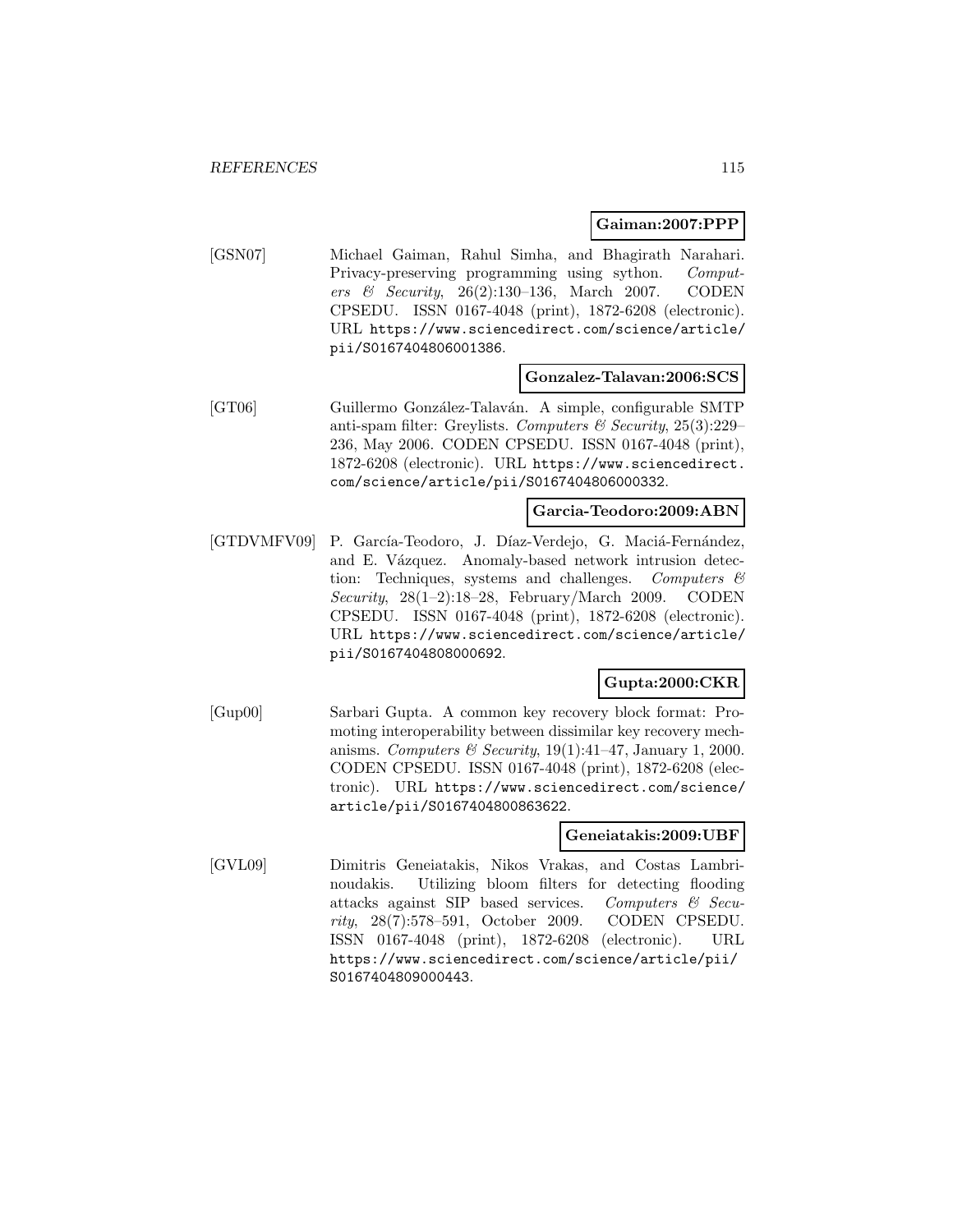**Gaiman:2007:PPP**

[GSN07] Michael Gaiman, Rahul Simha, and Bhagirath Narahari. Privacy-preserving programming using sython. *Computers & Security*, 26(2):130–136, March 2007. CODEN CPSEDU. ISSN 0167-4048 (print), 1872-6208 (electronic). URL https://www.sciencedirect.com/science/article/pii/S0167404806001386.

**Gonzalez-Talavan:2006:SCS**

[GT06] Guillermo González-Talaván. A simple, configurable SMTP anti-spam filter: Greylists. *Computers & Security*, 25(3):229–236, May 2006. CODEN CPSEDU. ISSN 0167-4048 (print), 1872-6208 (electronic). URL https://www.sciencedirect.com/science/article/pii/S0167404806000332.

**Garcia-Teodoro:2009:ABN**

[GTDVMFV09] P. García-Teodoro, J. Díaz-Verdejo, G. Maciá-Fernández, and E. Vázquez. Anomaly-based network intrusion detection: Techniques, systems and challenges. *Computers & Security*, 28(1–2):18–28, February/March 2009. CODEN CPSEDU. ISSN 0167-4048 (print), 1872-6208 (electronic). URL https://www.sciencedirect.com/science/article/pii/S0167404808000692.

**Gupta:2000:CKR**

[Gup00] Sarbari Gupta. A common key recovery block format: Promoting interoperability between dissimilar key recovery mechanisms. *Computers & Security*, 19(1):41–47, January 1, 2000. CODEN CPSEDU. ISSN 0167-4048 (print), 1872-6208 (electronic). URL https://www.sciencedirect.com/science/article/pii/S0167404800863622.

**Geneiatakis:2009:UBF**

[GVL09] Dimitris Geneiatakis, Nikos Vrakas, and Costas Lambrinoudakis. Utilizing bloom filters for detecting flooding attacks against SIP based services. *Computers & Security*, 28(7):578–591, October 2009. CODEN CPSEDU. ISSN 0167-4048 (print), 1872-6208 (electronic). URL https://www.sciencedirect.com/science/article/pii/S0167404809000443.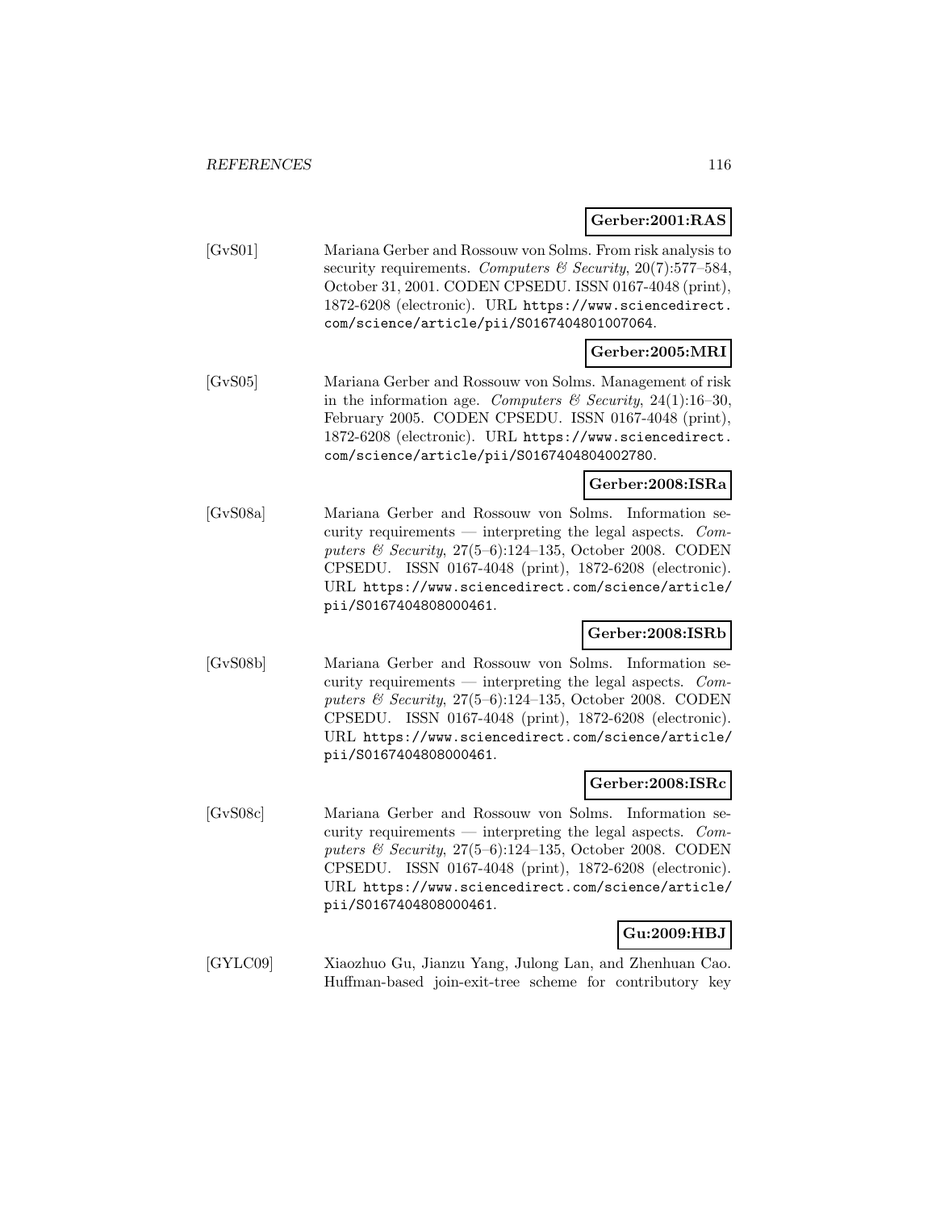**Gerber:2001:RAS**

[GvS01] Mariana Gerber and Rossouw von Solms. From risk analysis to security requirements. *Computers & Security*, 20(7):577–584, October 31, 2001. CODEN CPSEDU. ISSN 0167-4048 (print), 1872-6208 (electronic). URL `https://www.sciencedirect.com/science/article/pii/S0167404801007064`.

**Gerber:2005:MRI**

[GvS05] Mariana Gerber and Rossouw von Solms. Management of risk in the information age. *Computers & Security*, 24(1):16–30, February 2005. CODEN CPSEDU. ISSN 0167-4048 (print), 1872-6208 (electronic). URL `https://www.sciencedirect.com/science/article/pii/S0167404804002780`.

**Gerber:2008:ISRa**

[GvS08a] Mariana Gerber and Rossouw von Solms. Information security requirements — interpreting the legal aspects. *Computers & Security*, 27(5–6):124–135, October 2008. CODEN CPSEDU. ISSN 0167-4048 (print), 1872-6208 (electronic). URL `https://www.sciencedirect.com/science/article/pii/S0167404808000461`.

**Gerber:2008:ISRb**

[GvS08b] Mariana Gerber and Rossouw von Solms. Information security requirements — interpreting the legal aspects. *Computers & Security*, 27(5–6):124–135, October 2008. CODEN CPSEDU. ISSN 0167-4048 (print), 1872-6208 (electronic). URL `https://www.sciencedirect.com/science/article/pii/S0167404808000461`.

**Gerber:2008:ISRc**

[GvS08c] Mariana Gerber and Rossouw von Solms. Information security requirements — interpreting the legal aspects. *Computers & Security*, 27(5–6):124–135, October 2008. CODEN CPSEDU. ISSN 0167-4048 (print), 1872-6208 (electronic). URL `https://www.sciencedirect.com/science/article/pii/S0167404808000461`.

**Gu:2009:HBJ**

[GYLC09] Xiaozhuo Gu, Jianzu Yang, Julong Lan, and Zhenhuan Cao. Huffman-based join-exit-tree scheme for contributory key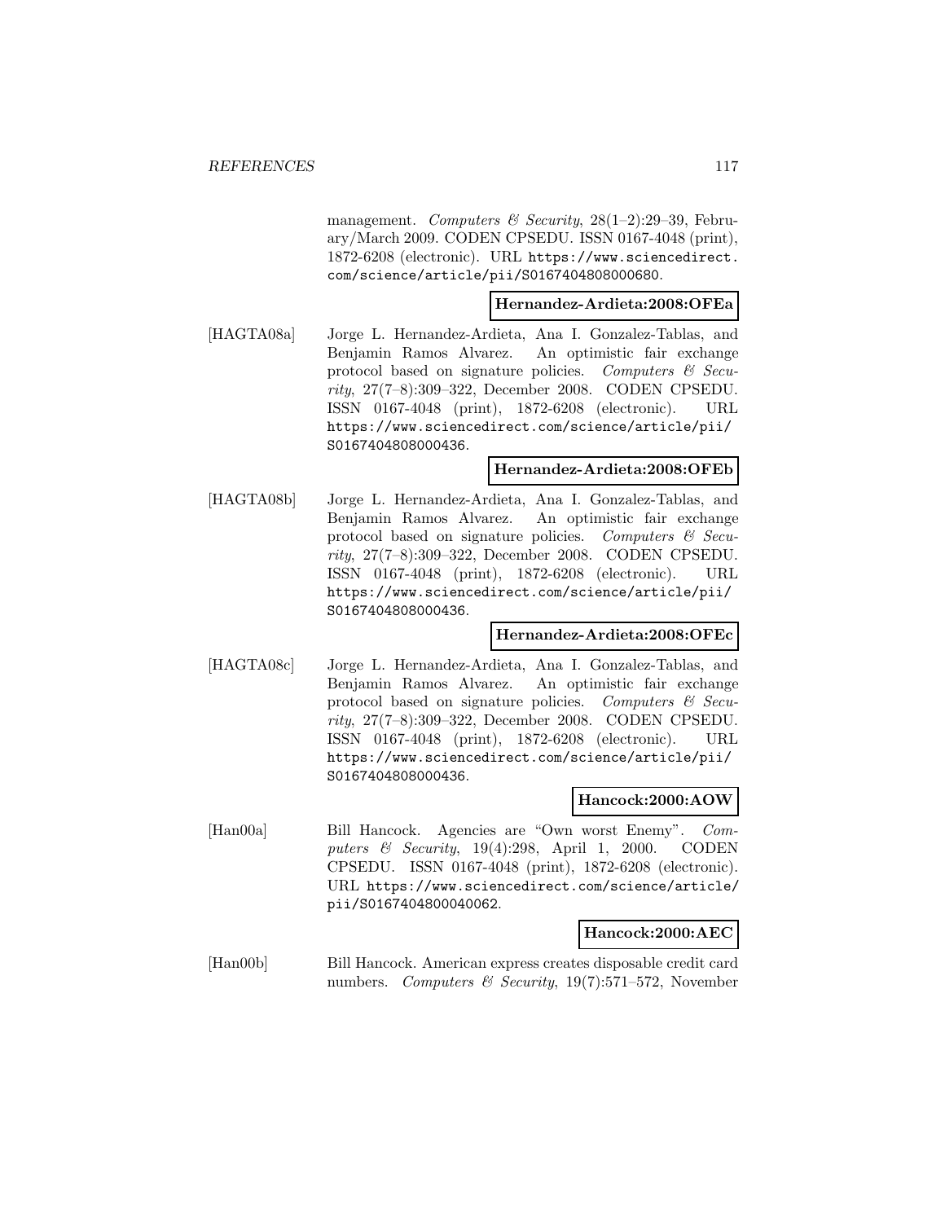management. *Computers & Security*, 28(1–2):29–39, February/March 2009. CODEN CPSEDU. ISSN 0167-4048 (print), 1872-6208 (electronic). URL https://www.sciencedirect.com/science/article/pii/S0167404808000680.

**Hernandez-Ardieta:2008:OFEa**

[HAGTA08a] Jorge L. Hernandez-Ardieta, Ana I. Gonzalez-Tablas, and Benjamin Ramos Alvarez. An optimistic fair exchange protocol based on signature policies. *Computers & Security*, 27(7–8):309–322, December 2008. CODEN CPSEDU. ISSN 0167-4048 (print), 1872-6208 (electronic). URL https://www.sciencedirect.com/science/article/pii/S0167404808000436.

**Hernandez-Ardieta:2008:OFEb**

[HAGTA08b] Jorge L. Hernandez-Ardieta, Ana I. Gonzalez-Tablas, and Benjamin Ramos Alvarez. An optimistic fair exchange protocol based on signature policies. *Computers & Security*, 27(7–8):309–322, December 2008. CODEN CPSEDU. ISSN 0167-4048 (print), 1872-6208 (electronic). URL https://www.sciencedirect.com/science/article/pii/S0167404808000436.

**Hernandez-Ardieta:2008:OFEc**

[HAGTA08c] Jorge L. Hernandez-Ardieta, Ana I. Gonzalez-Tablas, and Benjamin Ramos Alvarez. An optimistic fair exchange protocol based on signature policies. *Computers & Security*, 27(7–8):309–322, December 2008. CODEN CPSEDU. ISSN 0167-4048 (print), 1872-6208 (electronic). URL https://www.sciencedirect.com/science/article/pii/S0167404808000436.

**Hancock:2000:AOW**

[Han00a] Bill Hancock. Agencies are "Own worst Enemy". *Computers & Security*, 19(4):298, April 1, 2000. CODEN CPSEDU. ISSN 0167-4048 (print), 1872-6208 (electronic). URL https://www.sciencedirect.com/science/article/pii/S0167404800040062.

**Hancock:2000:AEC**

[Han00b] Bill Hancock. American express creates disposable credit card numbers. *Computers & Security*, 19(7):571–572, November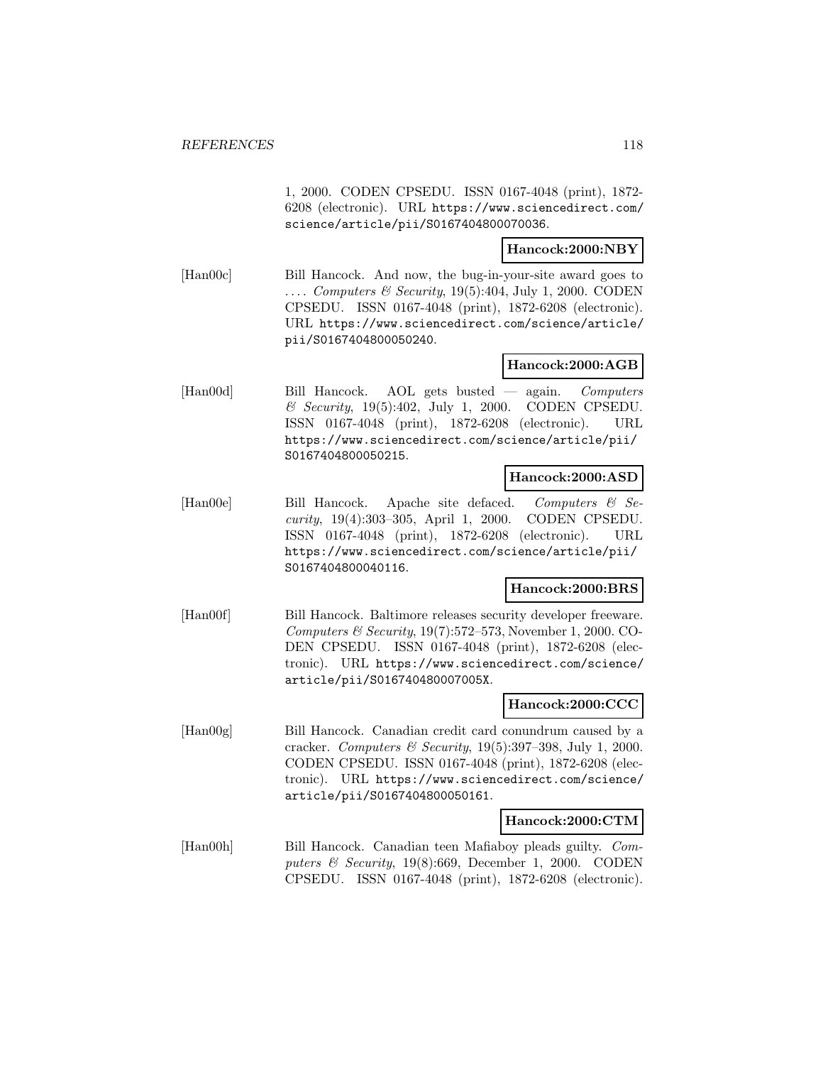1, 2000. CODEN CPSEDU. ISSN 0167-4048 (print), 1872-6208 (electronic). URL https://www.sciencedirect.com/science/article/pii/S0167404800070036.

**Hancock:2000:NBY**

[Han00c] Bill Hancock. And now, the bug-in-your-site award goes to .... *Computers & Security*, 19(5):404, July 1, 2000. CODEN CPSEDU. ISSN 0167-4048 (print), 1872-6208 (electronic). URL https://www.sciencedirect.com/science/article/pii/S0167404800050240.

**Hancock:2000:AGB**

[Han00d] Bill Hancock. AOL gets busted — again. *Computers & Security*, 19(5):402, July 1, 2000. CODEN CPSEDU. ISSN 0167-4048 (print), 1872-6208 (electronic). URL https://www.sciencedirect.com/science/article/pii/S0167404800050215.

**Hancock:2000:ASD**

[Han00e] Bill Hancock. Apache site defaced. *Computers & Security*, 19(4):303–305, April 1, 2000. CODEN CPSEDU. ISSN 0167-4048 (print), 1872-6208 (electronic). URL https://www.sciencedirect.com/science/article/pii/S0167404800040116.

**Hancock:2000:BRS**

[Han00f] Bill Hancock. Baltimore releases security developer freeware. *Computers & Security*, 19(7):572–573, November 1, 2000. CODEN CPSEDU. ISSN 0167-4048 (print), 1872-6208 (electronic). URL https://www.sciencedirect.com/science/article/pii/S016740480007005X.

**Hancock:2000:CCC**

[Han00g] Bill Hancock. Canadian credit card conundrum caused by a cracker. *Computers & Security*, 19(5):397–398, July 1, 2000. CODEN CPSEDU. ISSN 0167-4048 (print), 1872-6208 (electronic). URL https://www.sciencedirect.com/science/article/pii/S0167404800050161.

**Hancock:2000:CTM**

[Han00h] Bill Hancock. Canadian teen Mafiaboy pleads guilty. *Computers & Security*, 19(8):669, December 1, 2000. CODEN CPSEDU. ISSN 0167-4048 (print), 1872-6208 (electronic).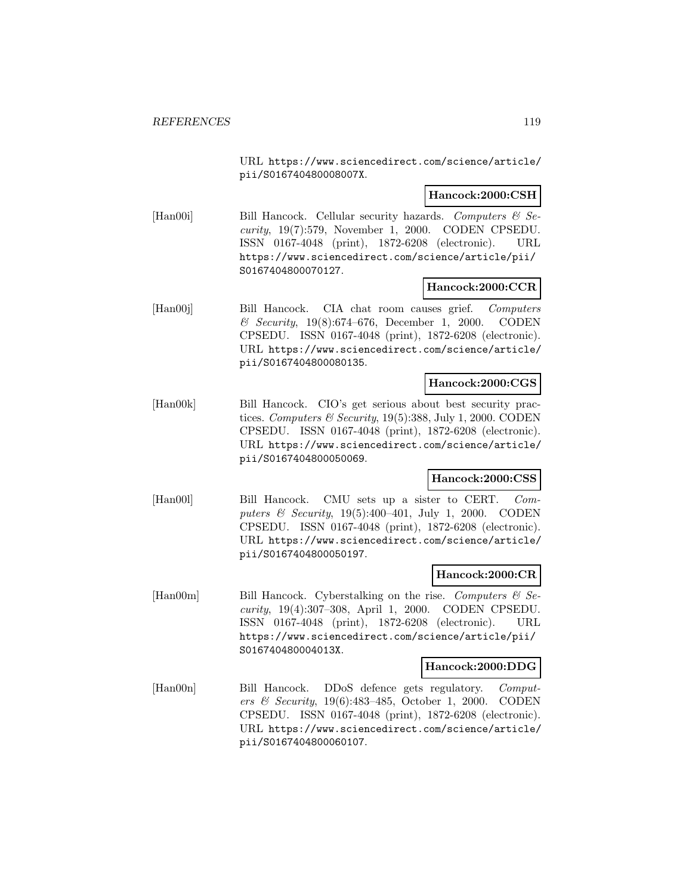URL https://www.sciencedirect.com/science/article/pii/S016740480008007X.

**Hancock:2000:CSH**

[Han00i] Bill Hancock. Cellular security hazards. *Computers & Security*, 19(7):579, November 1, 2000. CODEN CPSEDU. ISSN 0167-4048 (print), 1872-6208 (electronic). URL https://www.sciencedirect.com/science/article/pii/S0167404800070127.

**Hancock:2000:CCR**

[Han00j] Bill Hancock. CIA chat room causes grief. *Computers & Security*, 19(8):674–676, December 1, 2000. CODEN CPSEDU. ISSN 0167-4048 (print), 1872-6208 (electronic). URL https://www.sciencedirect.com/science/article/pii/S0167404800080135.

**Hancock:2000:CGS**

[Han00k] Bill Hancock. CIO's get serious about best security practices. *Computers & Security*, 19(5):388, July 1, 2000. CODEN CPSEDU. ISSN 0167-4048 (print), 1872-6208 (electronic). URL https://www.sciencedirect.com/science/article/pii/S0167404800050069.

**Hancock:2000:CSS**

[Han00l] Bill Hancock. CMU sets up a sister to CERT. *Computers & Security*, 19(5):400–401, July 1, 2000. CODEN CPSEDU. ISSN 0167-4048 (print), 1872-6208 (electronic). URL https://www.sciencedirect.com/science/article/pii/S0167404800050197.

**Hancock:2000:CR**

[Han00m] Bill Hancock. Cyberstalking on the rise. *Computers & Security*, 19(4):307–308, April 1, 2000. CODEN CPSEDU. ISSN 0167-4048 (print), 1872-6208 (electronic). URL https://www.sciencedirect.com/science/article/pii/S016740480004013X.

**Hancock:2000:DDG**

[Han00n] Bill Hancock. DDoS defence gets regulatory. *Computers & Security*, 19(6):483–485, October 1, 2000. CODEN CPSEDU. ISSN 0167-4048 (print), 1872-6208 (electronic). URL https://www.sciencedirect.com/science/article/pii/S0167404800060107.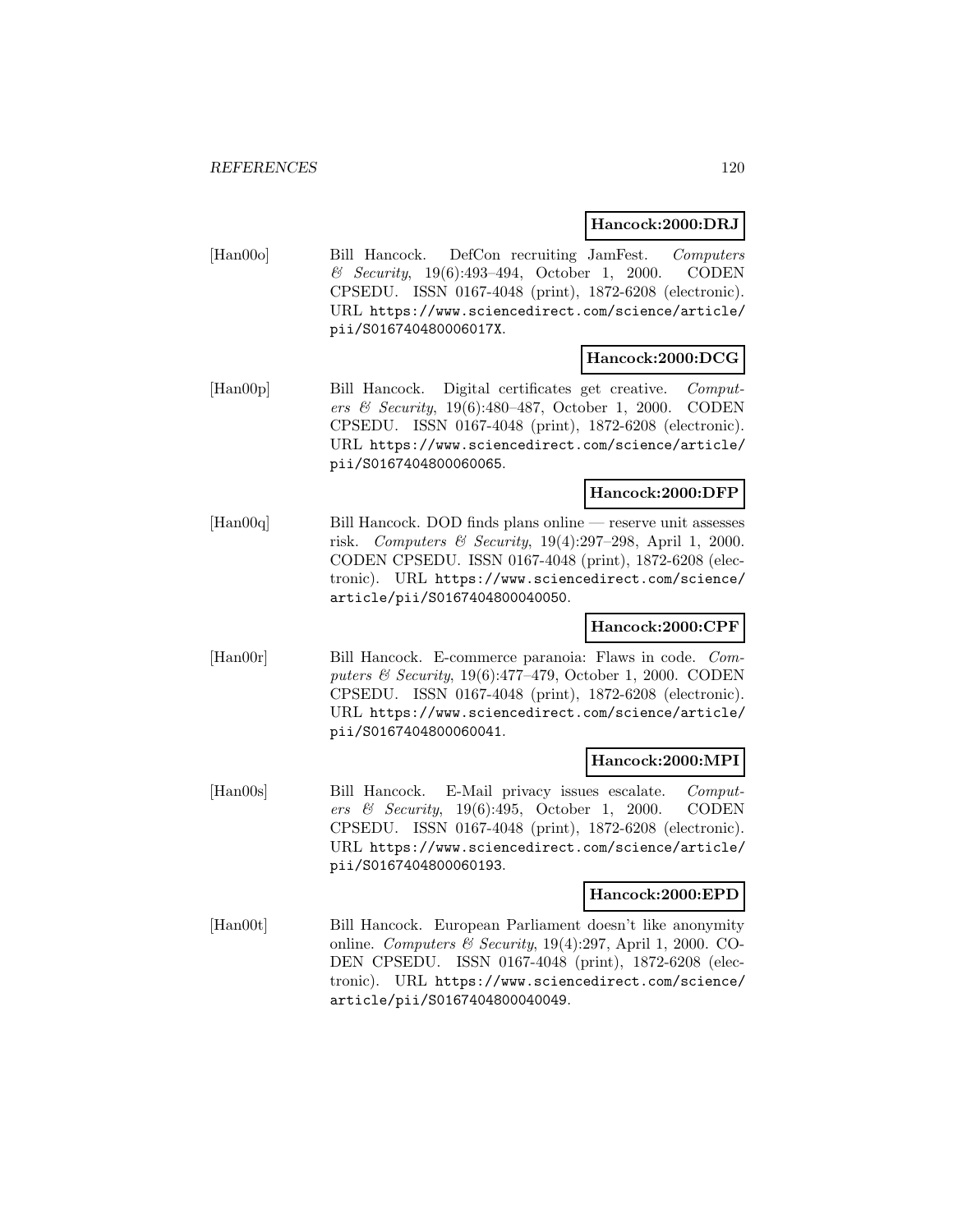**Hancock:2000:DRJ**

[Han00o] Bill Hancock. DefCon recruiting JamFest. *Computers & Security*, 19(6):493–494, October 1, 2000. CODEN CPSEDU. ISSN 0167-4048 (print), 1872-6208 (electronic). URL https://www.sciencedirect.com/science/article/pii/S016740480006017X.

**Hancock:2000:DCG**

[Han00p] Bill Hancock. Digital certificates get creative. *Computers & Security*, 19(6):480–487, October 1, 2000. CODEN CPSEDU. ISSN 0167-4048 (print), 1872-6208 (electronic). URL https://www.sciencedirect.com/science/article/pii/S0167404800060065.

**Hancock:2000:DFP**

[Han00q] Bill Hancock. DOD finds plans online — reserve unit assesses risk. *Computers & Security*, 19(4):297–298, April 1, 2000. CODEN CPSEDU. ISSN 0167-4048 (print), 1872-6208 (electronic). URL https://www.sciencedirect.com/science/article/pii/S0167404800040050.

**Hancock:2000:CPF**

[Han00r] Bill Hancock. E-commerce paranoia: Flaws in code. *Computers & Security*, 19(6):477–479, October 1, 2000. CODEN CPSEDU. ISSN 0167-4048 (print), 1872-6208 (electronic). URL https://www.sciencedirect.com/science/article/pii/S0167404800060041.

**Hancock:2000:MPI**

[Han00s] Bill Hancock. E-Mail privacy issues escalate. *Computers & Security*, 19(6):495, October 1, 2000. CODEN CPSEDU. ISSN 0167-4048 (print), 1872-6208 (electronic). URL https://www.sciencedirect.com/science/article/pii/S0167404800060193.

**Hancock:2000:EPD**

[Han00t] Bill Hancock. European Parliament doesn't like anonymity online. *Computers & Security*, 19(4):297, April 1, 2000. CODEN CPSEDU. ISSN 0167-4048 (print), 1872-6208 (electronic). URL https://www.sciencedirect.com/science/article/pii/S0167404800040049.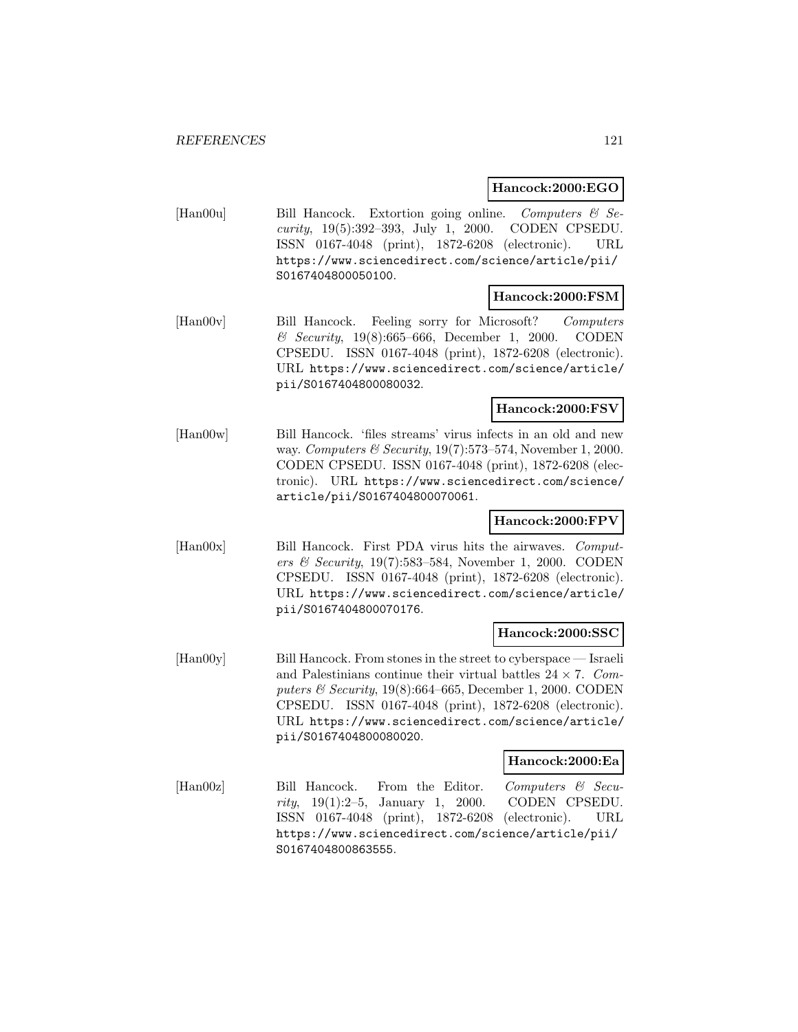**Hancock:2000:EGO**

[Han00u] Bill Hancock. Extortion going online. *Computers & Security*, 19(5):392–393, July 1, 2000. CODEN CPSEDU. ISSN 0167-4048 (print), 1872-6208 (electronic). URL https://www.sciencedirect.com/science/article/pii/S0167404800050100.

**Hancock:2000:FSM**

[Han00v] Bill Hancock. Feeling sorry for Microsoft? *Computers & Security*, 19(8):665–666, December 1, 2000. CODEN CPSEDU. ISSN 0167-4048 (print), 1872-6208 (electronic). URL https://www.sciencedirect.com/science/article/pii/S0167404800080032.

**Hancock:2000:FSV**

[Han00w] Bill Hancock. 'files streams' virus infects in an old and new way. *Computers & Security*, 19(7):573–574, November 1, 2000. CODEN CPSEDU. ISSN 0167-4048 (print), 1872-6208 (electronic). URL https://www.sciencedirect.com/science/article/pii/S0167404800070061.

**Hancock:2000:FPV**

[Han00x] Bill Hancock. First PDA virus hits the airwaves. *Computers & Security*, 19(7):583–584, November 1, 2000. CODEN CPSEDU. ISSN 0167-4048 (print), 1872-6208 (electronic). URL https://www.sciencedirect.com/science/article/pii/S0167404800070176.

**Hancock:2000:SSC**

[Han00y] Bill Hancock. From stones in the street to cyberspace — Israeli and Palestinians continue their virtual battles $24 \times 7$. *Computers & Security*, 19(8):664–665, December 1, 2000. CODEN CPSEDU. ISSN 0167-4048 (print), 1872-6208 (electronic). URL https://www.sciencedirect.com/science/article/pii/S0167404800080020.

**Hancock:2000:Ea**

[Han00z] Bill Hancock. From the Editor. *Computers & Security*, 19(1):2–5, January 1, 2000. CODEN CPSEDU. ISSN 0167-4048 (print), 1872-6208 (electronic). URL https://www.sciencedirect.com/science/article/pii/S0167404800863555.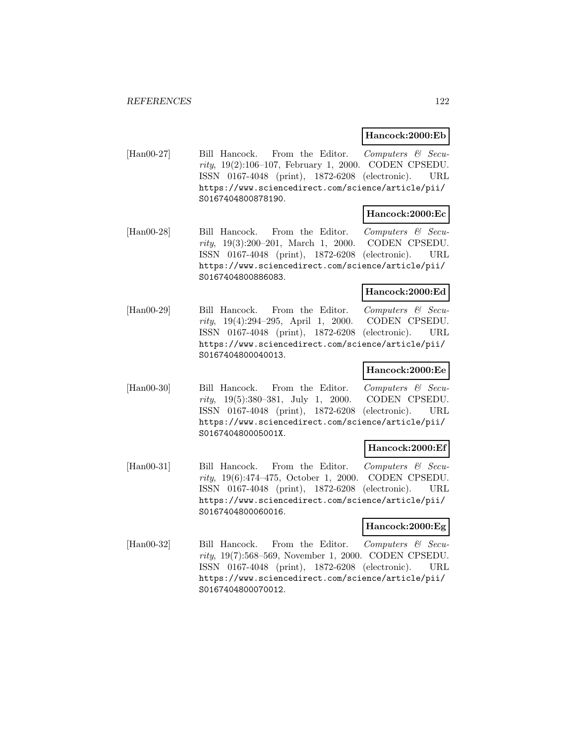**Hancock:2000:Eb**

[Han00-27] Bill Hancock. From the Editor. *Computers & Security*, 19(2):106–107, February 1, 2000. CODEN CPSEDU. ISSN 0167-4048 (print), 1872-6208 (electronic). URL https://www.sciencedirect.com/science/article/pii/S0167404800878190.

**Hancock:2000:Ec**

[Han00-28] Bill Hancock. From the Editor. *Computers & Security*, 19(3):200–201, March 1, 2000. CODEN CPSEDU. ISSN 0167-4048 (print), 1872-6208 (electronic). URL https://www.sciencedirect.com/science/article/pii/S0167404800886083.

**Hancock:2000:Ed**

[Han00-29] Bill Hancock. From the Editor. *Computers & Security*, 19(4):294–295, April 1, 2000. CODEN CPSEDU. ISSN 0167-4048 (print), 1872-6208 (electronic). URL https://www.sciencedirect.com/science/article/pii/S0167404800040013.

**Hancock:2000:Ee**

[Han00-30] Bill Hancock. From the Editor. *Computers & Security*, 19(5):380–381, July 1, 2000. CODEN CPSEDU. ISSN 0167-4048 (print), 1872-6208 (electronic). URL https://www.sciencedirect.com/science/article/pii/S016740480005001X.

**Hancock:2000:Ef**

[Han00-31] Bill Hancock. From the Editor. *Computers & Security*, 19(6):474–475, October 1, 2000. CODEN CPSEDU. ISSN 0167-4048 (print), 1872-6208 (electronic). URL https://www.sciencedirect.com/science/article/pii/S0167404800060016.

**Hancock:2000:Eg**

[Han00-32] Bill Hancock. From the Editor. *Computers & Security*, 19(7):568–569, November 1, 2000. CODEN CPSEDU. ISSN 0167-4048 (print), 1872-6208 (electronic). URL https://www.sciencedirect.com/science/article/pii/S0167404800070012.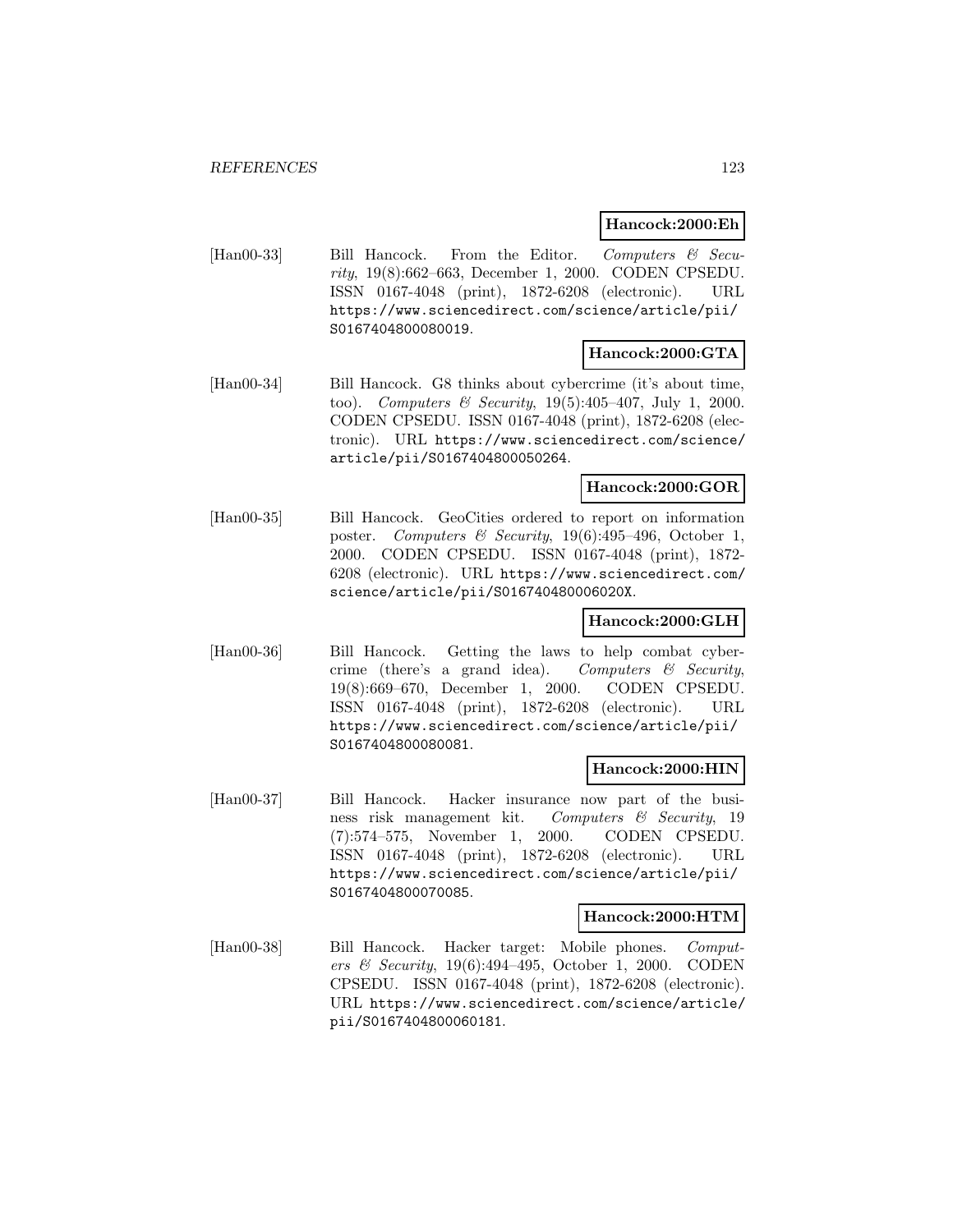**Hancock:2000:Eh**

[Han00-33] Bill Hancock. From the Editor. *Computers & Security*, 19(8):662–663, December 1, 2000. CODEN CPSEDU. ISSN 0167-4048 (print), 1872-6208 (electronic). URL https://www.sciencedirect.com/science/article/pii/S0167404800080019.

**Hancock:2000:GTA**

[Han00-34] Bill Hancock. G8 thinks about cybercrime (it's about time, too). *Computers & Security*, 19(5):405–407, July 1, 2000. CODEN CPSEDU. ISSN 0167-4048 (print), 1872-6208 (electronic). URL https://www.sciencedirect.com/science/article/pii/S0167404800050264.

**Hancock:2000:GOR**

[Han00-35] Bill Hancock. GeoCities ordered to report on information poster. *Computers & Security*, 19(6):495–496, October 1, 2000. CODEN CPSEDU. ISSN 0167-4048 (print), 1872-6208 (electronic). URL https://www.sciencedirect.com/science/article/pii/S016740480006020X.

**Hancock:2000:GLH**

[Han00-36] Bill Hancock. Getting the laws to help combat cybercrime (there's a grand idea). *Computers & Security*, 19(8):669–670, December 1, 2000. CODEN CPSEDU. ISSN 0167-4048 (print), 1872-6208 (electronic). URL https://www.sciencedirect.com/science/article/pii/S0167404800080081.

**Hancock:2000:HIN**

[Han00-37] Bill Hancock. Hacker insurance now part of the business risk management kit. *Computers & Security*, 19 (7):574–575, November 1, 2000. CODEN CPSEDU. ISSN 0167-4048 (print), 1872-6208 (electronic). URL https://www.sciencedirect.com/science/article/pii/S0167404800070085.

**Hancock:2000:HTM**

[Han00-38] Bill Hancock. Hacker target: Mobile phones. *Computers & Security*, 19(6):494–495, October 1, 2000. CODEN CPSEDU. ISSN 0167-4048 (print), 1872-6208 (electronic). URL https://www.sciencedirect.com/science/article/pii/S0167404800060181.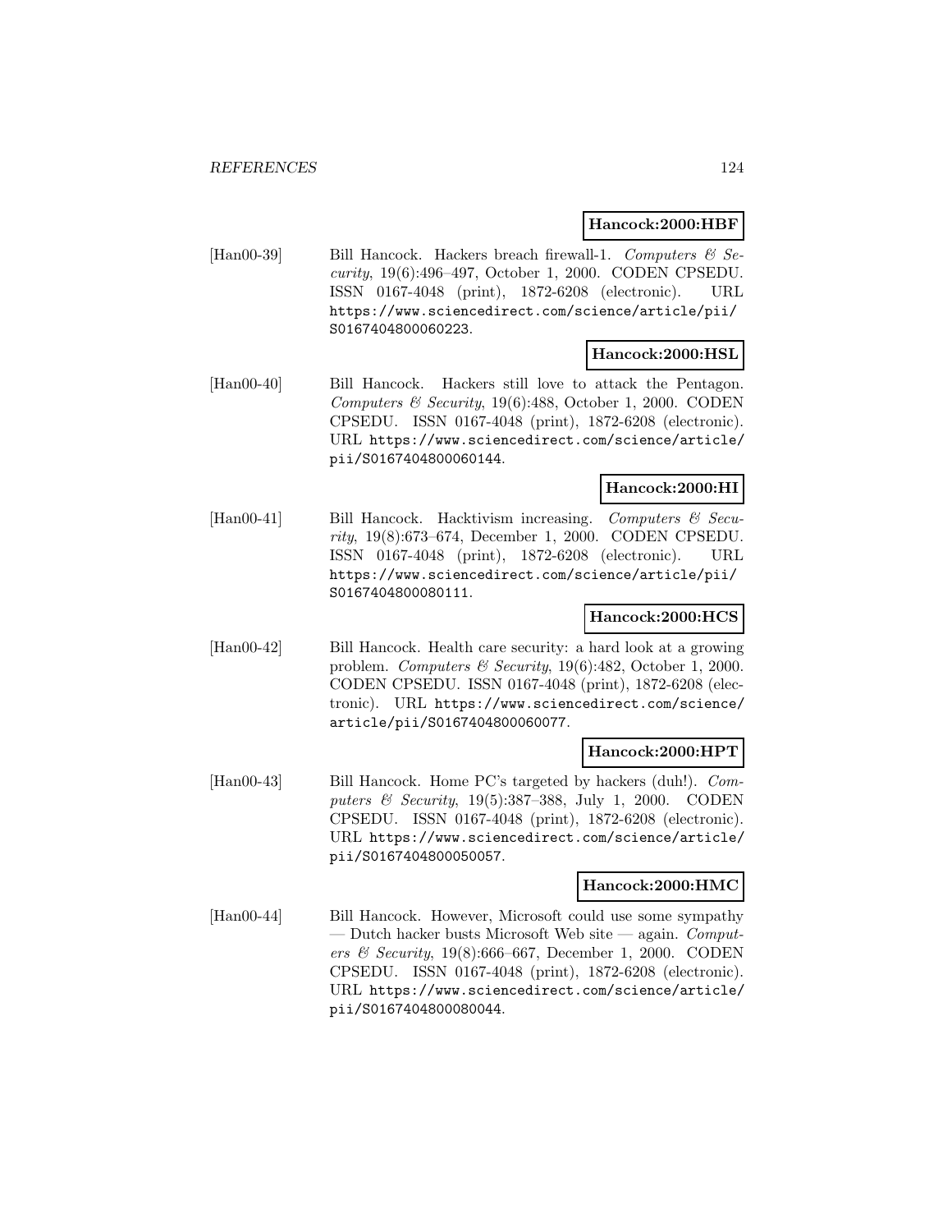**Hancock:2000:HBF**

[Han00-39] Bill Hancock. Hackers breach firewall-1. *Computers & Security*, 19(6):496–497, October 1, 2000. CODEN CPSEDU. ISSN 0167-4048 (print), 1872-6208 (electronic). URL https://www.sciencedirect.com/science/article/pii/S0167404800060223.

**Hancock:2000:HSL**

[Han00-40] Bill Hancock. Hackers still love to attack the Pentagon. *Computers & Security*, 19(6):488, October 1, 2000. CODEN CPSEDU. ISSN 0167-4048 (print), 1872-6208 (electronic). URL https://www.sciencedirect.com/science/article/pii/S0167404800060144.

**Hancock:2000:HI**

[Han00-41] Bill Hancock. Hacktivism increasing. *Computers & Security*, 19(8):673–674, December 1, 2000. CODEN CPSEDU. ISSN 0167-4048 (print), 1872-6208 (electronic). URL https://www.sciencedirect.com/science/article/pii/S0167404800080111.

**Hancock:2000:HCS**

[Han00-42] Bill Hancock. Health care security: a hard look at a growing problem. *Computers & Security*, 19(6):482, October 1, 2000. CODEN CPSEDU. ISSN 0167-4048 (print), 1872-6208 (electronic). URL https://www.sciencedirect.com/science/article/pii/S0167404800060077.

**Hancock:2000:HPT**

[Han00-43] Bill Hancock. Home PC's targeted by hackers (duh!). *Computers & Security*, 19(5):387–388, July 1, 2000. CODEN CPSEDU. ISSN 0167-4048 (print), 1872-6208 (electronic). URL https://www.sciencedirect.com/science/article/pii/S0167404800050057.

**Hancock:2000:HMC**

[Han00-44] Bill Hancock. However, Microsoft could use some sympathy — Dutch hacker busts Microsoft Web site — again. *Computers & Security*, 19(8):666–667, December 1, 2000. CODEN CPSEDU. ISSN 0167-4048 (print), 1872-6208 (electronic). URL https://www.sciencedirect.com/science/article/pii/S0167404800080044.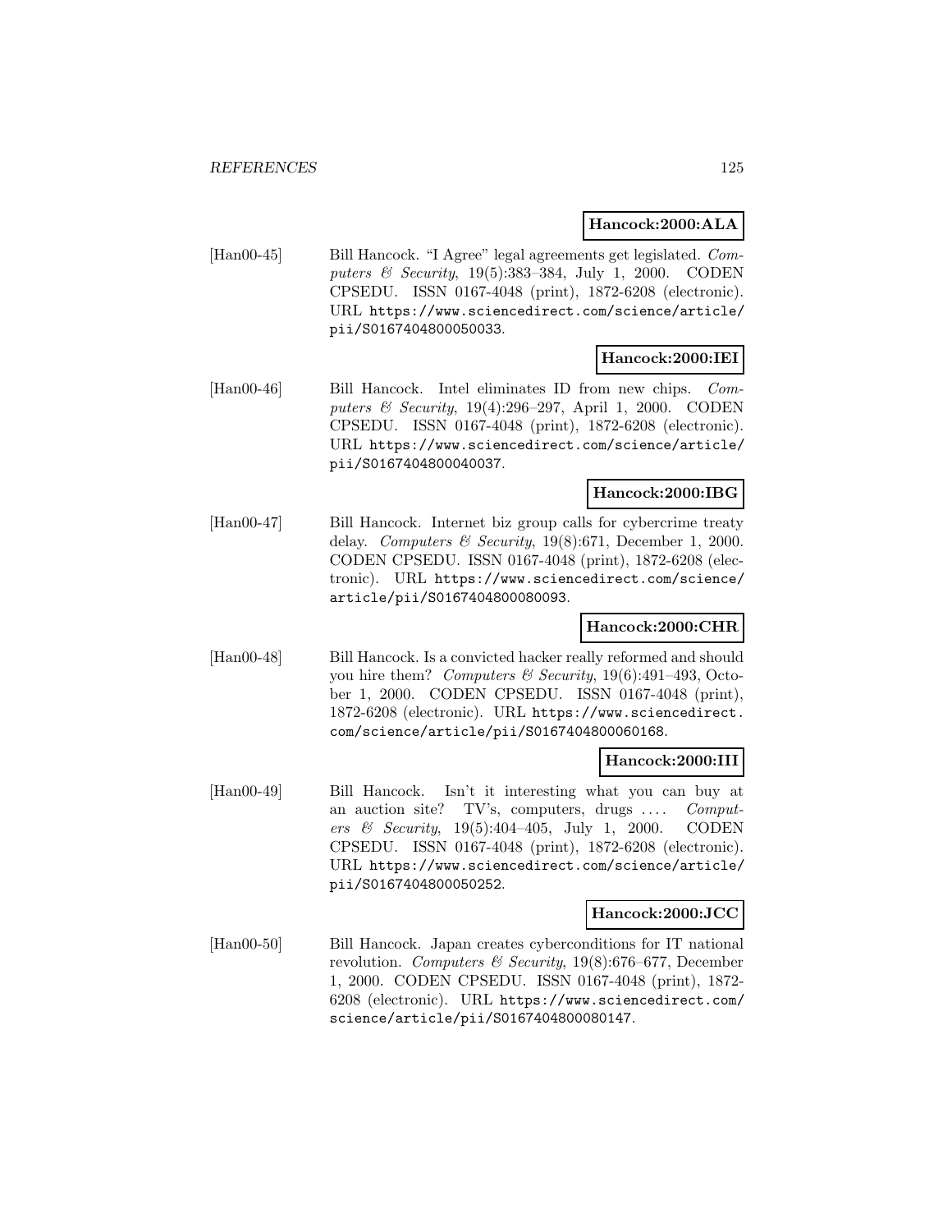**Hancock:2000:ALA**

[Han00-45] Bill Hancock. "I Agree" legal agreements get legislated. *Computers & Security*, 19(5):383–384, July 1, 2000. CODEN CPSEDU. ISSN 0167-4048 (print), 1872-6208 (electronic). URL https://www.sciencedirect.com/science/article/pii/S0167404800050033.

**Hancock:2000:IEI**

[Han00-46] Bill Hancock. Intel eliminates ID from new chips. *Computers & Security*, 19(4):296–297, April 1, 2000. CODEN CPSEDU. ISSN 0167-4048 (print), 1872-6208 (electronic). URL https://www.sciencedirect.com/science/article/pii/S0167404800040037.

**Hancock:2000:IBG**

[Han00-47] Bill Hancock. Internet biz group calls for cybercrime treaty delay. *Computers & Security*, 19(8):671, December 1, 2000. CODEN CPSEDU. ISSN 0167-4048 (print), 1872-6208 (electronic). URL https://www.sciencedirect.com/science/article/pii/S0167404800080093.

**Hancock:2000:CHR**

[Han00-48] Bill Hancock. Is a convicted hacker really reformed and should you hire them? *Computers & Security*, 19(6):491–493, October 1, 2000. CODEN CPSEDU. ISSN 0167-4048 (print), 1872-6208 (electronic). URL https://www.sciencedirect.com/science/article/pii/S0167404800060168.

**Hancock:2000:III**

[Han00-49] Bill Hancock. Isn't it interesting what you can buy at an auction site? TV's, computers, drugs .... *Computers & Security*, 19(5):404–405, July 1, 2000. CODEN CPSEDU. ISSN 0167-4048 (print), 1872-6208 (electronic). URL https://www.sciencedirect.com/science/article/pii/S0167404800050252.

**Hancock:2000:JCC**

[Han00-50] Bill Hancock. Japan creates cyberconditions for IT national revolution. *Computers & Security*, 19(8):676–677, December 1, 2000. CODEN CPSEDU. ISSN 0167-4048 (print), 1872-6208 (electronic). URL https://www.sciencedirect.com/science/article/pii/S0167404800080147.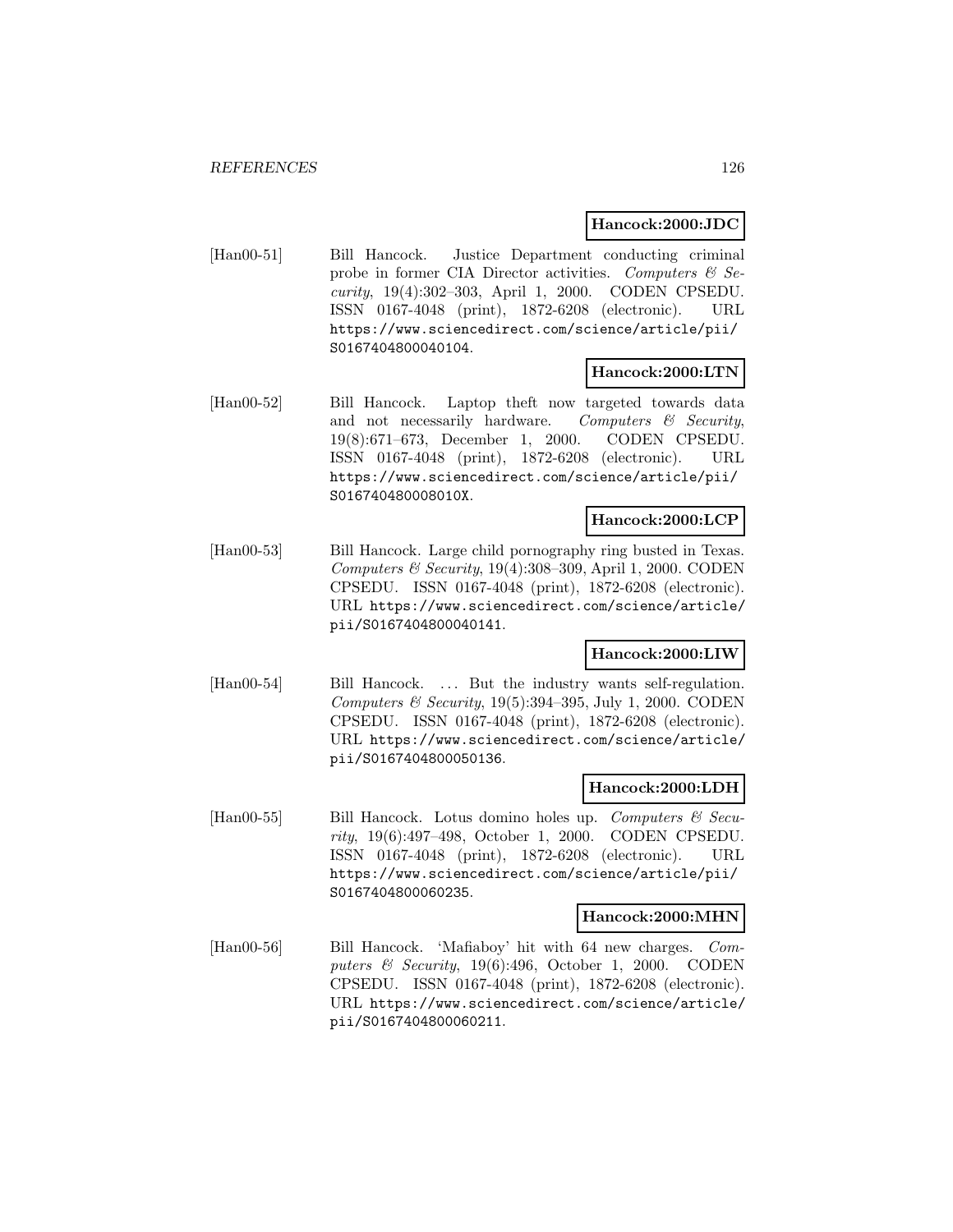**Hancock:2000:JDC**

[Han00-51] Bill Hancock. Justice Department conducting criminal probe in former CIA Director activities. *Computers & Security*, 19(4):302–303, April 1, 2000. CODEN CPSEDU. ISSN 0167-4048 (print), 1872-6208 (electronic). URL https://www.sciencedirect.com/science/article/pii/S0167404800040104.

**Hancock:2000:LTN**

[Han00-52] Bill Hancock. Laptop theft now targeted towards data and not necessarily hardware. *Computers & Security*, 19(8):671–673, December 1, 2000. CODEN CPSEDU. ISSN 0167-4048 (print), 1872-6208 (electronic). URL https://www.sciencedirect.com/science/article/pii/S016740480008010X.

**Hancock:2000:LCP**

[Han00-53] Bill Hancock. Large child pornography ring busted in Texas. *Computers & Security*, 19(4):308–309, April 1, 2000. CODEN CPSEDU. ISSN 0167-4048 (print), 1872-6208 (electronic). URL https://www.sciencedirect.com/science/article/pii/S0167404800040141.

**Hancock:2000:LIW**

[Han00-54] Bill Hancock. ... But the industry wants self-regulation. *Computers & Security*, 19(5):394–395, July 1, 2000. CODEN CPSEDU. ISSN 0167-4048 (print), 1872-6208 (electronic). URL https://www.sciencedirect.com/science/article/pii/S0167404800050136.

**Hancock:2000:LDH**

[Han00-55] Bill Hancock. Lotus domino holes up. *Computers & Security*, 19(6):497–498, October 1, 2000. CODEN CPSEDU. ISSN 0167-4048 (print), 1872-6208 (electronic). URL https://www.sciencedirect.com/science/article/pii/S0167404800060235.

**Hancock:2000:MHN**

[Han00-56] Bill Hancock. 'Mafiaboy' hit with 64 new charges. *Computers & Security*, 19(6):496, October 1, 2000. CODEN CPSEDU. ISSN 0167-4048 (print), 1872-6208 (electronic). URL https://www.sciencedirect.com/science/article/pii/S0167404800060211.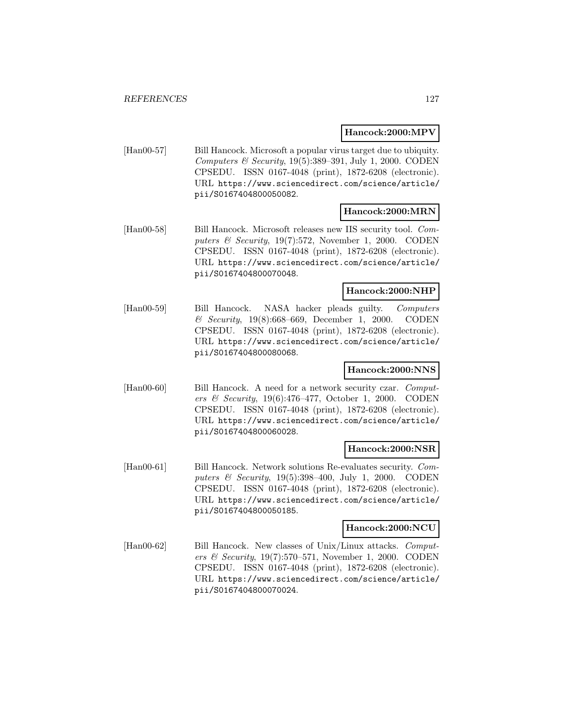**Hancock:2000:MPV**

[Han00-57] Bill Hancock. Microsoft a popular virus target due to ubiquity. *Computers & Security*, 19(5):389–391, July 1, 2000. CODEN CPSEDU. ISSN 0167-4048 (print), 1872-6208 (electronic). URL https://www.sciencedirect.com/science/article/pii/S0167404800050082.

**Hancock:2000:MRN**

[Han00-58] Bill Hancock. Microsoft releases new IIS security tool. *Computers & Security*, 19(7):572, November 1, 2000. CODEN CPSEDU. ISSN 0167-4048 (print), 1872-6208 (electronic). URL https://www.sciencedirect.com/science/article/pii/S0167404800070048.

**Hancock:2000:NHP**

[Han00-59] Bill Hancock. NASA hacker pleads guilty. *Computers & Security*, 19(8):668–669, December 1, 2000. CODEN CPSEDU. ISSN 0167-4048 (print), 1872-6208 (electronic). URL https://www.sciencedirect.com/science/article/pii/S0167404800080068.

**Hancock:2000:NNS**

[Han00-60] Bill Hancock. A need for a network security czar. *Computers & Security*, 19(6):476–477, October 1, 2000. CODEN CPSEDU. ISSN 0167-4048 (print), 1872-6208 (electronic). URL https://www.sciencedirect.com/science/article/pii/S0167404800060028.

**Hancock:2000:NSR**

[Han00-61] Bill Hancock. Network solutions Re-evaluates security. *Computers & Security*, 19(5):398–400, July 1, 2000. CODEN CPSEDU. ISSN 0167-4048 (print), 1872-6208 (electronic). URL https://www.sciencedirect.com/science/article/pii/S0167404800050185.

**Hancock:2000:NCU**

[Han00-62] Bill Hancock. New classes of Unix/Linux attacks. *Computers & Security*, 19(7):570–571, November 1, 2000. CODEN CPSEDU. ISSN 0167-4048 (print), 1872-6208 (electronic). URL https://www.sciencedirect.com/science/article/pii/S0167404800070024.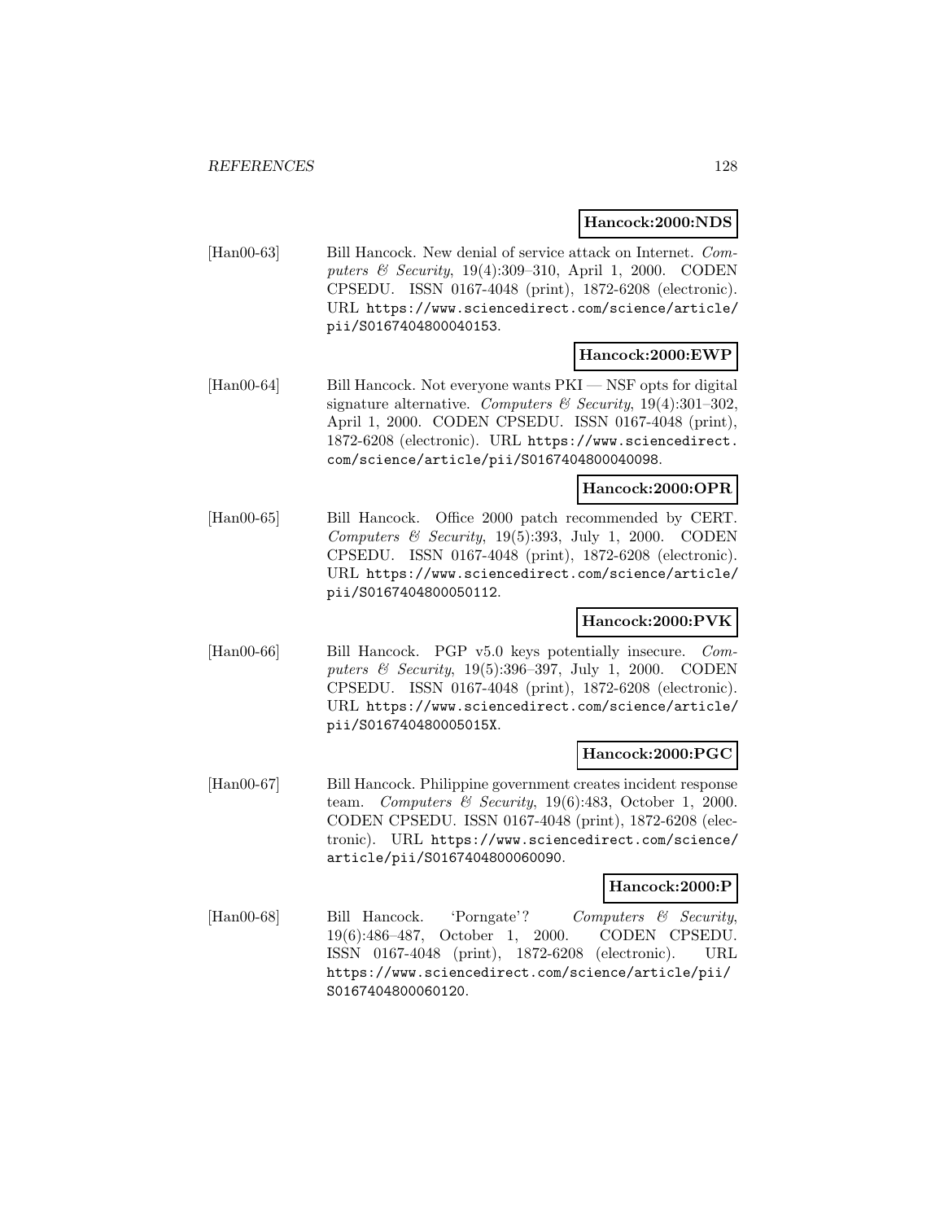**Hancock:2000:NDS**

[Han00-63] Bill Hancock. New denial of service attack on Internet. *Computers & Security*, 19(4):309–310, April 1, 2000. CODEN CPSEDU. ISSN 0167-4048 (print), 1872-6208 (electronic). URL https://www.sciencedirect.com/science/article/pii/S0167404800040153.

**Hancock:2000:EWP**

[Han00-64] Bill Hancock. Not everyone wants PKI — NSF opts for digital signature alternative. *Computers & Security*, 19(4):301–302, April 1, 2000. CODEN CPSEDU. ISSN 0167-4048 (print), 1872-6208 (electronic). URL https://www.sciencedirect.com/science/article/pii/S0167404800040098.

**Hancock:2000:OPR**

[Han00-65] Bill Hancock. Office 2000 patch recommended by CERT. *Computers & Security*, 19(5):393, July 1, 2000. CODEN CPSEDU. ISSN 0167-4048 (print), 1872-6208 (electronic). URL https://www.sciencedirect.com/science/article/pii/S0167404800050112.

**Hancock:2000:PVK**

[Han00-66] Bill Hancock. PGP v5.0 keys potentially insecure. *Computers & Security*, 19(5):396–397, July 1, 2000. CODEN CPSEDU. ISSN 0167-4048 (print), 1872-6208 (electronic). URL https://www.sciencedirect.com/science/article/pii/S016740480005015X.

**Hancock:2000:PGC**

[Han00-67] Bill Hancock. Philippine government creates incident response team. *Computers & Security*, 19(6):483, October 1, 2000. CODEN CPSEDU. ISSN 0167-4048 (print), 1872-6208 (electronic). URL https://www.sciencedirect.com/science/article/pii/S0167404800060090.

**Hancock:2000:P**

[Han00-68] Bill Hancock. 'Porngate'? *Computers & Security*, 19(6):486–487, October 1, 2000. CODEN CPSEDU. ISSN 0167-4048 (print), 1872-6208 (electronic). URL https://www.sciencedirect.com/science/article/pii/S0167404800060120.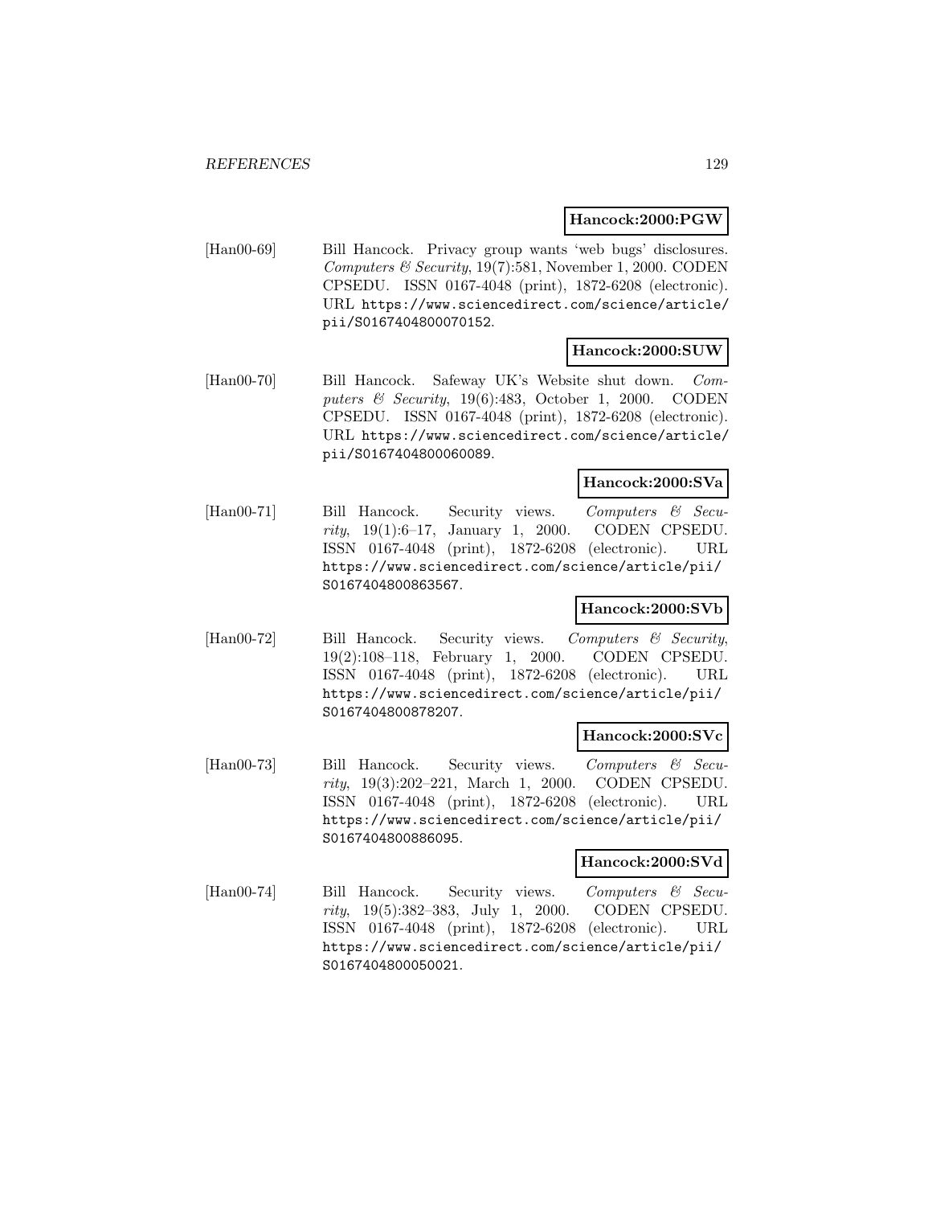**Hancock:2000:PGW**

[Han00-69] Bill Hancock. Privacy group wants 'web bugs' disclosures. *Computers & Security*, 19(7):581, November 1, 2000. CODEN CPSEDU. ISSN 0167-4048 (print), 1872-6208 (electronic). URL https://www.sciencedirect.com/science/article/pii/S0167404800070152.

**Hancock:2000:SUW**

[Han00-70] Bill Hancock. Safeway UK's Website shut down. *Computers & Security*, 19(6):483, October 1, 2000. CODEN CPSEDU. ISSN 0167-4048 (print), 1872-6208 (electronic). URL https://www.sciencedirect.com/science/article/pii/S0167404800060089.

**Hancock:2000:SVa**

[Han00-71] Bill Hancock. Security views. *Computers & Security*, 19(1):6–17, January 1, 2000. CODEN CPSEDU. ISSN 0167-4048 (print), 1872-6208 (electronic). URL https://www.sciencedirect.com/science/article/pii/S0167404800863567.

**Hancock:2000:SVb**

[Han00-72] Bill Hancock. Security views. *Computers & Security*, 19(2):108–118, February 1, 2000. CODEN CPSEDU. ISSN 0167-4048 (print), 1872-6208 (electronic). URL https://www.sciencedirect.com/science/article/pii/S0167404800878207.

**Hancock:2000:SVc**

[Han00-73] Bill Hancock. Security views. *Computers & Security*, 19(3):202–221, March 1, 2000. CODEN CPSEDU. ISSN 0167-4048 (print), 1872-6208 (electronic). URL https://www.sciencedirect.com/science/article/pii/S0167404800886095.

**Hancock:2000:SVd**

[Han00-74] Bill Hancock. Security views. *Computers & Security*, 19(5):382–383, July 1, 2000. CODEN CPSEDU. ISSN 0167-4048 (print), 1872-6208 (electronic). URL https://www.sciencedirect.com/science/article/pii/S0167404800050021.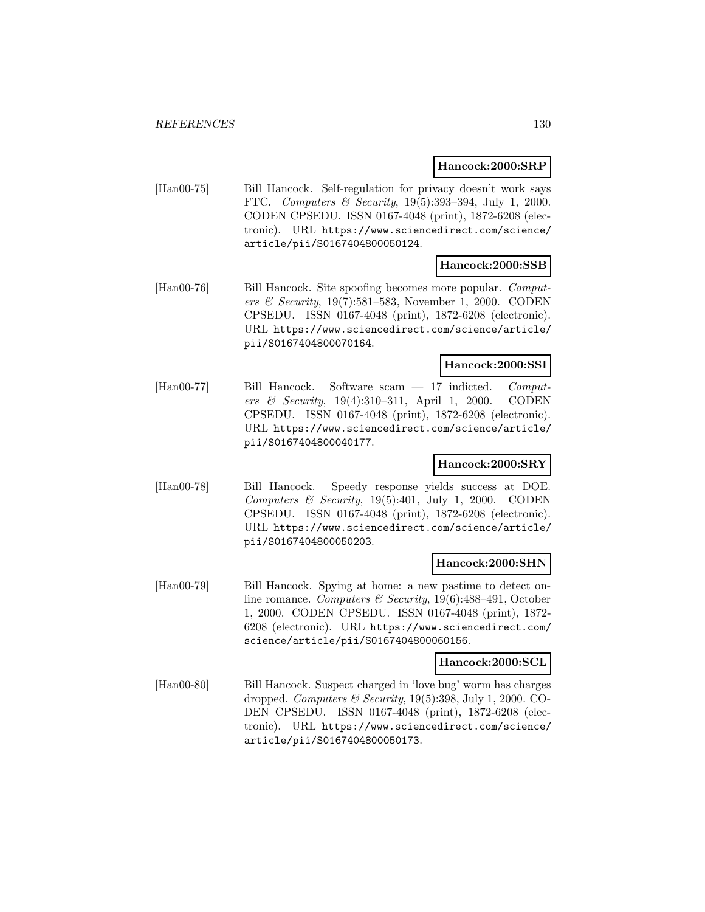**Hancock:2000:SRP**

[Han00-75] Bill Hancock. Self-regulation for privacy doesn't work says FTC. *Computers & Security*, 19(5):393–394, July 1, 2000. CODEN CPSEDU. ISSN 0167-4048 (print), 1872-6208 (electronic). URL https://www.sciencedirect.com/science/article/pii/S0167404800050124.

**Hancock:2000:SSB**

[Han00-76] Bill Hancock. Site spoofing becomes more popular. *Computers & Security*, 19(7):581–583, November 1, 2000. CODEN CPSEDU. ISSN 0167-4048 (print), 1872-6208 (electronic). URL https://www.sciencedirect.com/science/article/pii/S0167404800070164.

**Hancock:2000:SSI**

[Han00-77] Bill Hancock. Software scam — 17 indicted. *Computers & Security*, 19(4):310–311, April 1, 2000. CODEN CPSEDU. ISSN 0167-4048 (print), 1872-6208 (electronic). URL https://www.sciencedirect.com/science/article/pii/S0167404800040177.

**Hancock:2000:SRY**

[Han00-78] Bill Hancock. Speedy response yields success at DOE. *Computers & Security*, 19(5):401, July 1, 2000. CODEN CPSEDU. ISSN 0167-4048 (print), 1872-6208 (electronic). URL https://www.sciencedirect.com/science/article/pii/S0167404800050203.

**Hancock:2000:SHN**

[Han00-79] Bill Hancock. Spying at home: a new pastime to detect online romance. *Computers & Security*, 19(6):488–491, October 1, 2000. CODEN CPSEDU. ISSN 0167-4048 (print), 1872-6208 (electronic). URL https://www.sciencedirect.com/science/article/pii/S0167404800060156.

**Hancock:2000:SCL**

[Han00-80] Bill Hancock. Suspect charged in 'love bug' worm has charges dropped. *Computers & Security*, 19(5):398, July 1, 2000. CODEN CPSEDU. ISSN 0167-4048 (print), 1872-6208 (electronic). URL https://www.sciencedirect.com/science/article/pii/S0167404800050173.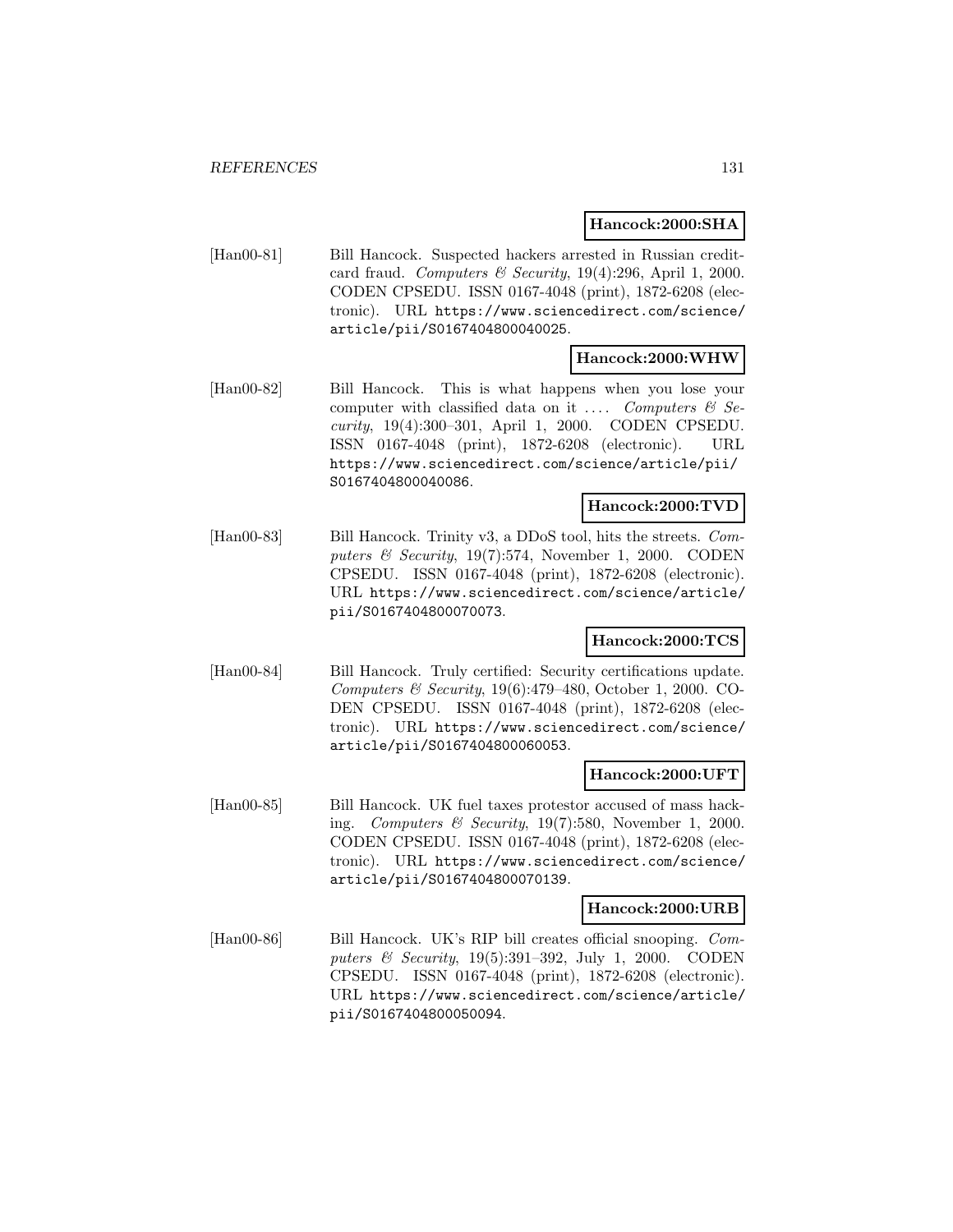**Hancock:2000:SHA**

[Han00-81] Bill Hancock. Suspected hackers arrested in Russian credit-card fraud. *Computers & Security*, 19(4):296, April 1, 2000. CODEN CPSEDU. ISSN 0167-4048 (print), 1872-6208 (electronic). URL https://www.sciencedirect.com/science/article/pii/S0167404800040025.

**Hancock:2000:WHW**

[Han00-82] Bill Hancock. This is what happens when you lose your computer with classified data on it .... *Computers & Security*, 19(4):300–301, April 1, 2000. CODEN CPSEDU. ISSN 0167-4048 (print), 1872-6208 (electronic). URL https://www.sciencedirect.com/science/article/pii/S0167404800040086.

**Hancock:2000:TVD**

[Han00-83] Bill Hancock. Trinity v3, a DDoS tool, hits the streets. *Computers & Security*, 19(7):574, November 1, 2000. CODEN CPSEDU. ISSN 0167-4048 (print), 1872-6208 (electronic). URL https://www.sciencedirect.com/science/article/pii/S0167404800070073.

**Hancock:2000:TCS**

[Han00-84] Bill Hancock. Truly certified: Security certifications update. *Computers & Security*, 19(6):479–480, October 1, 2000. CODEN CPSEDU. ISSN 0167-4048 (print), 1872-6208 (electronic). URL https://www.sciencedirect.com/science/article/pii/S0167404800060053.

**Hancock:2000:UFT**

[Han00-85] Bill Hancock. UK fuel taxes protestor accused of mass hacking. *Computers & Security*, 19(7):580, November 1, 2000. CODEN CPSEDU. ISSN 0167-4048 (print), 1872-6208 (electronic). URL https://www.sciencedirect.com/science/article/pii/S0167404800070139.

**Hancock:2000:URB**

[Han00-86] Bill Hancock. UK's RIP bill creates official snooping. *Computers & Security*, 19(5):391–392, July 1, 2000. CODEN CPSEDU. ISSN 0167-4048 (print), 1872-6208 (electronic). URL https://www.sciencedirect.com/science/article/pii/S0167404800050094.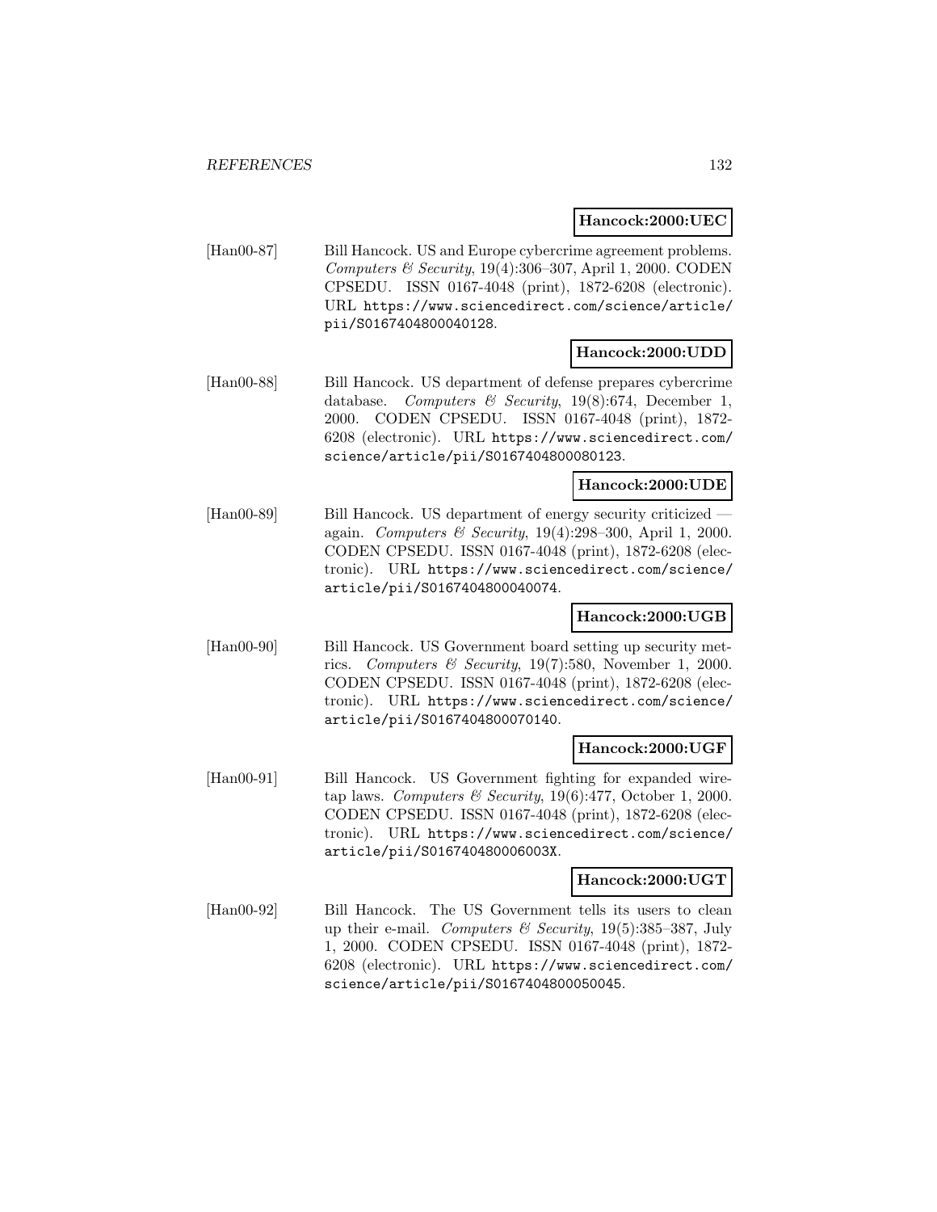**Hancock:2000:UEC**

[Han00-87] Bill Hancock. US and Europe cybercrime agreement problems. *Computers & Security*, 19(4):306–307, April 1, 2000. CODEN CPSEDU. ISSN 0167-4048 (print), 1872-6208 (electronic). URL https://www.sciencedirect.com/science/article/pii/S0167404800040128.

**Hancock:2000:UDD**

[Han00-88] Bill Hancock. US department of defense prepares cybercrime database. *Computers & Security*, 19(8):674, December 1, 2000. CODEN CPSEDU. ISSN 0167-4048 (print), 1872-6208 (electronic). URL https://www.sciencedirect.com/science/article/pii/S0167404800080123.

**Hancock:2000:UDE**

[Han00-89] Bill Hancock. US department of energy security criticized — again. *Computers & Security*, 19(4):298–300, April 1, 2000. CODEN CPSEDU. ISSN 0167-4048 (print), 1872-6208 (electronic). URL https://www.sciencedirect.com/science/article/pii/S0167404800040074.

**Hancock:2000:UGB**

[Han00-90] Bill Hancock. US Government board setting up security metrics. *Computers & Security*, 19(7):580, November 1, 2000. CODEN CPSEDU. ISSN 0167-4048 (print), 1872-6208 (electronic). URL https://www.sciencedirect.com/science/article/pii/S0167404800070140.

**Hancock:2000:UGF**

[Han00-91] Bill Hancock. US Government fighting for expanded wiretap laws. *Computers & Security*, 19(6):477, October 1, 2000. CODEN CPSEDU. ISSN 0167-4048 (print), 1872-6208 (electronic). URL https://www.sciencedirect.com/science/article/pii/S016740480006003X.

**Hancock:2000:UGT**

[Han00-92] Bill Hancock. The US Government tells its users to clean up their e-mail. *Computers & Security*, 19(5):385–387, July 1, 2000. CODEN CPSEDU. ISSN 0167-4048 (print), 1872-6208 (electronic). URL https://www.sciencedirect.com/science/article/pii/S0167404800050045.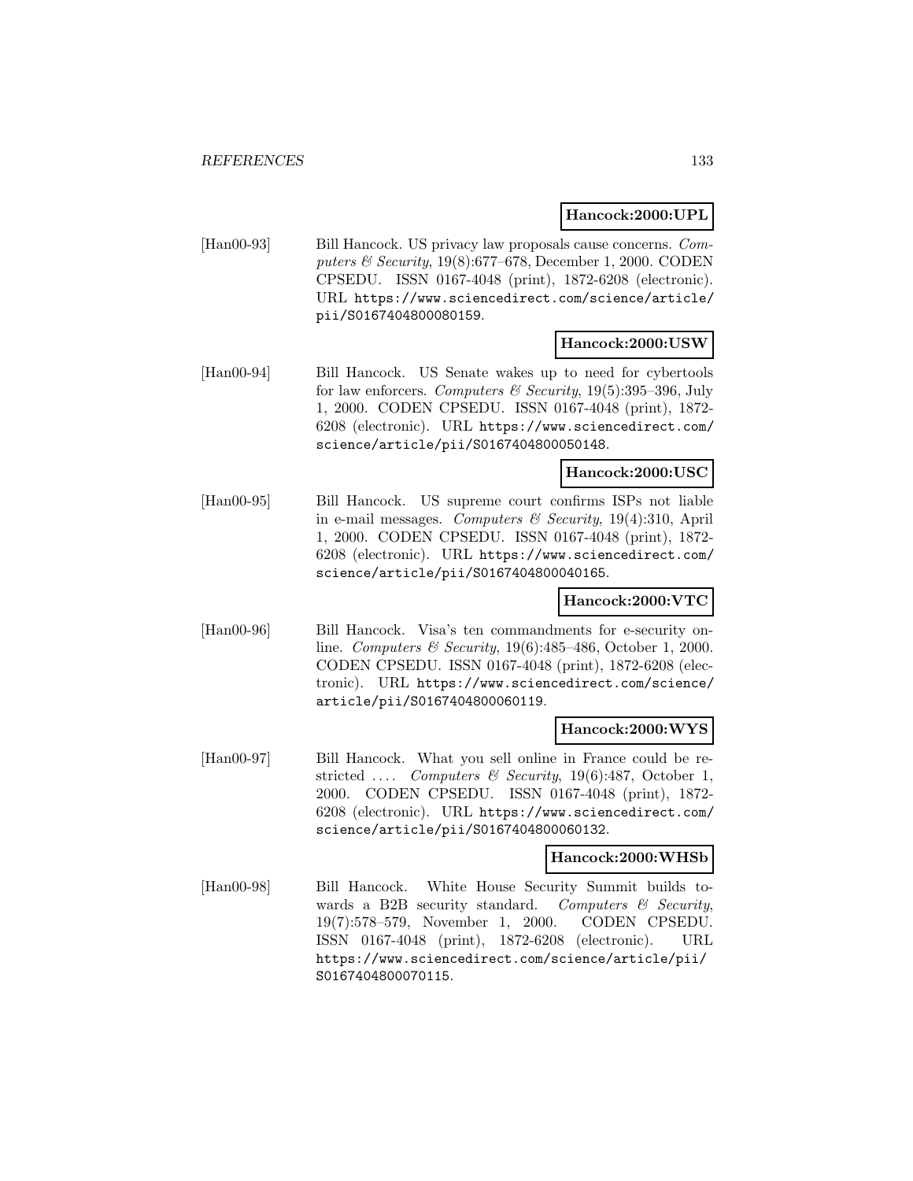**Hancock:2000:UPL**

[Han00-93] Bill Hancock. US privacy law proposals cause concerns. *Computers & Security*, 19(8):677–678, December 1, 2000. CODEN CPSEDU. ISSN 0167-4048 (print), 1872-6208 (electronic). URL https://www.sciencedirect.com/science/article/pii/S0167404800080159.

**Hancock:2000:USW**

[Han00-94] Bill Hancock. US Senate wakes up to need for cybertools for law enforcers. *Computers & Security*, 19(5):395–396, July 1, 2000. CODEN CPSEDU. ISSN 0167-4048 (print), 1872-6208 (electronic). URL https://www.sciencedirect.com/science/article/pii/S0167404800050148.

**Hancock:2000:USC**

[Han00-95] Bill Hancock. US supreme court confirms ISPs not liable in e-mail messages. *Computers & Security*, 19(4):310, April 1, 2000. CODEN CPSEDU. ISSN 0167-4048 (print), 1872-6208 (electronic). URL https://www.sciencedirect.com/science/article/pii/S0167404800040165.

**Hancock:2000:VTC**

[Han00-96] Bill Hancock. Visa's ten commandments for e-security online. *Computers & Security*, 19(6):485–486, October 1, 2000. CODEN CPSEDU. ISSN 0167-4048 (print), 1872-6208 (electronic). URL https://www.sciencedirect.com/science/article/pii/S0167404800060119.

**Hancock:2000:WYS**

[Han00-97] Bill Hancock. What you sell online in France could be restricted .... *Computers & Security*, 19(6):487, October 1, 2000. CODEN CPSEDU. ISSN 0167-4048 (print), 1872-6208 (electronic). URL https://www.sciencedirect.com/science/article/pii/S0167404800060132.

**Hancock:2000:WHSb**

[Han00-98] Bill Hancock. White House Security Summit builds towards a B2B security standard. *Computers & Security*, 19(7):578–579, November 1, 2000. CODEN CPSEDU. ISSN 0167-4048 (print), 1872-6208 (electronic). URL https://www.sciencedirect.com/science/article/pii/S0167404800070115.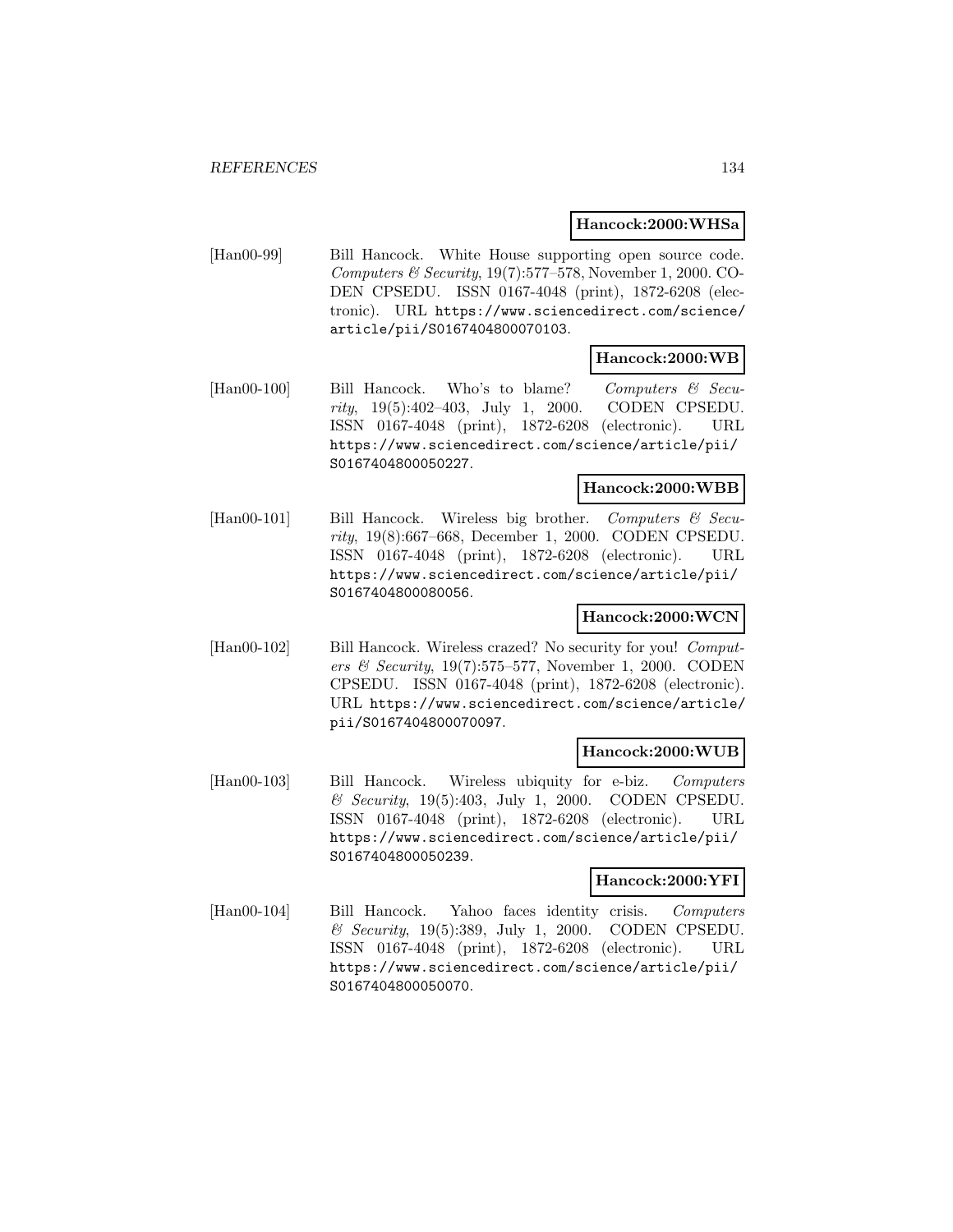**Hancock:2000:WHSa**

[Han00-99] Bill Hancock. White House supporting open source code. *Computers & Security*, 19(7):577–578, November 1, 2000. CODEN CPSEDU. ISSN 0167-4048 (print), 1872-6208 (electronic). URL https://www.sciencedirect.com/science/article/pii/S0167404800070103.

**Hancock:2000:WB**

[Han00-100] Bill Hancock. Who's to blame? *Computers & Security*, 19(5):402–403, July 1, 2000. CODEN CPSEDU. ISSN 0167-4048 (print), 1872-6208 (electronic). URL https://www.sciencedirect.com/science/article/pii/S0167404800050227.

**Hancock:2000:WBB**

[Han00-101] Bill Hancock. Wireless big brother. *Computers & Security*, 19(8):667–668, December 1, 2000. CODEN CPSEDU. ISSN 0167-4048 (print), 1872-6208 (electronic). URL https://www.sciencedirect.com/science/article/pii/S0167404800080056.

**Hancock:2000:WCN**

[Han00-102] Bill Hancock. Wireless crazed? No security for you! *Computers & Security*, 19(7):575–577, November 1, 2000. CODEN CPSEDU. ISSN 0167-4048 (print), 1872-6208 (electronic). URL https://www.sciencedirect.com/science/article/pii/S0167404800070097.

**Hancock:2000:WUB**

[Han00-103] Bill Hancock. Wireless ubiquity for e-biz. *Computers & Security*, 19(5):403, July 1, 2000. CODEN CPSEDU. ISSN 0167-4048 (print), 1872-6208 (electronic). URL https://www.sciencedirect.com/science/article/pii/S0167404800050239.

**Hancock:2000:YFI**

[Han00-104] Bill Hancock. Yahoo faces identity crisis. *Computers & Security*, 19(5):389, July 1, 2000. CODEN CPSEDU. ISSN 0167-4048 (print), 1872-6208 (electronic). URL https://www.sciencedirect.com/science/article/pii/S0167404800050070.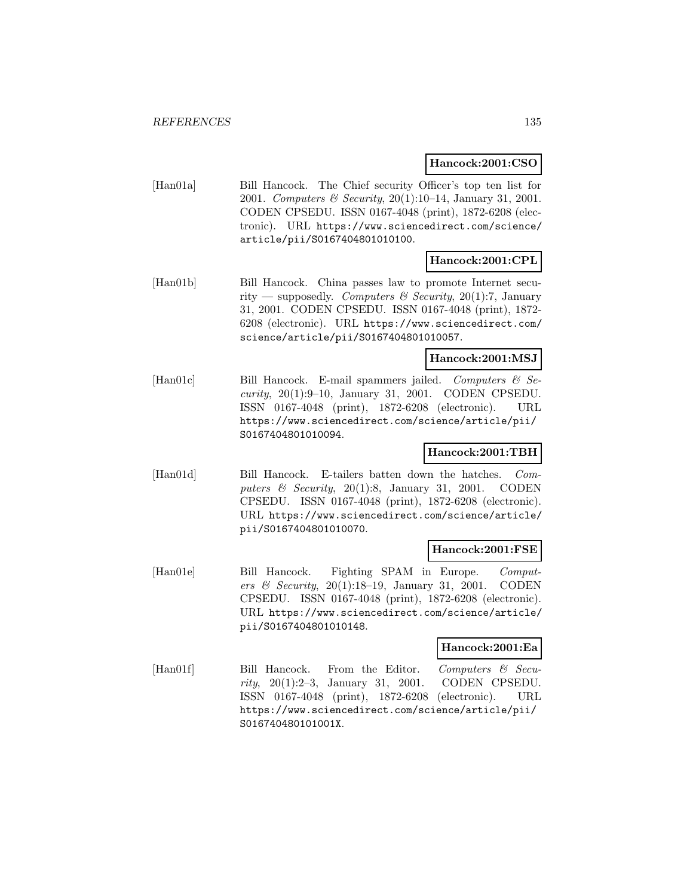**Hancock:2001:CSO**

[Han01a] Bill Hancock. The Chief security Officer's top ten list for 2001. *Computers & Security*, 20(1):10–14, January 31, 2001. CODEN CPSEDU. ISSN 0167-4048 (print), 1872-6208 (electronic). URL https://www.sciencedirect.com/science/article/pii/S0167404801010100.

**Hancock:2001:CPL**

[Han01b] Bill Hancock. China passes law to promote Internet security — supposedly. *Computers & Security*, 20(1):7, January 31, 2001. CODEN CPSEDU. ISSN 0167-4048 (print), 1872-6208 (electronic). URL https://www.sciencedirect.com/science/article/pii/S0167404801010057.

**Hancock:2001:MSJ**

[Han01c] Bill Hancock. E-mail spammers jailed. *Computers & Security*, 20(1):9–10, January 31, 2001. CODEN CPSEDU. ISSN 0167-4048 (print), 1872-6208 (electronic). URL https://www.sciencedirect.com/science/article/pii/S0167404801010094.

**Hancock:2001:TBH**

[Han01d] Bill Hancock. E-tailers batten down the hatches. *Computers & Security*, 20(1):8, January 31, 2001. CODEN CPSEDU. ISSN 0167-4048 (print), 1872-6208 (electronic). URL https://www.sciencedirect.com/science/article/pii/S0167404801010070.

**Hancock:2001:FSE**

[Han01e] Bill Hancock. Fighting SPAM in Europe. *Computers & Security*, 20(1):18–19, January 31, 2001. CODEN CPSEDU. ISSN 0167-4048 (print), 1872-6208 (electronic). URL https://www.sciencedirect.com/science/article/pii/S0167404801010148.

**Hancock:2001:Ea**

[Han01f] Bill Hancock. From the Editor. *Computers & Security*, 20(1):2–3, January 31, 2001. CODEN CPSEDU. ISSN 0167-4048 (print), 1872-6208 (electronic). URL https://www.sciencedirect.com/science/article/pii/S016740480101001X.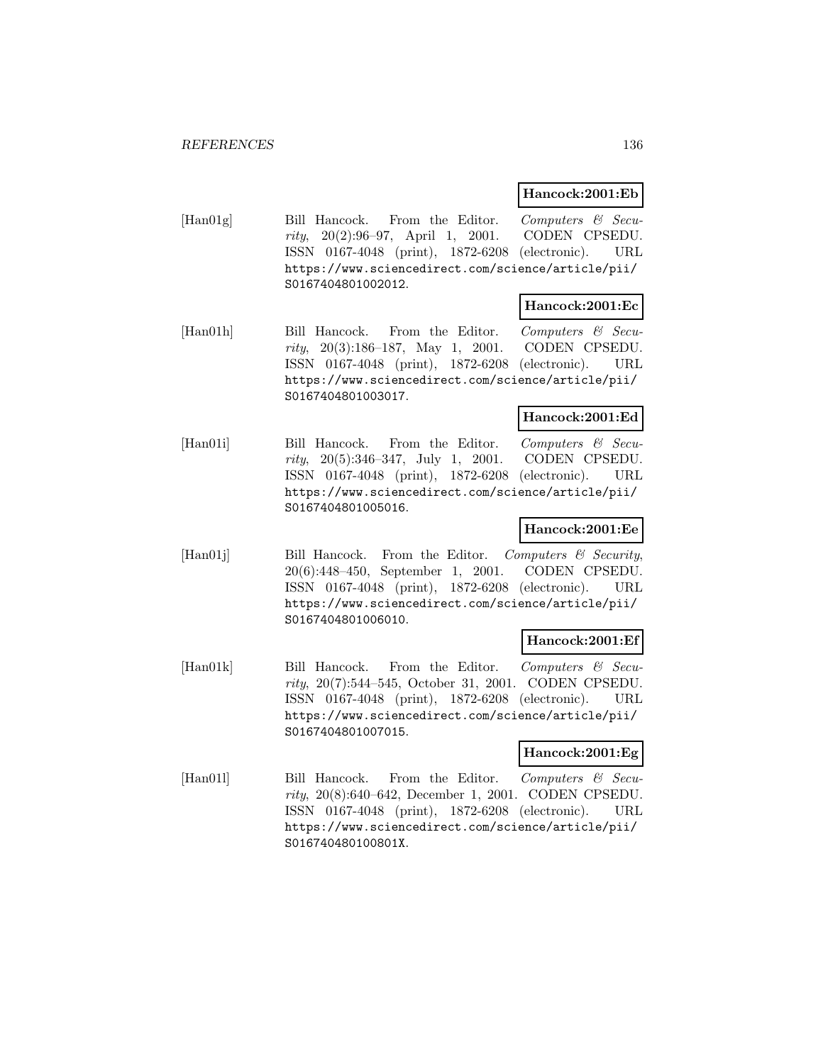**Hancock:2001:Eb**

[Han01g] Bill Hancock. From the Editor. *Computers & Security*, 20(2):96–97, April 1, 2001. CODEN CPSEDU. ISSN 0167-4048 (print), 1872-6208 (electronic). URL https://www.sciencedirect.com/science/article/pii/S0167404801002012.

**Hancock:2001:Ec**

[Han01h] Bill Hancock. From the Editor. *Computers & Security*, 20(3):186–187, May 1, 2001. CODEN CPSEDU. ISSN 0167-4048 (print), 1872-6208 (electronic). URL https://www.sciencedirect.com/science/article/pii/S0167404801003017.

**Hancock:2001:Ed**

[Han01i] Bill Hancock. From the Editor. *Computers & Security*, 20(5):346–347, July 1, 2001. CODEN CPSEDU. ISSN 0167-4048 (print), 1872-6208 (electronic). URL https://www.sciencedirect.com/science/article/pii/S0167404801005016.

**Hancock:2001:Ee**

[Han01j] Bill Hancock. From the Editor. *Computers & Security*, 20(6):448–450, September 1, 2001. CODEN CPSEDU. ISSN 0167-4048 (print), 1872-6208 (electronic). URL https://www.sciencedirect.com/science/article/pii/S0167404801006010.

**Hancock:2001:Ef**

[Han01k] Bill Hancock. From the Editor. *Computers & Security*, 20(7):544–545, October 31, 2001. CODEN CPSEDU. ISSN 0167-4048 (print), 1872-6208 (electronic). URL https://www.sciencedirect.com/science/article/pii/S0167404801007015.

**Hancock:2001:Eg**

[Han01l] Bill Hancock. From the Editor. *Computers & Security*, 20(8):640–642, December 1, 2001. CODEN CPSEDU. ISSN 0167-4048 (print), 1872-6208 (electronic). URL https://www.sciencedirect.com/science/article/pii/S016740480100801X.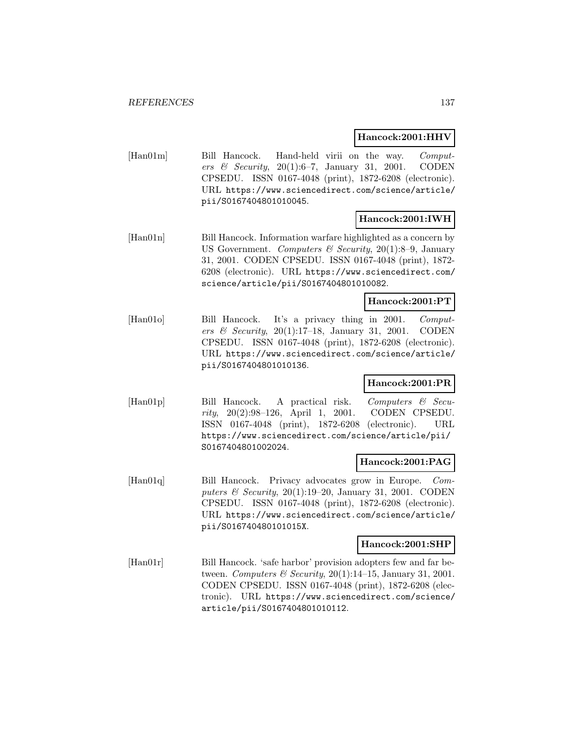**Hancock:2001:HHV**

[Han01m] Bill Hancock. Hand-held virii on the way. *Computers & Security*, 20(1):6–7, January 31, 2001. CODEN CPSEDU. ISSN 0167-4048 (print), 1872-6208 (electronic). URL https://www.sciencedirect.com/science/article/pii/S0167404801010045.

**Hancock:2001:IWH**

[Han01n] Bill Hancock. Information warfare highlighted as a concern by US Government. *Computers & Security*, 20(1):8–9, January 31, 2001. CODEN CPSEDU. ISSN 0167-4048 (print), 1872-6208 (electronic). URL https://www.sciencedirect.com/science/article/pii/S0167404801010082.

**Hancock:2001:PT**

[Han01o] Bill Hancock. It's a privacy thing in 2001. *Computers & Security*, 20(1):17–18, January 31, 2001. CODEN CPSEDU. ISSN 0167-4048 (print), 1872-6208 (electronic). URL https://www.sciencedirect.com/science/article/pii/S0167404801010136.

**Hancock:2001:PR**

[Han01p] Bill Hancock. A practical risk. *Computers & Security*, 20(2):98–126, April 1, 2001. CODEN CPSEDU. ISSN 0167-4048 (print), 1872-6208 (electronic). URL https://www.sciencedirect.com/science/article/pii/S0167404801002024.

**Hancock:2001:PAG**

[Han01q] Bill Hancock. Privacy advocates grow in Europe. *Computers & Security*, 20(1):19–20, January 31, 2001. CODEN CPSEDU. ISSN 0167-4048 (print), 1872-6208 (electronic). URL https://www.sciencedirect.com/science/article/pii/S016740480101015X.

**Hancock:2001:SHP**

[Han01r] Bill Hancock. 'safe harbor' provision adopters few and far between. *Computers & Security*, 20(1):14–15, January 31, 2001. CODEN CPSEDU. ISSN 0167-4048 (print), 1872-6208 (electronic). URL https://www.sciencedirect.com/science/article/pii/S0167404801010112.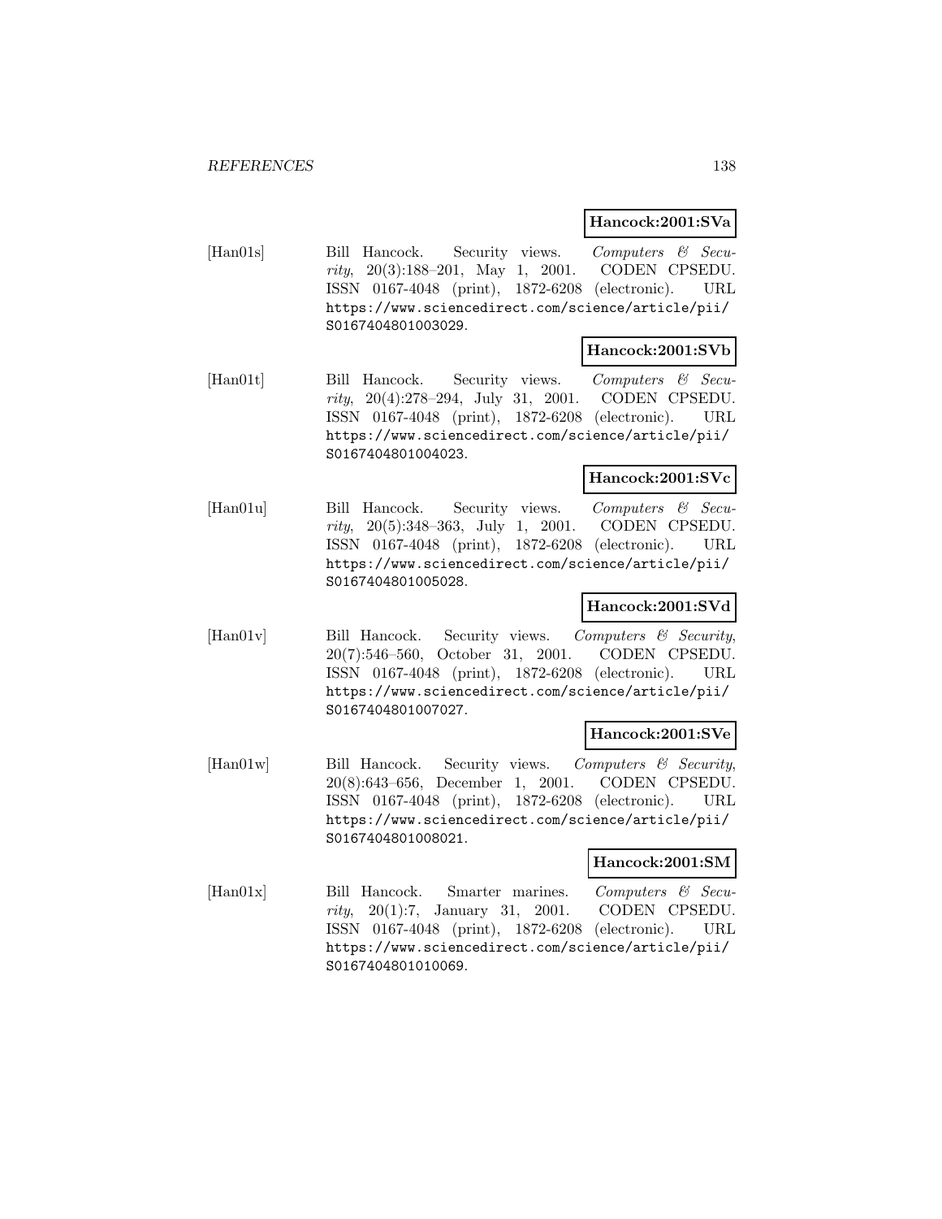**Hancock:2001:SVa**

[Han01s] Bill Hancock. Security views. *Computers & Security*, 20(3):188–201, May 1, 2001. CODEN CPSEDU. ISSN 0167-4048 (print), 1872-6208 (electronic). URL https://www.sciencedirect.com/science/article/pii/S0167404801003029.

**Hancock:2001:SVb**

[Han01t] Bill Hancock. Security views. *Computers & Security*, 20(4):278–294, July 31, 2001. CODEN CPSEDU. ISSN 0167-4048 (print), 1872-6208 (electronic). URL https://www.sciencedirect.com/science/article/pii/S0167404801004023.

**Hancock:2001:SVc**

[Han01u] Bill Hancock. Security views. *Computers & Security*, 20(5):348–363, July 1, 2001. CODEN CPSEDU. ISSN 0167-4048 (print), 1872-6208 (electronic). URL https://www.sciencedirect.com/science/article/pii/S0167404801005028.

**Hancock:2001:SVd**

[Han01v] Bill Hancock. Security views. *Computers & Security*, 20(7):546–560, October 31, 2001. CODEN CPSEDU. ISSN 0167-4048 (print), 1872-6208 (electronic). URL https://www.sciencedirect.com/science/article/pii/S0167404801007027.

**Hancock:2001:SVe**

[Han01w] Bill Hancock. Security views. *Computers & Security*, 20(8):643–656, December 1, 2001. CODEN CPSEDU. ISSN 0167-4048 (print), 1872-6208 (electronic). URL https://www.sciencedirect.com/science/article/pii/S0167404801008021.

**Hancock:2001:SM**

[Han01x] Bill Hancock. Smarter marines. *Computers & Security*, 20(1):7, January 31, 2001. CODEN CPSEDU. ISSN 0167-4048 (print), 1872-6208 (electronic). URL https://www.sciencedirect.com/science/article/pii/S0167404801010069.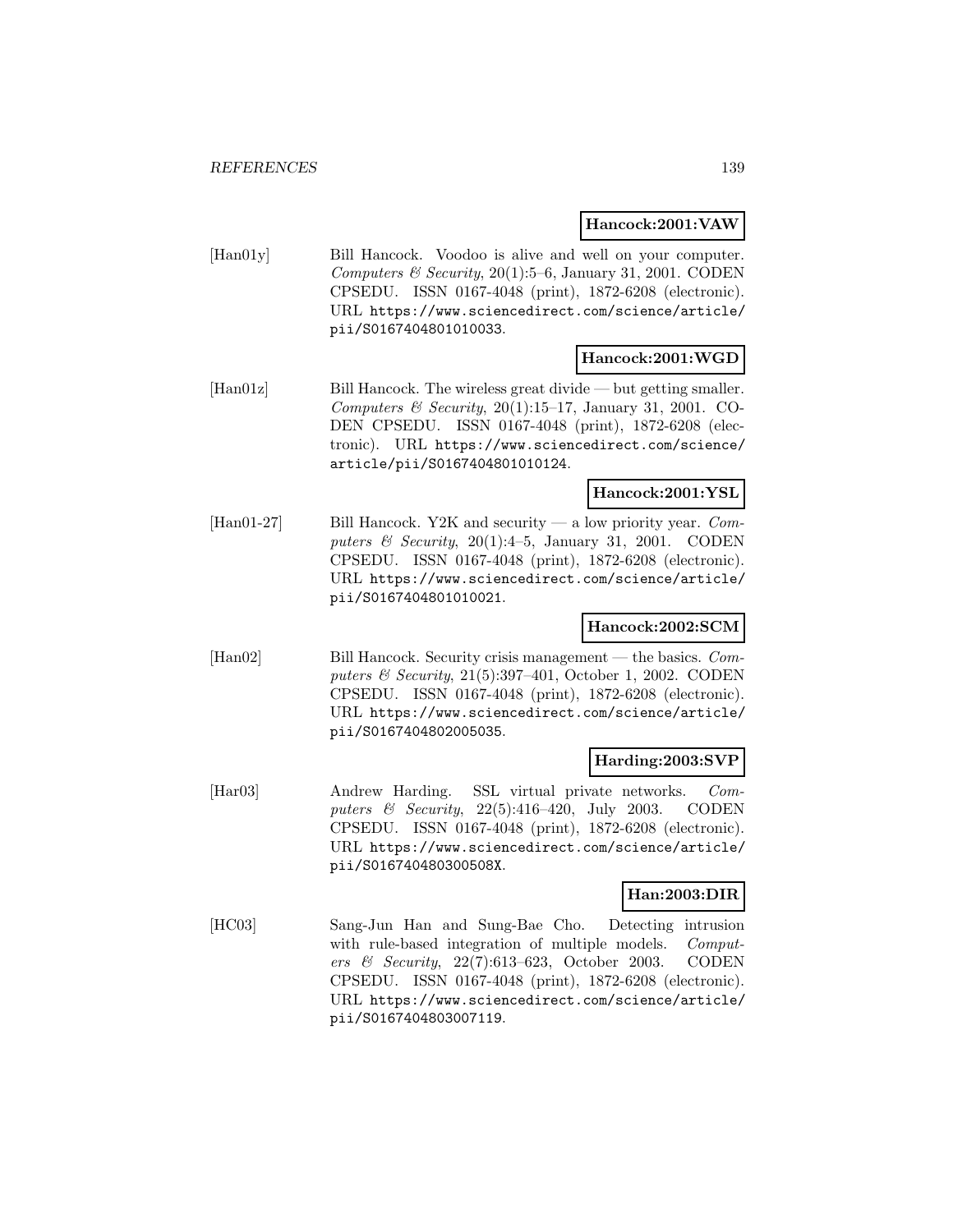**Hancock:2001:VAW**

[Han01y] Bill Hancock. Voodoo is alive and well on your computer. *Computers & Security*, 20(1):5–6, January 31, 2001. CODEN CPSEDU. ISSN 0167-4048 (print), 1872-6208 (electronic). URL https://www.sciencedirect.com/science/article/pii/S0167404801010033.

**Hancock:2001:WGD**

[Han01z] Bill Hancock. The wireless great divide — but getting smaller. *Computers & Security*, 20(1):15–17, January 31, 2001. CODEN CPSEDU. ISSN 0167-4048 (print), 1872-6208 (electronic). URL https://www.sciencedirect.com/science/article/pii/S0167404801010124.

**Hancock:2001:YSL**

[Han01-27] Bill Hancock. Y2K and security — a low priority year. *Computers & Security*, 20(1):4–5, January 31, 2001. CODEN CPSEDU. ISSN 0167-4048 (print), 1872-6208 (electronic). URL https://www.sciencedirect.com/science/article/pii/S0167404801010021.

**Hancock:2002:SCM**

[Han02] Bill Hancock. Security crisis management — the basics. *Computers & Security*, 21(5):397–401, October 1, 2002. CODEN CPSEDU. ISSN 0167-4048 (print), 1872-6208 (electronic). URL https://www.sciencedirect.com/science/article/pii/S0167404802005035.

**Harding:2003:SVP**

[Har03] Andrew Harding. SSL virtual private networks. *Computers & Security*, 22(5):416–420, July 2003. CODEN CPSEDU. ISSN 0167-4048 (print), 1872-6208 (electronic). URL https://www.sciencedirect.com/science/article/pii/S016740480300508X.

**Han:2003:DIR**

[HC03] Sang-Jun Han and Sung-Bae Cho. Detecting intrusion with rule-based integration of multiple models. *Computers & Security*, 22(7):613–623, October 2003. CODEN CPSEDU. ISSN 0167-4048 (print), 1872-6208 (electronic). URL https://www.sciencedirect.com/science/article/pii/S0167404803007119.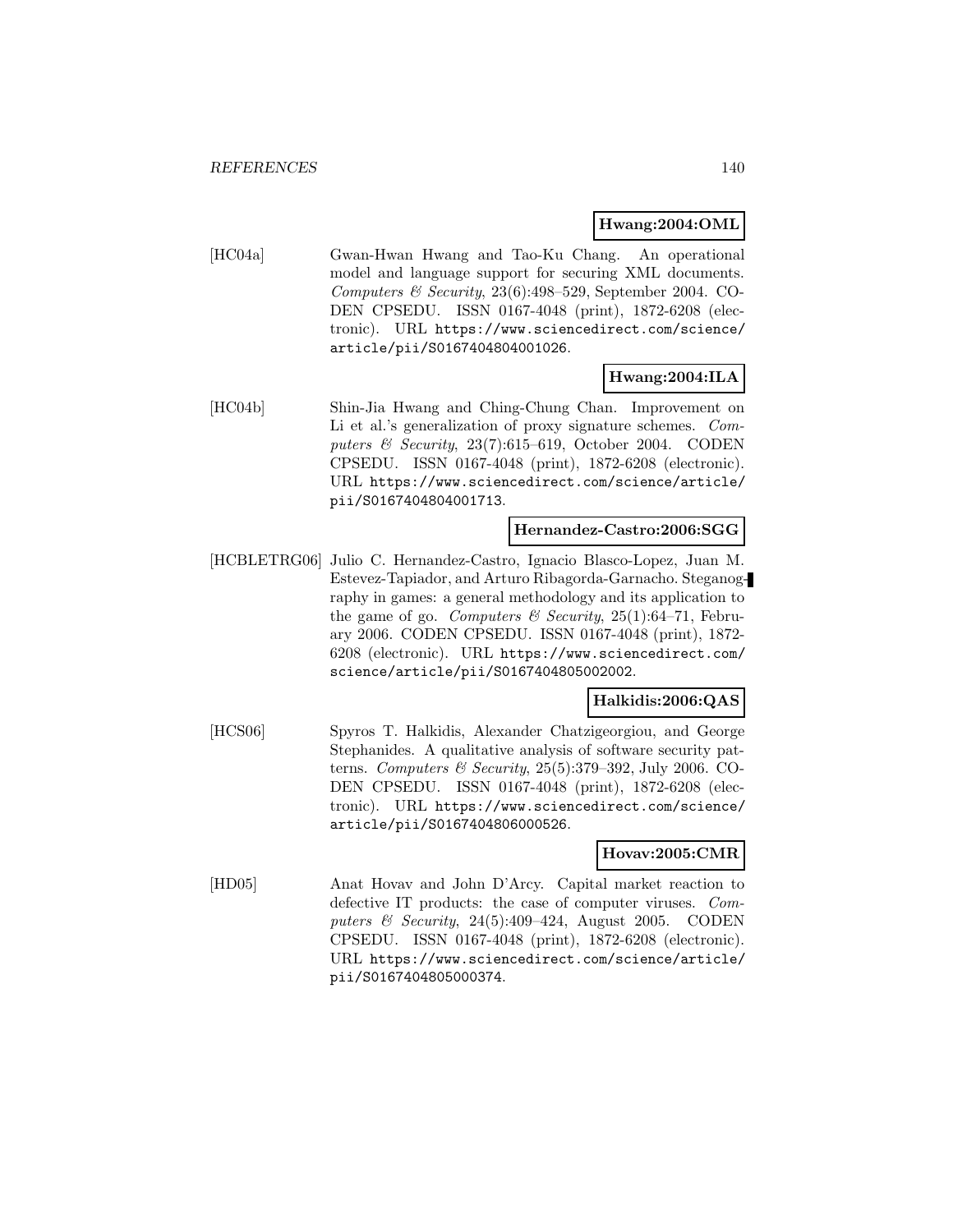**Hwang:2004:OML**

[HC04a] Gwan-Hwan Hwang and Tao-Ku Chang. An operational model and language support for securing XML documents. *Computers & Security*, 23(6):498–529, September 2004. CODEN CPSEDU. ISSN 0167-4048 (print), 1872-6208 (electronic). URL https://www.sciencedirect.com/science/article/pii/S0167404804001026.

**Hwang:2004:ILA**

[HC04b] Shin-Jia Hwang and Ching-Chung Chan. Improvement on Li et al.'s generalization of proxy signature schemes. *Computers & Security*, 23(7):615–619, October 2004. CODEN CPSEDU. ISSN 0167-4048 (print), 1872-6208 (electronic). URL https://www.sciencedirect.com/science/article/pii/S0167404804001713.

**Hernandez-Castro:2006:SGG**

[HCBLETRG06] Julio C. Hernandez-Castro, Ignacio Blasco-Lopez, Juan M. Estevez-Tapiador, and Arturo Ribagorda-Garnacho. Steganography in games: a general methodology and its application to the game of go. *Computers & Security*, 25(1):64–71, February 2006. CODEN CPSEDU. ISSN 0167-4048 (print), 1872-6208 (electronic). URL https://www.sciencedirect.com/science/article/pii/S0167404805002002.

**Halkidis:2006:QAS**

[HCS06] Spyros T. Halkidis, Alexander Chatzigeorgiou, and George Stephanides. A qualitative analysis of software security patterns. *Computers & Security*, 25(5):379–392, July 2006. CODEN CPSEDU. ISSN 0167-4048 (print), 1872-6208 (electronic). URL https://www.sciencedirect.com/science/article/pii/S0167404806000526.

**Hovav:2005:CMR**

[HD05] Anat Hovav and John D'Arcy. Capital market reaction to defective IT products: the case of computer viruses. *Computers & Security*, 24(5):409–424, August 2005. CODEN CPSEDU. ISSN 0167-4048 (print), 1872-6208 (electronic). URL https://www.sciencedirect.com/science/article/pii/S0167404805000374.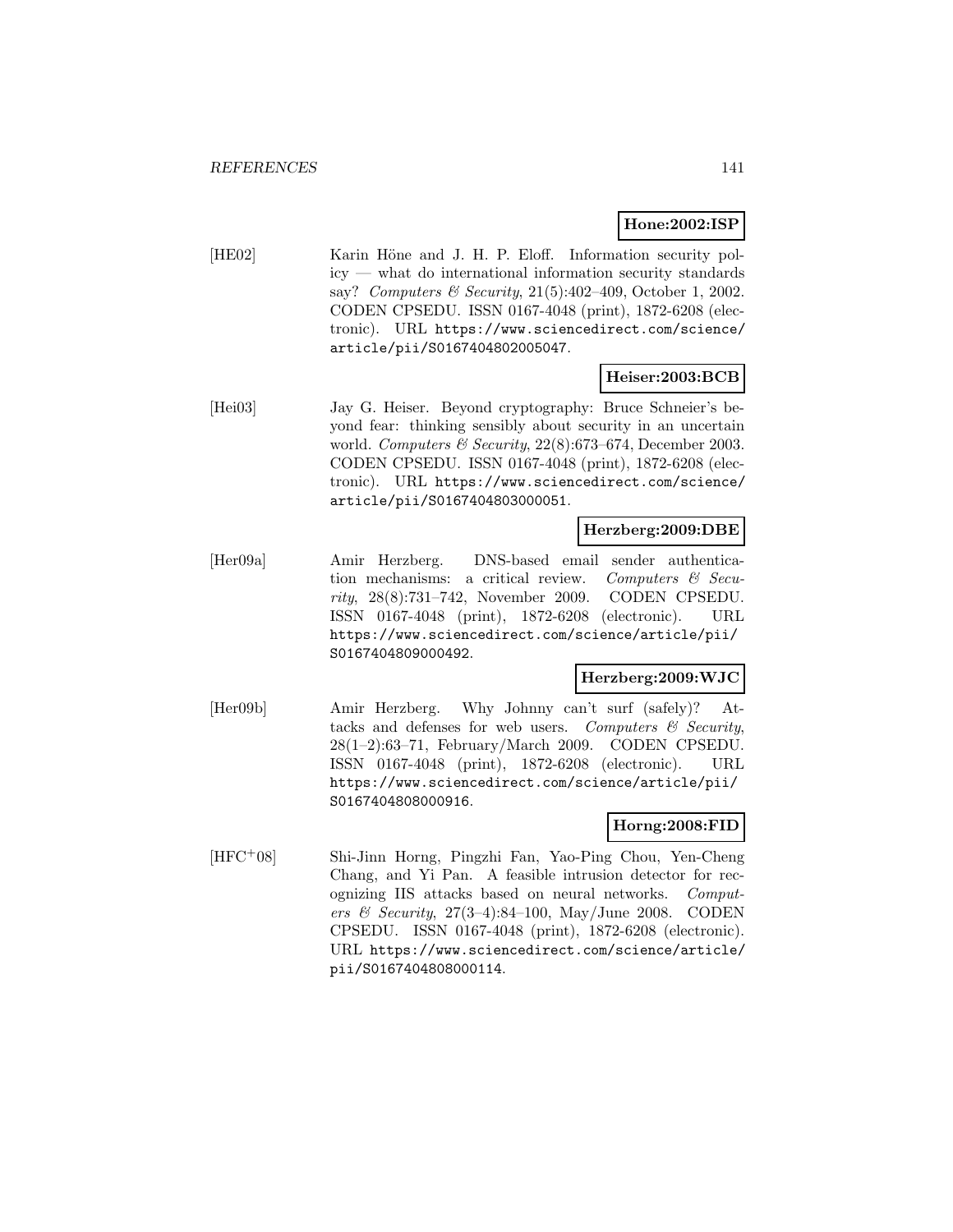**Hone:2002:ISP**

[HE02] Karin Höne and J. H. P. Eloff. Information security policy — what do international information security standards say? *Computers & Security*, 21(5):402–409, October 1, 2002. CODEN CPSEDU. ISSN 0167-4048 (print), 1872-6208 (electronic). URL https://www.sciencedirect.com/science/article/pii/S0167404802005047.

**Heiser:2003:BCB**

[Hei03] Jay G. Heiser. Beyond cryptography: Bruce Schneier's beyond fear: thinking sensibly about security in an uncertain world. *Computers & Security*, 22(8):673–674, December 2003. CODEN CPSEDU. ISSN 0167-4048 (print), 1872-6208 (electronic). URL https://www.sciencedirect.com/science/article/pii/S0167404803000051.

**Herzberg:2009:DBE**

[Her09a] Amir Herzberg. DNS-based email sender authentication mechanisms: a critical review. *Computers & Security*, 28(8):731–742, November 2009. CODEN CPSEDU. ISSN 0167-4048 (print), 1872-6208 (electronic). URL https://www.sciencedirect.com/science/article/pii/S0167404809000492.

**Herzberg:2009:WJC**

[Her09b] Amir Herzberg. Why Johnny can't surf (safely)? Attacks and defenses for web users. *Computers & Security*, 28(1–2):63–71, February/March 2009. CODEN CPSEDU. ISSN 0167-4048 (print), 1872-6208 (electronic). URL https://www.sciencedirect.com/science/article/pii/S0167404808000916.

**Horng:2008:FID**

[HFC+08] Shi-Jinn Horng, Pingzhi Fan, Yao-Ping Chou, Yen-Cheng Chang, and Yi Pan. A feasible intrusion detector for recognizing IIS attacks based on neural networks. *Computers & Security*, 27(3–4):84–100, May/June 2008. CODEN CPSEDU. ISSN 0167-4048 (print), 1872-6208 (electronic). URL https://www.sciencedirect.com/science/article/pii/S0167404808000114.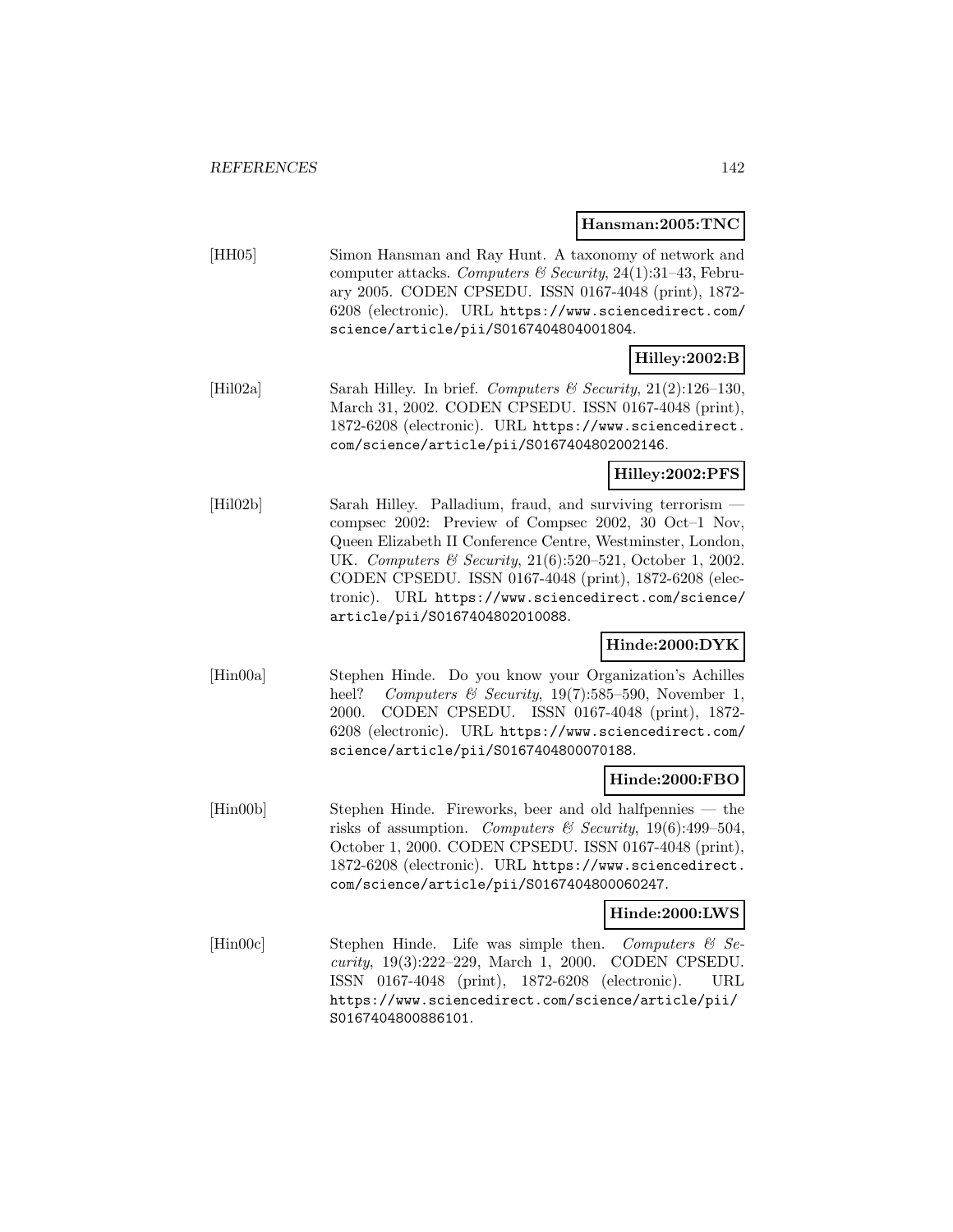**Hansman:2005:TNC**

[HH05] Simon Hansman and Ray Hunt. A taxonomy of network and computer attacks. *Computers & Security*, 24(1):31–43, February 2005. CODEN CPSEDU. ISSN 0167-4048 (print), 1872-6208 (electronic). URL https://www.sciencedirect.com/science/article/pii/S0167404804001804.

**Hilley:2002:B**

[Hil02a] Sarah Hilley. In brief. *Computers & Security*, 21(2):126–130, March 31, 2002. CODEN CPSEDU. ISSN 0167-4048 (print), 1872-6208 (electronic). URL https://www.sciencedirect.com/science/article/pii/S0167404802002146.

**Hilley:2002:PFS**

[Hil02b] Sarah Hilley. Palladium, fraud, and surviving terrorism — compsec 2002: Preview of Compsec 2002, 30 Oct–1 Nov, Queen Elizabeth II Conference Centre, Westminster, London, UK. *Computers & Security*, 21(6):520–521, October 1, 2002. CODEN CPSEDU. ISSN 0167-4048 (print), 1872-6208 (electronic). URL https://www.sciencedirect.com/science/article/pii/S0167404802010088.

**Hinde:2000:DYK**

[Hin00a] Stephen Hinde. Do you know your Organization's Achilles heel? *Computers & Security*, 19(7):585–590, November 1, 2000. CODEN CPSEDU. ISSN 0167-4048 (print), 1872-6208 (electronic). URL https://www.sciencedirect.com/science/article/pii/S0167404800070188.

**Hinde:2000:FBO**

[Hin00b] Stephen Hinde. Fireworks, beer and old halfpennies — the risks of assumption. *Computers & Security*, 19(6):499–504, October 1, 2000. CODEN CPSEDU. ISSN 0167-4048 (print), 1872-6208 (electronic). URL https://www.sciencedirect.com/science/article/pii/S0167404800060247.

**Hinde:2000:LWS**

[Hin00c] Stephen Hinde. Life was simple then. *Computers & Security*, 19(3):222–229, March 1, 2000. CODEN CPSEDU. ISSN 0167-4048 (print), 1872-6208 (electronic). URL https://www.sciencedirect.com/science/article/pii/S0167404800886101.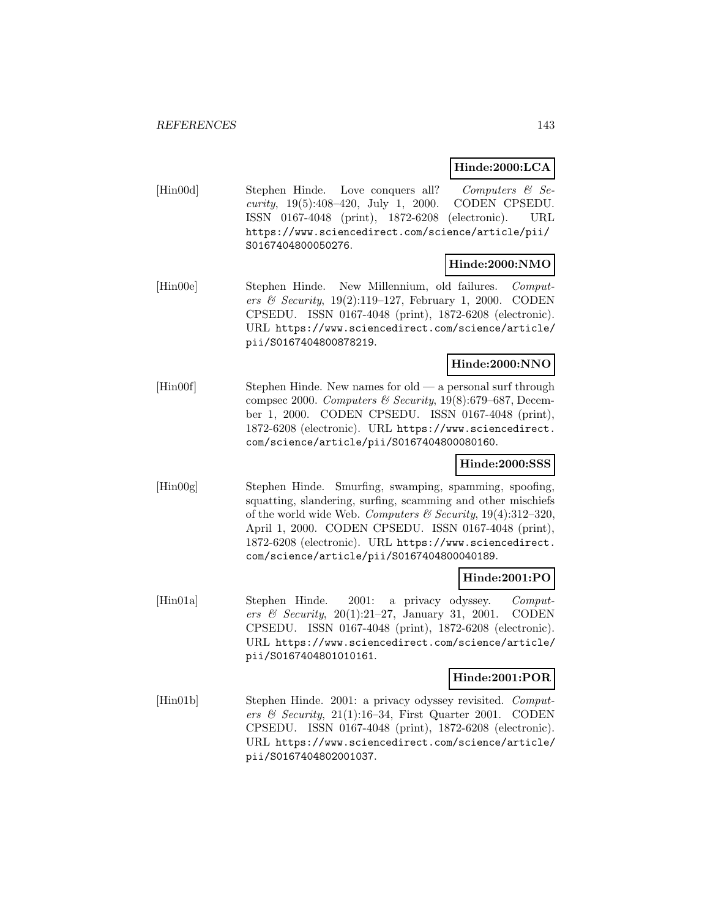**Hinde:2000:LCA**

[Hin00d] Stephen Hinde. Love conquers all? *Computers & Security*, 19(5):408–420, July 1, 2000. CODEN CPSEDU. ISSN 0167-4048 (print), 1872-6208 (electronic). URL https://www.sciencedirect.com/science/article/pii/S0167404800050276.

**Hinde:2000:NMO**

[Hin00e] Stephen Hinde. New Millennium, old failures. *Computers & Security*, 19(2):119–127, February 1, 2000. CODEN CPSEDU. ISSN 0167-4048 (print), 1872-6208 (electronic). URL https://www.sciencedirect.com/science/article/pii/S0167404800878219.

**Hinde:2000:NNO**

[Hin00f] Stephen Hinde. New names for old — a personal surf through compsec 2000. *Computers & Security*, 19(8):679–687, December 1, 2000. CODEN CPSEDU. ISSN 0167-4048 (print), 1872-6208 (electronic). URL https://www.sciencedirect.com/science/article/pii/S0167404800080160.

**Hinde:2000:SSS**

[Hin00g] Stephen Hinde. Smurfing, swamping, spamming, spoofing, squatting, slandering, surfing, scamming and other mischiefs of the world wide Web. *Computers & Security*, 19(4):312–320, April 1, 2000. CODEN CPSEDU. ISSN 0167-4048 (print), 1872-6208 (electronic). URL https://www.sciencedirect.com/science/article/pii/S0167404800040189.

**Hinde:2001:PO**

[Hin01a] Stephen Hinde. 2001: a privacy odyssey. *Computers & Security*, 20(1):21–27, January 31, 2001. CODEN CPSEDU. ISSN 0167-4048 (print), 1872-6208 (electronic). URL https://www.sciencedirect.com/science/article/pii/S0167404801010161.

**Hinde:2001:POR**

[Hin01b] Stephen Hinde. 2001: a privacy odyssey revisited. *Computers & Security*, 21(1):16–34, First Quarter 2001. CODEN CPSEDU. ISSN 0167-4048 (print), 1872-6208 (electronic). URL https://www.sciencedirect.com/science/article/pii/S0167404802001037.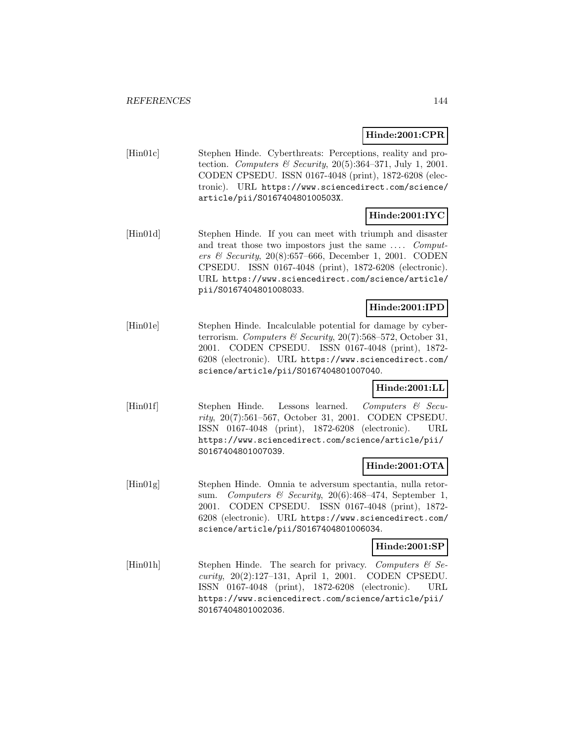**Hinde:2001:CPR**

[Hin01c] Stephen Hinde. Cyberthreats: Perceptions, reality and protection. *Computers & Security*, 20(5):364–371, July 1, 2001. CODEN CPSEDU. ISSN 0167-4048 (print), 1872-6208 (electronic). URL https://www.sciencedirect.com/science/article/pii/S016740480100503X.

**Hinde:2001:IYC**

[Hin01d] Stephen Hinde. If you can meet with triumph and disaster and treat those two impostors just the same .... *Computers & Security*, 20(8):657–666, December 1, 2001. CODEN CPSEDU. ISSN 0167-4048 (print), 1872-6208 (electronic). URL https://www.sciencedirect.com/science/article/pii/S0167404801008033.

**Hinde:2001:IPD**

[Hin01e] Stephen Hinde. Incalculable potential for damage by cyberterrorism. *Computers & Security*, 20(7):568–572, October 31, 2001. CODEN CPSEDU. ISSN 0167-4048 (print), 1872-6208 (electronic). URL https://www.sciencedirect.com/science/article/pii/S0167404801007040.

**Hinde:2001:LL**

[Hin01f] Stephen Hinde. Lessons learned. *Computers & Security*, 20(7):561–567, October 31, 2001. CODEN CPSEDU. ISSN 0167-4048 (print), 1872-6208 (electronic). URL https://www.sciencedirect.com/science/article/pii/S0167404801007039.

**Hinde:2001:OTA**

[Hin01g] Stephen Hinde. Omnia te adversum spectantia, nulla retorsum. *Computers & Security*, 20(6):468–474, September 1, 2001. CODEN CPSEDU. ISSN 0167-4048 (print), 1872-6208 (electronic). URL https://www.sciencedirect.com/science/article/pii/S0167404801006034.

**Hinde:2001:SP**

[Hin01h] Stephen Hinde. The search for privacy. *Computers & Security*, 20(2):127–131, April 1, 2001. CODEN CPSEDU. ISSN 0167-4048 (print), 1872-6208 (electronic). URL https://www.sciencedirect.com/science/article/pii/S0167404801002036.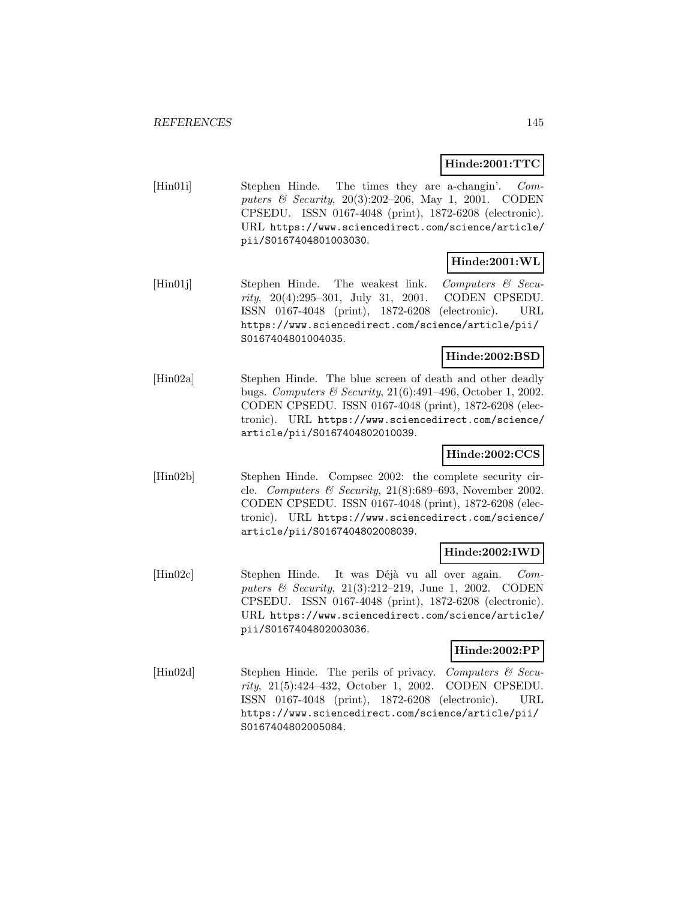**Hinde:2001:TTC**

[Hin01i] Stephen Hinde. The times they are a-changin'. *Computers & Security*, 20(3):202–206, May 1, 2001. CODEN CPSEDU. ISSN 0167-4048 (print), 1872-6208 (electronic). URL https://www.sciencedirect.com/science/article/pii/S0167404801003030.

**Hinde:2001:WL**

[Hin01j] Stephen Hinde. The weakest link. *Computers & Security*, 20(4):295–301, July 31, 2001. CODEN CPSEDU. ISSN 0167-4048 (print), 1872-6208 (electronic). URL https://www.sciencedirect.com/science/article/pii/S0167404801004035.

**Hinde:2002:BSD**

[Hin02a] Stephen Hinde. The blue screen of death and other deadly bugs. *Computers & Security*, 21(6):491–496, October 1, 2002. CODEN CPSEDU. ISSN 0167-4048 (print), 1872-6208 (electronic). URL https://www.sciencedirect.com/science/article/pii/S0167404802010039.

**Hinde:2002:CCS**

[Hin02b] Stephen Hinde. Compsec 2002: the complete security circle. *Computers & Security*, 21(8):689–693, November 2002. CODEN CPSEDU. ISSN 0167-4048 (print), 1872-6208 (electronic). URL https://www.sciencedirect.com/science/article/pii/S0167404802008039.

**Hinde:2002:IWD**

[Hin02c] Stephen Hinde. It was Déjà vu all over again. *Computers & Security*, 21(3):212–219, June 1, 2002. CODEN CPSEDU. ISSN 0167-4048 (print), 1872-6208 (electronic). URL https://www.sciencedirect.com/science/article/pii/S0167404802003036.

**Hinde:2002:PP**

[Hin02d] Stephen Hinde. The perils of privacy. *Computers & Security*, 21(5):424–432, October 1, 2002. CODEN CPSEDU. ISSN 0167-4048 (print), 1872-6208 (electronic). URL https://www.sciencedirect.com/science/article/pii/S0167404802005084.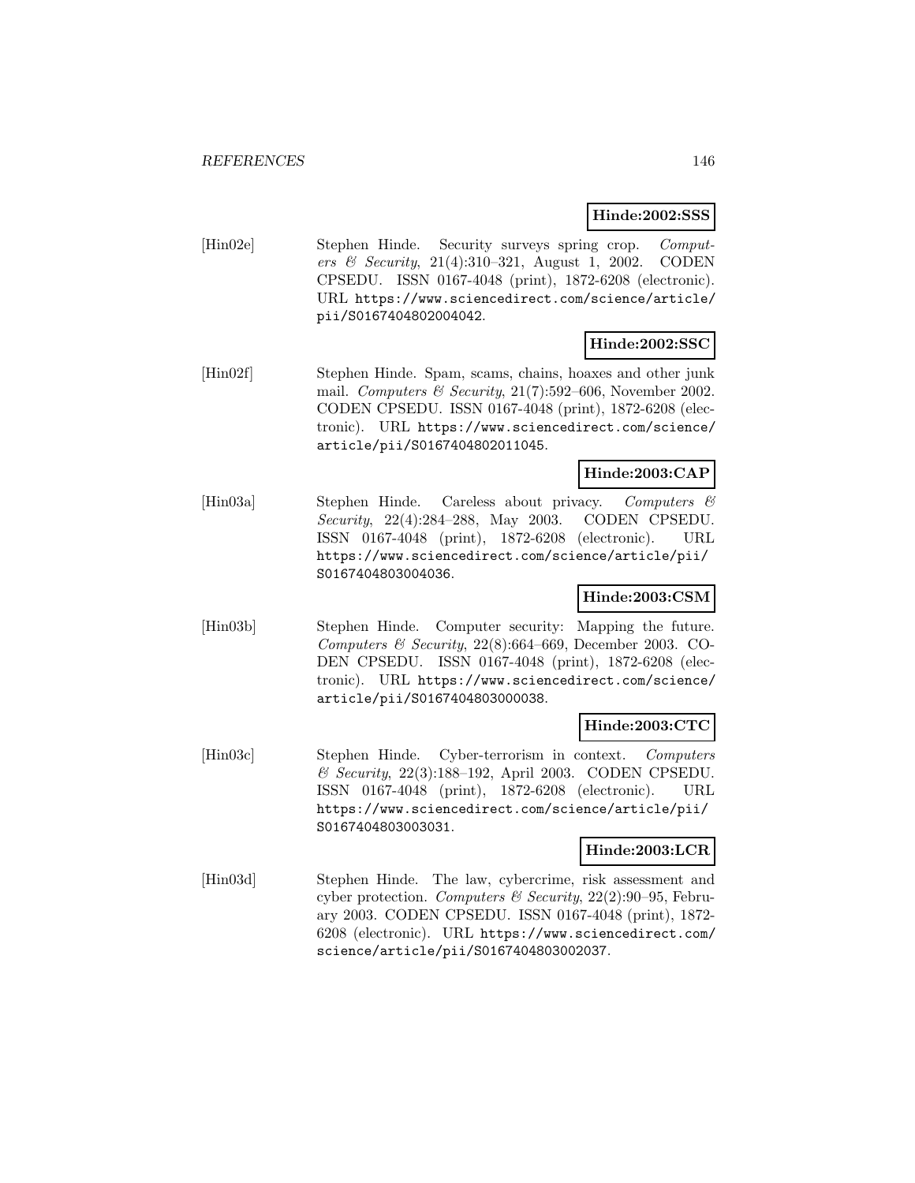**Hinde:2002:SSS**

[Hin02e] Stephen Hinde. Security surveys spring crop. *Computers & Security*, 21(4):310–321, August 1, 2002. CODEN CPSEDU. ISSN 0167-4048 (print), 1872-6208 (electronic). URL https://www.sciencedirect.com/science/article/pii/S0167404802004042.

**Hinde:2002:SSC**

[Hin02f] Stephen Hinde. Spam, scams, chains, hoaxes and other junk mail. *Computers & Security*, 21(7):592–606, November 2002. CODEN CPSEDU. ISSN 0167-4048 (print), 1872-6208 (electronic). URL https://www.sciencedirect.com/science/article/pii/S0167404802011045.

**Hinde:2003:CAP**

[Hin03a] Stephen Hinde. Careless about privacy. *Computers & Security*, 22(4):284–288, May 2003. CODEN CPSEDU. ISSN 0167-4048 (print), 1872-6208 (electronic). URL https://www.sciencedirect.com/science/article/pii/S0167404803004036.

**Hinde:2003:CSM**

[Hin03b] Stephen Hinde. Computer security: Mapping the future. *Computers & Security*, 22(8):664–669, December 2003. CODEN CPSEDU. ISSN 0167-4048 (print), 1872-6208 (electronic). URL https://www.sciencedirect.com/science/article/pii/S0167404803000038.

**Hinde:2003:CTC**

[Hin03c] Stephen Hinde. Cyber-terrorism in context. *Computers & Security*, 22(3):188–192, April 2003. CODEN CPSEDU. ISSN 0167-4048 (print), 1872-6208 (electronic). URL https://www.sciencedirect.com/science/article/pii/S0167404803003031.

**Hinde:2003:LCR**

[Hin03d] Stephen Hinde. The law, cybercrime, risk assessment and cyber protection. *Computers & Security*, 22(2):90–95, February 2003. CODEN CPSEDU. ISSN 0167-4048 (print), 1872-6208 (electronic). URL https://www.sciencedirect.com/science/article/pii/S0167404803002037.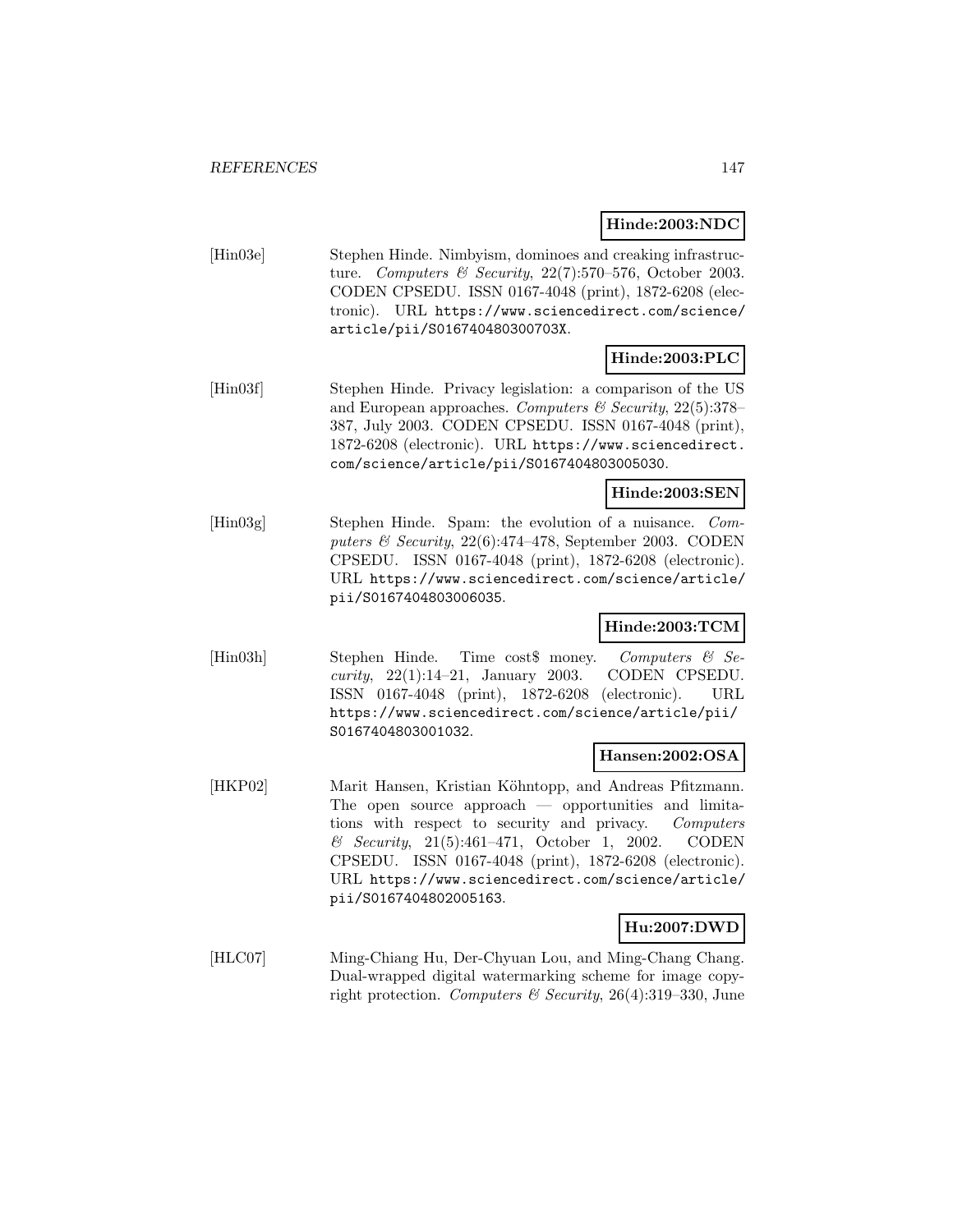**Hinde:2003:NDC**

[Hin03e] Stephen Hinde. Nimbyism, dominoes and creaking infrastructure. *Computers & Security*, 22(7):570–576, October 2003. CODEN CPSEDU. ISSN 0167-4048 (print), 1872-6208 (electronic). URL https://www.sciencedirect.com/science/article/pii/S016740480300703X.

**Hinde:2003:PLC**

[Hin03f] Stephen Hinde. Privacy legislation: a comparison of the US and European approaches. *Computers & Security*, 22(5):378–387, July 2003. CODEN CPSEDU. ISSN 0167-4048 (print), 1872-6208 (electronic). URL https://www.sciencedirect.com/science/article/pii/S0167404803005030.

**Hinde:2003:SEN**

[Hin03g] Stephen Hinde. Spam: the evolution of a nuisance. *Computers & Security*, 22(6):474–478, September 2003. CODEN CPSEDU. ISSN 0167-4048 (print), 1872-6208 (electronic). URL https://www.sciencedirect.com/science/article/pii/S0167404803006035.

**Hinde:2003:TCM**

[Hin03h] Stephen Hinde. Time cost$ money. *Computers & Security*, 22(1):14–21, January 2003. CODEN CPSEDU. ISSN 0167-4048 (print), 1872-6208 (electronic). URL https://www.sciencedirect.com/science/article/pii/S0167404803001032.

**Hansen:2002:OSA**

[HKP02] Marit Hansen, Kristian Köhntopp, and Andreas Pfitzmann. The open source approach — opportunities and limitations with respect to security and privacy. *Computers & Security*, 21(5):461–471, October 1, 2002. CODEN CPSEDU. ISSN 0167-4048 (print), 1872-6208 (electronic). URL https://www.sciencedirect.com/science/article/pii/S0167404802005163.

**Hu:2007:DWD**

[HLC07] Ming-Chiang Hu, Der-Chyuan Lou, and Ming-Chang Chang. Dual-wrapped digital watermarking scheme for image copyright protection. *Computers & Security*, 26(4):319–330, June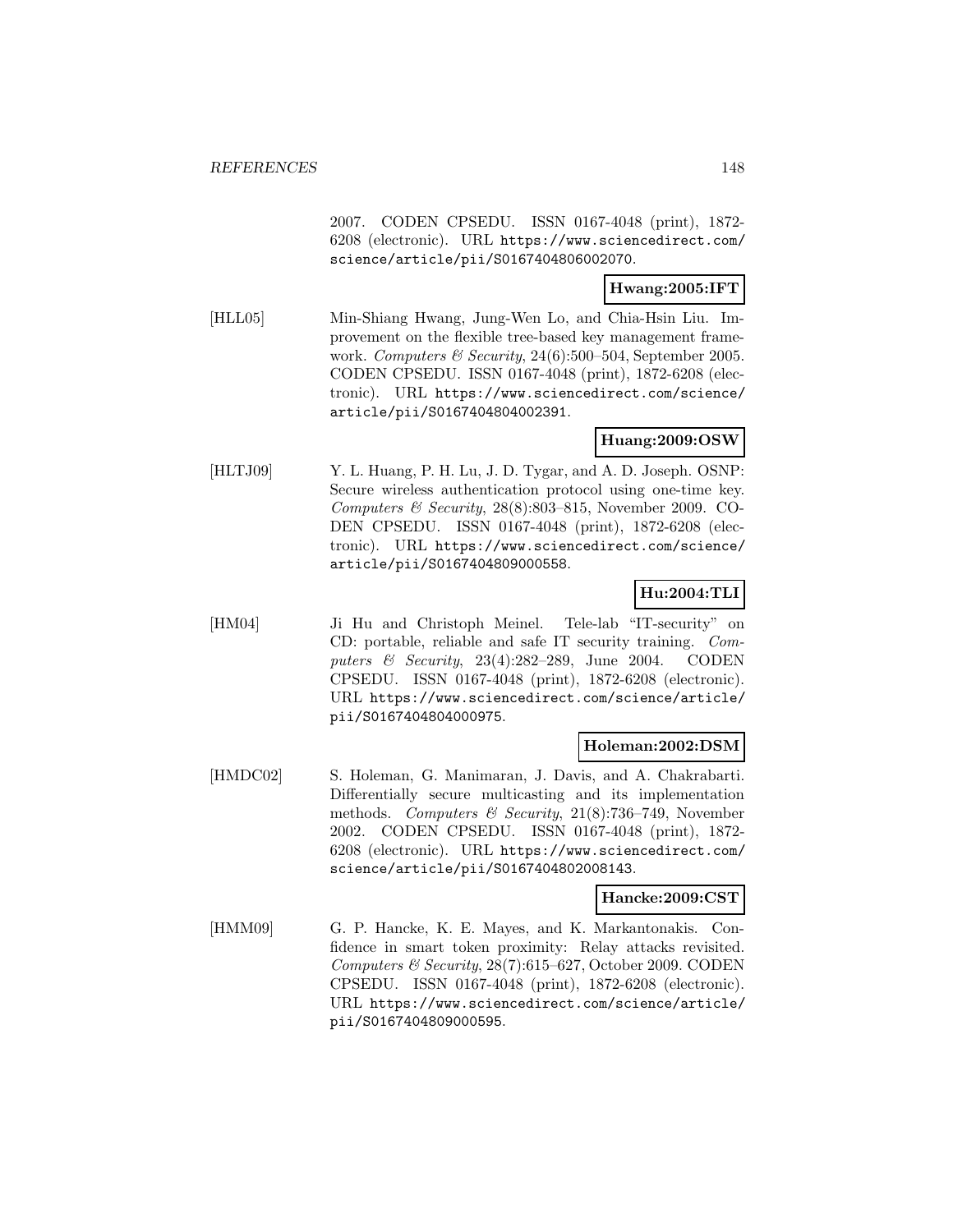2007. CODEN CPSEDU. ISSN 0167-4048 (print), 1872-6208 (electronic). URL https://www.sciencedirect.com/science/article/pii/S0167404806002070.

**Hwang:2005:IFT**

[HLL05] Min-Shiang Hwang, Jung-Wen Lo, and Chia-Hsin Liu. Improvement on the flexible tree-based key management framework. *Computers & Security*, 24(6):500–504, September 2005. CODEN CPSEDU. ISSN 0167-4048 (print), 1872-6208 (electronic). URL https://www.sciencedirect.com/science/article/pii/S0167404804002391.

**Huang:2009:OSW**

[HLTJ09] Y. L. Huang, P. H. Lu, J. D. Tygar, and A. D. Joseph. OSNP: Secure wireless authentication protocol using one-time key. *Computers & Security*, 28(8):803–815, November 2009. CODEN CPSEDU. ISSN 0167-4048 (print), 1872-6208 (electronic). URL https://www.sciencedirect.com/science/article/pii/S0167404809000558.

**Hu:2004:TLI**

[HM04] Ji Hu and Christoph Meinel. Tele-lab "IT-security" on CD: portable, reliable and safe IT security training. *Computers & Security*, 23(4):282–289, June 2004. CODEN CPSEDU. ISSN 0167-4048 (print), 1872-6208 (electronic). URL https://www.sciencedirect.com/science/article/pii/S0167404804000975.

**Holeman:2002:DSM**

[HMDC02] S. Holeman, G. Manimaran, J. Davis, and A. Chakrabarti. Differentially secure multicasting and its implementation methods. *Computers & Security*, 21(8):736–749, November 2002. CODEN CPSEDU. ISSN 0167-4048 (print), 1872-6208 (electronic). URL https://www.sciencedirect.com/science/article/pii/S0167404802008143.

**Hancke:2009:CST**

[HMM09] G. P. Hancke, K. E. Mayes, and K. Markantonakis. Confidence in smart token proximity: Relay attacks revisited. *Computers & Security*, 28(7):615–627, October 2009. CODEN CPSEDU. ISSN 0167-4048 (print), 1872-6208 (electronic). URL https://www.sciencedirect.com/science/article/pii/S0167404809000595.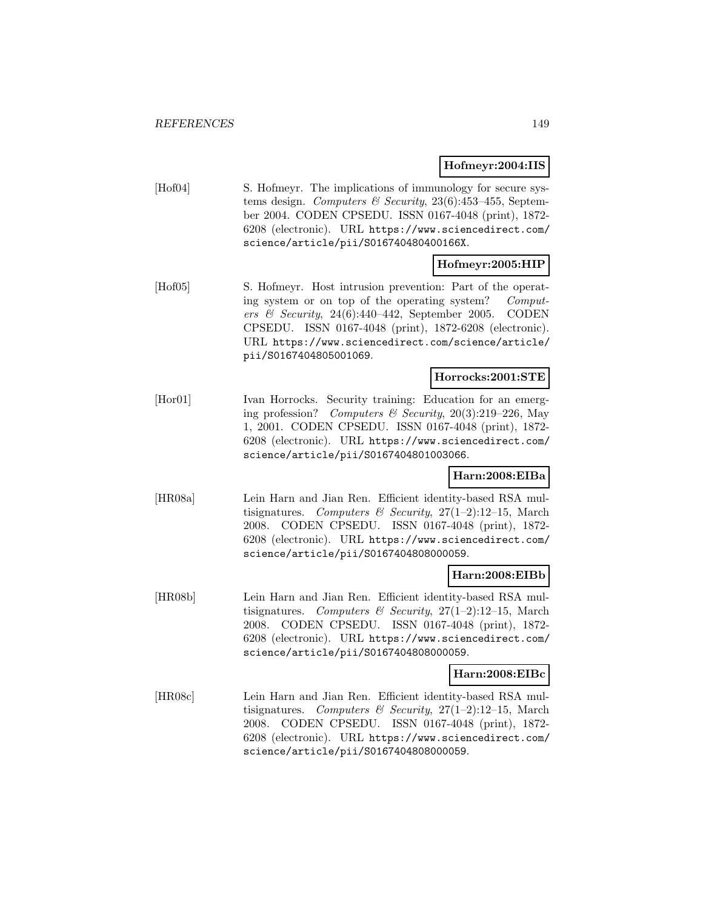**Hofmeyr:2004:IIS**

[Hof04] S. Hofmeyr. The implications of immunology for secure systems design. *Computers & Security*, 23(6):453–455, September 2004. CODEN CPSEDU. ISSN 0167-4048 (print), 1872-6208 (electronic). URL https://www.sciencedirect.com/science/article/pii/S016740480400166X.

**Hofmeyr:2005:HIP**

[Hof05] S. Hofmeyr. Host intrusion prevention: Part of the operating system or on top of the operating system? *Computers & Security*, 24(6):440–442, September 2005. CODEN CPSEDU. ISSN 0167-4048 (print), 1872-6208 (electronic). URL https://www.sciencedirect.com/science/article/pii/S0167404805001069.

**Horrocks:2001:STE**

[Hor01] Ivan Horrocks. Security training: Education for an emerging profession? *Computers & Security*, 20(3):219–226, May 1, 2001. CODEN CPSEDU. ISSN 0167-4048 (print), 1872-6208 (electronic). URL https://www.sciencedirect.com/science/article/pii/S0167404801003066.

**Harn:2008:EIBa**

[HR08a] Lein Harn and Jian Ren. Efficient identity-based RSA multisignatures. *Computers & Security*, 27(1–2):12–15, March 2008. CODEN CPSEDU. ISSN 0167-4048 (print), 1872-6208 (electronic). URL https://www.sciencedirect.com/science/article/pii/S0167404808000059.

**Harn:2008:EIBb**

[HR08b] Lein Harn and Jian Ren. Efficient identity-based RSA multisignatures. *Computers & Security*, 27(1–2):12–15, March 2008. CODEN CPSEDU. ISSN 0167-4048 (print), 1872-6208 (electronic). URL https://www.sciencedirect.com/science/article/pii/S0167404808000059.

**Harn:2008:EIBc**

[HR08c] Lein Harn and Jian Ren. Efficient identity-based RSA multisignatures. *Computers & Security*, 27(1–2):12–15, March 2008. CODEN CPSEDU. ISSN 0167-4048 (print), 1872-6208 (electronic). URL https://www.sciencedirect.com/science/article/pii/S0167404808000059.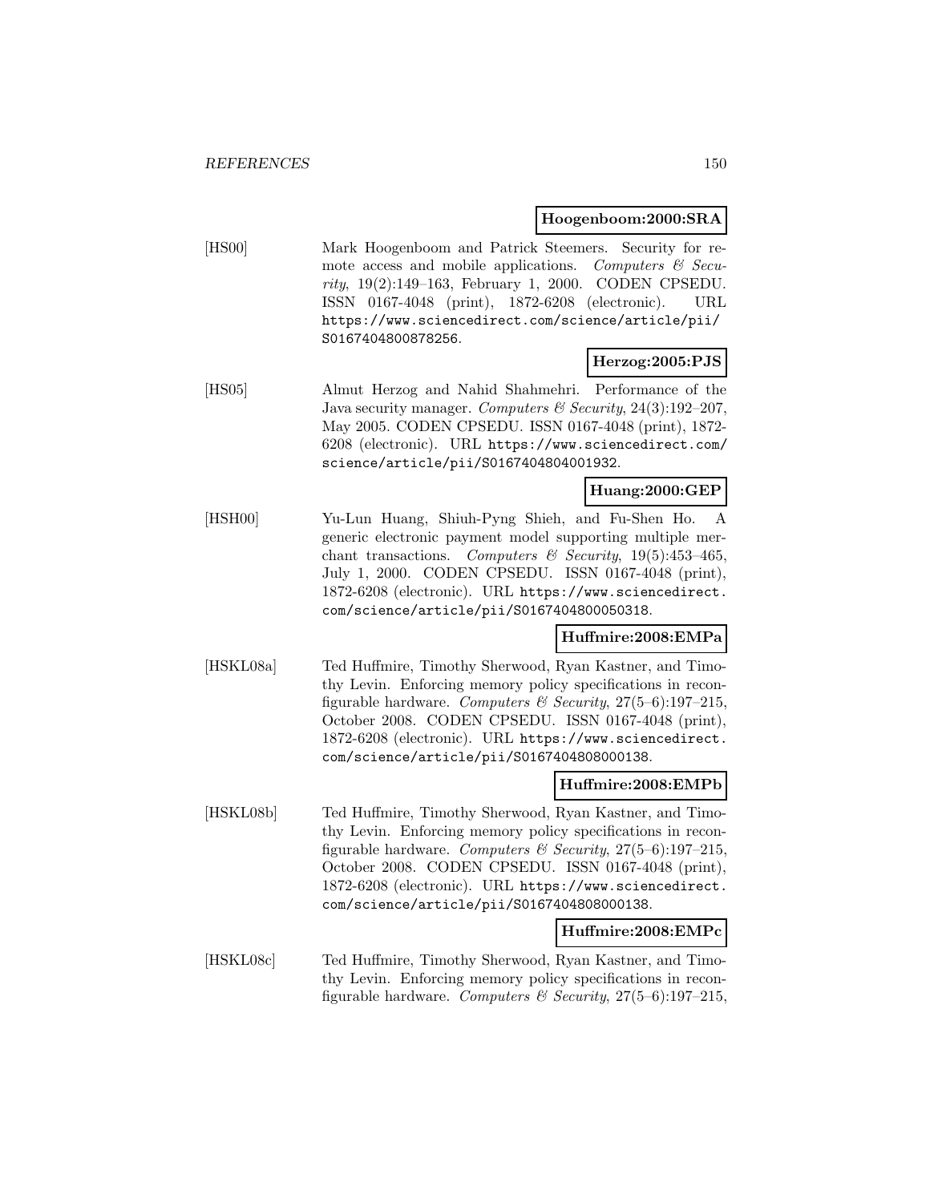**Hoogenboom:2000:SRA**

[HS00] Mark Hoogenboom and Patrick Steemers. Security for remote access and mobile applications. *Computers & Security*, 19(2):149–163, February 1, 2000. CODEN CPSEDU. ISSN 0167-4048 (print), 1872-6208 (electronic). URL https://www.sciencedirect.com/science/article/pii/S0167404800878256.

**Herzog:2005:PJS**

[HS05] Almut Herzog and Nahid Shahmehri. Performance of the Java security manager. *Computers & Security*, 24(3):192–207, May 2005. CODEN CPSEDU. ISSN 0167-4048 (print), 1872-6208 (electronic). URL https://www.sciencedirect.com/science/article/pii/S0167404804001932.

**Huang:2000:GEP**

[HSH00] Yu-Lun Huang, Shiuh-Pyng Shieh, and Fu-Shen Ho. A generic electronic payment model supporting multiple merchant transactions. *Computers & Security*, 19(5):453–465, July 1, 2000. CODEN CPSEDU. ISSN 0167-4048 (print), 1872-6208 (electronic). URL https://www.sciencedirect.com/science/article/pii/S0167404800050318.

**Huffmire:2008:EMPa**

[HSKL08a] Ted Huffmire, Timothy Sherwood, Ryan Kastner, and Timothy Levin. Enforcing memory policy specifications in reconfigurable hardware. *Computers & Security*, 27(5–6):197–215, October 2008. CODEN CPSEDU. ISSN 0167-4048 (print), 1872-6208 (electronic). URL https://www.sciencedirect.com/science/article/pii/S0167404808000138.

**Huffmire:2008:EMPb**

[HSKL08b] Ted Huffmire, Timothy Sherwood, Ryan Kastner, and Timothy Levin. Enforcing memory policy specifications in reconfigurable hardware. *Computers & Security*, 27(5–6):197–215, October 2008. CODEN CPSEDU. ISSN 0167-4048 (print), 1872-6208 (electronic). URL https://www.sciencedirect.com/science/article/pii/S0167404808000138.

**Huffmire:2008:EMPc**

[HSKL08c] Ted Huffmire, Timothy Sherwood, Ryan Kastner, and Timothy Levin. Enforcing memory policy specifications in reconfigurable hardware. *Computers & Security*, 27(5–6):197–215,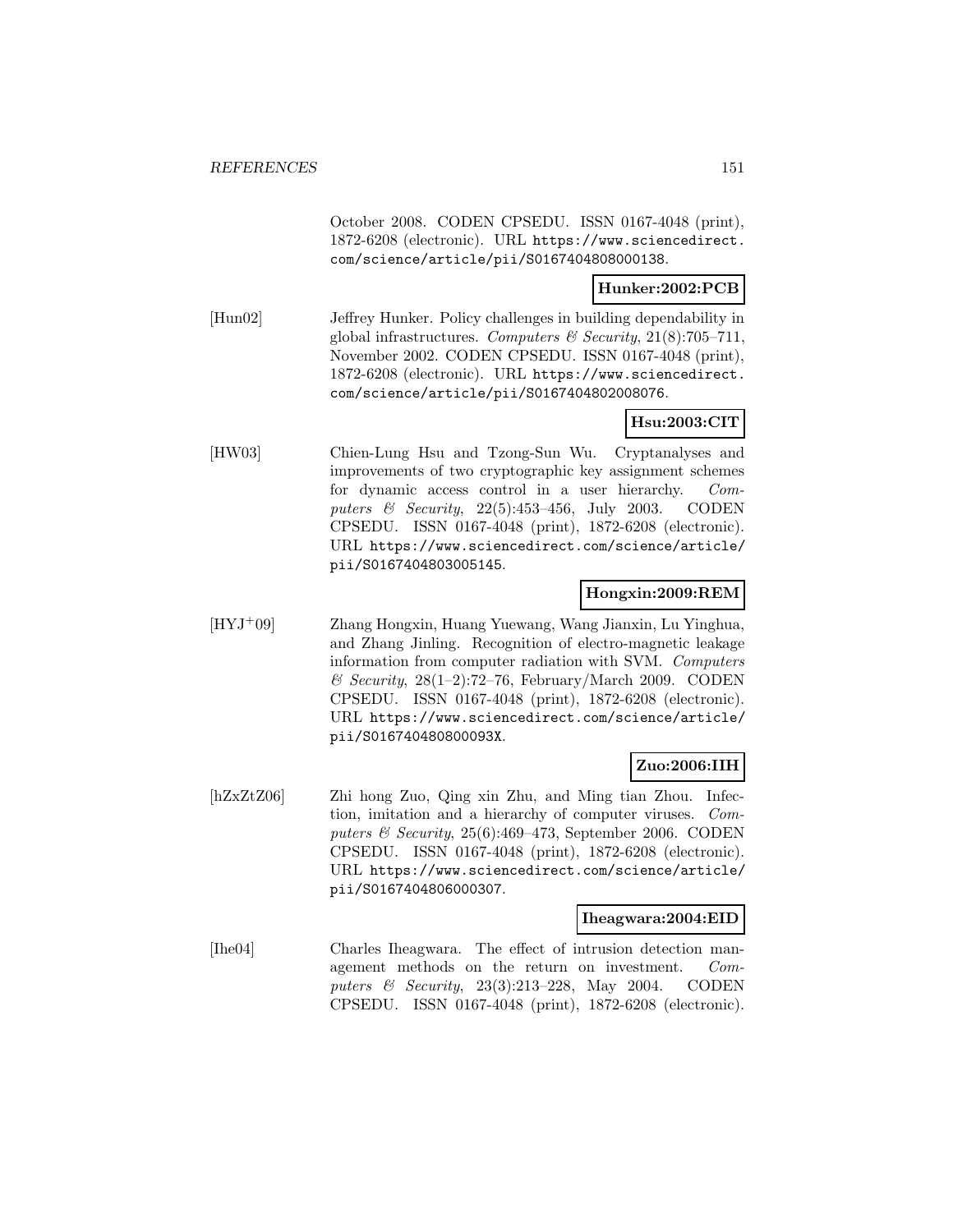October 2008. CODEN CPSEDU. ISSN 0167-4048 (print), 1872-6208 (electronic). URL https://www.sciencedirect.com/science/article/pii/S0167404808000138.

**Hunker:2002:PCB**

[Hun02] Jeffrey Hunker. Policy challenges in building dependability in global infrastructures. *Computers & Security*, 21(8):705–711, November 2002. CODEN CPSEDU. ISSN 0167-4048 (print), 1872-6208 (electronic). URL https://www.sciencedirect.com/science/article/pii/S0167404802008076.

**Hsu:2003:CIT**

[HW03] Chien-Lung Hsu and Tzong-Sun Wu. Cryptanalyses and improvements of two cryptographic key assignment schemes for dynamic access control in a user hierarchy. *Computers & Security*, 22(5):453–456, July 2003. CODEN CPSEDU. ISSN 0167-4048 (print), 1872-6208 (electronic). URL https://www.sciencedirect.com/science/article/pii/S0167404803005145.

**Hongxin:2009:REM**

[HYJ+09] Zhang Hongxin, Huang Yuewang, Wang Jianxin, Lu Yinghua, and Zhang Jinling. Recognition of electro-magnetic leakage information from computer radiation with SVM. *Computers & Security*, 28(1–2):72–76, February/March 2009. CODEN CPSEDU. ISSN 0167-4048 (print), 1872-6208 (electronic). URL https://www.sciencedirect.com/science/article/pii/S016740480800093X.

**Zuo:2006:IIH**

[hZxZtZ06] Zhi hong Zuo, Qing xin Zhu, and Ming tian Zhou. Infection, imitation and a hierarchy of computer viruses. *Computers & Security*, 25(6):469–473, September 2006. CODEN CPSEDU. ISSN 0167-4048 (print), 1872-6208 (electronic). URL https://www.sciencedirect.com/science/article/pii/S0167404806000307.

**Iheagwara:2004:EID**

[Ihe04] Charles Iheagwara. The effect of intrusion detection management methods on the return on investment. *Computers & Security*, 23(3):213–228, May 2004. CODEN CPSEDU. ISSN 0167-4048 (print), 1872-6208 (electronic).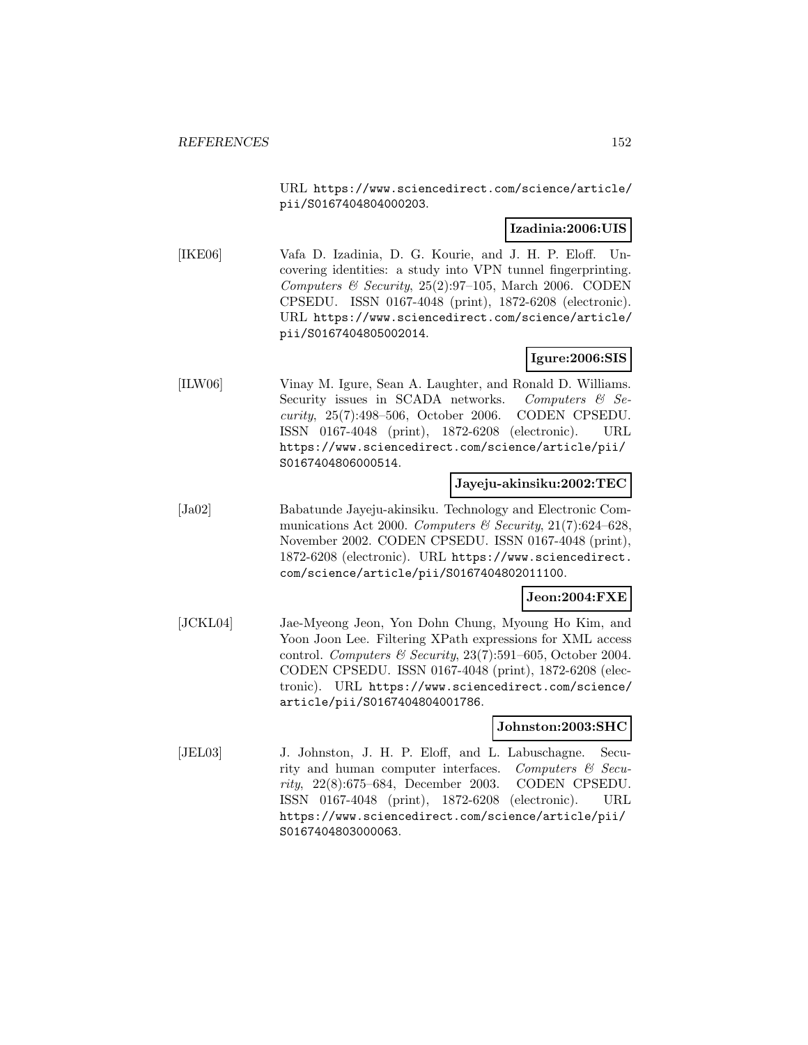URL https://www.sciencedirect.com/science/article/pii/S0167404804000203.

**Izadinia:2006:UIS**

[IKE06] Vafa D. Izadinia, D. G. Kourie, and J. H. P. Eloff. Uncovering identities: a study into VPN tunnel fingerprinting. *Computers & Security*, 25(2):97–105, March 2006. CODEN CPSEDU. ISSN 0167-4048 (print), 1872-6208 (electronic). URL https://www.sciencedirect.com/science/article/pii/S0167404805002014.

**Igure:2006:SIS**

[ILW06] Vinay M. Igure, Sean A. Laughter, and Ronald D. Williams. Security issues in SCADA networks. *Computers & Security*, 25(7):498–506, October 2006. CODEN CPSEDU. ISSN 0167-4048 (print), 1872-6208 (electronic). URL https://www.sciencedirect.com/science/article/pii/S0167404806000514.

**Jayeju-akinsiku:2002:TEC**

[Ja02] Babatunde Jayeju-akinsiku. Technology and Electronic Communications Act 2000. *Computers & Security*, 21(7):624–628, November 2002. CODEN CPSEDU. ISSN 0167-4048 (print), 1872-6208 (electronic). URL https://www.sciencedirect.com/science/article/pii/S0167404802011100.

**Jeon:2004:FXE**

[JCKL04] Jae-Myeong Jeon, Yon Dohn Chung, Myoung Ho Kim, and Yoon Joon Lee. Filtering XPath expressions for XML access control. *Computers & Security*, 23(7):591–605, October 2004. CODEN CPSEDU. ISSN 0167-4048 (print), 1872-6208 (electronic). URL https://www.sciencedirect.com/science/article/pii/S0167404804001786.

**Johnston:2003:SHC**

[JEL03] J. Johnston, J. H. P. Eloff, and L. Labuschagne. Security and human computer interfaces. *Computers & Security*, 22(8):675–684, December 2003. CODEN CPSEDU. ISSN 0167-4048 (print), 1872-6208 (electronic). URL https://www.sciencedirect.com/science/article/pii/S0167404803000063.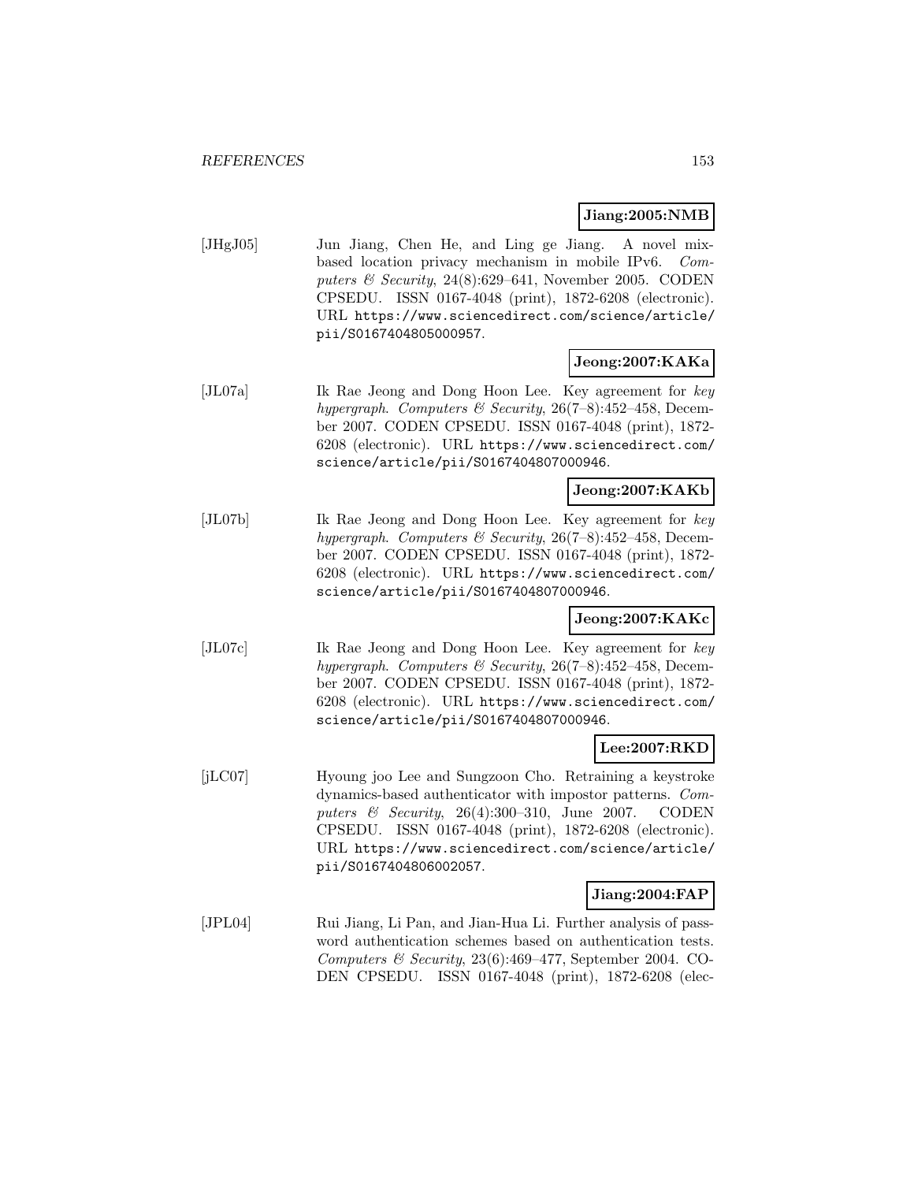**Jiang:2005:NMB**

[JHgJ05] Jun Jiang, Chen He, and Ling ge Jiang. A novel mix-based location privacy mechanism in mobile IPv6. *Computers & Security*, 24(8):629–641, November 2005. CODEN CPSEDU. ISSN 0167-4048 (print), 1872-6208 (electronic). URL https://www.sciencedirect.com/science/article/pii/S0167404805000957.

**Jeong:2007:KAKa**

[JL07a] Ik Rae Jeong and Dong Hoon Lee. Key agreement for *key hypergraph*. *Computers & Security*, 26(7–8):452–458, December 2007. CODEN CPSEDU. ISSN 0167-4048 (print), 1872-6208 (electronic). URL https://www.sciencedirect.com/science/article/pii/S0167404807000946.

**Jeong:2007:KAKb**

[JL07b] Ik Rae Jeong and Dong Hoon Lee. Key agreement for *key hypergraph*. *Computers & Security*, 26(7–8):452–458, December 2007. CODEN CPSEDU. ISSN 0167-4048 (print), 1872-6208 (electronic). URL https://www.sciencedirect.com/science/article/pii/S0167404807000946.

**Jeong:2007:KAKc**

[JL07c] Ik Rae Jeong and Dong Hoon Lee. Key agreement for *key hypergraph*. *Computers & Security*, 26(7–8):452–458, December 2007. CODEN CPSEDU. ISSN 0167-4048 (print), 1872-6208 (electronic). URL https://www.sciencedirect.com/science/article/pii/S0167404807000946.

**Lee:2007:RKD**

[jLC07] Hyoung joo Lee and Sungzoon Cho. Retraining a keystroke dynamics-based authenticator with impostor patterns. *Computers & Security*, 26(4):300–310, June 2007. CODEN CPSEDU. ISSN 0167-4048 (print), 1872-6208 (electronic). URL https://www.sciencedirect.com/science/article/pii/S0167404806002057.

**Jiang:2004:FAP**

[JPL04] Rui Jiang, Li Pan, and Jian-Hua Li. Further analysis of password authentication schemes based on authentication tests. *Computers & Security*, 23(6):469–477, September 2004. CODEN CPSEDU. ISSN 0167-4048 (print), 1872-6208 (elec-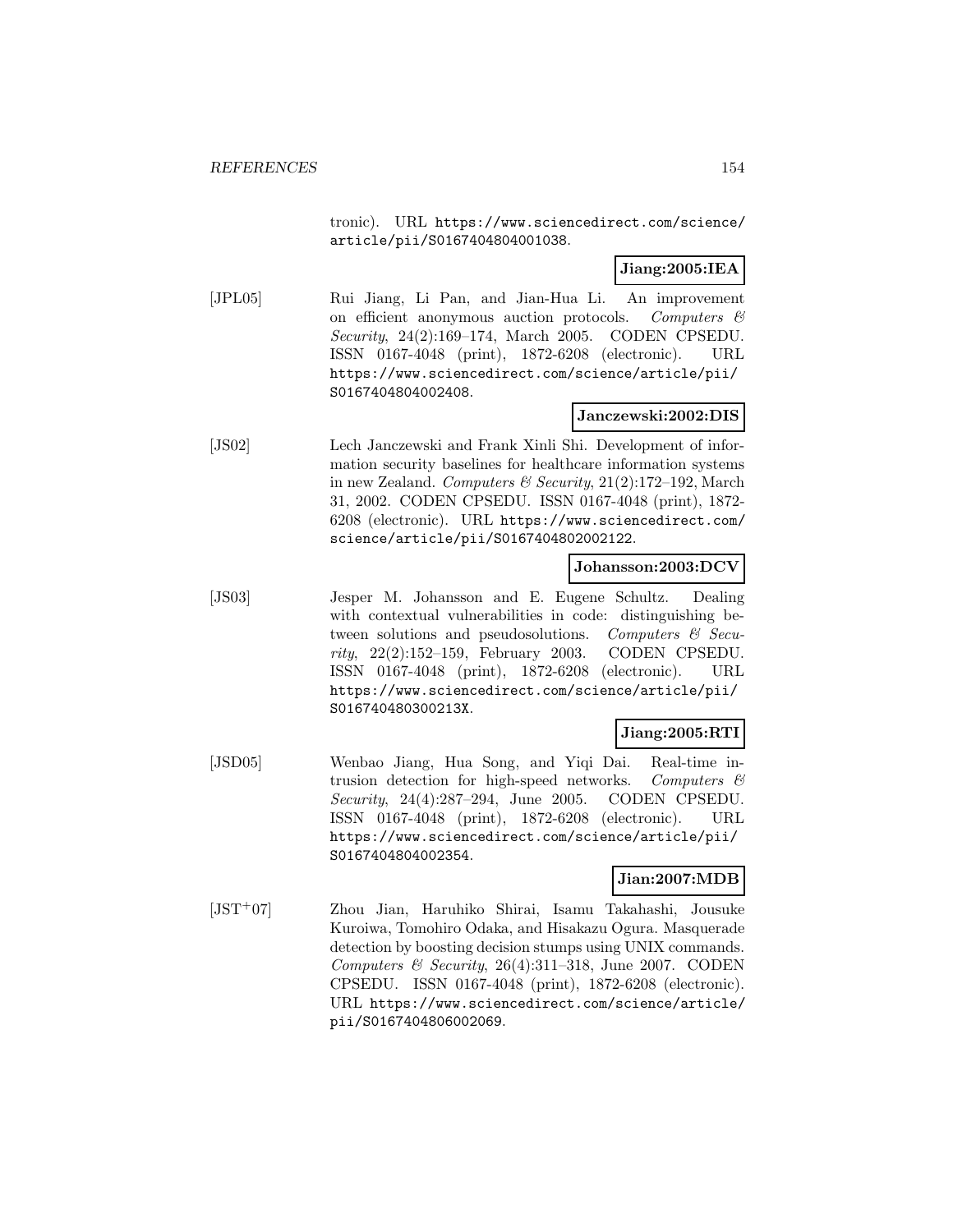tronic). URL https://www.sciencedirect.com/science/article/pii/S0167404804001038.

**Jiang:2005:IEA**

[JPL05] Rui Jiang, Li Pan, and Jian-Hua Li. An improvement on efficient anonymous auction protocols. *Computers & Security*, 24(2):169–174, March 2005. CODEN CPSEDU. ISSN 0167-4048 (print), 1872-6208 (electronic). URL https://www.sciencedirect.com/science/article/pii/S0167404804002408.

**Janczewski:2002:DIS**

[JS02] Lech Janczewski and Frank Xinli Shi. Development of information security baselines for healthcare information systems in new Zealand. *Computers & Security*, 21(2):172–192, March 31, 2002. CODEN CPSEDU. ISSN 0167-4048 (print), 1872-6208 (electronic). URL https://www.sciencedirect.com/science/article/pii/S0167404802002122.

**Johansson:2003:DCV**

[JS03] Jesper M. Johansson and E. Eugene Schultz. Dealing with contextual vulnerabilities in code: distinguishing between solutions and pseudosolutions. *Computers & Security*, 22(2):152–159, February 2003. CODEN CPSEDU. ISSN 0167-4048 (print), 1872-6208 (electronic). URL https://www.sciencedirect.com/science/article/pii/S016740480300213X.

**Jiang:2005:RTI**

[JSD05] Wenbao Jiang, Hua Song, and Yiqi Dai. Real-time intrusion detection for high-speed networks. *Computers & Security*, 24(4):287–294, June 2005. CODEN CPSEDU. ISSN 0167-4048 (print), 1872-6208 (electronic). URL https://www.sciencedirect.com/science/article/pii/S0167404804002354.

**Jian:2007:MDB**

[JST+07] Zhou Jian, Haruhiko Shirai, Isamu Takahashi, Jousuke Kuroiwa, Tomohiro Odaka, and Hisakazu Ogura. Masquerade detection by boosting decision stumps using UNIX commands. *Computers & Security*, 26(4):311–318, June 2007. CODEN CPSEDU. ISSN 0167-4048 (print), 1872-6208 (electronic). URL https://www.sciencedirect.com/science/article/pii/S0167404806002069.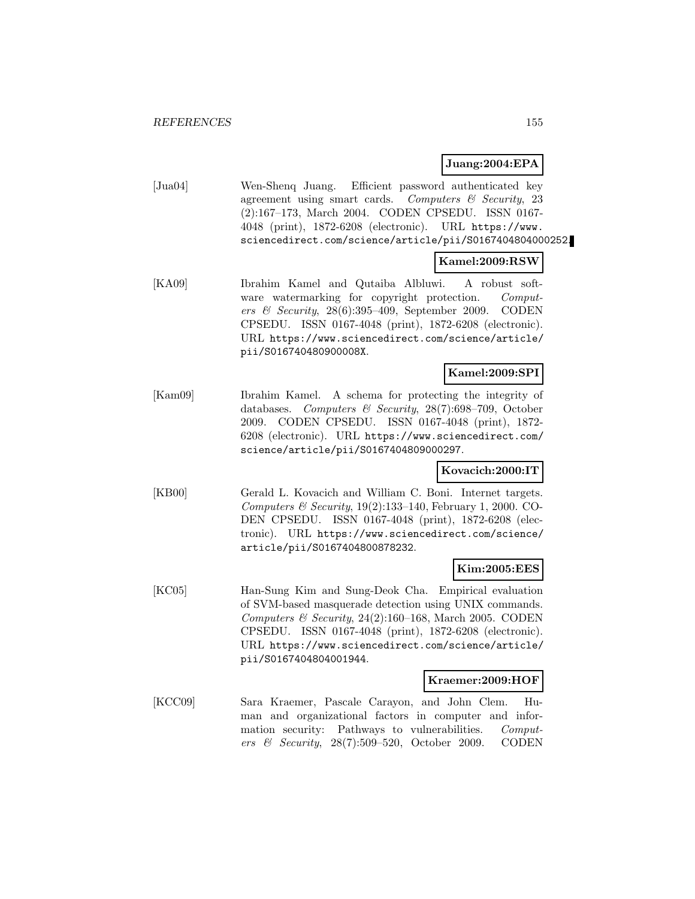**Juang:2004:EPA**

[Jua04] Wen-Shenq Juang. Efficient password authenticated key agreement using smart cards. *Computers & Security*, 23 (2):167–173, March 2004. CODEN CPSEDU. ISSN 0167-4048 (print), 1872-6208 (electronic). URL https://www.sciencedirect.com/science/article/pii/S0167404804000252.

**Kamel:2009:RSW**

[KA09] Ibrahim Kamel and Qutaiba Albluwi. A robust software watermarking for copyright protection. *Computers & Security*, 28(6):395–409, September 2009. CODEN CPSEDU. ISSN 0167-4048 (print), 1872-6208 (electronic). URL https://www.sciencedirect.com/science/article/pii/S016740480900008X.

**Kamel:2009:SPI**

[Kam09] Ibrahim Kamel. A schema for protecting the integrity of databases. *Computers & Security*, 28(7):698–709, October 2009. CODEN CPSEDU. ISSN 0167-4048 (print), 1872-6208 (electronic). URL https://www.sciencedirect.com/science/article/pii/S0167404809000297.

**Kovacich:2000:IT**

[KB00] Gerald L. Kovacich and William C. Boni. Internet targets. *Computers & Security*, 19(2):133–140, February 1, 2000. CODEN CPSEDU. ISSN 0167-4048 (print), 1872-6208 (electronic). URL https://www.sciencedirect.com/science/article/pii/S0167404800878232.

**Kim:2005:EES**

[KC05] Han-Sung Kim and Sung-Deok Cha. Empirical evaluation of SVM-based masquerade detection using UNIX commands. *Computers & Security*, 24(2):160–168, March 2005. CODEN CPSEDU. ISSN 0167-4048 (print), 1872-6208 (electronic). URL https://www.sciencedirect.com/science/article/pii/S0167404804001944.

**Kraemer:2009:HOF**

[KCC09] Sara Kraemer, Pascale Carayon, and John Clem. Human and organizational factors in computer and information security: Pathways to vulnerabilities. *Computers & Security*, 28(7):509–520, October 2009. CODEN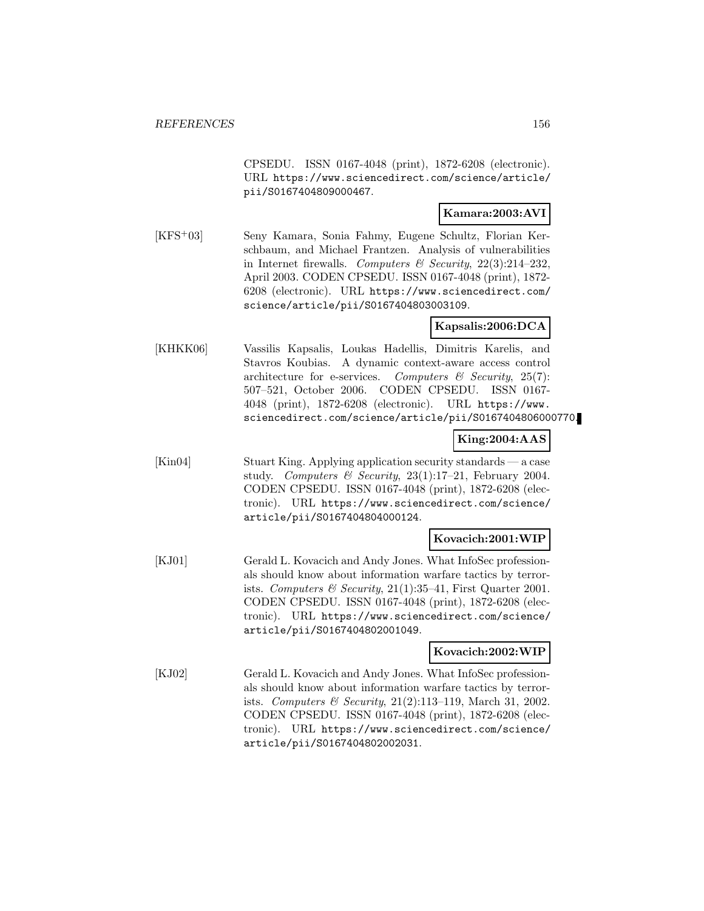CPSEDU. ISSN 0167-4048 (print), 1872-6208 (electronic). URL https://www.sciencedirect.com/science/article/pii/S0167404809000467.

**Kamara:2003:AVI**

[KFS+03] Seny Kamara, Sonia Fahmy, Eugene Schultz, Florian Kerschbaum, and Michael Frantzen. Analysis of vulnerabilities in Internet firewalls. *Computers & Security*, 22(3):214–232, April 2003. CODEN CPSEDU. ISSN 0167-4048 (print), 1872-6208 (electronic). URL https://www.sciencedirect.com/science/article/pii/S0167404803003109.

**Kapsalis:2006:DCA**

[KHKK06] Vassilis Kapsalis, Loukas Hadellis, Dimitris Karelis, and Stavros Koubias. A dynamic context-aware access control architecture for e-services. *Computers & Security*, 25(7): 507–521, October 2006. CODEN CPSEDU. ISSN 0167-4048 (print), 1872-6208 (electronic). URL https://www.sciencedirect.com/science/article/pii/S0167404806000770.

**King:2004:AAS**

[Kin04] Stuart King. Applying application security standards — a case study. *Computers & Security*, 23(1):17–21, February 2004. CODEN CPSEDU. ISSN 0167-4048 (print), 1872-6208 (electronic). URL https://www.sciencedirect.com/science/article/pii/S0167404804000124.

**Kovacich:2001:WIP**

[KJ01] Gerald L. Kovacich and Andy Jones. What InfoSec professionals should know about information warfare tactics by terrorists. *Computers & Security*, 21(1):35–41, First Quarter 2001. CODEN CPSEDU. ISSN 0167-4048 (print), 1872-6208 (electronic). URL https://www.sciencedirect.com/science/article/pii/S0167404802001049.

**Kovacich:2002:WIP**

[KJ02] Gerald L. Kovacich and Andy Jones. What InfoSec professionals should know about information warfare tactics by terrorists. *Computers & Security*, 21(2):113–119, March 31, 2002. CODEN CPSEDU. ISSN 0167-4048 (print), 1872-6208 (electronic). URL https://www.sciencedirect.com/science/article/pii/S0167404802002031.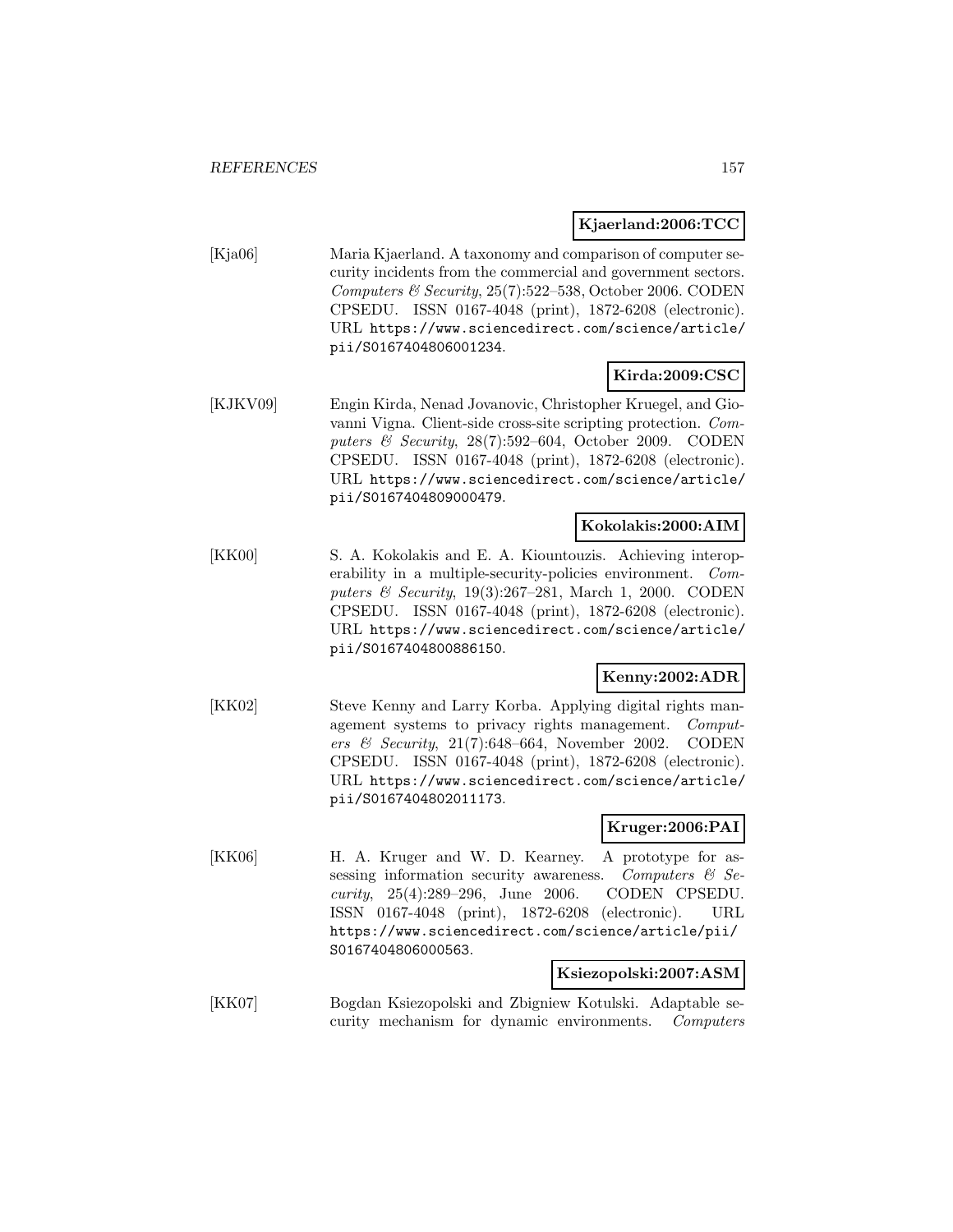**Kjaerland:2006:TCC**

[Kja06] Maria Kjaerland. A taxonomy and comparison of computer security incidents from the commercial and government sectors. *Computers & Security*, 25(7):522–538, October 2006. CODEN CPSEDU. ISSN 0167-4048 (print), 1872-6208 (electronic). URL https://www.sciencedirect.com/science/article/pii/S0167404806001234.

**Kirda:2009:CSC**

[KJKV09] Engin Kirda, Nenad Jovanovic, Christopher Kruegel, and Giovanni Vigna. Client-side cross-site scripting protection. *Computers & Security*, 28(7):592–604, October 2009. CODEN CPSEDU. ISSN 0167-4048 (print), 1872-6208 (electronic). URL https://www.sciencedirect.com/science/article/pii/S0167404809000479.

**Kokolakis:2000:AIM**

[KK00] S. A. Kokolakis and E. A. Kiountouzis. Achieving interoperability in a multiple-security-policies environment. *Computers & Security*, 19(3):267–281, March 1, 2000. CODEN CPSEDU. ISSN 0167-4048 (print), 1872-6208 (electronic). URL https://www.sciencedirect.com/science/article/pii/S0167404800886150.

**Kenny:2002:ADR**

[KK02] Steve Kenny and Larry Korba. Applying digital rights management systems to privacy rights management. *Computers & Security*, 21(7):648–664, November 2002. CODEN CPSEDU. ISSN 0167-4048 (print), 1872-6208 (electronic). URL https://www.sciencedirect.com/science/article/pii/S0167404802011173.

**Kruger:2006:PAI**

[KK06] H. A. Kruger and W. D. Kearney. A prototype for assessing information security awareness. *Computers & Security*, 25(4):289–296, June 2006. CODEN CPSEDU. ISSN 0167-4048 (print), 1872-6208 (electronic). URL https://www.sciencedirect.com/science/article/pii/S0167404806000563.

**Ksiezopolski:2007:ASM**

[KK07] Bogdan Ksiezopolski and Zbigniew Kotulski. Adaptable security mechanism for dynamic environments. *Computers*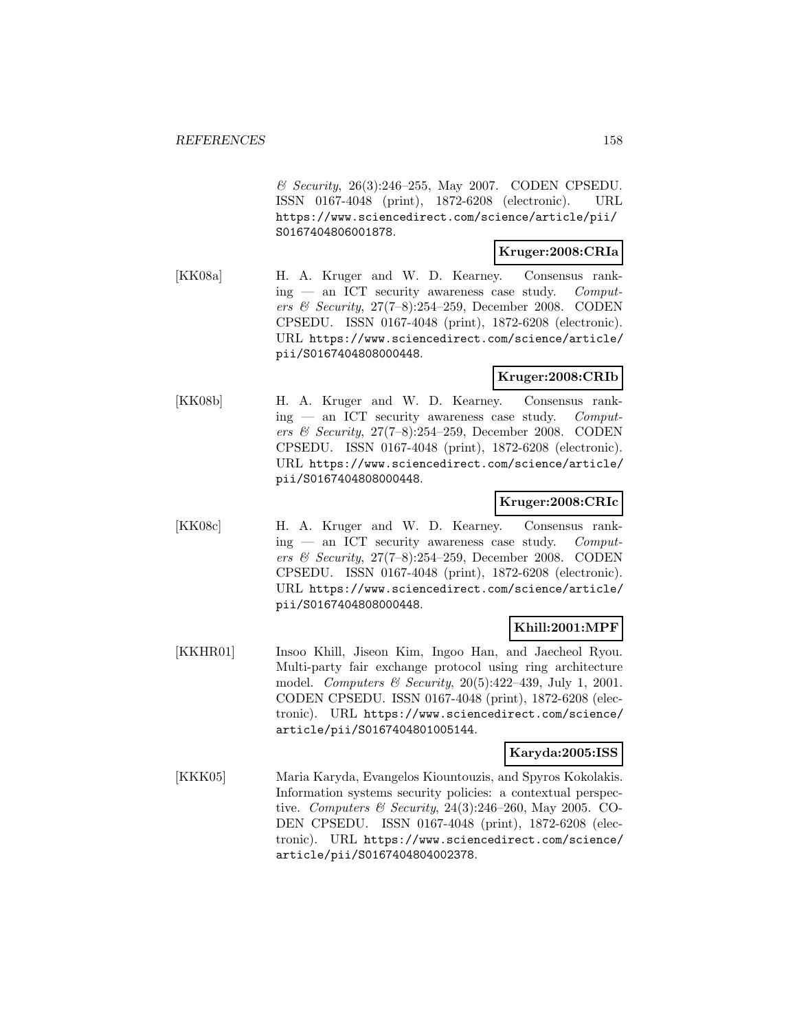& Security, 26(3):246–255, May 2007. CODEN CPSEDU. ISSN 0167-4048 (print), 1872-6208 (electronic). URL https://www.sciencedirect.com/science/article/pii/S0167404806001878.

**Kruger:2008:CRIa**

[KK08a] H. A. Kruger and W. D. Kearney. Consensus ranking — an ICT security awareness case study. *Computers & Security*, 27(7–8):254–259, December 2008. CODEN CPSEDU. ISSN 0167-4048 (print), 1872-6208 (electronic). URL https://www.sciencedirect.com/science/article/pii/S0167404808000448.

**Kruger:2008:CRIb**

[KK08b] H. A. Kruger and W. D. Kearney. Consensus ranking — an ICT security awareness case study. *Computers & Security*, 27(7–8):254–259, December 2008. CODEN CPSEDU. ISSN 0167-4048 (print), 1872-6208 (electronic). URL https://www.sciencedirect.com/science/article/pii/S0167404808000448.

**Kruger:2008:CRIc**

[KK08c] H. A. Kruger and W. D. Kearney. Consensus ranking — an ICT security awareness case study. *Computers & Security*, 27(7–8):254–259, December 2008. CODEN CPSEDU. ISSN 0167-4048 (print), 1872-6208 (electronic). URL https://www.sciencedirect.com/science/article/pii/S0167404808000448.

**Khill:2001:MPF**

[KKHR01] Insoo Khill, Jiseon Kim, Ingoo Han, and Jaecheol Ryou. Multi-party fair exchange protocol using ring architecture model. *Computers & Security*, 20(5):422–439, July 1, 2001. CODEN CPSEDU. ISSN 0167-4048 (print), 1872-6208 (electronic). URL https://www.sciencedirect.com/science/article/pii/S0167404801005144.

**Karyda:2005:ISS**

[KKK05] Maria Karyda, Evangelos Kiountouzis, and Spyros Kokolakis. Information systems security policies: a contextual perspective. *Computers & Security*, 24(3):246–260, May 2005. CODEN CPSEDU. ISSN 0167-4048 (print), 1872-6208 (electronic). URL https://www.sciencedirect.com/science/article/pii/S0167404804002378.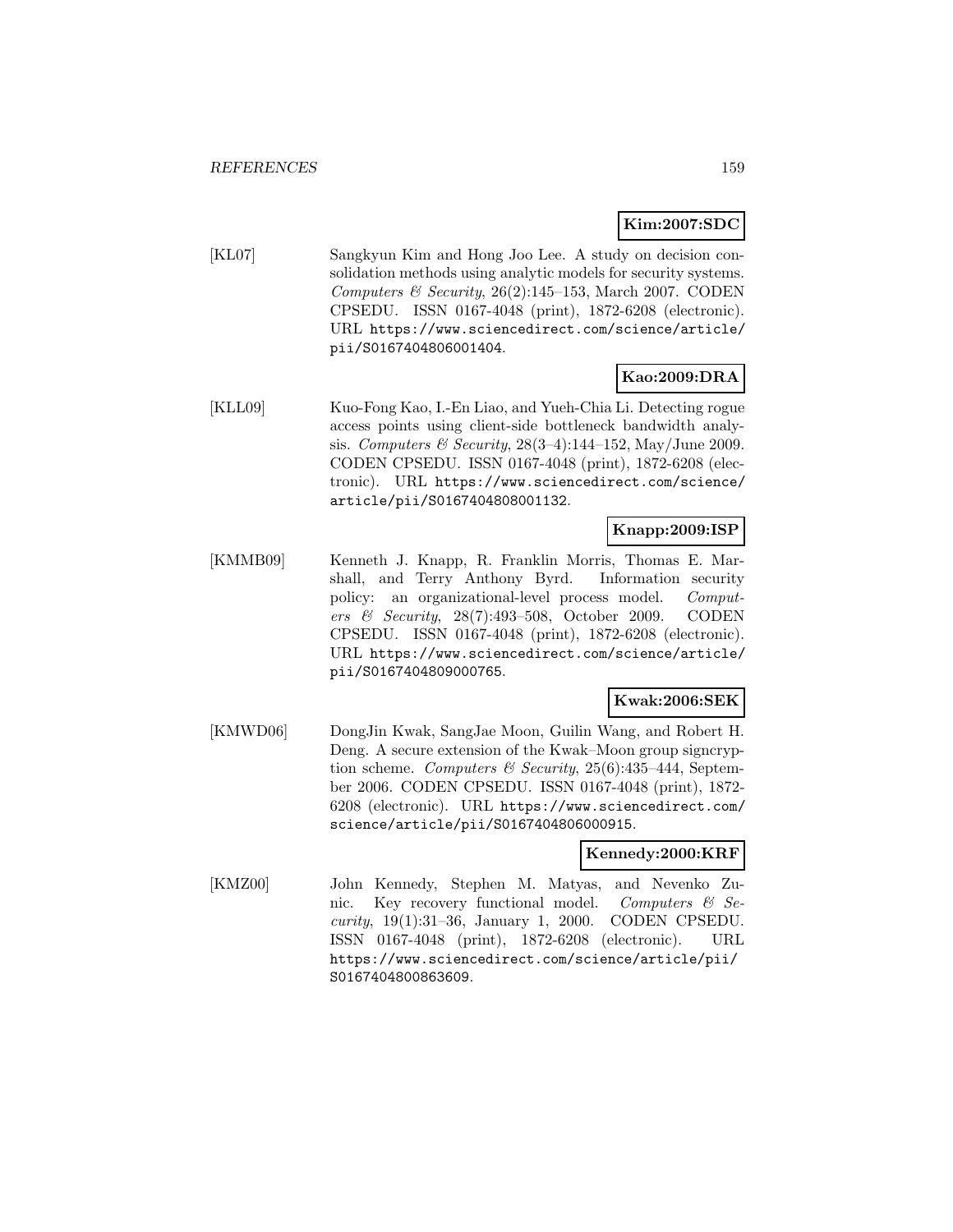**Kim:2007:SDC**

[KL07] Sangkyun Kim and Hong Joo Lee. A study on decision consolidation methods using analytic models for security systems. *Computers & Security*, 26(2):145–153, March 2007. CODEN CPSEDU. ISSN 0167-4048 (print), 1872-6208 (electronic). URL https://www.sciencedirect.com/science/article/pii/S0167404806001404.

**Kao:2009:DRA**

[KLL09] Kuo-Fong Kao, I.-En Liao, and Yueh-Chia Li. Detecting rogue access points using client-side bottleneck bandwidth analysis. *Computers & Security*, 28(3–4):144–152, May/June 2009. CODEN CPSEDU. ISSN 0167-4048 (print), 1872-6208 (electronic). URL https://www.sciencedirect.com/science/article/pii/S0167404808001132.

**Knapp:2009:ISP**

[KMMB09] Kenneth J. Knapp, R. Franklin Morris, Thomas E. Marshall, and Terry Anthony Byrd. Information security policy: an organizational-level process model. *Computers & Security*, 28(7):493–508, October 2009. CODEN CPSEDU. ISSN 0167-4048 (print), 1872-6208 (electronic). URL https://www.sciencedirect.com/science/article/pii/S0167404809000765.

**Kwak:2006:SEK**

[KMWD06] DongJin Kwak, SangJae Moon, Guilin Wang, and Robert H. Deng. A secure extension of the Kwak–Moon group signcryption scheme. *Computers & Security*, 25(6):435–444, September 2006. CODEN CPSEDU. ISSN 0167-4048 (print), 1872-6208 (electronic). URL https://www.sciencedirect.com/science/article/pii/S0167404806000915.

**Kennedy:2000:KRF**

[KMZ00] John Kennedy, Stephen M. Matyas, and Nevenko Zunic. Key recovery functional model. *Computers & Security*, 19(1):31–36, January 1, 2000. CODEN CPSEDU. ISSN 0167-4048 (print), 1872-6208 (electronic). URL https://www.sciencedirect.com/science/article/pii/S0167404800863609.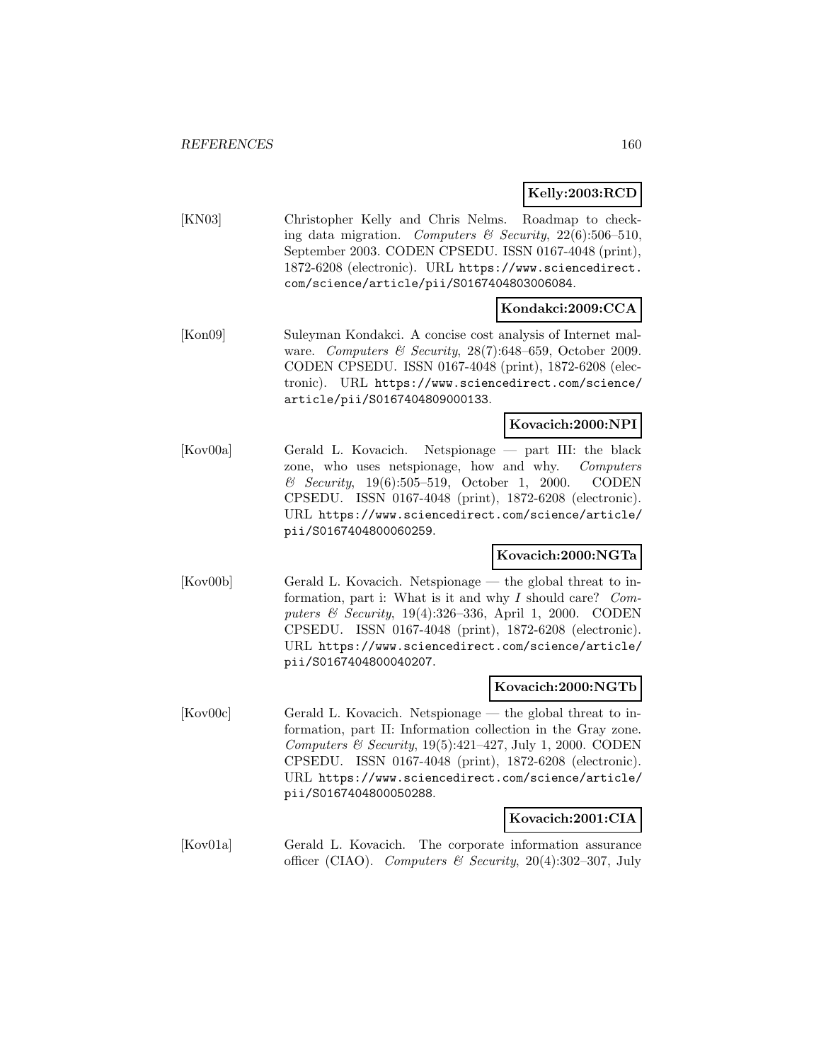**Kelly:2003:RCD**

[KN03] Christopher Kelly and Chris Nelms. Roadmap to checking data migration. *Computers & Security*, 22(6):506–510, September 2003. CODEN CPSEDU. ISSN 0167-4048 (print), 1872-6208 (electronic). URL https://www.sciencedirect.com/science/article/pii/S0167404803006084.

**Kondakci:2009:CCA**

[Kon09] Suleyman Kondakci. A concise cost analysis of Internet malware. *Computers & Security*, 28(7):648–659, October 2009. CODEN CPSEDU. ISSN 0167-4048 (print), 1872-6208 (electronic). URL https://www.sciencedirect.com/science/article/pii/S0167404809000133.

**Kovacich:2000:NPI**

[Kov00a] Gerald L. Kovacich. Netspionage — part III: the black zone, who uses netspionage, how and why. *Computers & Security*, 19(6):505–519, October 1, 2000. CODEN CPSEDU. ISSN 0167-4048 (print), 1872-6208 (electronic). URL https://www.sciencedirect.com/science/article/pii/S0167404800060259.

**Kovacich:2000:NGTa**

[Kov00b] Gerald L. Kovacich. Netspionage — the global threat to information, part i: What is it and why *I* should care? *Computers & Security*, 19(4):326–336, April 1, 2000. CODEN CPSEDU. ISSN 0167-4048 (print), 1872-6208 (electronic). URL https://www.sciencedirect.com/science/article/pii/S0167404800040207.

**Kovacich:2000:NGTb**

[Kov00c] Gerald L. Kovacich. Netspionage — the global threat to information, part II: Information collection in the Gray zone. *Computers & Security*, 19(5):421–427, July 1, 2000. CODEN CPSEDU. ISSN 0167-4048 (print), 1872-6208 (electronic). URL https://www.sciencedirect.com/science/article/pii/S0167404800050288.

**Kovacich:2001:CIA**

[Kov01a] Gerald L. Kovacich. The corporate information assurance officer (CIAO). *Computers & Security*, 20(4):302–307, July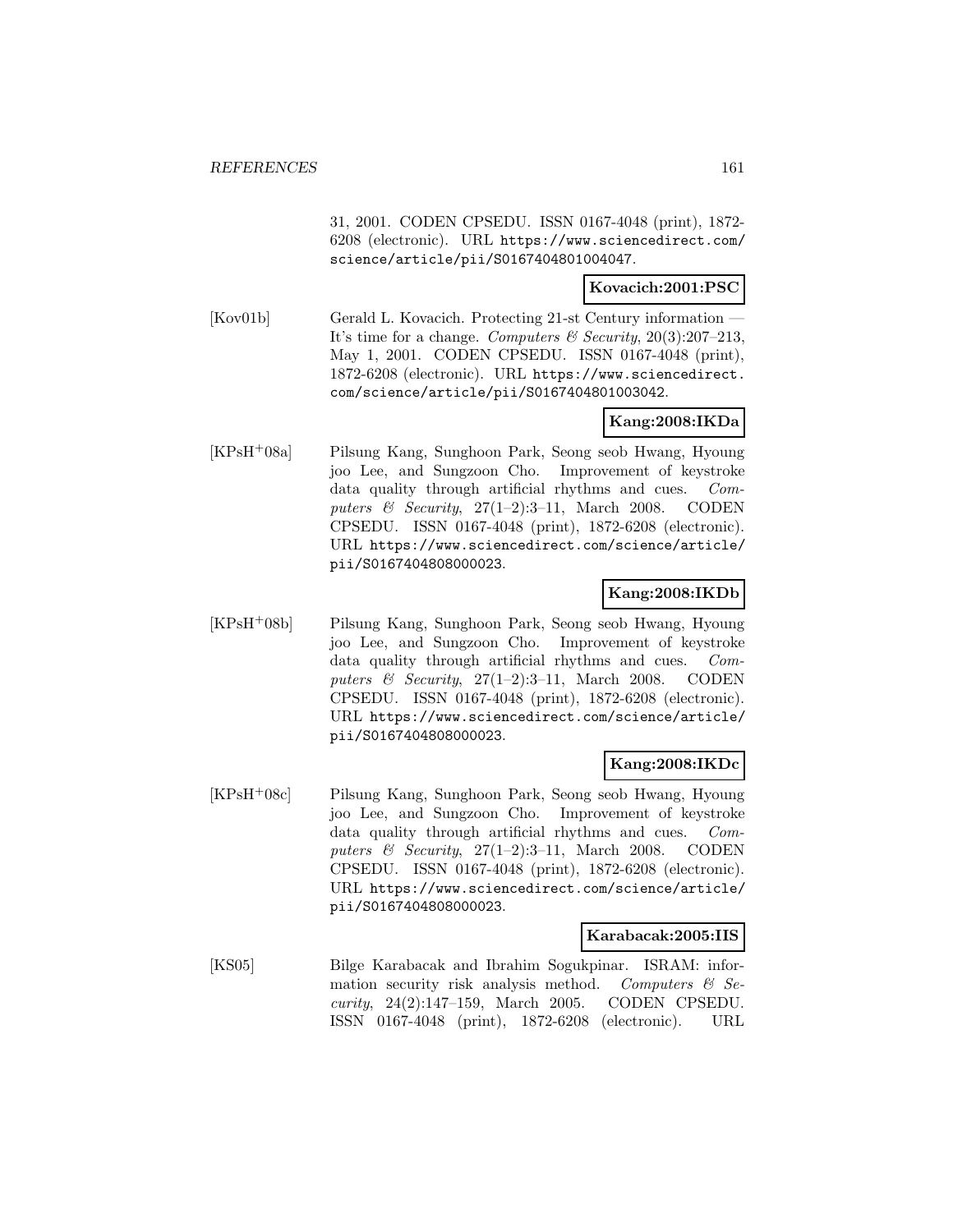31, 2001. CODEN CPSEDU. ISSN 0167-4048 (print), 1872-6208 (electronic). URL https://www.sciencedirect.com/science/article/pii/S0167404801004047.

**Kovacich:2001:PSC**

[Kov01b] Gerald L. Kovacich. Protecting 21-st Century information — It's time for a change. *Computers & Security*, 20(3):207–213, May 1, 2001. CODEN CPSEDU. ISSN 0167-4048 (print), 1872-6208 (electronic). URL https://www.sciencedirect.com/science/article/pii/S0167404801003042.

**Kang:2008:IKDa**

[KPsH+08a] Pilsung Kang, Sunghoon Park, Seong seob Hwang, Hyoung joo Lee, and Sungzoon Cho. Improvement of keystroke data quality through artificial rhythms and cues. *Computers & Security*, 27(1–2):3–11, March 2008. CODEN CPSEDU. ISSN 0167-4048 (print), 1872-6208 (electronic). URL https://www.sciencedirect.com/science/article/pii/S0167404808000023.

**Kang:2008:IKDb**

[KPsH+08b] Pilsung Kang, Sunghoon Park, Seong seob Hwang, Hyoung joo Lee, and Sungzoon Cho. Improvement of keystroke data quality through artificial rhythms and cues. *Computers & Security*, 27(1–2):3–11, March 2008. CODEN CPSEDU. ISSN 0167-4048 (print), 1872-6208 (electronic). URL https://www.sciencedirect.com/science/article/pii/S0167404808000023.

**Kang:2008:IKDc**

[KPsH+08c] Pilsung Kang, Sunghoon Park, Seong seob Hwang, Hyoung joo Lee, and Sungzoon Cho. Improvement of keystroke data quality through artificial rhythms and cues. *Computers & Security*, 27(1–2):3–11, March 2008. CODEN CPSEDU. ISSN 0167-4048 (print), 1872-6208 (electronic). URL https://www.sciencedirect.com/science/article/pii/S0167404808000023.

**Karabacak:2005:IIS**

[KS05] Bilge Karabacak and Ibrahim Sogukpinar. ISRAM: information security risk analysis method. *Computers & Security*, 24(2):147–159, March 2005. CODEN CPSEDU. ISSN 0167-4048 (print), 1872-6208 (electronic). URL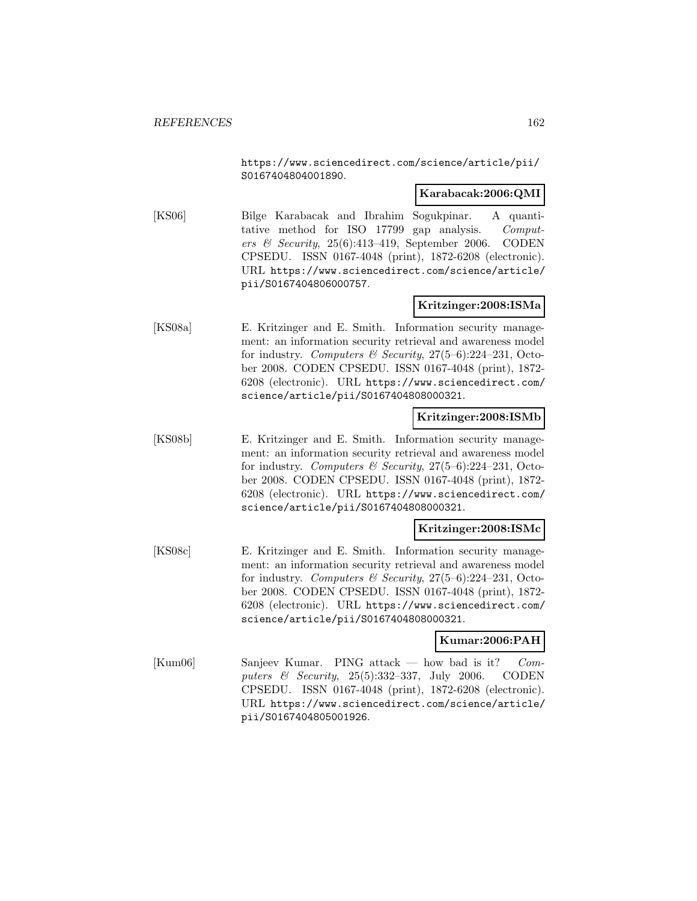https://www.sciencedirect.com/science/article/pii/S0167404804001890.

**Karabacak:2006:QMI**

[KS06] Bilge Karabacak and Ibrahim Sogukpinar. A quantitative method for ISO 17799 gap analysis. *Computers & Security*, 25(6):413–419, September 2006. CODEN CPSEDU. ISSN 0167-4048 (print), 1872-6208 (electronic). URL https://www.sciencedirect.com/science/article/pii/S0167404806000757.

**Kritzinger:2008:ISMa**

[KS08a] E. Kritzinger and E. Smith. Information security management: an information security retrieval and awareness model for industry. *Computers & Security*, 27(5–6):224–231, October 2008. CODEN CPSEDU. ISSN 0167-4048 (print), 1872-6208 (electronic). URL https://www.sciencedirect.com/science/article/pii/S0167404808000321.

**Kritzinger:2008:ISMb**

[KS08b] E. Kritzinger and E. Smith. Information security management: an information security retrieval and awareness model for industry. *Computers & Security*, 27(5–6):224–231, October 2008. CODEN CPSEDU. ISSN 0167-4048 (print), 1872-6208 (electronic). URL https://www.sciencedirect.com/science/article/pii/S0167404808000321.

**Kritzinger:2008:ISMc**

[KS08c] E. Kritzinger and E. Smith. Information security management: an information security retrieval and awareness model for industry. *Computers & Security*, 27(5–6):224–231, October 2008. CODEN CPSEDU. ISSN 0167-4048 (print), 1872-6208 (electronic). URL https://www.sciencedirect.com/science/article/pii/S0167404808000321.

**Kumar:2006:PAH**

[Kum06] Sanjeev Kumar. PING attack — how bad is it? *Computers & Security*, 25(5):332–337, July 2006. CODEN CPSEDU. ISSN 0167-4048 (print), 1872-6208 (electronic). URL https://www.sciencedirect.com/science/article/pii/S0167404805001926.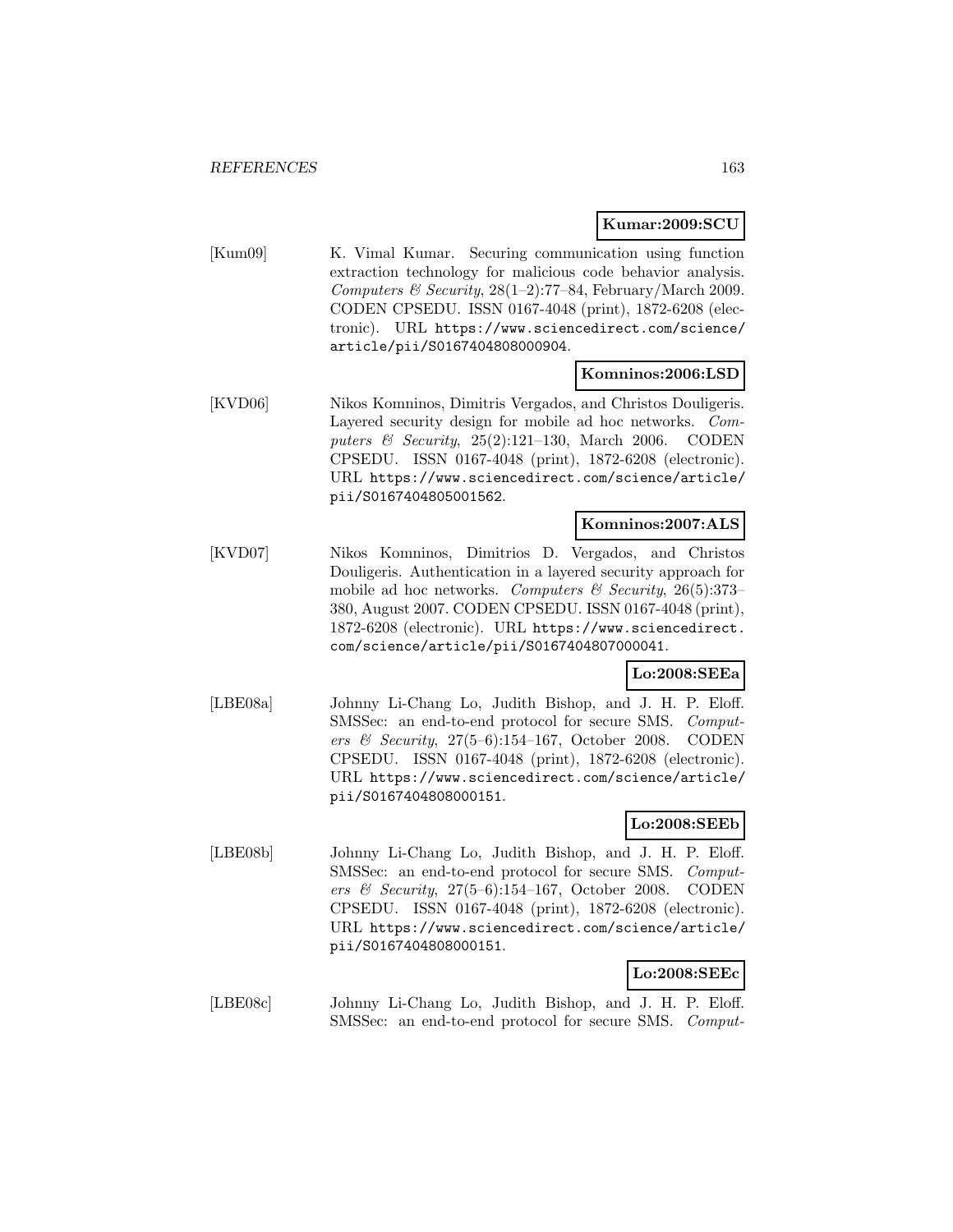**Kumar:2009:SCU**

[Kum09] K. Vimal Kumar. Securing communication using function extraction technology for malicious code behavior analysis. *Computers & Security*, 28(1–2):77–84, February/March 2009. CODEN CPSEDU. ISSN 0167-4048 (print), 1872-6208 (electronic). URL https://www.sciencedirect.com/science/article/pii/S0167404808000904.

**Komninos:2006:LSD**

[KVD06] Nikos Komninos, Dimitris Vergados, and Christos Douligeris. Layered security design for mobile ad hoc networks. *Computers & Security*, 25(2):121–130, March 2006. CODEN CPSEDU. ISSN 0167-4048 (print), 1872-6208 (electronic). URL https://www.sciencedirect.com/science/article/pii/S0167404805001562.

**Komninos:2007:ALS**

[KVD07] Nikos Komninos, Dimitrios D. Vergados, and Christos Douligeris. Authentication in a layered security approach for mobile ad hoc networks. *Computers & Security*, 26(5):373–380, August 2007. CODEN CPSEDU. ISSN 0167-4048 (print), 1872-6208 (electronic). URL https://www.sciencedirect.com/science/article/pii/S0167404807000041.

**Lo:2008:SEEa**

[LBE08a] Johnny Li-Chang Lo, Judith Bishop, and J. H. P. Eloff. SMSSec: an end-to-end protocol for secure SMS. *Computers & Security*, 27(5–6):154–167, October 2008. CODEN CPSEDU. ISSN 0167-4048 (print), 1872-6208 (electronic). URL https://www.sciencedirect.com/science/article/pii/S0167404808000151.

**Lo:2008:SEEb**

[LBE08b] Johnny Li-Chang Lo, Judith Bishop, and J. H. P. Eloff. SMSSec: an end-to-end protocol for secure SMS. *Computers & Security*, 27(5–6):154–167, October 2008. CODEN CPSEDU. ISSN 0167-4048 (print), 1872-6208 (electronic). URL https://www.sciencedirect.com/science/article/pii/S0167404808000151.

**Lo:2008:SEEc**

[LBE08c] Johnny Li-Chang Lo, Judith Bishop, and J. H. P. Eloff. SMSSec: an end-to-end protocol for secure SMS. *Comput-*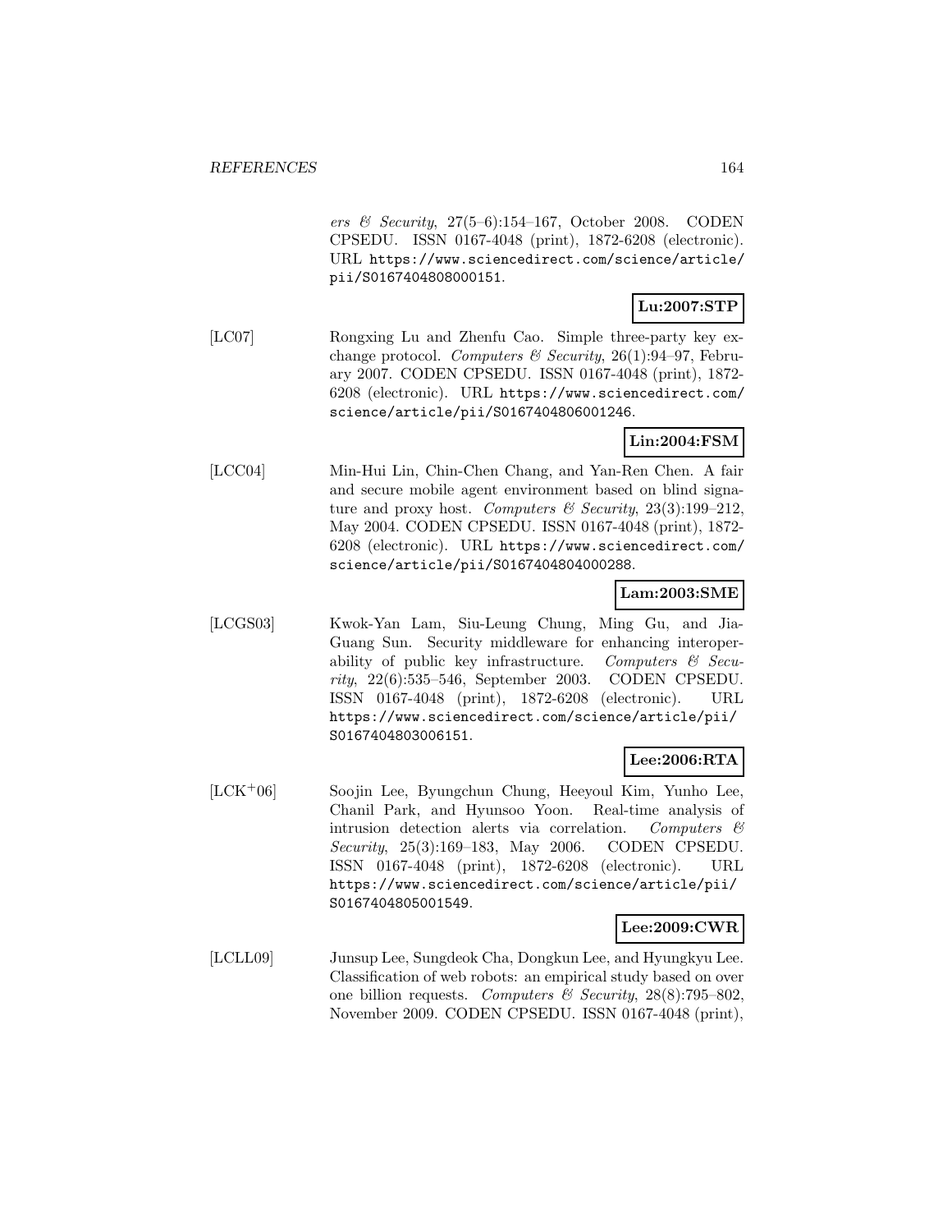*ers & Security*, 27(5–6):154–167, October 2008. CODEN CPSEDU. ISSN 0167-4048 (print), 1872-6208 (electronic). URL https://www.sciencedirect.com/science/article/pii/S0167404808000151.

**Lu:2007:STP**

[LC07] Rongxing Lu and Zhenfu Cao. Simple three-party key exchange protocol. *Computers & Security*, 26(1):94–97, February 2007. CODEN CPSEDU. ISSN 0167-4048 (print), 1872-6208 (electronic). URL https://www.sciencedirect.com/science/article/pii/S0167404806001246.

**Lin:2004:FSM**

[LCC04] Min-Hui Lin, Chin-Chen Chang, and Yan-Ren Chen. A fair and secure mobile agent environment based on blind signature and proxy host. *Computers & Security*, 23(3):199–212, May 2004. CODEN CPSEDU. ISSN 0167-4048 (print), 1872-6208 (electronic). URL https://www.sciencedirect.com/science/article/pii/S0167404804000288.

**Lam:2003:SME**

[LCGS03] Kwok-Yan Lam, Siu-Leung Chung, Ming Gu, and Jia-Guang Sun. Security middleware for enhancing interoperability of public key infrastructure. *Computers & Security*, 22(6):535–546, September 2003. CODEN CPSEDU. ISSN 0167-4048 (print), 1872-6208 (electronic). URL https://www.sciencedirect.com/science/article/pii/S0167404803006151.

**Lee:2006:RTA**

[LCK+06] Soojin Lee, Byungchun Chung, Heeyoul Kim, Yunho Lee, Chanil Park, and Hyunsoo Yoon. Real-time analysis of intrusion detection alerts via correlation. *Computers & Security*, 25(3):169–183, May 2006. CODEN CPSEDU. ISSN 0167-4048 (print), 1872-6208 (electronic). URL https://www.sciencedirect.com/science/article/pii/S0167404805001549.

**Lee:2009:CWR**

[LCLL09] Junsup Lee, Sungdeok Cha, Dongkun Lee, and Hyungkyu Lee. Classification of web robots: an empirical study based on over one billion requests. *Computers & Security*, 28(8):795–802, November 2009. CODEN CPSEDU. ISSN 0167-4048 (print),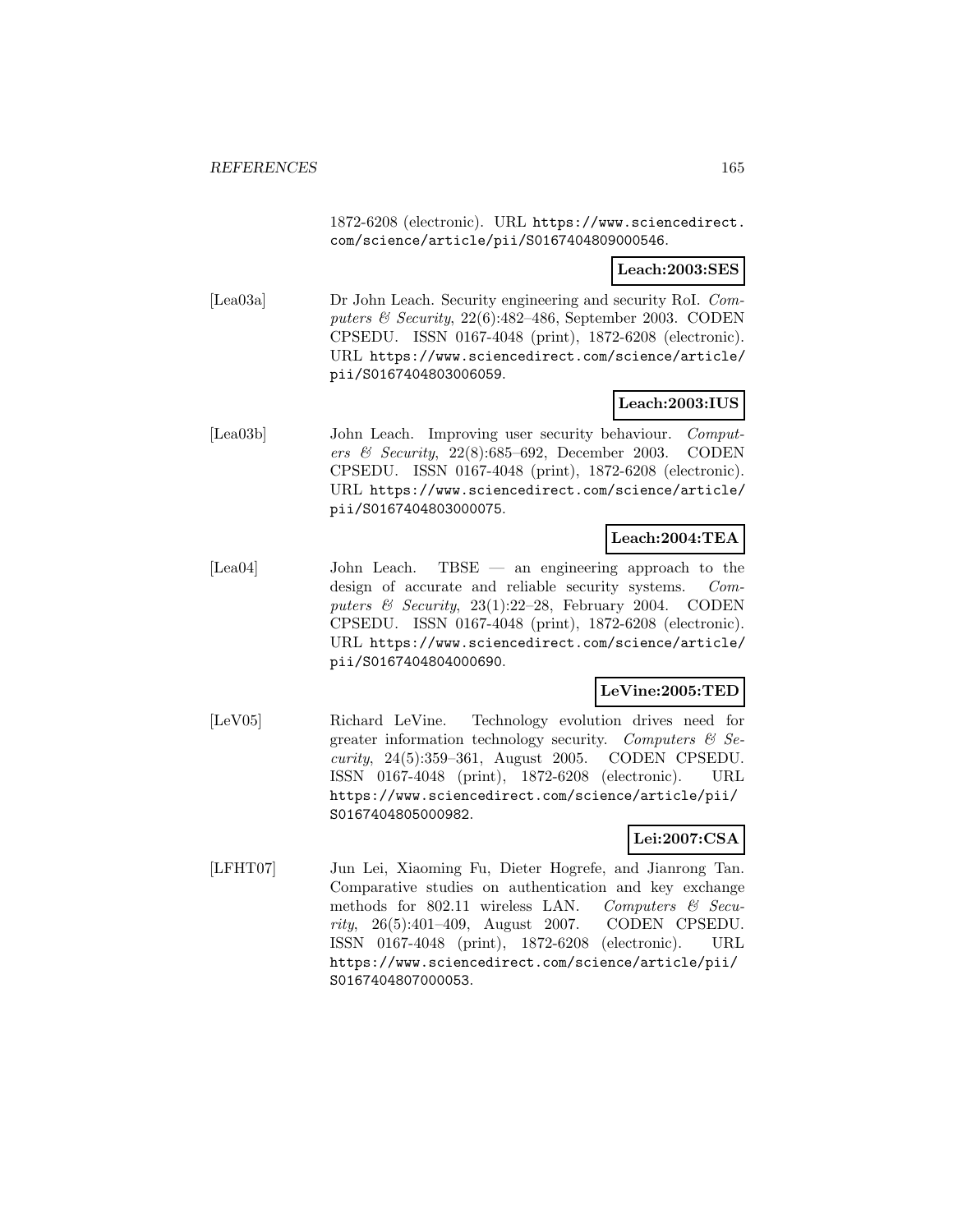1872-6208 (electronic). URL https://www.sciencedirect.com/science/article/pii/S0167404809000546.

**Leach:2003:SES**

[Lea03a] Dr John Leach. Security engineering and security RoI. *Computers & Security*, 22(6):482–486, September 2003. CODEN CPSEDU. ISSN 0167-4048 (print), 1872-6208 (electronic). URL https://www.sciencedirect.com/science/article/pii/S0167404803006059.

**Leach:2003:IUS**

[Lea03b] John Leach. Improving user security behaviour. *Computers & Security*, 22(8):685–692, December 2003. CODEN CPSEDU. ISSN 0167-4048 (print), 1872-6208 (electronic). URL https://www.sciencedirect.com/science/article/pii/S0167404803000075.

**Leach:2004:TEA**

[Lea04] John Leach. TBSE — an engineering approach to the design of accurate and reliable security systems. *Computers & Security*, 23(1):22–28, February 2004. CODEN CPSEDU. ISSN 0167-4048 (print), 1872-6208 (electronic). URL https://www.sciencedirect.com/science/article/pii/S0167404804000690.

**LeVine:2005:TED**

[LeV05] Richard LeVine. Technology evolution drives need for greater information technology security. *Computers & Security*, 24(5):359–361, August 2005. CODEN CPSEDU. ISSN 0167-4048 (print), 1872-6208 (electronic). URL https://www.sciencedirect.com/science/article/pii/S0167404805000982.

**Lei:2007:CSA**

[LFHT07] Jun Lei, Xiaoming Fu, Dieter Hogrefe, and Jianrong Tan. Comparative studies on authentication and key exchange methods for 802.11 wireless LAN. *Computers & Security*, 26(5):401–409, August 2007. CODEN CPSEDU. ISSN 0167-4048 (print), 1872-6208 (electronic). URL https://www.sciencedirect.com/science/article/pii/S0167404807000053.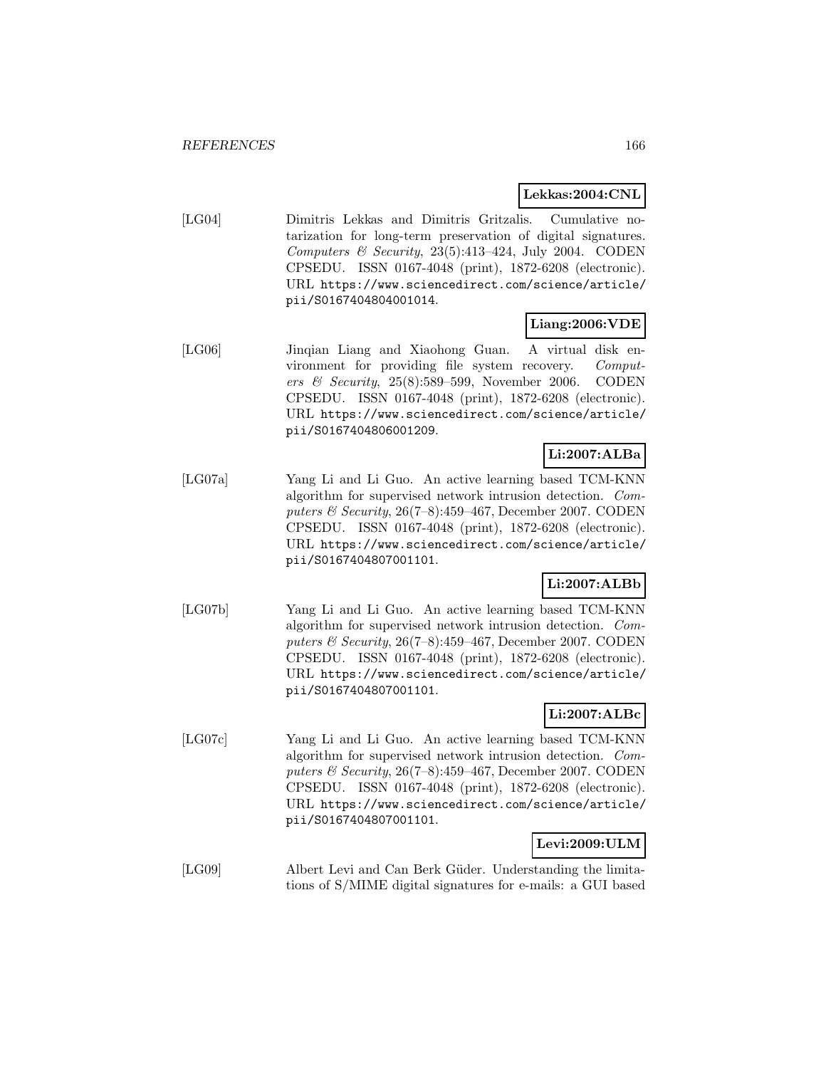**Lekkas:2004:CNL**

[LG04] Dimitris Lekkas and Dimitris Gritzalis. Cumulative notarization for long-term preservation of digital signatures. *Computers & Security*, 23(5):413–424, July 2004. CODEN CPSEDU. ISSN 0167-4048 (print), 1872-6208 (electronic). URL https://www.sciencedirect.com/science/article/pii/S0167404804001014.

**Liang:2006:VDE**

[LG06] Jinqian Liang and Xiaohong Guan. A virtual disk environment for providing file system recovery. *Computers & Security*, 25(8):589–599, November 2006. CODEN CPSEDU. ISSN 0167-4048 (print), 1872-6208 (electronic). URL https://www.sciencedirect.com/science/article/pii/S0167404806001209.

**Li:2007:ALBa**

[LG07a] Yang Li and Li Guo. An active learning based TCM-KNN algorithm for supervised network intrusion detection. *Computers & Security*, 26(7–8):459–467, December 2007. CODEN CPSEDU. ISSN 0167-4048 (print), 1872-6208 (electronic). URL https://www.sciencedirect.com/science/article/pii/S0167404807001101.

**Li:2007:ALBb**

[LG07b] Yang Li and Li Guo. An active learning based TCM-KNN algorithm for supervised network intrusion detection. *Computers & Security*, 26(7–8):459–467, December 2007. CODEN CPSEDU. ISSN 0167-4048 (print), 1872-6208 (electronic). URL https://www.sciencedirect.com/science/article/pii/S0167404807001101.

**Li:2007:ALBc**

[LG07c] Yang Li and Li Guo. An active learning based TCM-KNN algorithm for supervised network intrusion detection. *Computers & Security*, 26(7–8):459–467, December 2007. CODEN CPSEDU. ISSN 0167-4048 (print), 1872-6208 (electronic). URL https://www.sciencedirect.com/science/article/pii/S0167404807001101.

**Levi:2009:ULM**

[LG09] Albert Levi and Can Berk Güder. Understanding the limitations of S/MIME digital signatures for e-mails: a GUI based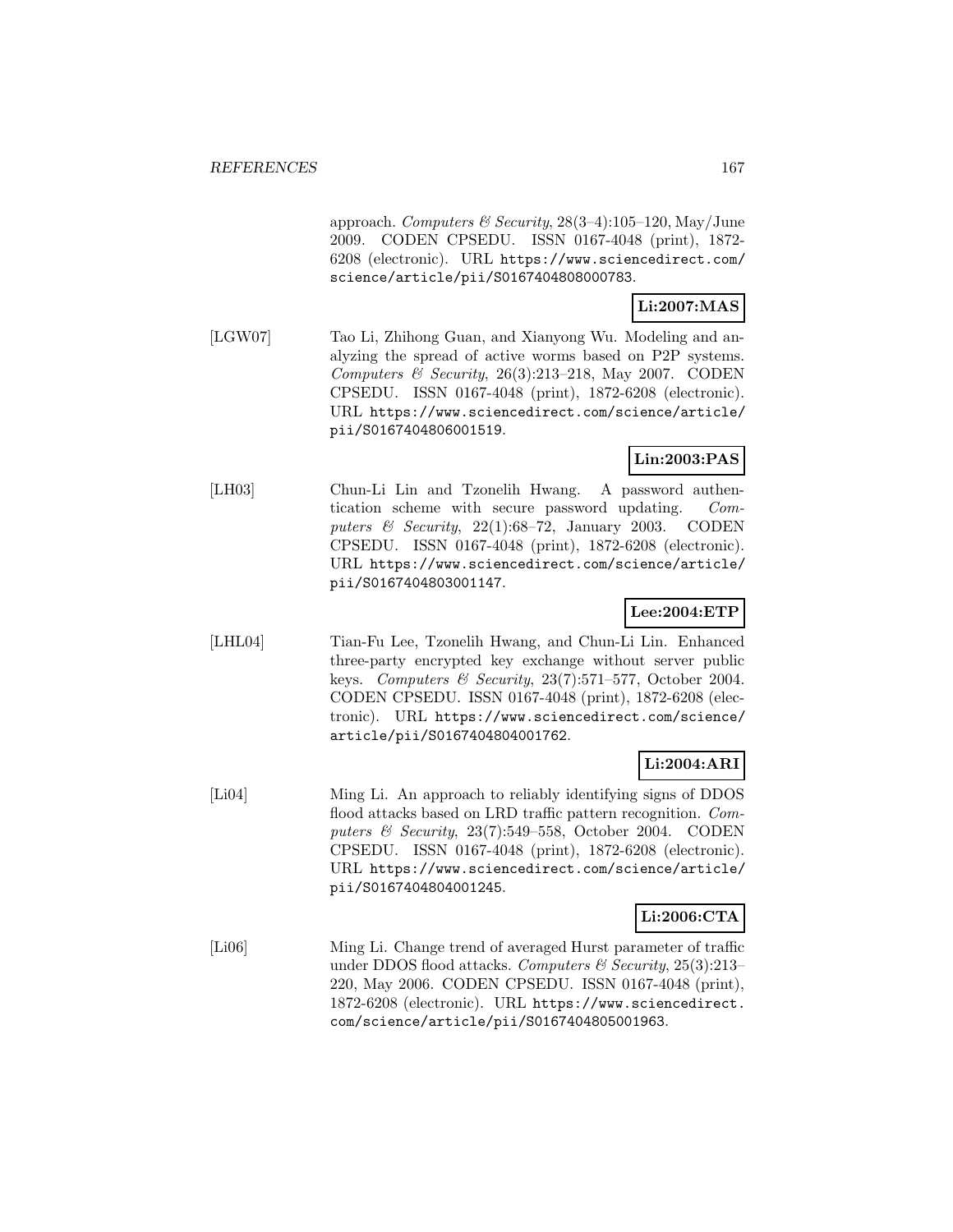approach. *Computers & Security*, 28(3–4):105–120, May/June 2009. CODEN CPSEDU. ISSN 0167-4048 (print), 1872-6208 (electronic). URL https://www.sciencedirect.com/science/article/pii/S0167404808000783.

**Li:2007:MAS**

[LGW07] Tao Li, Zhihong Guan, and Xianyong Wu. Modeling and analyzing the spread of active worms based on P2P systems. *Computers & Security*, 26(3):213–218, May 2007. CODEN CPSEDU. ISSN 0167-4048 (print), 1872-6208 (electronic). URL https://www.sciencedirect.com/science/article/pii/S0167404806001519.

**Lin:2003:PAS**

[LH03] Chun-Li Lin and Tzonelih Hwang. A password authentication scheme with secure password updating. *Computers & Security*, 22(1):68–72, January 2003. CODEN CPSEDU. ISSN 0167-4048 (print), 1872-6208 (electronic). URL https://www.sciencedirect.com/science/article/pii/S0167404803001147.

**Lee:2004:ETP**

[LHL04] Tian-Fu Lee, Tzonelih Hwang, and Chun-Li Lin. Enhanced three-party encrypted key exchange without server public keys. *Computers & Security*, 23(7):571–577, October 2004. CODEN CPSEDU. ISSN 0167-4048 (print), 1872-6208 (electronic). URL https://www.sciencedirect.com/science/article/pii/S0167404804001762.

**Li:2004:ARI**

[Li04] Ming Li. An approach to reliably identifying signs of DDOS flood attacks based on LRD traffic pattern recognition. *Computers & Security*, 23(7):549–558, October 2004. CODEN CPSEDU. ISSN 0167-4048 (print), 1872-6208 (electronic). URL https://www.sciencedirect.com/science/article/pii/S0167404804001245.

**Li:2006:CTA**

[Li06] Ming Li. Change trend of averaged Hurst parameter of traffic under DDOS flood attacks. *Computers & Security*, 25(3):213–220, May 2006. CODEN CPSEDU. ISSN 0167-4048 (print), 1872-6208 (electronic). URL https://www.sciencedirect.com/science/article/pii/S0167404805001963.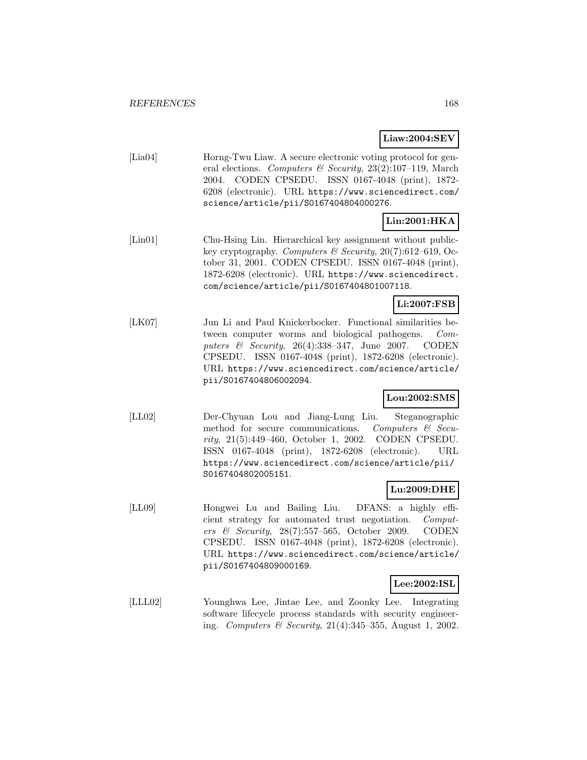**Liaw:2004:SEV**

[Lia04] Horng-Twu Liaw. A secure electronic voting protocol for general elections. *Computers & Security*, 23(2):107–119, March 2004. CODEN CPSEDU. ISSN 0167-4048 (print), 1872-6208 (electronic). URL https://www.sciencedirect.com/science/article/pii/S0167404804000276.

**Lin:2001:HKA**

[Lin01] Chu-Hsing Lin. Hierarchical key assignment without public-key cryptography. *Computers & Security*, 20(7):612–619, October 31, 2001. CODEN CPSEDU. ISSN 0167-4048 (print), 1872-6208 (electronic). URL https://www.sciencedirect.com/science/article/pii/S0167404801007118.

**Li:2007:FSB**

[LK07] Jun Li and Paul Knickerbocker. Functional similarities between computer worms and biological pathogens. *Computers & Security*, 26(4):338–347, June 2007. CODEN CPSEDU. ISSN 0167-4048 (print), 1872-6208 (electronic). URL https://www.sciencedirect.com/science/article/pii/S0167404806002094.

**Lou:2002:SMS**

[LL02] Der-Chyuan Lou and Jiang-Lung Liu. Steganographic method for secure communications. *Computers & Security*, 21(5):449–460, October 1, 2002. CODEN CPSEDU. ISSN 0167-4048 (print), 1872-6208 (electronic). URL https://www.sciencedirect.com/science/article/pii/S0167404802005151.

**Lu:2009:DHE**

[LL09] Hongwei Lu and Bailing Liu. DFANS: a highly efficient strategy for automated trust negotiation. *Computers & Security*, 28(7):557–565, October 2009. CODEN CPSEDU. ISSN 0167-4048 (print), 1872-6208 (electronic). URL https://www.sciencedirect.com/science/article/pii/S0167404809000169.

**Lee:2002:ISL**

[LLL02] Younghwa Lee, Jintae Lee, and Zoonky Lee. Integrating software lifecycle process standards with security engineering. *Computers & Security*, 21(4):345–355, August 1, 2002.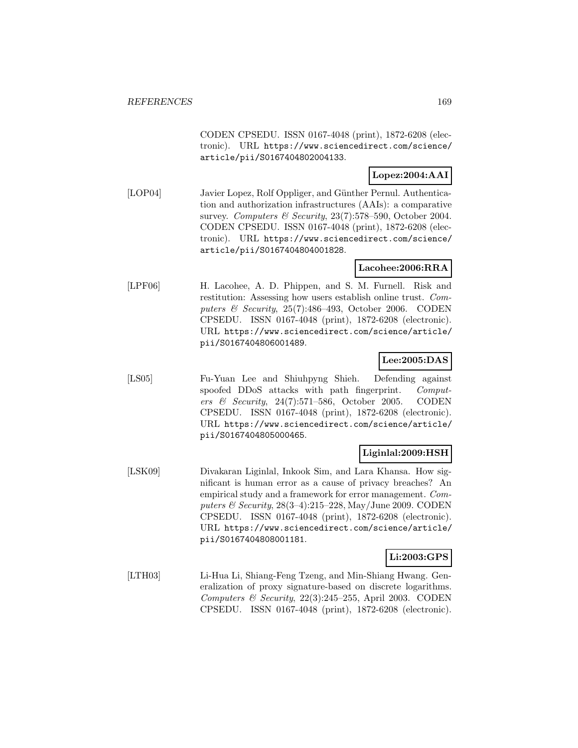CODEN CPSEDU. ISSN 0167-4048 (print), 1872-6208 (electronic). URL https://www.sciencedirect.com/science/article/pii/S0167404802004133.

**Lopez:2004:AAI**

[LOP04] Javier Lopez, Rolf Oppliger, and Günther Pernul. Authentication and authorization infrastructures (AAIs): a comparative survey. *Computers & Security*, 23(7):578–590, October 2004. CODEN CPSEDU. ISSN 0167-4048 (print), 1872-6208 (electronic). URL https://www.sciencedirect.com/science/article/pii/S0167404804001828.

**Lacohee:2006:RRA**

[LPF06] H. Lacohee, A. D. Phippen, and S. M. Furnell. Risk and restitution: Assessing how users establish online trust. *Computers & Security*, 25(7):486–493, October 2006. CODEN CPSEDU. ISSN 0167-4048 (print), 1872-6208 (electronic). URL https://www.sciencedirect.com/science/article/pii/S0167404806001489.

**Lee:2005:DAS**

[LS05] Fu-Yuan Lee and Shiuhpyng Shieh. Defending against spoofed DDoS attacks with path fingerprint. *Computers & Security*, 24(7):571–586, October 2005. CODEN CPSEDU. ISSN 0167-4048 (print), 1872-6208 (electronic). URL https://www.sciencedirect.com/science/article/pii/S0167404805000465.

**Liginlal:2009:HSH**

[LSK09] Divakaran Liginlal, Inkook Sim, and Lara Khansa. How significant is human error as a cause of privacy breaches? An empirical study and a framework for error management. *Computers & Security*, 28(3–4):215–228, May/June 2009. CODEN CPSEDU. ISSN 0167-4048 (print), 1872-6208 (electronic). URL https://www.sciencedirect.com/science/article/pii/S0167404808001181.

**Li:2003:GPS**

[LTH03] Li-Hua Li, Shiang-Feng Tzeng, and Min-Shiang Hwang. Generalization of proxy signature-based on discrete logarithms. *Computers & Security*, 22(3):245–255, April 2003. CODEN CPSEDU. ISSN 0167-4048 (print), 1872-6208 (electronic).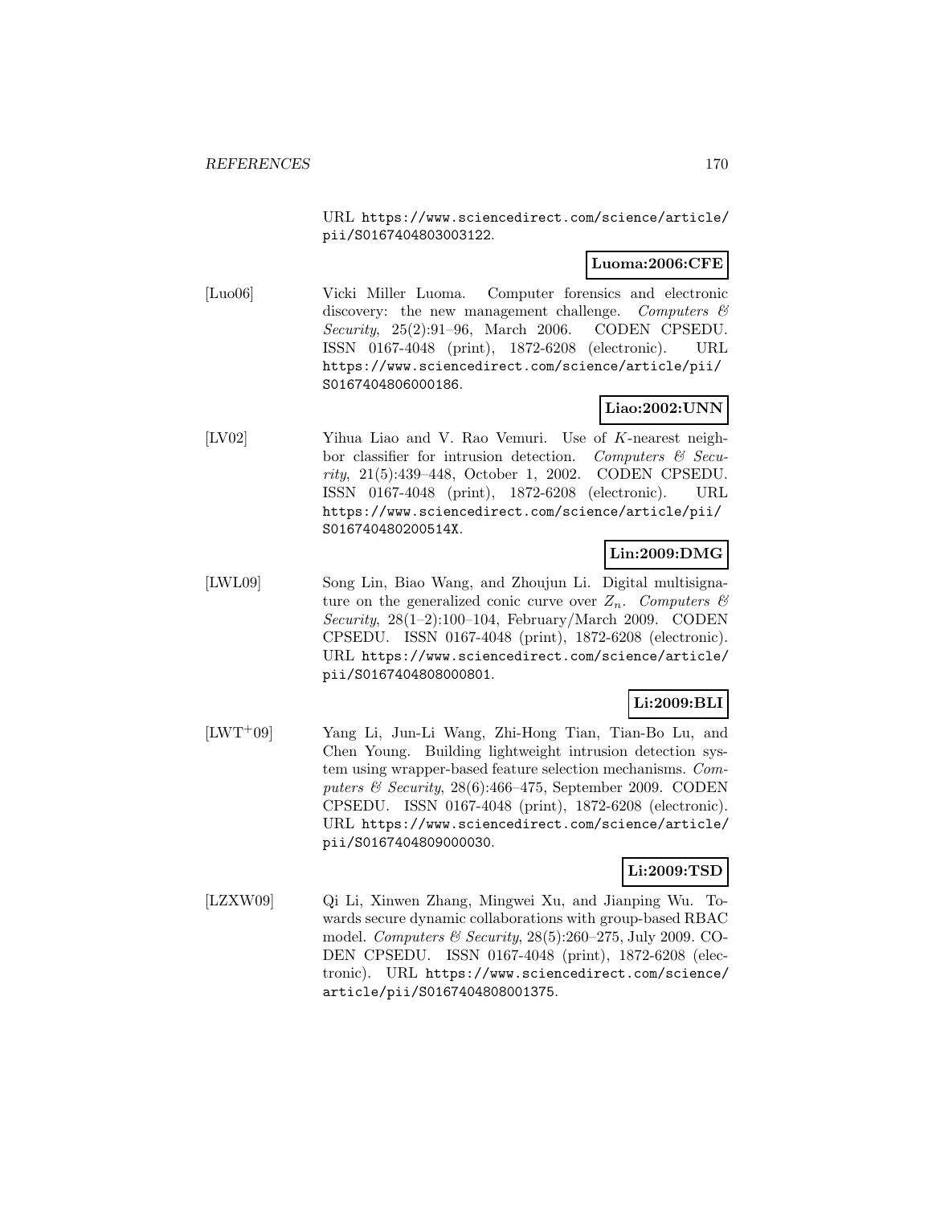URL https://www.sciencedirect.com/science/article/pii/S0167404803003122.

**Luoma:2006:CFE**

[Luo06] Vicki Miller Luoma. Computer forensics and electronic discovery: the new management challenge. *Computers & Security*, 25(2):91–96, March 2006. CODEN CPSEDU. ISSN 0167-4048 (print), 1872-6208 (electronic). URL https://www.sciencedirect.com/science/article/pii/S0167404806000186.

**Liao:2002:UNN**

[LV02] Yihua Liao and V. Rao Vemuri. Use of $K$-nearest neighbor classifier for intrusion detection. *Computers & Security*, 21(5):439–448, October 1, 2002. CODEN CPSEDU. ISSN 0167-4048 (print), 1872-6208 (electronic). URL https://www.sciencedirect.com/science/article/pii/S016740480200514X.

**Lin:2009:DMG**

[LWL09] Song Lin, Biao Wang, and Zhoujun Li. Digital multisignature on the generalized conic curve over $Z_n$. *Computers & Security*, 28(1–2):100–104, February/March 2009. CODEN CPSEDU. ISSN 0167-4048 (print), 1872-6208 (electronic). URL https://www.sciencedirect.com/science/article/pii/S0167404808000801.

**Li:2009:BLI**

[LWT+09] Yang Li, Jun-Li Wang, Zhi-Hong Tian, Tian-Bo Lu, and Chen Young. Building lightweight intrusion detection system using wrapper-based feature selection mechanisms. *Computers & Security*, 28(6):466–475, September 2009. CODEN CPSEDU. ISSN 0167-4048 (print), 1872-6208 (electronic). URL https://www.sciencedirect.com/science/article/pii/S0167404809000030.

**Li:2009:TSD**

[LZXW09] Qi Li, Xinwen Zhang, Mingwei Xu, and Jianping Wu. Towards secure dynamic collaborations with group-based RBAC model. *Computers & Security*, 28(5):260–275, July 2009. CODEN CPSEDU. ISSN 0167-4048 (print), 1872-6208 (electronic). URL https://www.sciencedirect.com/science/article/pii/S0167404808001375.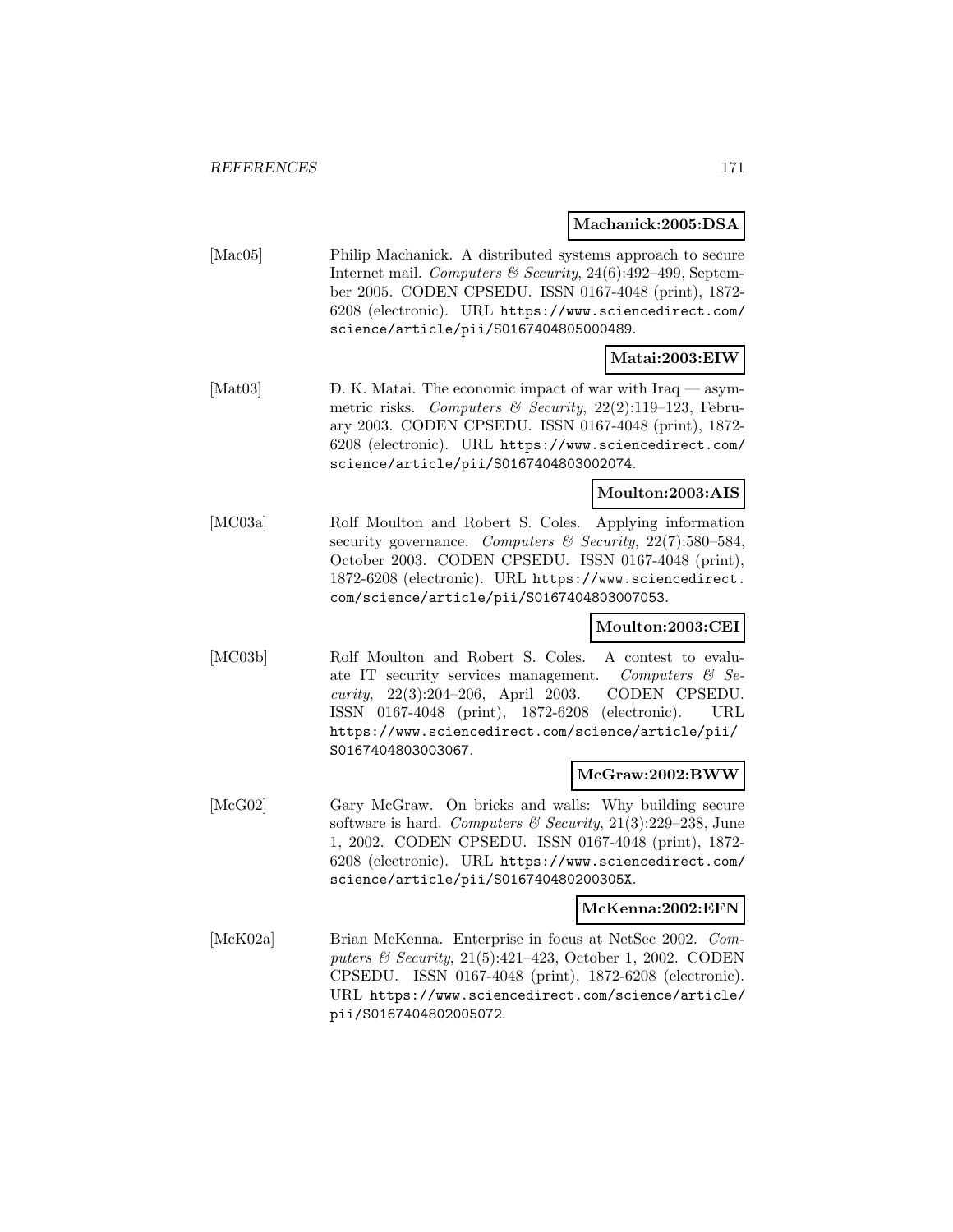**Machanick:2005:DSA**

[Mac05] Philip Machanick. A distributed systems approach to secure Internet mail. *Computers & Security*, 24(6):492–499, September 2005. CODEN CPSEDU. ISSN 0167-4048 (print), 1872-6208 (electronic). URL https://www.sciencedirect.com/science/article/pii/S0167404805000489.

**Matai:2003:EIW**

[Mat03] D. K. Matai. The economic impact of war with Iraq — asymmetric risks. *Computers & Security*, 22(2):119–123, February 2003. CODEN CPSEDU. ISSN 0167-4048 (print), 1872-6208 (electronic). URL https://www.sciencedirect.com/science/article/pii/S0167404803002074.

**Moulton:2003:AIS**

[MC03a] Rolf Moulton and Robert S. Coles. Applying information security governance. *Computers & Security*, 22(7):580–584, October 2003. CODEN CPSEDU. ISSN 0167-4048 (print), 1872-6208 (electronic). URL https://www.sciencedirect.com/science/article/pii/S0167404803007053.

**Moulton:2003:CEI**

[MC03b] Rolf Moulton and Robert S. Coles. A contest to evaluate IT security services management. *Computers & Security*, 22(3):204–206, April 2003. CODEN CPSEDU. ISSN 0167-4048 (print), 1872-6208 (electronic). URL https://www.sciencedirect.com/science/article/pii/S0167404803003067.

**McGraw:2002:BWW**

[McG02] Gary McGraw. On bricks and walls: Why building secure software is hard. *Computers & Security*, 21(3):229–238, June 1, 2002. CODEN CPSEDU. ISSN 0167-4048 (print), 1872-6208 (electronic). URL https://www.sciencedirect.com/science/article/pii/S016740480200305X.

**McKenna:2002:EFN**

[McK02a] Brian McKenna. Enterprise in focus at NetSec 2002. *Computers & Security*, 21(5):421–423, October 1, 2002. CODEN CPSEDU. ISSN 0167-4048 (print), 1872-6208 (electronic). URL https://www.sciencedirect.com/science/article/pii/S0167404802005072.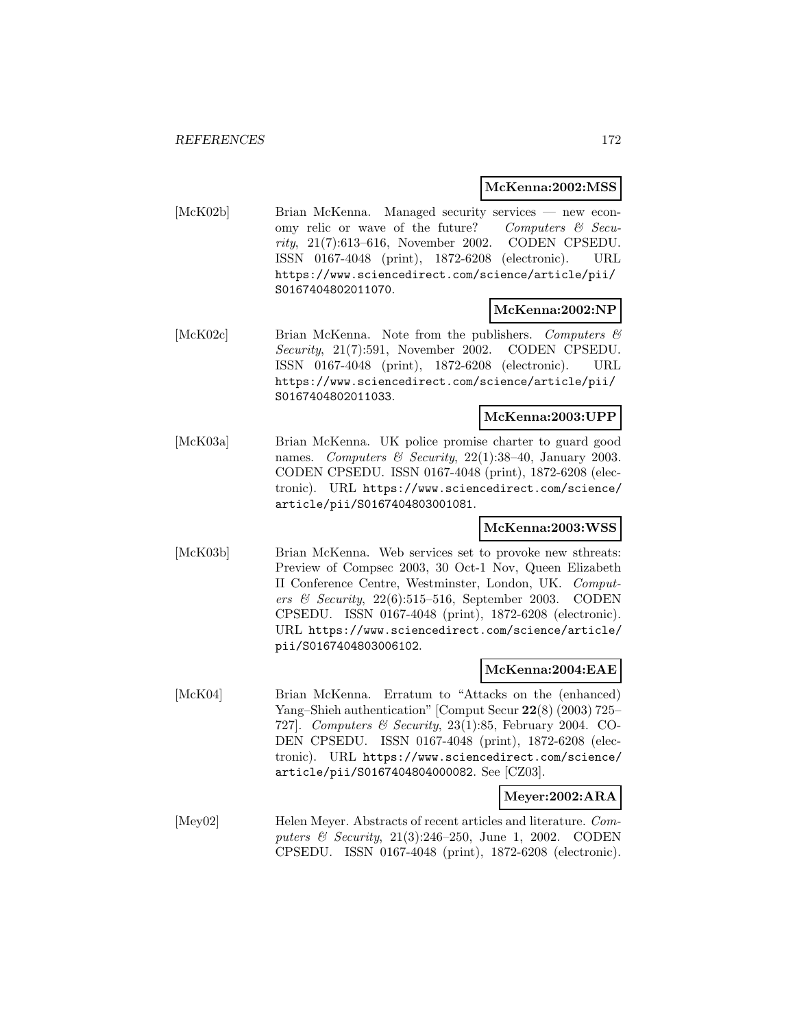**McKenna:2002:MSS**

[McK02b] Brian McKenna. Managed security services — new economy relic or wave of the future? *Computers & Security*, 21(7):613–616, November 2002. CODEN CPSEDU. ISSN 0167-4048 (print), 1872-6208 (electronic). URL https://www.sciencedirect.com/science/article/pii/S0167404802011070.

**McKenna:2002:NP**

[McK02c] Brian McKenna. Note from the publishers. *Computers & Security*, 21(7):591, November 2002. CODEN CPSEDU. ISSN 0167-4048 (print), 1872-6208 (electronic). URL https://www.sciencedirect.com/science/article/pii/S0167404802011033.

**McKenna:2003:UPP**

[McK03a] Brian McKenna. UK police promise charter to guard good names. *Computers & Security*, 22(1):38–40, January 2003. CODEN CPSEDU. ISSN 0167-4048 (print), 1872-6208 (electronic). URL https://www.sciencedirect.com/science/article/pii/S0167404803001081.

**McKenna:2003:WSS**

[McK03b] Brian McKenna. Web services set to provoke new sthreats: Preview of Compsec 2003, 30 Oct-1 Nov, Queen Elizabeth II Conference Centre, Westminster, London, UK. *Computers & Security*, 22(6):515–516, September 2003. CODEN CPSEDU. ISSN 0167-4048 (print), 1872-6208 (electronic). URL https://www.sciencedirect.com/science/article/pii/S0167404803006102.

**McKenna:2004:EAE**

[McK04] Brian McKenna. Erratum to "Attacks on the (enhanced) Yang–Shieh authentication" [Comput Secur **22**(8) (2003) 725–727]. *Computers & Security*, 23(1):85, February 2004. CODEN CPSEDU. ISSN 0167-4048 (print), 1872-6208 (electronic). URL https://www.sciencedirect.com/science/article/pii/S0167404804000082. See [CZ03].

**Meyer:2002:ARA**

[Mey02] Helen Meyer. Abstracts of recent articles and literature. *Computers & Security*, 21(3):246–250, June 1, 2002. CODEN CPSEDU. ISSN 0167-4048 (print), 1872-6208 (electronic).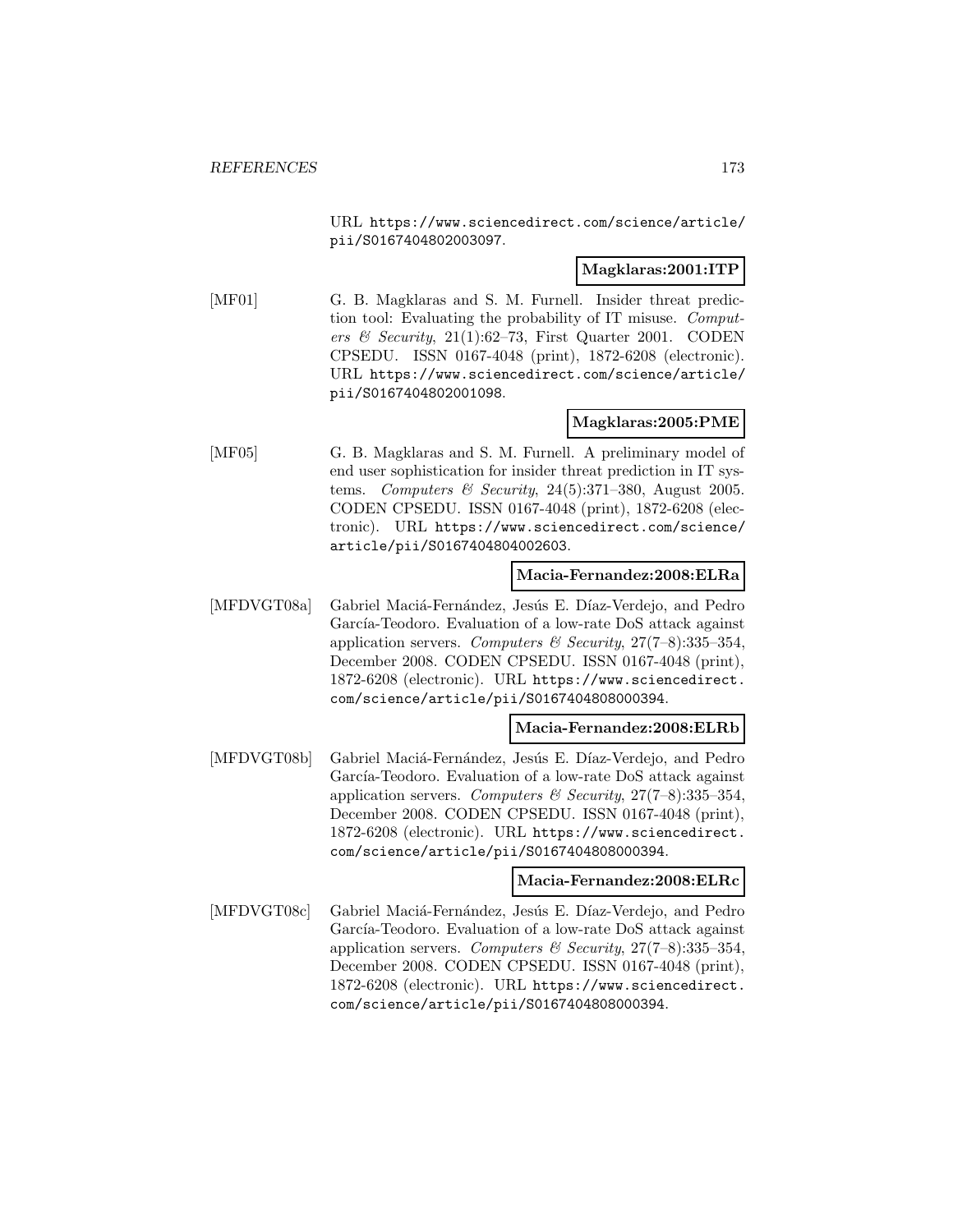URL https://www.sciencedirect.com/science/article/pii/S0167404802003097.

**Magklaras:2001:ITP**

[MF01] G. B. Magklaras and S. M. Furnell. Insider threat prediction tool: Evaluating the probability of IT misuse. *Computers & Security*, 21(1):62–73, First Quarter 2001. CODEN CPSEDU. ISSN 0167-4048 (print), 1872-6208 (electronic). URL https://www.sciencedirect.com/science/article/pii/S0167404802001098.

**Magklaras:2005:PME**

[MF05] G. B. Magklaras and S. M. Furnell. A preliminary model of end user sophistication for insider threat prediction in IT systems. *Computers & Security*, 24(5):371–380, August 2005. CODEN CPSEDU. ISSN 0167-4048 (print), 1872-6208 (electronic). URL https://www.sciencedirect.com/science/article/pii/S0167404804002603.

**Macia-Fernandez:2008:ELRa**

[MFDVGT08a] Gabriel Maciá-Fernández, Jesús E. Díaz-Verdejo, and Pedro García-Teodoro. Evaluation of a low-rate DoS attack against application servers. *Computers & Security*, 27(7–8):335–354, December 2008. CODEN CPSEDU. ISSN 0167-4048 (print), 1872-6208 (electronic). URL https://www.sciencedirect.com/science/article/pii/S0167404808000394.

**Macia-Fernandez:2008:ELRb**

[MFDVGT08b] Gabriel Maciá-Fernández, Jesús E. Díaz-Verdejo, and Pedro García-Teodoro. Evaluation of a low-rate DoS attack against application servers. *Computers & Security*, 27(7–8):335–354, December 2008. CODEN CPSEDU. ISSN 0167-4048 (print), 1872-6208 (electronic). URL https://www.sciencedirect.com/science/article/pii/S0167404808000394.

**Macia-Fernandez:2008:ELRc**

[MFDVGT08c] Gabriel Maciá-Fernández, Jesús E. Díaz-Verdejo, and Pedro García-Teodoro. Evaluation of a low-rate DoS attack against application servers. *Computers & Security*, 27(7–8):335–354, December 2008. CODEN CPSEDU. ISSN 0167-4048 (print), 1872-6208 (electronic). URL https://www.sciencedirect.com/science/article/pii/S0167404808000394.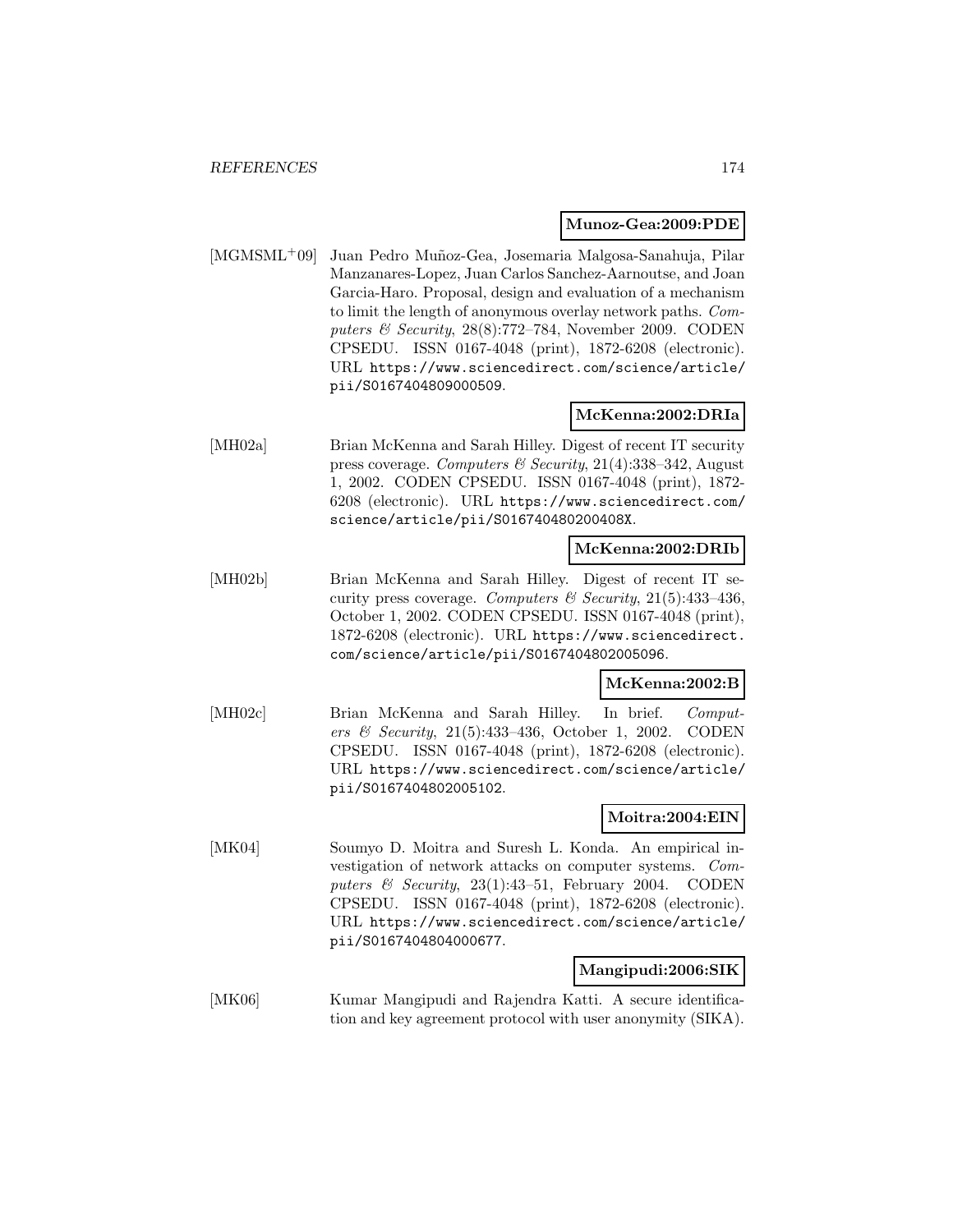**Munoz-Gea:2009:PDE**

[MGMSML+09] Juan Pedro Muñoz-Gea, Josemaria Malgosa-Sanahuja, Pilar Manzanares-Lopez, Juan Carlos Sanchez-Aarnoutse, and Joan Garcia-Haro. Proposal, design and evaluation of a mechanism to limit the length of anonymous overlay network paths. *Computers & Security*, 28(8):772–784, November 2009. CODEN CPSEDU. ISSN 0167-4048 (print), 1872-6208 (electronic). URL https://www.sciencedirect.com/science/article/pii/S0167404809000509.

**McKenna:2002:DRIa**

[MH02a] Brian McKenna and Sarah Hilley. Digest of recent IT security press coverage. *Computers & Security*, 21(4):338–342, August 1, 2002. CODEN CPSEDU. ISSN 0167-4048 (print), 1872-6208 (electronic). URL https://www.sciencedirect.com/science/article/pii/S016740480200408X.

**McKenna:2002:DRIb**

[MH02b] Brian McKenna and Sarah Hilley. Digest of recent IT security press coverage. *Computers & Security*, 21(5):433–436, October 1, 2002. CODEN CPSEDU. ISSN 0167-4048 (print), 1872-6208 (electronic). URL https://www.sciencedirect.com/science/article/pii/S0167404802005096.

**McKenna:2002:B**

[MH02c] Brian McKenna and Sarah Hilley. In brief. *Computers & Security*, 21(5):433–436, October 1, 2002. CODEN CPSEDU. ISSN 0167-4048 (print), 1872-6208 (electronic). URL https://www.sciencedirect.com/science/article/pii/S0167404802005102.

**Moitra:2004:EIN**

[MK04] Soumyo D. Moitra and Suresh L. Konda. An empirical investigation of network attacks on computer systems. *Computers & Security*, 23(1):43–51, February 2004. CODEN CPSEDU. ISSN 0167-4048 (print), 1872-6208 (electronic). URL https://www.sciencedirect.com/science/article/pii/S0167404804000677.

**Mangipudi:2006:SIK**

[MK06] Kumar Mangipudi and Rajendra Katti. A secure identification and key agreement protocol with user anonymity (SIKA).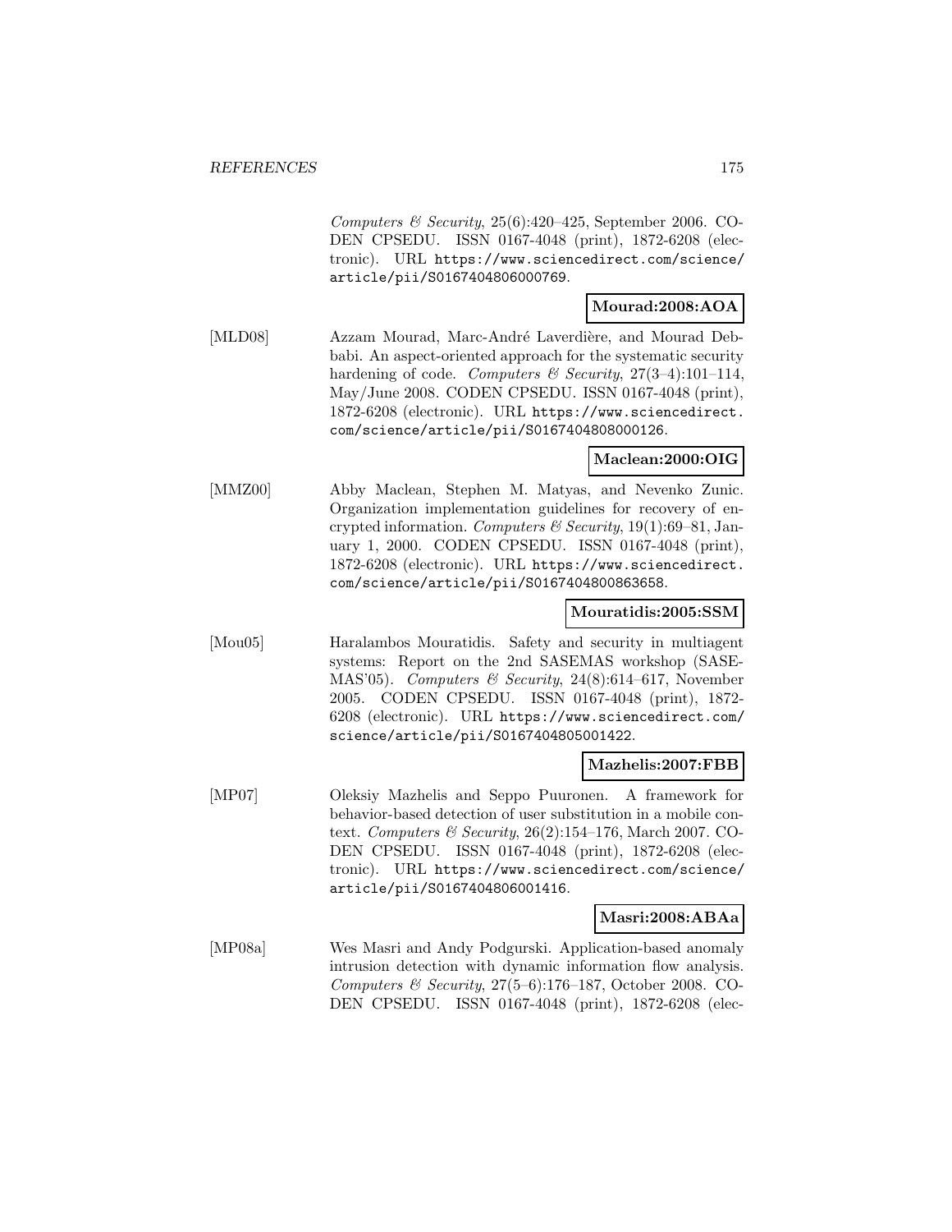*Computers & Security*, 25(6):420–425, September 2006. CODEN CPSEDU. ISSN 0167-4048 (print), 1872-6208 (electronic). URL https://www.sciencedirect.com/science/article/pii/S0167404806000769.

**Mourad:2008:AOA**

[MLD08] Azzam Mourad, Marc-André Laverdière, and Mourad Debbabi. An aspect-oriented approach for the systematic security hardening of code. *Computers & Security*, 27(3–4):101–114, May/June 2008. CODEN CPSEDU. ISSN 0167-4048 (print), 1872-6208 (electronic). URL https://www.sciencedirect.com/science/article/pii/S0167404808000126.

**Maclean:2000:OIG**

[MMZ00] Abby Maclean, Stephen M. Matyas, and Nevenko Zunic. Organization implementation guidelines for recovery of encrypted information. *Computers & Security*, 19(1):69–81, January 1, 2000. CODEN CPSEDU. ISSN 0167-4048 (print), 1872-6208 (electronic). URL https://www.sciencedirect.com/science/article/pii/S0167404800863658.

**Mouratidis:2005:SSM**

[Mou05] Haralambos Mouratidis. Safety and security in multiagent systems: Report on the 2nd SASEMAS workshop (SASEMAS'05). *Computers & Security*, 24(8):614–617, November 2005. CODEN CPSEDU. ISSN 0167-4048 (print), 1872-6208 (electronic). URL https://www.sciencedirect.com/science/article/pii/S0167404805001422.

**Mazhelis:2007:FBB**

[MP07] Oleksiy Mazhelis and Seppo Puuronen. A framework for behavior-based detection of user substitution in a mobile context. *Computers & Security*, 26(2):154–176, March 2007. CODEN CPSEDU. ISSN 0167-4048 (print), 1872-6208 (electronic). URL https://www.sciencedirect.com/science/article/pii/S0167404806001416.

**Masri:2008:ABAa**

[MP08a] Wes Masri and Andy Podgurski. Application-based anomaly intrusion detection with dynamic information flow analysis. *Computers & Security*, 27(5–6):176–187, October 2008. CODEN CPSEDU. ISSN 0167-4048 (print), 1872-6208 (elec-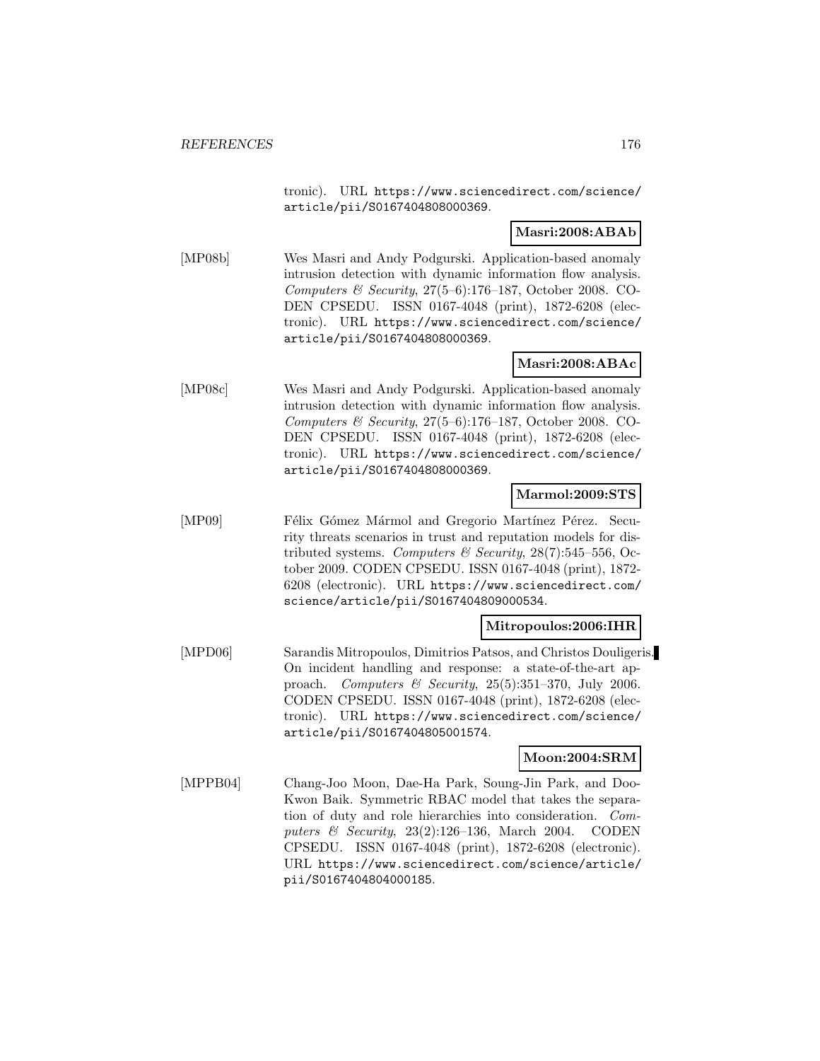tronic). URL https://www.sciencedirect.com/science/article/pii/S0167404808000369.

**Masri:2008:ABAb**

[MP08b] Wes Masri and Andy Podgurski. Application-based anomaly intrusion detection with dynamic information flow analysis. *Computers & Security*, 27(5–6):176–187, October 2008. CODEN CPSEDU. ISSN 0167-4048 (print), 1872-6208 (electronic). URL https://www.sciencedirect.com/science/article/pii/S0167404808000369.

**Masri:2008:ABAc**

[MP08c] Wes Masri and Andy Podgurski. Application-based anomaly intrusion detection with dynamic information flow analysis. *Computers & Security*, 27(5–6):176–187, October 2008. CODEN CPSEDU. ISSN 0167-4048 (print), 1872-6208 (electronic). URL https://www.sciencedirect.com/science/article/pii/S0167404808000369.

**Marmol:2009:STS**

[MP09] Félix Gómez Mármol and Gregorio Martínez Pérez. Security threats scenarios in trust and reputation models for distributed systems. *Computers & Security*, 28(7):545–556, October 2009. CODEN CPSEDU. ISSN 0167-4048 (print), 1872-6208 (electronic). URL https://www.sciencedirect.com/science/article/pii/S0167404809000534.

**Mitropoulos:2006:IHR**

[MPD06] Sarandis Mitropoulos, Dimitrios Patsos, and Christos Douligeris. On incident handling and response: a state-of-the-art approach. *Computers & Security*, 25(5):351–370, July 2006. CODEN CPSEDU. ISSN 0167-4048 (print), 1872-6208 (electronic). URL https://www.sciencedirect.com/science/article/pii/S0167404805001574.

**Moon:2004:SRM**

[MPPB04] Chang-Joo Moon, Dae-Ha Park, Soung-Jin Park, and Doo-Kwon Baik. Symmetric RBAC model that takes the separation of duty and role hierarchies into consideration. *Computers & Security*, 23(2):126–136, March 2004. CODEN CPSEDU. ISSN 0167-4048 (print), 1872-6208 (electronic). URL https://www.sciencedirect.com/science/article/pii/S0167404804000185.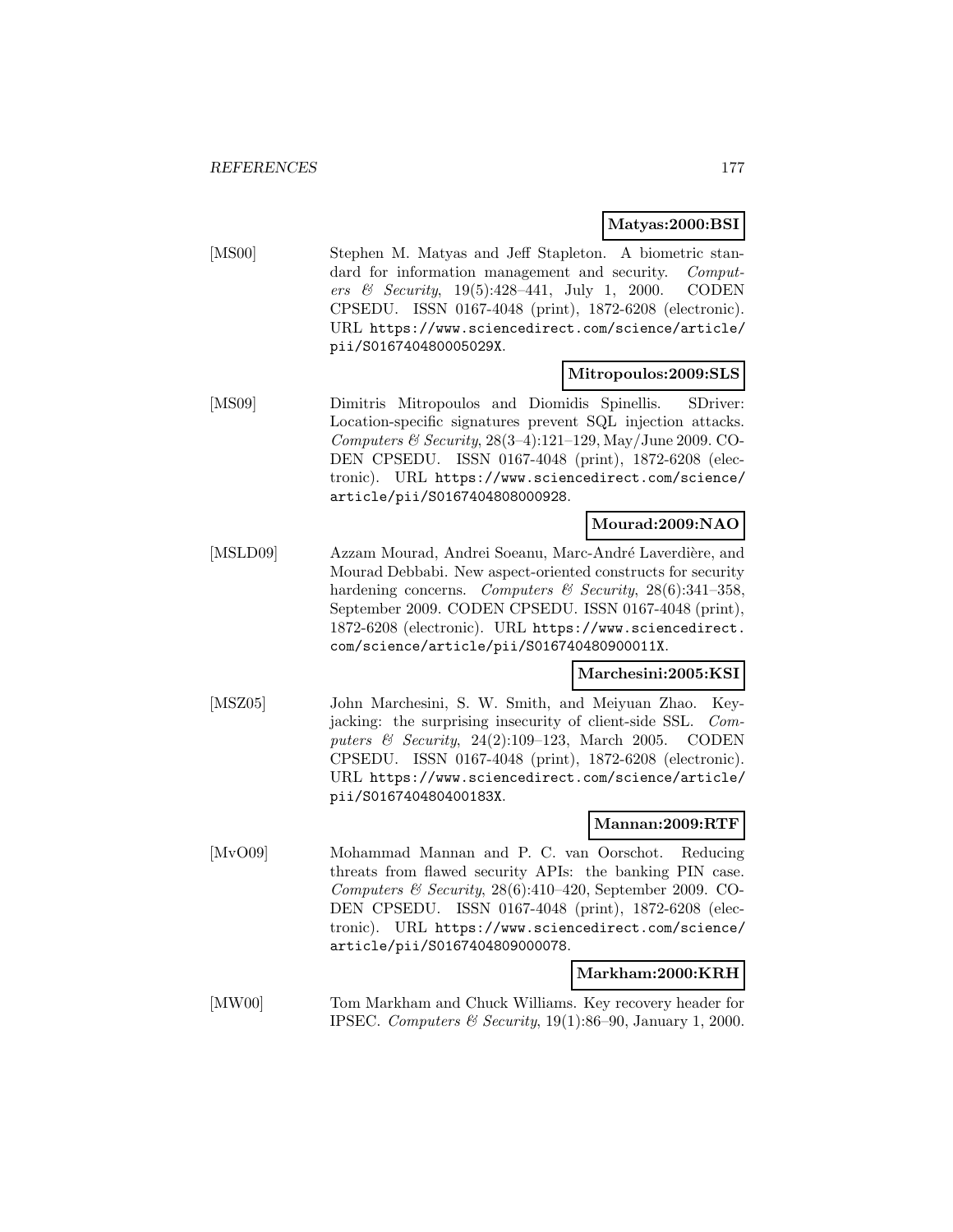**Matyas:2000:BSI**

[MS00] Stephen M. Matyas and Jeff Stapleton. A biometric standard for information management and security. *Computers & Security*, 19(5):428–441, July 1, 2000. CODEN CPSEDU. ISSN 0167-4048 (print), 1872-6208 (electronic). URL https://www.sciencedirect.com/science/article/pii/S016740480005029X.

**Mitropoulos:2009:SLS**

[MS09] Dimitris Mitropoulos and Diomidis Spinellis. SDriver: Location-specific signatures prevent SQL injection attacks. *Computers & Security*, 28(3–4):121–129, May/June 2009. CODEN CPSEDU. ISSN 0167-4048 (print), 1872-6208 (electronic). URL https://www.sciencedirect.com/science/article/pii/S0167404808000928.

**Mourad:2009:NAO**

[MSLD09] Azzam Mourad, Andrei Soeanu, Marc-André Laverdière, and Mourad Debbabi. New aspect-oriented constructs for security hardening concerns. *Computers & Security*, 28(6):341–358, September 2009. CODEN CPSEDU. ISSN 0167-4048 (print), 1872-6208 (electronic). URL https://www.sciencedirect.com/science/article/pii/S016740480900011X.

**Marchesini:2005:KSI**

[MSZ05] John Marchesini, S. W. Smith, and Meiyuan Zhao. Keyjacking: the surprising insecurity of client-side SSL. *Computers & Security*, 24(2):109–123, March 2005. CODEN CPSEDU. ISSN 0167-4048 (print), 1872-6208 (electronic). URL https://www.sciencedirect.com/science/article/pii/S016740480400183X.

**Mannan:2009:RTF**

[MvO09] Mohammad Mannan and P. C. van Oorschot. Reducing threats from flawed security APIs: the banking PIN case. *Computers & Security*, 28(6):410–420, September 2009. CODEN CPSEDU. ISSN 0167-4048 (print), 1872-6208 (electronic). URL https://www.sciencedirect.com/science/article/pii/S0167404809000078.

**Markham:2000:KRH**

[MW00] Tom Markham and Chuck Williams. Key recovery header for IPSEC. *Computers & Security*, 19(1):86–90, January 1, 2000.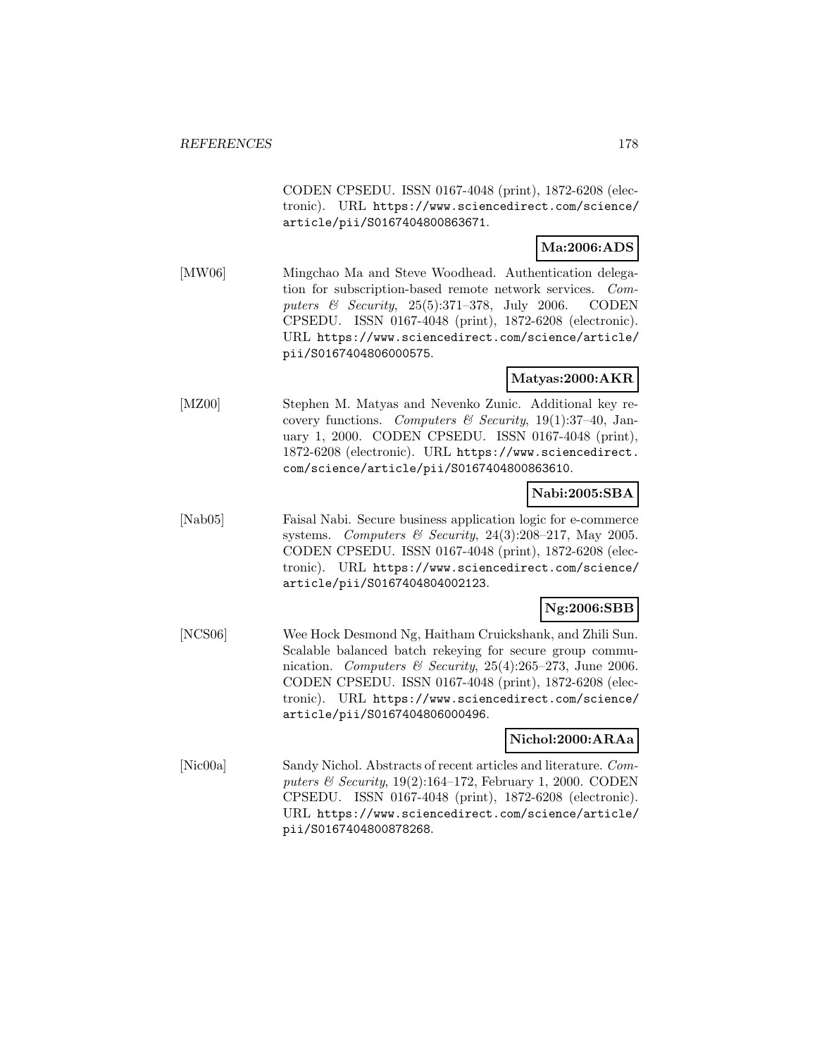CODEN CPSEDU. ISSN 0167-4048 (print), 1872-6208 (electronic). URL https://www.sciencedirect.com/science/article/pii/S0167404800863671.

**Ma:2006:ADS**

[MW06] Mingchao Ma and Steve Woodhead. Authentication delegation for subscription-based remote network services. *Computers & Security*, 25(5):371–378, July 2006. CODEN CPSEDU. ISSN 0167-4048 (print), 1872-6208 (electronic). URL https://www.sciencedirect.com/science/article/pii/S0167404806000575.

**Matyas:2000:AKR**

[MZ00] Stephen M. Matyas and Nevenko Zunic. Additional key recovery functions. *Computers & Security*, 19(1):37–40, January 1, 2000. CODEN CPSEDU. ISSN 0167-4048 (print), 1872-6208 (electronic). URL https://www.sciencedirect.com/science/article/pii/S0167404800863610.

**Nabi:2005:SBA**

[Nab05] Faisal Nabi. Secure business application logic for e-commerce systems. *Computers & Security*, 24(3):208–217, May 2005. CODEN CPSEDU. ISSN 0167-4048 (print), 1872-6208 (electronic). URL https://www.sciencedirect.com/science/article/pii/S0167404804002123.

**Ng:2006:SBB**

[NCS06] Wee Hock Desmond Ng, Haitham Cruickshank, and Zhili Sun. Scalable balanced batch rekeying for secure group communication. *Computers & Security*, 25(4):265–273, June 2006. CODEN CPSEDU. ISSN 0167-4048 (print), 1872-6208 (electronic). URL https://www.sciencedirect.com/science/article/pii/S0167404806000496.

**Nichol:2000:ARAa**

[Nic00a] Sandy Nichol. Abstracts of recent articles and literature. *Computers & Security*, 19(2):164–172, February 1, 2000. CODEN CPSEDU. ISSN 0167-4048 (print), 1872-6208 (electronic). URL https://www.sciencedirect.com/science/article/pii/S0167404800878268.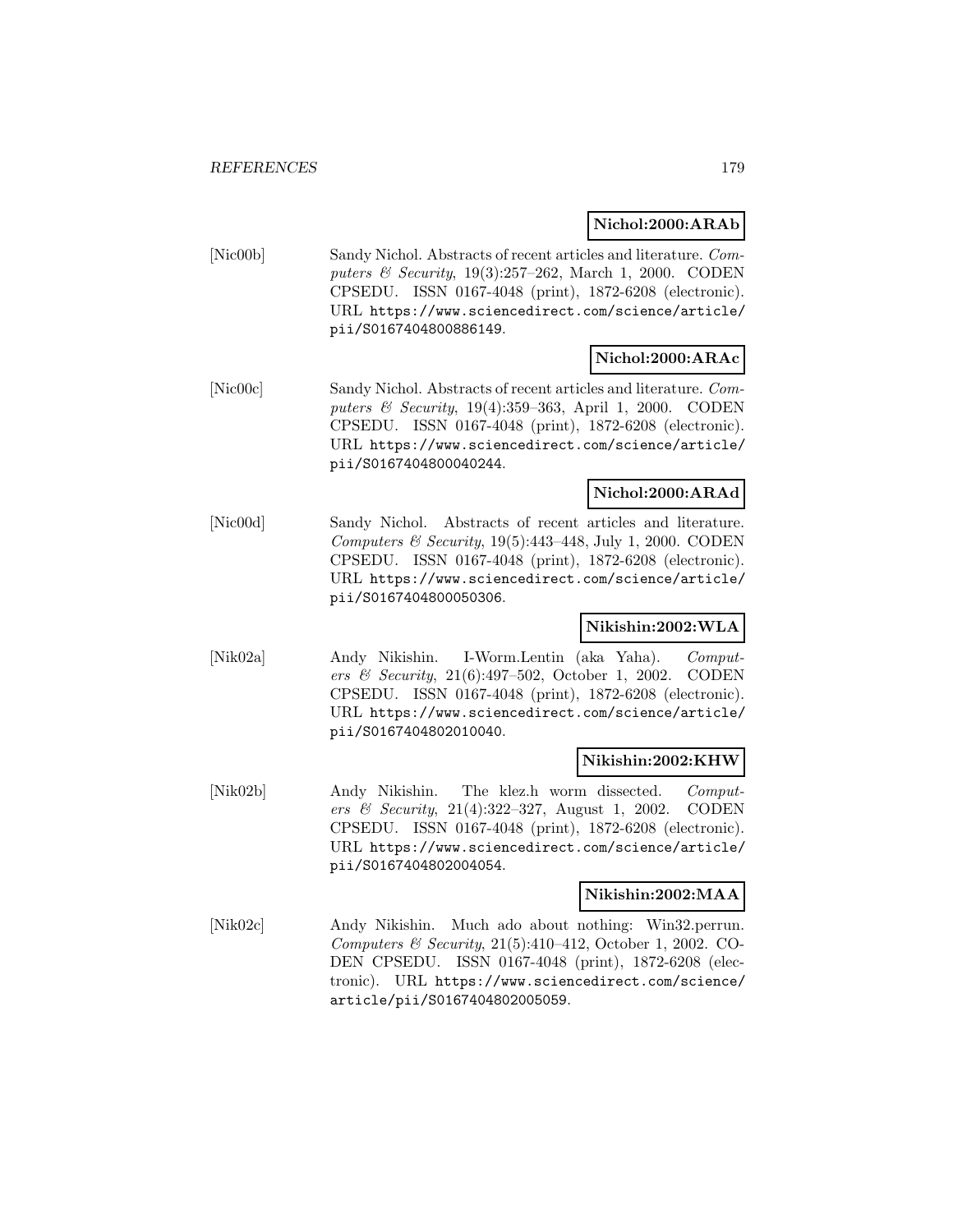**Nichol:2000:ARAb**

[Nic00b] Sandy Nichol. Abstracts of recent articles and literature. *Computers & Security*, 19(3):257–262, March 1, 2000. CODEN CPSEDU. ISSN 0167-4048 (print), 1872-6208 (electronic). URL https://www.sciencedirect.com/science/article/pii/S0167404800886149.

**Nichol:2000:ARAc**

[Nic00c] Sandy Nichol. Abstracts of recent articles and literature. *Computers & Security*, 19(4):359–363, April 1, 2000. CODEN CPSEDU. ISSN 0167-4048 (print), 1872-6208 (electronic). URL https://www.sciencedirect.com/science/article/pii/S0167404800040244.

**Nichol:2000:ARAd**

[Nic00d] Sandy Nichol. Abstracts of recent articles and literature. *Computers & Security*, 19(5):443–448, July 1, 2000. CODEN CPSEDU. ISSN 0167-4048 (print), 1872-6208 (electronic). URL https://www.sciencedirect.com/science/article/pii/S0167404800050306.

**Nikishin:2002:WLA**

[Nik02a] Andy Nikishin. I-Worm.Lentin (aka Yaha). *Computers & Security*, 21(6):497–502, October 1, 2002. CODEN CPSEDU. ISSN 0167-4048 (print), 1872-6208 (electronic). URL https://www.sciencedirect.com/science/article/pii/S0167404802010040.

**Nikishin:2002:KHW**

[Nik02b] Andy Nikishin. The klez.h worm dissected. *Computers & Security*, 21(4):322–327, August 1, 2002. CODEN CPSEDU. ISSN 0167-4048 (print), 1872-6208 (electronic). URL https://www.sciencedirect.com/science/article/pii/S0167404802004054.

**Nikishin:2002:MAA**

[Nik02c] Andy Nikishin. Much ado about nothing: Win32.perrun. *Computers & Security*, 21(5):410–412, October 1, 2002. CODEN CPSEDU. ISSN 0167-4048 (print), 1872-6208 (electronic). URL https://www.sciencedirect.com/science/article/pii/S0167404802005059.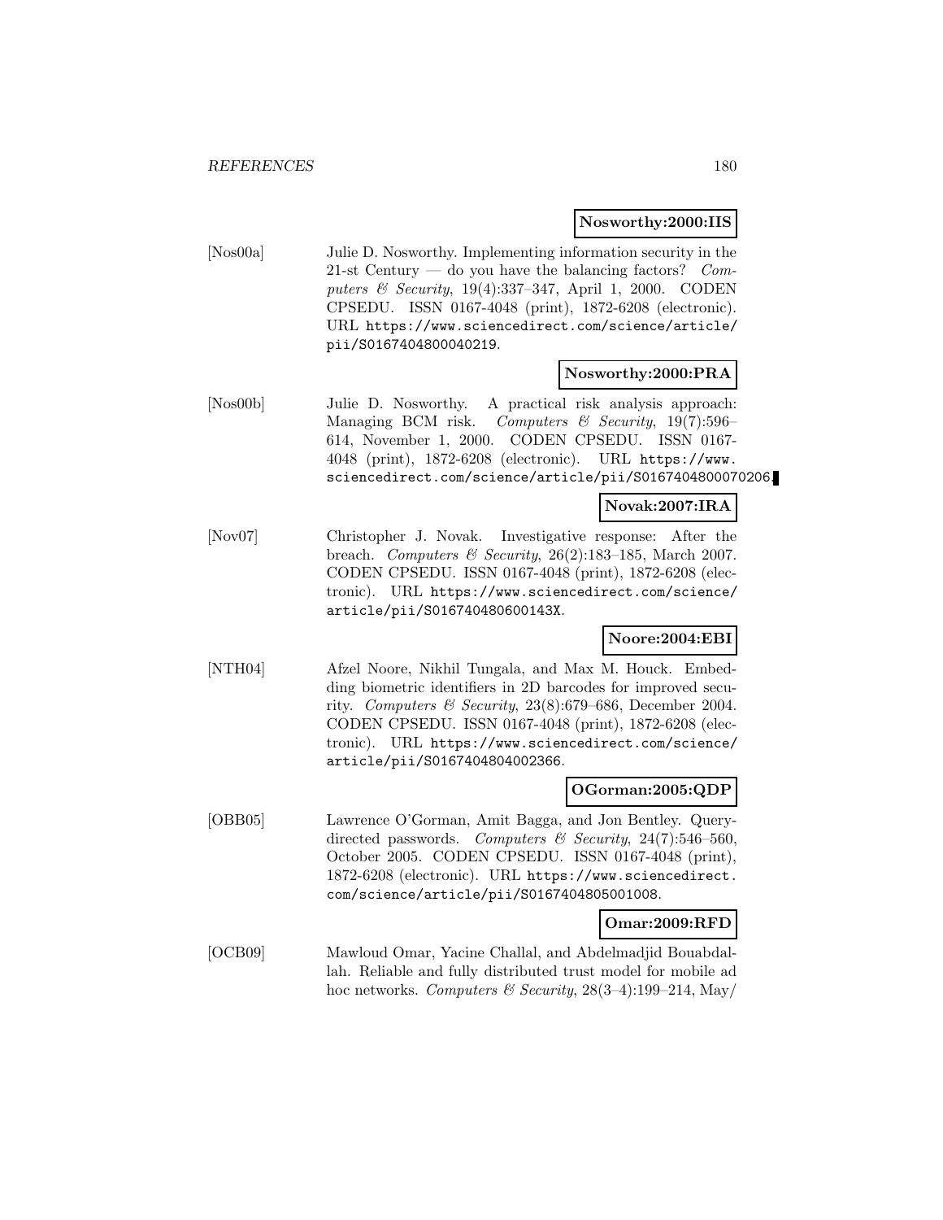**Nosworthy:2000:IIS**

[Nos00a] Julie D. Nosworthy. Implementing information security in the 21-st Century — do you have the balancing factors? *Computers & Security*, 19(4):337–347, April 1, 2000. CODEN CPSEDU. ISSN 0167-4048 (print), 1872-6208 (electronic). URL https://www.sciencedirect.com/science/article/pii/S0167404800040219.

**Nosworthy:2000:PRA**

[Nos00b] Julie D. Nosworthy. A practical risk analysis approach: Managing BCM risk. *Computers & Security*, 19(7):596–614, November 1, 2000. CODEN CPSEDU. ISSN 0167-4048 (print), 1872-6208 (electronic). URL https://www.sciencedirect.com/science/article/pii/S0167404800070206.

**Novak:2007:IRA**

[Nov07] Christopher J. Novak. Investigative response: After the breach. *Computers & Security*, 26(2):183–185, March 2007. CODEN CPSEDU. ISSN 0167-4048 (print), 1872-6208 (electronic). URL https://www.sciencedirect.com/science/article/pii/S016740480600143X.

**Noore:2004:EBI**

[NTH04] Afzel Noore, Nikhil Tungala, and Max M. Houck. Embedding biometric identifiers in 2D barcodes for improved security. *Computers & Security*, 23(8):679–686, December 2004. CODEN CPSEDU. ISSN 0167-4048 (print), 1872-6208 (electronic). URL https://www.sciencedirect.com/science/article/pii/S0167404804002366.

**OGorman:2005:QDP**

[OBB05] Lawrence O'Gorman, Amit Bagga, and Jon Bentley. Query-directed passwords. *Computers & Security*, 24(7):546–560, October 2005. CODEN CPSEDU. ISSN 0167-4048 (print), 1872-6208 (electronic). URL https://www.sciencedirect.com/science/article/pii/S0167404805001008.

**Omar:2009:RFD**

[OCB09] Mawloud Omar, Yacine Challal, and Abdelmadjid Bouabdallah. Reliable and fully distributed trust model for mobile ad hoc networks. *Computers & Security*, 28(3–4):199–214, May/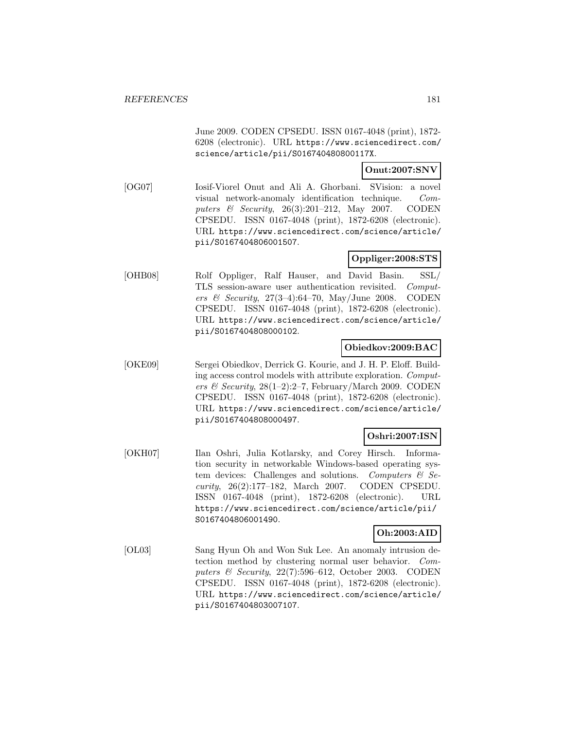June 2009. CODEN CPSEDU. ISSN 0167-4048 (print), 1872-6208 (electronic). URL https://www.sciencedirect.com/science/article/pii/S016740480800117X.

**Onut:2007:SNV**

[OG07] Iosif-Viorel Onut and Ali A. Ghorbani. SVision: a novel visual network-anomaly identification technique. *Computers & Security*, 26(3):201–212, May 2007. CODEN CPSEDU. ISSN 0167-4048 (print), 1872-6208 (electronic). URL https://www.sciencedirect.com/science/article/pii/S0167404806001507.

**Oppliger:2008:STS**

[OHB08] Rolf Oppliger, Ralf Hauser, and David Basin. SSL/TLS session-aware user authentication revisited. *Computers & Security*, 27(3–4):64–70, May/June 2008. CODEN CPSEDU. ISSN 0167-4048 (print), 1872-6208 (electronic). URL https://www.sciencedirect.com/science/article/pii/S0167404808000102.

**Obiedkov:2009:BAC**

[OKE09] Sergei Obiedkov, Derrick G. Kourie, and J. H. P. Eloff. Building access control models with attribute exploration. *Computers & Security*, 28(1–2):2–7, February/March 2009. CODEN CPSEDU. ISSN 0167-4048 (print), 1872-6208 (electronic). URL https://www.sciencedirect.com/science/article/pii/S0167404808000497.

**Oshri:2007:ISN**

[OKH07] Ilan Oshri, Julia Kotlarsky, and Corey Hirsch. Information security in networkable Windows-based operating system devices: Challenges and solutions. *Computers & Security*, 26(2):177–182, March 2007. CODEN CPSEDU. ISSN 0167-4048 (print), 1872-6208 (electronic). URL https://www.sciencedirect.com/science/article/pii/S0167404806001490.

**Oh:2003:AID**

[OL03] Sang Hyun Oh and Won Suk Lee. An anomaly intrusion detection method by clustering normal user behavior. *Computers & Security*, 22(7):596–612, October 2003. CODEN CPSEDU. ISSN 0167-4048 (print), 1872-6208 (electronic). URL https://www.sciencedirect.com/science/article/pii/S0167404803007107.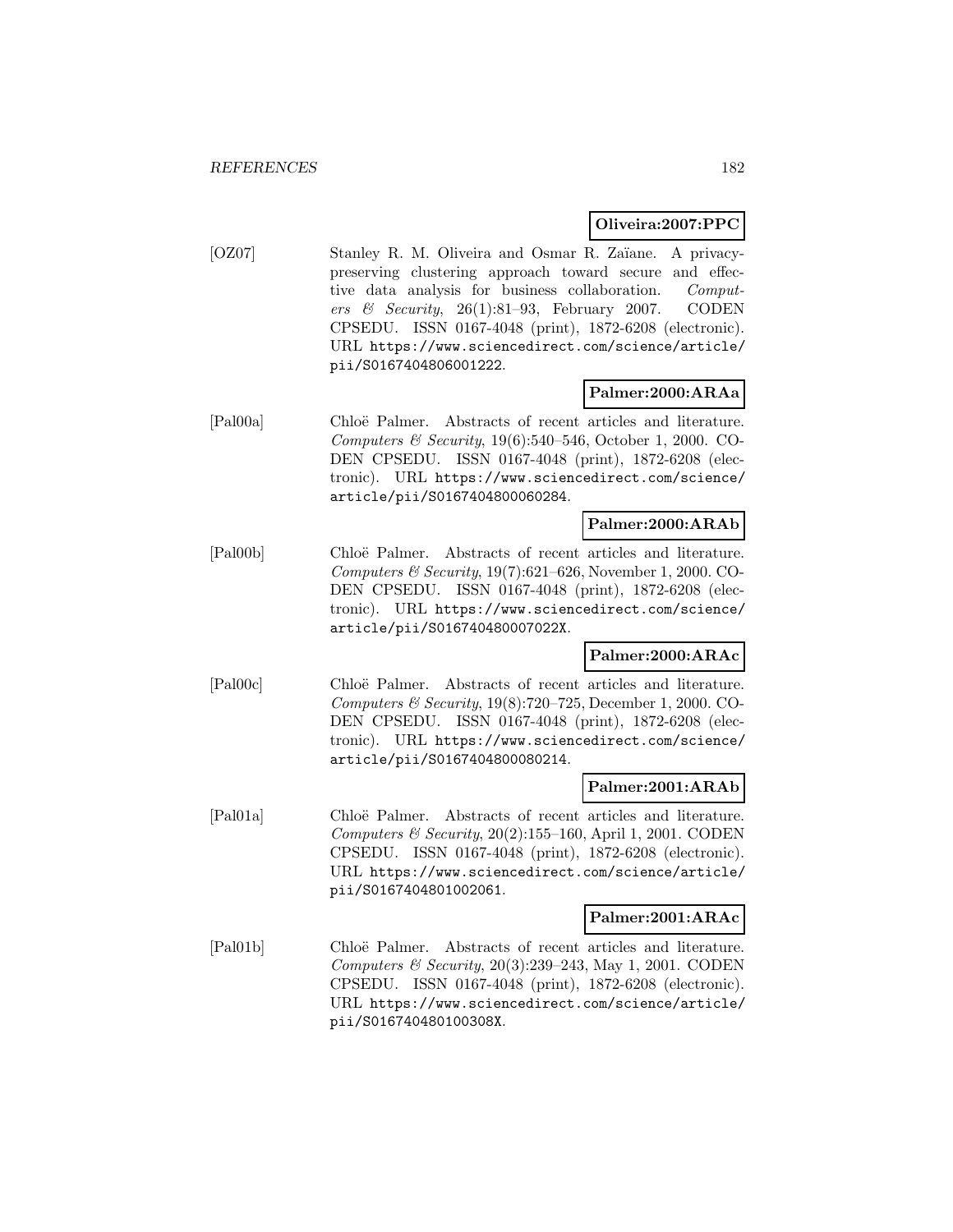**Oliveira:2007:PPC**

[OZ07] Stanley R. M. Oliveira and Osmar R. Zaïane. A privacy-preserving clustering approach toward secure and effective data analysis for business collaboration. *Computers & Security*, 26(1):81–93, February 2007. CODEN CPSEDU. ISSN 0167-4048 (print), 1872-6208 (electronic). URL https://www.sciencedirect.com/science/article/pii/S0167404806001222.

**Palmer:2000:ARAa**

[Pal00a] Chloë Palmer. Abstracts of recent articles and literature. *Computers & Security*, 19(6):540–546, October 1, 2000. CODEN CPSEDU. ISSN 0167-4048 (print), 1872-6208 (electronic). URL https://www.sciencedirect.com/science/article/pii/S0167404800060284.

**Palmer:2000:ARAb**

[Pal00b] Chloë Palmer. Abstracts of recent articles and literature. *Computers & Security*, 19(7):621–626, November 1, 2000. CODEN CPSEDU. ISSN 0167-4048 (print), 1872-6208 (electronic). URL https://www.sciencedirect.com/science/article/pii/S016740480007022X.

**Palmer:2000:ARAc**

[Pal00c] Chloë Palmer. Abstracts of recent articles and literature. *Computers & Security*, 19(8):720–725, December 1, 2000. CODEN CPSEDU. ISSN 0167-4048 (print), 1872-6208 (electronic). URL https://www.sciencedirect.com/science/article/pii/S0167404800080214.

**Palmer:2001:ARAb**

[Pal01a] Chloë Palmer. Abstracts of recent articles and literature. *Computers & Security*, 20(2):155–160, April 1, 2001. CODEN CPSEDU. ISSN 0167-4048 (print), 1872-6208 (electronic). URL https://www.sciencedirect.com/science/article/pii/S0167404801002061.

**Palmer:2001:ARAc**

[Pal01b] Chloë Palmer. Abstracts of recent articles and literature. *Computers & Security*, 20(3):239–243, May 1, 2001. CODEN CPSEDU. ISSN 0167-4048 (print), 1872-6208 (electronic). URL https://www.sciencedirect.com/science/article/pii/S016740480100308X.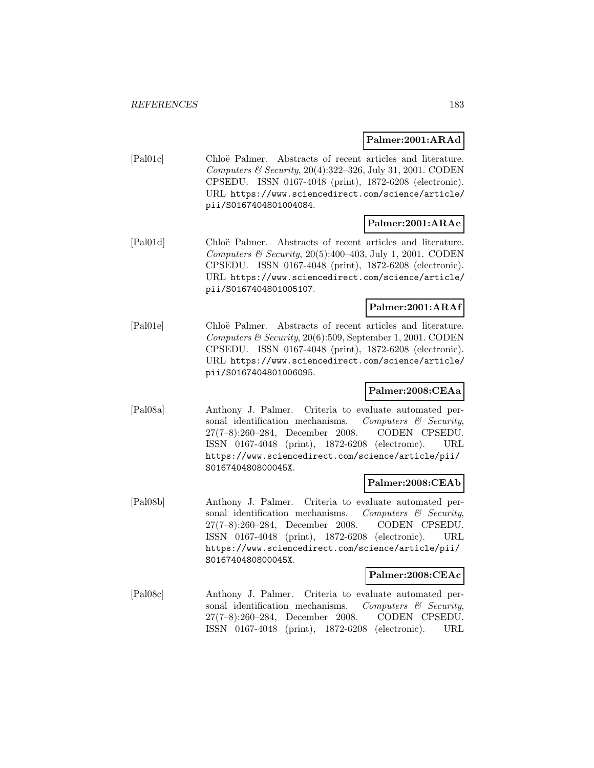**Palmer:2001:ARAd**

[Pal01c] Chloë Palmer. Abstracts of recent articles and literature. *Computers & Security*, 20(4):322–326, July 31, 2001. CODEN CPSEDU. ISSN 0167-4048 (print), 1872-6208 (electronic). URL https://www.sciencedirect.com/science/article/pii/S0167404801004084.

**Palmer:2001:ARAe**

[Pal01d] Chloë Palmer. Abstracts of recent articles and literature. *Computers & Security*, 20(5):400–403, July 1, 2001. CODEN CPSEDU. ISSN 0167-4048 (print), 1872-6208 (electronic). URL https://www.sciencedirect.com/science/article/pii/S0167404801005107.

**Palmer:2001:ARAf**

[Pal01e] Chloë Palmer. Abstracts of recent articles and literature. *Computers & Security*, 20(6):509, September 1, 2001. CODEN CPSEDU. ISSN 0167-4048 (print), 1872-6208 (electronic). URL https://www.sciencedirect.com/science/article/pii/S0167404801006095.

**Palmer:2008:CEAa**

[Pal08a] Anthony J. Palmer. Criteria to evaluate automated personal identification mechanisms. *Computers & Security*, 27(7–8):260–284, December 2008. CODEN CPSEDU. ISSN 0167-4048 (print), 1872-6208 (electronic). URL https://www.sciencedirect.com/science/article/pii/S016740480800045X.

**Palmer:2008:CEAb**

[Pal08b] Anthony J. Palmer. Criteria to evaluate automated personal identification mechanisms. *Computers & Security*, 27(7–8):260–284, December 2008. CODEN CPSEDU. ISSN 0167-4048 (print), 1872-6208 (electronic). URL https://www.sciencedirect.com/science/article/pii/S016740480800045X.

**Palmer:2008:CEAc**

[Pal08c] Anthony J. Palmer. Criteria to evaluate automated personal identification mechanisms. *Computers & Security*, 27(7–8):260–284, December 2008. CODEN CPSEDU. ISSN 0167-4048 (print), 1872-6208 (electronic). URL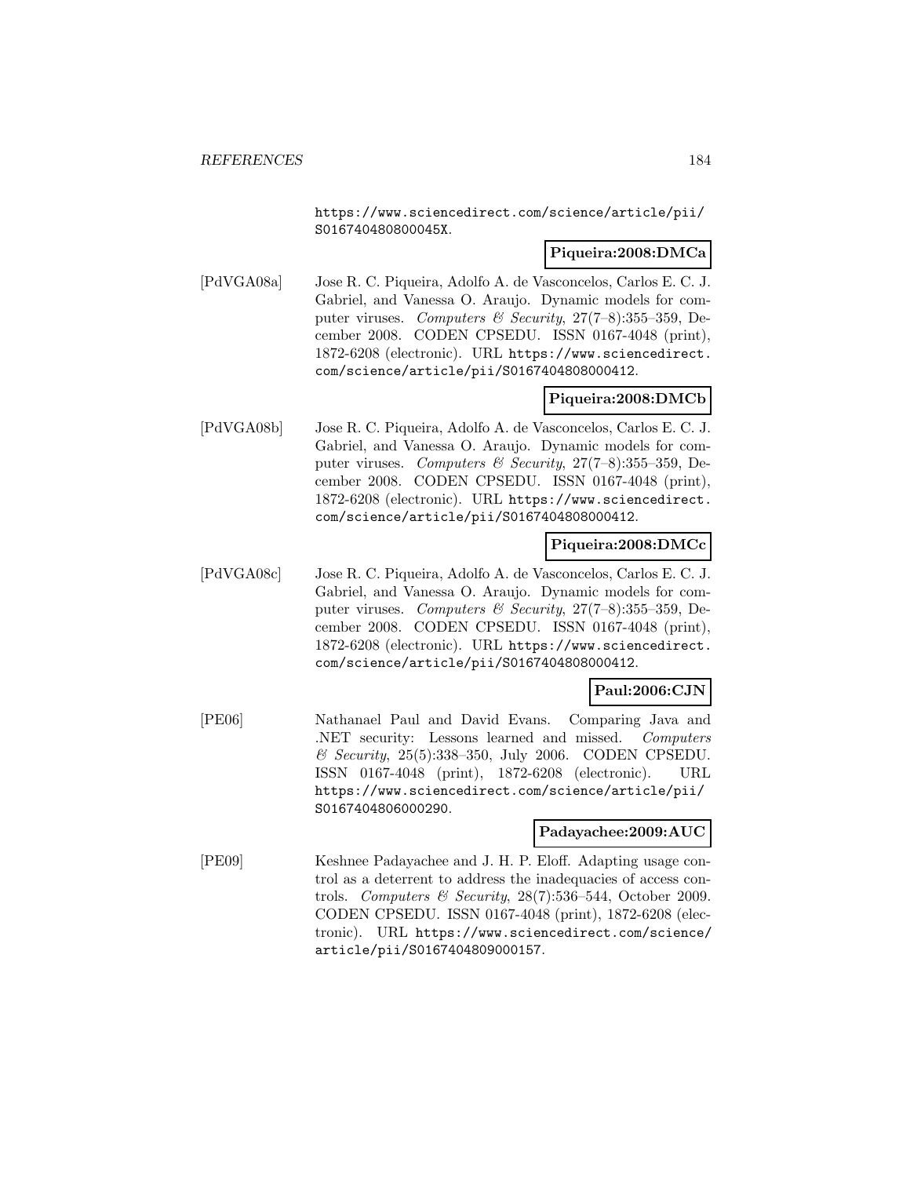https://www.sciencedirect.com/science/article/pii/S016740480800045X.

**Piqueira:2008:DMCa**

[PdVGA08a] Jose R. C. Piqueira, Adolfo A. de Vasconcelos, Carlos E. C. J. Gabriel, and Vanessa O. Araujo. Dynamic models for computer viruses. *Computers & Security*, 27(7–8):355–359, December 2008. CODEN CPSEDU. ISSN 0167-4048 (print), 1872-6208 (electronic). URL https://www.sciencedirect.com/science/article/pii/S0167404808000412.

**Piqueira:2008:DMCb**

[PdVGA08b] Jose R. C. Piqueira, Adolfo A. de Vasconcelos, Carlos E. C. J. Gabriel, and Vanessa O. Araujo. Dynamic models for computer viruses. *Computers & Security*, 27(7–8):355–359, December 2008. CODEN CPSEDU. ISSN 0167-4048 (print), 1872-6208 (electronic). URL https://www.sciencedirect.com/science/article/pii/S0167404808000412.

**Piqueira:2008:DMCc**

[PdVGA08c] Jose R. C. Piqueira, Adolfo A. de Vasconcelos, Carlos E. C. J. Gabriel, and Vanessa O. Araujo. Dynamic models for computer viruses. *Computers & Security*, 27(7–8):355–359, December 2008. CODEN CPSEDU. ISSN 0167-4048 (print), 1872-6208 (electronic). URL https://www.sciencedirect.com/science/article/pii/S0167404808000412.

**Paul:2006:CJN**

[PE06] Nathanael Paul and David Evans. Comparing Java and .NET security: Lessons learned and missed. *Computers & Security*, 25(5):338–350, July 2006. CODEN CPSEDU. ISSN 0167-4048 (print), 1872-6208 (electronic). URL https://www.sciencedirect.com/science/article/pii/S0167404806000290.

**Padayachee:2009:AUC**

[PE09] Keshnee Padayachee and J. H. P. Eloff. Adapting usage control as a deterrent to address the inadequacies of access controls. *Computers & Security*, 28(7):536–544, October 2009. CODEN CPSEDU. ISSN 0167-4048 (print), 1872-6208 (electronic). URL https://www.sciencedirect.com/science/article/pii/S0167404809000157.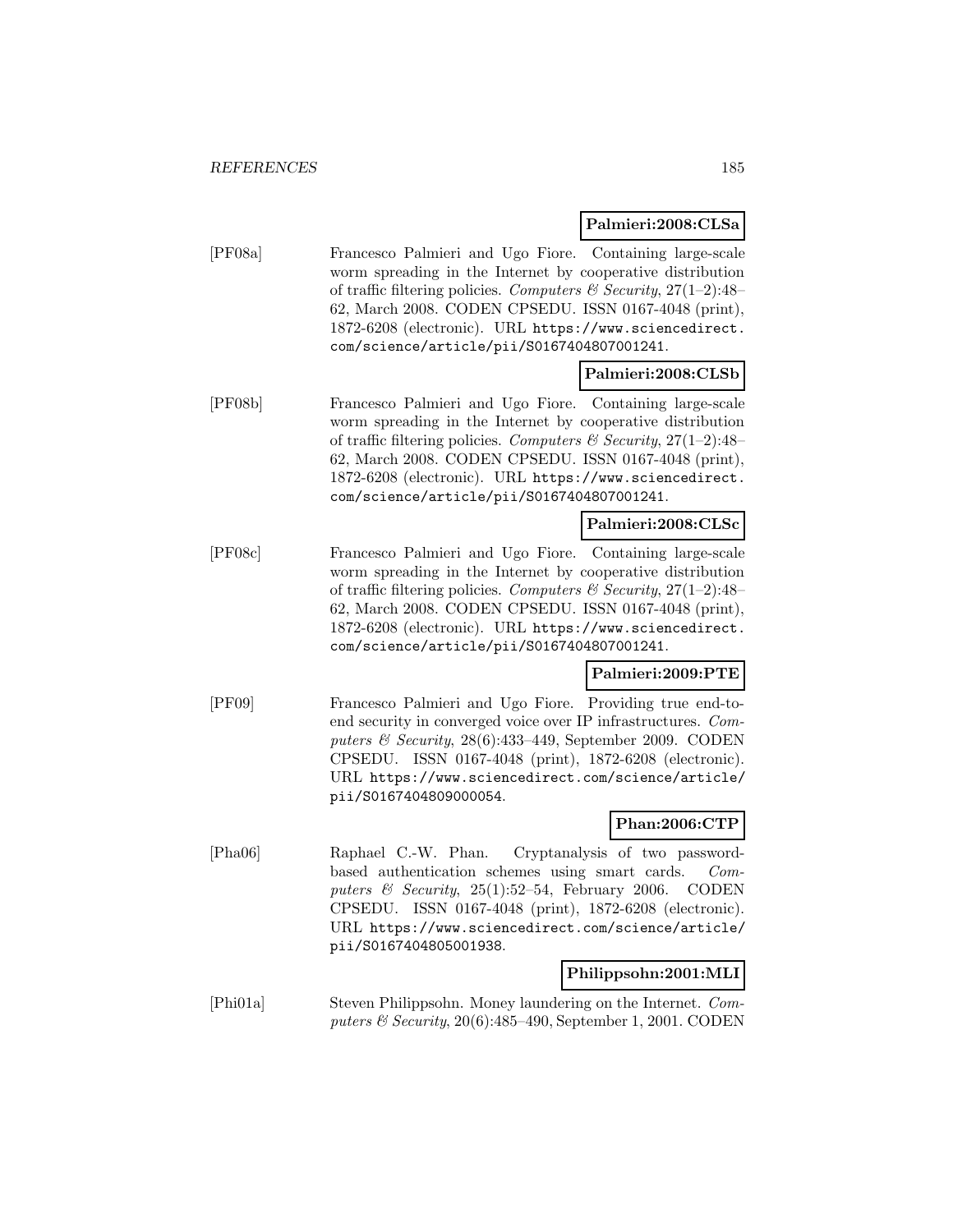**Palmieri:2008:CLSa**

[PF08a] Francesco Palmieri and Ugo Fiore. Containing large-scale worm spreading in the Internet by cooperative distribution of traffic filtering policies. *Computers & Security*, 27(1–2):48–62, March 2008. CODEN CPSEDU. ISSN 0167-4048 (print), 1872-6208 (electronic). URL https://www.sciencedirect.com/science/article/pii/S0167404807001241.

**Palmieri:2008:CLSb**

[PF08b] Francesco Palmieri and Ugo Fiore. Containing large-scale worm spreading in the Internet by cooperative distribution of traffic filtering policies. *Computers & Security*, 27(1–2):48–62, March 2008. CODEN CPSEDU. ISSN 0167-4048 (print), 1872-6208 (electronic). URL https://www.sciencedirect.com/science/article/pii/S0167404807001241.

**Palmieri:2008:CLSc**

[PF08c] Francesco Palmieri and Ugo Fiore. Containing large-scale worm spreading in the Internet by cooperative distribution of traffic filtering policies. *Computers & Security*, 27(1–2):48–62, March 2008. CODEN CPSEDU. ISSN 0167-4048 (print), 1872-6208 (electronic). URL https://www.sciencedirect.com/science/article/pii/S0167404807001241.

**Palmieri:2009:PTE**

[PF09] Francesco Palmieri and Ugo Fiore. Providing true end-to-end security in converged voice over IP infrastructures. *Computers & Security*, 28(6):433–449, September 2009. CODEN CPSEDU. ISSN 0167-4048 (print), 1872-6208 (electronic). URL https://www.sciencedirect.com/science/article/pii/S0167404809000054.

**Phan:2006:CTP**

[Pha06] Raphael C.-W. Phan. Cryptanalysis of two password-based authentication schemes using smart cards. *Computers & Security*, 25(1):52–54, February 2006. CODEN CPSEDU. ISSN 0167-4048 (print), 1872-6208 (electronic). URL https://www.sciencedirect.com/science/article/pii/S0167404805001938.

**Philippsohn:2001:MLI**

[Phi01a] Steven Philippsohn. Money laundering on the Internet. *Computers & Security*, 20(6):485–490, September 1, 2001. CODEN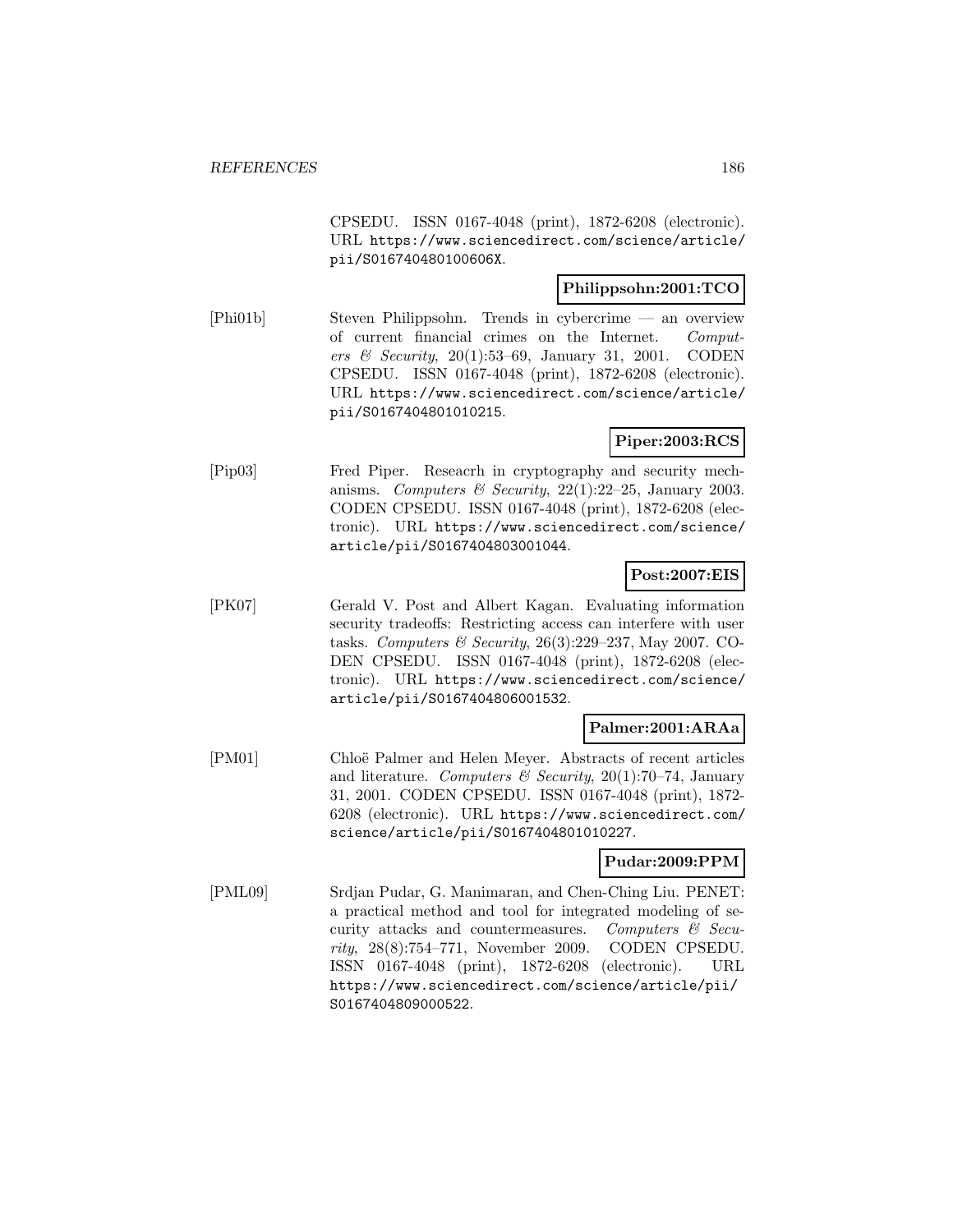CPSEDU. ISSN 0167-4048 (print), 1872-6208 (electronic). URL https://www.sciencedirect.com/science/article/pii/S016740480100606X.

**Philippsohn:2001:TCO**

[Phi01b] Steven Philippsohn. Trends in cybercrime — an overview of current financial crimes on the Internet. *Computers & Security*, 20(1):53–69, January 31, 2001. CODEN CPSEDU. ISSN 0167-4048 (print), 1872-6208 (electronic). URL https://www.sciencedirect.com/science/article/pii/S0167404801010215.

**Piper:2003:RCS**

[Pip03] Fred Piper. Reseacrh in cryptography and security mechanisms. *Computers & Security*, 22(1):22–25, January 2003. CODEN CPSEDU. ISSN 0167-4048 (print), 1872-6208 (electronic). URL https://www.sciencedirect.com/science/article/pii/S0167404803001044.

**Post:2007:EIS**

[PK07] Gerald V. Post and Albert Kagan. Evaluating information security tradeoffs: Restricting access can interfere with user tasks. *Computers & Security*, 26(3):229–237, May 2007. CODEN CPSEDU. ISSN 0167-4048 (print), 1872-6208 (electronic). URL https://www.sciencedirect.com/science/article/pii/S0167404806001532.

**Palmer:2001:ARAa**

[PM01] Chloë Palmer and Helen Meyer. Abstracts of recent articles and literature. *Computers & Security*, 20(1):70–74, January 31, 2001. CODEN CPSEDU. ISSN 0167-4048 (print), 1872-6208 (electronic). URL https://www.sciencedirect.com/science/article/pii/S0167404801010227.

**Pudar:2009:PPM**

[PML09] Srdjan Pudar, G. Manimaran, and Chen-Ching Liu. PENET: a practical method and tool for integrated modeling of security attacks and countermeasures. *Computers & Security*, 28(8):754–771, November 2009. CODEN CPSEDU. ISSN 0167-4048 (print), 1872-6208 (electronic). URL https://www.sciencedirect.com/science/article/pii/S0167404809000522.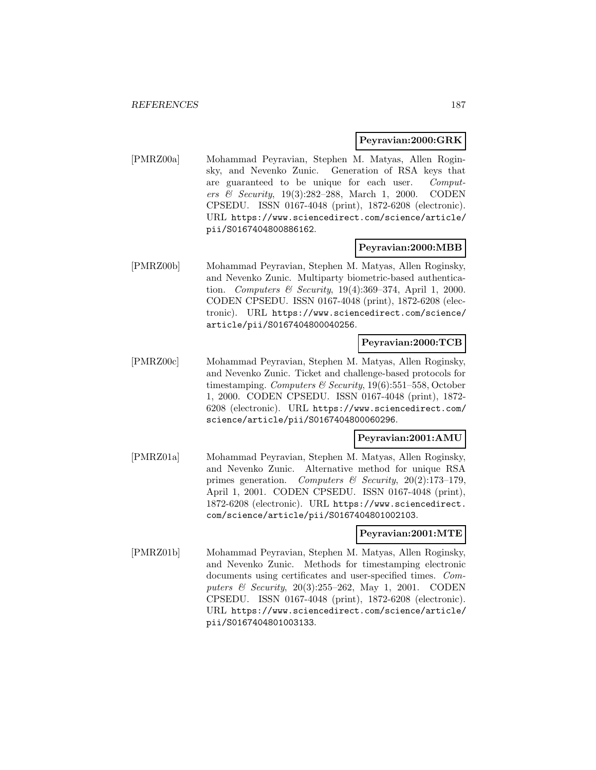**Peyravian:2000:GRK**

[PMRZ00a] Mohammad Peyravian, Stephen M. Matyas, Allen Roginsky, and Nevenko Zunic. Generation of RSA keys that are guaranteed to be unique for each user. *Computers & Security*, 19(3):282–288, March 1, 2000. CODEN CPSEDU. ISSN 0167-4048 (print), 1872-6208 (electronic). URL https://www.sciencedirect.com/science/article/pii/S0167404800886162.

**Peyravian:2000:MBB**

[PMRZ00b] Mohammad Peyravian, Stephen M. Matyas, Allen Roginsky, and Nevenko Zunic. Multiparty biometric-based authentication. *Computers & Security*, 19(4):369–374, April 1, 2000. CODEN CPSEDU. ISSN 0167-4048 (print), 1872-6208 (electronic). URL https://www.sciencedirect.com/science/article/pii/S0167404800040256.

**Peyravian:2000:TCB**

[PMRZ00c] Mohammad Peyravian, Stephen M. Matyas, Allen Roginsky, and Nevenko Zunic. Ticket and challenge-based protocols for timestamping. *Computers & Security*, 19(6):551–558, October 1, 2000. CODEN CPSEDU. ISSN 0167-4048 (print), 1872-6208 (electronic). URL https://www.sciencedirect.com/science/article/pii/S0167404800060296.

**Peyravian:2001:AMU**

[PMRZ01a] Mohammad Peyravian, Stephen M. Matyas, Allen Roginsky, and Nevenko Zunic. Alternative method for unique RSA primes generation. *Computers & Security*, 20(2):173–179, April 1, 2001. CODEN CPSEDU. ISSN 0167-4048 (print), 1872-6208 (electronic). URL https://www.sciencedirect.com/science/article/pii/S0167404801002103.

**Peyravian:2001:MTE**

[PMRZ01b] Mohammad Peyravian, Stephen M. Matyas, Allen Roginsky, and Nevenko Zunic. Methods for timestamping electronic documents using certificates and user-specified times. *Computers & Security*, 20(3):255–262, May 1, 2001. CODEN CPSEDU. ISSN 0167-4048 (print), 1872-6208 (electronic). URL https://www.sciencedirect.com/science/article/pii/S0167404801003133.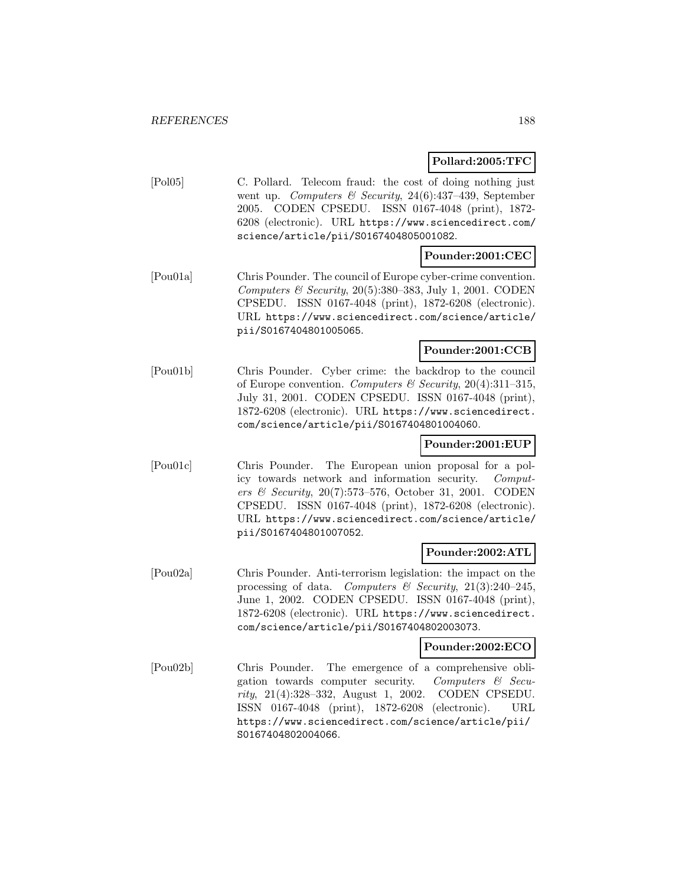**Pollard:2005:TFC**

[Pol05] C. Pollard. Telecom fraud: the cost of doing nothing just went up. *Computers & Security*, 24(6):437–439, September 2005. CODEN CPSEDU. ISSN 0167-4048 (print), 1872-6208 (electronic). URL https://www.sciencedirect.com/science/article/pii/S0167404805001082.

**Pounder:2001:CEC**

[Pou01a] Chris Pounder. The council of Europe cyber-crime convention. *Computers & Security*, 20(5):380–383, July 1, 2001. CODEN CPSEDU. ISSN 0167-4048 (print), 1872-6208 (electronic). URL https://www.sciencedirect.com/science/article/pii/S0167404801005065.

**Pounder:2001:CCB**

[Pou01b] Chris Pounder. Cyber crime: the backdrop to the council of Europe convention. *Computers & Security*, 20(4):311–315, July 31, 2001. CODEN CPSEDU. ISSN 0167-4048 (print), 1872-6208 (electronic). URL https://www.sciencedirect.com/science/article/pii/S0167404801004060.

**Pounder:2001:EUP**

[Pou01c] Chris Pounder. The European union proposal for a policy towards network and information security. *Computers & Security*, 20(7):573–576, October 31, 2001. CODEN CPSEDU. ISSN 0167-4048 (print), 1872-6208 (electronic). URL https://www.sciencedirect.com/science/article/pii/S0167404801007052.

**Pounder:2002:ATL**

[Pou02a] Chris Pounder. Anti-terrorism legislation: the impact on the processing of data. *Computers & Security*, 21(3):240–245, June 1, 2002. CODEN CPSEDU. ISSN 0167-4048 (print), 1872-6208 (electronic). URL https://www.sciencedirect.com/science/article/pii/S0167404802003073.

**Pounder:2002:ECO**

[Pou02b] Chris Pounder. The emergence of a comprehensive obligation towards computer security. *Computers & Security*, 21(4):328–332, August 1, 2002. CODEN CPSEDU. ISSN 0167-4048 (print), 1872-6208 (electronic). URL https://www.sciencedirect.com/science/article/pii/S0167404802004066.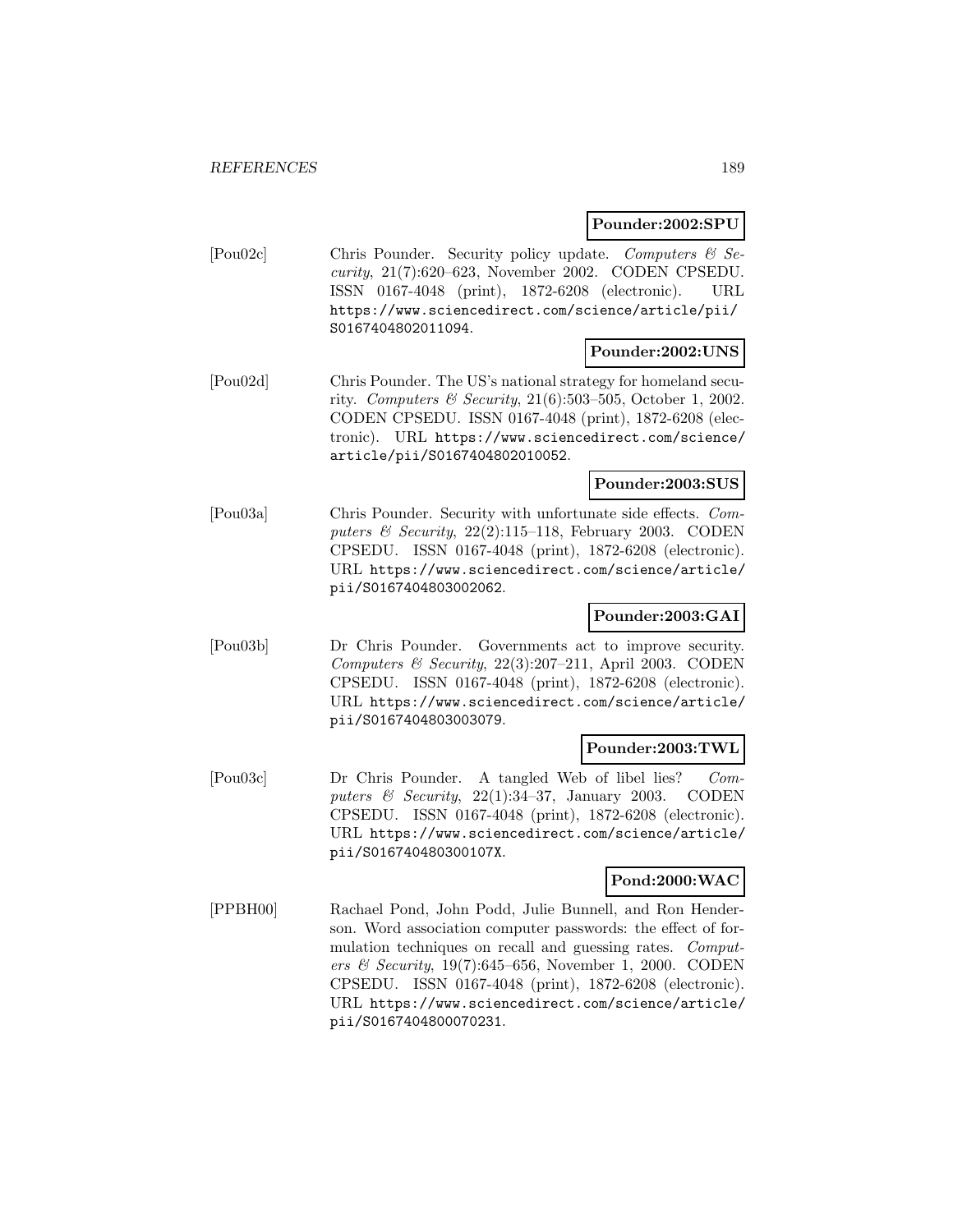**Pounder:2002:SPU**

[Pou02c] Chris Pounder. Security policy update. *Computers & Security*, 21(7):620–623, November 2002. CODEN CPSEDU. ISSN 0167-4048 (print), 1872-6208 (electronic). URL https://www.sciencedirect.com/science/article/pii/S0167404802011094.

**Pounder:2002:UNS**

[Pou02d] Chris Pounder. The US's national strategy for homeland security. *Computers & Security*, 21(6):503–505, October 1, 2002. CODEN CPSEDU. ISSN 0167-4048 (print), 1872-6208 (electronic). URL https://www.sciencedirect.com/science/article/pii/S0167404802010052.

**Pounder:2003:SUS**

[Pou03a] Chris Pounder. Security with unfortunate side effects. *Computers & Security*, 22(2):115–118, February 2003. CODEN CPSEDU. ISSN 0167-4048 (print), 1872-6208 (electronic). URL https://www.sciencedirect.com/science/article/pii/S0167404803002062.

**Pounder:2003:GAI**

[Pou03b] Dr Chris Pounder. Governments act to improve security. *Computers & Security*, 22(3):207–211, April 2003. CODEN CPSEDU. ISSN 0167-4048 (print), 1872-6208 (electronic). URL https://www.sciencedirect.com/science/article/pii/S0167404803003079.

**Pounder:2003:TWL**

[Pou03c] Dr Chris Pounder. A tangled Web of libel lies? *Computers & Security*, 22(1):34–37, January 2003. CODEN CPSEDU. ISSN 0167-4048 (print), 1872-6208 (electronic). URL https://www.sciencedirect.com/science/article/pii/S016740480300107X.

**Pond:2000:WAC**

[PPBH00] Rachael Pond, John Podd, Julie Bunnell, and Ron Henderson. Word association computer passwords: the effect of formulation techniques on recall and guessing rates. *Computers & Security*, 19(7):645–656, November 1, 2000. CODEN CPSEDU. ISSN 0167-4048 (print), 1872-6208 (electronic). URL https://www.sciencedirect.com/science/article/pii/S0167404800070231.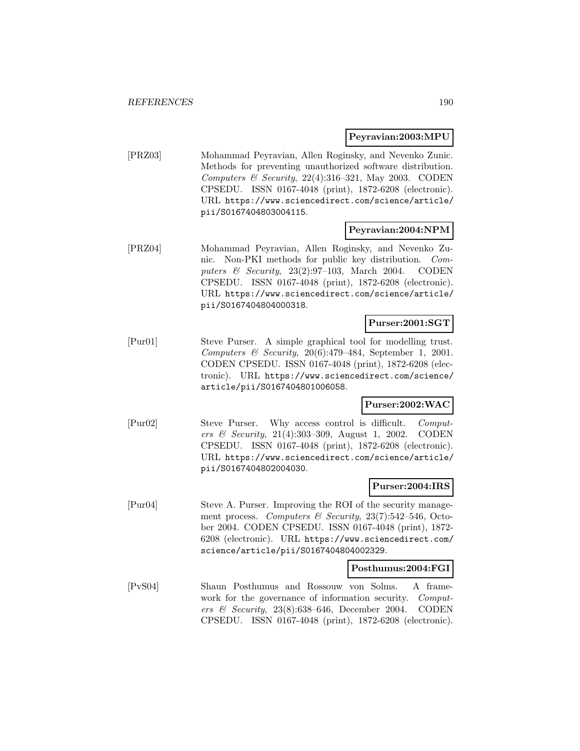**Peyravian:2003:MPU**

[PRZ03] Mohammad Peyravian, Allen Roginsky, and Nevenko Zunic. Methods for preventing unauthorized software distribution. *Computers & Security*, 22(4):316–321, May 2003. CODEN CPSEDU. ISSN 0167-4048 (print), 1872-6208 (electronic). URL https://www.sciencedirect.com/science/article/pii/S0167404803004115.

**Peyravian:2004:NPM**

[PRZ04] Mohammad Peyravian, Allen Roginsky, and Nevenko Zunic. Non-PKI methods for public key distribution. *Computers & Security*, 23(2):97–103, March 2004. CODEN CPSEDU. ISSN 0167-4048 (print), 1872-6208 (electronic). URL https://www.sciencedirect.com/science/article/pii/S0167404804000318.

**Purser:2001:SGT**

[Pur01] Steve Purser. A simple graphical tool for modelling trust. *Computers & Security*, 20(6):479–484, September 1, 2001. CODEN CPSEDU. ISSN 0167-4048 (print), 1872-6208 (electronic). URL https://www.sciencedirect.com/science/article/pii/S0167404801006058.

**Purser:2002:WAC**

[Pur02] Steve Purser. Why access control is difficult. *Computers & Security*, 21(4):303–309, August 1, 2002. CODEN CPSEDU. ISSN 0167-4048 (print), 1872-6208 (electronic). URL https://www.sciencedirect.com/science/article/pii/S0167404802004030.

**Purser:2004:IRS**

[Pur04] Steve A. Purser. Improving the ROI of the security management process. *Computers & Security*, 23(7):542–546, October 2004. CODEN CPSEDU. ISSN 0167-4048 (print), 1872-6208 (electronic). URL https://www.sciencedirect.com/science/article/pii/S0167404804002329.

**Posthumus:2004:FGI**

[PvS04] Shaun Posthumus and Rossouw von Solms. A framework for the governance of information security. *Computers & Security*, 23(8):638–646, December 2004. CODEN CPSEDU. ISSN 0167-4048 (print), 1872-6208 (electronic).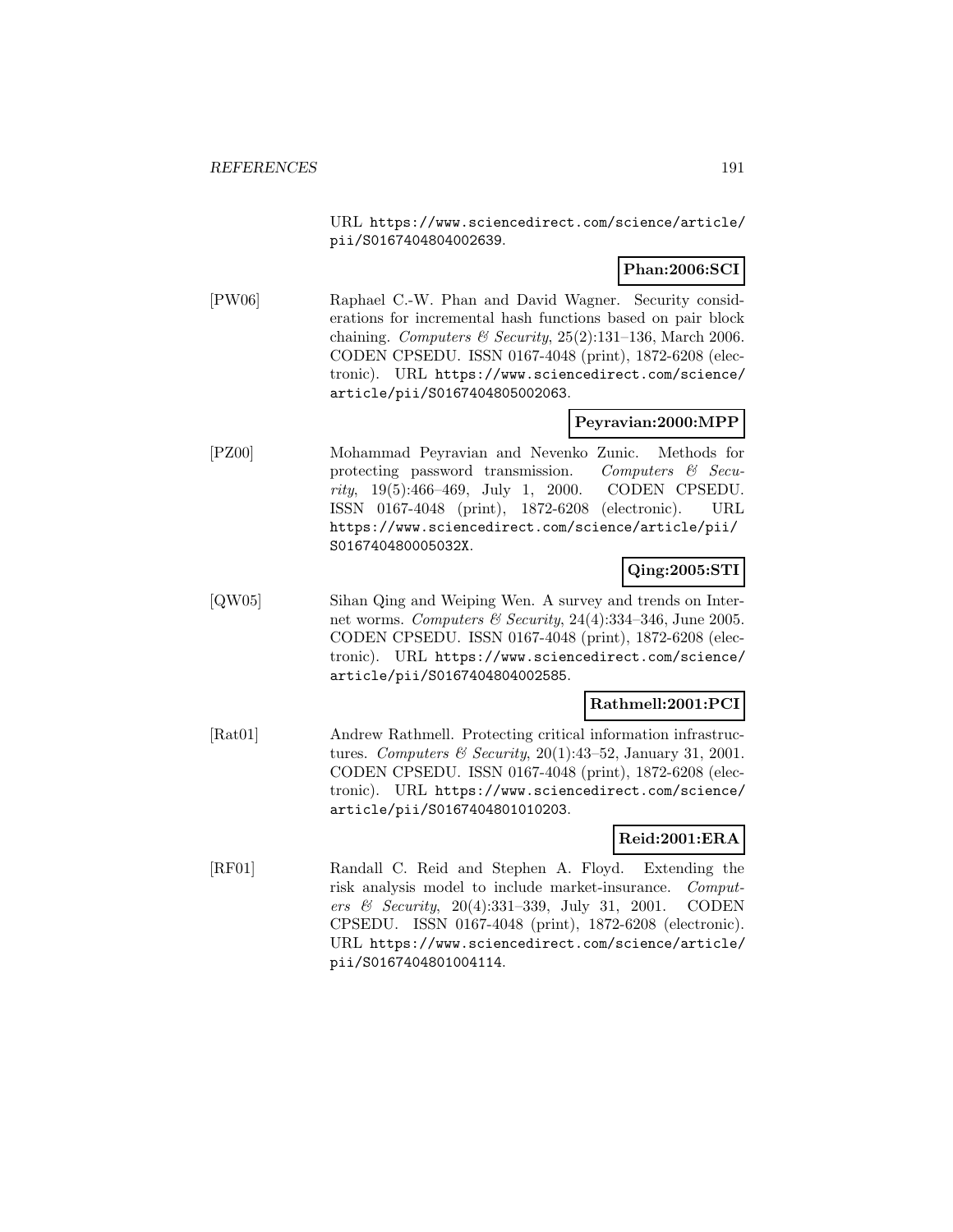URL https://www.sciencedirect.com/science/article/pii/S0167404804002639.

**Phan:2006:SCI**

[PW06] Raphael C.-W. Phan and David Wagner. Security considerations for incremental hash functions based on pair block chaining. *Computers & Security*, 25(2):131–136, March 2006. CODEN CPSEDU. ISSN 0167-4048 (print), 1872-6208 (electronic). URL https://www.sciencedirect.com/science/article/pii/S0167404805002063.

**Peyravian:2000:MPP**

[PZ00] Mohammad Peyravian and Nevenko Zunic. Methods for protecting password transmission. *Computers & Security*, 19(5):466–469, July 1, 2000. CODEN CPSEDU. ISSN 0167-4048 (print), 1872-6208 (electronic). URL https://www.sciencedirect.com/science/article/pii/S016740480005032X.

**Qing:2005:STI**

[QW05] Sihan Qing and Weiping Wen. A survey and trends on Internet worms. *Computers & Security*, 24(4):334–346, June 2005. CODEN CPSEDU. ISSN 0167-4048 (print), 1872-6208 (electronic). URL https://www.sciencedirect.com/science/article/pii/S0167404804002585.

**Rathmell:2001:PCI**

[Rat01] Andrew Rathmell. Protecting critical information infrastructures. *Computers & Security*, 20(1):43–52, January 31, 2001. CODEN CPSEDU. ISSN 0167-4048 (print), 1872-6208 (electronic). URL https://www.sciencedirect.com/science/article/pii/S0167404801010203.

**Reid:2001:ERA**

[RF01] Randall C. Reid and Stephen A. Floyd. Extending the risk analysis model to include market-insurance. *Computers & Security*, 20(4):331–339, July 31, 2001. CODEN CPSEDU. ISSN 0167-4048 (print), 1872-6208 (electronic). URL https://www.sciencedirect.com/science/article/pii/S0167404801004114.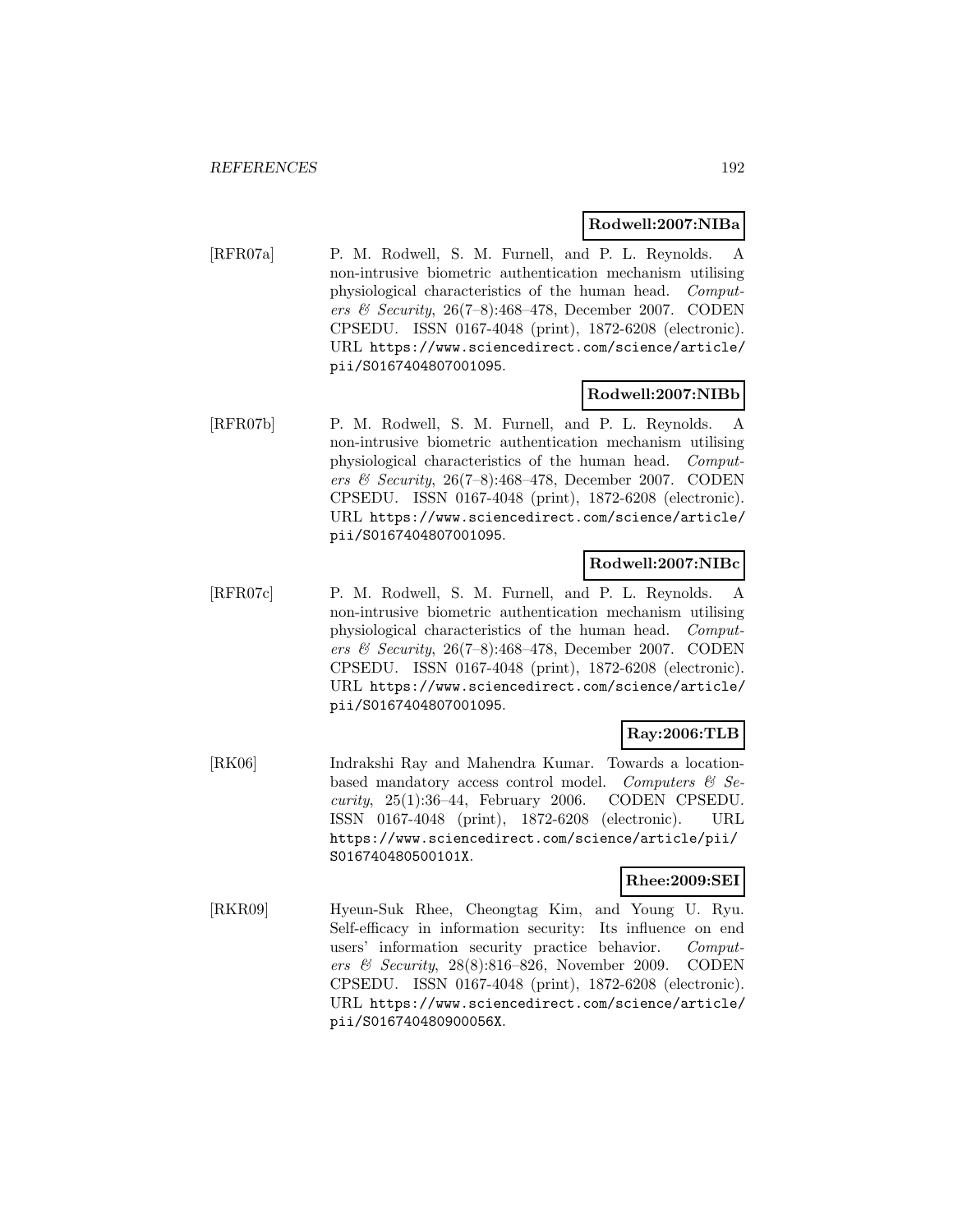**Rodwell:2007:NIBa**

[RFR07a] P. M. Rodwell, S. M. Furnell, and P. L. Reynolds. A non-intrusive biometric authentication mechanism utilising physiological characteristics of the human head. *Computers & Security*, 26(7–8):468–478, December 2007. CODEN CPSEDU. ISSN 0167-4048 (print), 1872-6208 (electronic). URL https://www.sciencedirect.com/science/article/pii/S0167404807001095.

**Rodwell:2007:NIBb**

[RFR07b] P. M. Rodwell, S. M. Furnell, and P. L. Reynolds. A non-intrusive biometric authentication mechanism utilising physiological characteristics of the human head. *Computers & Security*, 26(7–8):468–478, December 2007. CODEN CPSEDU. ISSN 0167-4048 (print), 1872-6208 (electronic). URL https://www.sciencedirect.com/science/article/pii/S0167404807001095.

**Rodwell:2007:NIBc**

[RFR07c] P. M. Rodwell, S. M. Furnell, and P. L. Reynolds. A non-intrusive biometric authentication mechanism utilising physiological characteristics of the human head. *Computers & Security*, 26(7–8):468–478, December 2007. CODEN CPSEDU. ISSN 0167-4048 (print), 1872-6208 (electronic). URL https://www.sciencedirect.com/science/article/pii/S0167404807001095.

**Ray:2006:TLB**

[RK06] Indrakshi Ray and Mahendra Kumar. Towards a location-based mandatory access control model. *Computers & Security*, 25(1):36–44, February 2006. CODEN CPSEDU. ISSN 0167-4048 (print), 1872-6208 (electronic). URL https://www.sciencedirect.com/science/article/pii/S016740480500101X.

**Rhee:2009:SEI**

[RKR09] Hyeun-Suk Rhee, Cheongtag Kim, and Young U. Ryu. Self-efficacy in information security: Its influence on end users' information security practice behavior. *Computers & Security*, 28(8):816–826, November 2009. CODEN CPSEDU. ISSN 0167-4048 (print), 1872-6208 (electronic). URL https://www.sciencedirect.com/science/article/pii/S016740480900056X.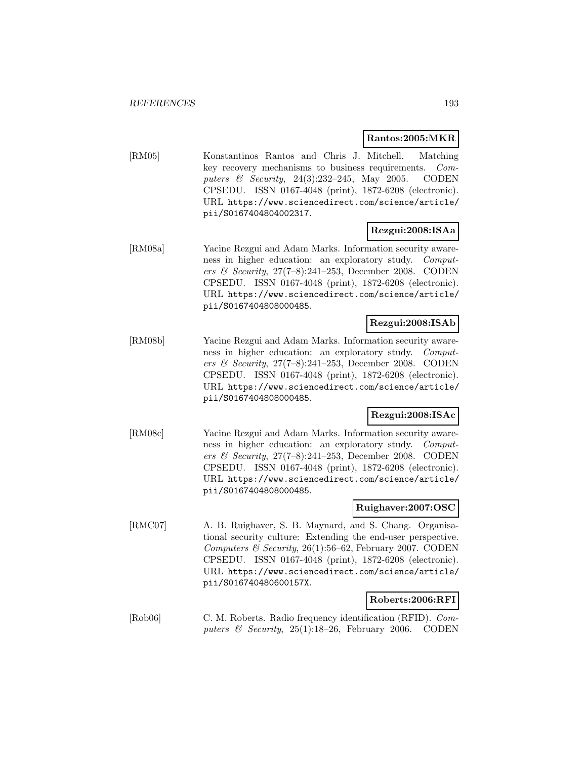**Rantos:2005:MKR**

[RM05] Konstantinos Rantos and Chris J. Mitchell. Matching key recovery mechanisms to business requirements. *Computers & Security*, 24(3):232–245, May 2005. CODEN CPSEDU. ISSN 0167-4048 (print), 1872-6208 (electronic). URL https://www.sciencedirect.com/science/article/pii/S0167404804002317.

**Rezgui:2008:ISAa**

[RM08a] Yacine Rezgui and Adam Marks. Information security awareness in higher education: an exploratory study. *Computers & Security*, 27(7–8):241–253, December 2008. CODEN CPSEDU. ISSN 0167-4048 (print), 1872-6208 (electronic). URL https://www.sciencedirect.com/science/article/pii/S0167404808000485.

**Rezgui:2008:ISAb**

[RM08b] Yacine Rezgui and Adam Marks. Information security awareness in higher education: an exploratory study. *Computers & Security*, 27(7–8):241–253, December 2008. CODEN CPSEDU. ISSN 0167-4048 (print), 1872-6208 (electronic). URL https://www.sciencedirect.com/science/article/pii/S0167404808000485.

**Rezgui:2008:ISAc**

[RM08c] Yacine Rezgui and Adam Marks. Information security awareness in higher education: an exploratory study. *Computers & Security*, 27(7–8):241–253, December 2008. CODEN CPSEDU. ISSN 0167-4048 (print), 1872-6208 (electronic). URL https://www.sciencedirect.com/science/article/pii/S0167404808000485.

**Ruighaver:2007:OSC**

[RMC07] A. B. Ruighaver, S. B. Maynard, and S. Chang. Organisational security culture: Extending the end-user perspective. *Computers & Security*, 26(1):56–62, February 2007. CODEN CPSEDU. ISSN 0167-4048 (print), 1872-6208 (electronic). URL https://www.sciencedirect.com/science/article/pii/S016740480600157X.

**Roberts:2006:RFI**

[Rob06] C. M. Roberts. Radio frequency identification (RFID). *Computers & Security*, 25(1):18–26, February 2006. CODEN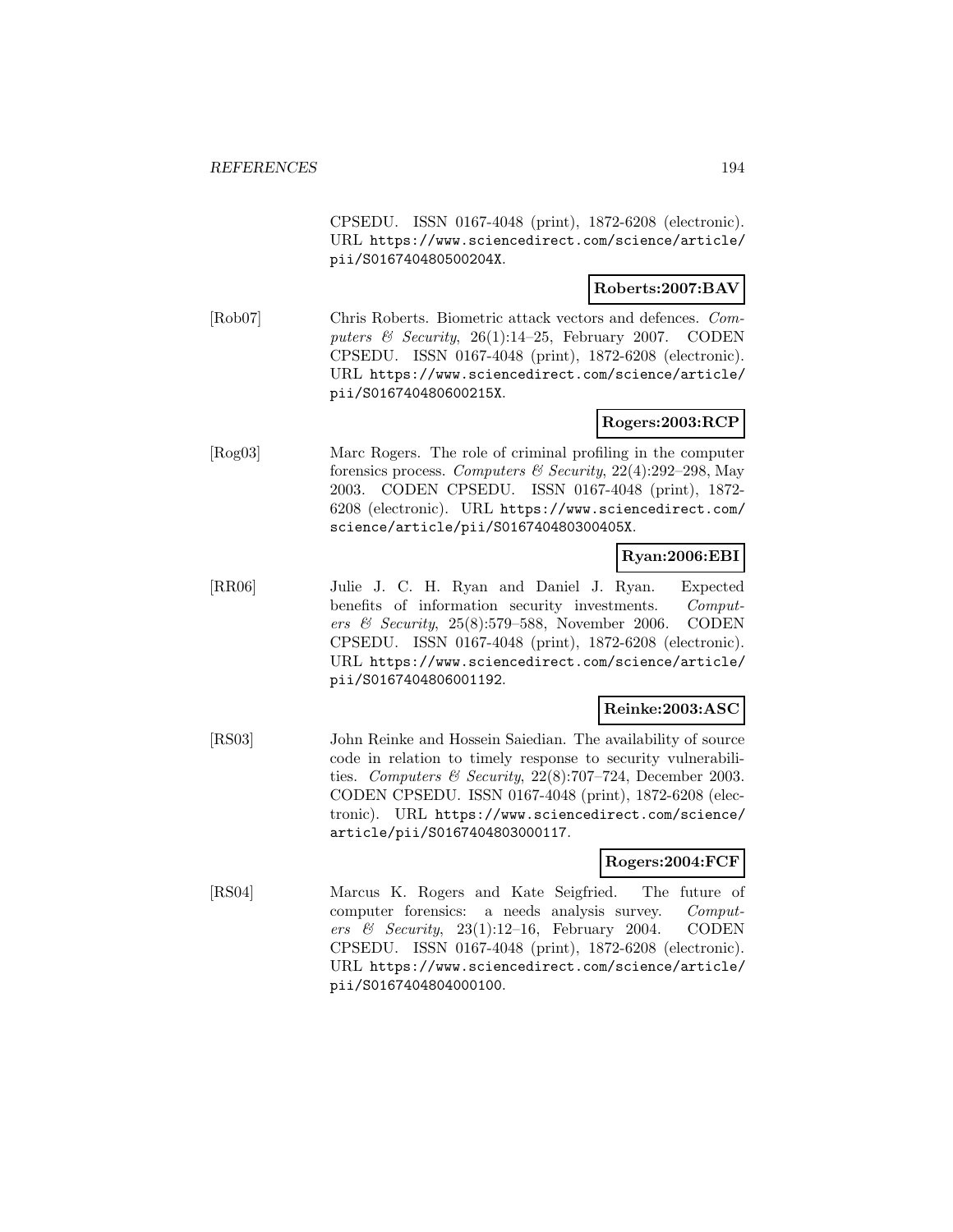CPSEDU. ISSN 0167-4048 (print), 1872-6208 (electronic). URL https://www.sciencedirect.com/science/article/pii/S016740480500204X.

**Roberts:2007:BAV**

[Rob07] Chris Roberts. Biometric attack vectors and defences. *Computers & Security*, 26(1):14–25, February 2007. CODEN CPSEDU. ISSN 0167-4048 (print), 1872-6208 (electronic). URL https://www.sciencedirect.com/science/article/pii/S016740480600215X.

**Rogers:2003:RCP**

[Rog03] Marc Rogers. The role of criminal profiling in the computer forensics process. *Computers & Security*, 22(4):292–298, May 2003. CODEN CPSEDU. ISSN 0167-4048 (print), 1872-6208 (electronic). URL https://www.sciencedirect.com/science/article/pii/S016740480300405X.

**Ryan:2006:EBI**

[RR06] Julie J. C. H. Ryan and Daniel J. Ryan. Expected benefits of information security investments. *Computers & Security*, 25(8):579–588, November 2006. CODEN CPSEDU. ISSN 0167-4048 (print), 1872-6208 (electronic). URL https://www.sciencedirect.com/science/article/pii/S0167404806001192.

**Reinke:2003:ASC**

[RS03] John Reinke and Hossein Saiedian. The availability of source code in relation to timely response to security vulnerabilities. *Computers & Security*, 22(8):707–724, December 2003. CODEN CPSEDU. ISSN 0167-4048 (print), 1872-6208 (electronic). URL https://www.sciencedirect.com/science/article/pii/S0167404803000117.

**Rogers:2004:FCF**

[RS04] Marcus K. Rogers and Kate Seigfried. The future of computer forensics: a needs analysis survey. *Computers & Security*, 23(1):12–16, February 2004. CODEN CPSEDU. ISSN 0167-4048 (print), 1872-6208 (electronic). URL https://www.sciencedirect.com/science/article/pii/S0167404804000100.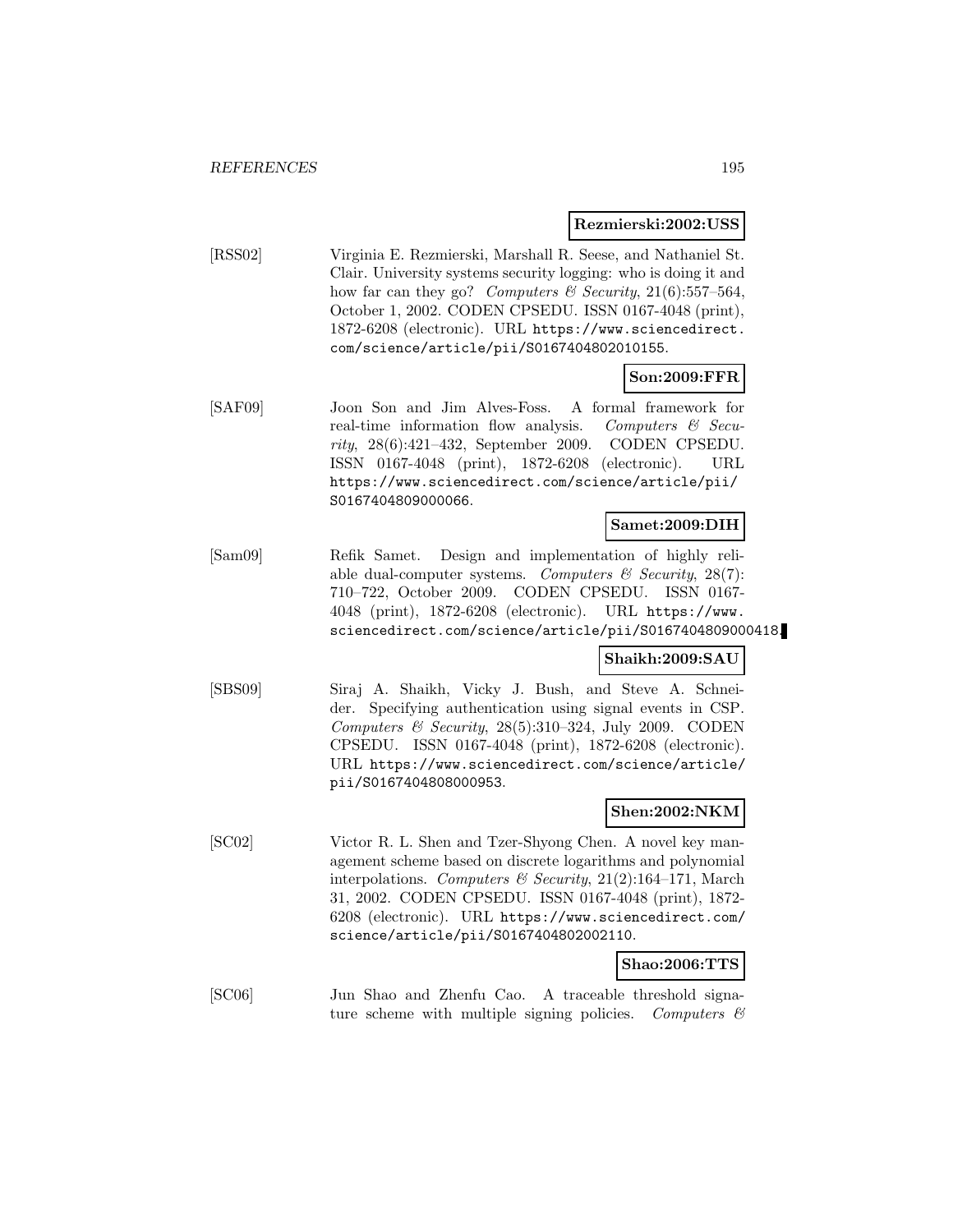**Rezmierski:2002:USS**

[RSS02] Virginia E. Rezmierski, Marshall R. Seese, and Nathaniel St. Clair. University systems security logging: who is doing it and how far can they go? *Computers & Security*, 21(6):557–564, October 1, 2002. CODEN CPSEDU. ISSN 0167-4048 (print), 1872-6208 (electronic). URL `https://www.sciencedirect.com/science/article/pii/S0167404802010155`.

**Son:2009:FFR**

[SAF09] Joon Son and Jim Alves-Foss. A formal framework for real-time information flow analysis. *Computers & Security*, 28(6):421–432, September 2009. CODEN CPSEDU. ISSN 0167-4048 (print), 1872-6208 (electronic). URL `https://www.sciencedirect.com/science/article/pii/S0167404809000066`.

**Samet:2009:DIH**

[Sam09] Refik Samet. Design and implementation of highly reliable dual-computer systems. *Computers & Security*, 28(7):710–722, October 2009. CODEN CPSEDU. ISSN 0167-4048 (print), 1872-6208 (electronic). URL `https://www.sciencedirect.com/science/article/pii/S0167404809000418`.

**Shaikh:2009:SAU**

[SBS09] Siraj A. Shaikh, Vicky J. Bush, and Steve A. Schneider. Specifying authentication using signal events in CSP. *Computers & Security*, 28(5):310–324, July 2009. CODEN CPSEDU. ISSN 0167-4048 (print), 1872-6208 (electronic). URL `https://www.sciencedirect.com/science/article/pii/S0167404808000953`.

**Shen:2002:NKM**

[SC02] Victor R. L. Shen and Tzer-Shyong Chen. A novel key management scheme based on discrete logarithms and polynomial interpolations. *Computers & Security*, 21(2):164–171, March 31, 2002. CODEN CPSEDU. ISSN 0167-4048 (print), 1872-6208 (electronic). URL `https://www.sciencedirect.com/science/article/pii/S0167404802002110`.

**Shao:2006:TTS**

[SC06] Jun Shao and Zhenfu Cao. A traceable threshold signature scheme with multiple signing policies. *Computers &*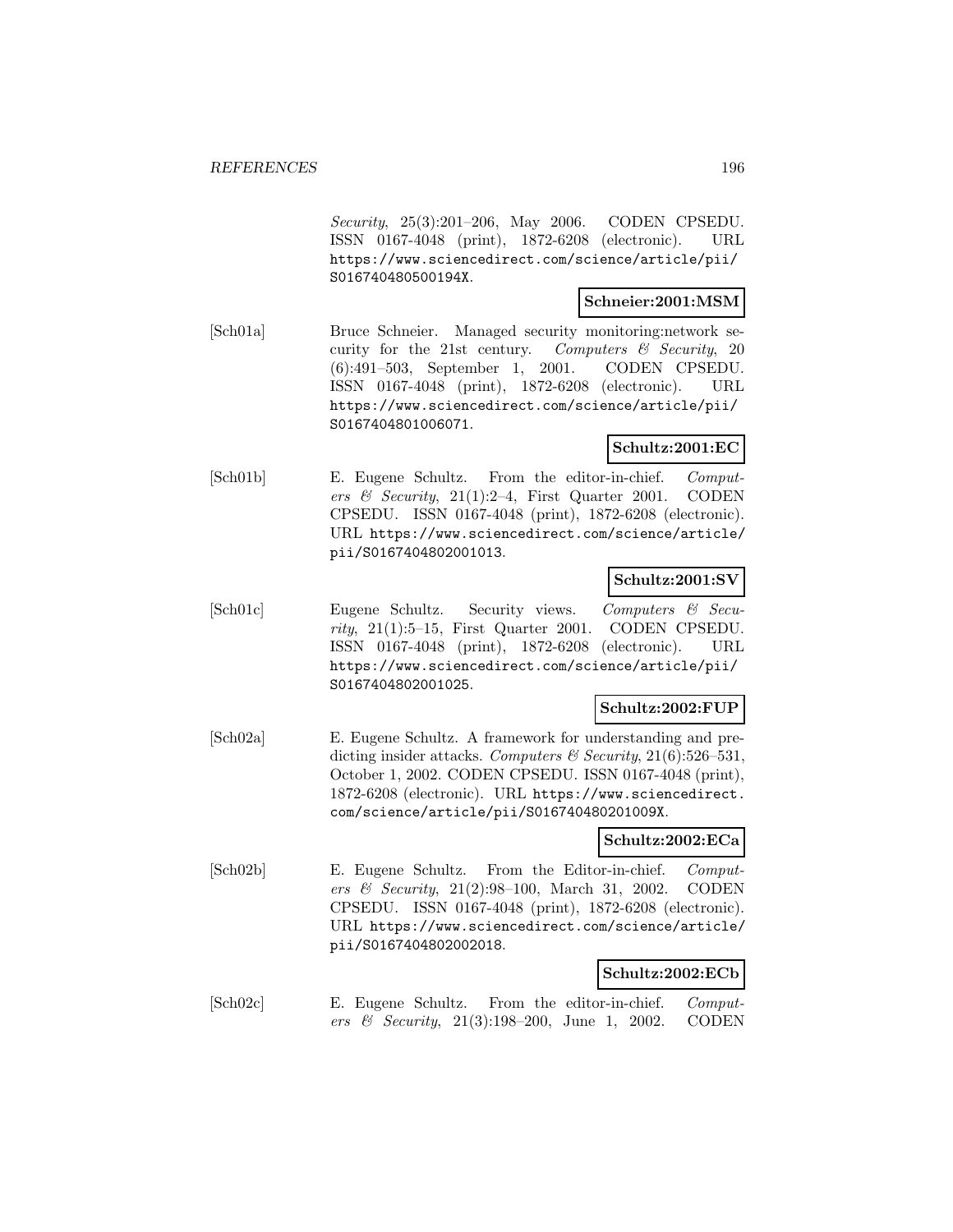*Security*, 25(3):201–206, May 2006. CODEN CPSEDU. ISSN 0167-4048 (print), 1872-6208 (electronic). URL https://www.sciencedirect.com/science/article/pii/S016740480500194X.

**Schneier:2001:MSM**

[Sch01a] Bruce Schneier. Managed security monitoring:network security for the 21st century. *Computers & Security*, 20 (6):491–503, September 1, 2001. CODEN CPSEDU. ISSN 0167-4048 (print), 1872-6208 (electronic). URL https://www.sciencedirect.com/science/article/pii/S0167404801006071.

**Schultz:2001:EC**

[Sch01b] E. Eugene Schultz. From the editor-in-chief. *Computers & Security*, 21(1):2–4, First Quarter 2001. CODEN CPSEDU. ISSN 0167-4048 (print), 1872-6208 (electronic). URL https://www.sciencedirect.com/science/article/pii/S0167404802001013.

**Schultz:2001:SV**

[Sch01c] Eugene Schultz. Security views. *Computers & Security*, 21(1):5–15, First Quarter 2001. CODEN CPSEDU. ISSN 0167-4048 (print), 1872-6208 (electronic). URL https://www.sciencedirect.com/science/article/pii/S0167404802001025.

**Schultz:2002:FUP**

[Sch02a] E. Eugene Schultz. A framework for understanding and predicting insider attacks. *Computers & Security*, 21(6):526–531, October 1, 2002. CODEN CPSEDU. ISSN 0167-4048 (print), 1872-6208 (electronic). URL https://www.sciencedirect.com/science/article/pii/S016740480201009X.

**Schultz:2002:ECa**

[Sch02b] E. Eugene Schultz. From the Editor-in-chief. *Computers & Security*, 21(2):98–100, March 31, 2002. CODEN CPSEDU. ISSN 0167-4048 (print), 1872-6208 (electronic). URL https://www.sciencedirect.com/science/article/pii/S0167404802002018.

**Schultz:2002:ECb**

[Sch02c] E. Eugene Schultz. From the editor-in-chief. *Computers & Security*, 21(3):198–200, June 1, 2002. CODEN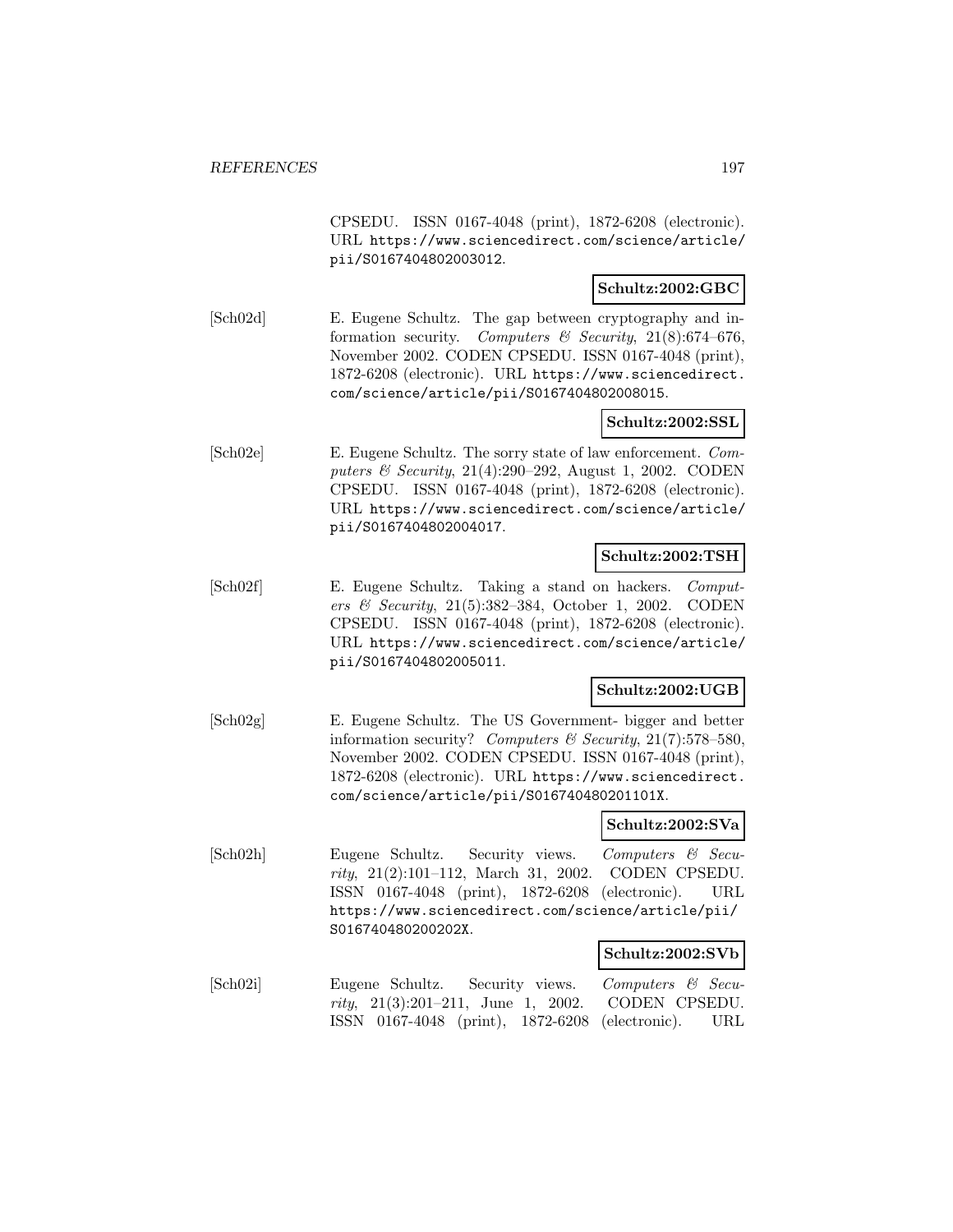CPSEDU. ISSN 0167-4048 (print), 1872-6208 (electronic). URL https://www.sciencedirect.com/science/article/pii/S0167404802003012.

**Schultz:2002:GBC**

[Sch02d] E. Eugene Schultz. The gap between cryptography and information security. *Computers & Security*, 21(8):674–676, November 2002. CODEN CPSEDU. ISSN 0167-4048 (print), 1872-6208 (electronic). URL https://www.sciencedirect.com/science/article/pii/S0167404802008015.

**Schultz:2002:SSL**

[Sch02e] E. Eugene Schultz. The sorry state of law enforcement. *Computers & Security*, 21(4):290–292, August 1, 2002. CODEN CPSEDU. ISSN 0167-4048 (print), 1872-6208 (electronic). URL https://www.sciencedirect.com/science/article/pii/S0167404802004017.

**Schultz:2002:TSH**

[Sch02f] E. Eugene Schultz. Taking a stand on hackers. *Computers & Security*, 21(5):382–384, October 1, 2002. CODEN CPSEDU. ISSN 0167-4048 (print), 1872-6208 (electronic). URL https://www.sciencedirect.com/science/article/pii/S0167404802005011.

**Schultz:2002:UGB**

[Sch02g] E. Eugene Schultz. The US Government- bigger and better information security? *Computers & Security*, 21(7):578–580, November 2002. CODEN CPSEDU. ISSN 0167-4048 (print), 1872-6208 (electronic). URL https://www.sciencedirect.com/science/article/pii/S016740480201101X.

**Schultz:2002:SVa**

[Sch02h] Eugene Schultz. Security views. *Computers & Security*, 21(2):101–112, March 31, 2002. CODEN CPSEDU. ISSN 0167-4048 (print), 1872-6208 (electronic). URL https://www.sciencedirect.com/science/article/pii/S016740480200202X.

**Schultz:2002:SVb**

[Sch02i] Eugene Schultz. Security views. *Computers & Security*, 21(3):201–211, June 1, 2002. CODEN CPSEDU. ISSN 0167-4048 (print), 1872-6208 (electronic). URL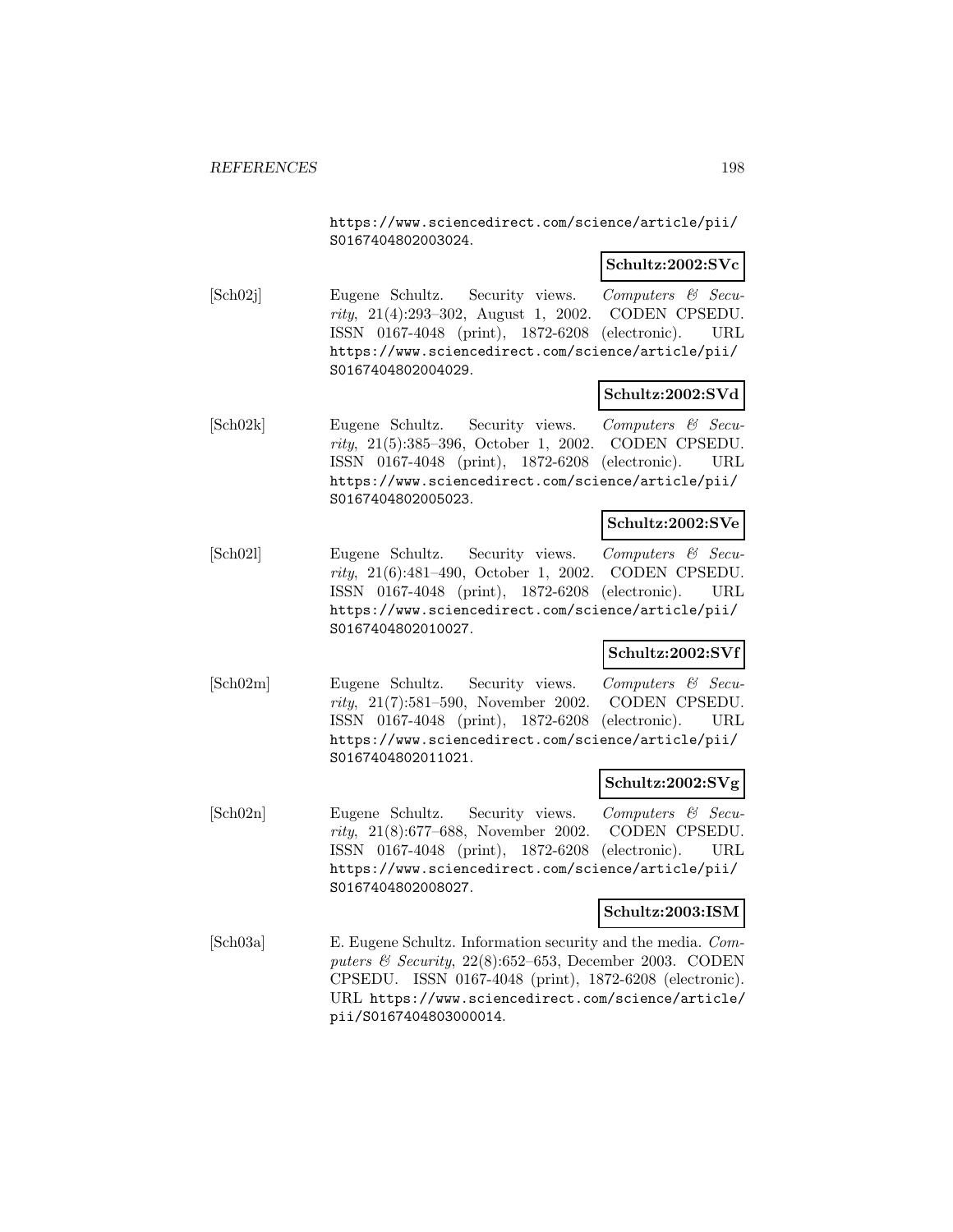https://www.sciencedirect.com/science/article/pii/S0167404802003024.

**Schultz:2002:SVc**

[Sch02j] Eugene Schultz. Security views. *Computers & Security*, 21(4):293–302, August 1, 2002. CODEN CPSEDU. ISSN 0167-4048 (print), 1872-6208 (electronic). URL https://www.sciencedirect.com/science/article/pii/S0167404802004029.

**Schultz:2002:SVd**

[Sch02k] Eugene Schultz. Security views. *Computers & Security*, 21(5):385–396, October 1, 2002. CODEN CPSEDU. ISSN 0167-4048 (print), 1872-6208 (electronic). URL https://www.sciencedirect.com/science/article/pii/S0167404802005023.

**Schultz:2002:SVe**

[Sch02l] Eugene Schultz. Security views. *Computers & Security*, 21(6):481–490, October 1, 2002. CODEN CPSEDU. ISSN 0167-4048 (print), 1872-6208 (electronic). URL https://www.sciencedirect.com/science/article/pii/S0167404802010027.

**Schultz:2002:SVf**

[Sch02m] Eugene Schultz. Security views. *Computers & Security*, 21(7):581–590, November 2002. CODEN CPSEDU. ISSN 0167-4048 (print), 1872-6208 (electronic). URL https://www.sciencedirect.com/science/article/pii/S0167404802011021.

**Schultz:2002:SVg**

[Sch02n] Eugene Schultz. Security views. *Computers & Security*, 21(8):677–688, November 2002. CODEN CPSEDU. ISSN 0167-4048 (print), 1872-6208 (electronic). URL https://www.sciencedirect.com/science/article/pii/S0167404802008027.

**Schultz:2003:ISM**

[Sch03a] E. Eugene Schultz. Information security and the media. *Computers & Security*, 22(8):652–653, December 2003. CODEN CPSEDU. ISSN 0167-4048 (print), 1872-6208 (electronic). URL https://www.sciencedirect.com/science/article/pii/S0167404803000014.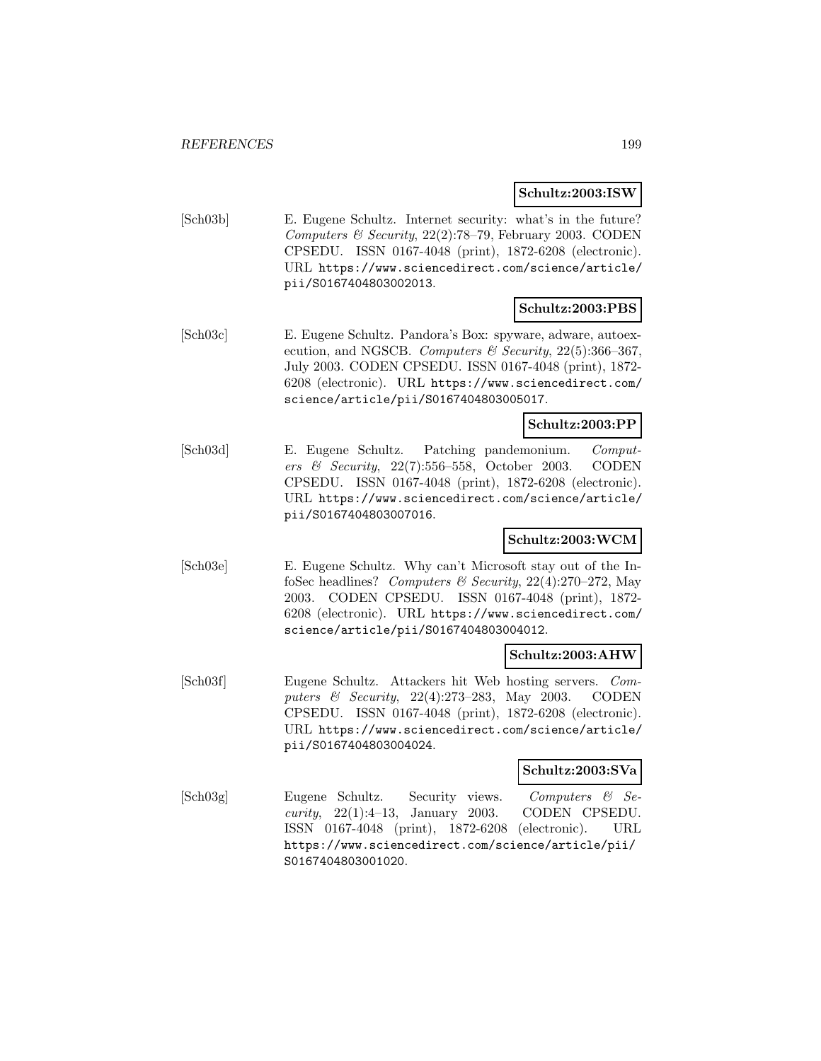**Schultz:2003:ISW**

[Sch03b] E. Eugene Schultz. Internet security: what's in the future? *Computers & Security*, 22(2):78–79, February 2003. CODEN CPSEDU. ISSN 0167-4048 (print), 1872-6208 (electronic). URL https://www.sciencedirect.com/science/article/pii/S0167404803002013.

**Schultz:2003:PBS**

[Sch03c] E. Eugene Schultz. Pandora's Box: spyware, adware, autoexecution, and NGSCB. *Computers & Security*, 22(5):366–367, July 2003. CODEN CPSEDU. ISSN 0167-4048 (print), 1872-6208 (electronic). URL https://www.sciencedirect.com/science/article/pii/S0167404803005017.

**Schultz:2003:PP**

[Sch03d] E. Eugene Schultz. Patching pandemonium. *Computers & Security*, 22(7):556–558, October 2003. CODEN CPSEDU. ISSN 0167-4048 (print), 1872-6208 (electronic). URL https://www.sciencedirect.com/science/article/pii/S0167404803007016.

**Schultz:2003:WCM**

[Sch03e] E. Eugene Schultz. Why can't Microsoft stay out of the InfoSec headlines? *Computers & Security*, 22(4):270–272, May 2003. CODEN CPSEDU. ISSN 0167-4048 (print), 1872-6208 (electronic). URL https://www.sciencedirect.com/science/article/pii/S0167404803004012.

**Schultz:2003:AHW**

[Sch03f] Eugene Schultz. Attackers hit Web hosting servers. *Computers & Security*, 22(4):273–283, May 2003. CODEN CPSEDU. ISSN 0167-4048 (print), 1872-6208 (electronic). URL https://www.sciencedirect.com/science/article/pii/S0167404803004024.

**Schultz:2003:SVa**

[Sch03g] Eugene Schultz. Security views. *Computers & Security*, 22(1):4–13, January 2003. CODEN CPSEDU. ISSN 0167-4048 (print), 1872-6208 (electronic). URL https://www.sciencedirect.com/science/article/pii/S0167404803001020.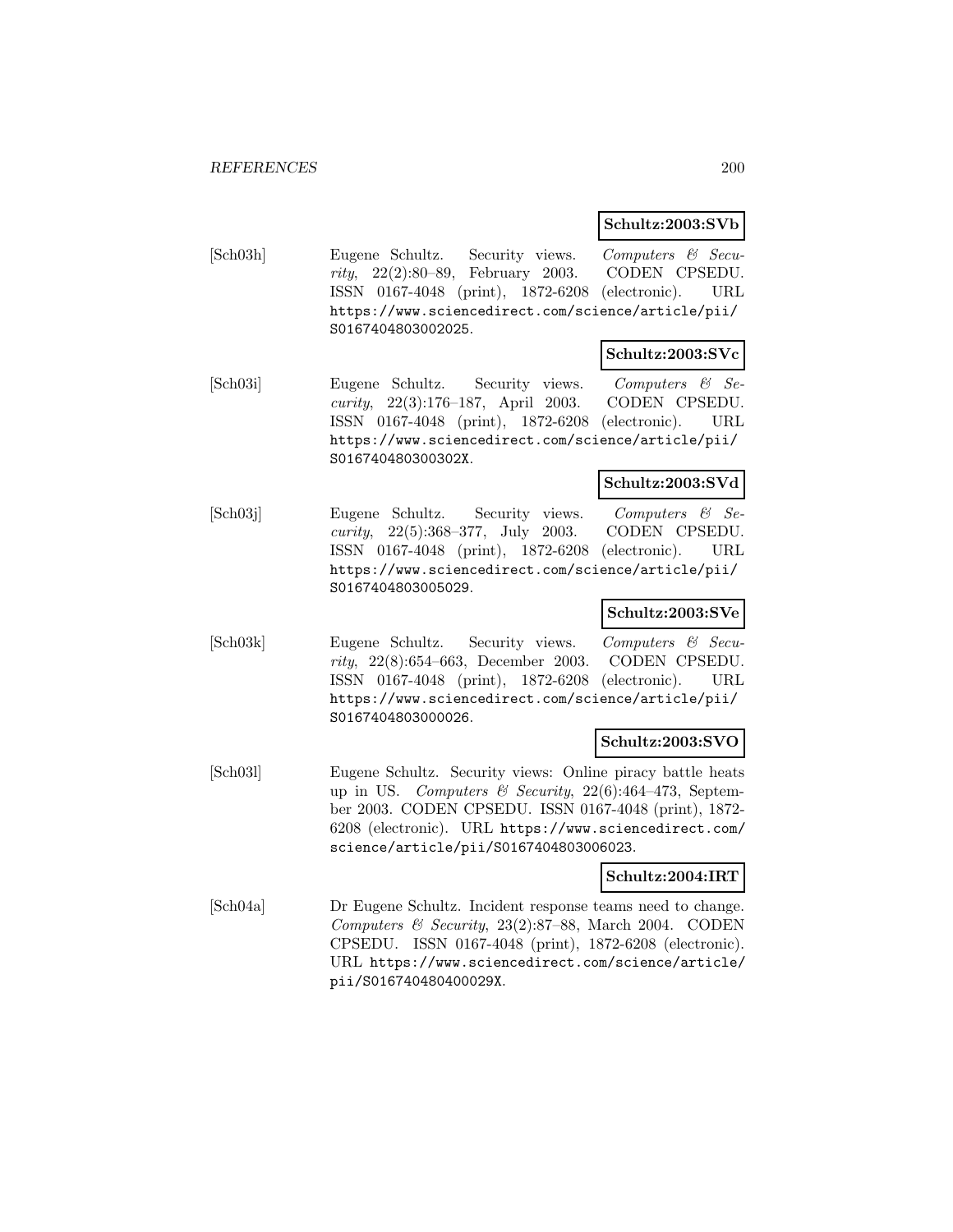**Schultz:2003:SVb**

[Sch03h] Eugene Schultz. Security views. *Computers & Security*, 22(2):80–89, February 2003. CODEN CPSEDU. ISSN 0167-4048 (print), 1872-6208 (electronic). URL https://www.sciencedirect.com/science/article/pii/S0167404803002025.

**Schultz:2003:SVc**

[Sch03i] Eugene Schultz. Security views. *Computers & Security*, 22(3):176–187, April 2003. CODEN CPSEDU. ISSN 0167-4048 (print), 1872-6208 (electronic). URL https://www.sciencedirect.com/science/article/pii/S016740480300302X.

**Schultz:2003:SVd**

[Sch03j] Eugene Schultz. Security views. *Computers & Security*, 22(5):368–377, July 2003. CODEN CPSEDU. ISSN 0167-4048 (print), 1872-6208 (electronic). URL https://www.sciencedirect.com/science/article/pii/S0167404803005029.

**Schultz:2003:SVe**

[Sch03k] Eugene Schultz. Security views. *Computers & Security*, 22(8):654–663, December 2003. CODEN CPSEDU. ISSN 0167-4048 (print), 1872-6208 (electronic). URL https://www.sciencedirect.com/science/article/pii/S0167404803000026.

**Schultz:2003:SVO**

[Sch03l] Eugene Schultz. Security views: Online piracy battle heats up in US. *Computers & Security*, 22(6):464–473, September 2003. CODEN CPSEDU. ISSN 0167-4048 (print), 1872-6208 (electronic). URL https://www.sciencedirect.com/science/article/pii/S0167404803006023.

**Schultz:2004:IRT**

[Sch04a] Dr Eugene Schultz. Incident response teams need to change. *Computers & Security*, 23(2):87–88, March 2004. CODEN CPSEDU. ISSN 0167-4048 (print), 1872-6208 (electronic). URL https://www.sciencedirect.com/science/article/pii/S016740480400029X.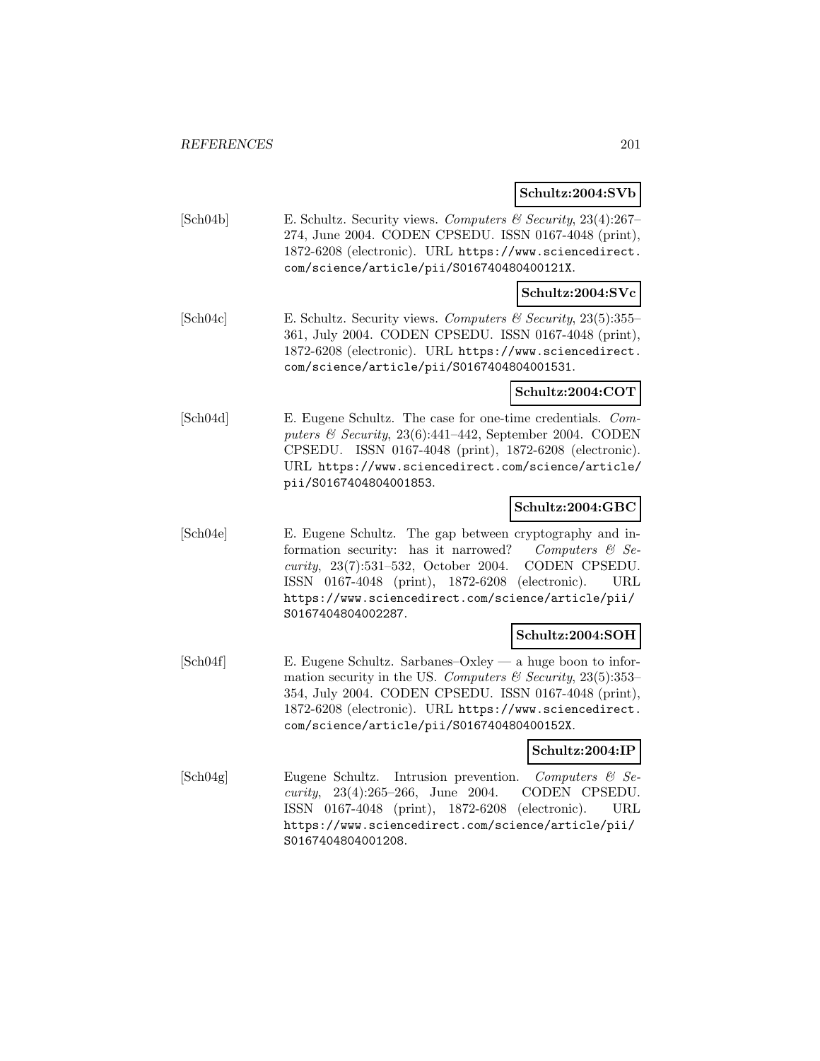**Schultz:2004:SVb**

[Sch04b] E. Schultz. Security views. *Computers & Security*, 23(4):267–274, June 2004. CODEN CPSEDU. ISSN 0167-4048 (print), 1872-6208 (electronic). URL https://www.sciencedirect.com/science/article/pii/S016740480400121X.

**Schultz:2004:SVc**

[Sch04c] E. Schultz. Security views. *Computers & Security*, 23(5):355–361, July 2004. CODEN CPSEDU. ISSN 0167-4048 (print), 1872-6208 (electronic). URL https://www.sciencedirect.com/science/article/pii/S0167404804001531.

**Schultz:2004:COT**

[Sch04d] E. Eugene Schultz. The case for one-time credentials. *Computers & Security*, 23(6):441–442, September 2004. CODEN CPSEDU. ISSN 0167-4048 (print), 1872-6208 (electronic). URL https://www.sciencedirect.com/science/article/pii/S0167404804001853.

**Schultz:2004:GBC**

[Sch04e] E. Eugene Schultz. The gap between cryptography and information security: has it narrowed? *Computers & Security*, 23(7):531–532, October 2004. CODEN CPSEDU. ISSN 0167-4048 (print), 1872-6208 (electronic). URL https://www.sciencedirect.com/science/article/pii/S0167404804002287.

**Schultz:2004:SOH**

[Sch04f] E. Eugene Schultz. Sarbanes–Oxley — a huge boon to information security in the US. *Computers & Security*, 23(5):353–354, July 2004. CODEN CPSEDU. ISSN 0167-4048 (print), 1872-6208 (electronic). URL https://www.sciencedirect.com/science/article/pii/S016740480400152X.

**Schultz:2004:IP**

[Sch04g] Eugene Schultz. Intrusion prevention. *Computers & Security*, 23(4):265–266, June 2004. CODEN CPSEDU. ISSN 0167-4048 (print), 1872-6208 (electronic). URL https://www.sciencedirect.com/science/article/pii/S0167404804001208.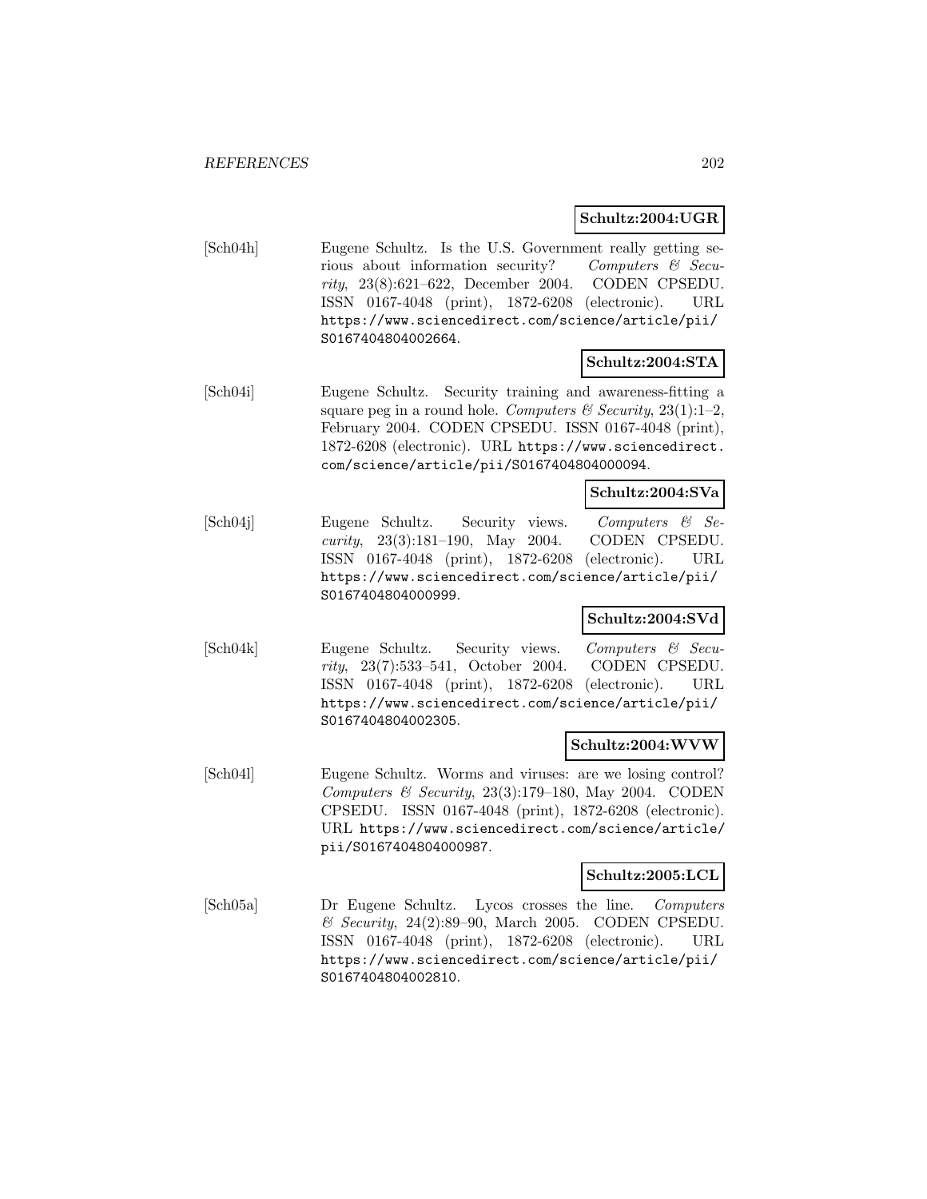**Schultz:2004:UGR**

[Sch04h] Eugene Schultz. Is the U.S. Government really getting serious about information security? *Computers & Security*, 23(8):621–622, December 2004. CODEN CPSEDU. ISSN 0167-4048 (print), 1872-6208 (electronic). URL https://www.sciencedirect.com/science/article/pii/S0167404804002664.

**Schultz:2004:STA**

[Sch04i] Eugene Schultz. Security training and awareness-fitting a square peg in a round hole. *Computers & Security*, 23(1):1–2, February 2004. CODEN CPSEDU. ISSN 0167-4048 (print), 1872-6208 (electronic). URL https://www.sciencedirect.com/science/article/pii/S0167404804000094.

**Schultz:2004:SVa**

[Sch04j] Eugene Schultz. Security views. *Computers & Security*, 23(3):181–190, May 2004. CODEN CPSEDU. ISSN 0167-4048 (print), 1872-6208 (electronic). URL https://www.sciencedirect.com/science/article/pii/S0167404804000999.

**Schultz:2004:SVd**

[Sch04k] Eugene Schultz. Security views. *Computers & Security*, 23(7):533–541, October 2004. CODEN CPSEDU. ISSN 0167-4048 (print), 1872-6208 (electronic). URL https://www.sciencedirect.com/science/article/pii/S0167404804002305.

**Schultz:2004:WVW**

[Sch04l] Eugene Schultz. Worms and viruses: are we losing control? *Computers & Security*, 23(3):179–180, May 2004. CODEN CPSEDU. ISSN 0167-4048 (print), 1872-6208 (electronic). URL https://www.sciencedirect.com/science/article/pii/S0167404804000987.

**Schultz:2005:LCL**

[Sch05a] Dr Eugene Schultz. Lycos crosses the line. *Computers & Security*, 24(2):89–90, March 2005. CODEN CPSEDU. ISSN 0167-4048 (print), 1872-6208 (electronic). URL https://www.sciencedirect.com/science/article/pii/S0167404804002810.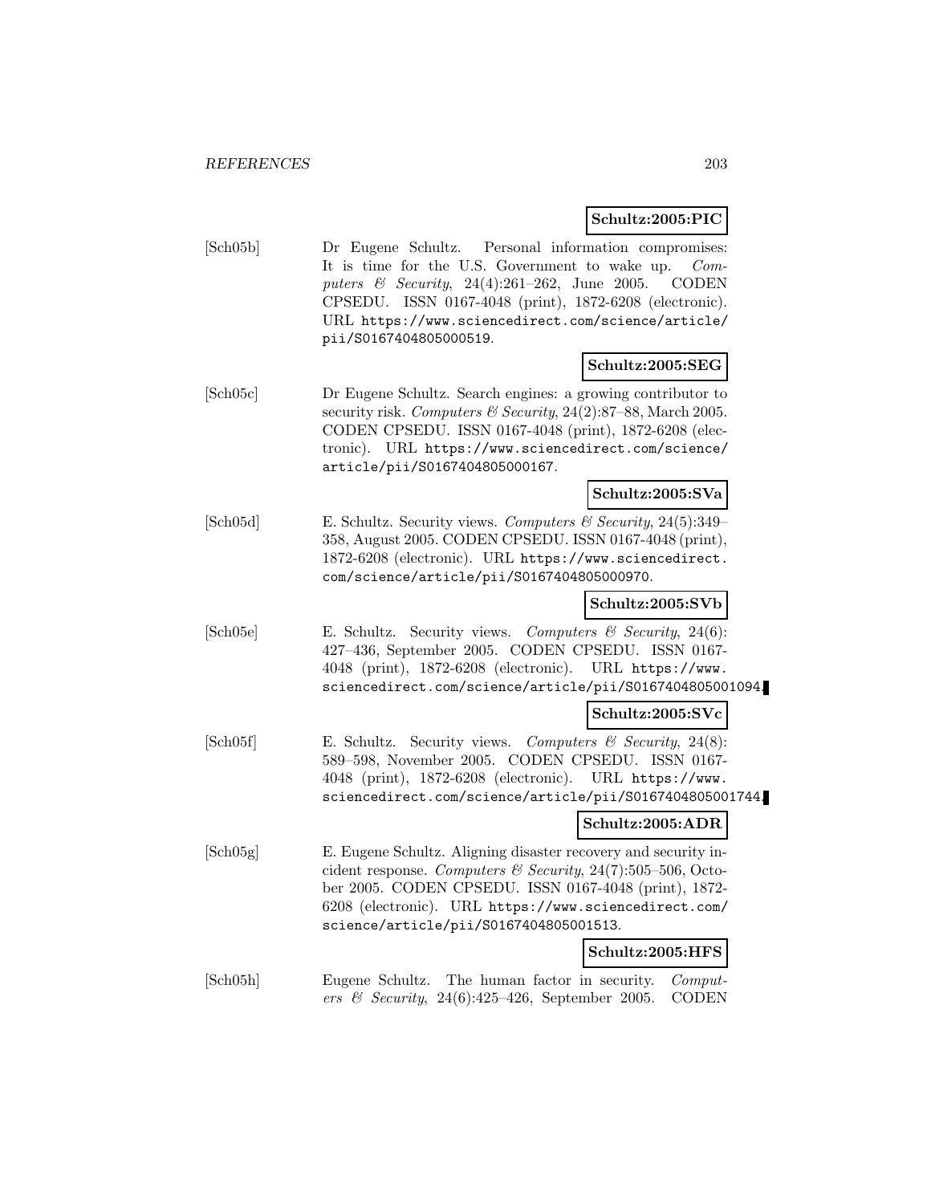**Schultz:2005:PIC**

[Sch05b] Dr Eugene Schultz. Personal information compromises: It is time for the U.S. Government to wake up. *Computers & Security*, 24(4):261–262, June 2005. CODEN CPSEDU. ISSN 0167-4048 (print), 1872-6208 (electronic). URL https://www.sciencedirect.com/science/article/pii/S0167404805000519.

**Schultz:2005:SEG**

[Sch05c] Dr Eugene Schultz. Search engines: a growing contributor to security risk. *Computers & Security*, 24(2):87–88, March 2005. CODEN CPSEDU. ISSN 0167-4048 (print), 1872-6208 (electronic). URL https://www.sciencedirect.com/science/article/pii/S0167404805000167.

**Schultz:2005:SVa**

[Sch05d] E. Schultz. Security views. *Computers & Security*, 24(5):349–358, August 2005. CODEN CPSEDU. ISSN 0167-4048 (print), 1872-6208 (electronic). URL https://www.sciencedirect.com/science/article/pii/S0167404805000970.

**Schultz:2005:SVb**

[Sch05e] E. Schultz. Security views. *Computers & Security*, 24(6):427–436, September 2005. CODEN CPSEDU. ISSN 0167-4048 (print), 1872-6208 (electronic). URL https://www.sciencedirect.com/science/article/pii/S0167404805001094.

**Schultz:2005:SVc**

[Sch05f] E. Schultz. Security views. *Computers & Security*, 24(8):589–598, November 2005. CODEN CPSEDU. ISSN 0167-4048 (print), 1872-6208 (electronic). URL https://www.sciencedirect.com/science/article/pii/S0167404805001744.

**Schultz:2005:ADR**

[Sch05g] E. Eugene Schultz. Aligning disaster recovery and security incident response. *Computers & Security*, 24(7):505–506, October 2005. CODEN CPSEDU. ISSN 0167-4048 (print), 1872-6208 (electronic). URL https://www.sciencedirect.com/science/article/pii/S0167404805001513.

**Schultz:2005:HFS**

[Sch05h] Eugene Schultz. The human factor in security. *Computers & Security*, 24(6):425–426, September 2005. CODEN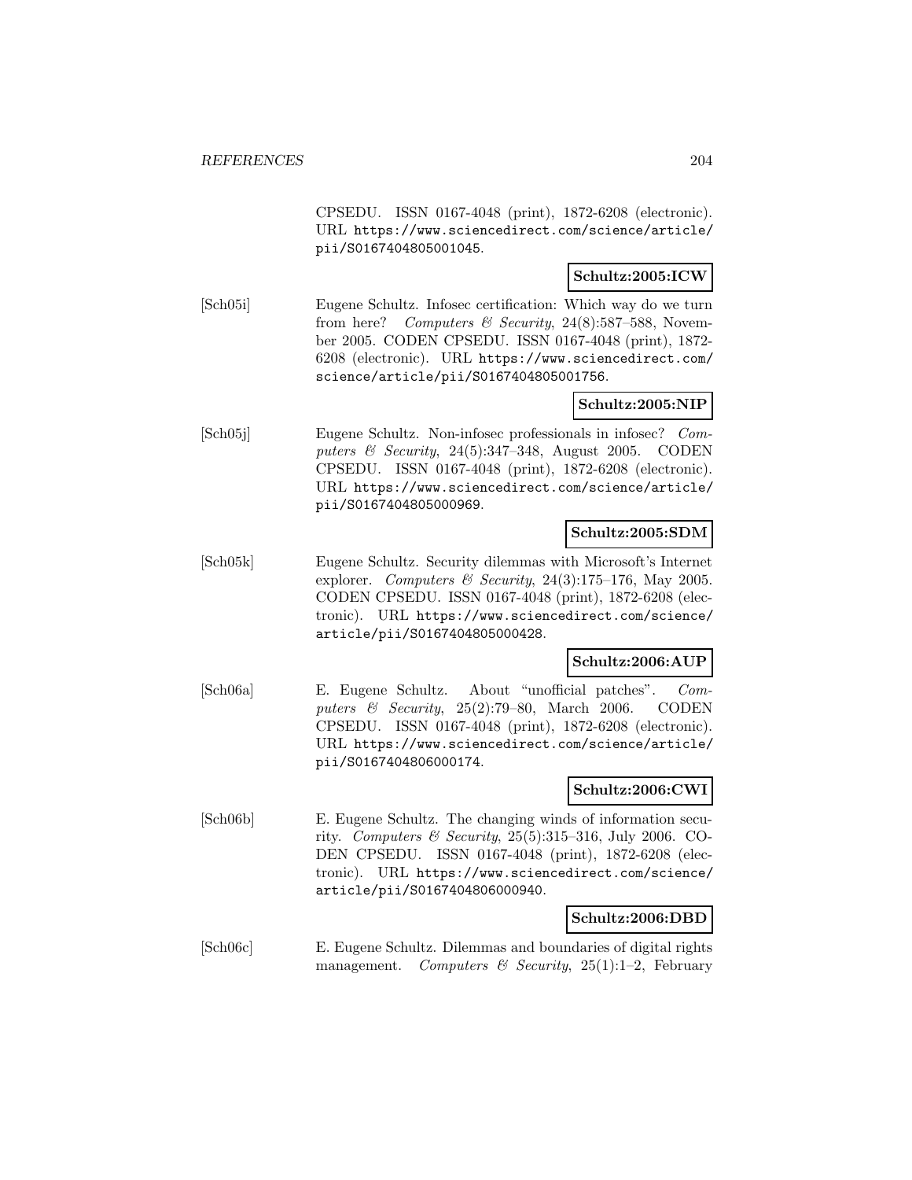CPSEDU. ISSN 0167-4048 (print), 1872-6208 (electronic). URL https://www.sciencedirect.com/science/article/pii/S0167404805001045.

**Schultz:2005:ICW**

[Sch05i] Eugene Schultz. Infosec certification: Which way do we turn from here? *Computers & Security*, 24(8):587–588, November 2005. CODEN CPSEDU. ISSN 0167-4048 (print), 1872-6208 (electronic). URL https://www.sciencedirect.com/science/article/pii/S0167404805001756.

**Schultz:2005:NIP**

[Sch05j] Eugene Schultz. Non-infosec professionals in infosec? *Computers & Security*, 24(5):347–348, August 2005. CODEN CPSEDU. ISSN 0167-4048 (print), 1872-6208 (electronic). URL https://www.sciencedirect.com/science/article/pii/S0167404805000969.

**Schultz:2005:SDM**

[Sch05k] Eugene Schultz. Security dilemmas with Microsoft's Internet explorer. *Computers & Security*, 24(3):175–176, May 2005. CODEN CPSEDU. ISSN 0167-4048 (print), 1872-6208 (electronic). URL https://www.sciencedirect.com/science/article/pii/S0167404805000428.

**Schultz:2006:AUP**

[Sch06a] E. Eugene Schultz. About "unofficial patches". *Computers & Security*, 25(2):79–80, March 2006. CODEN CPSEDU. ISSN 0167-4048 (print), 1872-6208 (electronic). URL https://www.sciencedirect.com/science/article/pii/S0167404806000174.

**Schultz:2006:CWI**

[Sch06b] E. Eugene Schultz. The changing winds of information security. *Computers & Security*, 25(5):315–316, July 2006. CODEN CPSEDU. ISSN 0167-4048 (print), 1872-6208 (electronic). URL https://www.sciencedirect.com/science/article/pii/S0167404806000940.

**Schultz:2006:DBD**

[Sch06c] E. Eugene Schultz. Dilemmas and boundaries of digital rights management. *Computers & Security*, 25(1):1–2, February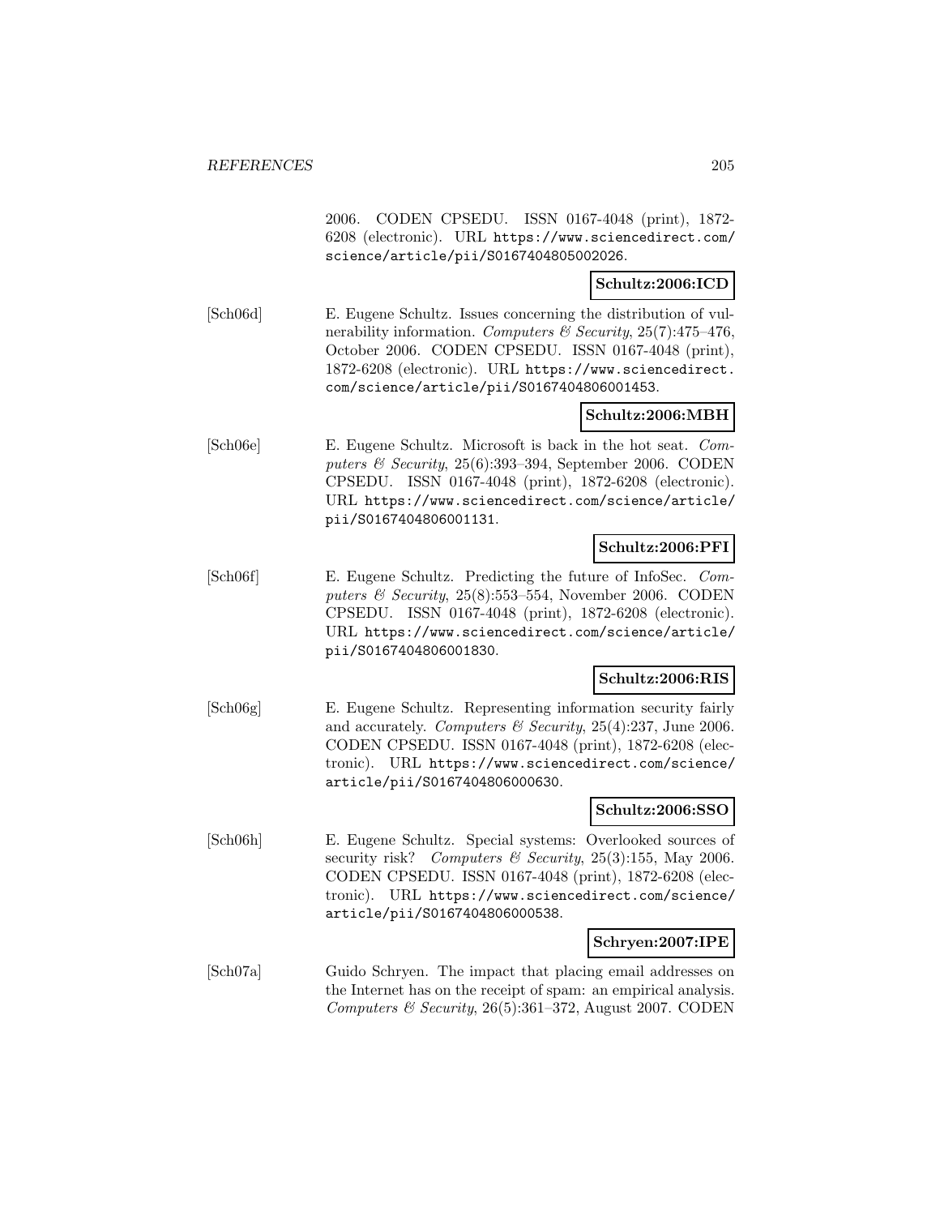2006. CODEN CPSEDU. ISSN 0167-4048 (print), 1872-6208 (electronic). URL https://www.sciencedirect.com/science/article/pii/S0167404805002026.

**Schultz:2006:ICD**

[Sch06d] E. Eugene Schultz. Issues concerning the distribution of vulnerability information. *Computers & Security*, 25(7):475–476, October 2006. CODEN CPSEDU. ISSN 0167-4048 (print), 1872-6208 (electronic). URL https://www.sciencedirect.com/science/article/pii/S0167404806001453.

**Schultz:2006:MBH**

[Sch06e] E. Eugene Schultz. Microsoft is back in the hot seat. *Computers & Security*, 25(6):393–394, September 2006. CODEN CPSEDU. ISSN 0167-4048 (print), 1872-6208 (electronic). URL https://www.sciencedirect.com/science/article/pii/S0167404806001131.

**Schultz:2006:PFI**

[Sch06f] E. Eugene Schultz. Predicting the future of InfoSec. *Computers & Security*, 25(8):553–554, November 2006. CODEN CPSEDU. ISSN 0167-4048 (print), 1872-6208 (electronic). URL https://www.sciencedirect.com/science/article/pii/S0167404806001830.

**Schultz:2006:RIS**

[Sch06g] E. Eugene Schultz. Representing information security fairly and accurately. *Computers & Security*, 25(4):237, June 2006. CODEN CPSEDU. ISSN 0167-4048 (print), 1872-6208 (electronic). URL https://www.sciencedirect.com/science/article/pii/S0167404806000630.

**Schultz:2006:SSO**

[Sch06h] E. Eugene Schultz. Special systems: Overlooked sources of security risk? *Computers & Security*, 25(3):155, May 2006. CODEN CPSEDU. ISSN 0167-4048 (print), 1872-6208 (electronic). URL https://www.sciencedirect.com/science/article/pii/S0167404806000538.

**Schryen:2007:IPE**

[Sch07a] Guido Schryen. The impact that placing email addresses on the Internet has on the receipt of spam: an empirical analysis. *Computers & Security*, 26(5):361–372, August 2007. CODEN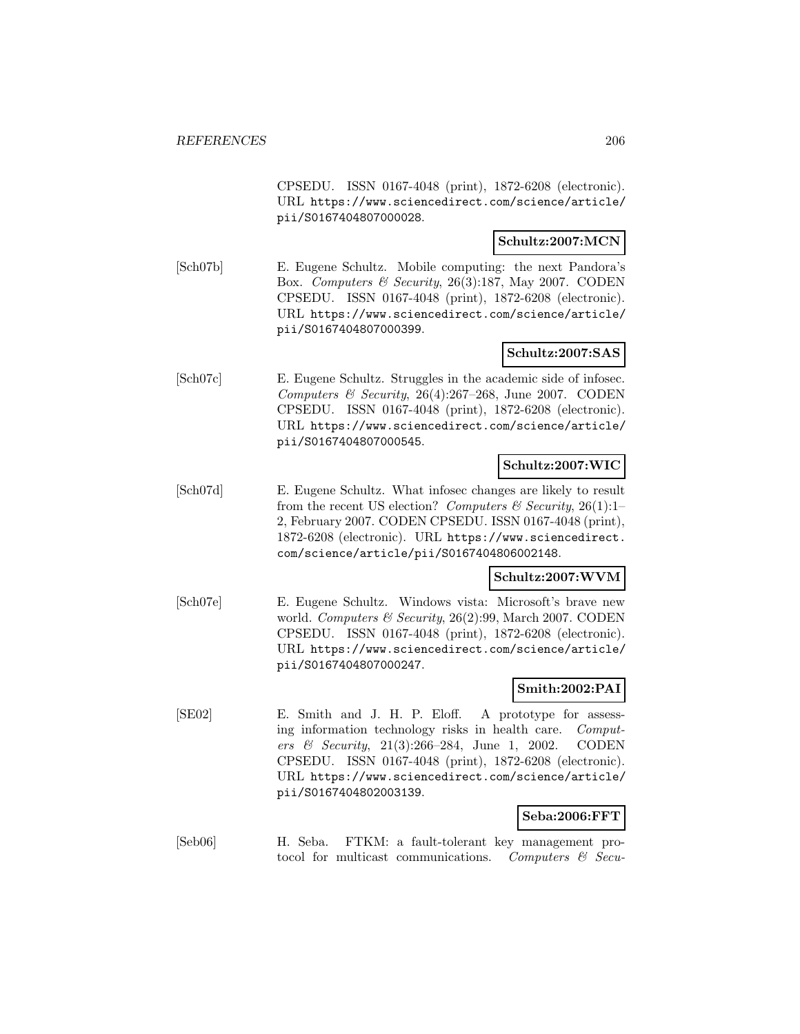CPSEDU. ISSN 0167-4048 (print), 1872-6208 (electronic). URL https://www.sciencedirect.com/science/article/pii/S0167404807000028.

**Schultz:2007:MCN**

[Sch07b] E. Eugene Schultz. Mobile computing: the next Pandora's Box. *Computers & Security*, 26(3):187, May 2007. CODEN CPSEDU. ISSN 0167-4048 (print), 1872-6208 (electronic). URL https://www.sciencedirect.com/science/article/pii/S0167404807000399.

**Schultz:2007:SAS**

[Sch07c] E. Eugene Schultz. Struggles in the academic side of infosec. *Computers & Security*, 26(4):267–268, June 2007. CODEN CPSEDU. ISSN 0167-4048 (print), 1872-6208 (electronic). URL https://www.sciencedirect.com/science/article/pii/S0167404807000545.

**Schultz:2007:WIC**

[Sch07d] E. Eugene Schultz. What infosec changes are likely to result from the recent US election? *Computers & Security*, 26(1):1–2, February 2007. CODEN CPSEDU. ISSN 0167-4048 (print), 1872-6208 (electronic). URL https://www.sciencedirect.com/science/article/pii/S0167404806002148.

**Schultz:2007:WVM**

[Sch07e] E. Eugene Schultz. Windows vista: Microsoft's brave new world. *Computers & Security*, 26(2):99, March 2007. CODEN CPSEDU. ISSN 0167-4048 (print), 1872-6208 (electronic). URL https://www.sciencedirect.com/science/article/pii/S0167404807000247.

**Smith:2002:PAI**

[SE02] E. Smith and J. H. P. Eloff. A prototype for assessing information technology risks in health care. *Computers & Security*, 21(3):266–284, June 1, 2002. CODEN CPSEDU. ISSN 0167-4048 (print), 1872-6208 (electronic). URL https://www.sciencedirect.com/science/article/pii/S0167404802003139.

**Seba:2006:FFT**

[Seb06] H. Seba. FTKM: a fault-tolerant key management protocol for multicast communications. *Computers & Secu-*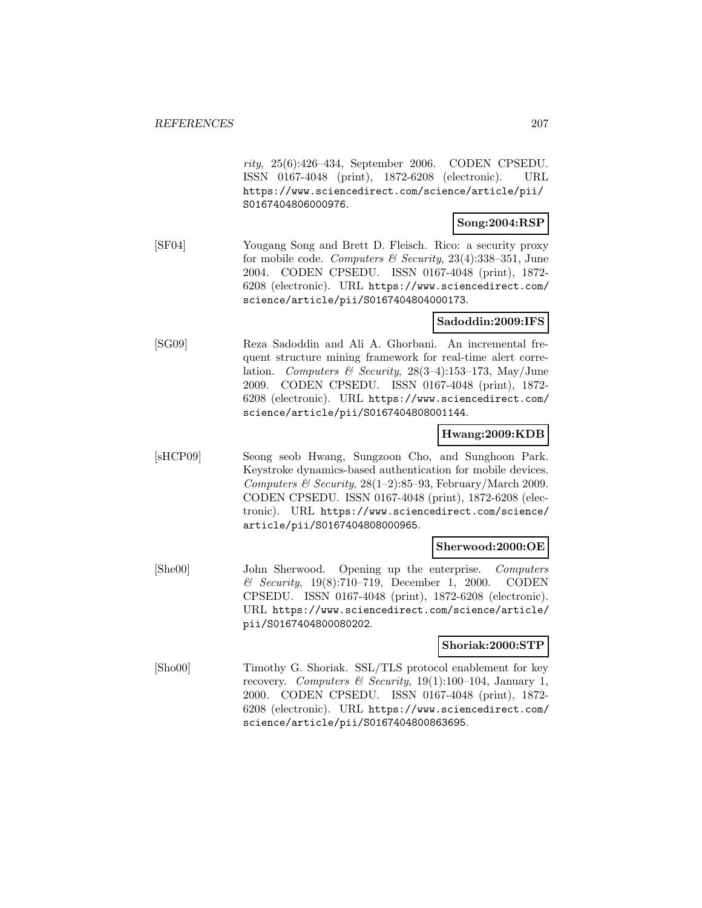*rity*, 25(6):426–434, September 2006. CODEN CPSEDU. ISSN 0167-4048 (print), 1872-6208 (electronic). URL https://www.sciencedirect.com/science/article/pii/S0167404806000976.

**Song:2004:RSP**

[SF04] Yougang Song and Brett D. Fleisch. Rico: a security proxy for mobile code. *Computers & Security*, 23(4):338–351, June 2004. CODEN CPSEDU. ISSN 0167-4048 (print), 1872-6208 (electronic). URL https://www.sciencedirect.com/science/article/pii/S0167404804000173.

**Sadoddin:2009:IFS**

[SG09] Reza Sadoddin and Ali A. Ghorbani. An incremental frequent structure mining framework for real-time alert correlation. *Computers & Security*, 28(3–4):153–173, May/June 2009. CODEN CPSEDU. ISSN 0167-4048 (print), 1872-6208 (electronic). URL https://www.sciencedirect.com/science/article/pii/S0167404808001144.

**Hwang:2009:KDB**

[sHCP09] Seong seob Hwang, Sungzoon Cho, and Sunghoon Park. Keystroke dynamics-based authentication for mobile devices. *Computers & Security*, 28(1–2):85–93, February/March 2009. CODEN CPSEDU. ISSN 0167-4048 (print), 1872-6208 (electronic). URL https://www.sciencedirect.com/science/article/pii/S0167404808000965.

**Sherwood:2000:OE**

[She00] John Sherwood. Opening up the enterprise. *Computers & Security*, 19(8):710–719, December 1, 2000. CODEN CPSEDU. ISSN 0167-4048 (print), 1872-6208 (electronic). URL https://www.sciencedirect.com/science/article/pii/S0167404800080202.

**Shoriak:2000:STP**

[Sho00] Timothy G. Shoriak. SSL/TLS protocol enablement for key recovery. *Computers & Security*, 19(1):100–104, January 1, 2000. CODEN CPSEDU. ISSN 0167-4048 (print), 1872-6208 (electronic). URL https://www.sciencedirect.com/science/article/pii/S0167404800863695.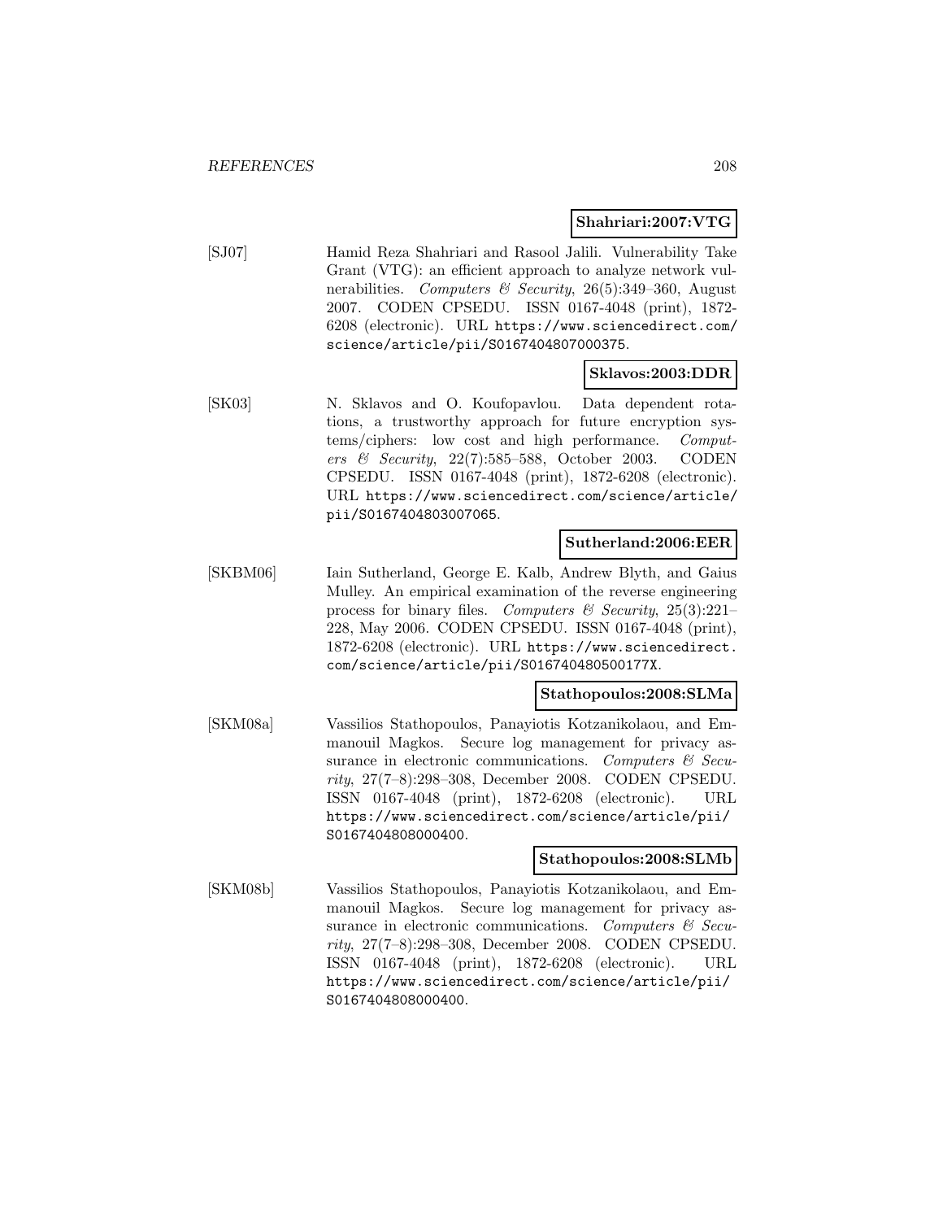**Shahriari:2007:VTG**

[SJ07] Hamid Reza Shahriari and Rasool Jalili. Vulnerability Take Grant (VTG): an efficient approach to analyze network vulnerabilities. *Computers & Security*, 26(5):349–360, August 2007. CODEN CPSEDU. ISSN 0167-4048 (print), 1872-6208 (electronic). URL https://www.sciencedirect.com/science/article/pii/S0167404807000375.

**Sklavos:2003:DDR**

[SK03] N. Sklavos and O. Koufopavlou. Data dependent rotations, a trustworthy approach for future encryption systems/ciphers: low cost and high performance. *Computers & Security*, 22(7):585–588, October 2003. CODEN CPSEDU. ISSN 0167-4048 (print), 1872-6208 (electronic). URL https://www.sciencedirect.com/science/article/pii/S0167404803007065.

**Sutherland:2006:EER**

[SKBM06] Iain Sutherland, George E. Kalb, Andrew Blyth, and Gaius Mulley. An empirical examination of the reverse engineering process for binary files. *Computers & Security*, 25(3):221–228, May 2006. CODEN CPSEDU. ISSN 0167-4048 (print), 1872-6208 (electronic). URL https://www.sciencedirect.com/science/article/pii/S016740480500177X.

**Stathopoulos:2008:SLMa**

[SKM08a] Vassilios Stathopoulos, Panayiotis Kotzanikolaou, and Emmanouil Magkos. Secure log management for privacy assurance in electronic communications. *Computers & Security*, 27(7–8):298–308, December 2008. CODEN CPSEDU. ISSN 0167-4048 (print), 1872-6208 (electronic). URL https://www.sciencedirect.com/science/article/pii/S0167404808000400.

**Stathopoulos:2008:SLMb**

[SKM08b] Vassilios Stathopoulos, Panayiotis Kotzanikolaou, and Emmanouil Magkos. Secure log management for privacy assurance in electronic communications. *Computers & Security*, 27(7–8):298–308, December 2008. CODEN CPSEDU. ISSN 0167-4048 (print), 1872-6208 (electronic). URL https://www.sciencedirect.com/science/article/pii/S0167404808000400.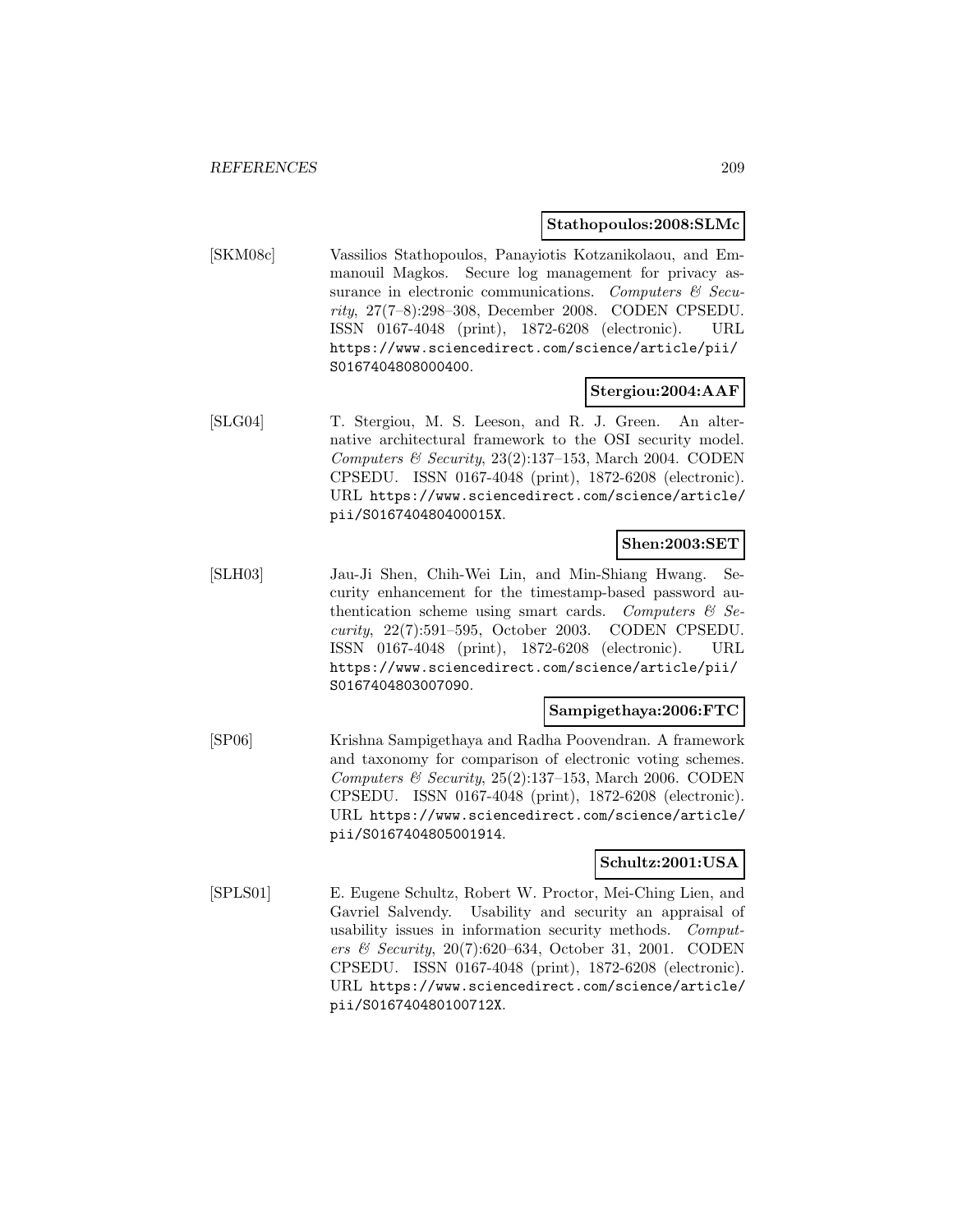**Stathopoulos:2008:SLMc**

[SKM08c] Vassilios Stathopoulos, Panayiotis Kotzanikolaou, and Emmanouil Magkos. Secure log management for privacy assurance in electronic communications. *Computers & Security*, 27(7–8):298–308, December 2008. CODEN CPSEDU. ISSN 0167-4048 (print), 1872-6208 (electronic). URL https://www.sciencedirect.com/science/article/pii/S0167404808000400.

**Stergiou:2004:AAF**

[SLG04] T. Stergiou, M. S. Leeson, and R. J. Green. An alternative architectural framework to the OSI security model. *Computers & Security*, 23(2):137–153, March 2004. CODEN CPSEDU. ISSN 0167-4048 (print), 1872-6208 (electronic). URL https://www.sciencedirect.com/science/article/pii/S016740480400015X.

**Shen:2003:SET**

[SLH03] Jau-Ji Shen, Chih-Wei Lin, and Min-Shiang Hwang. Security enhancement for the timestamp-based password authentication scheme using smart cards. *Computers & Security*, 22(7):591–595, October 2003. CODEN CPSEDU. ISSN 0167-4048 (print), 1872-6208 (electronic). URL https://www.sciencedirect.com/science/article/pii/S0167404803007090.

**Sampigethaya:2006:FTC**

[SP06] Krishna Sampigethaya and Radha Poovendran. A framework and taxonomy for comparison of electronic voting schemes. *Computers & Security*, 25(2):137–153, March 2006. CODEN CPSEDU. ISSN 0167-4048 (print), 1872-6208 (electronic). URL https://www.sciencedirect.com/science/article/pii/S0167404805001914.

**Schultz:2001:USA**

[SPLS01] E. Eugene Schultz, Robert W. Proctor, Mei-Ching Lien, and Gavriel Salvendy. Usability and security an appraisal of usability issues in information security methods. *Computers & Security*, 20(7):620–634, October 31, 2001. CODEN CPSEDU. ISSN 0167-4048 (print), 1872-6208 (electronic). URL https://www.sciencedirect.com/science/article/pii/S016740480100712X.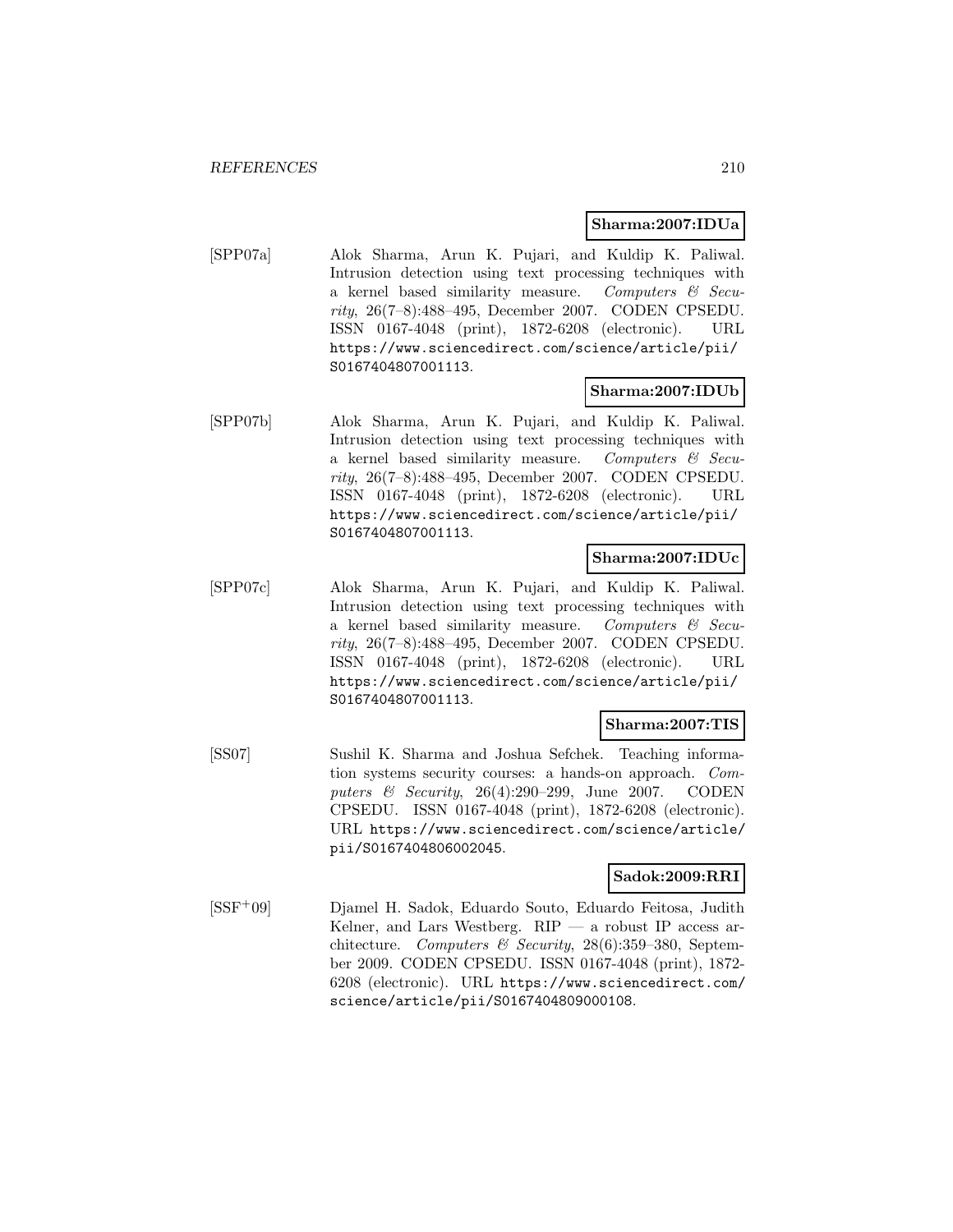**Sharma:2007:IDUa**

[SPP07a] Alok Sharma, Arun K. Pujari, and Kuldip K. Paliwal. Intrusion detection using text processing techniques with a kernel based similarity measure. *Computers & Security*, 26(7–8):488–495, December 2007. CODEN CPSEDU. ISSN 0167-4048 (print), 1872-6208 (electronic). URL https://www.sciencedirect.com/science/article/pii/S0167404807001113.

**Sharma:2007:IDUb**

[SPP07b] Alok Sharma, Arun K. Pujari, and Kuldip K. Paliwal. Intrusion detection using text processing techniques with a kernel based similarity measure. *Computers & Security*, 26(7–8):488–495, December 2007. CODEN CPSEDU. ISSN 0167-4048 (print), 1872-6208 (electronic). URL https://www.sciencedirect.com/science/article/pii/S0167404807001113.

**Sharma:2007:IDUc**

[SPP07c] Alok Sharma, Arun K. Pujari, and Kuldip K. Paliwal. Intrusion detection using text processing techniques with a kernel based similarity measure. *Computers & Security*, 26(7–8):488–495, December 2007. CODEN CPSEDU. ISSN 0167-4048 (print), 1872-6208 (electronic). URL https://www.sciencedirect.com/science/article/pii/S0167404807001113.

**Sharma:2007:TIS**

[SS07] Sushil K. Sharma and Joshua Sefchek. Teaching information systems security courses: a hands-on approach. *Computers & Security*, 26(4):290–299, June 2007. CODEN CPSEDU. ISSN 0167-4048 (print), 1872-6208 (electronic). URL https://www.sciencedirect.com/science/article/pii/S0167404806002045.

**Sadok:2009:RRI**

[SSF+09] Djamel H. Sadok, Eduardo Souto, Eduardo Feitosa, Judith Kelner, and Lars Westberg. RIP — a robust IP access architecture. *Computers & Security*, 28(6):359–380, September 2009. CODEN CPSEDU. ISSN 0167-4048 (print), 1872-6208 (electronic). URL https://www.sciencedirect.com/science/article/pii/S0167404809000108.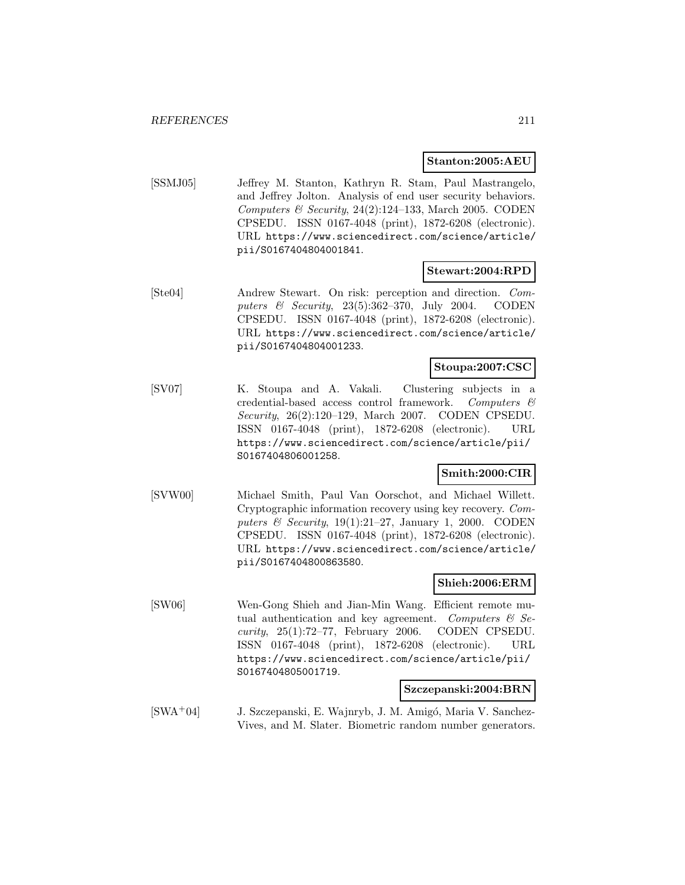**Stanton:2005:AEU**

[SSMJ05] Jeffrey M. Stanton, Kathryn R. Stam, Paul Mastrangelo, and Jeffrey Jolton. Analysis of end user security behaviors. *Computers & Security*, 24(2):124–133, March 2005. CODEN CPSEDU. ISSN 0167-4048 (print), 1872-6208 (electronic). URL https://www.sciencedirect.com/science/article/pii/S0167404804001841.

**Stewart:2004:RPD**

[Ste04] Andrew Stewart. On risk: perception and direction. *Computers & Security*, 23(5):362–370, July 2004. CODEN CPSEDU. ISSN 0167-4048 (print), 1872-6208 (electronic). URL https://www.sciencedirect.com/science/article/pii/S0167404804001233.

**Stoupa:2007:CSC**

[SV07] K. Stoupa and A. Vakali. Clustering subjects in a credential-based access control framework. *Computers & Security*, 26(2):120–129, March 2007. CODEN CPSEDU. ISSN 0167-4048 (print), 1872-6208 (electronic). URL https://www.sciencedirect.com/science/article/pii/S0167404806001258.

**Smith:2000:CIR**

[SVW00] Michael Smith, Paul Van Oorschot, and Michael Willett. Cryptographic information recovery using key recovery. *Computers & Security*, 19(1):21–27, January 1, 2000. CODEN CPSEDU. ISSN 0167-4048 (print), 1872-6208 (electronic). URL https://www.sciencedirect.com/science/article/pii/S0167404800863580.

**Shieh:2006:ERM**

[SW06] Wen-Gong Shieh and Jian-Min Wang. Efficient remote mutual authentication and key agreement. *Computers & Security*, 25(1):72–77, February 2006. CODEN CPSEDU. ISSN 0167-4048 (print), 1872-6208 (electronic). URL https://www.sciencedirect.com/science/article/pii/S0167404805001719.

**Szczepanski:2004:BRN**

[SWA+04] J. Szczepanski, E. Wajnryb, J. M. Amigó, Maria V. Sanchez-Vives, and M. Slater. Biometric random number generators.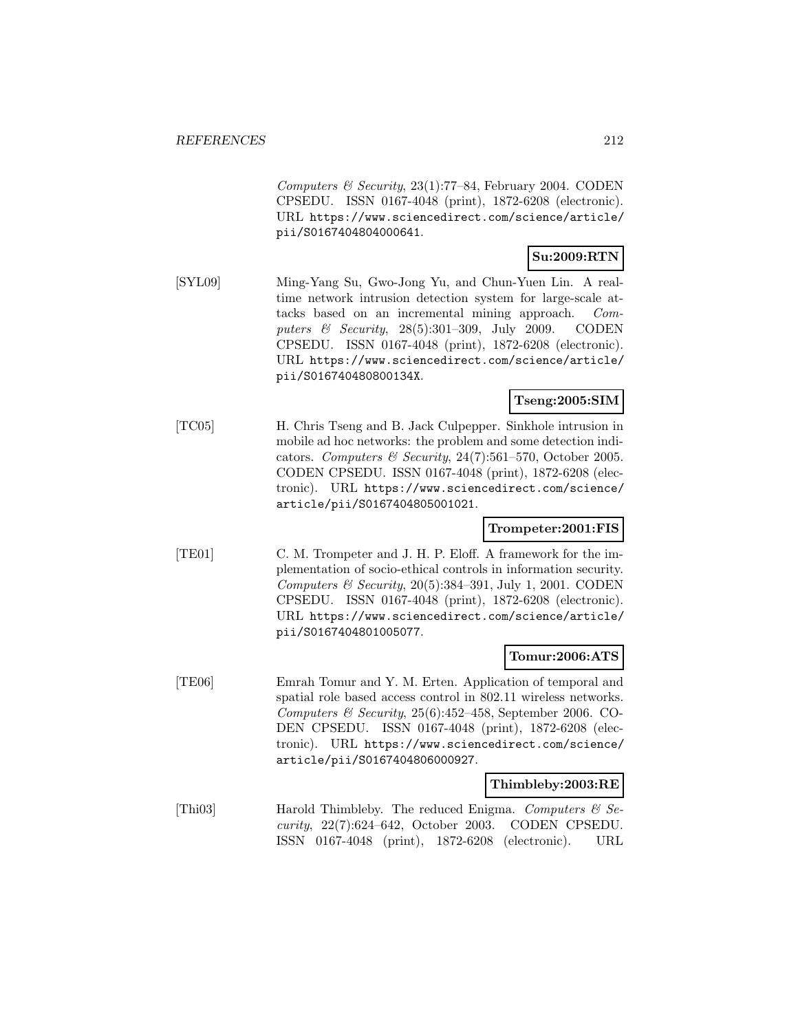*Computers & Security*, 23(1):77–84, February 2004. CODEN CPSEDU. ISSN 0167-4048 (print), 1872-6208 (electronic). URL https://www.sciencedirect.com/science/article/pii/S0167404804000641.

**Su:2009:RTN**

[SYL09] Ming-Yang Su, Gwo-Jong Yu, and Chun-Yuen Lin. A real-time network intrusion detection system for large-scale attacks based on an incremental mining approach. *Computers & Security*, 28(5):301–309, July 2009. CODEN CPSEDU. ISSN 0167-4048 (print), 1872-6208 (electronic). URL https://www.sciencedirect.com/science/article/pii/S016740480800134X.

**Tseng:2005:SIM**

[TC05] H. Chris Tseng and B. Jack Culpepper. Sinkhole intrusion in mobile ad hoc networks: the problem and some detection indicators. *Computers & Security*, 24(7):561–570, October 2005. CODEN CPSEDU. ISSN 0167-4048 (print), 1872-6208 (electronic). URL https://www.sciencedirect.com/science/article/pii/S0167404805001021.

**Trompeter:2001:FIS**

[TE01] C. M. Trompeter and J. H. P. Eloff. A framework for the implementation of socio-ethical controls in information security. *Computers & Security*, 20(5):384–391, July 1, 2001. CODEN CPSEDU. ISSN 0167-4048 (print), 1872-6208 (electronic). URL https://www.sciencedirect.com/science/article/pii/S0167404801005077.

**Tomur:2006:ATS**

[TE06] Emrah Tomur and Y. M. Erten. Application of temporal and spatial role based access control in 802.11 wireless networks. *Computers & Security*, 25(6):452–458, September 2006. CODEN CPSEDU. ISSN 0167-4048 (print), 1872-6208 (electronic). URL https://www.sciencedirect.com/science/article/pii/S0167404806000927.

**Thimbleby:2003:RE**

[Thi03] Harold Thimbleby. The reduced Enigma. *Computers & Security*, 22(7):624–642, October 2003. CODEN CPSEDU. ISSN 0167-4048 (print), 1872-6208 (electronic). URL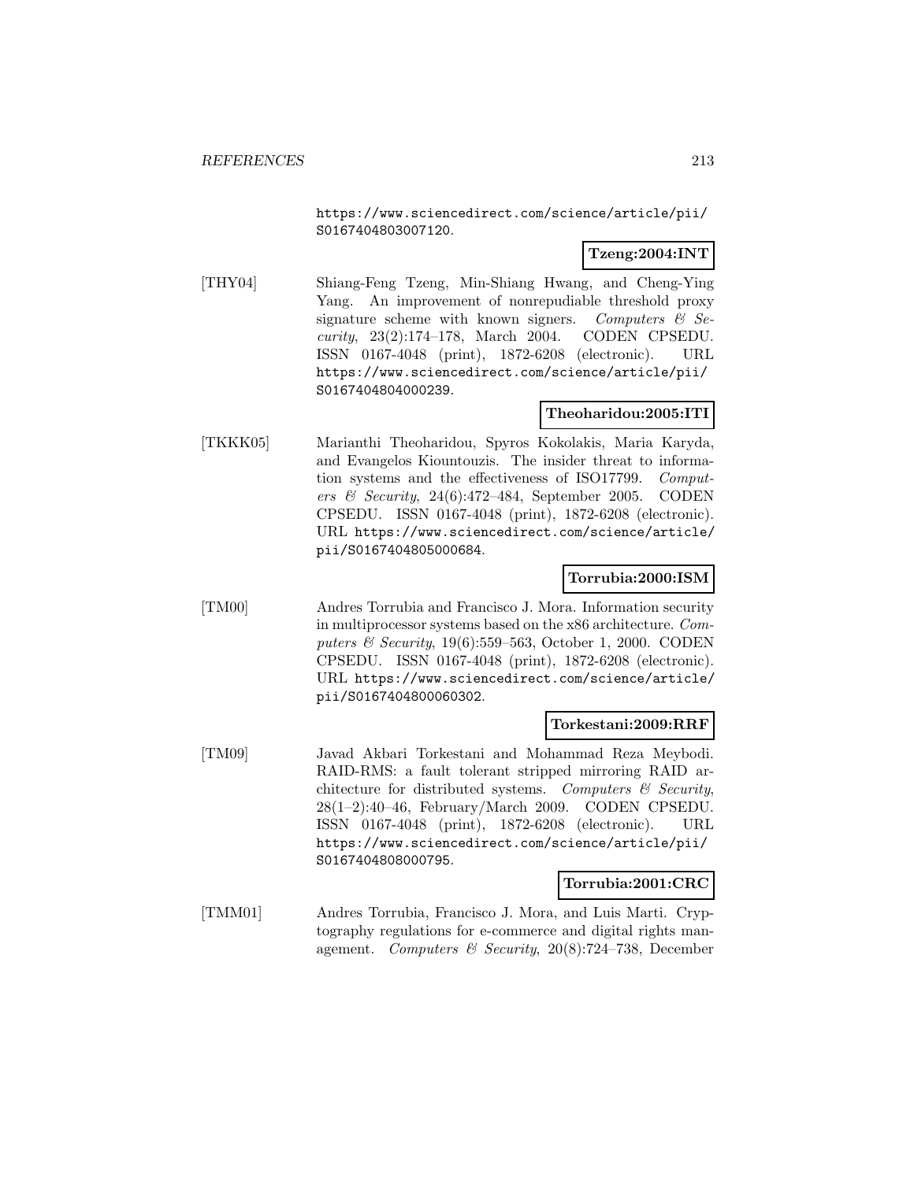https://www.sciencedirect.com/science/article/pii/S0167404803007120.

**Tzeng:2004:INT**

[THY04] Shiang-Feng Tzeng, Min-Shiang Hwang, and Cheng-Ying Yang. An improvement of nonrepudiable threshold proxy signature scheme with known signers. *Computers & Security*, 23(2):174–178, March 2004. CODEN CPSEDU. ISSN 0167-4048 (print), 1872-6208 (electronic). URL https://www.sciencedirect.com/science/article/pii/S0167404804000239.

**Theoharidou:2005:ITI**

[TKKK05] Marianthi Theoharidou, Spyros Kokolakis, Maria Karyda, and Evangelos Kiountouzis. The insider threat to information systems and the effectiveness of ISO17799. *Computers & Security*, 24(6):472–484, September 2005. CODEN CPSEDU. ISSN 0167-4048 (print), 1872-6208 (electronic). URL https://www.sciencedirect.com/science/article/pii/S0167404805000684.

**Torrubia:2000:ISM**

[TM00] Andres Torrubia and Francisco J. Mora. Information security in multiprocessor systems based on the x86 architecture. *Computers & Security*, 19(6):559–563, October 1, 2000. CODEN CPSEDU. ISSN 0167-4048 (print), 1872-6208 (electronic). URL https://www.sciencedirect.com/science/article/pii/S0167404800060302.

**Torkestani:2009:RRF**

[TM09] Javad Akbari Torkestani and Mohammad Reza Meybodi. RAID-RMS: a fault tolerant stripped mirroring RAID architecture for distributed systems. *Computers & Security*, 28(1–2):40–46, February/March 2009. CODEN CPSEDU. ISSN 0167-4048 (print), 1872-6208 (electronic). URL https://www.sciencedirect.com/science/article/pii/S0167404808000795.

**Torrubia:2001:CRC**

[TMM01] Andres Torrubia, Francisco J. Mora, and Luis Marti. Cryptography regulations for e-commerce and digital rights management. *Computers & Security*, 20(8):724–738, December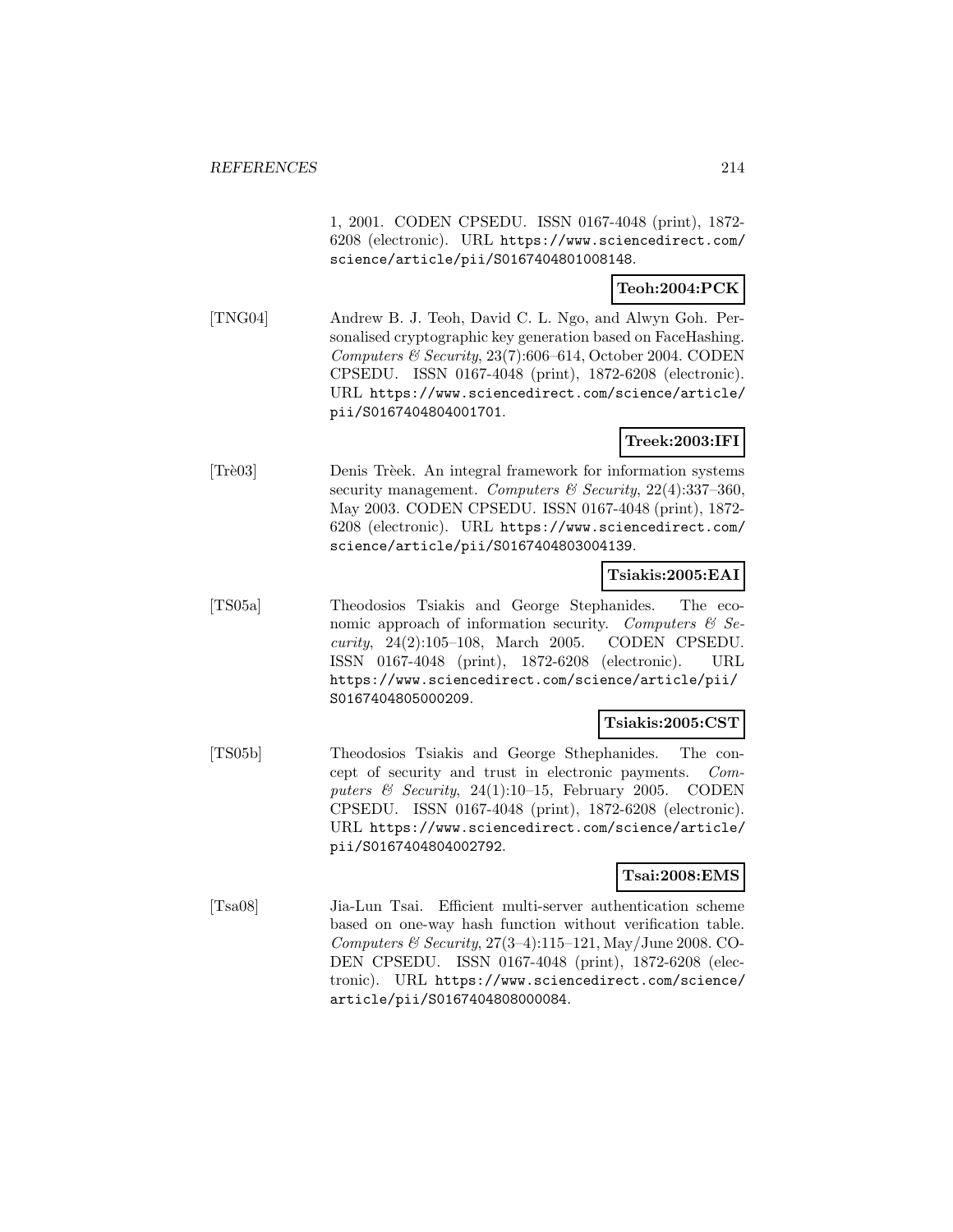1, 2001. CODEN CPSEDU. ISSN 0167-4048 (print), 1872-6208 (electronic). URL https://www.sciencedirect.com/science/article/pii/S0167404801008148.

**Teoh:2004:PCK**

[TNG04] Andrew B. J. Teoh, David C. L. Ngo, and Alwyn Goh. Personalised cryptographic key generation based on FaceHashing. *Computers & Security*, 23(7):606–614, October 2004. CODEN CPSEDU. ISSN 0167-4048 (print), 1872-6208 (electronic). URL https://www.sciencedirect.com/science/article/pii/S0167404804001701.

**Treek:2003:IFI**

[Trè03] Denis Trèek. An integral framework for information systems security management. *Computers & Security*, 22(4):337–360, May 2003. CODEN CPSEDU. ISSN 0167-4048 (print), 1872-6208 (electronic). URL https://www.sciencedirect.com/science/article/pii/S0167404803004139.

**Tsiakis:2005:EAI**

[TS05a] Theodosios Tsiakis and George Stephanides. The economic approach of information security. *Computers & Security*, 24(2):105–108, March 2005. CODEN CPSEDU. ISSN 0167-4048 (print), 1872-6208 (electronic). URL https://www.sciencedirect.com/science/article/pii/S0167404805000209.

**Tsiakis:2005:CST**

[TS05b] Theodosios Tsiakis and George Sthephanides. The concept of security and trust in electronic payments. *Computers & Security*, 24(1):10–15, February 2005. CODEN CPSEDU. ISSN 0167-4048 (print), 1872-6208 (electronic). URL https://www.sciencedirect.com/science/article/pii/S0167404804002792.

**Tsai:2008:EMS**

[Tsa08] Jia-Lun Tsai. Efficient multi-server authentication scheme based on one-way hash function without verification table. *Computers & Security*, 27(3–4):115–121, May/June 2008. CODEN CPSEDU. ISSN 0167-4048 (print), 1872-6208 (electronic). URL https://www.sciencedirect.com/science/article/pii/S0167404808000084.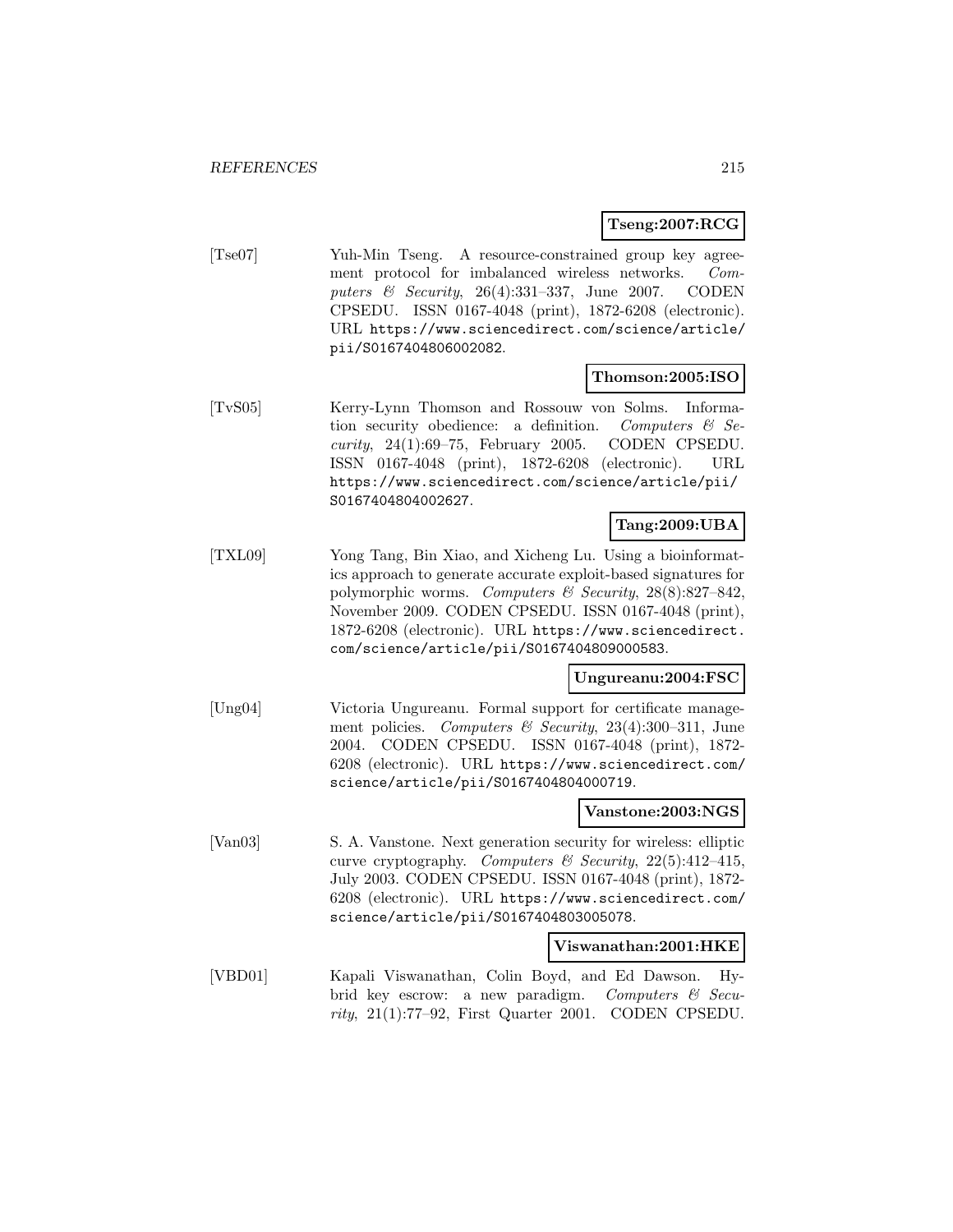**Tseng:2007:RCG**

[Tse07] Yuh-Min Tseng. A resource-constrained group key agreement protocol for imbalanced wireless networks. *Computers & Security*, 26(4):331–337, June 2007. CODEN CPSEDU. ISSN 0167-4048 (print), 1872-6208 (electronic). URL https://www.sciencedirect.com/science/article/pii/S0167404806002082.

**Thomson:2005:ISO**

[TvS05] Kerry-Lynn Thomson and Rossouw von Solms. Information security obedience: a definition. *Computers & Security*, 24(1):69–75, February 2005. CODEN CPSEDU. ISSN 0167-4048 (print), 1872-6208 (electronic). URL https://www.sciencedirect.com/science/article/pii/S0167404804002627.

**Tang:2009:UBA**

[TXL09] Yong Tang, Bin Xiao, and Xicheng Lu. Using a bioinformatics approach to generate accurate exploit-based signatures for polymorphic worms. *Computers & Security*, 28(8):827–842, November 2009. CODEN CPSEDU. ISSN 0167-4048 (print), 1872-6208 (electronic). URL https://www.sciencedirect.com/science/article/pii/S0167404809000583.

**Ungureanu:2004:FSC**

[Ung04] Victoria Ungureanu. Formal support for certificate management policies. *Computers & Security*, 23(4):300–311, June 2004. CODEN CPSEDU. ISSN 0167-4048 (print), 1872-6208 (electronic). URL https://www.sciencedirect.com/science/article/pii/S0167404804000719.

**Vanstone:2003:NGS**

[Van03] S. A. Vanstone. Next generation security for wireless: elliptic curve cryptography. *Computers & Security*, 22(5):412–415, July 2003. CODEN CPSEDU. ISSN 0167-4048 (print), 1872-6208 (electronic). URL https://www.sciencedirect.com/science/article/pii/S0167404803005078.

**Viswanathan:2001:HKE**

[VBD01] Kapali Viswanathan, Colin Boyd, and Ed Dawson. Hybrid key escrow: a new paradigm. *Computers & Security*, 21(1):77–92, First Quarter 2001. CODEN CPSEDU.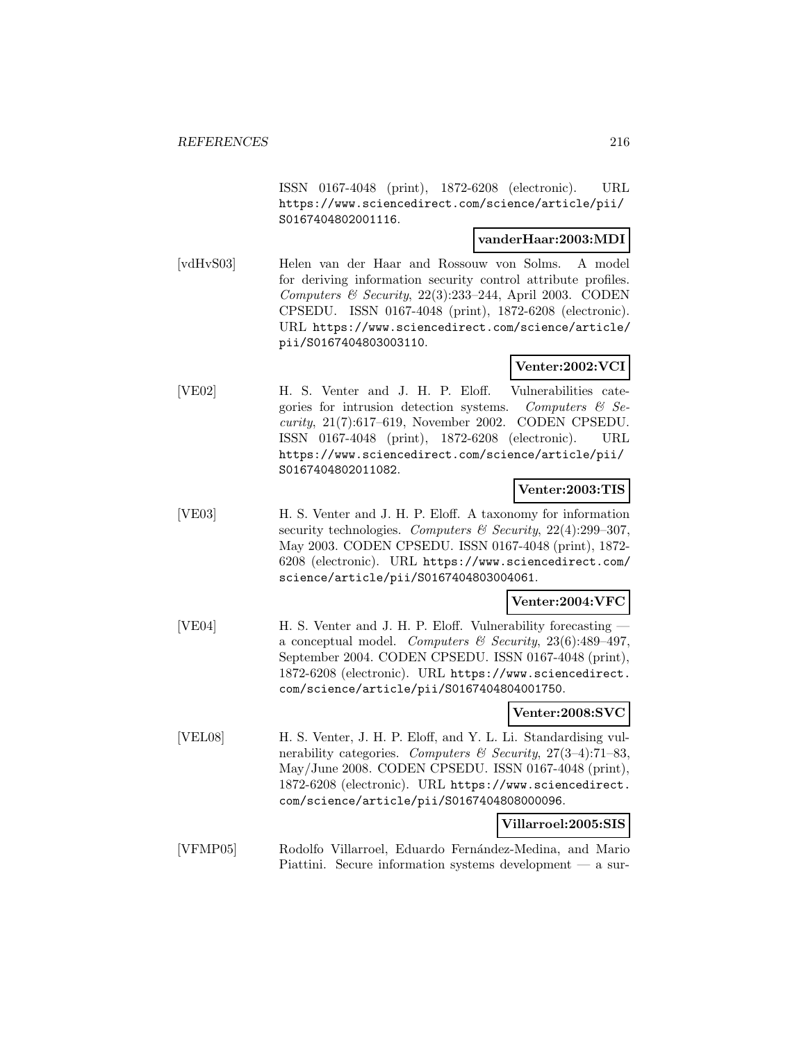ISSN 0167-4048 (print), 1872-6208 (electronic). URL https://www.sciencedirect.com/science/article/pii/S0167404802001116.

**vanderHaar:2003:MDI**

[vdHvS03] Helen van der Haar and Rossouw von Solms. A model for deriving information security control attribute profiles. *Computers & Security*, 22(3):233–244, April 2003. CODEN CPSEDU. ISSN 0167-4048 (print), 1872-6208 (electronic). URL https://www.sciencedirect.com/science/article/pii/S0167404803003110.

**Venter:2002:VCI**

[VE02] H. S. Venter and J. H. P. Eloff. Vulnerabilities categories for intrusion detection systems. *Computers & Security*, 21(7):617–619, November 2002. CODEN CPSEDU. ISSN 0167-4048 (print), 1872-6208 (electronic). URL https://www.sciencedirect.com/science/article/pii/S0167404802011082.

**Venter:2003:TIS**

[VE03] H. S. Venter and J. H. P. Eloff. A taxonomy for information security technologies. *Computers & Security*, 22(4):299–307, May 2003. CODEN CPSEDU. ISSN 0167-4048 (print), 1872-6208 (electronic). URL https://www.sciencedirect.com/science/article/pii/S0167404803004061.

**Venter:2004:VFC**

[VE04] H. S. Venter and J. H. P. Eloff. Vulnerability forecasting — a conceptual model. *Computers & Security*, 23(6):489–497, September 2004. CODEN CPSEDU. ISSN 0167-4048 (print), 1872-6208 (electronic). URL https://www.sciencedirect.com/science/article/pii/S0167404804001750.

**Venter:2008:SVC**

[VEL08] H. S. Venter, J. H. P. Eloff, and Y. L. Li. Standardising vulnerability categories. *Computers & Security*, 27(3–4):71–83, May/June 2008. CODEN CPSEDU. ISSN 0167-4048 (print), 1872-6208 (electronic). URL https://www.sciencedirect.com/science/article/pii/S0167404808000096.

**Villarroel:2005:SIS**

[VFMP05] Rodolfo Villarroel, Eduardo Fernández-Medina, and Mario Piattini. Secure information systems development — a sur-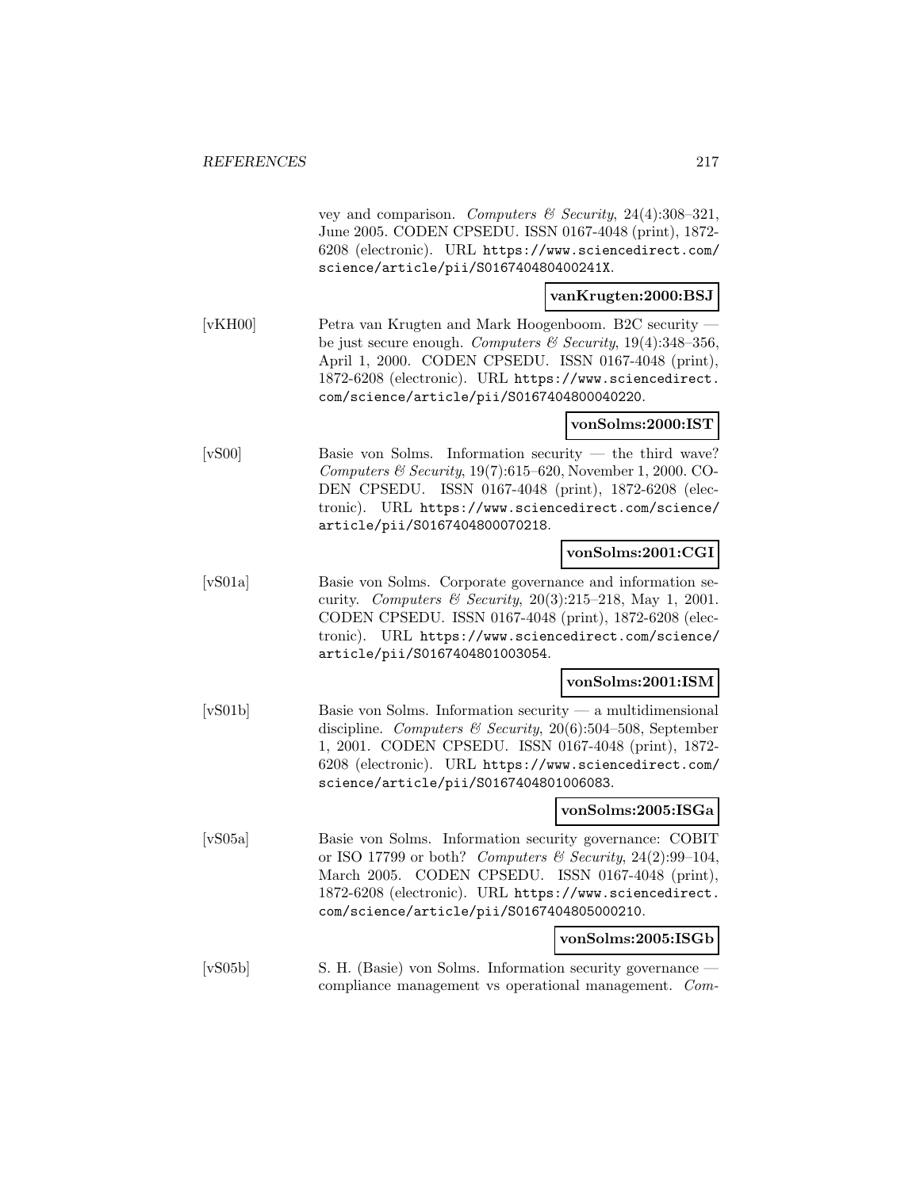vey and comparison. *Computers & Security*, 24(4):308–321, June 2005. CODEN CPSEDU. ISSN 0167-4048 (print), 1872-6208 (electronic). URL https://www.sciencedirect.com/science/article/pii/S016740480400241X.

**vanKrugten:2000:BSJ**

[vKH00] Petra van Krugten and Mark Hoogenboom. B2C security — be just secure enough. *Computers & Security*, 19(4):348–356, April 1, 2000. CODEN CPSEDU. ISSN 0167-4048 (print), 1872-6208 (electronic). URL https://www.sciencedirect.com/science/article/pii/S0167404800040220.

**vonSolms:2000:IST**

[vS00] Basie von Solms. Information security — the third wave? *Computers & Security*, 19(7):615–620, November 1, 2000. CODEN CPSEDU. ISSN 0167-4048 (print), 1872-6208 (electronic). URL https://www.sciencedirect.com/science/article/pii/S0167404800070218.

**vonSolms:2001:CGI**

[vS01a] Basie von Solms. Corporate governance and information security. *Computers & Security*, 20(3):215–218, May 1, 2001. CODEN CPSEDU. ISSN 0167-4048 (print), 1872-6208 (electronic). URL https://www.sciencedirect.com/science/article/pii/S0167404801003054.

**vonSolms:2001:ISM**

[vS01b] Basie von Solms. Information security — a multidimensional discipline. *Computers & Security*, 20(6):504–508, September 1, 2001. CODEN CPSEDU. ISSN 0167-4048 (print), 1872-6208 (electronic). URL https://www.sciencedirect.com/science/article/pii/S0167404801006083.

**vonSolms:2005:ISGa**

[vS05a] Basie von Solms. Information security governance: COBIT or ISO 17799 or both? *Computers & Security*, 24(2):99–104, March 2005. CODEN CPSEDU. ISSN 0167-4048 (print), 1872-6208 (electronic). URL https://www.sciencedirect.com/science/article/pii/S0167404805000210.

**vonSolms:2005:ISGb**

[vS05b] S. H. (Basie) von Solms. Information security governance — compliance management vs operational management. *Com-*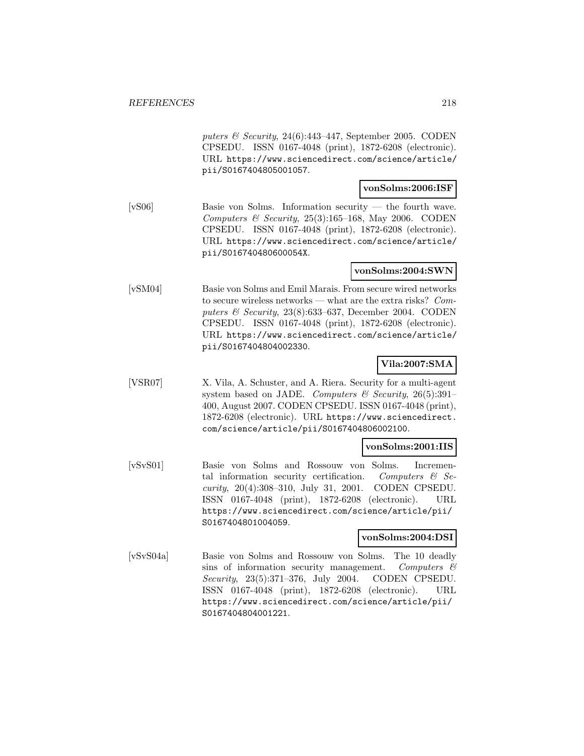*puters & Security*, 24(6):443–447, September 2005. CODEN CPSEDU. ISSN 0167-4048 (print), 1872-6208 (electronic). URL https://www.sciencedirect.com/science/article/pii/S0167404805001057.

**vonSolms:2006:ISF**

[vS06] Basie von Solms. Information security — the fourth wave. *Computers & Security*, 25(3):165–168, May 2006. CODEN CPSEDU. ISSN 0167-4048 (print), 1872-6208 (electronic). URL https://www.sciencedirect.com/science/article/pii/S016740480600054X.

**vonSolms:2004:SWN**

[vSM04] Basie von Solms and Emil Marais. From secure wired networks to secure wireless networks — what are the extra risks? *Computers & Security*, 23(8):633–637, December 2004. CODEN CPSEDU. ISSN 0167-4048 (print), 1872-6208 (electronic). URL https://www.sciencedirect.com/science/article/pii/S0167404804002330.

**Vila:2007:SMA**

[VSR07] X. Vila, A. Schuster, and A. Riera. Security for a multi-agent system based on JADE. *Computers & Security*, 26(5):391–400, August 2007. CODEN CPSEDU. ISSN 0167-4048 (print), 1872-6208 (electronic). URL https://www.sciencedirect.com/science/article/pii/S0167404806002100.

**vonSolms:2001:IIS**

[vSvS01] Basie von Solms and Rossouw von Solms. Incremental information security certification. *Computers & Security*, 20(4):308–310, July 31, 2001. CODEN CPSEDU. ISSN 0167-4048 (print), 1872-6208 (electronic). URL https://www.sciencedirect.com/science/article/pii/S0167404801004059.

**vonSolms:2004:DSI**

[vSvS04a] Basie von Solms and Rossouw von Solms. The 10 deadly sins of information security management. *Computers & Security*, 23(5):371–376, July 2004. CODEN CPSEDU. ISSN 0167-4048 (print), 1872-6208 (electronic). URL https://www.sciencedirect.com/science/article/pii/S0167404804001221.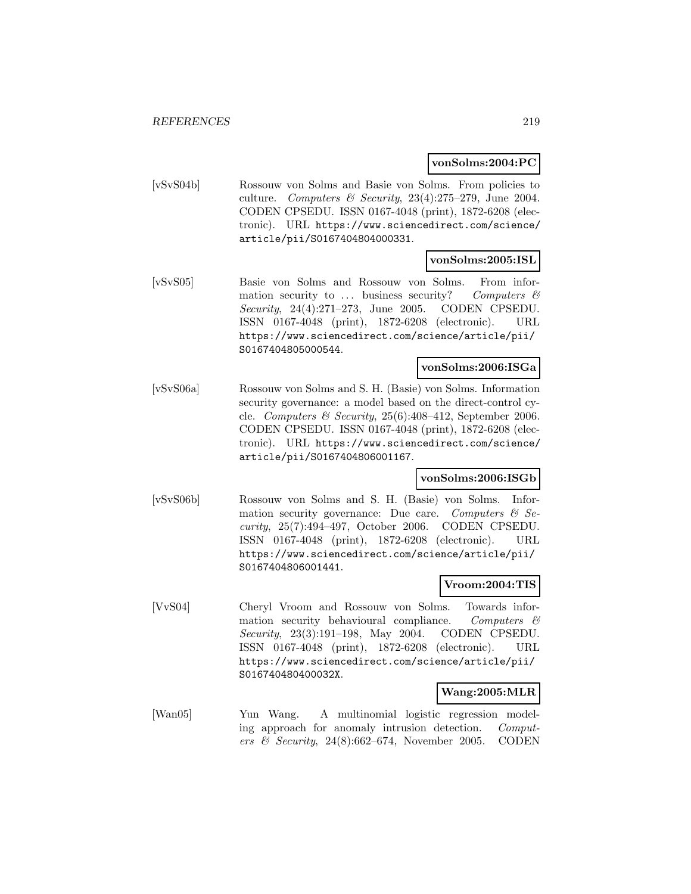**vonSolms:2004:PC**

[vSvS04b] Rossouw von Solms and Basie von Solms. From policies to culture. *Computers & Security*, 23(4):275–279, June 2004. CODEN CPSEDU. ISSN 0167-4048 (print), 1872-6208 (electronic). URL https://www.sciencedirect.com/science/article/pii/S0167404804000331.

**vonSolms:2005:ISL**

[vSvS05] Basie von Solms and Rossouw von Solms. From information security to ... business security? *Computers & Security*, 24(4):271–273, June 2005. CODEN CPSEDU. ISSN 0167-4048 (print), 1872-6208 (electronic). URL https://www.sciencedirect.com/science/article/pii/S0167404805000544.

**vonSolms:2006:ISGa**

[vSvS06a] Rossouw von Solms and S. H. (Basie) von Solms. Information security governance: a model based on the direct-control cycle. *Computers & Security*, 25(6):408–412, September 2006. CODEN CPSEDU. ISSN 0167-4048 (print), 1872-6208 (electronic). URL https://www.sciencedirect.com/science/article/pii/S0167404806001167.

**vonSolms:2006:ISGb**

[vSvS06b] Rossouw von Solms and S. H. (Basie) von Solms. Information security governance: Due care. *Computers & Security*, 25(7):494–497, October 2006. CODEN CPSEDU. ISSN 0167-4048 (print), 1872-6208 (electronic). URL https://www.sciencedirect.com/science/article/pii/S0167404806001441.

**Vroom:2004:TIS**

[VvS04] Cheryl Vroom and Rossouw von Solms. Towards information security behavioural compliance. *Computers & Security*, 23(3):191–198, May 2004. CODEN CPSEDU. ISSN 0167-4048 (print), 1872-6208 (electronic). URL https://www.sciencedirect.com/science/article/pii/S016740480400032X.

**Wang:2005:MLR**

[Wan05] Yun Wang. A multinomial logistic regression modeling approach for anomaly intrusion detection. *Computers & Security*, 24(8):662–674, November 2005. CODEN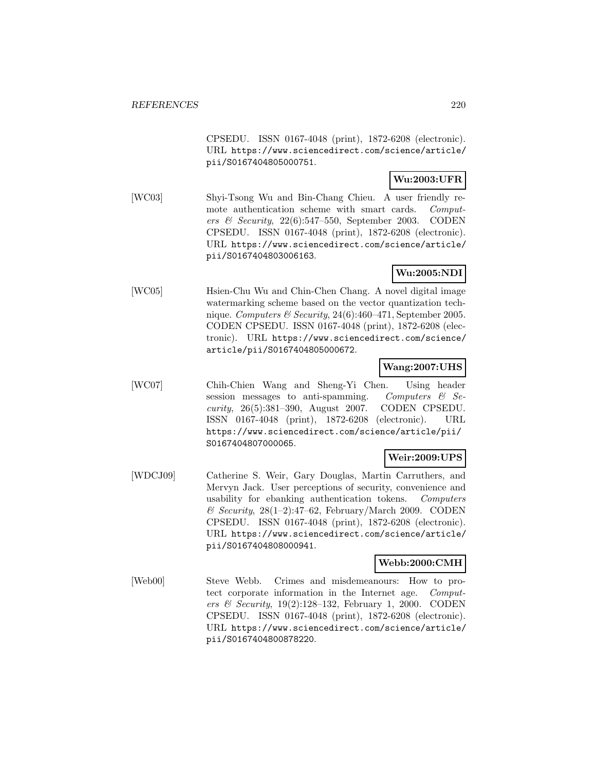CPSEDU. ISSN 0167-4048 (print), 1872-6208 (electronic). URL https://www.sciencedirect.com/science/article/pii/S0167404805000751.

**Wu:2003:UFR**

[WC03] Shyi-Tsong Wu and Bin-Chang Chieu. A user friendly remote authentication scheme with smart cards. *Computers & Security*, 22(6):547–550, September 2003. CODEN CPSEDU. ISSN 0167-4048 (print), 1872-6208 (electronic). URL https://www.sciencedirect.com/science/article/pii/S0167404803006163.

**Wu:2005:NDI**

[WC05] Hsien-Chu Wu and Chin-Chen Chang. A novel digital image watermarking scheme based on the vector quantization technique. *Computers & Security*, 24(6):460–471, September 2005. CODEN CPSEDU. ISSN 0167-4048 (print), 1872-6208 (electronic). URL https://www.sciencedirect.com/science/article/pii/S0167404805000672.

**Wang:2007:UHS**

[WC07] Chih-Chien Wang and Sheng-Yi Chen. Using header session messages to anti-spamming. *Computers & Security*, 26(5):381–390, August 2007. CODEN CPSEDU. ISSN 0167-4048 (print), 1872-6208 (electronic). URL https://www.sciencedirect.com/science/article/pii/S0167404807000065.

**Weir:2009:UPS**

[WDCJ09] Catherine S. Weir, Gary Douglas, Martin Carruthers, and Mervyn Jack. User perceptions of security, convenience and usability for ebanking authentication tokens. *Computers & Security*, 28(1–2):47–62, February/March 2009. CODEN CPSEDU. ISSN 0167-4048 (print), 1872-6208 (electronic). URL https://www.sciencedirect.com/science/article/pii/S0167404808000941.

**Webb:2000:CMH**

[Web00] Steve Webb. Crimes and misdemeanours: How to protect corporate information in the Internet age. *Computers & Security*, 19(2):128–132, February 1, 2000. CODEN CPSEDU. ISSN 0167-4048 (print), 1872-6208 (electronic). URL https://www.sciencedirect.com/science/article/pii/S0167404800878220.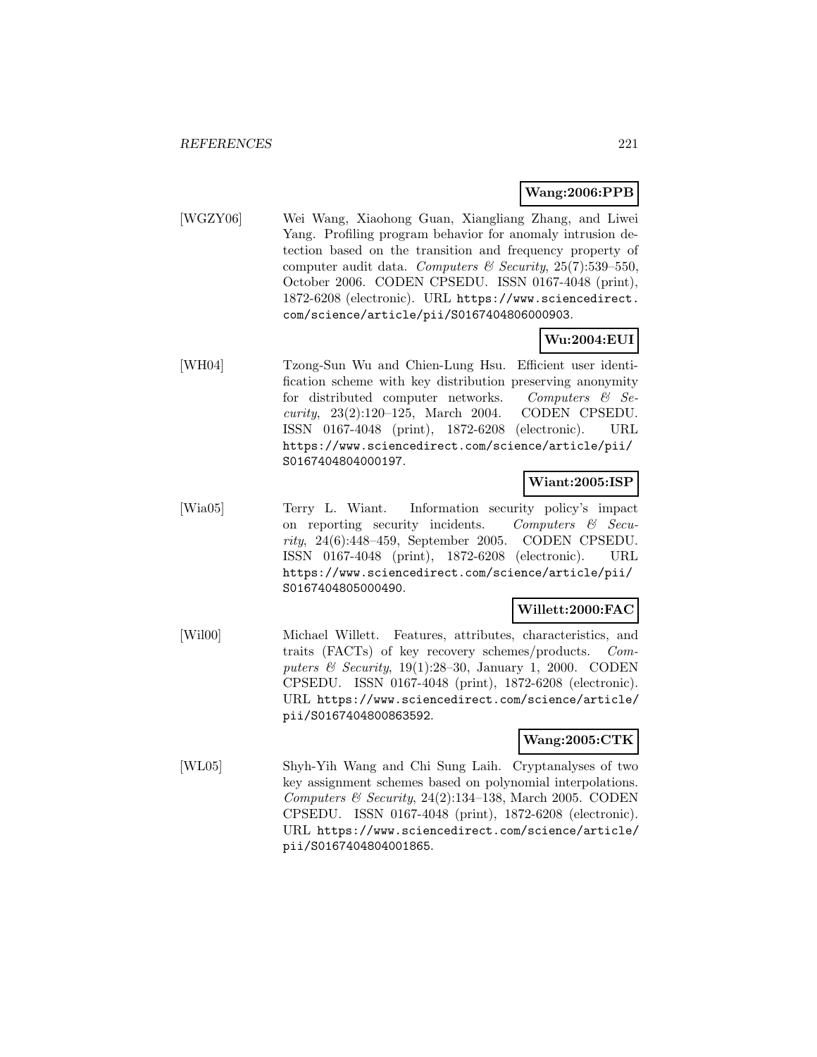**Wang:2006:PPB**

[WGZY06] Wei Wang, Xiaohong Guan, Xiangliang Zhang, and Liwei Yang. Profiling program behavior for anomaly intrusion detection based on the transition and frequency property of computer audit data. *Computers & Security*, 25(7):539–550, October 2006. CODEN CPSEDU. ISSN 0167-4048 (print), 1872-6208 (electronic). URL `https://www.sciencedirect.com/science/article/pii/S0167404806000903`.

**Wu:2004:EUI**

[WH04] Tzong-Sun Wu and Chien-Lung Hsu. Efficient user identification scheme with key distribution preserving anonymity for distributed computer networks. *Computers & Security*, 23(2):120–125, March 2004. CODEN CPSEDU. ISSN 0167-4048 (print), 1872-6208 (electronic). URL `https://www.sciencedirect.com/science/article/pii/S0167404804000197`.

**Wiant:2005:ISP**

[Wia05] Terry L. Wiant. Information security policy's impact on reporting security incidents. *Computers & Security*, 24(6):448–459, September 2005. CODEN CPSEDU. ISSN 0167-4048 (print), 1872-6208 (electronic). URL `https://www.sciencedirect.com/science/article/pii/S0167404805000490`.

**Willett:2000:FAC**

[Wil00] Michael Willett. Features, attributes, characteristics, and traits (FACTs) of key recovery schemes/products. *Computers & Security*, 19(1):28–30, January 1, 2000. CODEN CPSEDU. ISSN 0167-4048 (print), 1872-6208 (electronic). URL `https://www.sciencedirect.com/science/article/pii/S0167404800863592`.

**Wang:2005:CTK**

[WL05] Shyh-Yih Wang and Chi Sung Laih. Cryptanalyses of two key assignment schemes based on polynomial interpolations. *Computers & Security*, 24(2):134–138, March 2005. CODEN CPSEDU. ISSN 0167-4048 (print), 1872-6208 (electronic). URL `https://www.sciencedirect.com/science/article/pii/S0167404804001865`.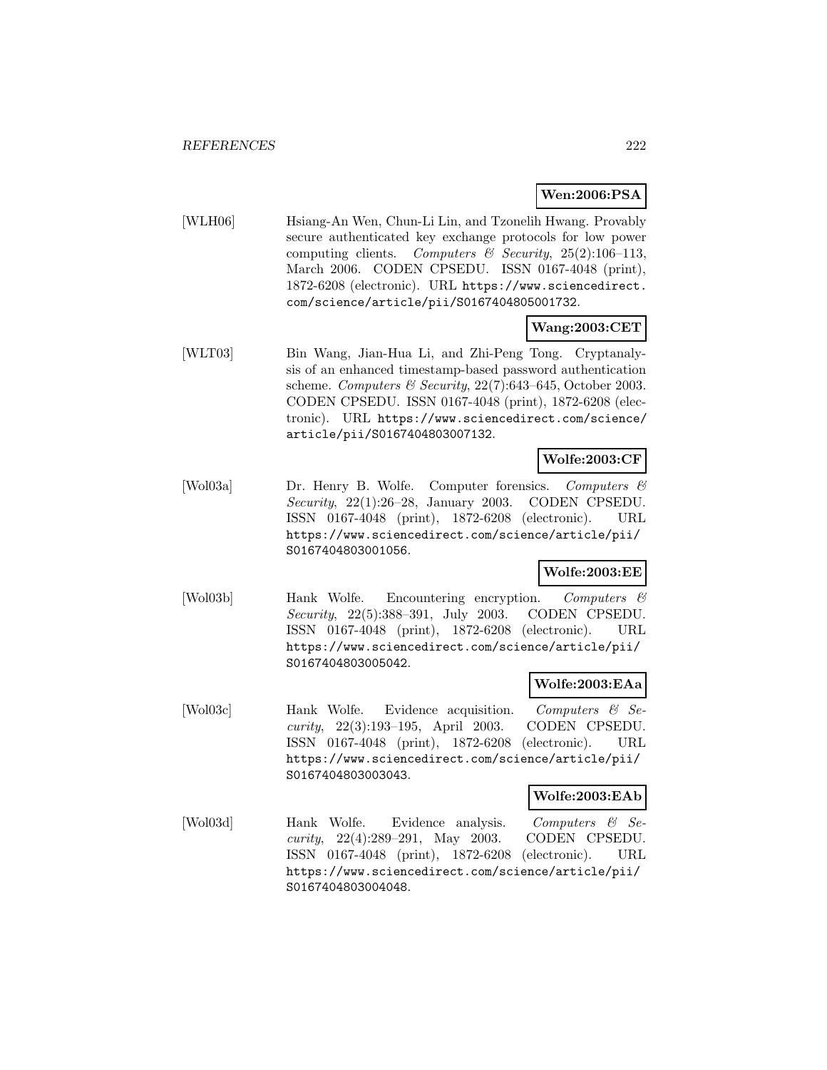**Wen:2006:PSA**

[WLH06] Hsiang-An Wen, Chun-Li Lin, and Tzonelih Hwang. Provably secure authenticated key exchange protocols for low power computing clients. *Computers & Security*, 25(2):106–113, March 2006. CODEN CPSEDU. ISSN 0167-4048 (print), 1872-6208 (electronic). URL https://www.sciencedirect.com/science/article/pii/S0167404805001732.

**Wang:2003:CET**

[WLT03] Bin Wang, Jian-Hua Li, and Zhi-Peng Tong. Cryptanalysis of an enhanced timestamp-based password authentication scheme. *Computers & Security*, 22(7):643–645, October 2003. CODEN CPSEDU. ISSN 0167-4048 (print), 1872-6208 (electronic). URL https://www.sciencedirect.com/science/article/pii/S0167404803007132.

**Wolfe:2003:CF**

[Wol03a] Dr. Henry B. Wolfe. Computer forensics. *Computers & Security*, 22(1):26–28, January 2003. CODEN CPSEDU. ISSN 0167-4048 (print), 1872-6208 (electronic). URL https://www.sciencedirect.com/science/article/pii/S0167404803001056.

**Wolfe:2003:EE**

[Wol03b] Hank Wolfe. Encountering encryption. *Computers & Security*, 22(5):388–391, July 2003. CODEN CPSEDU. ISSN 0167-4048 (print), 1872-6208 (electronic). URL https://www.sciencedirect.com/science/article/pii/S0167404803005042.

**Wolfe:2003:EAa**

[Wol03c] Hank Wolfe. Evidence acquisition. *Computers & Security*, 22(3):193–195, April 2003. CODEN CPSEDU. ISSN 0167-4048 (print), 1872-6208 (electronic). URL https://www.sciencedirect.com/science/article/pii/S0167404803003043.

**Wolfe:2003:EAb**

[Wol03d] Hank Wolfe. Evidence analysis. *Computers & Security*, 22(4):289–291, May 2003. CODEN CPSEDU. ISSN 0167-4048 (print), 1872-6208 (electronic). URL https://www.sciencedirect.com/science/article/pii/S0167404803004048.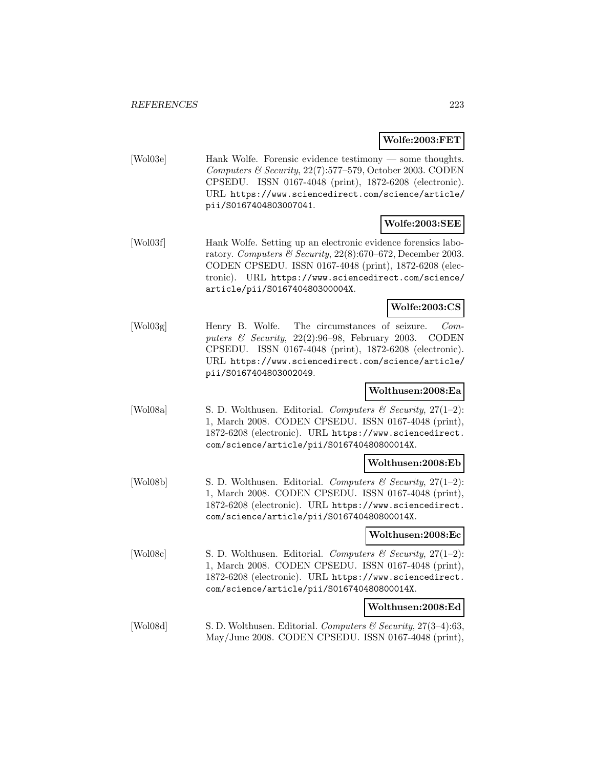**Wolfe:2003:FET**

[Wol03e] Hank Wolfe. Forensic evidence testimony — some thoughts. *Computers & Security*, 22(7):577–579, October 2003. CODEN CPSEDU. ISSN 0167-4048 (print), 1872-6208 (electronic). URL https://www.sciencedirect.com/science/article/pii/S0167404803007041.

**Wolfe:2003:SEE**

[Wol03f] Hank Wolfe. Setting up an electronic evidence forensics laboratory. *Computers & Security*, 22(8):670–672, December 2003. CODEN CPSEDU. ISSN 0167-4048 (print), 1872-6208 (electronic). URL https://www.sciencedirect.com/science/article/pii/S016740480300004X.

**Wolfe:2003:CS**

[Wol03g] Henry B. Wolfe. The circumstances of seizure. *Computers & Security*, 22(2):96–98, February 2003. CODEN CPSEDU. ISSN 0167-4048 (print), 1872-6208 (electronic). URL https://www.sciencedirect.com/science/article/pii/S0167404803002049.

**Wolthusen:2008:Ea**

[Wol08a] S. D. Wolthusen. Editorial. *Computers & Security*, 27(1–2): 1, March 2008. CODEN CPSEDU. ISSN 0167-4048 (print), 1872-6208 (electronic). URL https://www.sciencedirect.com/science/article/pii/S016740480800014X.

**Wolthusen:2008:Eb**

[Wol08b] S. D. Wolthusen. Editorial. *Computers & Security*, 27(1–2): 1, March 2008. CODEN CPSEDU. ISSN 0167-4048 (print), 1872-6208 (electronic). URL https://www.sciencedirect.com/science/article/pii/S016740480800014X.

**Wolthusen:2008:Ec**

[Wol08c] S. D. Wolthusen. Editorial. *Computers & Security*, 27(1–2): 1, March 2008. CODEN CPSEDU. ISSN 0167-4048 (print), 1872-6208 (electronic). URL https://www.sciencedirect.com/science/article/pii/S016740480800014X.

**Wolthusen:2008:Ed**

[Wol08d] S. D. Wolthusen. Editorial. *Computers & Security*, 27(3–4):63, May/June 2008. CODEN CPSEDU. ISSN 0167-4048 (print),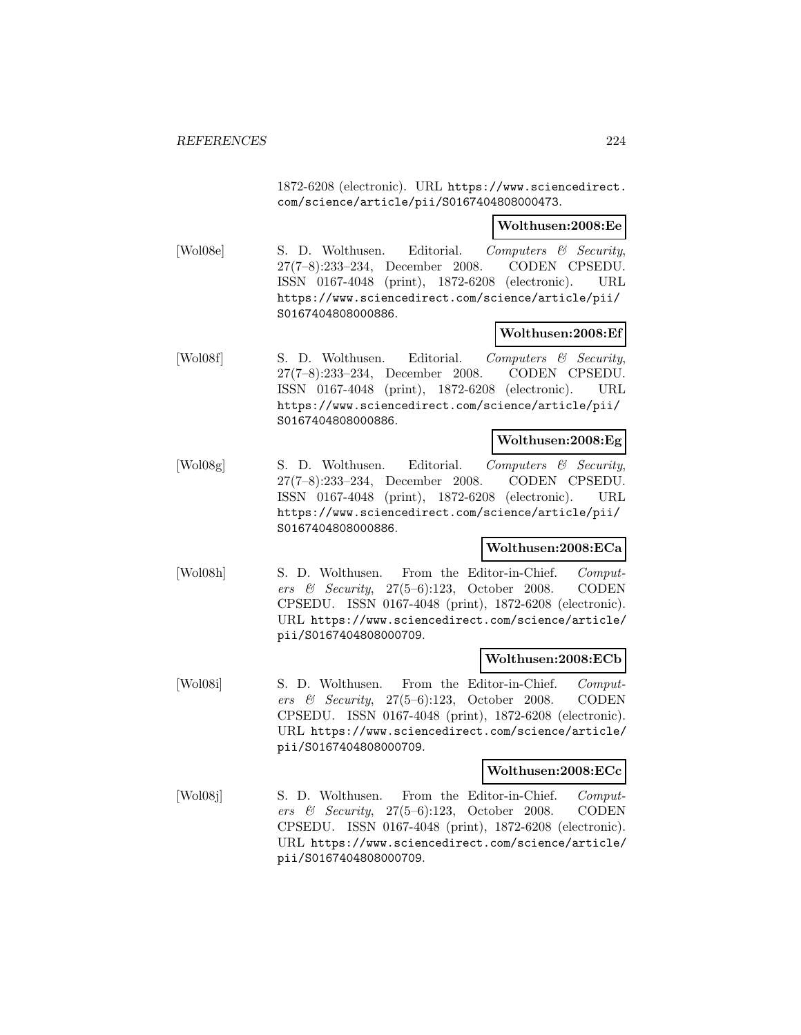1872-6208 (electronic). URL https://www.sciencedirect.com/science/article/pii/S0167404808000473.

**Wolthusen:2008:Ee**

[Wol08e] S. D. Wolthusen. Editorial. *Computers & Security*, 27(7–8):233–234, December 2008. CODEN CPSEDU. ISSN 0167-4048 (print), 1872-6208 (electronic). URL https://www.sciencedirect.com/science/article/pii/S0167404808000886.

**Wolthusen:2008:Ef**

[Wol08f] S. D. Wolthusen. Editorial. *Computers & Security*, 27(7–8):233–234, December 2008. CODEN CPSEDU. ISSN 0167-4048 (print), 1872-6208 (electronic). URL https://www.sciencedirect.com/science/article/pii/S0167404808000886.

**Wolthusen:2008:Eg**

[Wol08g] S. D. Wolthusen. Editorial. *Computers & Security*, 27(7–8):233–234, December 2008. CODEN CPSEDU. ISSN 0167-4048 (print), 1872-6208 (electronic). URL https://www.sciencedirect.com/science/article/pii/S0167404808000886.

**Wolthusen:2008:ECa**

[Wol08h] S. D. Wolthusen. From the Editor-in-Chief. *Computers & Security*, 27(5–6):123, October 2008. CODEN CPSEDU. ISSN 0167-4048 (print), 1872-6208 (electronic). URL https://www.sciencedirect.com/science/article/pii/S0167404808000709.

**Wolthusen:2008:ECb**

[Wol08i] S. D. Wolthusen. From the Editor-in-Chief. *Computers & Security*, 27(5–6):123, October 2008. CODEN CPSEDU. ISSN 0167-4048 (print), 1872-6208 (electronic). URL https://www.sciencedirect.com/science/article/pii/S0167404808000709.

**Wolthusen:2008:ECc**

[Wol08j] S. D. Wolthusen. From the Editor-in-Chief. *Computers & Security*, 27(5–6):123, October 2008. CODEN CPSEDU. ISSN 0167-4048 (print), 1872-6208 (electronic). URL https://www.sciencedirect.com/science/article/pii/S0167404808000709.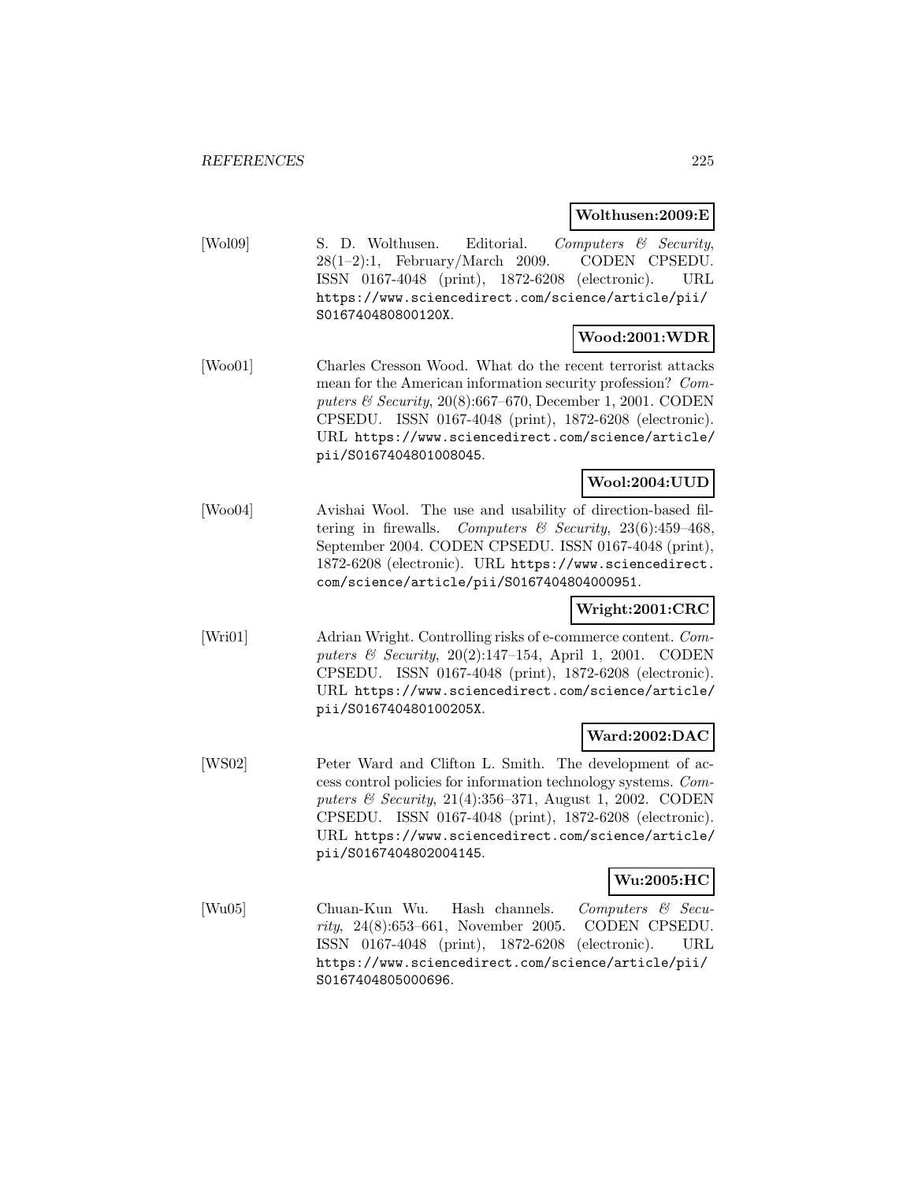**Wolthusen:2009:E**

[Wol09] S. D. Wolthusen. Editorial. *Computers & Security*, 28(1–2):1, February/March 2009. CODEN CPSEDU. ISSN 0167-4048 (print), 1872-6208 (electronic). URL https://www.sciencedirect.com/science/article/pii/S016740480800120X.

**Wood:2001:WDR**

[Woo01] Charles Cresson Wood. What do the recent terrorist attacks mean for the American information security profession? *Computers & Security*, 20(8):667–670, December 1, 2001. CODEN CPSEDU. ISSN 0167-4048 (print), 1872-6208 (electronic). URL https://www.sciencedirect.com/science/article/pii/S0167404801008045.

**Wool:2004:UUD**

[Woo04] Avishai Wool. The use and usability of direction-based filtering in firewalls. *Computers & Security*, 23(6):459–468, September 2004. CODEN CPSEDU. ISSN 0167-4048 (print), 1872-6208 (electronic). URL https://www.sciencedirect.com/science/article/pii/S0167404804000951.

**Wright:2001:CRC**

[Wri01] Adrian Wright. Controlling risks of e-commerce content. *Computers & Security*, 20(2):147–154, April 1, 2001. CODEN CPSEDU. ISSN 0167-4048 (print), 1872-6208 (electronic). URL https://www.sciencedirect.com/science/article/pii/S016740480100205X.

**Ward:2002:DAC**

[WS02] Peter Ward and Clifton L. Smith. The development of access control policies for information technology systems. *Computers & Security*, 21(4):356–371, August 1, 2002. CODEN CPSEDU. ISSN 0167-4048 (print), 1872-6208 (electronic). URL https://www.sciencedirect.com/science/article/pii/S0167404802004145.

**Wu:2005:HC**

[Wu05] Chuan-Kun Wu. Hash channels. *Computers & Security*, 24(8):653–661, November 2005. CODEN CPSEDU. ISSN 0167-4048 (print), 1872-6208 (electronic). URL https://www.sciencedirect.com/science/article/pii/S0167404805000696.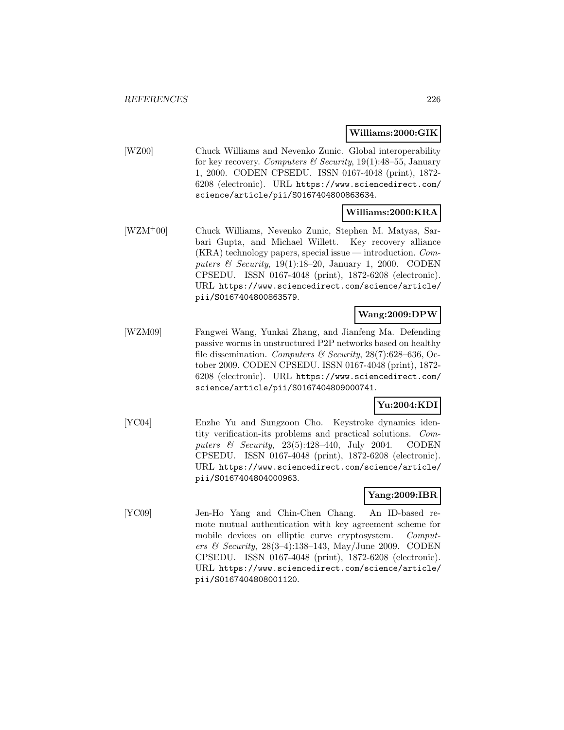**Williams:2000:GIK**

[WZ00] Chuck Williams and Nevenko Zunic. Global interoperability for key recovery. *Computers & Security*, 19(1):48–55, January 1, 2000. CODEN CPSEDU. ISSN 0167-4048 (print), 1872-6208 (electronic). URL https://www.sciencedirect.com/science/article/pii/S0167404800863634.

**Williams:2000:KRA**

[WZM+00] Chuck Williams, Nevenko Zunic, Stephen M. Matyas, Sarbari Gupta, and Michael Willett. Key recovery alliance (KRA) technology papers, special issue — introduction. *Computers & Security*, 19(1):18–20, January 1, 2000. CODEN CPSEDU. ISSN 0167-4048 (print), 1872-6208 (electronic). URL https://www.sciencedirect.com/science/article/pii/S0167404800863579.

**Wang:2009:DPW**

[WZM09] Fangwei Wang, Yunkai Zhang, and Jianfeng Ma. Defending passive worms in unstructured P2P networks based on healthy file dissemination. *Computers & Security*, 28(7):628–636, October 2009. CODEN CPSEDU. ISSN 0167-4048 (print), 1872-6208 (electronic). URL https://www.sciencedirect.com/science/article/pii/S0167404809000741.

**Yu:2004:KDI**

[YC04] Enzhe Yu and Sungzoon Cho. Keystroke dynamics identity verification-its problems and practical solutions. *Computers & Security*, 23(5):428–440, July 2004. CODEN CPSEDU. ISSN 0167-4048 (print), 1872-6208 (electronic). URL https://www.sciencedirect.com/science/article/pii/S0167404804000963.

**Yang:2009:IBR**

[YC09] Jen-Ho Yang and Chin-Chen Chang. An ID-based remote mutual authentication with key agreement scheme for mobile devices on elliptic curve cryptosystem. *Computers & Security*, 28(3–4):138–143, May/June 2009. CODEN CPSEDU. ISSN 0167-4048 (print), 1872-6208 (electronic). URL https://www.sciencedirect.com/science/article/pii/S0167404808001120.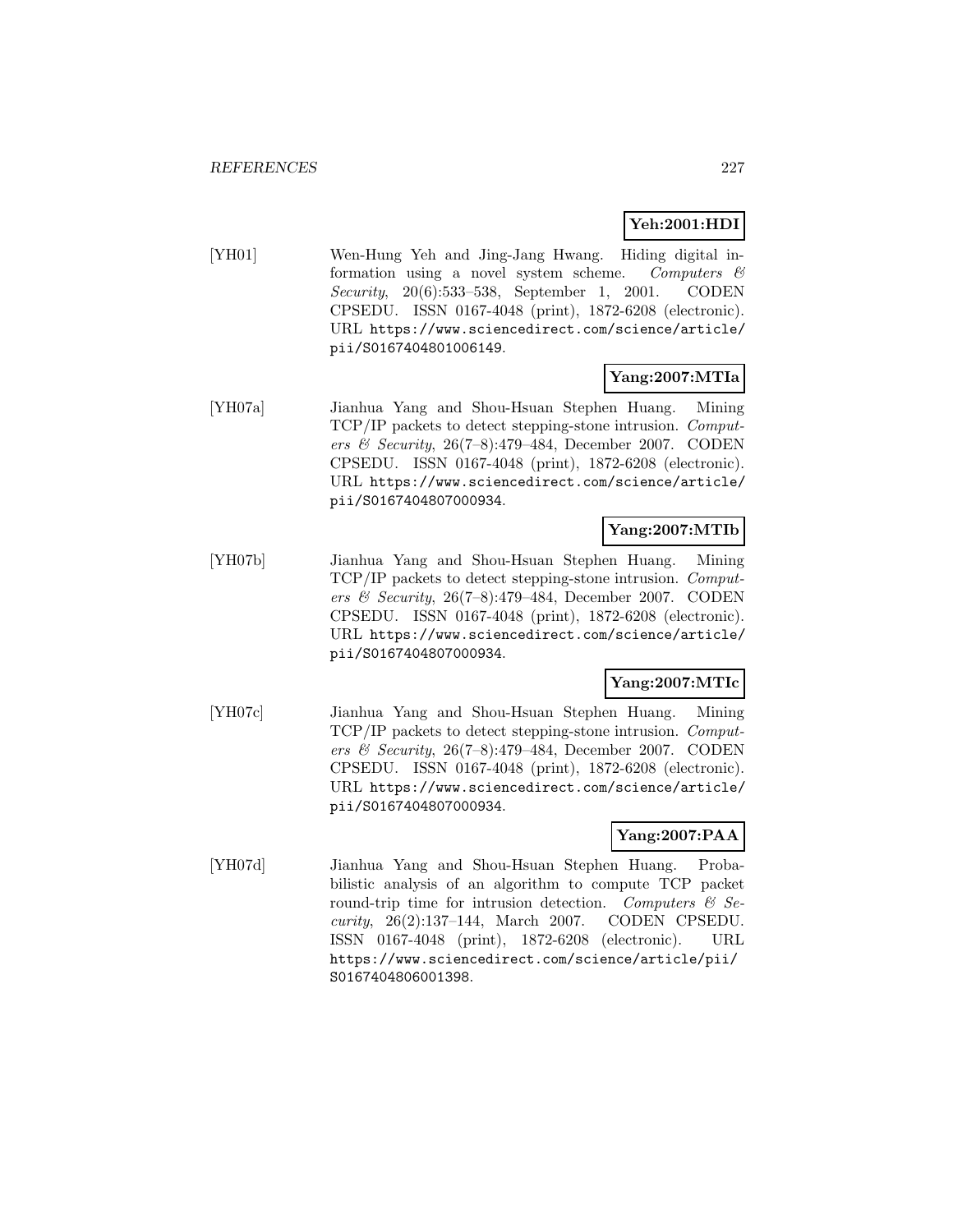**Yeh:2001:HDI**

[YH01] Wen-Hung Yeh and Jing-Jang Hwang. Hiding digital information using a novel system scheme. *Computers & Security*, 20(6):533–538, September 1, 2001. CODEN CPSEDU. ISSN 0167-4048 (print), 1872-6208 (electronic). URL https://www.sciencedirect.com/science/article/pii/S0167404801006149.

**Yang:2007:MTIa**

[YH07a] Jianhua Yang and Shou-Hsuan Stephen Huang. Mining TCP/IP packets to detect stepping-stone intrusion. *Computers & Security*, 26(7–8):479–484, December 2007. CODEN CPSEDU. ISSN 0167-4048 (print), 1872-6208 (electronic). URL https://www.sciencedirect.com/science/article/pii/S0167404807000934.

**Yang:2007:MTIb**

[YH07b] Jianhua Yang and Shou-Hsuan Stephen Huang. Mining TCP/IP packets to detect stepping-stone intrusion. *Computers & Security*, 26(7–8):479–484, December 2007. CODEN CPSEDU. ISSN 0167-4048 (print), 1872-6208 (electronic). URL https://www.sciencedirect.com/science/article/pii/S0167404807000934.

**Yang:2007:MTIc**

[YH07c] Jianhua Yang and Shou-Hsuan Stephen Huang. Mining TCP/IP packets to detect stepping-stone intrusion. *Computers & Security*, 26(7–8):479–484, December 2007. CODEN CPSEDU. ISSN 0167-4048 (print), 1872-6208 (electronic). URL https://www.sciencedirect.com/science/article/pii/S0167404807000934.

**Yang:2007:PAA**

[YH07d] Jianhua Yang and Shou-Hsuan Stephen Huang. Probabilistic analysis of an algorithm to compute TCP packet round-trip time for intrusion detection. *Computers & Security*, 26(2):137–144, March 2007. CODEN CPSEDU. ISSN 0167-4048 (print), 1872-6208 (electronic). URL https://www.sciencedirect.com/science/article/pii/S0167404806001398.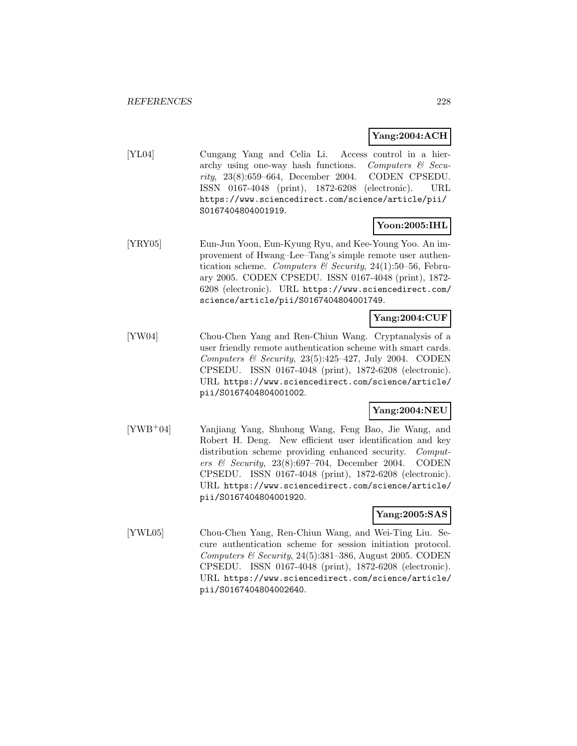**Yang:2004:ACH**

[YL04] Cungang Yang and Celia Li. Access control in a hierarchy using one-way hash functions. *Computers & Security*, 23(8):659–664, December 2004. CODEN CPSEDU. ISSN 0167-4048 (print), 1872-6208 (electronic). URL https://www.sciencedirect.com/science/article/pii/S0167404804001919.

**Yoon:2005:IHL**

[YRY05] Eun-Jun Yoon, Eun-Kyung Ryu, and Kee-Young Yoo. An improvement of Hwang–Lee–Tang's simple remote user authentication scheme. *Computers & Security*, 24(1):50–56, February 2005. CODEN CPSEDU. ISSN 0167-4048 (print), 1872-6208 (electronic). URL https://www.sciencedirect.com/science/article/pii/S0167404804001749.

**Yang:2004:CUF**

[YW04] Chou-Chen Yang and Ren-Chiun Wang. Cryptanalysis of a user friendly remote authentication scheme with smart cards. *Computers & Security*, 23(5):425–427, July 2004. CODEN CPSEDU. ISSN 0167-4048 (print), 1872-6208 (electronic). URL https://www.sciencedirect.com/science/article/pii/S0167404804001002.

**Yang:2004:NEU**

[YWB+04] Yanjiang Yang, Shuhong Wang, Feng Bao, Jie Wang, and Robert H. Deng. New efficient user identification and key distribution scheme providing enhanced security. *Computers & Security*, 23(8):697–704, December 2004. CODEN CPSEDU. ISSN 0167-4048 (print), 1872-6208 (electronic). URL https://www.sciencedirect.com/science/article/pii/S0167404804001920.

**Yang:2005:SAS**

[YWL05] Chou-Chen Yang, Ren-Chiun Wang, and Wei-Ting Liu. Secure authentication scheme for session initiation protocol. *Computers & Security*, 24(5):381–386, August 2005. CODEN CPSEDU. ISSN 0167-4048 (print), 1872-6208 (electronic). URL https://www.sciencedirect.com/science/article/pii/S0167404804002640.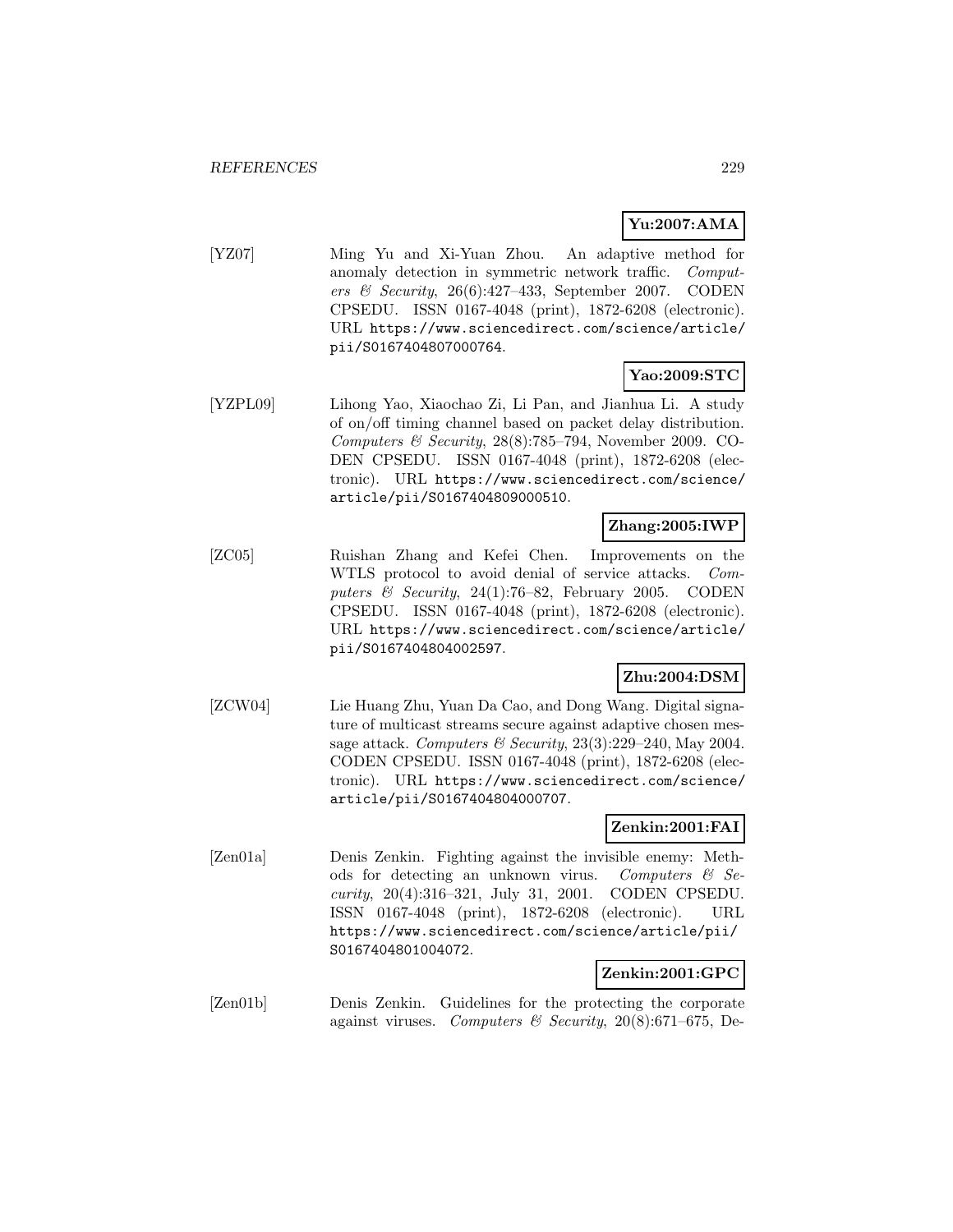**Yu:2007:AMA**

[YZ07] Ming Yu and Xi-Yuan Zhou. An adaptive method for anomaly detection in symmetric network traffic. *Computers & Security*, 26(6):427–433, September 2007. CODEN CPSEDU. ISSN 0167-4048 (print), 1872-6208 (electronic). URL `https://www.sciencedirect.com/science/article/pii/S0167404807000764`.

**Yao:2009:STC**

[YZPL09] Lihong Yao, Xiaochao Zi, Li Pan, and Jianhua Li. A study of on/off timing channel based on packet delay distribution. *Computers & Security*, 28(8):785–794, November 2009. CODEN CPSEDU. ISSN 0167-4048 (print), 1872-6208 (electronic). URL `https://www.sciencedirect.com/science/article/pii/S0167404809000510`.

**Zhang:2005:IWP**

[ZC05] Ruishan Zhang and Kefei Chen. Improvements on the WTLS protocol to avoid denial of service attacks. *Computers & Security*, 24(1):76–82, February 2005. CODEN CPSEDU. ISSN 0167-4048 (print), 1872-6208 (electronic). URL `https://www.sciencedirect.com/science/article/pii/S0167404804002597`.

**Zhu:2004:DSM**

[ZCW04] Lie Huang Zhu, Yuan Da Cao, and Dong Wang. Digital signature of multicast streams secure against adaptive chosen message attack. *Computers & Security*, 23(3):229–240, May 2004. CODEN CPSEDU. ISSN 0167-4048 (print), 1872-6208 (electronic). URL `https://www.sciencedirect.com/science/article/pii/S0167404804000707`.

**Zenkin:2001:FAI**

[Zen01a] Denis Zenkin. Fighting against the invisible enemy: Methods for detecting an unknown virus. *Computers & Security*, 20(4):316–321, July 31, 2001. CODEN CPSEDU. ISSN 0167-4048 (print), 1872-6208 (electronic). URL `https://www.sciencedirect.com/science/article/pii/S0167404801004072`.

**Zenkin:2001:GPC**

[Zen01b] Denis Zenkin. Guidelines for the protecting the corporate against viruses. *Computers & Security*, 20(8):671–675, De-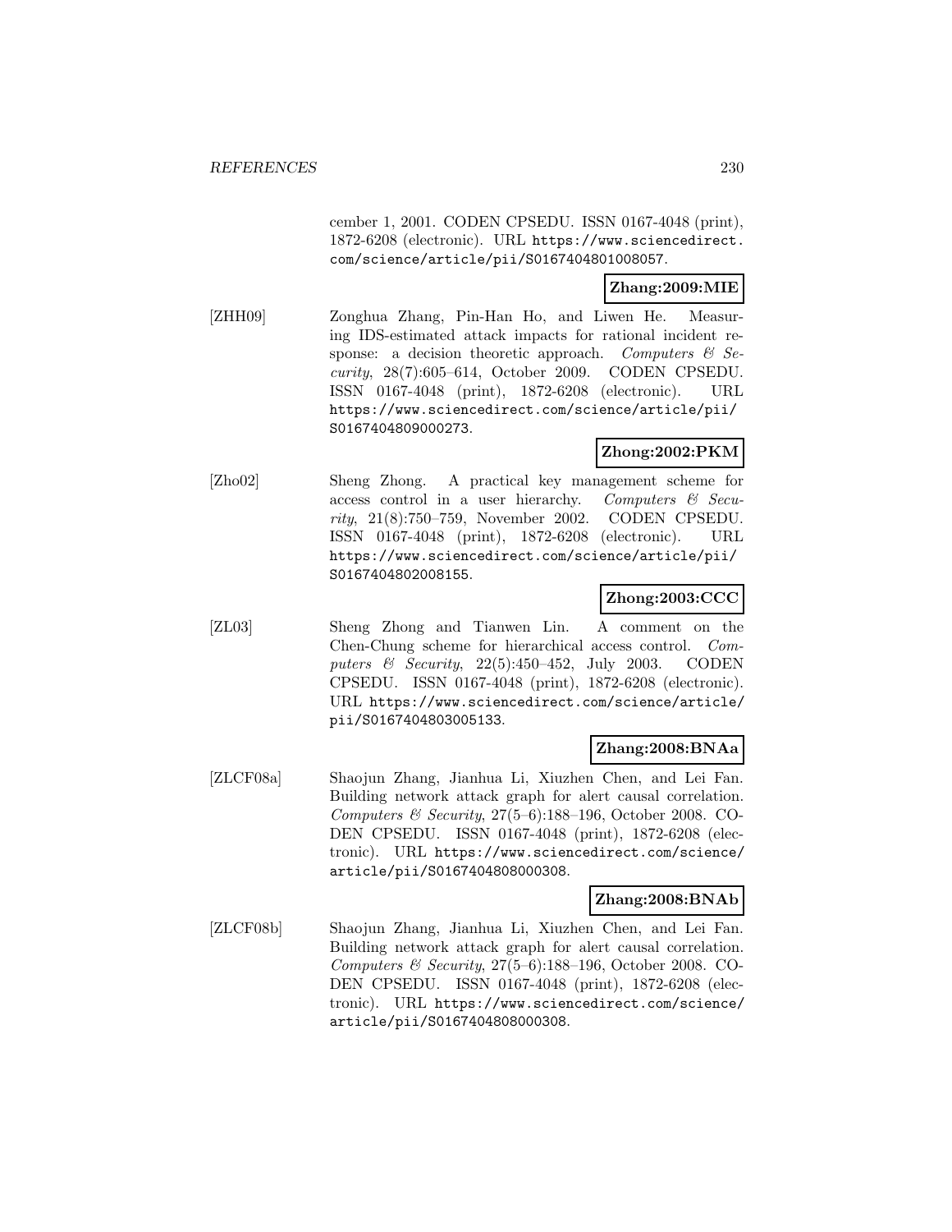cember 1, 2001. CODEN CPSEDU. ISSN 0167-4048 (print), 1872-6208 (electronic). URL https://www.sciencedirect.com/science/article/pii/S0167404801008057.

**Zhang:2009:MIE**

[ZHH09] Zonghua Zhang, Pin-Han Ho, and Liwen He. Measuring IDS-estimated attack impacts for rational incident response: a decision theoretic approach. *Computers & Security*, 28(7):605–614, October 2009. CODEN CPSEDU. ISSN 0167-4048 (print), 1872-6208 (electronic). URL https://www.sciencedirect.com/science/article/pii/S0167404809000273.

**Zhong:2002:PKM**

[Zho02] Sheng Zhong. A practical key management scheme for access control in a user hierarchy. *Computers & Security*, 21(8):750–759, November 2002. CODEN CPSEDU. ISSN 0167-4048 (print), 1872-6208 (electronic). URL https://www.sciencedirect.com/science/article/pii/S0167404802008155.

**Zhong:2003:CCC**

[ZL03] Sheng Zhong and Tianwen Lin. A comment on the Chen-Chung scheme for hierarchical access control. *Computers & Security*, 22(5):450–452, July 2003. CODEN CPSEDU. ISSN 0167-4048 (print), 1872-6208 (electronic). URL https://www.sciencedirect.com/science/article/pii/S0167404803005133.

**Zhang:2008:BNAa**

[ZLCF08a] Shaojun Zhang, Jianhua Li, Xiuzhen Chen, and Lei Fan. Building network attack graph for alert causal correlation. *Computers & Security*, 27(5–6):188–196, October 2008. CODEN CPSEDU. ISSN 0167-4048 (print), 1872-6208 (electronic). URL https://www.sciencedirect.com/science/article/pii/S0167404808000308.

**Zhang:2008:BNAb**

[ZLCF08b] Shaojun Zhang, Jianhua Li, Xiuzhen Chen, and Lei Fan. Building network attack graph for alert causal correlation. *Computers & Security*, 27(5–6):188–196, October 2008. CODEN CPSEDU. ISSN 0167-4048 (print), 1872-6208 (electronic). URL https://www.sciencedirect.com/science/article/pii/S0167404808000308.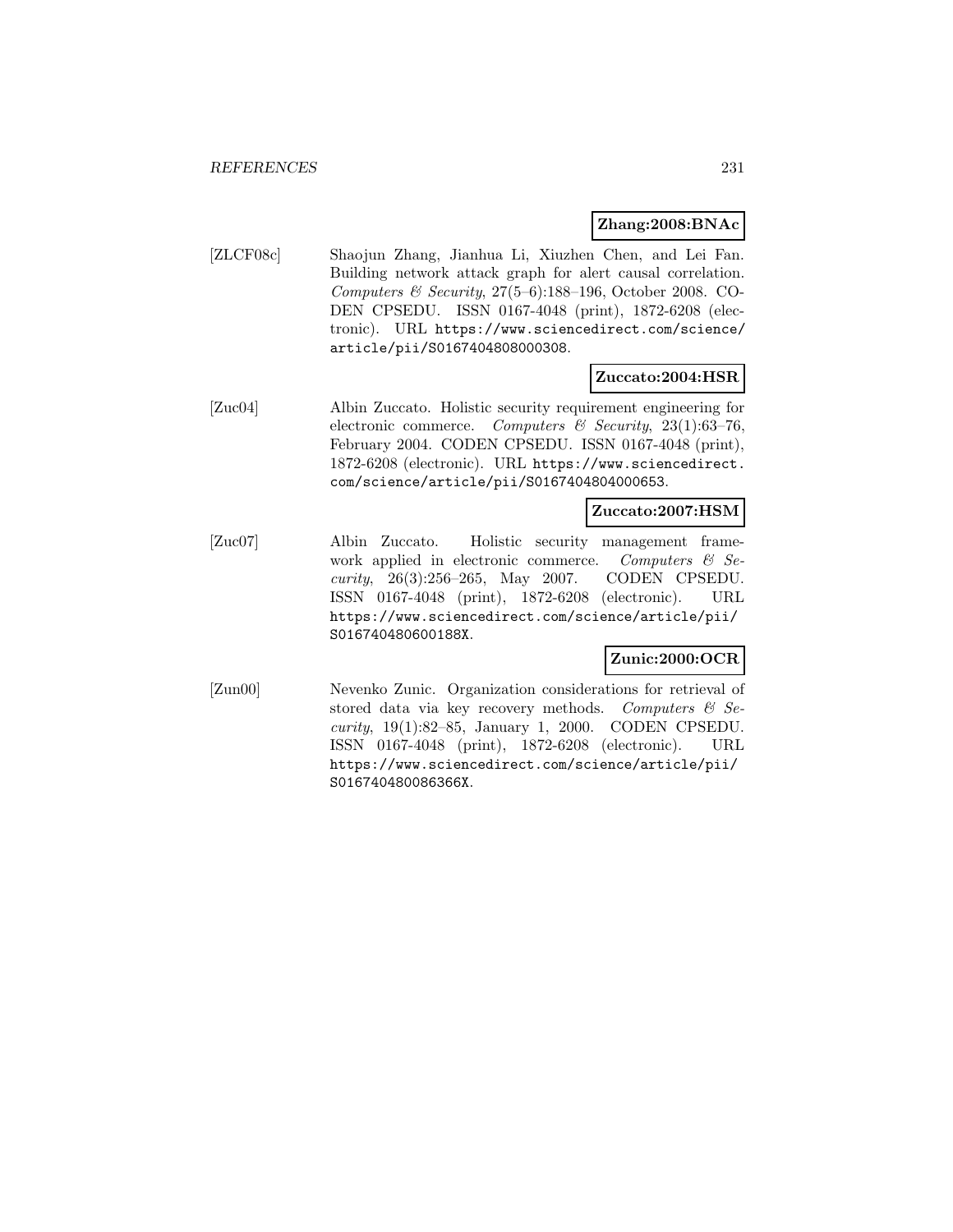**Zhang:2008:BNAc**

[ZLCF08c] Shaojun Zhang, Jianhua Li, Xiuzhen Chen, and Lei Fan. Building network attack graph for alert causal correlation. *Computers & Security*, 27(5–6):188–196, October 2008. CODEN CPSEDU. ISSN 0167-4048 (print), 1872-6208 (electronic). URL https://www.sciencedirect.com/science/article/pii/S0167404808000308.

**Zuccato:2004:HSR**

[Zuc04] Albin Zuccato. Holistic security requirement engineering for electronic commerce. *Computers & Security*, 23(1):63–76, February 2004. CODEN CPSEDU. ISSN 0167-4048 (print), 1872-6208 (electronic). URL https://www.sciencedirect.com/science/article/pii/S0167404804000653.

**Zuccato:2007:HSM**

[Zuc07] Albin Zuccato. Holistic security management framework applied in electronic commerce. *Computers & Security*, 26(3):256–265, May 2007. CODEN CPSEDU. ISSN 0167-4048 (print), 1872-6208 (electronic). URL https://www.sciencedirect.com/science/article/pii/S016740480600188X.

**Zunic:2000:OCR**

[Zun00] Nevenko Zunic. Organization considerations for retrieval of stored data via key recovery methods. *Computers & Security*, 19(1):82–85, January 1, 2000. CODEN CPSEDU. ISSN 0167-4048 (print), 1872-6208 (electronic). URL https://www.sciencedirect.com/science/article/pii/S016740480086366X.